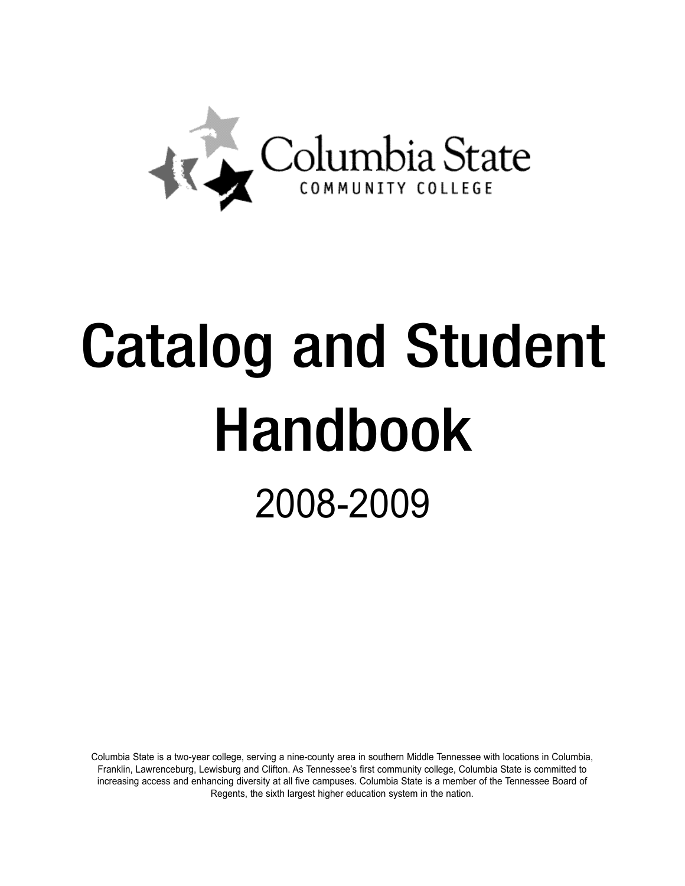Columbia State
COMMUNITY COLLEGE

# Catalog and Student Handbook

## 2008-2009

Columbia State is a two-year college, serving a nine-county area in southern Middle Tennessee with locations in Columbia, Franklin, Lawrenceburg, Lewisburg and Clifton. As Tennessee's first community college, Columbia State is committed to increasing access and enhancing diversity at all five campuses. Columbia State is a member of the Tennessee Board of Regents, the sixth largest higher education system in the nation.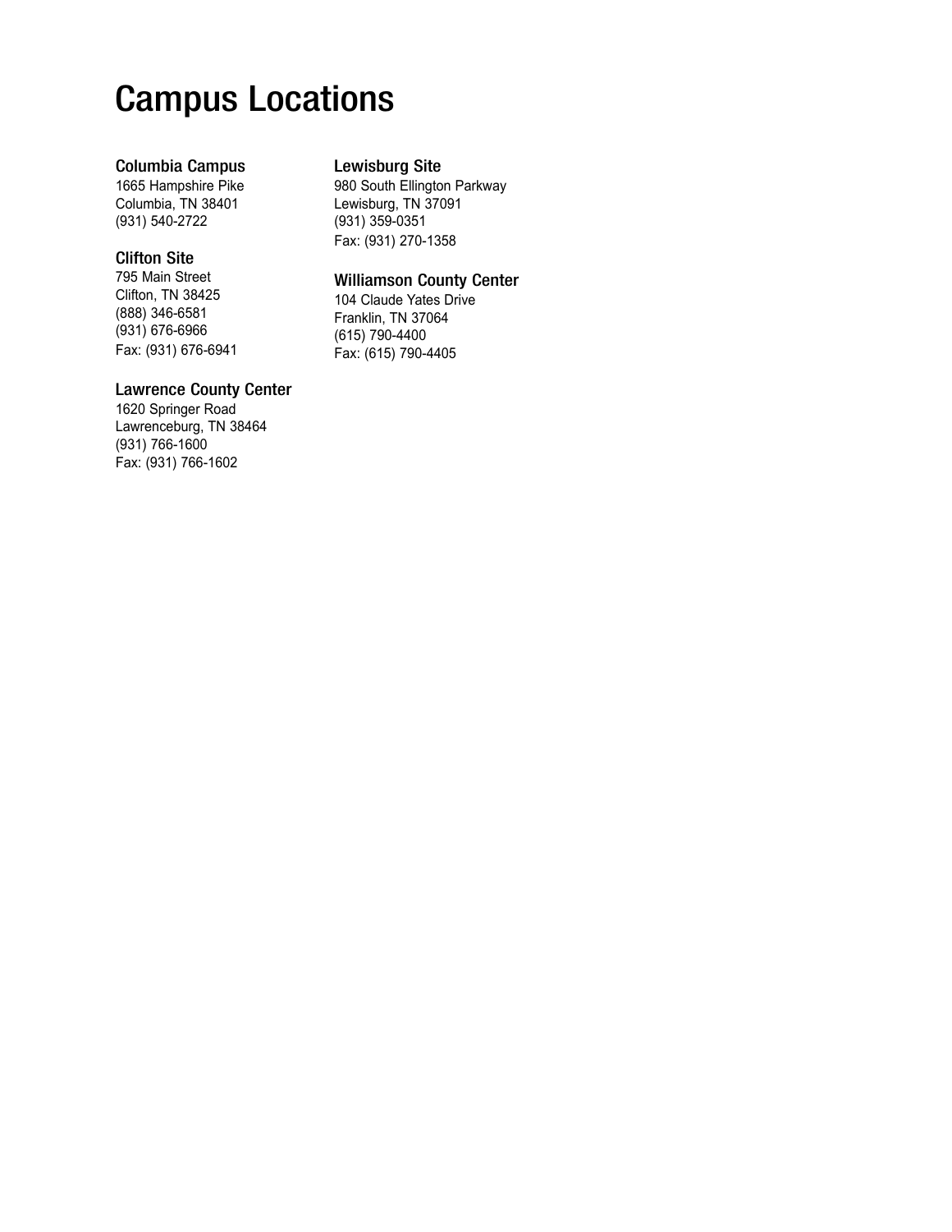# Campus Locations

### Columbia Campus

1665 Hampshire Pike
Columbia, TN 38401
(931) 540-2722

### Clifton Site

795 Main Street
Clifton, TN 38425
(888) 346-6581
(931) 676-6966
Fax: (931) 676-6941

### Lawrence County Center

1620 Springer Road
Lawrenceburg, TN 38464
(931) 766-1600
Fax: (931) 766-1602

### Lewisburg Site

980 South Ellington Parkway
Lewisburg, TN 37091
(931) 359-0351
Fax: (931) 270-1358

### Williamson County Center

104 Claude Yates Drive
Franklin, TN 37064
(615) 790-4400
Fax: (615) 790-4405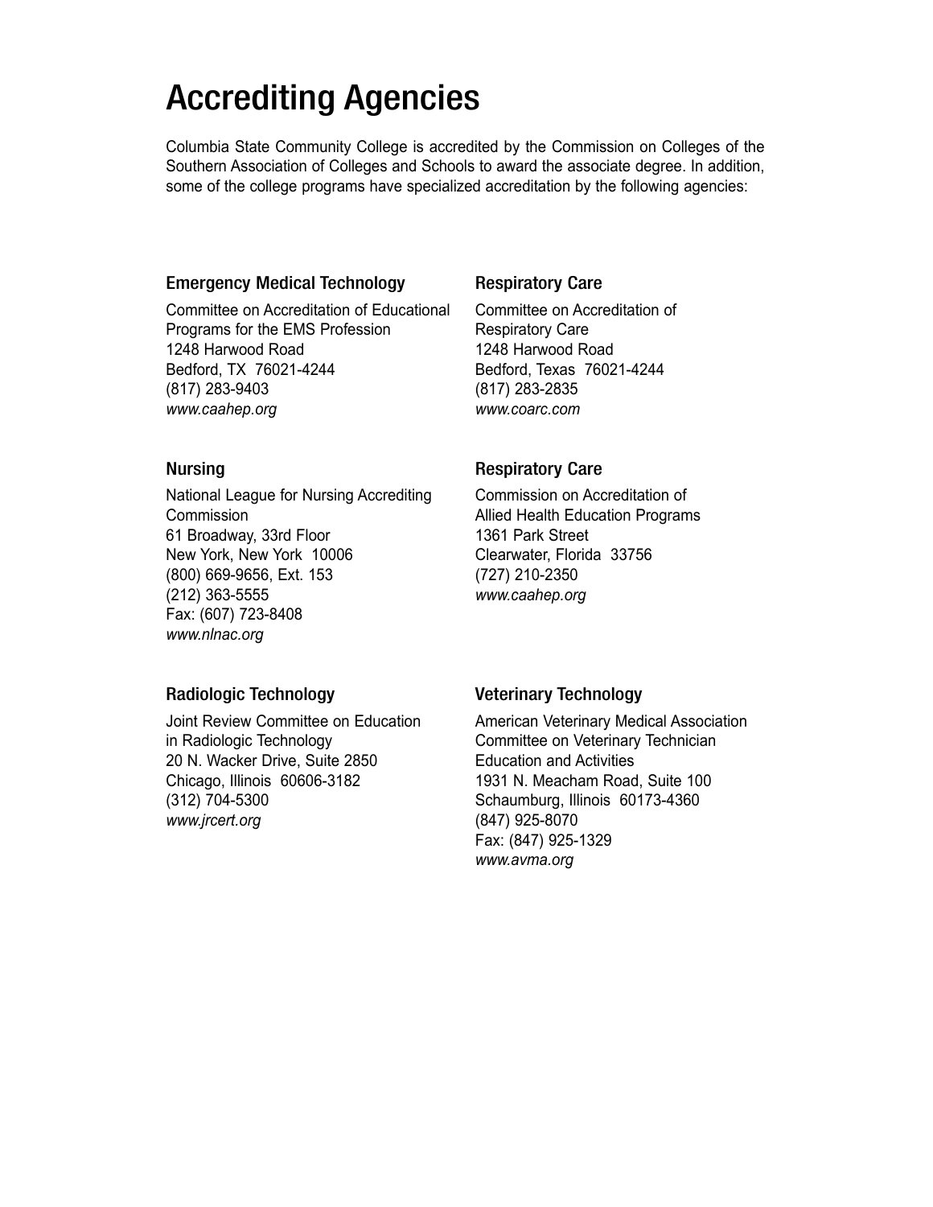# Accrediting Agencies

Columbia State Community College is accredited by the Commission on Colleges of the Southern Association of Colleges and Schools to award the associate degree. In addition, some of the college programs have specialized accreditation by the following agencies:

### Emergency Medical Technology

Committee on Accreditation of Educational Programs for the EMS Profession
1248 Harwood Road
Bedford, TX 76021-4244
(817) 283-9403
*www.caahep.org*

### Nursing

National League for Nursing Accrediting Commission
61 Broadway, 33rd Floor
New York, New York 10006
(800) 669-9656, Ext. 153
(212) 363-5555
Fax: (607) 723-8408
*www.nlnac.org*

### Radiologic Technology

Joint Review Committee on Education in Radiologic Technology
20 N. Wacker Drive, Suite 2850
Chicago, Illinois 60606-3182
(312) 704-5300
*www.jrcert.org*

### Respiratory Care

Committee on Accreditation of Respiratory Care
1248 Harwood Road
Bedford, Texas 76021-4244
(817) 283-2835
*www.coarc.com*

### Respiratory Care

Commission on Accreditation of Allied Health Education Programs
1361 Park Street
Clearwater, Florida 33756
(727) 210-2350
*www.caahep.org*

### Veterinary Technology

American Veterinary Medical Association Committee on Veterinary Technician Education and Activities
1931 N. Meacham Road, Suite 100
Schaumburg, Illinois 60173-4360
(847) 925-8070
Fax: (847) 925-1329
*www.avma.org*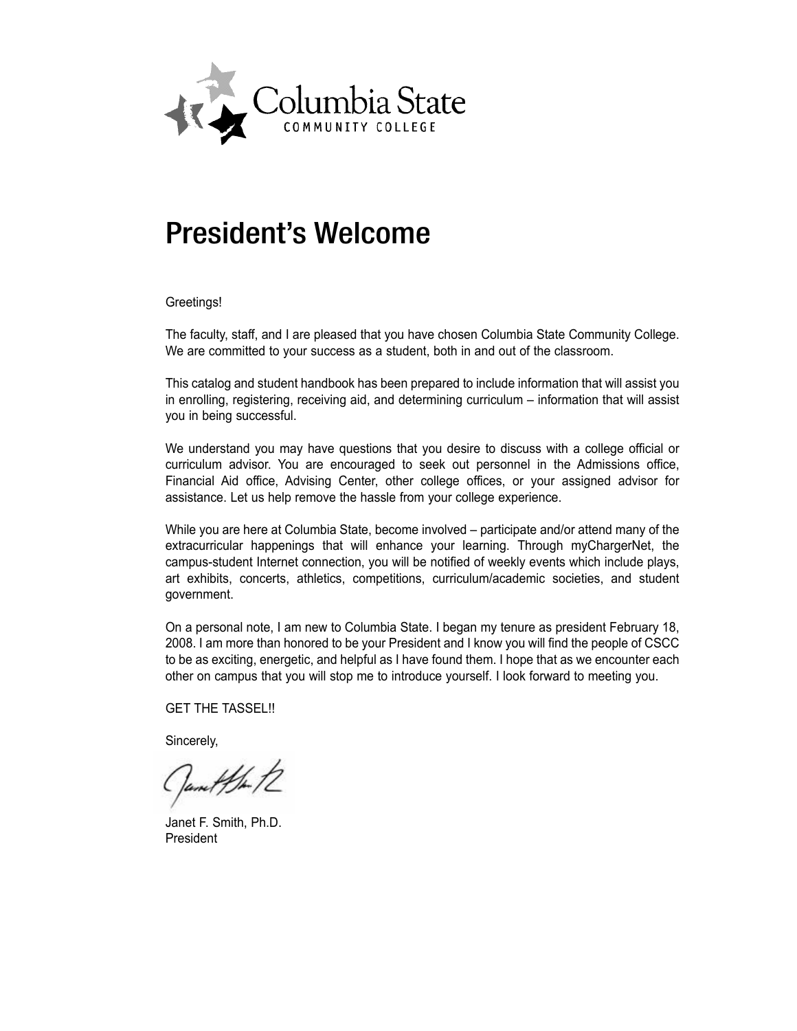Columbia State
COMMUNITY COLLEGE

# President's Welcome

Greetings!

The faculty, staff, and I are pleased that you have chosen Columbia State Community College. We are committed to your success as a student, both in and out of the classroom.

This catalog and student handbook has been prepared to include information that will assist you in enrolling, registering, receiving aid, and determining curriculum – information that will assist you in being successful.

We understand you may have questions that you desire to discuss with a college official or curriculum advisor. You are encouraged to seek out personnel in the Admissions office, Financial Aid office, Advising Center, other college offices, or your assigned advisor for assistance. Let us help remove the hassle from your college experience.

While you are here at Columbia State, become involved – participate and/or attend many of the extracurricular happenings that will enhance your learning. Through myChargerNet, the campus-student Internet connection, you will be notified of weekly events which include plays, art exhibits, concerts, athletics, competitions, curriculum/academic societies, and student government.

On a personal note, I am new to Columbia State. I began my tenure as president February 18, 2008. I am more than honored to be your President and I know you will find the people of CSCC to be as exciting, energetic, and helpful as I have found them. I hope that as we encounter each other on campus that you will stop me to introduce yourself. I look forward to meeting you.

GET THE TASSEL!!

Sincerely,

Janet F. Smith, Ph.D.
President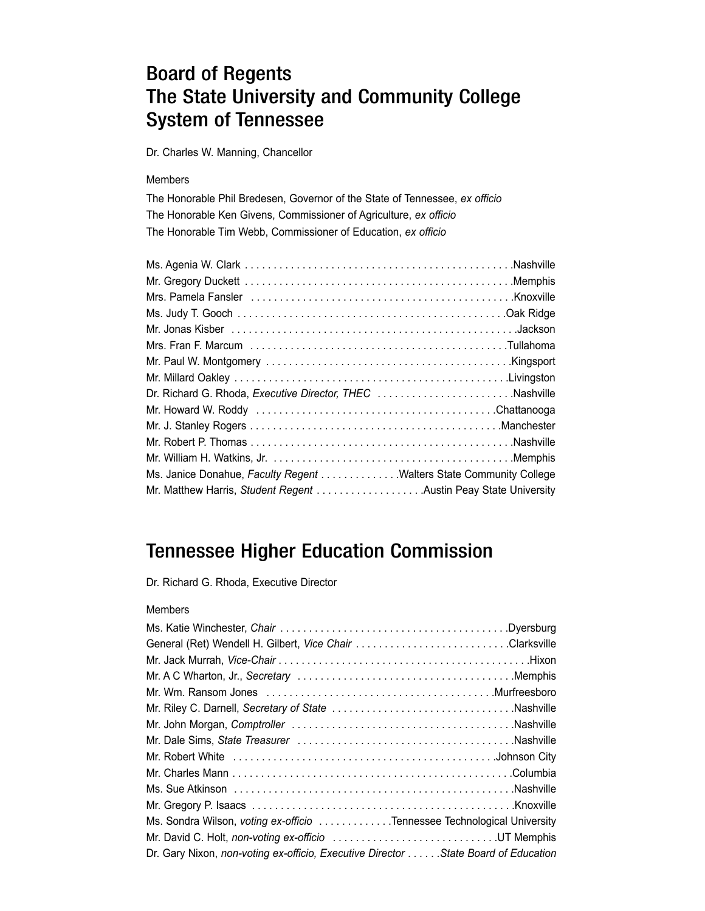# Board of Regents
# The State University and Community College System of Tennessee

Dr. Charles W. Manning, Chancellor

Members

The Honorable Phil Bredesen, Governor of the State of Tennessee, *ex officio*
The Honorable Ken Givens, Commissioner of Agriculture, *ex officio*
The Honorable Tim Webb, Commissioner of Education, *ex officio*

Ms. Agenia W. Clark . . . . . . . . . . . . . . . . . . . . . . . . . . . . . . . . . . . . . . . . . . . . . .Nashville
Mr. Gregory Duckett . . . . . . . . . . . . . . . . . . . . . . . . . . . . . . . . . . . . . . . . . . . . . .Memphis
Mrs. Pamela Fansler . . . . . . . . . . . . . . . . . . . . . . . . . . . . . . . . . . . . . . . . . . . . .Knoxville
Ms. Judy T. Gooch . . . . . . . . . . . . . . . . . . . . . . . . . . . . . . . . . . . . . . . . . . . . . .Oak Ridge
Mr. Jonas Kisber . . . . . . . . . . . . . . . . . . . . . . . . . . . . . . . . . . . . . . . . . . . . . . . . .Jackson
Mrs. Fran F. Marcum . . . . . . . . . . . . . . . . . . . . . . . . . . . . . . . . . . . . . . . . . . . .Tullahoma
Mr. Paul W. Montgomery . . . . . . . . . . . . . . . . . . . . . . . . . . . . . . . . . . . . . . . . . .Kingsport
Mr. Millard Oakley . . . . . . . . . . . . . . . . . . . . . . . . . . . . . . . . . . . . . . . . . . . . . . .Livingston
Dr. Richard G. Rhoda, *Executive Director, THEC* . . . . . . . . . . . . . . . . . . . . . . . .Nashville
Mr. Howard W. Roddy . . . . . . . . . . . . . . . . . . . . . . . . . . . . . . . . . . . . . . . . .Chattanooga
Mr. J. Stanley Rogers . . . . . . . . . . . . . . . . . . . . . . . . . . . . . . . . . . . . . . . . . . .Manchester
Mr. Robert P. Thomas . . . . . . . . . . . . . . . . . . . . . . . . . . . . . . . . . . . . . . . . . . . . .Nashville
Mr. William H. Watkins, Jr. . . . . . . . . . . . . . . . . . . . . . . . . . . . . . . . . . . . . . . . . .Memphis
Ms. Janice Donahue, *Faculty Regent* . . . . . . . . . . . . . .Walters State Community College
Mr. Matthew Harris, *Student Regent* . . . . . . . . . . . . . . . . . . .Austin Peay State University

# Tennessee Higher Education Commission

Dr. Richard G. Rhoda, Executive Director

Members

Ms. Katie Winchester, *Chair* . . . . . . . . . . . . . . . . . . . . . . . . . . . . . . . . . . . . . . . .Dyersburg
General (Ret) Wendell H. Gilbert, *Vice Chair* . . . . . . . . . . . . . . . . . . . . . . . . . . .Clarksville
Mr. Jack Murrah, *Vice-Chair* . . . . . . . . . . . . . . . . . . . . . . . . . . . . . . . . . . . . . . . . . . .Hixon
Mr. A C Wharton, Jr., *Secretary* . . . . . . . . . . . . . . . . . . . . . . . . . . . . . . . . . . . . .Memphis
Mr. Wm. Ransom Jones . . . . . . . . . . . . . . . . . . . . . . . . . . . . . . . . . . . . . . . .Murfreesboro
Mr. Riley C. Darnell, *Secretary of State* . . . . . . . . . . . . . . . . . . . . . . . . . . . . . . . .Nashville
Mr. John Morgan, *Comptroller* . . . . . . . . . . . . . . . . . . . . . . . . . . . . . . . . . . . . . . .Nashville
Mr. Dale Sims, *State Treasurer* . . . . . . . . . . . . . . . . . . . . . . . . . . . . . . . . . . . . . .Nashville
Mr. Robert White . . . . . . . . . . . . . . . . . . . . . . . . . . . . . . . . . . . . . . . . . . . . . .Johnson City
Mr. Charles Mann . . . . . . . . . . . . . . . . . . . . . . . . . . . . . . . . . . . . . . . . . . . . . . . . .Columbia
Ms. Sue Atkinson . . . . . . . . . . . . . . . . . . . . . . . . . . . . . . . . . . . . . . . . . . . . . . . . .Nashville
Mr. Gregory P. Isaacs . . . . . . . . . . . . . . . . . . . . . . . . . . . . . . . . . . . . . . . . . . . . . .Knoxville
Ms. Sondra Wilson, *voting ex-officio* . . . . . . . . . . . . .Tennessee Technological University
Mr. David C. Holt, *non-voting ex-officio* . . . . . . . . . . . . . . . . . . . . . . . . . . . . .UT Memphis
Dr. Gary Nixon, *non-voting ex-officio, Executive Director* . . . . . .*State Board of Education*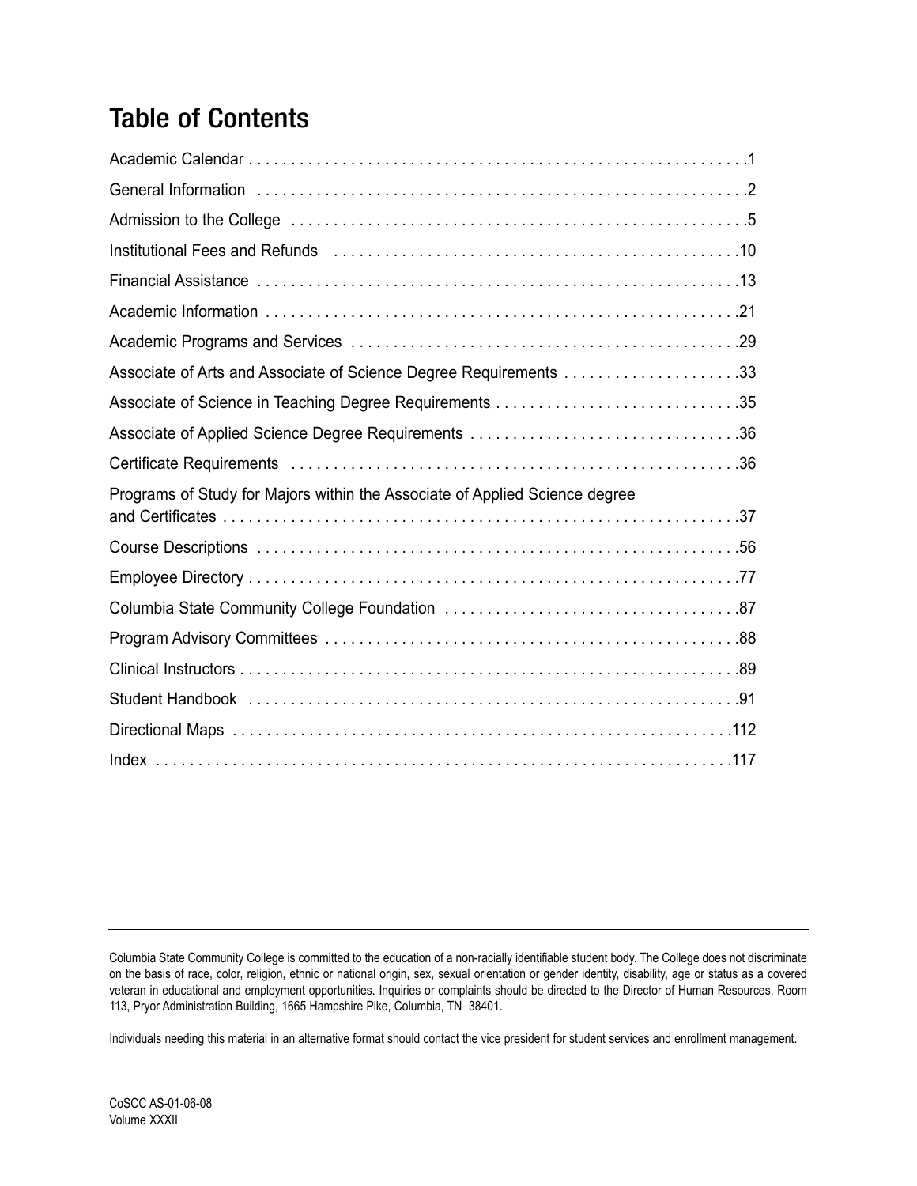# Table of Contents

| | |
|---|---|
| Academic Calendar | 1 |
| General Information | 2 |
| Admission to the College | 5 |
| Institutional Fees and Refunds | 10 |
| Financial Assistance | 13 |
| Academic Information | 21 |
| Academic Programs and Services | 29 |
| Associate of Arts and Associate of Science Degree Requirements | 33 |
| Associate of Science in Teaching Degree Requirements | 35 |
| Associate of Applied Science Degree Requirements | 36 |
| Certificate Requirements | 36 |
| Programs of Study for Majors within the Associate of Applied Science degree and Certificates | 37 |
| Course Descriptions | 56 |
| Employee Directory | 77 |
| Columbia State Community College Foundation | 87 |
| Program Advisory Committees | 88 |
| Clinical Instructors | 89 |
| Student Handbook | 91 |
| Directional Maps | 112 |
| Index | 117 |

---

Columbia State Community College is committed to the education of a non-racially identifiable student body. The College does not discriminate on the basis of race, color, religion, ethnic or national origin, sex, sexual orientation or gender identity, disability, age or status as a covered veteran in educational and employment opportunities. Inquiries or complaints should be directed to the Director of Human Resources, Room 113, Pryor Administration Building, 1665 Hampshire Pike, Columbia, TN 38401.

Individuals needing this material in an alternative format should contact the vice president for student services and enrollment management.

CoSCC AS-01-06-08
Volume XXXII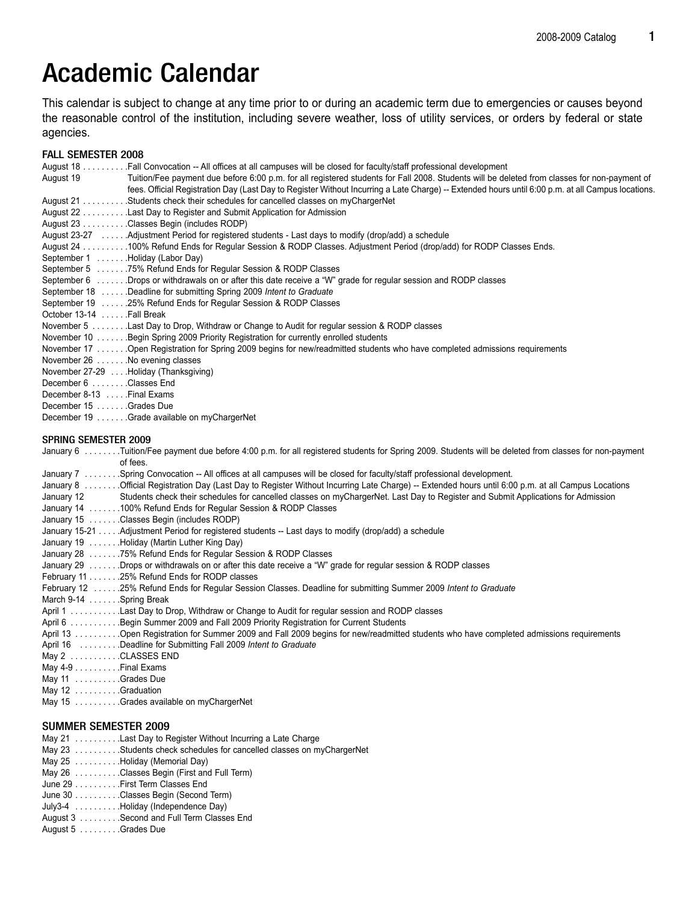# Academic Calendar

This calendar is subject to change at any time prior to or during an academic term due to emergencies or causes beyond the reasonable control of the institution, including severe weather, loss of utility services, or orders by federal or state agencies.

### FALL SEMESTER 2008

August 18 . . . . . . . . . .Fall Convocation -- All offices at all campuses will be closed for faculty/staff professional development
August 19 Tuition/Fee payment due before 6:00 p.m. for all registered students for Fall 2008. Students will be deleted from classes for non-payment of fees. Official Registration Day (Last Day to Register Without Incurring a Late Charge) -- Extended hours until 6:00 p.m. at all Campus locations.
August 21 . . . . . . . . . .Students check their schedules for cancelled classes on myChargerNet
August 22 . . . . . . . . . .Last Day to Register and Submit Application for Admission
August 23 . . . . . . . . . .Classes Begin (includes RODP)
August 23-27 . . . . . .Adjustment Period for registered students - Last days to modify (drop/add) a schedule
August 24 . . . . . . . . . .100% Refund Ends for Regular Session & RODP Classes. Adjustment Period (drop/add) for RODP Classes Ends.
September 1 . . . . . . .Holiday (Labor Day)
September 5 . . . . . . .75% Refund Ends for Regular Session & RODP Classes
September 6 . . . . . . .Drops or withdrawals on or after this date receive a "W" grade for regular session and RODP classes
September 18 . . . . . .Deadline for submitting Spring 2009 *Intent to Graduate*
September 19 . . . . . .25% Refund Ends for Regular Session & RODP Classes
October 13-14 . . . . . .Fall Break
November 5 . . . . . . . .Last Day to Drop, Withdraw or Change to Audit for regular session & RODP classes
November 10 . . . . . . .Begin Spring 2009 Priority Registration for currently enrolled students
November 17 . . . . . . .Open Registration for Spring 2009 begins for new/readmitted students who have completed admissions requirements
November 26 . . . . . . .No evening classes
November 27-29 . . . .Holiday (Thanksgiving)
December 6 . . . . . . . .Classes End
December 8-13 . . . . .Final Exams
December 15 . . . . . . .Grades Due
December 19 . . . . . . .Grade available on myChargerNet

### SPRING SEMESTER 2009

January 6 . . . . . . . .Tuition/Fee payment due before 4:00 p.m. for all registered students for Spring 2009. Students will be deleted from classes for non-payment of fees.
January 7 . . . . . . . .Spring Convocation -- All offices at all campuses will be closed for faculty/staff professional development.
January 8 . . . . . . . .Official Registration Day (Last Day to Register Without Incurring Late Charge) -- Extended hours until 6:00 p.m. at all Campus Locations
January 12 Students check their schedules for cancelled classes on myChargerNet. Last Day to Register and Submit Applications for Admission
January 14 . . . . . . .100% Refund Ends for Regular Session & RODP Classes
January 15 . . . . . . .Classes Begin (includes RODP)
January 15-21 . . . . .Adjustment Period for registered students -- Last days to modify (drop/add) a schedule
January 19 . . . . . . .Holiday (Martin Luther King Day)
January 28 . . . . . . .75% Refund Ends for Regular Session & RODP Classes
January 29 . . . . . . .Drops or withdrawals on or after this date receive a "W" grade for regular session & RODP classes
February 11 . . . . . . .25% Refund Ends for RODP classes
February 12 . . . . . .25% Refund Ends for Regular Session Classes. Deadline for submitting Summer 2009 *Intent to Graduate*
March 9-14 . . . . . . .Spring Break
April 1 . . . . . . . . . . .Last Day to Drop, Withdraw or Change to Audit for regular session and RODP classes
April 6 . . . . . . . . . . .Begin Summer 2009 and Fall 2009 Priority Registration for Current Students
April 13 . . . . . . . . . .Open Registration for Summer 2009 and Fall 2009 begins for new/readmitted students who have completed admissions requirements
April 16 . . . . . . . . .Deadline for Submitting Fall 2009 *Intent to Graduate*
May 2 . . . . . . . . . . .CLASSES END
May 4-9 . . . . . . . . . .Final Exams
May 11 . . . . . . . . . .Grades Due
May 12 . . . . . . . . . .Graduation
May 15 . . . . . . . . . .Grades available on myChargerNet

### SUMMER SEMESTER 2009

May 21 . . . . . . . . . .Last Day to Register Without Incurring a Late Charge
May 23 . . . . . . . . . .Students check schedules for cancelled classes on myChargerNet
May 25 . . . . . . . . . .Holiday (Memorial Day)
May 26 . . . . . . . . . .Classes Begin (First and Full Term)
June 29 . . . . . . . . . .First Term Classes End
June 30 . . . . . . . . . .Classes Begin (Second Term)
July3-4 . . . . . . . . . .Holiday (Independence Day)
August 3 . . . . . . . . .Second and Full Term Classes End
August 5 . . . . . . . . .Grades Due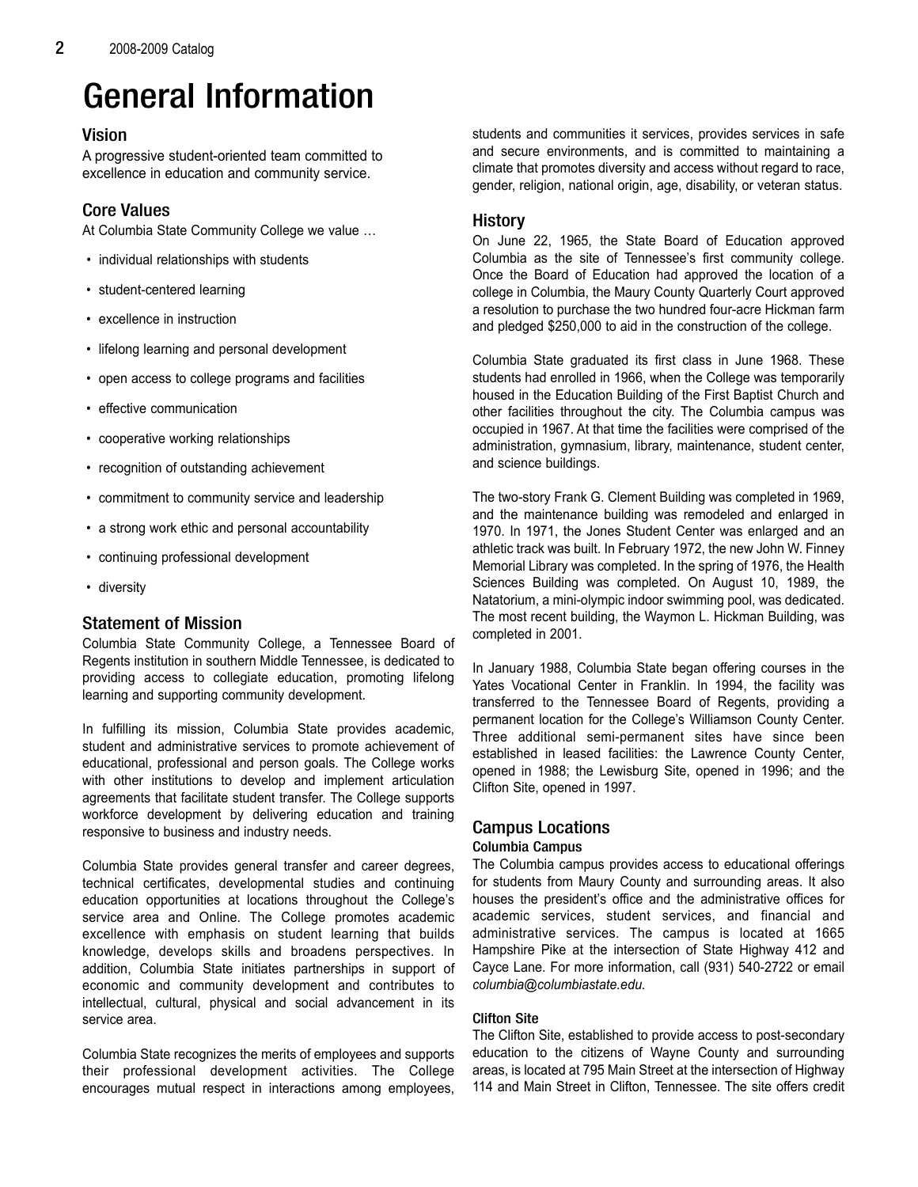# General Information

## Vision

A progressive student-oriented team committed to excellence in education and community service.

## Core Values

At Columbia State Community College we value …

- individual relationships with students
- student-centered learning
- excellence in instruction
- lifelong learning and personal development
- open access to college programs and facilities
- effective communication
- cooperative working relationships
- recognition of outstanding achievement
- commitment to community service and leadership
- a strong work ethic and personal accountability
- continuing professional development
- diversity

## Statement of Mission

Columbia State Community College, a Tennessee Board of Regents institution in southern Middle Tennessee, is dedicated to providing access to collegiate education, promoting lifelong learning and supporting community development.

In fulfilling its mission, Columbia State provides academic, student and administrative services to promote achievement of educational, professional and person goals. The College works with other institutions to develop and implement articulation agreements that facilitate student transfer. The College supports workforce development by delivering education and training responsive to business and industry needs.

Columbia State provides general transfer and career degrees, technical certificates, developmental studies and continuing education opportunities at locations throughout the College's service area and Online. The College promotes academic excellence with emphasis on student learning that builds knowledge, develops skills and broadens perspectives. In addition, Columbia State initiates partnerships in support of economic and community development and contributes to intellectual, cultural, physical and social advancement in its service area.

Columbia State recognizes the merits of employees and supports their professional development activities. The College encourages mutual respect in interactions among employees, students and communities it services, provides services in safe and secure environments, and is committed to maintaining a climate that promotes diversity and access without regard to race, gender, religion, national origin, age, disability, or veteran status.

## History

On June 22, 1965, the State Board of Education approved Columbia as the site of Tennessee's first community college. Once the Board of Education had approved the location of a college in Columbia, the Maury County Quarterly Court approved a resolution to purchase the two hundred four-acre Hickman farm and pledged $250,000 to aid in the construction of the college.

Columbia State graduated its first class in June 1968. These students had enrolled in 1966, when the College was temporarily housed in the Education Building of the First Baptist Church and other facilities throughout the city. The Columbia campus was occupied in 1967. At that time the facilities were comprised of the administration, gymnasium, library, maintenance, student center, and science buildings.

The two-story Frank G. Clement Building was completed in 1969, and the maintenance building was remodeled and enlarged in 1970. In 1971, the Jones Student Center was enlarged and an athletic track was built. In February 1972, the new John W. Finney Memorial Library was completed. In the spring of 1976, the Health Sciences Building was completed. On August 10, 1989, the Natatorium, a mini-olympic indoor swimming pool, was dedicated. The most recent building, the Waymon L. Hickman Building, was completed in 2001.

In January 1988, Columbia State began offering courses in the Yates Vocational Center in Franklin. In 1994, the facility was transferred to the Tennessee Board of Regents, providing a permanent location for the College's Williamson County Center. Three additional semi-permanent sites have since been established in leased facilities: the Lawrence County Center, opened in 1988; the Lewisburg Site, opened in 1996; and the Clifton Site, opened in 1997.

## Campus Locations

### Columbia Campus

The Columbia campus provides access to educational offerings for students from Maury County and surrounding areas. It also houses the president's office and the administrative offices for academic services, student services, and financial and administrative services. The campus is located at 1665 Hampshire Pike at the intersection of State Highway 412 and Cayce Lane. For more information, call (931) 540-2722 or email *columbia@columbiastate.edu.*

### Clifton Site

The Clifton Site, established to provide access to post-secondary education to the citizens of Wayne County and surrounding areas, is located at 795 Main Street at the intersection of Highway 114 and Main Street in Clifton, Tennessee. The site offers credit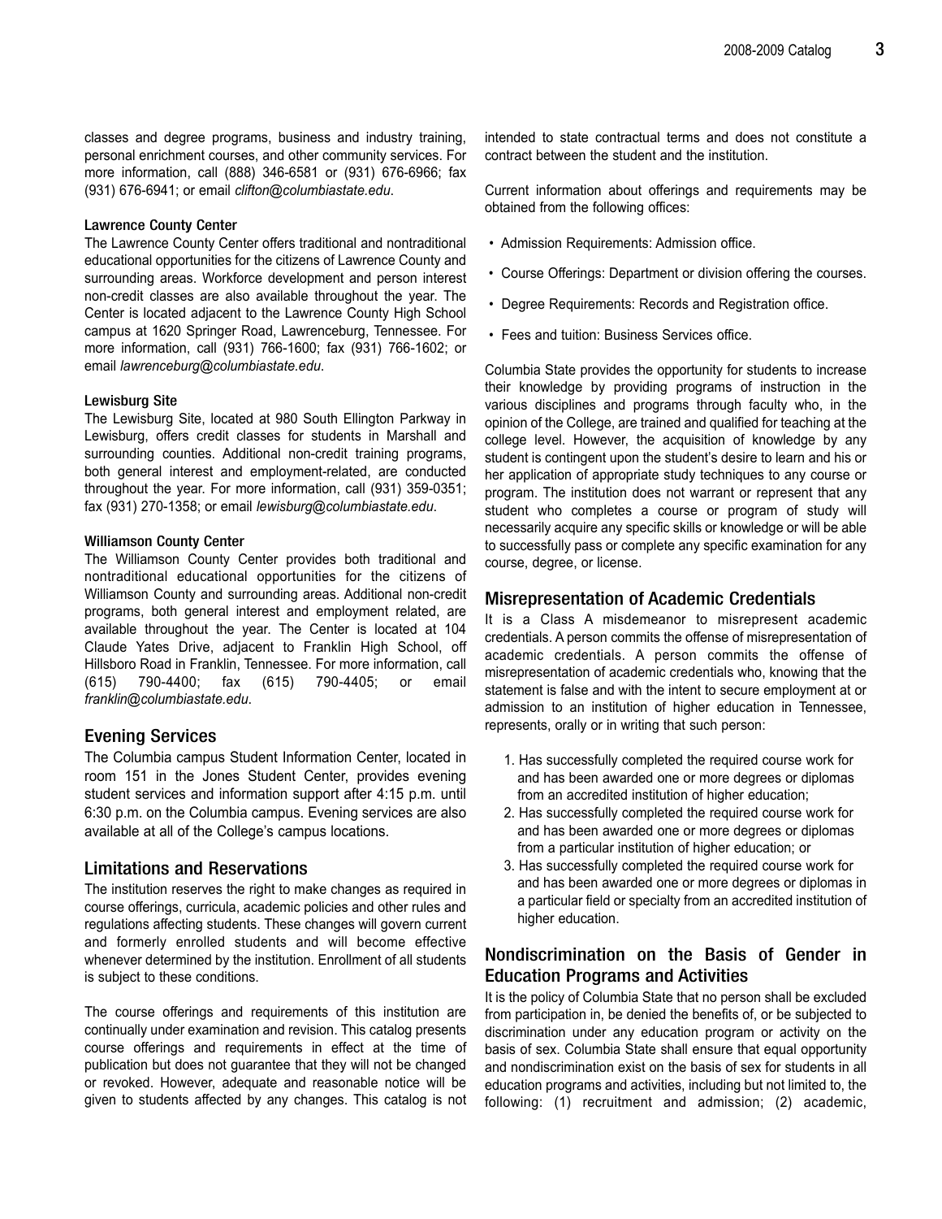classes and degree programs, business and industry training, personal enrichment courses, and other community services. For more information, call (888) 346-6581 or (931) 676-6966; fax (931) 676-6941; or email *clifton@columbiastate.edu*.

#### Lawrence County Center

The Lawrence County Center offers traditional and nontraditional educational opportunities for the citizens of Lawrence County and surrounding areas. Workforce development and person interest non-credit classes are also available throughout the year. The Center is located adjacent to the Lawrence County High School campus at 1620 Springer Road, Lawrenceburg, Tennessee. For more information, call (931) 766-1600; fax (931) 766-1602; or email *lawrenceburg@columbiastate.edu*.

#### Lewisburg Site

The Lewisburg Site, located at 980 South Ellington Parkway in Lewisburg, offers credit classes for students in Marshall and surrounding counties. Additional non-credit training programs, both general interest and employment-related, are conducted throughout the year. For more information, call (931) 359-0351; fax (931) 270-1358; or email *lewisburg@columbiastate.edu*.

#### Williamson County Center

The Williamson County Center provides both traditional and nontraditional educational opportunities for the citizens of Williamson County and surrounding areas. Additional non-credit programs, both general interest and employment related, are available throughout the year. The Center is located at 104 Claude Yates Drive, adjacent to Franklin High School, off Hillsboro Road in Franklin, Tennessee. For more information, call (615) 790-4400; fax (615) 790-4405; or email *franklin@columbiastate.edu*.

## Evening Services

The Columbia campus Student Information Center, located in room 151 in the Jones Student Center, provides evening student services and information support after 4:15 p.m. until 6:30 p.m. on the Columbia campus. Evening services are also available at all of the College's campus locations.

## Limitations and Reservations

The institution reserves the right to make changes as required in course offerings, curricula, academic policies and other rules and regulations affecting students. These changes will govern current and formerly enrolled students and will become effective whenever determined by the institution. Enrollment of all students is subject to these conditions.

The course offerings and requirements of this institution are continually under examination and revision. This catalog presents course offerings and requirements in effect at the time of publication but does not guarantee that they will not be changed or revoked. However, adequate and reasonable notice will be given to students affected by any changes. This catalog is not intended to state contractual terms and does not constitute a contract between the student and the institution.

Current information about offerings and requirements may be obtained from the following offices:

- Admission Requirements: Admission office.
- Course Offerings: Department or division offering the courses.
- Degree Requirements: Records and Registration office.
- Fees and tuition: Business Services office.

Columbia State provides the opportunity for students to increase their knowledge by providing programs of instruction in the various disciplines and programs through faculty who, in the opinion of the College, are trained and qualified for teaching at the college level. However, the acquisition of knowledge by any student is contingent upon the student's desire to learn and his or her application of appropriate study techniques to any course or program. The institution does not warrant or represent that any student who completes a course or program of study will necessarily acquire any specific skills or knowledge or will be able to successfully pass or complete any specific examination for any course, degree, or license.

## Misrepresentation of Academic Credentials

It is a Class A misdemeanor to misrepresent academic credentials. A person commits the offense of misrepresentation of academic credentials. A person commits the offense of misrepresentation of academic credentials who, knowing that the statement is false and with the intent to secure employment at or admission to an institution of higher education in Tennessee, represents, orally or in writing that such person:

1. Has successfully completed the required course work for and has been awarded one or more degrees or diplomas from an accredited institution of higher education;
2. Has successfully completed the required course work for and has been awarded one or more degrees or diplomas from a particular institution of higher education; or
3. Has successfully completed the required course work for and has been awarded one or more degrees or diplomas in a particular field or specialty from an accredited institution of higher education.

## Nondiscrimination on the Basis of Gender in Education Programs and Activities

It is the policy of Columbia State that no person shall be excluded from participation in, be denied the benefits of, or be subjected to discrimination under any education program or activity on the basis of sex. Columbia State shall ensure that equal opportunity and nondiscrimination exist on the basis of sex for students in all education programs and activities, including but not limited to, the following: (1) recruitment and admission; (2) academic,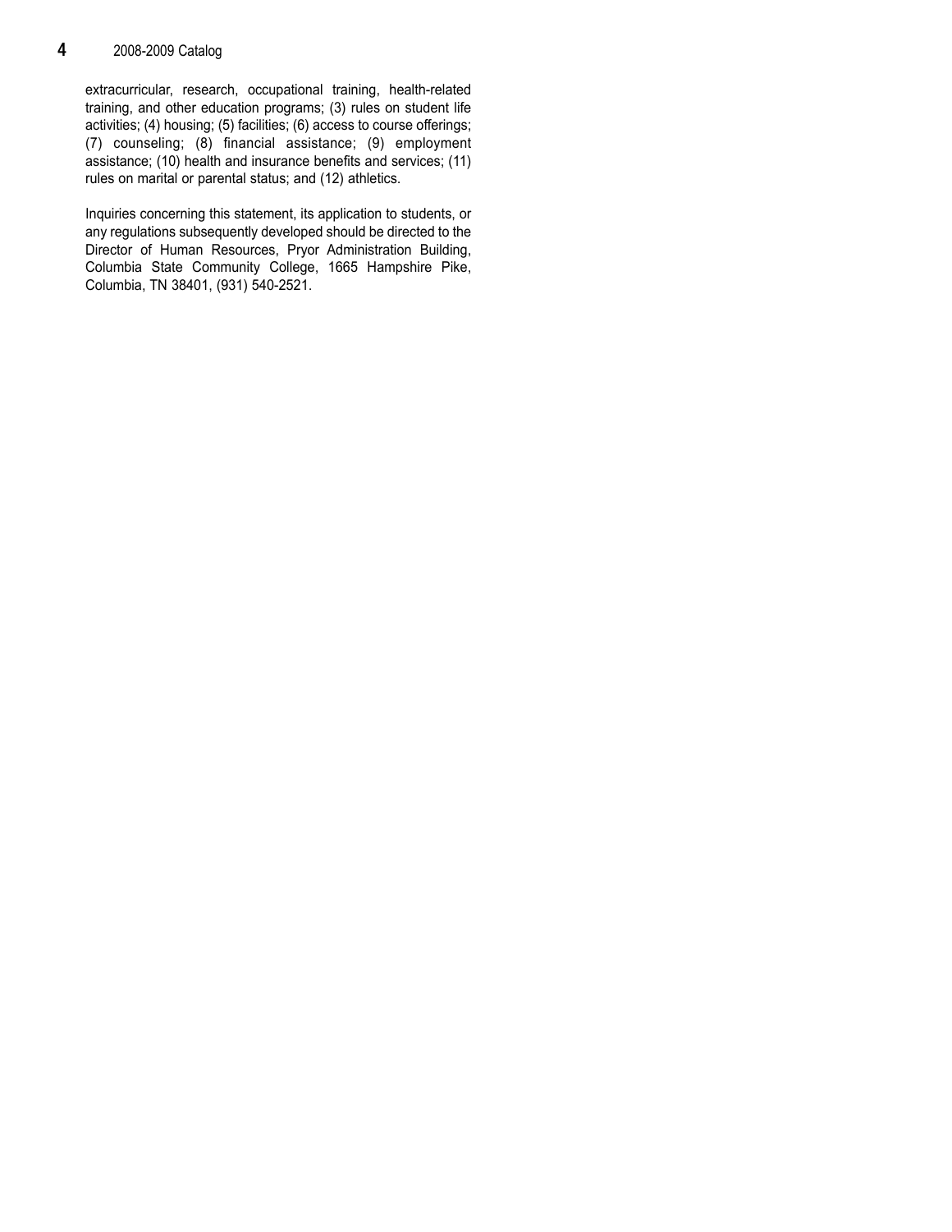extracurricular, research, occupational training, health-related training, and other education programs; (3) rules on student life activities; (4) housing; (5) facilities; (6) access to course offerings; (7) counseling; (8) financial assistance; (9) employment assistance; (10) health and insurance benefits and services; (11) rules on marital or parental status; and (12) athletics.

Inquiries concerning this statement, its application to students, or any regulations subsequently developed should be directed to the Director of Human Resources, Pryor Administration Building, Columbia State Community College, 1665 Hampshire Pike, Columbia, TN 38401, (931) 540-2521.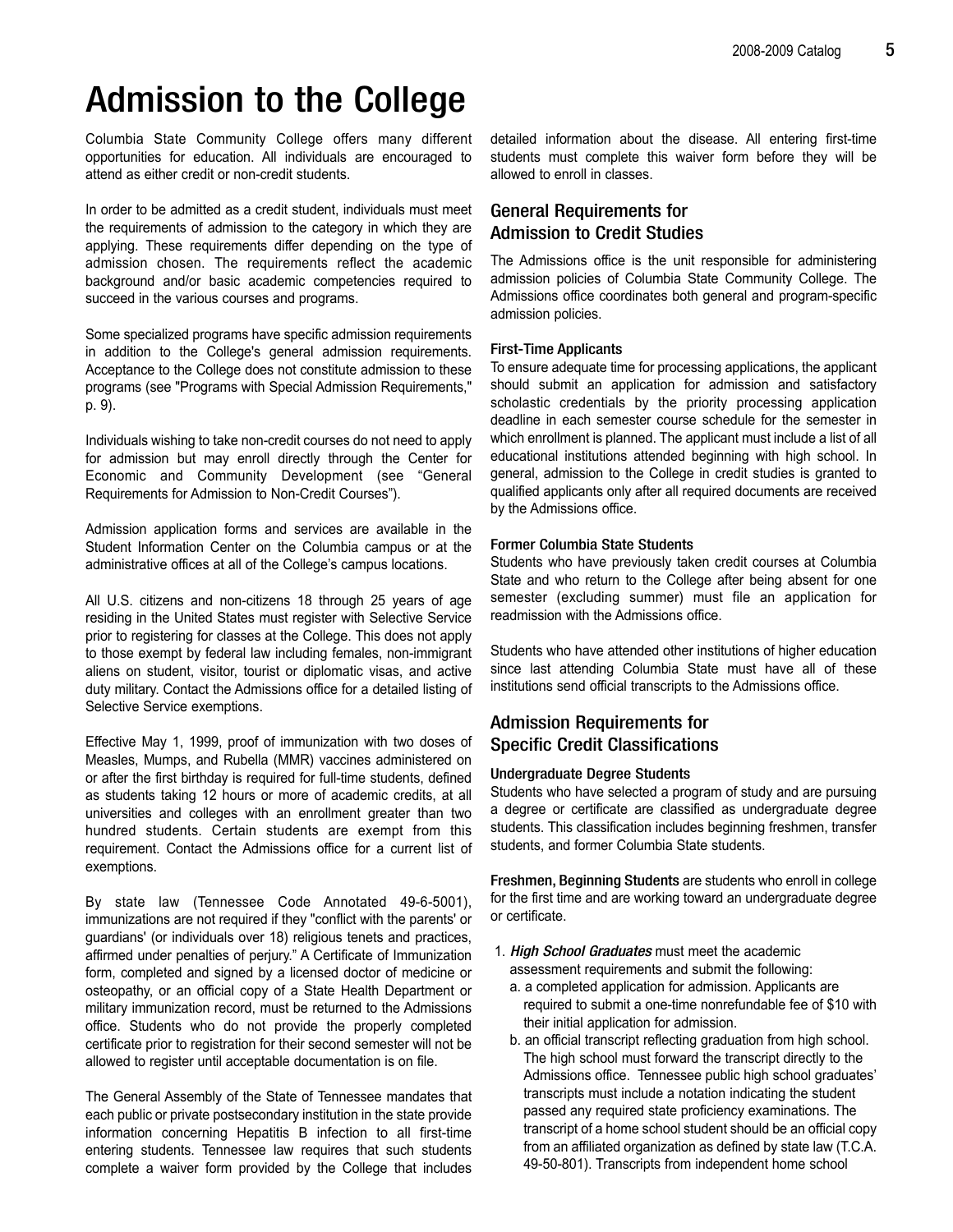# Admission to the College

Columbia State Community College offers many different opportunities for education. All individuals are encouraged to attend as either credit or non-credit students.

In order to be admitted as a credit student, individuals must meet the requirements of admission to the category in which they are applying. These requirements differ depending on the type of admission chosen. The requirements reflect the academic background and/or basic academic competencies required to succeed in the various courses and programs.

Some specialized programs have specific admission requirements in addition to the College's general admission requirements. Acceptance to the College does not constitute admission to these programs (see "Programs with Special Admission Requirements," p. 9).

Individuals wishing to take non-credit courses do not need to apply for admission but may enroll directly through the Center for Economic and Community Development (see "General Requirements for Admission to Non-Credit Courses").

Admission application forms and services are available in the Student Information Center on the Columbia campus or at the administrative offices at all of the College's campus locations.

All U.S. citizens and non-citizens 18 through 25 years of age residing in the United States must register with Selective Service prior to registering for classes at the College. This does not apply to those exempt by federal law including females, non-immigrant aliens on student, visitor, tourist or diplomatic visas, and active duty military. Contact the Admissions office for a detailed listing of Selective Service exemptions.

Effective May 1, 1999, proof of immunization with two doses of Measles, Mumps, and Rubella (MMR) vaccines administered on or after the first birthday is required for full-time students, defined as students taking 12 hours or more of academic credits, at all universities and colleges with an enrollment greater than two hundred students. Certain students are exempt from this requirement. Contact the Admissions office for a current list of exemptions.

By state law (Tennessee Code Annotated 49-6-5001), immunizations are not required if they "conflict with the parents' or guardians' (or individuals over 18) religious tenets and practices, affirmed under penalties of perjury." A Certificate of Immunization form, completed and signed by a licensed doctor of medicine or osteopathy, or an official copy of a State Health Department or military immunization record, must be returned to the Admissions office. Students who do not provide the properly completed certificate prior to registration for their second semester will not be allowed to register until acceptable documentation is on file.

The General Assembly of the State of Tennessee mandates that each public or private postsecondary institution in the state provide information concerning Hepatitis B infection to all first-time entering students. Tennessee law requires that such students complete a waiver form provided by the College that includes detailed information about the disease. All entering first-time students must complete this waiver form before they will be allowed to enroll in classes.

## General Requirements for Admission to Credit Studies

The Admissions office is the unit responsible for administering admission policies of Columbia State Community College. The Admissions office coordinates both general and program-specific admission policies.

#### First-Time Applicants

To ensure adequate time for processing applications, the applicant should submit an application for admission and satisfactory scholastic credentials by the priority processing application deadline in each semester course schedule for the semester in which enrollment is planned. The applicant must include a list of all educational institutions attended beginning with high school. In general, admission to the College in credit studies is granted to qualified applicants only after all required documents are received by the Admissions office.

#### Former Columbia State Students

Students who have previously taken credit courses at Columbia State and who return to the College after being absent for one semester (excluding summer) must file an application for readmission with the Admissions office.

Students who have attended other institutions of higher education since last attending Columbia State must have all of these institutions send official transcripts to the Admissions office.

## Admission Requirements for Specific Credit Classifications

#### Undergraduate Degree Students

Students who have selected a program of study and are pursuing a degree or certificate are classified as undergraduate degree students. This classification includes beginning freshmen, transfer students, and former Columbia State students.

**Freshmen, Beginning Students** are students who enroll in college for the first time and are working toward an undergraduate degree or certificate.

1. ***High School Graduates*** must meet the academic assessment requirements and submit the following:
   a. a completed application for admission. Applicants are required to submit a one-time nonrefundable fee of $10 with their initial application for admission.
   b. an official transcript reflecting graduation from high school. The high school must forward the transcript directly to the Admissions office. Tennessee public high school graduates' transcripts must include a notation indicating the student passed any required state proficiency examinations. The transcript of a home school student should be an official copy from an affiliated organization as defined by state law (T.C.A. 49-50-801). Transcripts from independent home school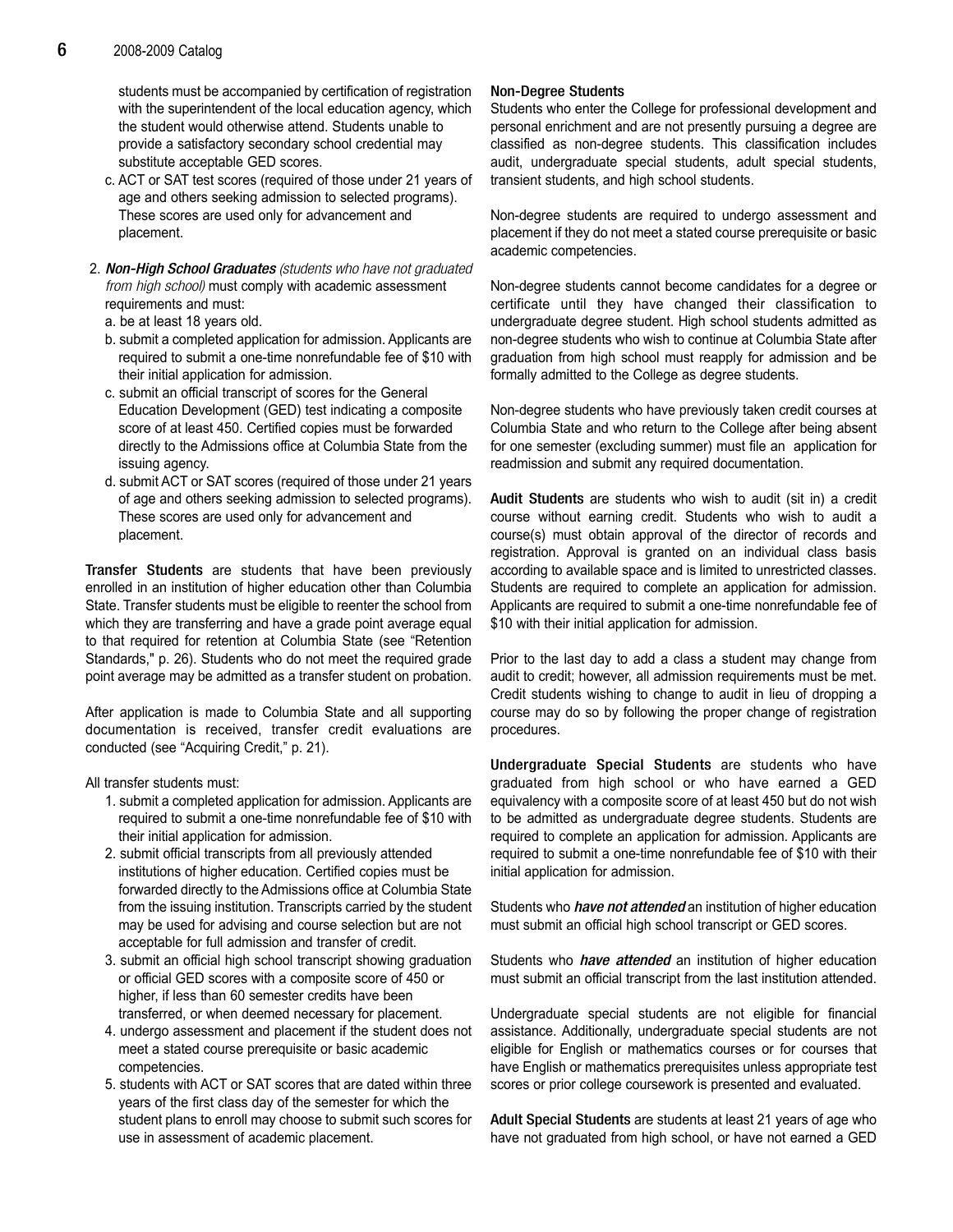students must be accompanied by certification of registration with the superintendent of the local education agency, which the student would otherwise attend. Students unable to provide a satisfactory secondary school credential may substitute acceptable GED scores.

c. ACT or SAT test scores (required of those under 21 years of age and others seeking admission to selected programs). These scores are used only for advancement and placement.

2. ***Non-High School Graduates*** *(students who have not graduated from high school)* must comply with academic assessment requirements and must:
   a. be at least 18 years old.
   b. submit a completed application for admission. Applicants are required to submit a one-time nonrefundable fee of $10 with their initial application for admission.
   c. submit an official transcript of scores for the General Education Development (GED) test indicating a composite score of at least 450. Certified copies must be forwarded directly to the Admissions office at Columbia State from the issuing agency.
   d. submit ACT or SAT scores (required of those under 21 years of age and others seeking admission to selected programs). These scores are used only for advancement and placement.

**Transfer Students** are students that have been previously enrolled in an institution of higher education other than Columbia State. Transfer students must be eligible to reenter the school from which they are transferring and have a grade point average equal to that required for retention at Columbia State (see "Retention Standards," p. 26). Students who do not meet the required grade point average may be admitted as a transfer student on probation.

After application is made to Columbia State and all supporting documentation is received, transfer credit evaluations are conducted (see "Acquiring Credit," p. 21).

All transfer students must:

1. submit a completed application for admission. Applicants are required to submit a one-time nonrefundable fee of $10 with their initial application for admission.
2. submit official transcripts from all previously attended institutions of higher education. Certified copies must be forwarded directly to the Admissions office at Columbia State from the issuing institution. Transcripts carried by the student may be used for advising and course selection but are not acceptable for full admission and transfer of credit.
3. submit an official high school transcript showing graduation or official GED scores with a composite score of 450 or higher, if less than 60 semester credits have been transferred, or when deemed necessary for placement.
4. undergo assessment and placement if the student does not meet a stated course prerequisite or basic academic competencies.
5. students with ACT or SAT scores that are dated within three years of the first class day of the semester for which the student plans to enroll may choose to submit such scores for use in assessment of academic placement.

**Non-Degree Students**

Students who enter the College for professional development and personal enrichment and are not presently pursuing a degree are classified as non-degree students. This classification includes audit, undergraduate special students, adult special students, transient students, and high school students.

Non-degree students are required to undergo assessment and placement if they do not meet a stated course prerequisite or basic academic competencies.

Non-degree students cannot become candidates for a degree or certificate until they have changed their classification to undergraduate degree student. High school students admitted as non-degree students who wish to continue at Columbia State after graduation from high school must reapply for admission and be formally admitted to the College as degree students.

Non-degree students who have previously taken credit courses at Columbia State and who return to the College after being absent for one semester (excluding summer) must file an application for readmission and submit any required documentation.

**Audit Students** are students who wish to audit (sit in) a credit course without earning credit. Students who wish to audit a course(s) must obtain approval of the director of records and registration. Approval is granted on an individual class basis according to available space and is limited to unrestricted classes. Students are required to complete an application for admission. Applicants are required to submit a one-time nonrefundable fee of $10 with their initial application for admission.

Prior to the last day to add a class a student may change from audit to credit; however, all admission requirements must be met. Credit students wishing to change to audit in lieu of dropping a course may do so by following the proper change of registration procedures.

**Undergraduate Special Students** are students who have graduated from high school or who have earned a GED equivalency with a composite score of at least 450 but do not wish to be admitted as undergraduate degree students. Students are required to complete an application for admission. Applicants are required to submit a one-time nonrefundable fee of $10 with their initial application for admission.

Students who ***have not attended*** an institution of higher education must submit an official high school transcript or GED scores.

Students who ***have attended*** an institution of higher education must submit an official transcript from the last institution attended.

Undergraduate special students are not eligible for financial assistance. Additionally, undergraduate special students are not eligible for English or mathematics courses or for courses that have English or mathematics prerequisites unless appropriate test scores or prior college coursework is presented and evaluated.

**Adult Special Students** are students at least 21 years of age who have not graduated from high school, or have not earned a GED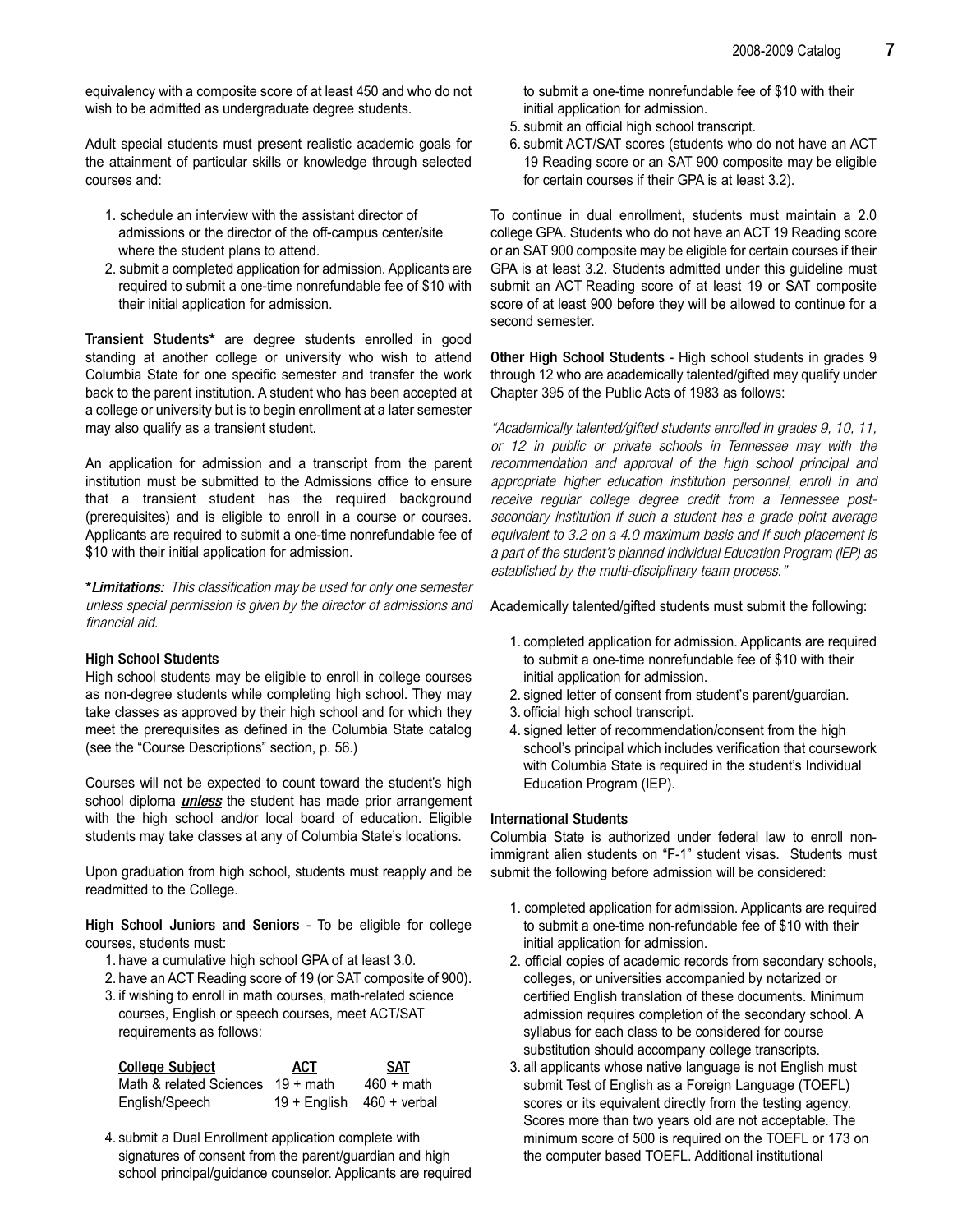equivalency with a composite score of at least 450 and who do not wish to be admitted as undergraduate degree students.

Adult special students must present realistic academic goals for the attainment of particular skills or knowledge through selected courses and:

1. schedule an interview with the assistant director of admissions or the director of the off-campus center/site where the student plans to attend.
2. submit a completed application for admission. Applicants are required to submit a one-time nonrefundable fee of $10 with their initial application for admission.

**Transient Students*** are degree students enrolled in good standing at another college or university who wish to attend Columbia State for one specific semester and transfer the work back to the parent institution. A student who has been accepted at a college or university but is to begin enrollment at a later semester may also qualify as a transient student.

An application for admission and a transcript from the parent institution must be submitted to the Admissions office to ensure that a transient student has the required background (prerequisites) and is eligible to enroll in a course or courses. Applicants are required to submit a one-time nonrefundable fee of $10 with their initial application for admission.

***Limitations:*** *This classification may be used for only one semester unless special permission is given by the director of admissions and financial aid.*

### High School Students

High school students may be eligible to enroll in college courses as non-degree students while completing high school. They may take classes as approved by their high school and for which they meet the prerequisites as defined in the Columbia State catalog (see the "Course Descriptions" section, p. 56.)

Courses will not be expected to count toward the student's high school diploma ***unless*** the student has made prior arrangement with the high school and/or local board of education. Eligible students may take classes at any of Columbia State's locations.

Upon graduation from high school, students must reapply and be readmitted to the College.

**High School Juniors and Seniors** - To be eligible for college courses, students must:

1. have a cumulative high school GPA of at least 3.0.
2. have an ACT Reading score of 19 (or SAT composite of 900).
3. if wishing to enroll in math courses, math-related science courses, English or speech courses, meet ACT/SAT requirements as follows:

| College Subject | ACT | SAT |
|---|---|---|
| Math & related Sciences | 19 + math | 460 + math |
| English/Speech | 19 + English | 460 + verbal |

4. submit a Dual Enrollment application complete with signatures of consent from the parent/guardian and high school principal/guidance counselor. Applicants are required to submit a one-time nonrefundable fee of $10 with their initial application for admission.
5. submit an official high school transcript.
6. submit ACT/SAT scores (students who do not have an ACT 19 Reading score or an SAT 900 composite may be eligible for certain courses if their GPA is at least 3.2).

To continue in dual enrollment, students must maintain a 2.0 college GPA. Students who do not have an ACT 19 Reading score or an SAT 900 composite may be eligible for certain courses if their GPA is at least 3.2. Students admitted under this guideline must submit an ACT Reading score of at least 19 or SAT composite score of at least 900 before they will be allowed to continue for a second semester.

**Other High School Students** - High school students in grades 9 through 12 who are academically talented/gifted may qualify under Chapter 395 of the Public Acts of 1983 as follows:

*"Academically talented/gifted students enrolled in grades 9, 10, 11, or 12 in public or private schools in Tennessee may with the recommendation and approval of the high school principal and appropriate higher education institution personnel, enroll in and receive regular college degree credit from a Tennessee post-secondary institution if such a student has a grade point average equivalent to 3.2 on a 4.0 maximum basis and if such placement is a part of the student's planned Individual Education Program (IEP) as established by the multi-disciplinary team process."*

Academically talented/gifted students must submit the following:

1. completed application for admission. Applicants are required to submit a one-time nonrefundable fee of $10 with their initial application for admission.
2. signed letter of consent from student's parent/guardian.
3. official high school transcript.
4. signed letter of recommendation/consent from the high school's principal which includes verification that coursework with Columbia State is required in the student's Individual Education Program (IEP).

### International Students

Columbia State is authorized under federal law to enroll non-immigrant alien students on "F-1" student visas. Students must submit the following before admission will be considered:

1. completed application for admission. Applicants are required to submit a one-time non-refundable fee of $10 with their initial application for admission.
2. official copies of academic records from secondary schools, colleges, or universities accompanied by notarized or certified English translation of these documents. Minimum admission requires completion of the secondary school. A syllabus for each class to be considered for course substitution should accompany college transcripts.
3. all applicants whose native language is not English must submit Test of English as a Foreign Language (TOEFL) scores or its equivalent directly from the testing agency. Scores more than two years old are not acceptable. The minimum score of 500 is required on the TOEFL or 173 on the computer based TOEFL. Additional institutional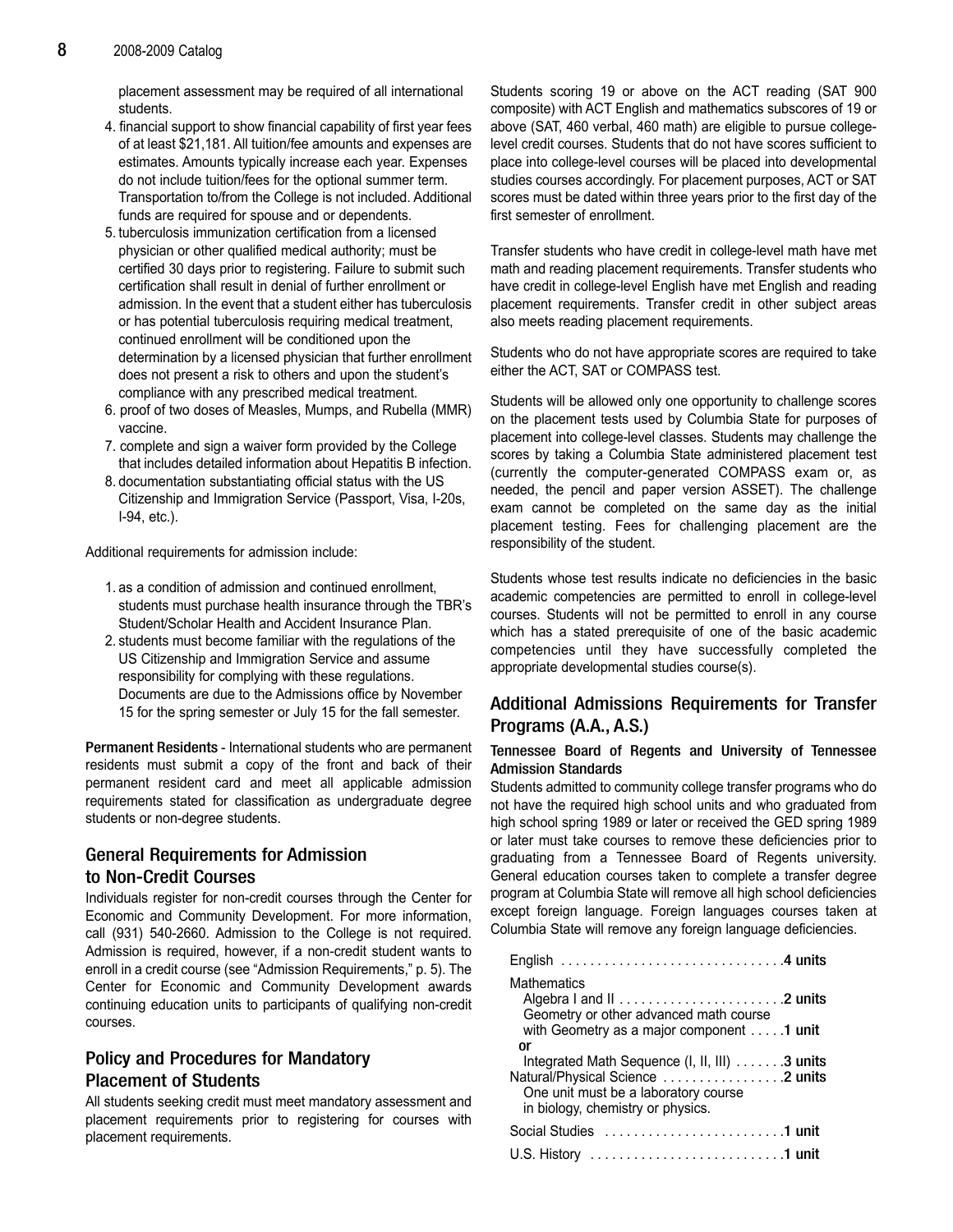placement assessment may be required of all international students.

4. financial support to show financial capability of first year fees of at least $21,181. All tuition/fee amounts and expenses are estimates. Amounts typically increase each year. Expenses do not include tuition/fees for the optional summer term. Transportation to/from the College is not included. Additional funds are required for spouse and or dependents.
5. tuberculosis immunization certification from a licensed physician or other qualified medical authority; must be certified 30 days prior to registering. Failure to submit such certification shall result in denial of further enrollment or admission. In the event that a student either has tuberculosis or has potential tuberculosis requiring medical treatment, continued enrollment will be conditioned upon the determination by a licensed physician that further enrollment does not present a risk to others and upon the student's compliance with any prescribed medical treatment.
6. proof of two doses of Measles, Mumps, and Rubella (MMR) vaccine.
7. complete and sign a waiver form provided by the College that includes detailed information about Hepatitis B infection.
8. documentation substantiating official status with the US Citizenship and Immigration Service (Passport, Visa, I-20s, I-94, etc.).

Additional requirements for admission include:

1. as a condition of admission and continued enrollment, students must purchase health insurance through the TBR's Student/Scholar Health and Accident Insurance Plan.
2. students must become familiar with the regulations of the US Citizenship and Immigration Service and assume responsibility for complying with these regulations. Documents are due to the Admissions office by November 15 for the spring semester or July 15 for the fall semester.

**Permanent Residents** - International students who are permanent residents must submit a copy of the front and back of their permanent resident card and meet all applicable admission requirements stated for classification as undergraduate degree students or non-degree students.

## General Requirements for Admission to Non-Credit Courses

Individuals register for non-credit courses through the Center for Economic and Community Development. For more information, call (931) 540-2660. Admission to the College is not required. Admission is required, however, if a non-credit student wants to enroll in a credit course (see "Admission Requirements," p. 5). The Center for Economic and Community Development awards continuing education units to participants of qualifying non-credit courses.

## Policy and Procedures for Mandatory Placement of Students

All students seeking credit must meet mandatory assessment and placement requirements prior to registering for courses with placement requirements.

Students scoring 19 or above on the ACT reading (SAT 900 composite) with ACT English and mathematics subscores of 19 or above (SAT, 460 verbal, 460 math) are eligible to pursue college-level credit courses. Students that do not have scores sufficient to place into college-level courses will be placed into developmental studies courses accordingly. For placement purposes, ACT or SAT scores must be dated within three years prior to the first day of the first semester of enrollment.

Transfer students who have credit in college-level math have met math and reading placement requirements. Transfer students who have credit in college-level English have met English and reading placement requirements. Transfer credit in other subject areas also meets reading placement requirements.

Students who do not have appropriate scores are required to take either the ACT, SAT or COMPASS test.

Students will be allowed only one opportunity to challenge scores on the placement tests used by Columbia State for purposes of placement into college-level classes. Students may challenge the scores by taking a Columbia State administered placement test (currently the computer-generated COMPASS exam or, as needed, the pencil and paper version ASSET). The challenge exam cannot be completed on the same day as the initial placement testing. Fees for challenging placement are the responsibility of the student.

Students whose test results indicate no deficiencies in the basic academic competencies are permitted to enroll in college-level courses. Students will not be permitted to enroll in any course which has a stated prerequisite of one of the basic academic competencies until they have successfully completed the appropriate developmental studies course(s).

## Additional Admissions Requirements for Transfer Programs (A.A., A.S.)

### Tennessee Board of Regents and University of Tennessee Admission Standards

Students admitted to community college transfer programs who do not have the required high school units and who graduated from high school spring 1989 or later or received the GED spring 1989 or later must take courses to remove these deficiencies prior to graduating from a Tennessee Board of Regents university. General education courses taken to complete a transfer degree program at Columbia State will remove all high school deficiencies except foreign language. Foreign languages courses taken at Columbia State will remove any foreign language deficiencies.

English . . . . . . . . . . . . . . . . . . . . . . . . . . . . . . **4 units**

Mathematics
- Algebra I and II . . . . . . . . . . . . . . . . . . . . . . **2 units**
- Geometry or other advanced math course with Geometry as a major component . . . . . **1 unit**

**or**

- Integrated Math Sequence (I, II, III) . . . . . . . **3 units**

Natural/Physical Science . . . . . . . . . . . . . . . . **2 units**
- One unit must be a laboratory course in biology, chemistry or physics.

Social Studies . . . . . . . . . . . . . . . . . . . . . . . . **1 unit**

U.S. History . . . . . . . . . . . . . . . . . . . . . . . . . . **1 unit**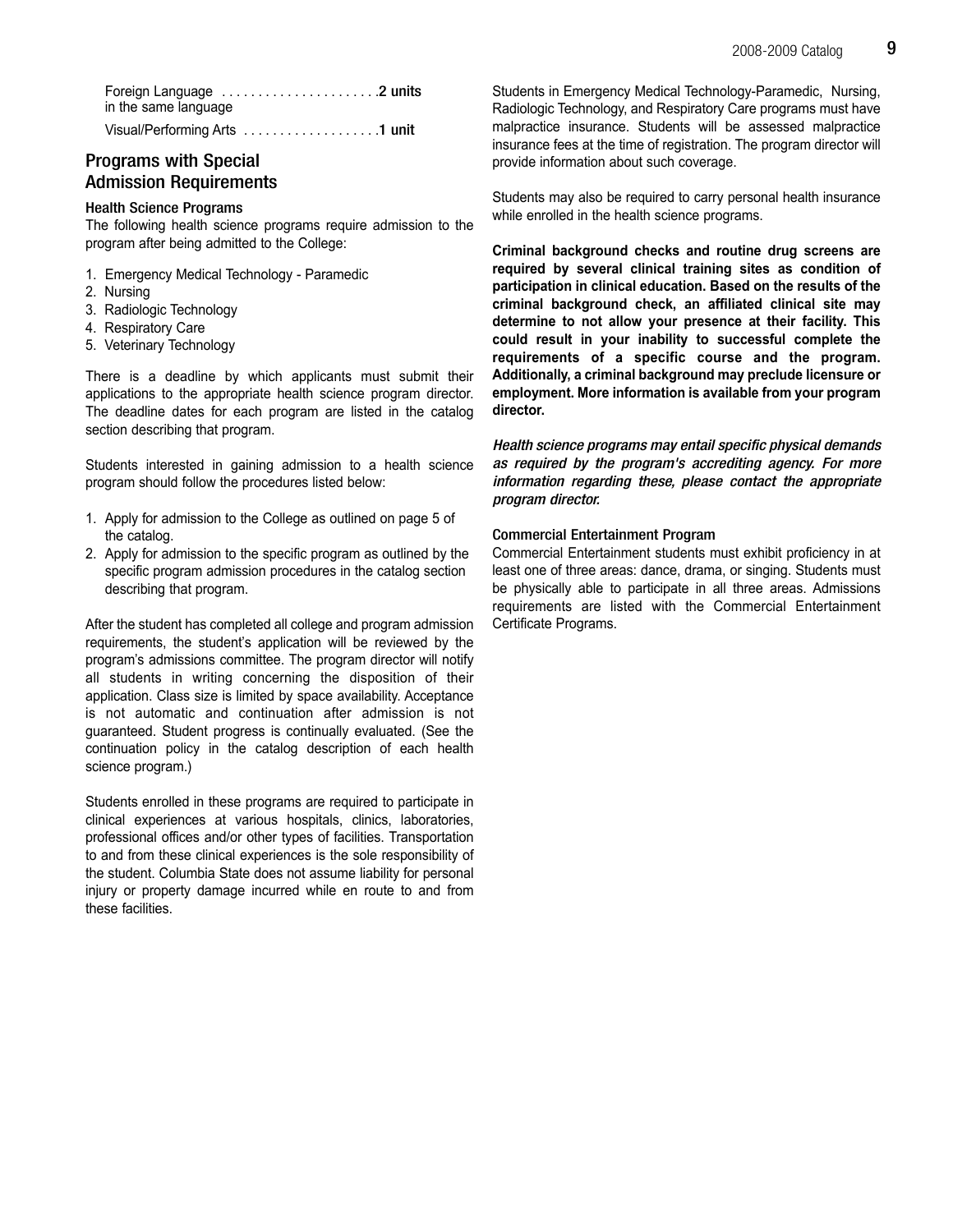Foreign Language . . . . . . . . . . . . . . . . . . . . . .**2 units**
in the same language

Visual/Performing Arts . . . . . . . . . . . . . . . . . . .**1 unit**

## Programs with Special Admission Requirements

### Health Science Programs

The following health science programs require admission to the program after being admitted to the College:

1. Emergency Medical Technology - Paramedic
2. Nursing
3. Radiologic Technology
4. Respiratory Care
5. Veterinary Technology

There is a deadline by which applicants must submit their applications to the appropriate health science program director. The deadline dates for each program are listed in the catalog section describing that program.

Students interested in gaining admission to a health science program should follow the procedures listed below:

1. Apply for admission to the College as outlined on page 5 of the catalog.
2. Apply for admission to the specific program as outlined by the specific program admission procedures in the catalog section describing that program.

After the student has completed all college and program admission requirements, the student's application will be reviewed by the program's admissions committee. The program director will notify all students in writing concerning the disposition of their application. Class size is limited by space availability. Acceptance is not automatic and continuation after admission is not guaranteed. Student progress is continually evaluated. (See the continuation policy in the catalog description of each health science program.)

Students enrolled in these programs are required to participate in clinical experiences at various hospitals, clinics, laboratories, professional offices and/or other types of facilities. Transportation to and from these clinical experiences is the sole responsibility of the student. Columbia State does not assume liability for personal injury or property damage incurred while en route to and from these facilities.

Students in Emergency Medical Technology-Paramedic, Nursing, Radiologic Technology, and Respiratory Care programs must have malpractice insurance. Students will be assessed malpractice insurance fees at the time of registration. The program director will provide information about such coverage.

Students may also be required to carry personal health insurance while enrolled in the health science programs.

**Criminal background checks and routine drug screens are required by several clinical training sites as condition of participation in clinical education. Based on the results of the criminal background check, an affiliated clinical site may determine to not allow your presence at their facility. This could result in your inability to successful complete the requirements of a specific course and the program. Additionally, a criminal background may preclude licensure or employment. More information is available from your program director.**

***Health science programs may entail specific physical demands as required by the program's accrediting agency. For more information regarding these, please contact the appropriate program director.***

### Commercial Entertainment Program

Commercial Entertainment students must exhibit proficiency in at least one of three areas: dance, drama, or singing. Students must be physically able to participate in all three areas. Admissions requirements are listed with the Commercial Entertainment Certificate Programs.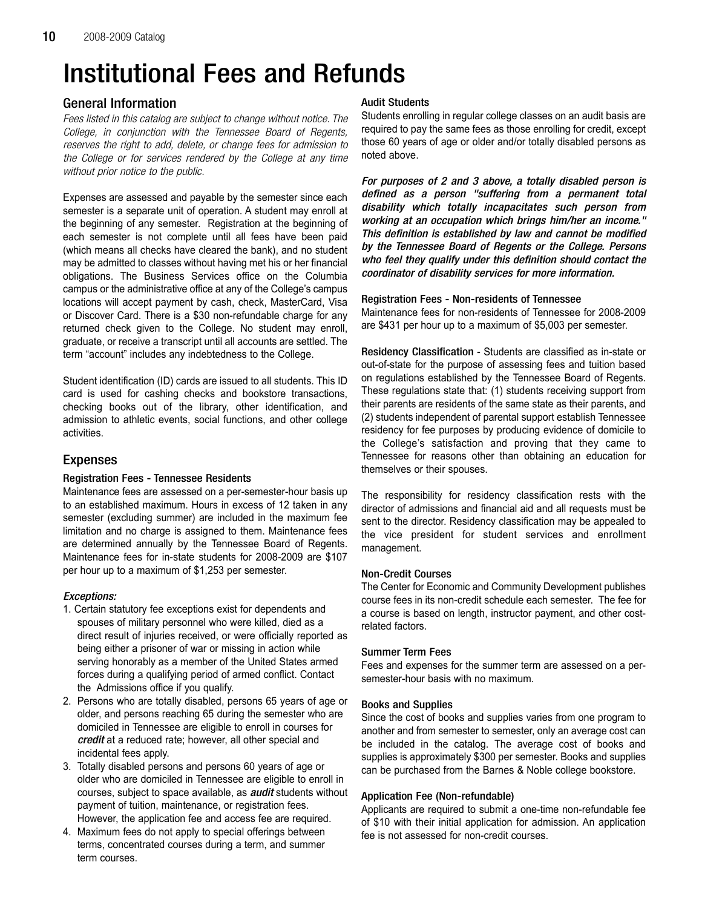# Institutional Fees and Refunds

## General Information

*Fees listed in this catalog are subject to change without notice. The College, in conjunction with the Tennessee Board of Regents, reserves the right to add, delete, or change fees for admission to the College or for services rendered by the College at any time without prior notice to the public.*

Expenses are assessed and payable by the semester since each semester is a separate unit of operation. A student may enroll at the beginning of any semester. Registration at the beginning of each semester is not complete until all fees have been paid (which means all checks have cleared the bank), and no student may be admitted to classes without having met his or her financial obligations. The Business Services office on the Columbia campus or the administrative office at any of the College's campus locations will accept payment by cash, check, MasterCard, Visa or Discover Card. There is a $30 non-refundable charge for any returned check given to the College. No student may enroll, graduate, or receive a transcript until all accounts are settled. The term "account" includes any indebtedness to the College.

Student identification (ID) cards are issued to all students. This ID card is used for cashing checks and bookstore transactions, checking books out of the library, other identification, and admission to athletic events, social functions, and other college activities.

## Expenses

### Registration Fees - Tennessee Residents

Maintenance fees are assessed on a per-semester-hour basis up to an established maximum. Hours in excess of 12 taken in any semester (excluding summer) are included in the maximum fee limitation and no charge is assigned to them. Maintenance fees are determined annually by the Tennessee Board of Regents. Maintenance fees for in-state students for 2008-2009 are $107 per hour up to a maximum of $1,253 per semester.

***Exceptions:***

1. Certain statutory fee exceptions exist for dependents and spouses of military personnel who were killed, died as a direct result of injuries received, or were officially reported as being either a prisoner of war or missing in action while serving honorably as a member of the United States armed forces during a qualifying period of armed conflict. Contact the Admissions office if you qualify.
2. Persons who are totally disabled, persons 65 years of age or older, and persons reaching 65 during the semester who are domiciled in Tennessee are eligible to enroll in courses for ***credit*** at a reduced rate; however, all other special and incidental fees apply.
3. Totally disabled persons and persons 60 years of age or older who are domiciled in Tennessee are eligible to enroll in courses, subject to space available, as ***audit*** students without payment of tuition, maintenance, or registration fees. However, the application fee and access fee are required.
4. Maximum fees do not apply to special offerings between terms, concentrated courses during a term, and summer term courses.

### Audit Students

Students enrolling in regular college classes on an audit basis are required to pay the same fees as those enrolling for credit, except those 60 years of age or older and/or totally disabled persons as noted above.

***For purposes of 2 and 3 above, a totally disabled person is defined as a person "suffering from a permanent total disability which totally incapacitates such person from working at an occupation which brings him/her an income." This definition is established by law and cannot be modified by the Tennessee Board of Regents or the College. Persons who feel they qualify under this definition should contact the coordinator of disability services for more information.***

### Registration Fees - Non-residents of Tennessee

Maintenance fees for non-residents of Tennessee for 2008-2009 are $431 per hour up to a maximum of $5,003 per semester.

**Residency Classification** - Students are classified as in-state or out-of-state for the purpose of assessing fees and tuition based on regulations established by the Tennessee Board of Regents. These regulations state that: (1) students receiving support from their parents are residents of the same state as their parents, and (2) students independent of parental support establish Tennessee residency for fee purposes by producing evidence of domicile to the College's satisfaction and proving that they came to Tennessee for reasons other than obtaining an education for themselves or their spouses.

The responsibility for residency classification rests with the director of admissions and financial aid and all requests must be sent to the director. Residency classification may be appealed to the vice president for student services and enrollment management.

### Non-Credit Courses

The Center for Economic and Community Development publishes course fees in its non-credit schedule each semester. The fee for a course is based on length, instructor payment, and other cost-related factors.

### Summer Term Fees

Fees and expenses for the summer term are assessed on a per-semester-hour basis with no maximum.

### Books and Supplies

Since the cost of books and supplies varies from one program to another and from semester to semester, only an average cost can be included in the catalog. The average cost of books and supplies is approximately $300 per semester. Books and supplies can be purchased from the Barnes & Noble college bookstore.

### Application Fee (Non-refundable)

Applicants are required to submit a one-time non-refundable fee of $10 with their initial application for admission. An application fee is not assessed for non-credit courses.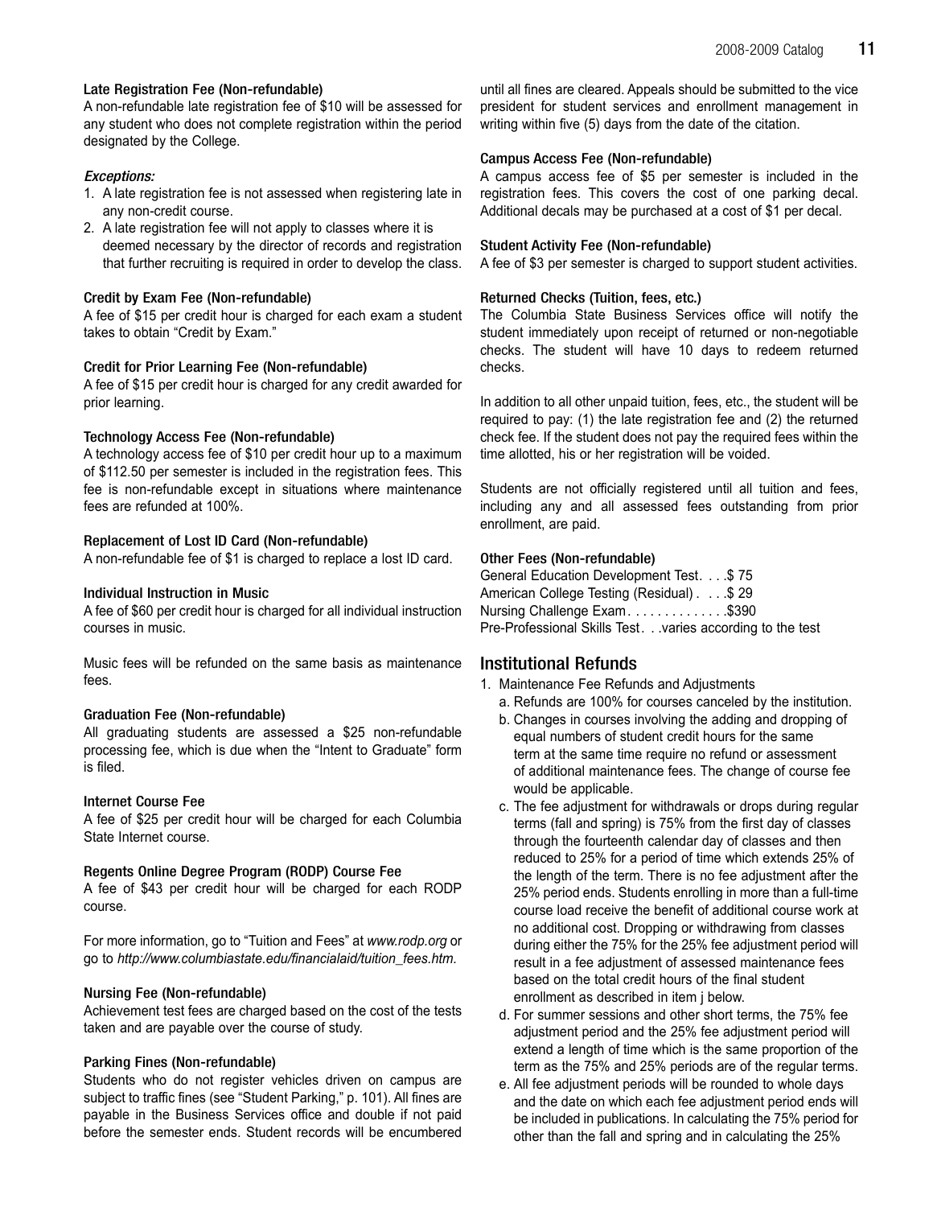#### Late Registration Fee (Non-refundable)

A non-refundable late registration fee of $10 will be assessed for any student who does not complete registration within the period designated by the College.

*Exceptions:*

1. A late registration fee is not assessed when registering late in any non-credit course.
2. A late registration fee will not apply to classes where it is deemed necessary by the director of records and registration that further recruiting is required in order to develop the class.

#### Credit by Exam Fee (Non-refundable)

A fee of $15 per credit hour is charged for each exam a student takes to obtain "Credit by Exam."

#### Credit for Prior Learning Fee (Non-refundable)

A fee of $15 per credit hour is charged for any credit awarded for prior learning.

#### Technology Access Fee (Non-refundable)

A technology access fee of $10 per credit hour up to a maximum of $112.50 per semester is included in the registration fees. This fee is non-refundable except in situations where maintenance fees are refunded at 100%.

#### Replacement of Lost ID Card (Non-refundable)

A non-refundable fee of $1 is charged to replace a lost ID card.

#### Individual Instruction in Music

A fee of $60 per credit hour is charged for all individual instruction courses in music.

Music fees will be refunded on the same basis as maintenance fees.

#### Graduation Fee (Non-refundable)

All graduating students are assessed a $25 non-refundable processing fee, which is due when the "Intent to Graduate" form is filed.

#### Internet Course Fee

A fee of $25 per credit hour will be charged for each Columbia State Internet course.

#### Regents Online Degree Program (RODP) Course Fee

A fee of $43 per credit hour will be charged for each RODP course.

For more information, go to "Tuition and Fees" at *www.rodp.org* or go to *http://www.columbiastate.edu/financialaid/tuition_fees.htm.*

#### Nursing Fee (Non-refundable)

Achievement test fees are charged based on the cost of the tests taken and are payable over the course of study.

#### Parking Fines (Non-refundable)

Students who do not register vehicles driven on campus are subject to traffic fines (see "Student Parking," p. 101). All fines are payable in the Business Services office and double if not paid before the semester ends. Student records will be encumbered until all fines are cleared. Appeals should be submitted to the vice president for student services and enrollment management in writing within five (5) days from the date of the citation.

#### Campus Access Fee (Non-refundable)

A campus access fee of $5 per semester is included in the registration fees. This covers the cost of one parking decal. Additional decals may be purchased at a cost of $1 per decal.

#### Student Activity Fee (Non-refundable)

A fee of $3 per semester is charged to support student activities.

#### Returned Checks (Tuition, fees, etc.)

The Columbia State Business Services office will notify the student immediately upon receipt of returned or non-negotiable checks. The student will have 10 days to redeem returned checks.

In addition to all other unpaid tuition, fees, etc., the student will be required to pay: (1) the late registration fee and (2) the returned check fee. If the student does not pay the required fees within the time allotted, his or her registration will be voided.

Students are not officially registered until all tuition and fees, including any and all assessed fees outstanding from prior enrollment, are paid.

#### Other Fees (Non-refundable)

General Education Development Test. . . .$ 75
American College Testing (Residual) . . . .$ 29
Nursing Challenge Exam. . . . . . . . . . . . .$390
Pre-Professional Skills Test. . .varies according to the test

## Institutional Refunds

1. Maintenance Fee Refunds and Adjustments
   a. Refunds are 100% for courses canceled by the institution.
   b. Changes in courses involving the adding and dropping of equal numbers of student credit hours for the same term at the same time require no refund or assessment of additional maintenance fees. The change of course fee would be applicable.
   c. The fee adjustment for withdrawals or drops during regular terms (fall and spring) is 75% from the first day of classes through the fourteenth calendar day of classes and then reduced to 25% for a period of time which extends 25% of the length of the term. There is no fee adjustment after the 25% period ends. Students enrolling in more than a full-time course load receive the benefit of additional course work at no additional cost. Dropping or withdrawing from classes during either the 75% for the 25% fee adjustment period will result in a fee adjustment of assessed maintenance fees based on the total credit hours of the final student enrollment as described in item j below.
   d. For summer sessions and other short terms, the 75% fee adjustment period and the 25% fee adjustment period will extend a length of time which is the same proportion of the term as the 75% and 25% periods are of the regular terms.
   e. All fee adjustment periods will be rounded to whole days and the date on which each fee adjustment period ends will be included in publications. In calculating the 75% period for other than the fall and spring and in calculating the 25%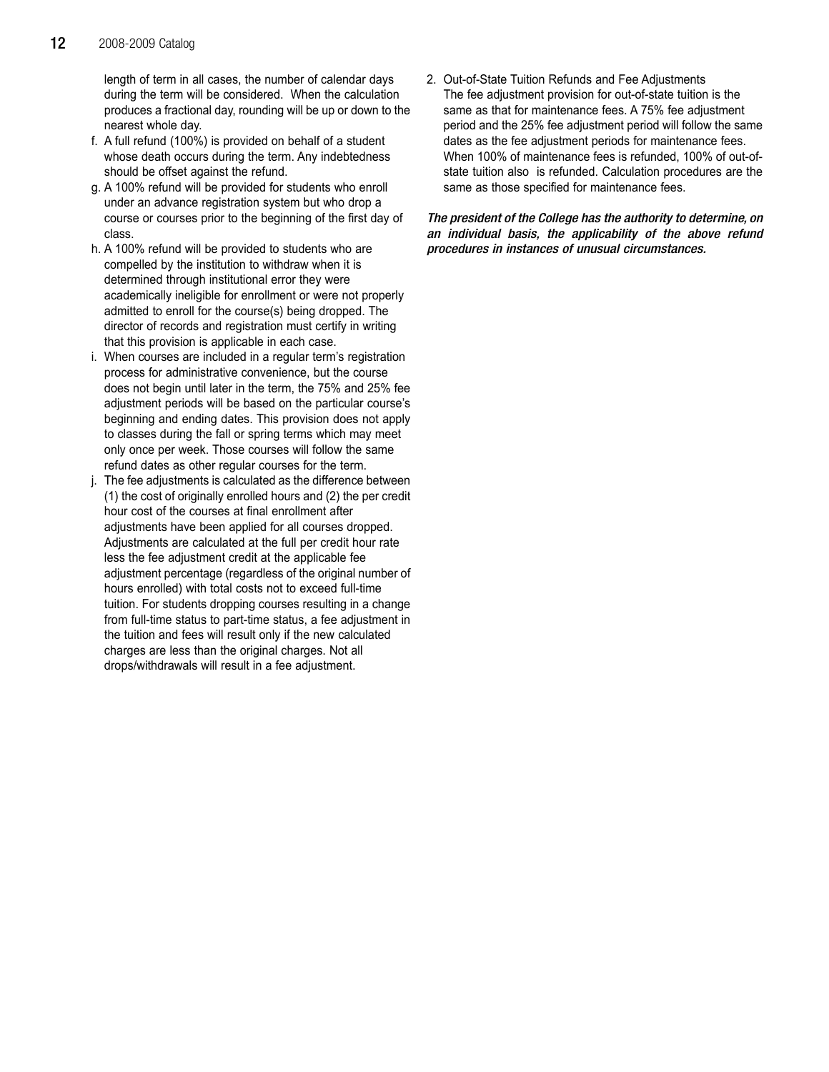length of term in all cases, the number of calendar days during the term will be considered. When the calculation produces a fractional day, rounding will be up or down to the nearest whole day.

f. A full refund (100%) is provided on behalf of a student whose death occurs during the term. Any indebtedness should be offset against the refund.

g. A 100% refund will be provided for students who enroll under an advance registration system but who drop a course or courses prior to the beginning of the first day of class.

h. A 100% refund will be provided to students who are compelled by the institution to withdraw when it is determined through institutional error they were academically ineligible for enrollment or were not properly admitted to enroll for the course(s) being dropped. The director of records and registration must certify in writing that this provision is applicable in each case.

i. When courses are included in a regular term's registration process for administrative convenience, but the course does not begin until later in the term, the 75% and 25% fee adjustment periods will be based on the particular course's beginning and ending dates. This provision does not apply to classes during the fall or spring terms which may meet only once per week. Those courses will follow the same refund dates as other regular courses for the term.

j. The fee adjustments is calculated as the difference between (1) the cost of originally enrolled hours and (2) the per credit hour cost of the courses at final enrollment after adjustments have been applied for all courses dropped. Adjustments are calculated at the full per credit hour rate less the fee adjustment credit at the applicable fee adjustment percentage (regardless of the original number of hours enrolled) with total costs not to exceed full-time tuition. For students dropping courses resulting in a change from full-time status to part-time status, a fee adjustment in the tuition and fees will result only if the new calculated charges are less than the original charges. Not all drops/withdrawals will result in a fee adjustment.

2. Out-of-State Tuition Refunds and Fee Adjustments
The fee adjustment provision for out-of-state tuition is the same as that for maintenance fees. A 75% fee adjustment period and the 25% fee adjustment period will follow the same dates as the fee adjustment periods for maintenance fees. When 100% of maintenance fees is refunded, 100% of out-of-state tuition also is refunded. Calculation procedures are the same as those specified for maintenance fees.

***The president of the College has the authority to determine, on an individual basis, the applicability of the above refund procedures in instances of unusual circumstances.***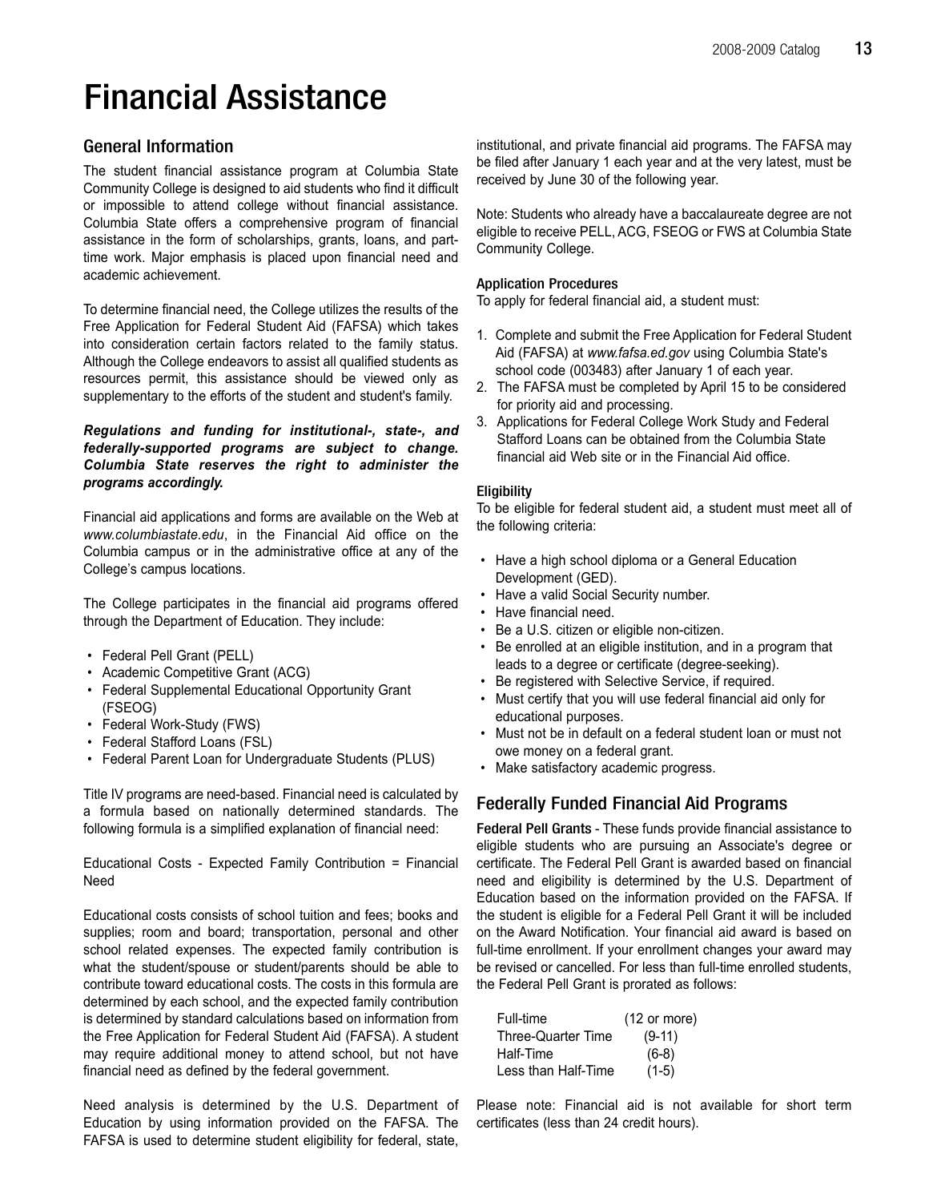# Financial Assistance

## General Information

The student financial assistance program at Columbia State Community College is designed to aid students who find it difficult or impossible to attend college without financial assistance. Columbia State offers a comprehensive program of financial assistance in the form of scholarships, grants, loans, and part-time work. Major emphasis is placed upon financial need and academic achievement.

To determine financial need, the College utilizes the results of the Free Application for Federal Student Aid (FAFSA) which takes into consideration certain factors related to the family status. Although the College endeavors to assist all qualified students as resources permit, this assistance should be viewed only as supplementary to the efforts of the student and student's family.

***Regulations and funding for institutional-, state-, and federally-supported programs are subject to change. Columbia State reserves the right to administer the programs accordingly.***

Financial aid applications and forms are available on the Web at *www.columbiastate.edu*, in the Financial Aid office on the Columbia campus or in the administrative office at any of the College's campus locations.

The College participates in the financial aid programs offered through the Department of Education. They include:

- Federal Pell Grant (PELL)
- Academic Competitive Grant (ACG)
- Federal Supplemental Educational Opportunity Grant (FSEOG)
- Federal Work-Study (FWS)
- Federal Stafford Loans (FSL)
- Federal Parent Loan for Undergraduate Students (PLUS)

Title IV programs are need-based. Financial need is calculated by a formula based on nationally determined standards. The following formula is a simplified explanation of financial need:

Educational Costs - Expected Family Contribution = Financial Need

Educational costs consists of school tuition and fees; books and supplies; room and board; transportation, personal and other school related expenses. The expected family contribution is what the student/spouse or student/parents should be able to contribute toward educational costs. The costs in this formula are determined by each school, and the expected family contribution is determined by standard calculations based on information from the Free Application for Federal Student Aid (FAFSA). A student may require additional money to attend school, but not have financial need as defined by the federal government.

Need analysis is determined by the U.S. Department of Education by using information provided on the FAFSA. The FAFSA is used to determine student eligibility for federal, state, institutional, and private financial aid programs. The FAFSA may be filed after January 1 each year and at the very latest, must be received by June 30 of the following year.

Note: Students who already have a baccalaureate degree are not eligible to receive PELL, ACG, FSEOG or FWS at Columbia State Community College.

### Application Procedures

To apply for federal financial aid, a student must:

1. Complete and submit the Free Application for Federal Student Aid (FAFSA) at *www.fafsa.ed.gov* using Columbia State's school code (003483) after January 1 of each year.
2. The FAFSA must be completed by April 15 to be considered for priority aid and processing.
3. Applications for Federal College Work Study and Federal Stafford Loans can be obtained from the Columbia State financial aid Web site or in the Financial Aid office.

### Eligibility

To be eligible for federal student aid, a student must meet all of the following criteria:

- Have a high school diploma or a General Education Development (GED).
- Have a valid Social Security number.
- Have financial need.
- Be a U.S. citizen or eligible non-citizen.
- Be enrolled at an eligible institution, and in a program that leads to a degree or certificate (degree-seeking).
- Be registered with Selective Service, if required.
- Must certify that you will use federal financial aid only for educational purposes.
- Must not be in default on a federal student loan or must not owe money on a federal grant.
- Make satisfactory academic progress.

## Federally Funded Financial Aid Programs

**Federal Pell Grants** - These funds provide financial assistance to eligible students who are pursuing an Associate's degree or certificate. The Federal Pell Grant is awarded based on financial need and eligibility is determined by the U.S. Department of Education based on the information provided on the FAFSA. If the student is eligible for a Federal Pell Grant it will be included on the Award Notification. Your financial aid award is based on full-time enrollment. If your enrollment changes your award may be revised or cancelled. For less than full-time enrolled students, the Federal Pell Grant is prorated as follows:

| | |
|---|---|
| Full-time | (12 or more) |
| Three-Quarter Time | (9-11) |
| Half-Time | (6-8) |
| Less than Half-Time | (1-5) |

Please note: Financial aid is not available for short term certificates (less than 24 credit hours).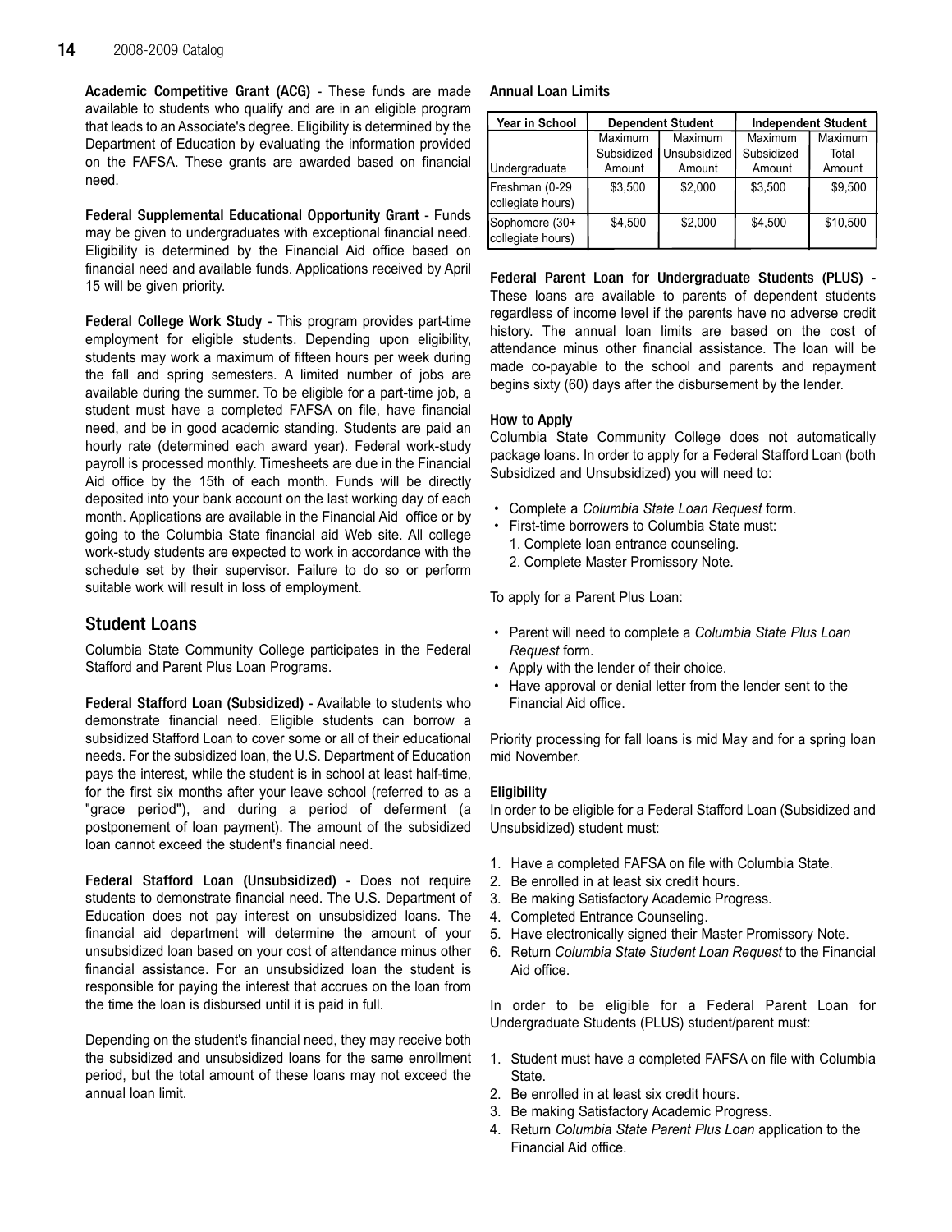**Academic Competitive Grant (ACG)** - These funds are made available to students who qualify and are in an eligible program that leads to an Associate's degree. Eligibility is determined by the Department of Education by evaluating the information provided on the FAFSA. These grants are awarded based on financial need.

**Federal Supplemental Educational Opportunity Grant** - Funds may be given to undergraduates with exceptional financial need. Eligibility is determined by the Financial Aid office based on financial need and available funds. Applications received by April 15 will be given priority.

**Federal College Work Study** - This program provides part-time employment for eligible students. Depending upon eligibility, students may work a maximum of fifteen hours per week during the fall and spring semesters. A limited number of jobs are available during the summer. To be eligible for a part-time job, a student must have a completed FAFSA on file, have financial need, and be in good academic standing. Students are paid an hourly rate (determined each award year). Federal work-study payroll is processed monthly. Timesheets are due in the Financial Aid office by the 15th of each month. Funds will be directly deposited into your bank account on the last working day of each month. Applications are available in the Financial Aid office or by going to the Columbia State financial aid Web site. All college work-study students are expected to work in accordance with the schedule set by their supervisor. Failure to do so or perform suitable work will result in loss of employment.

## Student Loans

Columbia State Community College participates in the Federal Stafford and Parent Plus Loan Programs.

**Federal Stafford Loan (Subsidized)** - Available to students who demonstrate financial need. Eligible students can borrow a subsidized Stafford Loan to cover some or all of their educational needs. For the subsidized loan, the U.S. Department of Education pays the interest, while the student is in school at least half-time, for the first six months after your leave school (referred to as a "grace period"), and during a period of deferment (a postponement of loan payment). The amount of the subsidized loan cannot exceed the student's financial need.

**Federal Stafford Loan (Unsubsidized)** - Does not require students to demonstrate financial need. The U.S. Department of Education does not pay interest on unsubsidized loans. The financial aid department will determine the amount of your unsubsidized loan based on your cost of attendance minus other financial assistance. For an unsubsidized loan the student is responsible for paying the interest that accrues on the loan from the time the loan is disbursed until it is paid in full.

Depending on the student's financial need, they may receive both the subsidized and unsubsidized loans for the same enrollment period, but the total amount of these loans may not exceed the annual loan limit.

**Annual Loan Limits**

| Year in School | Dependent Student | | Independent Student | |
|---|---|---|---|---|
| Undergraduate | Maximum Subsidized Amount | Maximum Unsubsidized Amount | Maximum Subsidized Amount | Maximum Total Amount |
| Freshman (0-29 collegiate hours) | $3,500 | $2,000 | $3,500 | $9,500 |
| Sophomore (30+ collegiate hours) | $4,500 | $2,000 | $4,500 | $10,500 |

**Federal Parent Loan for Undergraduate Students (PLUS)** - These loans are available to parents of dependent students regardless of income level if the parents have no adverse credit history. The annual loan limits are based on the cost of attendance minus other financial assistance. The loan will be made co-payable to the school and parents and repayment begins sixty (60) days after the disbursement by the lender.

### How to Apply

Columbia State Community College does not automatically package loans. In order to apply for a Federal Stafford Loan (both Subsidized and Unsubsidized) you will need to:

- Complete a *Columbia State Loan Request* form.
- First-time borrowers to Columbia State must:
  1. Complete loan entrance counseling.
  2. Complete Master Promissory Note.

To apply for a Parent Plus Loan:

- Parent will need to complete a *Columbia State Plus Loan Request* form.
- Apply with the lender of their choice.
- Have approval or denial letter from the lender sent to the Financial Aid office.

Priority processing for fall loans is mid May and for a spring loan mid November.

### Eligibility

In order to be eligible for a Federal Stafford Loan (Subsidized and Unsubsidized) student must:

1. Have a completed FAFSA on file with Columbia State.
2. Be enrolled in at least six credit hours.
3. Be making Satisfactory Academic Progress.
4. Completed Entrance Counseling.
5. Have electronically signed their Master Promissory Note.
6. Return *Columbia State Student Loan Request* to the Financial Aid office.

In order to be eligible for a Federal Parent Loan for Undergraduate Students (PLUS) student/parent must:

1. Student must have a completed FAFSA on file with Columbia State.
2. Be enrolled in at least six credit hours.
3. Be making Satisfactory Academic Progress.
4. Return *Columbia State Parent Plus Loan* application to the Financial Aid office.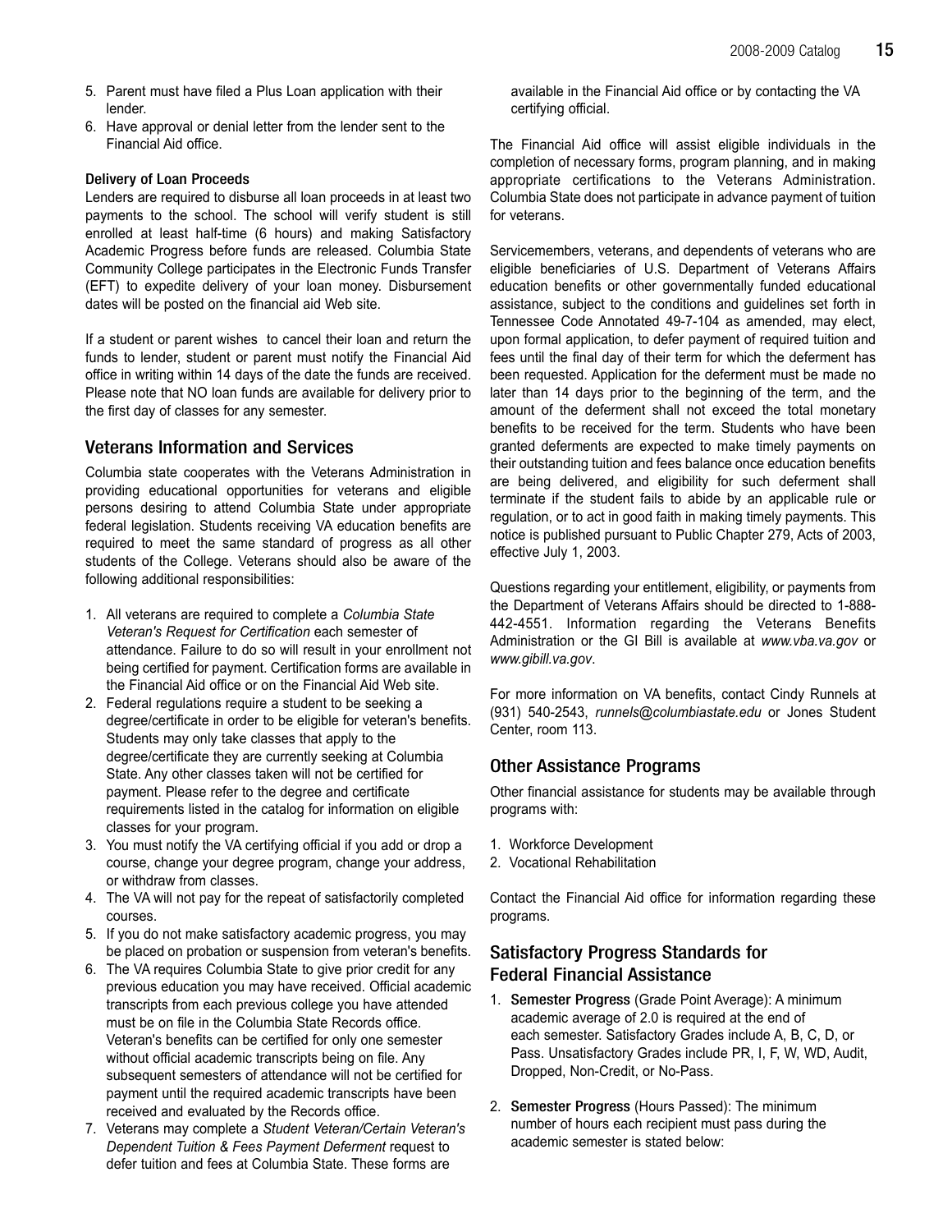5. Parent must have filed a Plus Loan application with their lender.
6. Have approval or denial letter from the lender sent to the Financial Aid office.

#### Delivery of Loan Proceeds

Lenders are required to disburse all loan proceeds in at least two payments to the school. The school will verify student is still enrolled at least half-time (6 hours) and making Satisfactory Academic Progress before funds are released. Columbia State Community College participates in the Electronic Funds Transfer (EFT) to expedite delivery of your loan money. Disbursement dates will be posted on the financial aid Web site.

If a student or parent wishes to cancel their loan and return the funds to lender, student or parent must notify the Financial Aid office in writing within 14 days of the date the funds are received. Please note that NO loan funds are available for delivery prior to the first day of classes for any semester.

### Veterans Information and Services

Columbia state cooperates with the Veterans Administration in providing educational opportunities for veterans and eligible persons desiring to attend Columbia State under appropriate federal legislation. Students receiving VA education benefits are required to meet the same standard of progress as all other students of the College. Veterans should also be aware of the following additional responsibilities:

1. All veterans are required to complete a *Columbia State Veteran's Request for Certification* each semester of attendance. Failure to do so will result in your enrollment not being certified for payment. Certification forms are available in the Financial Aid office or on the Financial Aid Web site.
2. Federal regulations require a student to be seeking a degree/certificate in order to be eligible for veteran's benefits. Students may only take classes that apply to the degree/certificate they are currently seeking at Columbia State. Any other classes taken will not be certified for payment. Please refer to the degree and certificate requirements listed in the catalog for information on eligible classes for your program.
3. You must notify the VA certifying official if you add or drop a course, change your degree program, change your address, or withdraw from classes.
4. The VA will not pay for the repeat of satisfactorily completed courses.
5. If you do not make satisfactory academic progress, you may be placed on probation or suspension from veteran's benefits.
6. The VA requires Columbia State to give prior credit for any previous education you may have received. Official academic transcripts from each previous college you have attended must be on file in the Columbia State Records office. Veteran's benefits can be certified for only one semester without official academic transcripts being on file. Any subsequent semesters of attendance will not be certified for payment until the required academic transcripts have been received and evaluated by the Records office.
7. Veterans may complete a *Student Veteran/Certain Veteran's Dependent Tuition & Fees Payment Deferment* request to defer tuition and fees at Columbia State. These forms are available in the Financial Aid office or by contacting the VA certifying official.

The Financial Aid office will assist eligible individuals in the completion of necessary forms, program planning, and in making appropriate certifications to the Veterans Administration. Columbia State does not participate in advance payment of tuition for veterans.

Servicemembers, veterans, and dependents of veterans who are eligible beneficiaries of U.S. Department of Veterans Affairs education benefits or other governmentally funded educational assistance, subject to the conditions and guidelines set forth in Tennessee Code Annotated 49-7-104 as amended, may elect, upon formal application, to defer payment of required tuition and fees until the final day of their term for which the deferment has been requested. Application for the deferment must be made no later than 14 days prior to the beginning of the term, and the amount of the deferment shall not exceed the total monetary benefits to be received for the term. Students who have been granted deferments are expected to make timely payments on their outstanding tuition and fees balance once education benefits are being delivered, and eligibility for such deferment shall terminate if the student fails to abide by an applicable rule or regulation, or to act in good faith in making timely payments. This notice is published pursuant to Public Chapter 279, Acts of 2003, effective July 1, 2003.

Questions regarding your entitlement, eligibility, or payments from the Department of Veterans Affairs should be directed to 1-888-442-4551. Information regarding the Veterans Benefits Administration or the GI Bill is available at *www.vba.va.gov* or *www.gibill.va.gov*.

For more information on VA benefits, contact Cindy Runnels at (931) 540-2543, *runnels@columbiastate.edu* or Jones Student Center, room 113.

### Other Assistance Programs

Other financial assistance for students may be available through programs with:

1. Workforce Development
2. Vocational Rehabilitation

Contact the Financial Aid office for information regarding these programs.

### Satisfactory Progress Standards for Federal Financial Assistance

1. **Semester Progress** (Grade Point Average): A minimum academic average of 2.0 is required at the end of each semester. Satisfactory Grades include A, B, C, D, or Pass. Unsatisfactory Grades include PR, I, F, W, WD, Audit, Dropped, Non-Credit, or No-Pass.

2. **Semester Progress** (Hours Passed): The minimum number of hours each recipient must pass during the academic semester is stated below: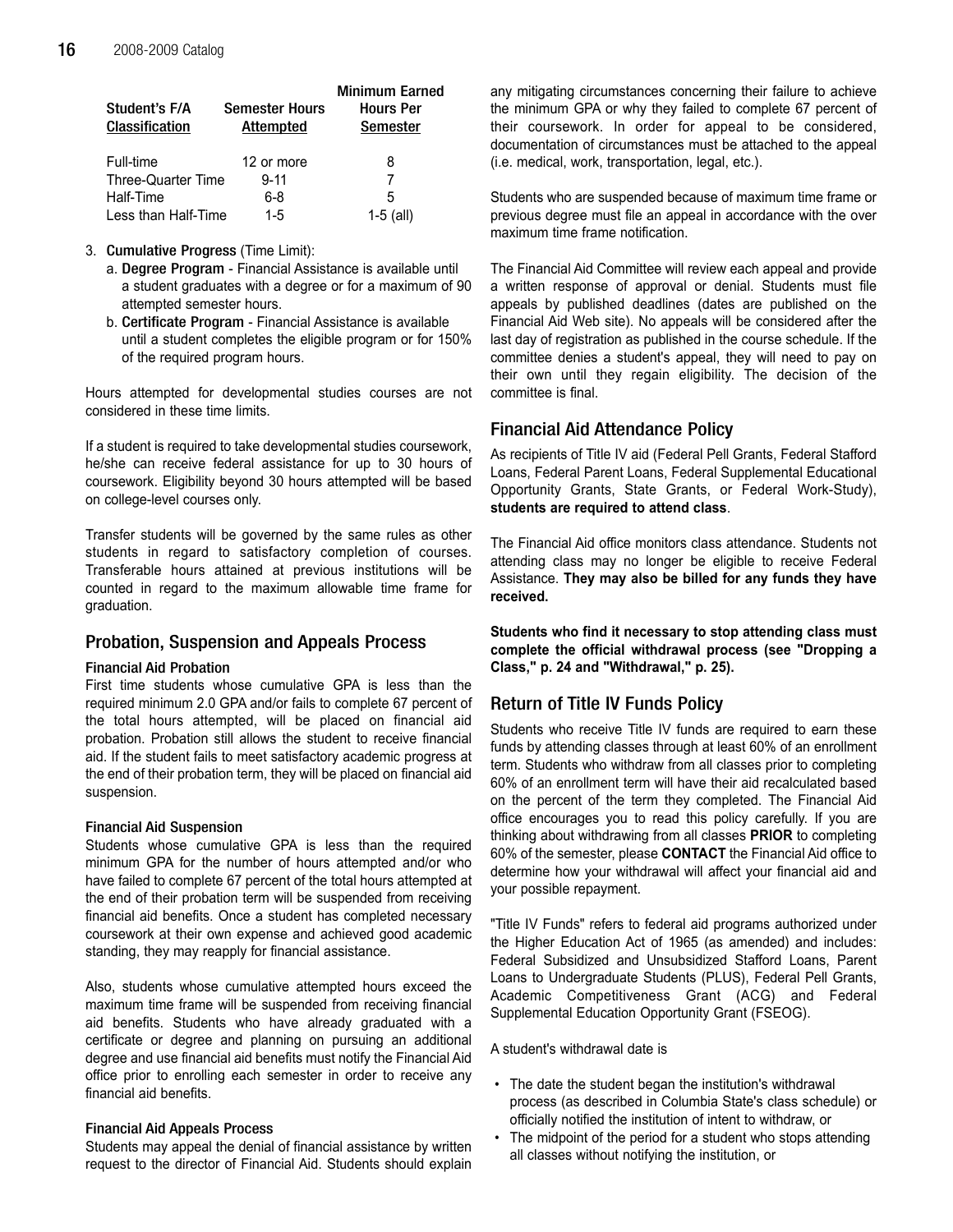| Student's F/A Classification | Semester Hours Attempted | Minimum Earned Hours Per Semester |
|---|---|---|
| Full-time | 12 or more | 8 |
| Three-Quarter Time | 9-11 | 7 |
| Half-Time | 6-8 | 5 |
| Less than Half-Time | 1-5 | 1-5 (all) |

3. **Cumulative Progress** (Time Limit):
   a. **Degree Program** - Financial Assistance is available until a student graduates with a degree or for a maximum of 90 attempted semester hours.
   b. **Certificate Program** - Financial Assistance is available until a student completes the eligible program or for 150% of the required program hours.

Hours attempted for developmental studies courses are not considered in these time limits.

If a student is required to take developmental studies coursework, he/she can receive federal assistance for up to 30 hours of coursework. Eligibility beyond 30 hours attempted will be based on college-level courses only.

Transfer students will be governed by the same rules as other students in regard to satisfactory completion of courses. Transferable hours attained at previous institutions will be counted in regard to the maximum allowable time frame for graduation.

## Probation, Suspension and Appeals Process

### Financial Aid Probation

First time students whose cumulative GPA is less than the required minimum 2.0 GPA and/or fails to complete 67 percent of the total hours attempted, will be placed on financial aid probation. Probation still allows the student to receive financial aid. If the student fails to meet satisfactory academic progress at the end of their probation term, they will be placed on financial aid suspension.

### Financial Aid Suspension

Students whose cumulative GPA is less than the required minimum GPA for the number of hours attempted and/or who have failed to complete 67 percent of the total hours attempted at the end of their probation term will be suspended from receiving financial aid benefits. Once a student has completed necessary coursework at their own expense and achieved good academic standing, they may reapply for financial assistance.

Also, students whose cumulative attempted hours exceed the maximum time frame will be suspended from receiving financial aid benefits. Students who have already graduated with a certificate or degree and planning on pursuing an additional degree and use financial aid benefits must notify the Financial Aid office prior to enrolling each semester in order to receive any financial aid benefits.

### Financial Aid Appeals Process

Students may appeal the denial of financial assistance by written request to the director of Financial Aid. Students should explain any mitigating circumstances concerning their failure to achieve the minimum GPA or why they failed to complete 67 percent of their coursework. In order for appeal to be considered, documentation of circumstances must be attached to the appeal (i.e. medical, work, transportation, legal, etc.).

Students who are suspended because of maximum time frame or previous degree must file an appeal in accordance with the over maximum time frame notification.

The Financial Aid Committee will review each appeal and provide a written response of approval or denial. Students must file appeals by published deadlines (dates are published on the Financial Aid Web site). No appeals will be considered after the last day of registration as published in the course schedule. If the committee denies a student's appeal, they will need to pay on their own until they regain eligibility. The decision of the committee is final.

## Financial Aid Attendance Policy

As recipients of Title IV aid (Federal Pell Grants, Federal Stafford Loans, Federal Parent Loans, Federal Supplemental Educational Opportunity Grants, State Grants, or Federal Work-Study), **students are required to attend class**.

The Financial Aid office monitors class attendance. Students not attending class may no longer be eligible to receive Federal Assistance. **They may also be billed for any funds they have received.**

**Students who find it necessary to stop attending class must complete the official withdrawal process (see "Dropping a Class," p. 24 and "Withdrawal," p. 25).**

## Return of Title IV Funds Policy

Students who receive Title IV funds are required to earn these funds by attending classes through at least 60% of an enrollment term. Students who withdraw from all classes prior to completing 60% of an enrollment term will have their aid recalculated based on the percent of the term they completed. The Financial Aid office encourages you to read this policy carefully. If you are thinking about withdrawing from all classes **PRIOR** to completing 60% of the semester, please **CONTACT** the Financial Aid office to determine how your withdrawal will affect your financial aid and your possible repayment.

"Title IV Funds" refers to federal aid programs authorized under the Higher Education Act of 1965 (as amended) and includes: Federal Subsidized and Unsubsidized Stafford Loans, Parent Loans to Undergraduate Students (PLUS), Federal Pell Grants, Academic Competitiveness Grant (ACG) and Federal Supplemental Education Opportunity Grant (FSEOG).

A student's withdrawal date is

- The date the student began the institution's withdrawal process (as described in Columbia State's class schedule) or officially notified the institution of intent to withdraw, or
- The midpoint of the period for a student who stops attending all classes without notifying the institution, or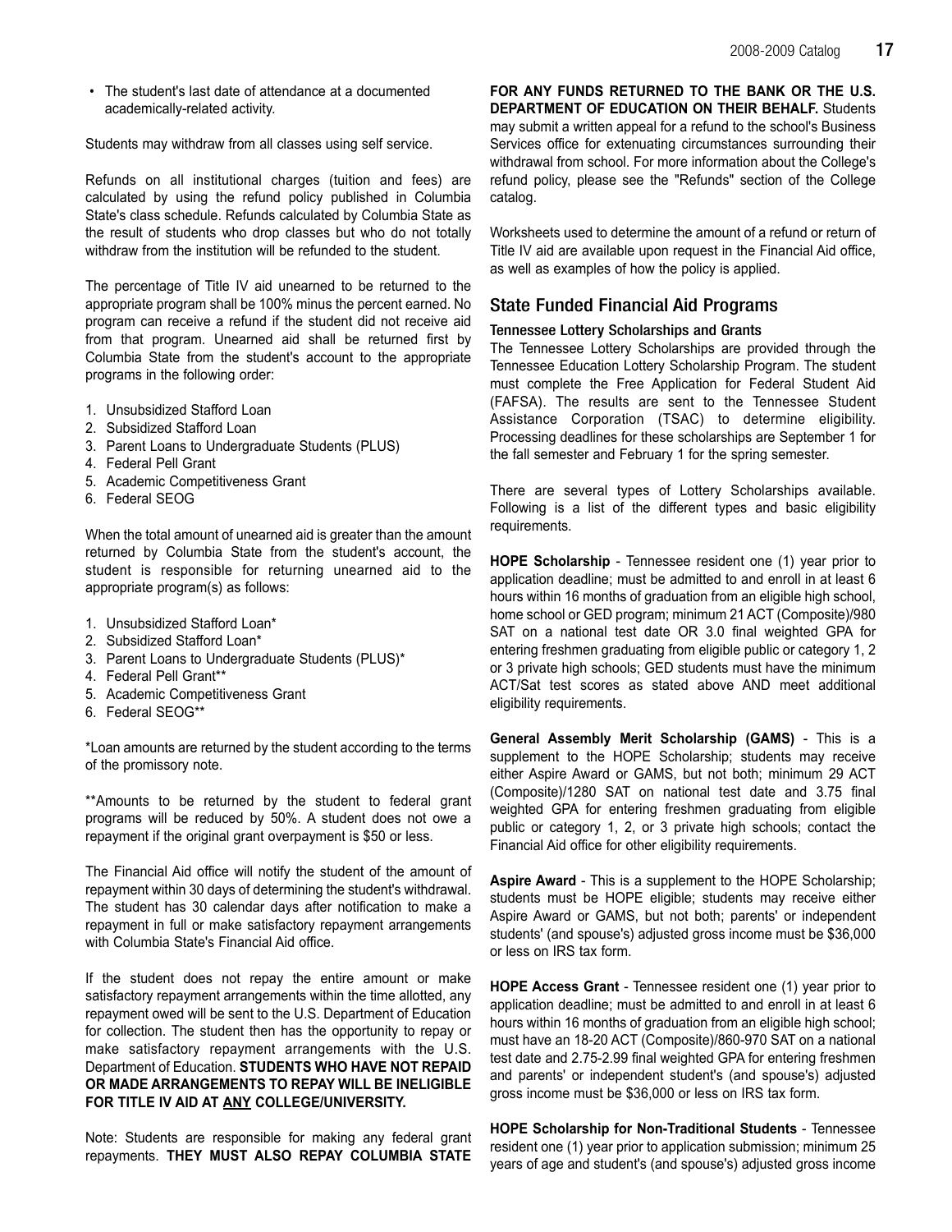- The student's last date of attendance at a documented academically-related activity.

Students may withdraw from all classes using self service.

Refunds on all institutional charges (tuition and fees) are calculated by using the refund policy published in Columbia State's class schedule. Refunds calculated by Columbia State as the result of students who drop classes but who do not totally withdraw from the institution will be refunded to the student.

The percentage of Title IV aid unearned to be returned to the appropriate program shall be 100% minus the percent earned. No program can receive a refund if the student did not receive aid from that program. Unearned aid shall be returned first by Columbia State from the student's account to the appropriate programs in the following order:

1. Unsubsidized Stafford Loan
2. Subsidized Stafford Loan
3. Parent Loans to Undergraduate Students (PLUS)
4. Federal Pell Grant
5. Academic Competitiveness Grant
6. Federal SEOG

When the total amount of unearned aid is greater than the amount returned by Columbia State from the student's account, the student is responsible for returning unearned aid to the appropriate program(s) as follows:

1. Unsubsidized Stafford Loan*
2. Subsidized Stafford Loan*
3. Parent Loans to Undergraduate Students (PLUS)*
4. Federal Pell Grant**
5. Academic Competitiveness Grant
6. Federal SEOG**

*Loan amounts are returned by the student according to the terms of the promissory note.

**Amounts to be returned by the student to federal grant programs will be reduced by 50%. A student does not owe a repayment if the original grant overpayment is $50 or less.

The Financial Aid office will notify the student of the amount of repayment within 30 days of determining the student's withdrawal. The student has 30 calendar days after notification to make a repayment in full or make satisfactory repayment arrangements with Columbia State's Financial Aid office.

If the student does not repay the entire amount or make satisfactory repayment arrangements within the time allotted, any repayment owed will be sent to the U.S. Department of Education for collection. The student then has the opportunity to repay or make satisfactory repayment arrangements with the U.S. Department of Education. **STUDENTS WHO HAVE NOT REPAID OR MADE ARRANGEMENTS TO REPAY WILL BE INELIGIBLE FOR TITLE IV AID AT ANY COLLEGE/UNIVERSITY.**

Note: Students are responsible for making any federal grant repayments. **THEY MUST ALSO REPAY COLUMBIA STATE FOR ANY FUNDS RETURNED TO THE BANK OR THE U.S. DEPARTMENT OF EDUCATION ON THEIR BEHALF.** Students may submit a written appeal for a refund to the school's Business Services office for extenuating circumstances surrounding their withdrawal from school. For more information about the College's refund policy, please see the "Refunds" section of the College catalog.

Worksheets used to determine the amount of a refund or return of Title IV aid are available upon request in the Financial Aid office, as well as examples of how the policy is applied.

## State Funded Financial Aid Programs

### Tennessee Lottery Scholarships and Grants

The Tennessee Lottery Scholarships are provided through the Tennessee Education Lottery Scholarship Program. The student must complete the Free Application for Federal Student Aid (FAFSA). The results are sent to the Tennessee Student Assistance Corporation (TSAC) to determine eligibility. Processing deadlines for these scholarships are September 1 for the fall semester and February 1 for the spring semester.

There are several types of Lottery Scholarships available. Following is a list of the different types and basic eligibility requirements.

**HOPE Scholarship** - Tennessee resident one (1) year prior to application deadline; must be admitted to and enroll in at least 6 hours within 16 months of graduation from an eligible high school, home school or GED program; minimum 21 ACT (Composite)/980 SAT on a national test date OR 3.0 final weighted GPA for entering freshmen graduating from eligible public or category 1, 2 or 3 private high schools; GED students must have the minimum ACT/Sat test scores as stated above AND meet additional eligibility requirements.

**General Assembly Merit Scholarship (GAMS)** - This is a supplement to the HOPE Scholarship; students may receive either Aspire Award or GAMS, but not both; minimum 29 ACT (Composite)/1280 SAT on national test date and 3.75 final weighted GPA for entering freshmen graduating from eligible public or category 1, 2, or 3 private high schools; contact the Financial Aid office for other eligibility requirements.

**Aspire Award** - This is a supplement to the HOPE Scholarship; students must be HOPE eligible; students may receive either Aspire Award or GAMS, but not both; parents' or independent students' (and spouse's) adjusted gross income must be $36,000 or less on IRS tax form.

**HOPE Access Grant** - Tennessee resident one (1) year prior to application deadline; must be admitted to and enroll in at least 6 hours within 16 months of graduation from an eligible high school; must have an 18-20 ACT (Composite)/860-970 SAT on a national test date and 2.75-2.99 final weighted GPA for entering freshmen and parents' or independent student's (and spouse's) adjusted gross income must be $36,000 or less on IRS tax form.

**HOPE Scholarship for Non-Traditional Students** - Tennessee resident one (1) year prior to application submission; minimum 25 years of age and student's (and spouse's) adjusted gross income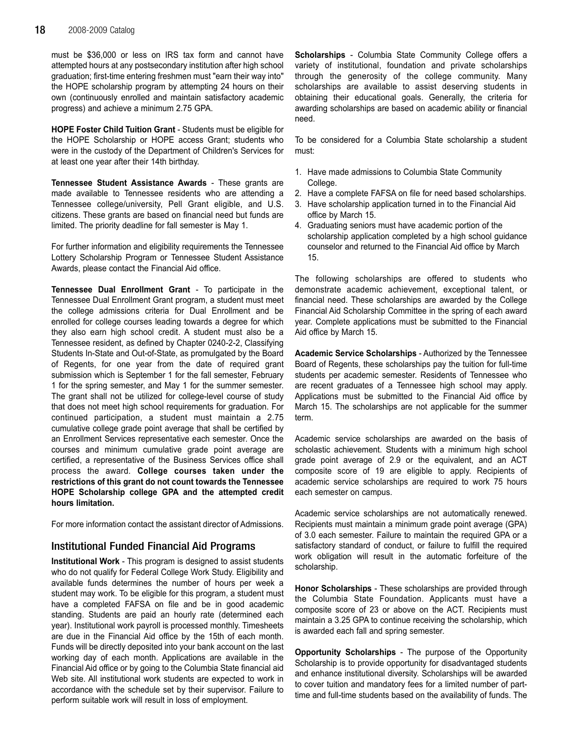must be $36,000 or less on IRS tax form and cannot have attempted hours at any postsecondary institution after high school graduation; first-time entering freshmen must "earn their way into" the HOPE scholarship program by attempting 24 hours on their own (continuously enrolled and maintain satisfactory academic progress) and achieve a minimum 2.75 GPA.

**HOPE Foster Child Tuition Grant** - Students must be eligible for the HOPE Scholarship or HOPE access Grant; students who were in the custody of the Department of Children's Services for at least one year after their 14th birthday.

**Tennessee Student Assistance Awards** - These grants are made available to Tennessee residents who are attending a Tennessee college/university, Pell Grant eligible, and U.S. citizens. These grants are based on financial need but funds are limited. The priority deadline for fall semester is May 1.

For further information and eligibility requirements the Tennessee Lottery Scholarship Program or Tennessee Student Assistance Awards, please contact the Financial Aid office.

**Tennessee Dual Enrollment Grant** - To participate in the Tennessee Dual Enrollment Grant program, a student must meet the college admissions criteria for Dual Enrollment and be enrolled for college courses leading towards a degree for which they also earn high school credit. A student must also be a Tennessee resident, as defined by Chapter 0240-2-2, Classifying Students In-State and Out-of-State, as promulgated by the Board of Regents, for one year from the date of required grant submission which is September 1 for the fall semester, February 1 for the spring semester, and May 1 for the summer semester. The grant shall not be utilized for college-level course of study that does not meet high school requirements for graduation. For continued participation, a student must maintain a 2.75 cumulative college grade point average that shall be certified by an Enrollment Services representative each semester. Once the courses and minimum cumulative grade point average are certified, a representative of the Business Services office shall process the award. **College courses taken under the restrictions of this grant do not count towards the Tennessee HOPE Scholarship college GPA and the attempted credit hours limitation.**

For more information contact the assistant director of Admissions.

## Institutional Funded Financial Aid Programs

**Institutional Work** - This program is designed to assist students who do not qualify for Federal College Work Study. Eligibility and available funds determines the number of hours per week a student may work. To be eligible for this program, a student must have a completed FAFSA on file and be in good academic standing. Students are paid an hourly rate (determined each year). Institutional work payroll is processed monthly. Timesheets are due in the Financial Aid office by the 15th of each month. Funds will be directly deposited into your bank account on the last working day of each month. Applications are available in the Financial Aid office or by going to the Columbia State financial aid Web site. All institutional work students are expected to work in accordance with the schedule set by their supervisor. Failure to perform suitable work will result in loss of employment.

**Scholarships** - Columbia State Community College offers a variety of institutional, foundation and private scholarships through the generosity of the college community. Many scholarships are available to assist deserving students in obtaining their educational goals. Generally, the criteria for awarding scholarships are based on academic ability or financial need.

To be considered for a Columbia State scholarship a student must:

1. Have made admissions to Columbia State Community College.
2. Have a complete FAFSA on file for need based scholarships.
3. Have scholarship application turned in to the Financial Aid office by March 15.
4. Graduating seniors must have academic portion of the scholarship application completed by a high school guidance counselor and returned to the Financial Aid office by March 15.

The following scholarships are offered to students who demonstrate academic achievement, exceptional talent, or financial need. These scholarships are awarded by the College Financial Aid Scholarship Committee in the spring of each award year. Complete applications must be submitted to the Financial Aid office by March 15.

**Academic Service Scholarships** - Authorized by the Tennessee Board of Regents, these scholarships pay the tuition for full-time students per academic semester. Residents of Tennessee who are recent graduates of a Tennessee high school may apply. Applications must be submitted to the Financial Aid office by March 15. The scholarships are not applicable for the summer term.

Academic service scholarships are awarded on the basis of scholastic achievement. Students with a minimum high school grade point average of 2.9 or the equivalent, and an ACT composite score of 19 are eligible to apply. Recipients of academic service scholarships are required to work 75 hours each semester on campus.

Academic service scholarships are not automatically renewed. Recipients must maintain a minimum grade point average (GPA) of 3.0 each semester. Failure to maintain the required GPA or a satisfactory standard of conduct, or failure to fulfill the required work obligation will result in the automatic forfeiture of the scholarship.

**Honor Scholarships** - These scholarships are provided through the Columbia State Foundation. Applicants must have a composite score of 23 or above on the ACT. Recipients must maintain a 3.25 GPA to continue receiving the scholarship, which is awarded each fall and spring semester.

**Opportunity Scholarships** - The purpose of the Opportunity Scholarship is to provide opportunity for disadvantaged students and enhance institutional diversity. Scholarships will be awarded to cover tuition and mandatory fees for a limited number of part-time and full-time students based on the availability of funds. The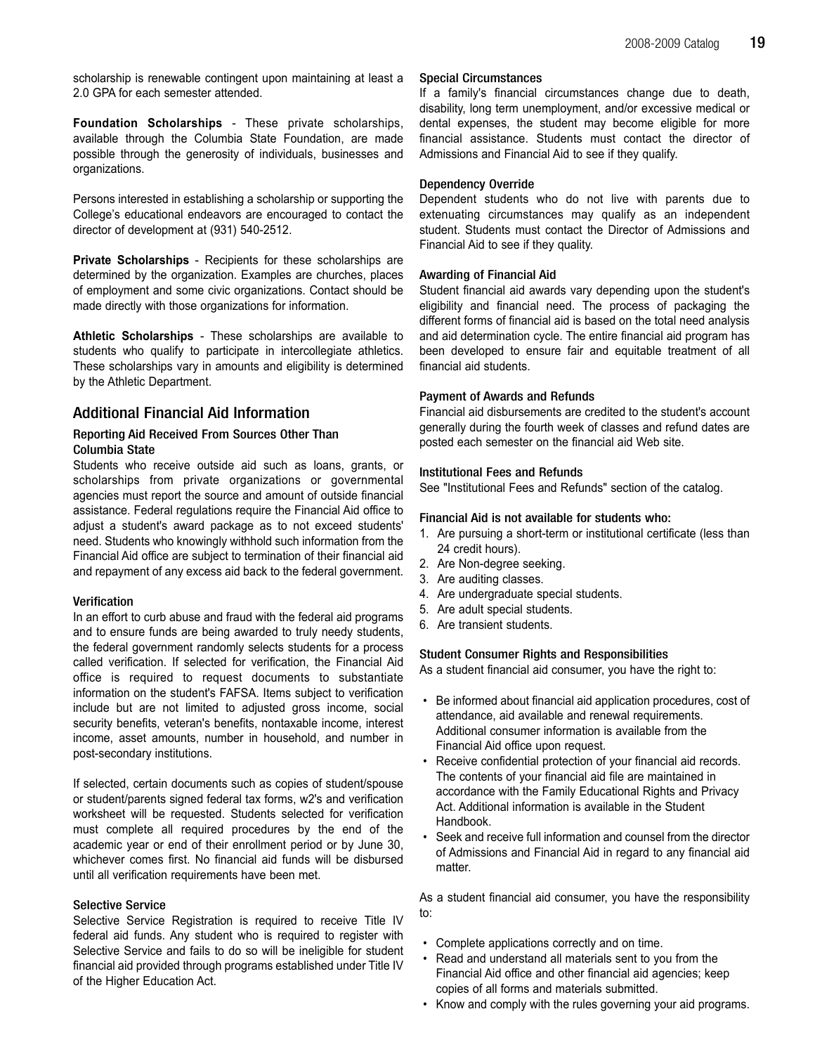scholarship is renewable contingent upon maintaining at least a 2.0 GPA for each semester attended.

**Foundation Scholarships** - These private scholarships, available through the Columbia State Foundation, are made possible through the generosity of individuals, businesses and organizations.

Persons interested in establishing a scholarship or supporting the College's educational endeavors are encouraged to contact the director of development at (931) 540-2512.

**Private Scholarships** - Recipients for these scholarships are determined by the organization. Examples are churches, places of employment and some civic organizations. Contact should be made directly with those organizations for information.

**Athletic Scholarships** - These scholarships are available to students who qualify to participate in intercollegiate athletics. These scholarships vary in amounts and eligibility is determined by the Athletic Department.

## Additional Financial Aid Information

### Reporting Aid Received From Sources Other Than Columbia State

Students who receive outside aid such as loans, grants, or scholarships from private organizations or governmental agencies must report the source and amount of outside financial assistance. Federal regulations require the Financial Aid office to adjust a student's award package as to not exceed students' need. Students who knowingly withhold such information from the Financial Aid office are subject to termination of their financial aid and repayment of any excess aid back to the federal government.

### Verification

In an effort to curb abuse and fraud with the federal aid programs and to ensure funds are being awarded to truly needy students, the federal government randomly selects students for a process called verification. If selected for verification, the Financial Aid office is required to request documents to substantiate information on the student's FAFSA. Items subject to verification include but are not limited to adjusted gross income, social security benefits, veteran's benefits, nontaxable income, interest income, asset amounts, number in household, and number in post-secondary institutions.

If selected, certain documents such as copies of student/spouse or student/parents signed federal tax forms, w2's and verification worksheet will be requested. Students selected for verification must complete all required procedures by the end of the academic year or end of their enrollment period or by June 30, whichever comes first. No financial aid funds will be disbursed until all verification requirements have been met.

### Selective Service

Selective Service Registration is required to receive Title IV federal aid funds. Any student who is required to register with Selective Service and fails to do so will be ineligible for student financial aid provided through programs established under Title IV of the Higher Education Act.

### Special Circumstances

If a family's financial circumstances change due to death, disability, long term unemployment, and/or excessive medical or dental expenses, the student may become eligible for more financial assistance. Students must contact the director of Admissions and Financial Aid to see if they qualify.

### Dependency Override

Dependent students who do not live with parents due to extenuating circumstances may qualify as an independent student. Students must contact the Director of Admissions and Financial Aid to see if they quality.

### Awarding of Financial Aid

Student financial aid awards vary depending upon the student's eligibility and financial need. The process of packaging the different forms of financial aid is based on the total need analysis and aid determination cycle. The entire financial aid program has been developed to ensure fair and equitable treatment of all financial aid students.

### Payment of Awards and Refunds

Financial aid disbursements are credited to the student's account generally during the fourth week of classes and refund dates are posted each semester on the financial aid Web site.

### Institutional Fees and Refunds

See "Institutional Fees and Refunds" section of the catalog.

### Financial Aid is not available for students who:

1. Are pursuing a short-term or institutional certificate (less than 24 credit hours).
2. Are Non-degree seeking.
3. Are auditing classes.
4. Are undergraduate special students.
5. Are adult special students.
6. Are transient students.

### Student Consumer Rights and Responsibilities

As a student financial aid consumer, you have the right to:

- Be informed about financial aid application procedures, cost of attendance, aid available and renewal requirements. Additional consumer information is available from the Financial Aid office upon request.
- Receive confidential protection of your financial aid records. The contents of your financial aid file are maintained in accordance with the Family Educational Rights and Privacy Act. Additional information is available in the Student Handbook.
- Seek and receive full information and counsel from the director of Admissions and Financial Aid in regard to any financial aid matter.

As a student financial aid consumer, you have the responsibility to:

- Complete applications correctly and on time.
- Read and understand all materials sent to you from the Financial Aid office and other financial aid agencies; keep copies of all forms and materials submitted.
- Know and comply with the rules governing your aid programs.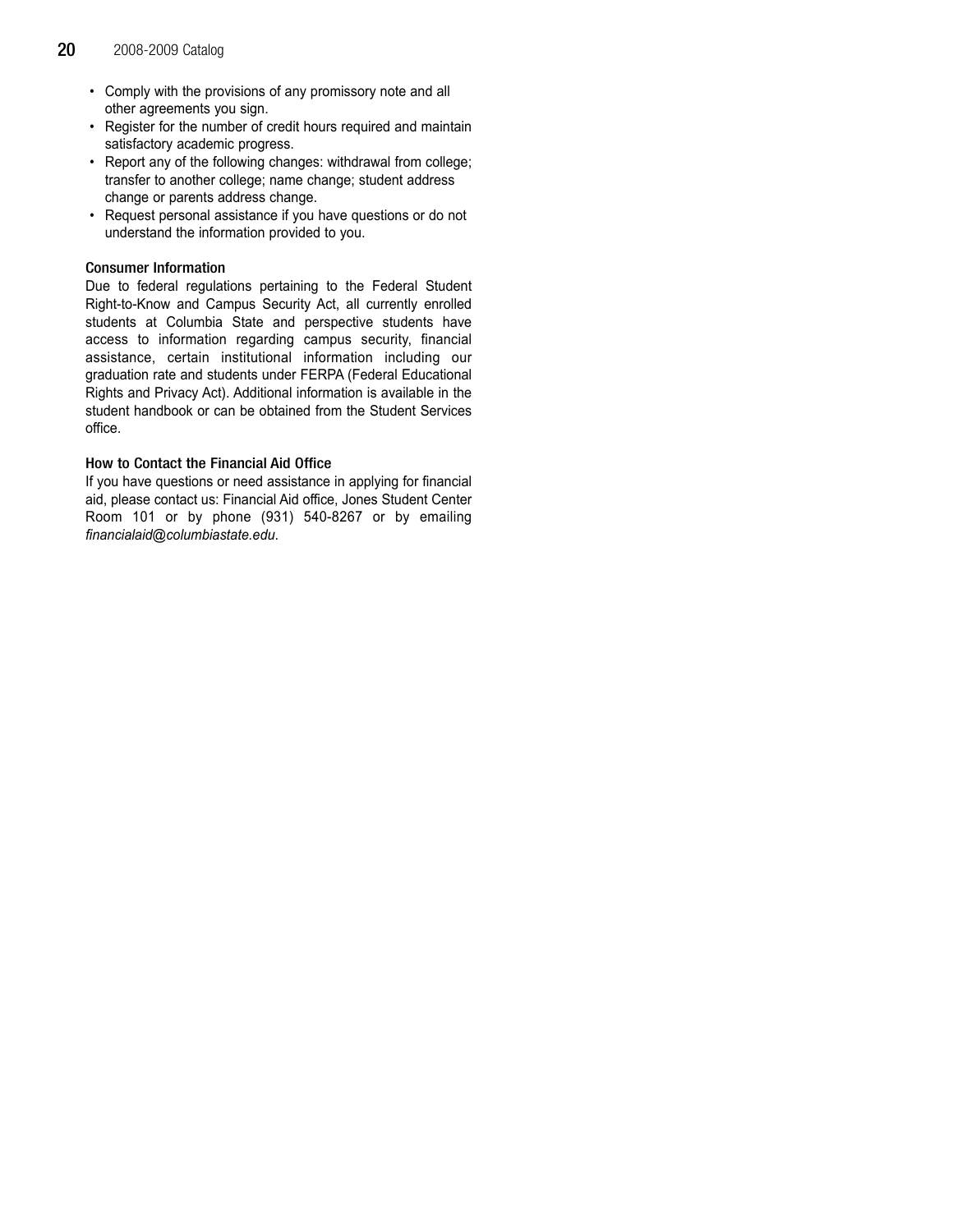- Comply with the provisions of any promissory note and all other agreements you sign.
- Register for the number of credit hours required and maintain satisfactory academic progress.
- Report any of the following changes: withdrawal from college; transfer to another college; name change; student address change or parents address change.
- Request personal assistance if you have questions or do not understand the information provided to you.

### Consumer Information

Due to federal regulations pertaining to the Federal Student Right-to-Know and Campus Security Act, all currently enrolled students at Columbia State and perspective students have access to information regarding campus security, financial assistance, certain institutional information including our graduation rate and students under FERPA (Federal Educational Rights and Privacy Act). Additional information is available in the student handbook or can be obtained from the Student Services office.

### How to Contact the Financial Aid Office

If you have questions or need assistance in applying for financial aid, please contact us: Financial Aid office, Jones Student Center Room 101 or by phone (931) 540-8267 or by emailing *financialaid@columbiastate.edu*.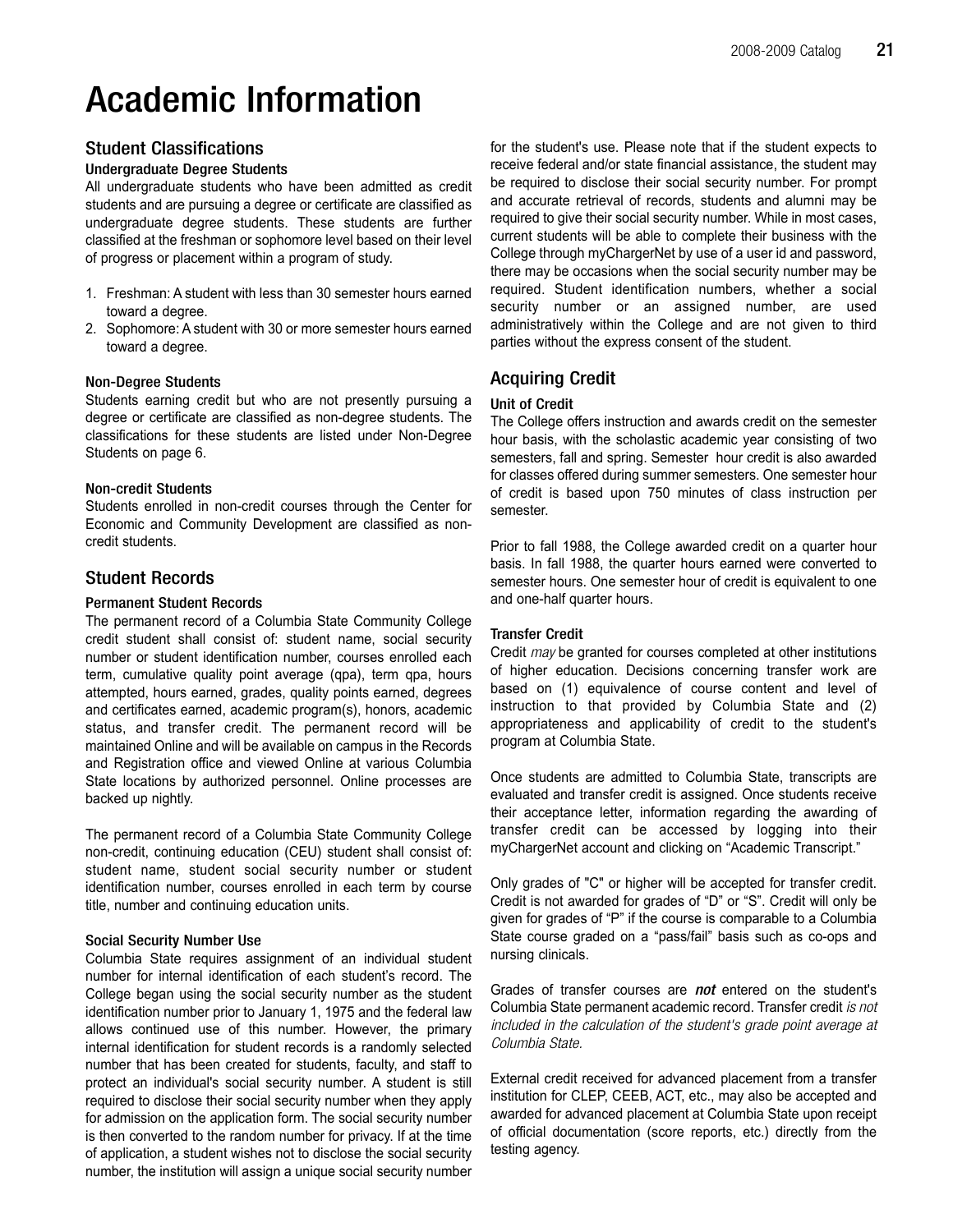# Academic Information

## Student Classifications

### Undergraduate Degree Students

All undergraduate students who have been admitted as credit students and are pursuing a degree or certificate are classified as undergraduate degree students. These students are further classified at the freshman or sophomore level based on their level of progress or placement within a program of study.

1. Freshman: A student with less than 30 semester hours earned toward a degree.
2. Sophomore: A student with 30 or more semester hours earned toward a degree.

### Non-Degree Students

Students earning credit but who are not presently pursuing a degree or certificate are classified as non-degree students. The classifications for these students are listed under Non-Degree Students on page 6.

### Non-credit Students

Students enrolled in non-credit courses through the Center for Economic and Community Development are classified as non-credit students.

## Student Records

### Permanent Student Records

The permanent record of a Columbia State Community College credit student shall consist of: student name, social security number or student identification number, courses enrolled each term, cumulative quality point average (qpa), term qpa, hours attempted, hours earned, grades, quality points earned, degrees and certificates earned, academic program(s), honors, academic status, and transfer credit. The permanent record will be maintained Online and will be available on campus in the Records and Registration office and viewed Online at various Columbia State locations by authorized personnel. Online processes are backed up nightly.

The permanent record of a Columbia State Community College non-credit, continuing education (CEU) student shall consist of: student name, student social security number or student identification number, courses enrolled in each term by course title, number and continuing education units.

### Social Security Number Use

Columbia State requires assignment of an individual student number for internal identification of each student's record. The College began using the social security number as the student identification number prior to January 1, 1975 and the federal law allows continued use of this number. However, the primary internal identification for student records is a randomly selected number that has been created for students, faculty, and staff to protect an individual's social security number. A student is still required to disclose their social security number when they apply for admission on the application form. The social security number is then converted to the random number for privacy. If at the time of application, a student wishes not to disclose the social security number, the institution will assign a unique social security number for the student's use. Please note that if the student expects to receive federal and/or state financial assistance, the student may be required to disclose their social security number. For prompt and accurate retrieval of records, students and alumni may be required to give their social security number. While in most cases, current students will be able to complete their business with the College through myChargerNet by use of a user id and password, there may be occasions when the social security number may be required. Student identification numbers, whether a social security number or an assigned number, are used administratively within the College and are not given to third parties without the express consent of the student.

## Acquiring Credit

### Unit of Credit

The College offers instruction and awards credit on the semester hour basis, with the scholastic academic year consisting of two semesters, fall and spring. Semester hour credit is also awarded for classes offered during summer semesters. One semester hour of credit is based upon 750 minutes of class instruction per semester.

Prior to fall 1988, the College awarded credit on a quarter hour basis. In fall 1988, the quarter hours earned were converted to semester hours. One semester hour of credit is equivalent to one and one-half quarter hours.

### Transfer Credit

Credit *may* be granted for courses completed at other institutions of higher education. Decisions concerning transfer work are based on (1) equivalence of course content and level of instruction to that provided by Columbia State and (2) appropriateness and applicability of credit to the student's program at Columbia State.

Once students are admitted to Columbia State, transcripts are evaluated and transfer credit is assigned. Once students receive their acceptance letter, information regarding the awarding of transfer credit can be accessed by logging into their myChargerNet account and clicking on "Academic Transcript."

Only grades of "C" or higher will be accepted for transfer credit. Credit is not awarded for grades of "D" or "S". Credit will only be given for grades of "P" if the course is comparable to a Columbia State course graded on a "pass/fail" basis such as co-ops and nursing clinicals.

Grades of transfer courses are ***not*** entered on the student's Columbia State permanent academic record. Transfer credit *is not included in the calculation of the student's grade point average at Columbia State.*

External credit received for advanced placement from a transfer institution for CLEP, CEEB, ACT, etc., may also be accepted and awarded for advanced placement at Columbia State upon receipt of official documentation (score reports, etc.) directly from the testing agency.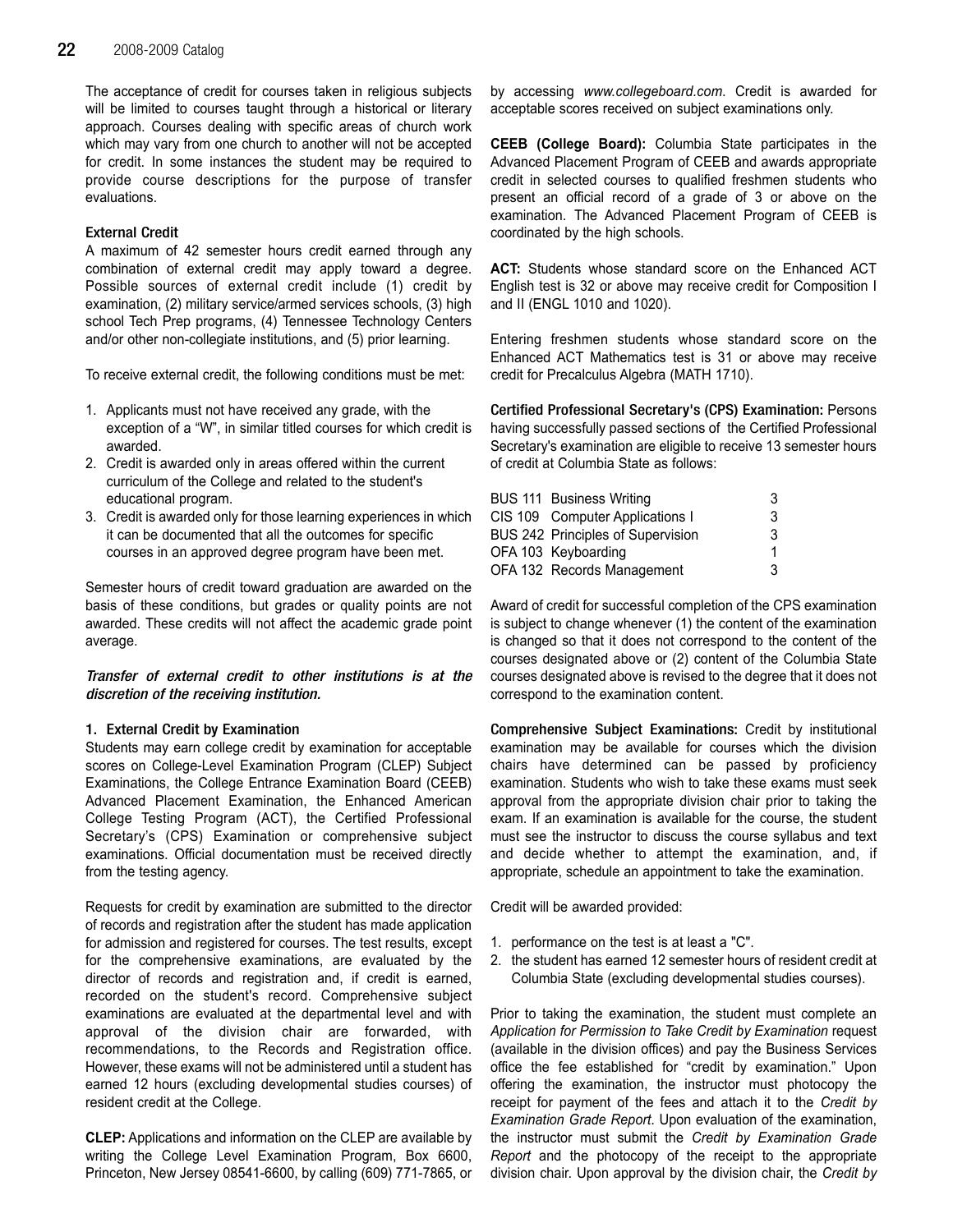The acceptance of credit for courses taken in religious subjects will be limited to courses taught through a historical or literary approach. Courses dealing with specific areas of church work which may vary from one church to another will not be accepted for credit. In some instances the student may be required to provide course descriptions for the purpose of transfer evaluations.

### External Credit

A maximum of 42 semester hours credit earned through any combination of external credit may apply toward a degree. Possible sources of external credit include (1) credit by examination, (2) military service/armed services schools, (3) high school Tech Prep programs, (4) Tennessee Technology Centers and/or other non-collegiate institutions, and (5) prior learning.

To receive external credit, the following conditions must be met:

1. Applicants must not have received any grade, with the exception of a "W", in similar titled courses for which credit is awarded.
2. Credit is awarded only in areas offered within the current curriculum of the College and related to the student's educational program.
3. Credit is awarded only for those learning experiences in which it can be documented that all the outcomes for specific courses in an approved degree program have been met.

Semester hours of credit toward graduation are awarded on the basis of these conditions, but grades or quality points are not awarded. These credits will not affect the academic grade point average.

***Transfer of external credit to other institutions is at the discretion of the receiving institution.***

### 1. External Credit by Examination

Students may earn college credit by examination for acceptable scores on College-Level Examination Program (CLEP) Subject Examinations, the College Entrance Examination Board (CEEB) Advanced Placement Examination, the Enhanced American College Testing Program (ACT), the Certified Professional Secretary's (CPS) Examination or comprehensive subject examinations. Official documentation must be received directly from the testing agency.

Requests for credit by examination are submitted to the director of records and registration after the student has made application for admission and registered for courses. The test results, except for the comprehensive examinations, are evaluated by the director of records and registration and, if credit is earned, recorded on the student's record. Comprehensive subject examinations are evaluated at the departmental level and with approval of the division chair are forwarded, with recommendations, to the Records and Registration office. However, these exams will not be administered until a student has earned 12 hours (excluding developmental studies courses) of resident credit at the College.

**CLEP:** Applications and information on the CLEP are available by writing the College Level Examination Program, Box 6600, Princeton, New Jersey 08541-6600, by calling (609) 771-7865, or by accessing *www.collegeboard.com*. Credit is awarded for acceptable scores received on subject examinations only.

**CEEB (College Board):** Columbia State participates in the Advanced Placement Program of CEEB and awards appropriate credit in selected courses to qualified freshmen students who present an official record of a grade of 3 or above on the examination. The Advanced Placement Program of CEEB is coordinated by the high schools.

**ACT:** Students whose standard score on the Enhanced ACT English test is 32 or above may receive credit for Composition I and II (ENGL 1010 and 1020).

Entering freshmen students whose standard score on the Enhanced ACT Mathematics test is 31 or above may receive credit for Precalculus Algebra (MATH 1710).

**Certified Professional Secretary's (CPS) Examination:** Persons having successfully passed sections of the Certified Professional Secretary's examination are eligible to receive 13 semester hours of credit at Columbia State as follows:

| Course | Title | Hours |
|---|---|---|
| BUS 111 | Business Writing | 3 |
| CIS 109 | Computer Applications I | 3 |
| BUS 242 | Principles of Supervision | 3 |
| OFA 103 | Keyboarding | 1 |
| OFA 132 | Records Management | 3 |

Award of credit for successful completion of the CPS examination is subject to change whenever (1) the content of the examination is changed so that it does not correspond to the content of the courses designated above or (2) content of the Columbia State courses designated above is revised to the degree that it does not correspond to the examination content.

**Comprehensive Subject Examinations:** Credit by institutional examination may be available for courses which the division chairs have determined can be passed by proficiency examination. Students who wish to take these exams must seek approval from the appropriate division chair prior to taking the exam. If an examination is available for the course, the student must see the instructor to discuss the course syllabus and text and decide whether to attempt the examination, and, if appropriate, schedule an appointment to take the examination.

Credit will be awarded provided:

1. performance on the test is at least a "C".
2. the student has earned 12 semester hours of resident credit at Columbia State (excluding developmental studies courses).

Prior to taking the examination, the student must complete an *Application for Permission to Take Credit by Examination* request (available in the division offices) and pay the Business Services office the fee established for "credit by examination." Upon offering the examination, the instructor must photocopy the receipt for payment of the fees and attach it to the *Credit by Examination Grade Report*. Upon evaluation of the examination, the instructor must submit the *Credit by Examination Grade Report* and the photocopy of the receipt to the appropriate division chair. Upon approval by the division chair, the *Credit by*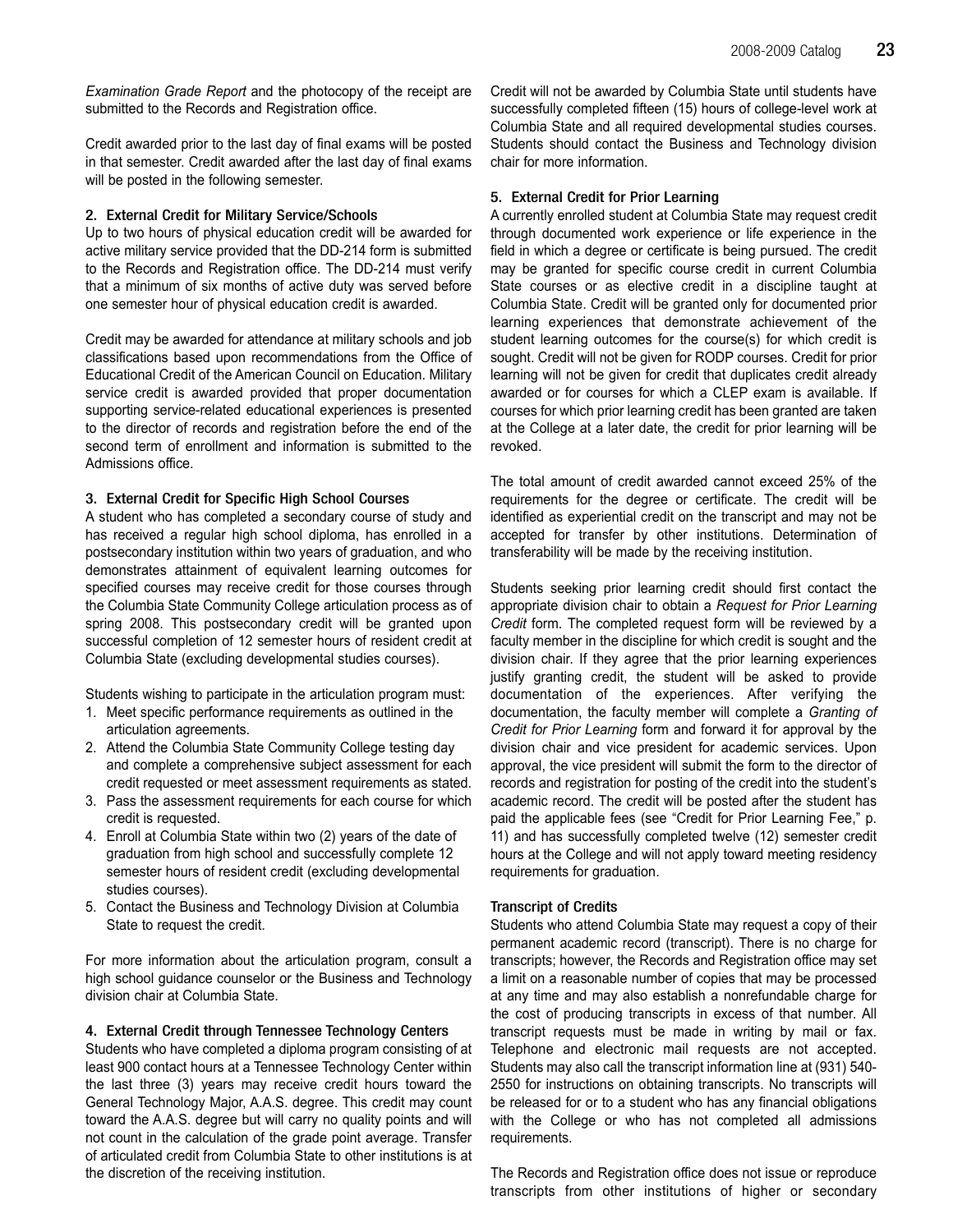*Examination Grade Report* and the photocopy of the receipt are submitted to the Records and Registration office.

Credit awarded prior to the last day of final exams will be posted in that semester. Credit awarded after the last day of final exams will be posted in the following semester.

#### 2. External Credit for Military Service/Schools

Up to two hours of physical education credit will be awarded for active military service provided that the DD-214 form is submitted to the Records and Registration office. The DD-214 must verify that a minimum of six months of active duty was served before one semester hour of physical education credit is awarded.

Credit may be awarded for attendance at military schools and job classifications based upon recommendations from the Office of Educational Credit of the American Council on Education. Military service credit is awarded provided that proper documentation supporting service-related educational experiences is presented to the director of records and registration before the end of the second term of enrollment and information is submitted to the Admissions office.

#### 3. External Credit for Specific High School Courses

A student who has completed a secondary course of study and has received a regular high school diploma, has enrolled in a postsecondary institution within two years of graduation, and who demonstrates attainment of equivalent learning outcomes for specified courses may receive credit for those courses through the Columbia State Community College articulation process as of spring 2008. This postsecondary credit will be granted upon successful completion of 12 semester hours of resident credit at Columbia State (excluding developmental studies courses).

Students wishing to participate in the articulation program must:

1. Meet specific performance requirements as outlined in the articulation agreements.
2. Attend the Columbia State Community College testing day and complete a comprehensive subject assessment for each credit requested or meet assessment requirements as stated.
3. Pass the assessment requirements for each course for which credit is requested.
4. Enroll at Columbia State within two (2) years of the date of graduation from high school and successfully complete 12 semester hours of resident credit (excluding developmental studies courses).
5. Contact the Business and Technology Division at Columbia State to request the credit.

For more information about the articulation program, consult a high school guidance counselor or the Business and Technology division chair at Columbia State.

#### 4. External Credit through Tennessee Technology Centers

Students who have completed a diploma program consisting of at least 900 contact hours at a Tennessee Technology Center within the last three (3) years may receive credit hours toward the General Technology Major, A.A.S. degree. This credit may count toward the A.A.S. degree but will carry no quality points and will not count in the calculation of the grade point average. Transfer of articulated credit from Columbia State to other institutions is at the discretion of the receiving institution.

Credit will not be awarded by Columbia State until students have successfully completed fifteen (15) hours of college-level work at Columbia State and all required developmental studies courses. Students should contact the Business and Technology division chair for more information.

#### 5. External Credit for Prior Learning

A currently enrolled student at Columbia State may request credit through documented work experience or life experience in the field in which a degree or certificate is being pursued. The credit may be granted for specific course credit in current Columbia State courses or as elective credit in a discipline taught at Columbia State. Credit will be granted only for documented prior learning experiences that demonstrate achievement of the student learning outcomes for the course(s) for which credit is sought. Credit will not be given for RODP courses. Credit for prior learning will not be given for credit that duplicates credit already awarded or for courses for which a CLEP exam is available. If courses for which prior learning credit has been granted are taken at the College at a later date, the credit for prior learning will be revoked.

The total amount of credit awarded cannot exceed 25% of the requirements for the degree or certificate. The credit will be identified as experiential credit on the transcript and may not be accepted for transfer by other institutions. Determination of transferability will be made by the receiving institution.

Students seeking prior learning credit should first contact the appropriate division chair to obtain a *Request for Prior Learning Credit* form. The completed request form will be reviewed by a faculty member in the discipline for which credit is sought and the division chair. If they agree that the prior learning experiences justify granting credit, the student will be asked to provide documentation of the experiences. After verifying the documentation, the faculty member will complete a *Granting of Credit for Prior Learning* form and forward it for approval by the division chair and vice president for academic services. Upon approval, the vice president will submit the form to the director of records and registration for posting of the credit into the student's academic record. The credit will be posted after the student has paid the applicable fees (see "Credit for Prior Learning Fee," p. 11) and has successfully completed twelve (12) semester credit hours at the College and will not apply toward meeting residency requirements for graduation.

#### Transcript of Credits

Students who attend Columbia State may request a copy of their permanent academic record (transcript). There is no charge for transcripts; however, the Records and Registration office may set a limit on a reasonable number of copies that may be processed at any time and may also establish a nonrefundable charge for the cost of producing transcripts in excess of that number. All transcript requests must be made in writing by mail or fax. Telephone and electronic mail requests are not accepted. Students may also call the transcript information line at (931) 540-2550 for instructions on obtaining transcripts. No transcripts will be released for or to a student who has any financial obligations with the College or who has not completed all admissions requirements.

The Records and Registration office does not issue or reproduce transcripts from other institutions of higher or secondary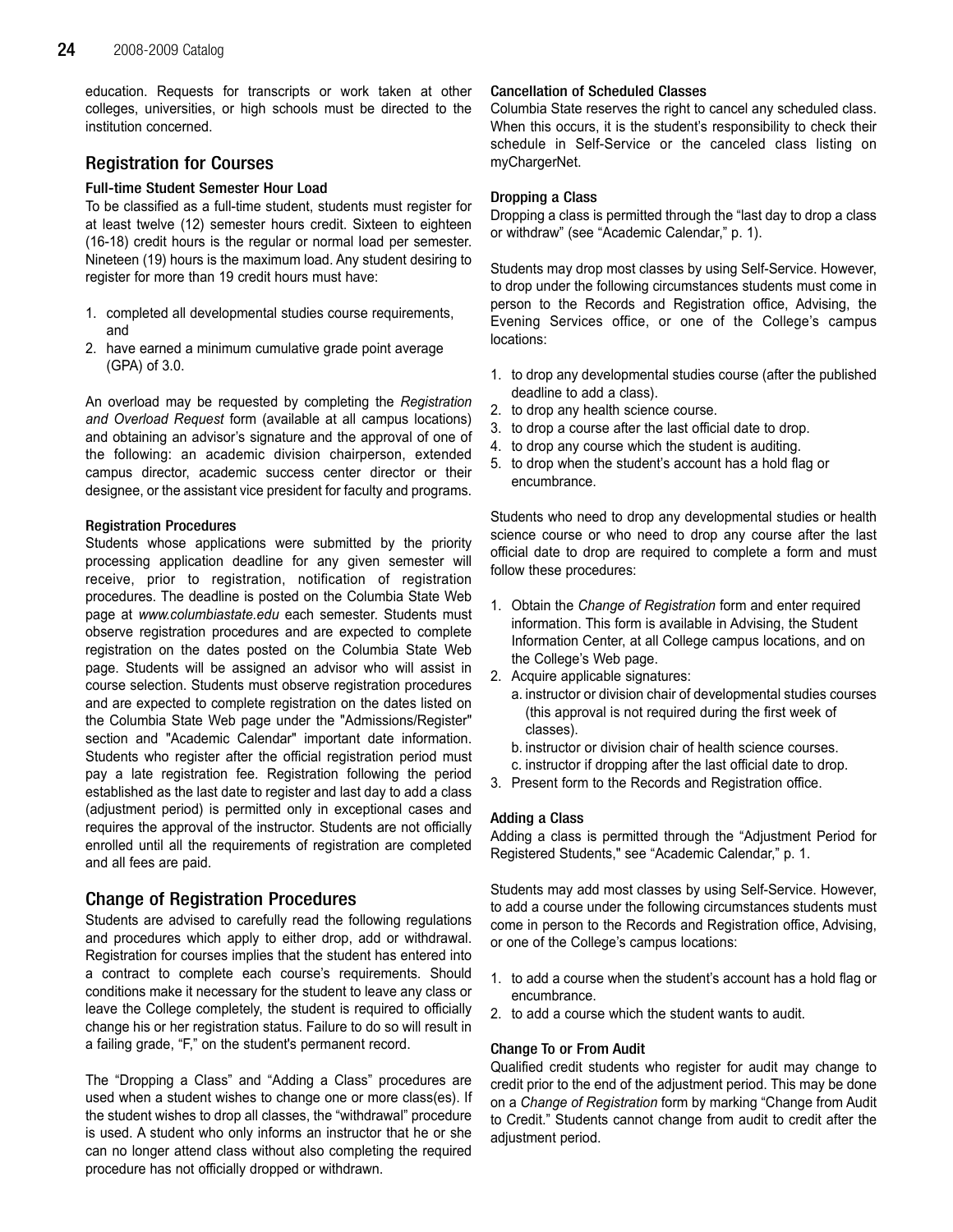education. Requests for transcripts or work taken at other colleges, universities, or high schools must be directed to the institution concerned.

## Registration for Courses

### Full-time Student Semester Hour Load

To be classified as a full-time student, students must register for at least twelve (12) semester hours credit. Sixteen to eighteen (16-18) credit hours is the regular or normal load per semester. Nineteen (19) hours is the maximum load. Any student desiring to register for more than 19 credit hours must have:

1. completed all developmental studies course requirements, and
2. have earned a minimum cumulative grade point average (GPA) of 3.0.

An overload may be requested by completing the *Registration and Overload Request* form (available at all campus locations) and obtaining an advisor's signature and the approval of one of the following: an academic division chairperson, extended campus director, academic success center director or their designee, or the assistant vice president for faculty and programs.

### Registration Procedures

Students whose applications were submitted by the priority processing application deadline for any given semester will receive, prior to registration, notification of registration procedures. The deadline is posted on the Columbia State Web page at *www.columbiastate.edu* each semester. Students must observe registration procedures and are expected to complete registration on the dates posted on the Columbia State Web page. Students will be assigned an advisor who will assist in course selection. Students must observe registration procedures and are expected to complete registration on the dates listed on the Columbia State Web page under the "Admissions/Register" section and "Academic Calendar" important date information. Students who register after the official registration period must pay a late registration fee. Registration following the period established as the last date to register and last day to add a class (adjustment period) is permitted only in exceptional cases and requires the approval of the instructor. Students are not officially enrolled until all the requirements of registration are completed and all fees are paid.

## Change of Registration Procedures

Students are advised to carefully read the following regulations and procedures which apply to either drop, add or withdrawal. Registration for courses implies that the student has entered into a contract to complete each course's requirements. Should conditions make it necessary for the student to leave any class or leave the College completely, the student is required to officially change his or her registration status. Failure to do so will result in a failing grade, "F," on the student's permanent record.

The "Dropping a Class" and "Adding a Class" procedures are used when a student wishes to change one or more class(es). If the student wishes to drop all classes, the "withdrawal" procedure is used. A student who only informs an instructor that he or she can no longer attend class without also completing the required procedure has not officially dropped or withdrawn.

### Cancellation of Scheduled Classes

Columbia State reserves the right to cancel any scheduled class. When this occurs, it is the student's responsibility to check their schedule in Self-Service or the canceled class listing on myChargerNet.

### Dropping a Class

Dropping a class is permitted through the "last day to drop a class or withdraw" (see "Academic Calendar," p. 1).

Students may drop most classes by using Self-Service. However, to drop under the following circumstances students must come in person to the Records and Registration office, Advising, the Evening Services office, or one of the College's campus locations:

1. to drop any developmental studies course (after the published deadline to add a class).
2. to drop any health science course.
3. to drop a course after the last official date to drop.
4. to drop any course which the student is auditing.
5. to drop when the student's account has a hold flag or encumbrance.

Students who need to drop any developmental studies or health science course or who need to drop any course after the last official date to drop are required to complete a form and must follow these procedures:

1. Obtain the *Change of Registration* form and enter required information. This form is available in Advising, the Student Information Center, at all College campus locations, and on the College's Web page.
2. Acquire applicable signatures:
   a. instructor or division chair of developmental studies courses (this approval is not required during the first week of classes).
   b. instructor or division chair of health science courses.
   c. instructor if dropping after the last official date to drop.
3. Present form to the Records and Registration office.

### Adding a Class

Adding a class is permitted through the "Adjustment Period for Registered Students," see "Academic Calendar," p. 1.

Students may add most classes by using Self-Service. However, to add a course under the following circumstances students must come in person to the Records and Registration office, Advising, or one of the College's campus locations:

1. to add a course when the student's account has a hold flag or encumbrance.
2. to add a course which the student wants to audit.

### Change To or From Audit

Qualified credit students who register for audit may change to credit prior to the end of the adjustment period. This may be done on a *Change of Registration* form by marking "Change from Audit to Credit." Students cannot change from audit to credit after the adjustment period.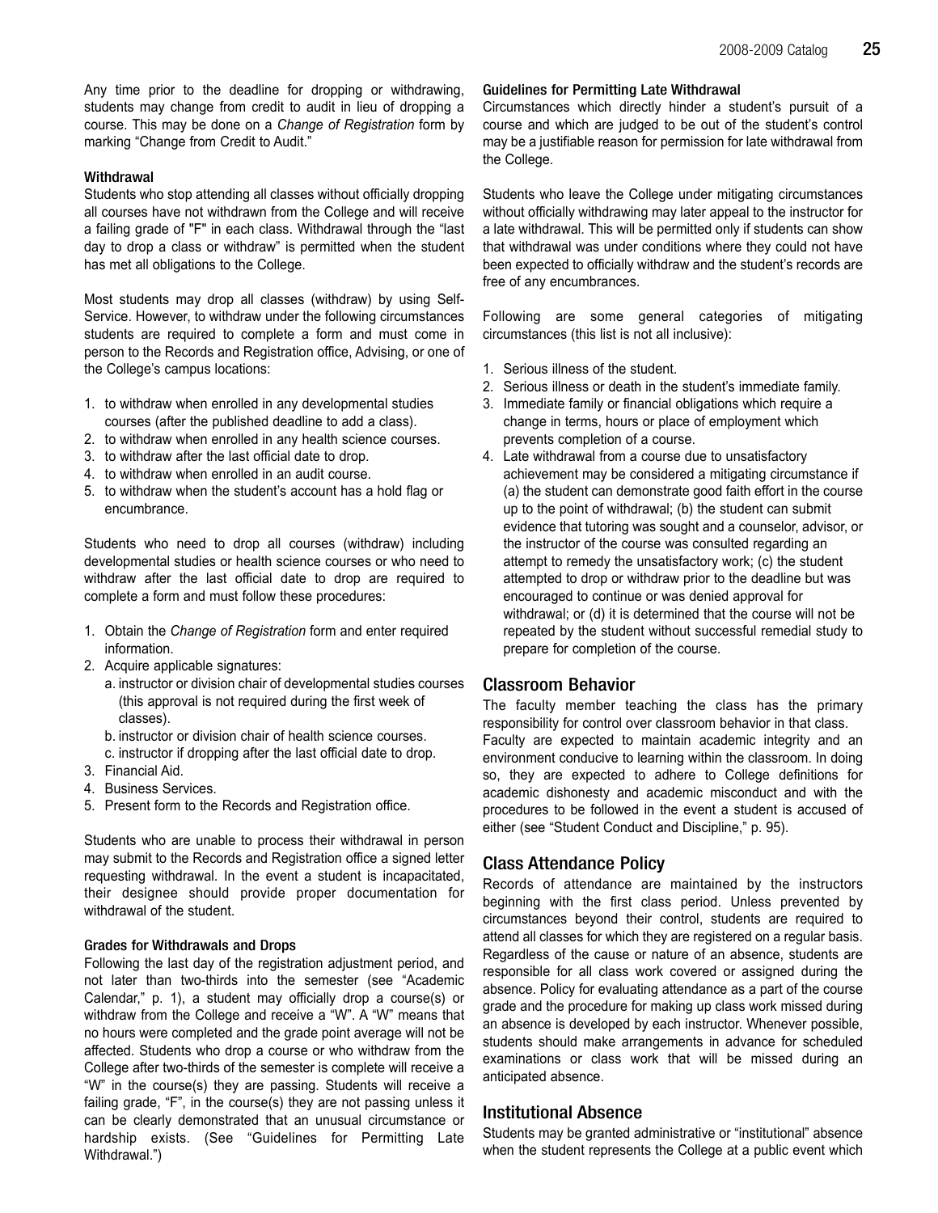Any time prior to the deadline for dropping or withdrawing, students may change from credit to audit in lieu of dropping a course. This may be done on a *Change of Registration* form by marking "Change from Credit to Audit."

#### Withdrawal

Students who stop attending all classes without officially dropping all courses have not withdrawn from the College and will receive a failing grade of "F" in each class. Withdrawal through the "last day to drop a class or withdraw" is permitted when the student has met all obligations to the College.

Most students may drop all classes (withdraw) by using Self-Service. However, to withdraw under the following circumstances students are required to complete a form and must come in person to the Records and Registration office, Advising, or one of the College's campus locations:

1. to withdraw when enrolled in any developmental studies courses (after the published deadline to add a class).
2. to withdraw when enrolled in any health science courses.
3. to withdraw after the last official date to drop.
4. to withdraw when enrolled in an audit course.
5. to withdraw when the student's account has a hold flag or encumbrance.

Students who need to drop all courses (withdraw) including developmental studies or health science courses or who need to withdraw after the last official date to drop are required to complete a form and must follow these procedures:

1. Obtain the *Change of Registration* form and enter required information.
2. Acquire applicable signatures:
   a. instructor or division chair of developmental studies courses (this approval is not required during the first week of classes).
   b. instructor or division chair of health science courses.
   c. instructor if dropping after the last official date to drop.
3. Financial Aid.
4. Business Services.
5. Present form to the Records and Registration office.

Students who are unable to process their withdrawal in person may submit to the Records and Registration office a signed letter requesting withdrawal. In the event a student is incapacitated, their designee should provide proper documentation for withdrawal of the student.

#### Grades for Withdrawals and Drops

Following the last day of the registration adjustment period, and not later than two-thirds into the semester (see "Academic Calendar," p. 1), a student may officially drop a course(s) or withdraw from the College and receive a "W". A "W" means that no hours were completed and the grade point average will not be affected. Students who drop a course or who withdraw from the College after two-thirds of the semester is complete will receive a "W" in the course(s) they are passing. Students will receive a failing grade, "F", in the course(s) they are not passing unless it can be clearly demonstrated that an unusual circumstance or hardship exists. (See "Guidelines for Permitting Late Withdrawal.")

#### Guidelines for Permitting Late Withdrawal

Circumstances which directly hinder a student's pursuit of a course and which are judged to be out of the student's control may be a justifiable reason for permission for late withdrawal from the College.

Students who leave the College under mitigating circumstances without officially withdrawing may later appeal to the instructor for a late withdrawal. This will be permitted only if students can show that withdrawal was under conditions where they could not have been expected to officially withdraw and the student's records are free of any encumbrances.

Following are some general categories of mitigating circumstances (this list is not all inclusive):

1. Serious illness of the student.
2. Serious illness or death in the student's immediate family.
3. Immediate family or financial obligations which require a change in terms, hours or place of employment which prevents completion of a course.
4. Late withdrawal from a course due to unsatisfactory achievement may be considered a mitigating circumstance if (a) the student can demonstrate good faith effort in the course up to the point of withdrawal; (b) the student can submit evidence that tutoring was sought and a counselor, advisor, or the instructor of the course was consulted regarding an attempt to remedy the unsatisfactory work; (c) the student attempted to drop or withdraw prior to the deadline but was encouraged to continue or was denied approval for withdrawal; or (d) it is determined that the course will not be repeated by the student without successful remedial study to prepare for completion of the course.

### Classroom Behavior

The faculty member teaching the class has the primary responsibility for control over classroom behavior in that class. Faculty are expected to maintain academic integrity and an environment conducive to learning within the classroom. In doing so, they are expected to adhere to College definitions for academic dishonesty and academic misconduct and with the procedures to be followed in the event a student is accused of either (see "Student Conduct and Discipline," p. 95).

### Class Attendance Policy

Records of attendance are maintained by the instructors beginning with the first class period. Unless prevented by circumstances beyond their control, students are required to attend all classes for which they are registered on a regular basis. Regardless of the cause or nature of an absence, students are responsible for all class work covered or assigned during the absence. Policy for evaluating attendance as a part of the course grade and the procedure for making up class work missed during an absence is developed by each instructor. Whenever possible, students should make arrangements in advance for scheduled examinations or class work that will be missed during an anticipated absence.

### Institutional Absence

Students may be granted administrative or "institutional" absence when the student represents the College at a public event which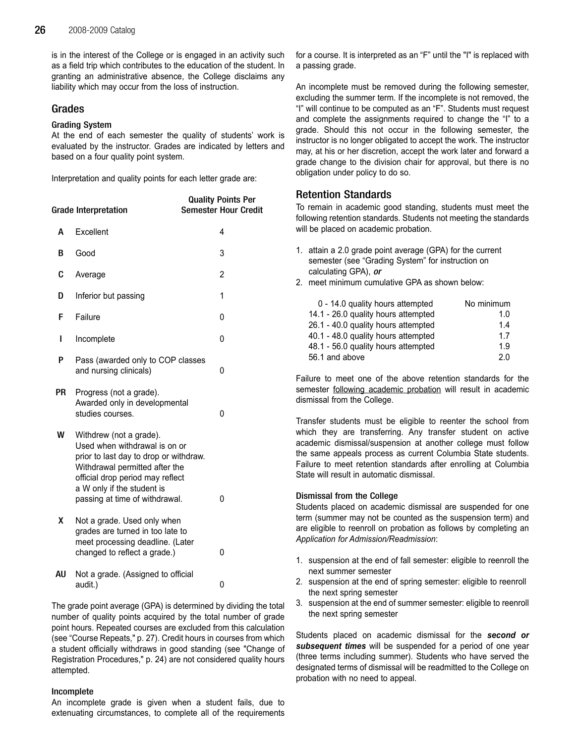is in the interest of the College or is engaged in an activity such as a field trip which contributes to the education of the student. In granting an administrative absence, the College disclaims any liability which may occur from the loss of instruction.

## Grades

### Grading System

At the end of each semester the quality of students' work is evaluated by the instructor. Grades are indicated by letters and based on a four quality point system.

Interpretation and quality points for each letter grade are:

| Grade | Interpretation | Quality Points Per Semester Hour Credit |
|---|---|---|
| A | Excellent | 4 |
| B | Good | 3 |
| C | Average | 2 |
| D | Inferior but passing | 1 |
| F | Failure | 0 |
| I | Incomplete | 0 |
| P | Pass (awarded only to COP classes and nursing clinicals) | 0 |
| PR | Progress (not a grade). Awarded only in developmental studies courses. | 0 |
| W | Withdrew (not a grade). Used when withdrawal is on or prior to last day to drop or withdraw. Withdrawal permitted after the official drop period may reflect a W only if the student is passing at time of withdrawal. | 0 |
| X | Not a grade. Used only when grades are turned in too late to meet processing deadline. (Later changed to reflect a grade.) | 0 |
| AU | Not a grade. (Assigned to official audit.) | 0 |

The grade point average (GPA) is determined by dividing the total number of quality points acquired by the total number of grade point hours. Repeated courses are excluded from this calculation (see "Course Repeats," p. 27). Credit hours in courses from which a student officially withdraws in good standing (see "Change of Registration Procedures," p. 24) are not considered quality hours attempted.

### Incomplete

An incomplete grade is given when a student fails, due to extenuating circumstances, to complete all of the requirements for a course. It is interpreted as an "F" until the "I" is replaced with a passing grade.

An incomplete must be removed during the following semester, excluding the summer term. If the incomplete is not removed, the "I" will continue to be computed as an "F". Students must request and complete the assignments required to change the "I" to a grade. Should this not occur in the following semester, the instructor is no longer obligated to accept the work. The instructor may, at his or her discretion, accept the work later and forward a grade change to the division chair for approval, but there is no obligation under policy to do so.

## Retention Standards

To remain in academic good standing, students must meet the following retention standards. Students not meeting the standards will be placed on academic probation.

1. attain a 2.0 grade point average (GPA) for the current semester (see "Grading System" for instruction on calculating GPA), ***or***
2. meet minimum cumulative GPA as shown below:

| | |
|---|---|
| 0 - 14.0 quality hours attempted | No minimum |
| 14.1 - 26.0 quality hours attempted | 1.0 |
| 26.1 - 40.0 quality hours attempted | 1.4 |
| 40.1 - 48.0 quality hours attempted | 1.7 |
| 48.1 - 56.0 quality hours attempted | 1.9 |
| 56.1 and above | 2.0 |

Failure to meet one of the above retention standards for the semester following academic probation will result in academic dismissal from the College.

Transfer students must be eligible to reenter the school from which they are transferring. Any transfer student on active academic dismissal/suspension at another college must follow the same appeals process as current Columbia State students. Failure to meet retention standards after enrolling at Columbia State will result in automatic dismissal.

### Dismissal from the College

Students placed on academic dismissal are suspended for one term (summer may not be counted as the suspension term) and are eligible to reenroll on probation as follows by completing an *Application for Admission/Readmission*:

1. suspension at the end of fall semester: eligible to reenroll the next summer semester
2. suspension at the end of spring semester: eligible to reenroll the next spring semester
3. suspension at the end of summer semester: eligible to reenroll the next spring semester

Students placed on academic dismissal for the ***second or subsequent times*** will be suspended for a period of one year (three terms including summer). Students who have served the designated terms of dismissal will be readmitted to the College on probation with no need to appeal.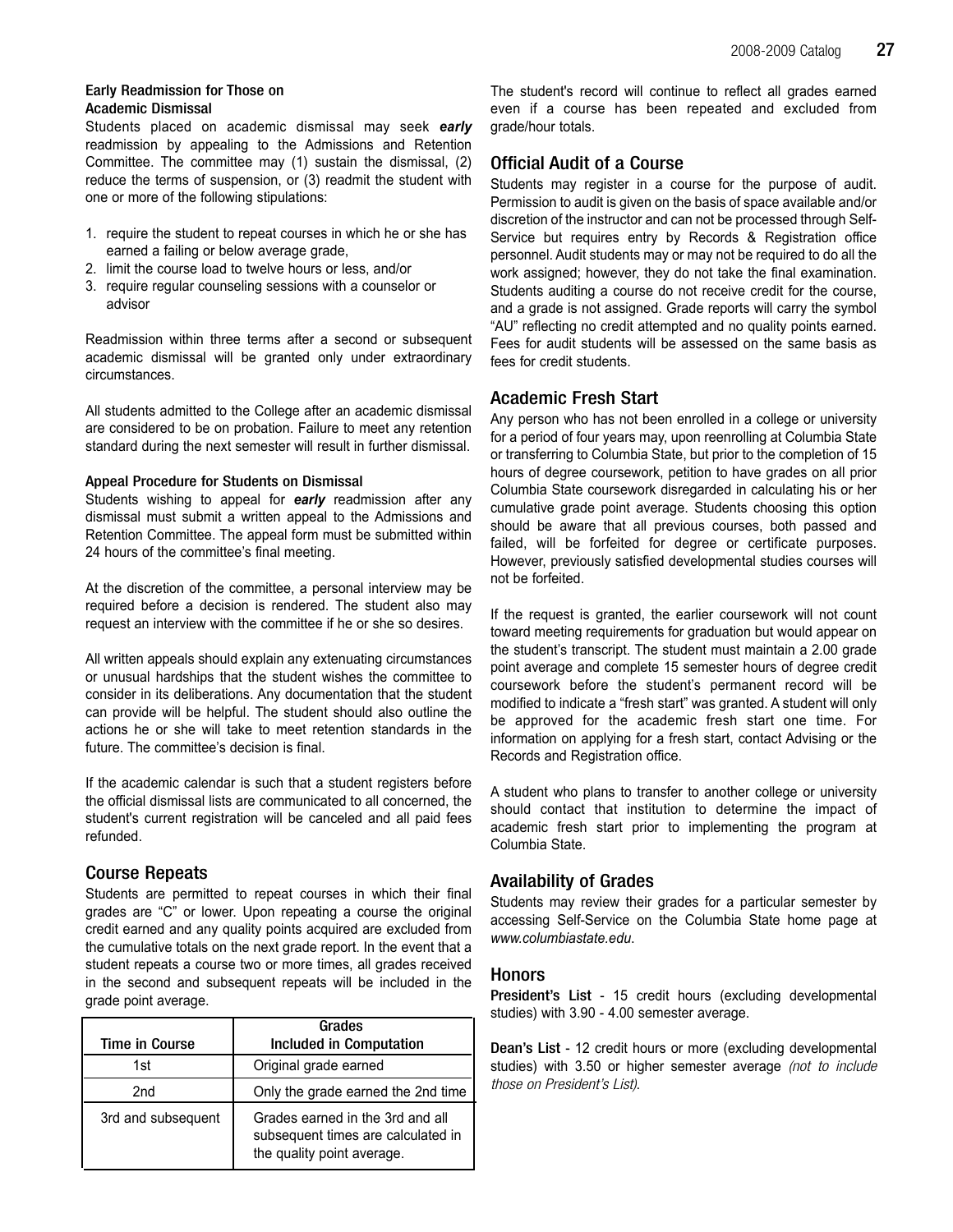### Early Readmission for Those on Academic Dismissal

Students placed on academic dismissal may seek ***early*** readmission by appealing to the Admissions and Retention Committee. The committee may (1) sustain the dismissal, (2) reduce the terms of suspension, or (3) readmit the student with one or more of the following stipulations:

1. require the student to repeat courses in which he or she has earned a failing or below average grade,
2. limit the course load to twelve hours or less, and/or
3. require regular counseling sessions with a counselor or advisor

Readmission within three terms after a second or subsequent academic dismissal will be granted only under extraordinary circumstances.

All students admitted to the College after an academic dismissal are considered to be on probation. Failure to meet any retention standard during the next semester will result in further dismissal.

### Appeal Procedure for Students on Dismissal

Students wishing to appeal for ***early*** readmission after any dismissal must submit a written appeal to the Admissions and Retention Committee. The appeal form must be submitted within 24 hours of the committee's final meeting.

At the discretion of the committee, a personal interview may be required before a decision is rendered. The student also may request an interview with the committee if he or she so desires.

All written appeals should explain any extenuating circumstances or unusual hardships that the student wishes the committee to consider in its deliberations. Any documentation that the student can provide will be helpful. The student should also outline the actions he or she will take to meet retention standards in the future. The committee's decision is final.

If the academic calendar is such that a student registers before the official dismissal lists are communicated to all concerned, the student's current registration will be canceled and all paid fees refunded.

## Course Repeats

Students are permitted to repeat courses in which their final grades are "C" or lower. Upon repeating a course the original credit earned and any quality points acquired are excluded from the cumulative totals on the next grade report. In the event that a student repeats a course two or more times, all grades received in the second and subsequent repeats will be included in the grade point average.

| Time in Course | Grades Included in Computation |
|---|---|
| 1st | Original grade earned |
| 2nd | Only the grade earned the 2nd time |
| 3rd and subsequent | Grades earned in the 3rd and all subsequent times are calculated in the quality point average. |

The student's record will continue to reflect all grades earned even if a course has been repeated and excluded from grade/hour totals.

## Official Audit of a Course

Students may register in a course for the purpose of audit. Permission to audit is given on the basis of space available and/or discretion of the instructor and can not be processed through Self-Service but requires entry by Records & Registration office personnel. Audit students may or may not be required to do all the work assigned; however, they do not take the final examination. Students auditing a course do not receive credit for the course, and a grade is not assigned. Grade reports will carry the symbol "AU" reflecting no credit attempted and no quality points earned. Fees for audit students will be assessed on the same basis as fees for credit students.

## Academic Fresh Start

Any person who has not been enrolled in a college or university for a period of four years may, upon reenrolling at Columbia State or transferring to Columbia State, but prior to the completion of 15 hours of degree coursework, petition to have grades on all prior Columbia State coursework disregarded in calculating his or her cumulative grade point average. Students choosing this option should be aware that all previous courses, both passed and failed, will be forfeited for degree or certificate purposes. However, previously satisfied developmental studies courses will not be forfeited.

If the request is granted, the earlier coursework will not count toward meeting requirements for graduation but would appear on the student's transcript. The student must maintain a 2.00 grade point average and complete 15 semester hours of degree credit coursework before the student's permanent record will be modified to indicate a "fresh start" was granted. A student will only be approved for the academic fresh start one time. For information on applying for a fresh start, contact Advising or the Records and Registration office.

A student who plans to transfer to another college or university should contact that institution to determine the impact of academic fresh start prior to implementing the program at Columbia State.

## Availability of Grades

Students may review their grades for a particular semester by accessing Self-Service on the Columbia State home page at *www.columbiastate.edu*.

## Honors

**President's List** - 15 credit hours (excluding developmental studies) with 3.90 - 4.00 semester average.

**Dean's List** - 12 credit hours or more (excluding developmental studies) with 3.50 or higher semester average *(not to include those on President's List).*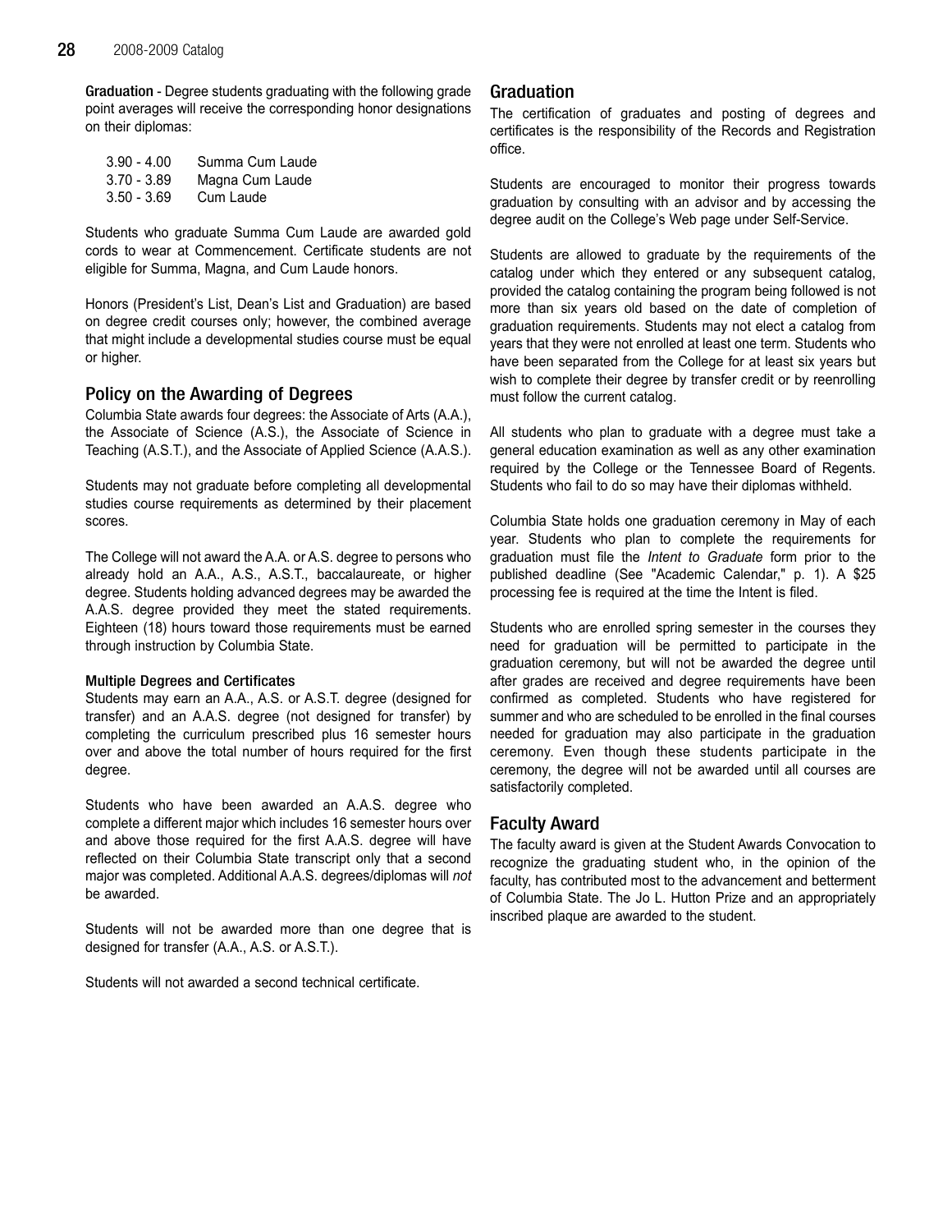**Graduation** - Degree students graduating with the following grade point averages will receive the corresponding honor designations on their diplomas:

| | |
|---|---|
| 3.90 - 4.00 | Summa Cum Laude |
| 3.70 - 3.89 | Magna Cum Laude |
| 3.50 - 3.69 | Cum Laude |

Students who graduate Summa Cum Laude are awarded gold cords to wear at Commencement. Certificate students are not eligible for Summa, Magna, and Cum Laude honors.

Honors (President's List, Dean's List and Graduation) are based on degree credit courses only; however, the combined average that might include a developmental studies course must be equal or higher.

## Policy on the Awarding of Degrees

Columbia State awards four degrees: the Associate of Arts (A.A.), the Associate of Science (A.S.), the Associate of Science in Teaching (A.S.T.), and the Associate of Applied Science (A.A.S.).

Students may not graduate before completing all developmental studies course requirements as determined by their placement scores.

The College will not award the A.A. or A.S. degree to persons who already hold an A.A., A.S., A.S.T., baccalaureate, or higher degree. Students holding advanced degrees may be awarded the A.A.S. degree provided they meet the stated requirements. Eighteen (18) hours toward those requirements must be earned through instruction by Columbia State.

### Multiple Degrees and Certificates

Students may earn an A.A., A.S. or A.S.T. degree (designed for transfer) and an A.A.S. degree (not designed for transfer) by completing the curriculum prescribed plus 16 semester hours over and above the total number of hours required for the first degree.

Students who have been awarded an A.A.S. degree who complete a different major which includes 16 semester hours over and above those required for the first A.A.S. degree will have reflected on their Columbia State transcript only that a second major was completed. Additional A.A.S. degrees/diplomas will *not* be awarded.

Students will not be awarded more than one degree that is designed for transfer (A.A., A.S. or A.S.T.).

Students will not awarded a second technical certificate.

## Graduation

The certification of graduates and posting of degrees and certificates is the responsibility of the Records and Registration office.

Students are encouraged to monitor their progress towards graduation by consulting with an advisor and by accessing the degree audit on the College's Web page under Self-Service.

Students are allowed to graduate by the requirements of the catalog under which they entered or any subsequent catalog, provided the catalog containing the program being followed is not more than six years old based on the date of completion of graduation requirements. Students may not elect a catalog from years that they were not enrolled at least one term. Students who have been separated from the College for at least six years but wish to complete their degree by transfer credit or by reenrolling must follow the current catalog.

All students who plan to graduate with a degree must take a general education examination as well as any other examination required by the College or the Tennessee Board of Regents. Students who fail to do so may have their diplomas withheld.

Columbia State holds one graduation ceremony in May of each year. Students who plan to complete the requirements for graduation must file the *Intent to Graduate* form prior to the published deadline (See "Academic Calendar," p. 1). A $25 processing fee is required at the time the Intent is filed.

Students who are enrolled spring semester in the courses they need for graduation will be permitted to participate in the graduation ceremony, but will not be awarded the degree until after grades are received and degree requirements have been confirmed as completed. Students who have registered for summer and who are scheduled to be enrolled in the final courses needed for graduation may also participate in the graduation ceremony. Even though these students participate in the ceremony, the degree will not be awarded until all courses are satisfactorily completed.

## Faculty Award

The faculty award is given at the Student Awards Convocation to recognize the graduating student who, in the opinion of the faculty, has contributed most to the advancement and betterment of Columbia State. The Jo L. Hutton Prize and an appropriately inscribed plaque are awarded to the student.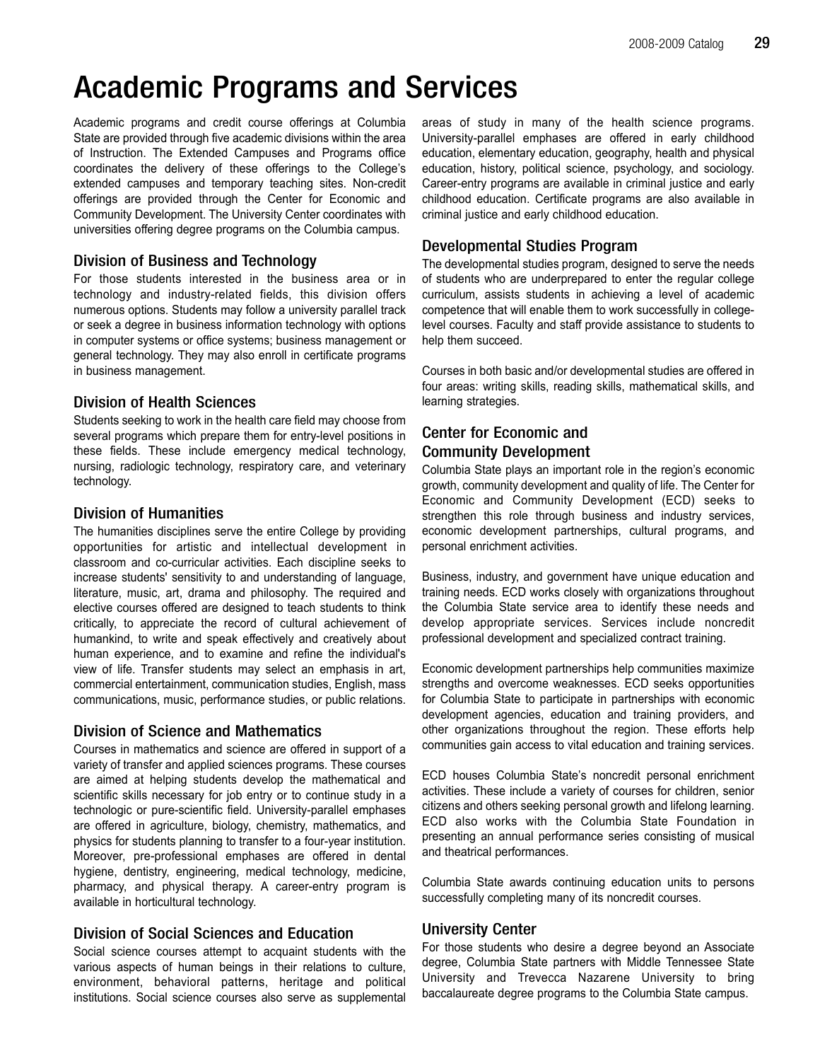# Academic Programs and Services

Academic programs and credit course offerings at Columbia State are provided through five academic divisions within the area of Instruction. The Extended Campuses and Programs office coordinates the delivery of these offerings to the College's extended campuses and temporary teaching sites. Non-credit offerings are provided through the Center for Economic and Community Development. The University Center coordinates with universities offering degree programs on the Columbia campus.

## Division of Business and Technology

For those students interested in the business area or in technology and industry-related fields, this division offers numerous options. Students may follow a university parallel track or seek a degree in business information technology with options in computer systems or office systems; business management or general technology. They may also enroll in certificate programs in business management.

## Division of Health Sciences

Students seeking to work in the health care field may choose from several programs which prepare them for entry-level positions in these fields. These include emergency medical technology, nursing, radiologic technology, respiratory care, and veterinary technology.

## Division of Humanities

The humanities disciplines serve the entire College by providing opportunities for artistic and intellectual development in classroom and co-curricular activities. Each discipline seeks to increase students' sensitivity to and understanding of language, literature, music, art, drama and philosophy. The required and elective courses offered are designed to teach students to think critically, to appreciate the record of cultural achievement of humankind, to write and speak effectively and creatively about human experience, and to examine and refine the individual's view of life. Transfer students may select an emphasis in art, commercial entertainment, communication studies, English, mass communications, music, performance studies, or public relations.

## Division of Science and Mathematics

Courses in mathematics and science are offered in support of a variety of transfer and applied sciences programs. These courses are aimed at helping students develop the mathematical and scientific skills necessary for job entry or to continue study in a technologic or pure-scientific field. University-parallel emphases are offered in agriculture, biology, chemistry, mathematics, and physics for students planning to transfer to a four-year institution. Moreover, pre-professional emphases are offered in dental hygiene, dentistry, engineering, medical technology, medicine, pharmacy, and physical therapy. A career-entry program is available in horticultural technology.

## Division of Social Sciences and Education

Social science courses attempt to acquaint students with the various aspects of human beings in their relations to culture, environment, behavioral patterns, heritage and political institutions. Social science courses also serve as supplemental areas of study in many of the health science programs. University-parallel emphases are offered in early childhood education, elementary education, geography, health and physical education, history, political science, psychology, and sociology. Career-entry programs are available in criminal justice and early childhood education. Certificate programs are also available in criminal justice and early childhood education.

## Developmental Studies Program

The developmental studies program, designed to serve the needs of students who are underprepared to enter the regular college curriculum, assists students in achieving a level of academic competence that will enable them to work successfully in college-level courses. Faculty and staff provide assistance to students to help them succeed.

Courses in both basic and/or developmental studies are offered in four areas: writing skills, reading skills, mathematical skills, and learning strategies.

## Center for Economic and Community Development

Columbia State plays an important role in the region's economic growth, community development and quality of life. The Center for Economic and Community Development (ECD) seeks to strengthen this role through business and industry services, economic development partnerships, cultural programs, and personal enrichment activities.

Business, industry, and government have unique education and training needs. ECD works closely with organizations throughout the Columbia State service area to identify these needs and develop appropriate services. Services include noncredit professional development and specialized contract training.

Economic development partnerships help communities maximize strengths and overcome weaknesses. ECD seeks opportunities for Columbia State to participate in partnerships with economic development agencies, education and training providers, and other organizations throughout the region. These efforts help communities gain access to vital education and training services.

ECD houses Columbia State's noncredit personal enrichment activities. These include a variety of courses for children, senior citizens and others seeking personal growth and lifelong learning. ECD also works with the Columbia State Foundation in presenting an annual performance series consisting of musical and theatrical performances.

Columbia State awards continuing education units to persons successfully completing many of its noncredit courses.

## University Center

For those students who desire a degree beyond an Associate degree, Columbia State partners with Middle Tennessee State University and Trevecca Nazarene University to bring baccalaureate degree programs to the Columbia State campus.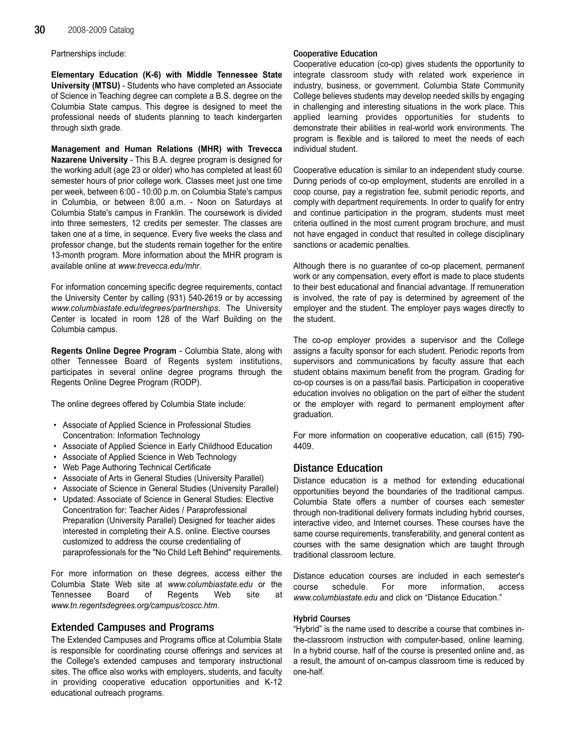Partnerships include:

**Elementary Education (K-6) with Middle Tennessee State University (MTSU)** - Students who have completed an Associate of Science in Teaching degree can complete a B.S. degree on the Columbia State campus. This degree is designed to meet the professional needs of students planning to teach kindergarten through sixth grade.

**Management and Human Relations (MHR) with Trevecca Nazarene University** - This B.A. degree program is designed for the working adult (age 23 or older) who has completed at least 60 semester hours of prior college work. Classes meet just one time per week, between 6:00 - 10:00 p.m. on Columbia State's campus in Columbia, or between 8:00 a.m. - Noon on Saturdays at Columbia State's campus in Franklin. The coursework is divided into three semesters, 12 credits per semester. The classes are taken one at a time, in sequence. Every five weeks the class and professor change, but the students remain together for the entire 13-month program. More information about the MHR program is available online at *www.trevecca.edu/mhr*.

For information concerning specific degree requirements, contact the University Center by calling (931) 540-2619 or by accessing *www.columbiastate.edu/degrees/partnerships*. The University Center is located in room 128 of the Warf Building on the Columbia campus.

**Regents Online Degree Program** - Columbia State, along with other Tennessee Board of Regents system institutions, participates in several online degree programs through the Regents Online Degree Program (RODP).

The online degrees offered by Columbia State include:

- Associate of Applied Science in Professional Studies Concentration: Information Technology
- Associate of Applied Science in Early Childhood Education
- Associate of Applied Science in Web Technology
- Web Page Authoring Technical Certificate
- Associate of Arts in General Studies (University Parallel)
- Associate of Science in General Studies (University Parallel)
- Updated: Associate of Science in General Studies: Elective Concentration for: Teacher Aides / Paraprofessional Preparation (University Parallel) Designed for teacher aides interested in completing their A.S. online. Elective courses customized to address the course credentialing of paraprofessionals for the "No Child Left Behind" requirements.

For more information on these degrees, access either the Columbia State Web site at *www.columbiastate.edu* or the Tennessee Board of Regents Web site at *www.tn.regentsdegrees.org/campus/coscc.htm*.

## Extended Campuses and Programs

The Extended Campuses and Programs office at Columbia State is responsible for coordinating course offerings and services at the College's extended campuses and temporary instructional sites. The office also works with employers, students, and faculty in providing cooperative education opportunities and K-12 educational outreach programs.

### Cooperative Education

Cooperative education (co-op) gives students the opportunity to integrate classroom study with related work experience in industry, business, or government. Columbia State Community College believes students may develop needed skills by engaging in challenging and interesting situations in the work place. This applied learning provides opportunities for students to demonstrate their abilities in real-world work environments. The program is flexible and is tailored to meet the needs of each individual student.

Cooperative education is similar to an independent study course. During periods of co-op employment, students are enrolled in a coop course, pay a registration fee, submit periodic reports, and comply with department requirements. In order to qualify for entry and continue participation in the program, students must meet criteria outlined in the most current program brochure, and must not have engaged in conduct that resulted in college disciplinary sanctions or academic penalties.

Although there is no guarantee of co-op placement, permanent work or any compensation, every effort is made to place students to their best educational and financial advantage. If remuneration is involved, the rate of pay is determined by agreement of the employer and the student. The employer pays wages directly to the student.

The co-op employer provides a supervisor and the College assigns a faculty sponsor for each student. Periodic reports from supervisors and communications by faculty assure that each student obtains maximum benefit from the program. Grading for co-op courses is on a pass/fail basis. Participation in cooperative education involves no obligation on the part of either the student or the employer with regard to permanent employment after graduation.

For more information on cooperative education, call (615) 790-4409.

## Distance Education

Distance education is a method for extending educational opportunities beyond the boundaries of the traditional campus. Columbia State offers a number of courses each semester through non-traditional delivery formats including hybrid courses, interactive video, and Internet courses. These courses have the same course requirements, transferability, and general content as courses with the same designation which are taught through traditional classroom lecture.

Distance education courses are included in each semester's course schedule. For more information, access *www.columbiastate.edu* and click on "Distance Education."

### Hybrid Courses

"Hybrid" is the name used to describe a course that combines in-the-classroom instruction with computer-based, online learning. In a hybrid course, half of the course is presented online and, as a result, the amount of on-campus classroom time is reduced by one-half.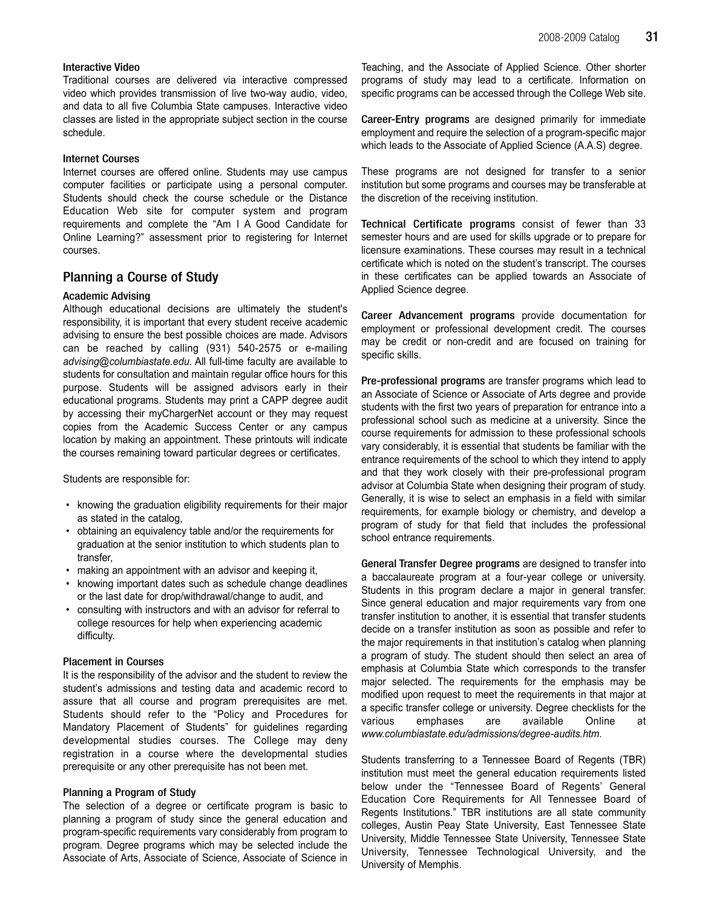#### Interactive Video

Traditional courses are delivered via interactive compressed video which provides transmission of live two-way audio, video, and data to all five Columbia State campuses. Interactive video classes are listed in the appropriate subject section in the course schedule.

#### Internet Courses

Internet courses are offered online. Students may use campus computer facilities or participate using a personal computer. Students should check the course schedule or the Distance Education Web site for computer system and program requirements and complete the "Am I A Good Candidate for Online Learning?" assessment prior to registering for Internet courses.

## Planning a Course of Study

#### Academic Advising

Although educational decisions are ultimately the student's responsibility, it is important that every student receive academic advising to ensure the best possible choices are made. Advisors can be reached by calling (931) 540-2575 or e-mailing *advising@columbiastate.edu*. All full-time faculty are available to students for consultation and maintain regular office hours for this purpose. Students will be assigned advisors early in their educational programs. Students may print a CAPP degree audit by accessing their myChargerNet account or they may request copies from the Academic Success Center or any campus location by making an appointment. These printouts will indicate the courses remaining toward particular degrees or certificates.

Students are responsible for:

- knowing the graduation eligibility requirements for their major as stated in the catalog,
- obtaining an equivalency table and/or the requirements for graduation at the senior institution to which students plan to transfer,
- making an appointment with an advisor and keeping it,
- knowing important dates such as schedule change deadlines or the last date for drop/withdrawal/change to audit, and
- consulting with instructors and with an advisor for referral to college resources for help when experiencing academic difficulty.

#### Placement in Courses

It is the responsibility of the advisor and the student to review the student's admissions and testing data and academic record to assure that all course and program prerequisites are met. Students should refer to the "Policy and Procedures for Mandatory Placement of Students" for guidelines regarding developmental studies courses. The College may deny registration in a course where the developmental studies prerequisite or any other prerequisite has not been met.

#### Planning a Program of Study

The selection of a degree or certificate program is basic to planning a program of study since the general education and program-specific requirements vary considerably from program to program. Degree programs which may be selected include the Associate of Arts, Associate of Science, Associate of Science in Teaching, and the Associate of Applied Science. Other shorter programs of study may lead to a certificate. Information on specific programs can be accessed through the College Web site.

**Career-Entry programs** are designed primarily for immediate employment and require the selection of a program-specific major which leads to the Associate of Applied Science (A.A.S) degree.

These programs are not designed for transfer to a senior institution but some programs and courses may be transferable at the discretion of the receiving institution.

**Technical Certificate programs** consist of fewer than 33 semester hours and are used for skills upgrade or to prepare for licensure examinations. These courses may result in a technical certificate which is noted on the student's transcript. The courses in these certificates can be applied towards an Associate of Applied Science degree.

**Career Advancement programs** provide documentation for employment or professional development credit. The courses may be credit or non-credit and are focused on training for specific skills.

**Pre-professional programs** are transfer programs which lead to an Associate of Science or Associate of Arts degree and provide students with the first two years of preparation for entrance into a professional school such as medicine at a university. Since the course requirements for admission to these professional schools vary considerably, it is essential that students be familiar with the entrance requirements of the school to which they intend to apply and that they work closely with their pre-professional program advisor at Columbia State when designing their program of study. Generally, it is wise to select an emphasis in a field with similar requirements, for example biology or chemistry, and develop a program of study for that field that includes the professional school entrance requirements.

**General Transfer Degree programs** are designed to transfer into a baccalaureate program at a four-year college or university. Students in this program declare a major in general transfer. Since general education and major requirements vary from one transfer institution to another, it is essential that transfer students decide on a transfer institution as soon as possible and refer to the major requirements in that institution's catalog when planning a program of study. The student should then select an area of emphasis at Columbia State which corresponds to the transfer major selected. The requirements for the emphasis may be modified upon request to meet the requirements in that major at a specific transfer college or university. Degree checklists for the various emphases are available Online at *www.columbiastate.edu/admissions/degree-audits.htm*.

Students transferring to a Tennessee Board of Regents (TBR) institution must meet the general education requirements listed below under the "Tennessee Board of Regents' General Education Core Requirements for All Tennessee Board of Regents Institutions." TBR institutions are all state community colleges, Austin Peay State University, East Tennessee State University, Middle Tennessee State University, Tennessee State University, Tennessee Technological University, and the University of Memphis.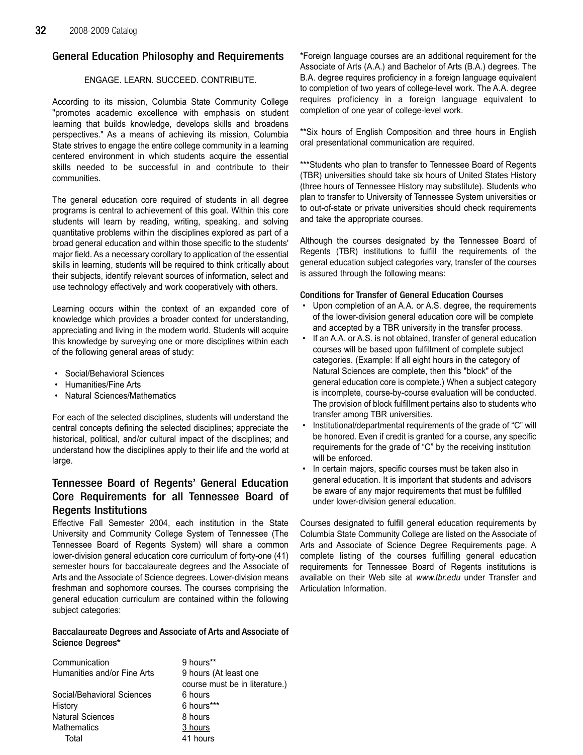## General Education Philosophy and Requirements

ENGAGE. LEARN. SUCCEED. CONTRIBUTE.

According to its mission, Columbia State Community College "promotes academic excellence with emphasis on student learning that builds knowledge, develops skills and broadens perspectives." As a means of achieving its mission, Columbia State strives to engage the entire college community in a learning centered environment in which students acquire the essential skills needed to be successful in and contribute to their communities.

The general education core required of students in all degree programs is central to achievement of this goal. Within this core students will learn by reading, writing, speaking, and solving quantitative problems within the disciplines explored as part of a broad general education and within those specific to the students' major field. As a necessary corollary to application of the essential skills in learning, students will be required to think critically about their subjects, identify relevant sources of information, select and use technology effectively and work cooperatively with others.

Learning occurs within the context of an expanded core of knowledge which provides a broader context for understanding, appreciating and living in the modern world. Students will acquire this knowledge by surveying one or more disciplines within each of the following general areas of study:

- Social/Behavioral Sciences
- Humanities/Fine Arts
- Natural Sciences/Mathematics

For each of the selected disciplines, students will understand the central concepts defining the selected disciplines; appreciate the historical, political, and/or cultural impact of the disciplines; and understand how the disciplines apply to their life and the world at large.

## Tennessee Board of Regents' General Education Core Requirements for all Tennessee Board of Regents Institutions

Effective Fall Semester 2004, each institution in the State University and Community College System of Tennessee (The Tennessee Board of Regents System) will share a common lower-division general education core curriculum of forty-one (41) semester hours for baccalaureate degrees and the Associate of Arts and the Associate of Science degrees. Lower-division means freshman and sophomore courses. The courses comprising the general education curriculum are contained within the following subject categories:

**Baccalaureate Degrees and Associate of Arts and Associate of Science Degrees***

| | |
|---|---|
| Communication | 9 hours** |
| Humanities and/or Fine Arts | 9 hours (At least one course must be in literature.) |
| Social/Behavioral Sciences | 6 hours |
| History | 6 hours*** |
| Natural Sciences | 8 hours |
| Mathematics | 3 hours |
| Total | 41 hours |

*Foreign language courses are an additional requirement for the Associate of Arts (A.A.) and Bachelor of Arts (B.A.) degrees. The B.A. degree requires proficiency in a foreign language equivalent to completion of two years of college-level work. The A.A. degree requires proficiency in a foreign language equivalent to completion of one year of college-level work.

**Six hours of English Composition and three hours in English oral presentational communication are required.

***Students who plan to transfer to Tennessee Board of Regents (TBR) universities should take six hours of United States History (three hours of Tennessee History may substitute). Students who plan to transfer to University of Tennessee System universities or to out-of-state or private universities should check requirements and take the appropriate courses.

Although the courses designated by the Tennessee Board of Regents (TBR) institutions to fulfill the requirements of the general education subject categories vary, transfer of the courses is assured through the following means:

**Conditions for Transfer of General Education Courses**

- Upon completion of an A.A. or A.S. degree, the requirements of the lower-division general education core will be complete and accepted by a TBR university in the transfer process.
- If an A.A. or A.S. is not obtained, transfer of general education courses will be based upon fulfillment of complete subject categories. (Example: If all eight hours in the category of Natural Sciences are complete, then this "block" of the general education core is complete.) When a subject category is incomplete, course-by-course evaluation will be conducted. The provision of block fulfillment pertains also to students who transfer among TBR universities.
- Institutional/departmental requirements of the grade of "C" will be honored. Even if credit is granted for a course, any specific requirements for the grade of "C" by the receiving institution will be enforced.
- In certain majors, specific courses must be taken also in general education. It is important that students and advisors be aware of any major requirements that must be fulfilled under lower-division general education.

Courses designated to fulfill general education requirements by Columbia State Community College are listed on the Associate of Arts and Associate of Science Degree Requirements page. A complete listing of the courses fulfilling general education requirements for Tennessee Board of Regents institutions is available on their Web site at *www.tbr.edu* under Transfer and Articulation Information.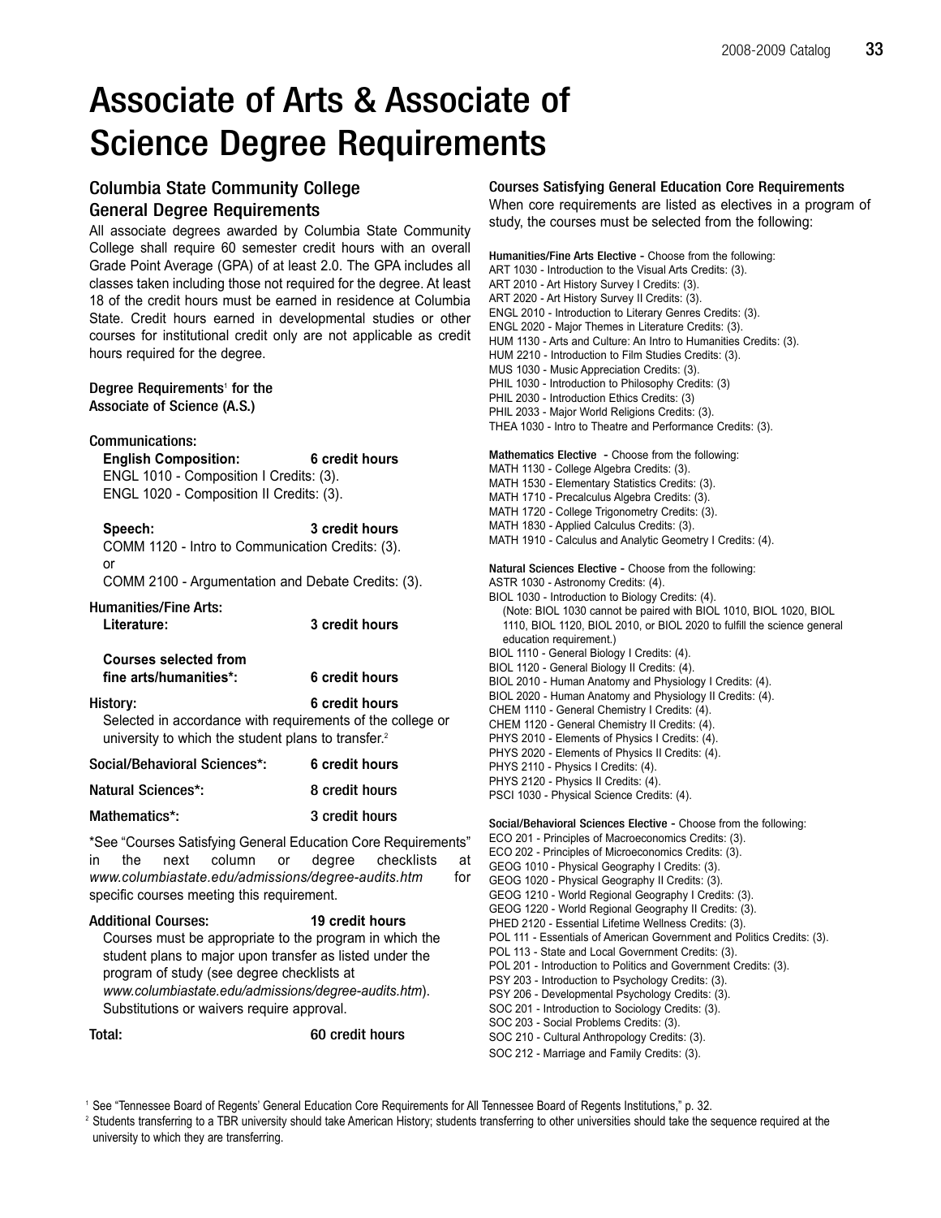# Associate of Arts & Associate of Science Degree Requirements

## Columbia State Community College General Degree Requirements

All associate degrees awarded by Columbia State Community College shall require 60 semester credit hours with an overall Grade Point Average (GPA) of at least 2.0. The GPA includes all classes taken including those not required for the degree. At least 18 of the credit hours must be earned in residence at Columbia State. Credit hours earned in developmental studies or other courses for institutional credit only are not applicable as credit hours required for the degree.

**Degree Requirements[1] for the Associate of Science (A.S.)**

**Communications:**

**English Composition:** **6 credit hours**

ENGL 1010 - Composition I Credits: (3).
ENGL 1020 - Composition II Credits: (3).

**Speech:** **3 credit hours**

COMM 1120 - Intro to Communication Credits: (3).
or
COMM 2100 - Argumentation and Debate Credits: (3).

**Humanities/Fine Arts:**

**Literature:** **3 credit hours**

**Courses selected from fine arts/humanities*:** **6 credit hours**

**History:** **6 credit hours**

Selected in accordance with requirements of the college or university to which the student plans to transfer.[2]

**Social/Behavioral Sciences*:** **6 credit hours**

**Natural Sciences*:** **8 credit hours**

**Mathematics*:** **3 credit hours**

*See "Courses Satisfying General Education Core Requirements" in the next column or degree checklists at *www.columbiastate.edu/admissions/degree-audits.htm* for specific courses meeting this requirement.

**Additional Courses:** **19 credit hours**

Courses must be appropriate to the program in which the student plans to major upon transfer as listed under the program of study (see degree checklists at *www.columbiastate.edu/admissions/degree-audits.htm*). Substitutions or waivers require approval.

**Total:** **60 credit hours**

### Courses Satisfying General Education Core Requirements

When core requirements are listed as electives in a program of study, the courses must be selected from the following:

**Humanities/Fine Arts Elective -** Choose from the following:
ART 1030 - Introduction to the Visual Arts Credits: (3).
ART 2010 - Art History Survey I Credits: (3).
ART 2020 - Art History Survey II Credits: (3).
ENGL 2010 - Introduction to Literary Genres Credits: (3).
ENGL 2020 - Major Themes in Literature Credits: (3).
HUM 1130 - Arts and Culture: An Intro to Humanities Credits: (3).
HUM 2210 - Introduction to Film Studies Credits: (3).
MUS 1030 - Music Appreciation Credits: (3).
PHIL 1030 - Introduction to Philosophy Credits: (3)
PHIL 2030 - Introduction Ethics Credits: (3)
PHIL 2033 - Major World Religions Credits: (3).
THEA 1030 - Intro to Theatre and Performance Credits: (3).

**Mathematics Elective -** Choose from the following:
MATH 1130 - College Algebra Credits: (3).
MATH 1530 - Elementary Statistics Credits: (3).
MATH 1710 - Precalculus Algebra Credits: (3).
MATH 1720 - College Trigonometry Credits: (3).
MATH 1830 - Applied Calculus Credits: (3).
MATH 1910 - Calculus and Analytic Geometry I Credits: (4).

**Natural Sciences Elective -** Choose from the following:
ASTR 1030 - Astronomy Credits: (4).
BIOL 1030 - Introduction to Biology Credits: (4).
(Note: BIOL 1030 cannot be paired with BIOL 1010, BIOL 1020, BIOL 1110, BIOL 1120, BIOL 2010, or BIOL 2020 to fulfill the science general education requirement.)
BIOL 1110 - General Biology I Credits: (4).
BIOL 1120 - General Biology II Credits: (4).
BIOL 2010 - Human Anatomy and Physiology I Credits: (4).
BIOL 2020 - Human Anatomy and Physiology II Credits: (4).
CHEM 1110 - General Chemistry I Credits: (4).
CHEM 1120 - General Chemistry II Credits: (4).
PHYS 2010 - Elements of Physics I Credits: (4).
PHYS 2020 - Elements of Physics II Credits: (4).
PHYS 2110 - Physics I Credits: (4).
PHYS 2120 - Physics II Credits: (4).
PSCI 1030 - Physical Science Credits: (4).

**Social/Behavioral Sciences Elective -** Choose from the following:
ECO 201 - Principles of Macroeconomics Credits: (3).
ECO 202 - Principles of Microeconomics Credits: (3).
GEOG 1010 - Physical Geography I Credits: (3).
GEOG 1020 - Physical Geography II Credits: (3).
GEOG 1210 - World Regional Geography I Credits: (3).
GEOG 1220 - World Regional Geography II Credits: (3).
PHED 2120 - Essential Lifetime Wellness Credits: (3).
POL 111 - Essentials of American Government and Politics Credits: (3).
POL 113 - State and Local Government Credits: (3).
POL 201 - Introduction to Politics and Government Credits: (3).
PSY 203 - Introduction to Psychology Credits: (3).
PSY 206 - Developmental Psychology Credits: (3).
SOC 201 - Introduction to Sociology Credits: (3).
SOC 203 - Social Problems Credits: (3).
SOC 210 - Cultural Anthropology Credits: (3).
SOC 212 - Marriage and Family Credits: (3).

[1] See "Tennessee Board of Regents' General Education Core Requirements for All Tennessee Board of Regents Institutions," p. 32.

[2] Students transferring to a TBR university should take American History; students transferring to other universities should take the sequence required at the university to which they are transferring.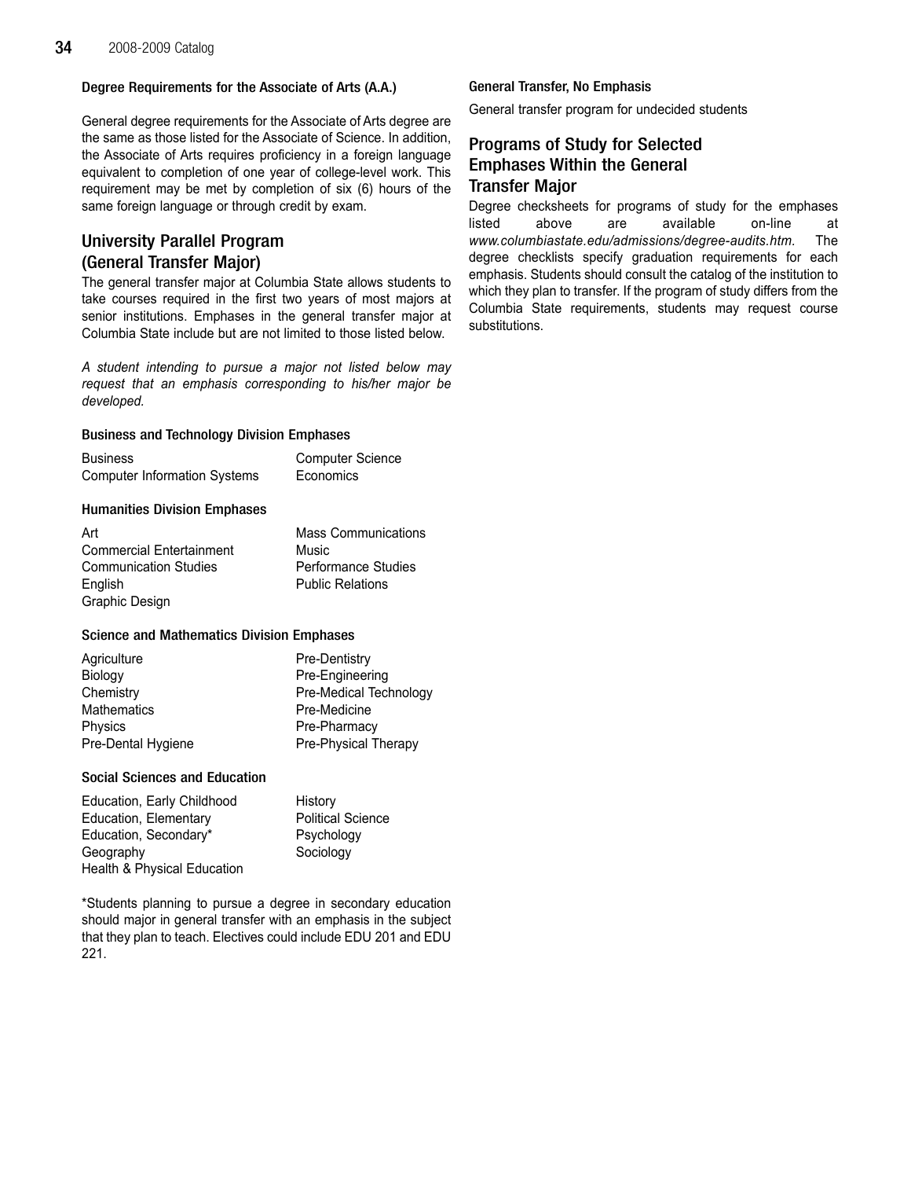### Degree Requirements for the Associate of Arts (A.A.)

General degree requirements for the Associate of Arts degree are the same as those listed for the Associate of Science. In addition, the Associate of Arts requires proficiency in a foreign language equivalent to completion of one year of college-level work. This requirement may be met by completion of six (6) hours of the same foreign language or through credit by exam.

## University Parallel Program (General Transfer Major)

The general transfer major at Columbia State allows students to take courses required in the first two years of most majors at senior institutions. Emphases in the general transfer major at Columbia State include but are not limited to those listed below.

*A student intending to pursue a major not listed below may request that an emphasis corresponding to his/her major be developed.*

### Business and Technology Division Emphases

| | |
|---|---|
| Business | Computer Science |
| Computer Information Systems | Economics |

### Humanities Division Emphases

| | |
|---|---|
| Art | Mass Communications |
| Commercial Entertainment | Music |
| Communication Studies | Performance Studies |
| English | Public Relations |
| Graphic Design | |

### Science and Mathematics Division Emphases

| | |
|---|---|
| Agriculture | Pre-Dentistry |
| Biology | Pre-Engineering |
| Chemistry | Pre-Medical Technology |
| Mathematics | Pre-Medicine |
| Physics | Pre-Pharmacy |
| Pre-Dental Hygiene | Pre-Physical Therapy |

### Social Sciences and Education

| | |
|---|---|
| Education, Early Childhood | History |
| Education, Elementary | Political Science |
| Education, Secondary* | Psychology |
| Geography | Sociology |
| Health & Physical Education | |

*Students planning to pursue a degree in secondary education should major in general transfer with an emphasis in the subject that they plan to teach. Electives could include EDU 201 and EDU 221.

### General Transfer, No Emphasis

General transfer program for undecided students

## Programs of Study for Selected Emphases Within the General Transfer Major

Degree checksheets for programs of study for the emphases listed above are available on-line at *www.columbiastate.edu/admissions/degree-audits.htm.* The degree checklists specify graduation requirements for each emphasis. Students should consult the catalog of the institution to which they plan to transfer. If the program of study differs from the Columbia State requirements, students may request course substitutions.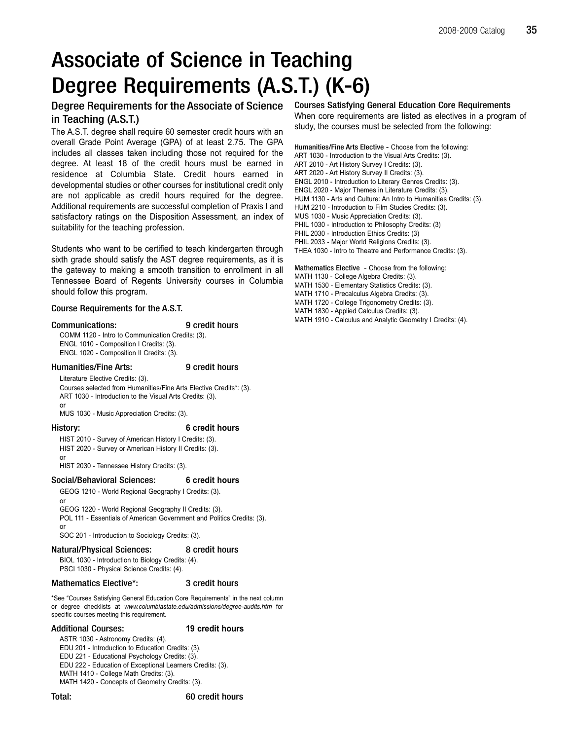# Associate of Science in Teaching Degree Requirements (A.S.T.) (K-6)

## Degree Requirements for the Associate of Science in Teaching (A.S.T.)

The A.S.T. degree shall require 60 semester credit hours with an overall Grade Point Average (GPA) of at least 2.75. The GPA includes all classes taken including those not required for the degree. At least 18 of the credit hours must be earned in residence at Columbia State. Credit hours earned in developmental studies or other courses for institutional credit only are not applicable as credit hours required for the degree. Additional requirements are successful completion of Praxis I and satisfactory ratings on the Disposition Assessment, an index of suitability for the teaching profession.

Students who want to be certified to teach kindergarten through sixth grade should satisfy the AST degree requirements, as it is the gateway to making a smooth transition to enrollment in all Tennessee Board of Regents University courses in Columbia should follow this program.

### Course Requirements for the A.S.T.

**Communications: 9 credit hours**

COMM 1120 - Intro to Communication Credits: (3).
ENGL 1010 - Composition I Credits: (3).
ENGL 1020 - Composition II Credits: (3).

**Humanities/Fine Arts: 9 credit hours**

Literature Elective Credits: (3).
Courses selected from Humanities/Fine Arts Elective Credits*: (3).
ART 1030 - Introduction to the Visual Arts Credits: (3).
or
MUS 1030 - Music Appreciation Credits: (3).

**History: 6 credit hours**

HIST 2010 - Survey of American History I Credits: (3).
HIST 2020 - Survey or American History II Credits: (3).
or
HIST 2030 - Tennessee History Credits: (3).

**Social/Behavioral Sciences: 6 credit hours**

GEOG 1210 - World Regional Geography I Credits: (3).
or
GEOG 1220 - World Regional Geography II Credits: (3).
POL 111 - Essentials of American Government and Politics Credits: (3).
or
SOC 201 - Introduction to Sociology Credits: (3).

**Natural/Physical Sciences: 8 credit hours**

BIOL 1030 - Introduction to Biology Credits: (4).
PSCI 1030 - Physical Science Credits: (4).

**Mathematics Elective*: 3 credit hours**

*See "Courses Satisfying General Education Core Requirements" in the next column or degree checklists at *www.columbiastate.edu/admissions/degree-audits.htm* for specific courses meeting this requirement.

**Additional Courses: 19 credit hours**

ASTR 1030 - Astronomy Credits: (4).
EDU 201 - Introduction to Education Credits: (3).
EDU 221 - Educational Psychology Credits: (3).
EDU 222 - Education of Exceptional Learners Credits: (3).
MATH 1410 - College Math Credits: (3).
MATH 1420 - Concepts of Geometry Credits: (3).

**Total: 60 credit hours**

### Courses Satisfying General Education Core Requirements

When core requirements are listed as electives in a program of study, the courses must be selected from the following:

**Humanities/Fine Arts Elective** - Choose from the following:
ART 1030 - Introduction to the Visual Arts Credits: (3).
ART 2010 - Art History Survey I Credits: (3).
ART 2020 - Art History Survey II Credits: (3).
ENGL 2010 - Introduction to Literary Genres Credits: (3).
ENGL 2020 - Major Themes in Literature Credits: (3).
HUM 1130 - Arts and Culture: An Intro to Humanities Credits: (3).
HUM 2210 - Introduction to Film Studies Credits: (3).
MUS 1030 - Music Appreciation Credits: (3).
PHIL 1030 - Introduction to Philosophy Credits: (3)
PHIL 2030 - Introduction Ethics Credits: (3)
PHIL 2033 - Major World Religions Credits: (3).
THEA 1030 - Intro to Theatre and Performance Credits: (3).

**Mathematics Elective** - Choose from the following:
MATH 1130 - College Algebra Credits: (3).
MATH 1530 - Elementary Statistics Credits: (3).
MATH 1710 - Precalculus Algebra Credits: (3).
MATH 1720 - College Trigonometry Credits: (3).
MATH 1830 - Applied Calculus Credits: (3).
MATH 1910 - Calculus and Analytic Geometry I Credits: (4).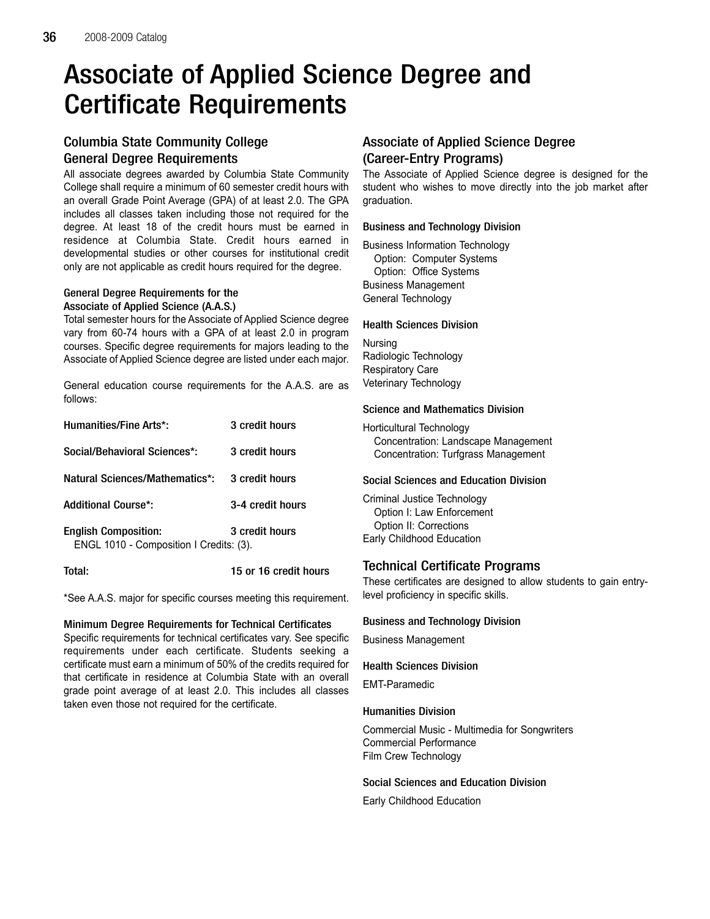# Associate of Applied Science Degree and Certificate Requirements

## Columbia State Community College General Degree Requirements

All associate degrees awarded by Columbia State Community College shall require a minimum of 60 semester credit hours with an overall Grade Point Average (GPA) of at least 2.0. The GPA includes all classes taken including those not required for the degree. At least 18 of the credit hours must be earned in residence at Columbia State. Credit hours earned in developmental studies or other courses for institutional credit only are not applicable as credit hours required for the degree.

### General Degree Requirements for the Associate of Applied Science (A.A.S.)

Total semester hours for the Associate of Applied Science degree vary from 60-74 hours with a GPA of at least 2.0 in program courses. Specific degree requirements for majors leading to the Associate of Applied Science degree are listed under each major.

General education course requirements for the A.A.S. are as follows:

| | |
|---|---|
| **Humanities/Fine Arts*:** | **3 credit hours** |
| **Social/Behavioral Sciences*:** | **3 credit hours** |
| **Natural Sciences/Mathematics*:** | **3 credit hours** |
| **Additional Course*:** | **3-4 credit hours** |
| **English Composition:** ENGL 1010 - Composition I Credits: (3). | **3 credit hours** |
| **Total:** | **15 or 16 credit hours** |

*See A.A.S. major for specific courses meeting this requirement.

### Minimum Degree Requirements for Technical Certificates

Specific requirements for technical certificates vary. See specific requirements under each certificate. Students seeking a certificate must earn a minimum of 50% of the credits required for that certificate in residence at Columbia State with an overall grade point average of at least 2.0. This includes all classes taken even those not required for the certificate.

## Associate of Applied Science Degree (Career-Entry Programs)

The Associate of Applied Science degree is designed for the student who wishes to move directly into the job market after graduation.

### Business and Technology Division

Business Information Technology
- Option: Computer Systems
- Option: Office Systems

Business Management
General Technology

### Health Sciences Division

Nursing
Radiologic Technology
Respiratory Care
Veterinary Technology

### Science and Mathematics Division

Horticultural Technology
- Concentration: Landscape Management
- Concentration: Turfgrass Management

### Social Sciences and Education Division

Criminal Justice Technology
- Option I: Law Enforcement
- Option II: Corrections

Early Childhood Education

## Technical Certificate Programs

These certificates are designed to allow students to gain entry-level proficiency in specific skills.

### Business and Technology Division

Business Management

### Health Sciences Division

EMT-Paramedic

### Humanities Division

Commercial Music - Multimedia for Songwriters
Commercial Performance
Film Crew Technology

### Social Sciences and Education Division

Early Childhood Education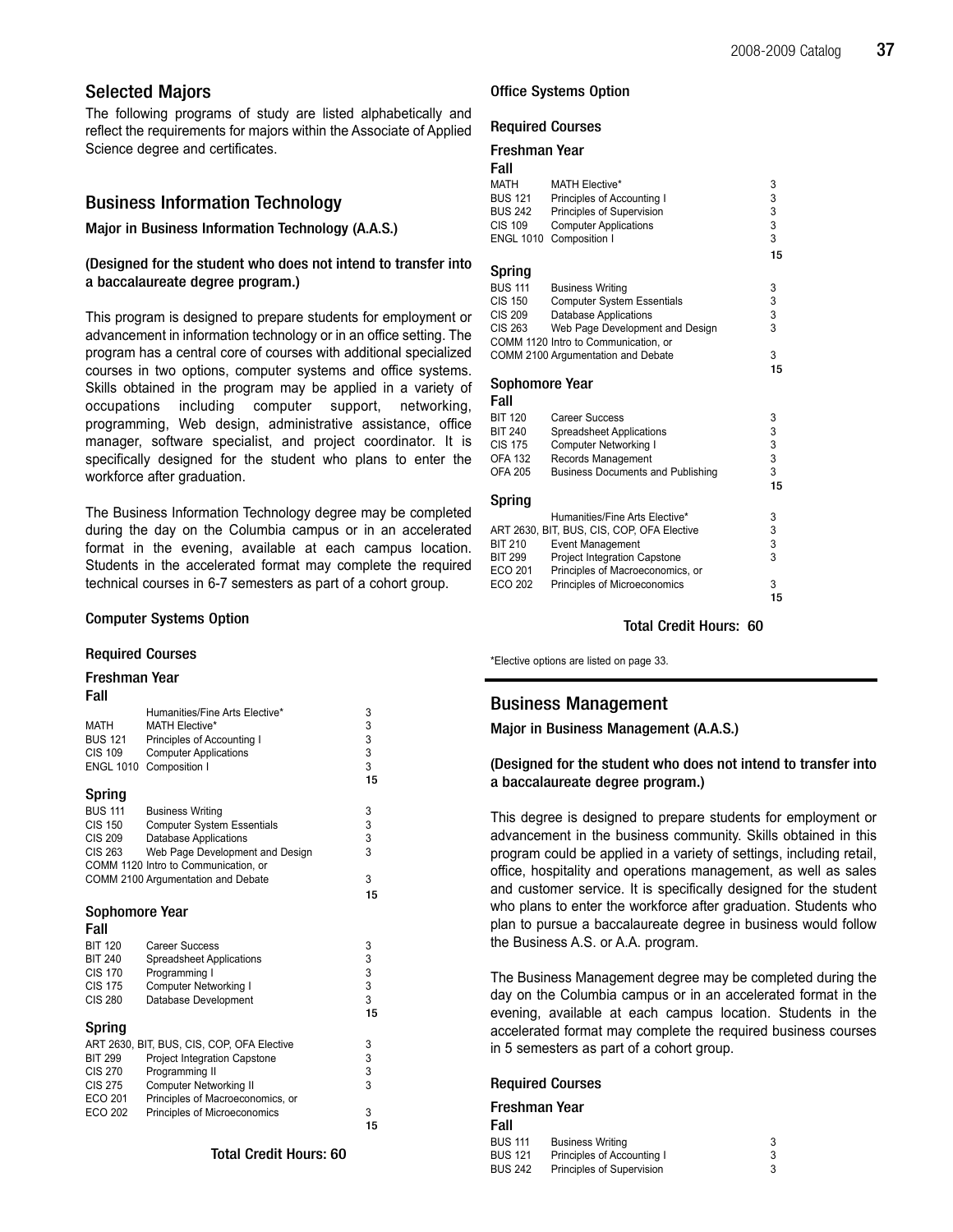## Selected Majors

The following programs of study are listed alphabetically and reflect the requirements for majors within the Associate of Applied Science degree and certificates.

## Business Information Technology

### Major in Business Information Technology (A.A.S.)

**(Designed for the student who does not intend to transfer into a baccalaureate degree program.)**

This program is designed to prepare students for employment or advancement in information technology or in an office setting. The program has a central core of courses with additional specialized courses in two options, computer systems and office systems. Skills obtained in the program may be applied in a variety of occupations including computer support, networking, programming, Web design, administrative assistance, office manager, software specialist, and project coordinator. It is specifically designed for the student who plans to enter the workforce after graduation.

The Business Information Technology degree may be completed during the day on the Columbia campus or in an accelerated format in the evening, available at each campus location. Students in the accelerated format may complete the required technical courses in 6-7 semesters as part of a cohort group.

#### Computer Systems Option

**Required Courses**

**Freshman Year**

**Fall**

| | | |
|---|---|---|
| | Humanities/Fine Arts Elective* | 3 |
| MATH | MATH Elective* | 3 |
| BUS 121 | Principles of Accounting I | 3 |
| CIS 109 | Computer Applications | 3 |
| ENGL 1010 | Composition I | 3 |
| | | 15 |

**Spring**

| | | |
|---|---|---|
| BUS 111 | Business Writing | 3 |
| CIS 150 | Computer System Essentials | 3 |
| CIS 209 | Database Applications | 3 |
| CIS 263 | Web Page Development and Design | 3 |
| COMM 1120 | Intro to Communication, or | |
| COMM 2100 | Argumentation and Debate | 3 |
| | | 15 |

**Sophomore Year**

**Fall**

| | | |
|---|---|---|
| BIT 120 | Career Success | 3 |
| BIT 240 | Spreadsheet Applications | 3 |
| CIS 170 | Programming I | 3 |
| CIS 175 | Computer Networking I | 3 |
| CIS 280 | Database Development | 3 |
| | | 15 |

**Spring**

| | | |
|---|---|---|
| ART 2630, BIT, BUS, CIS, COP, OFA Elective | | 3 |
| BIT 299 | Project Integration Capstone | 3 |
| CIS 270 | Programming II | 3 |
| CIS 275 | Computer Networking II | 3 |
| ECO 201 | Principles of Macroeconomics, or | |
| ECO 202 | Principles of Microeconomics | 3 |
| | | 15 |

**Total Credit Hours: 60**

#### Office Systems Option

**Required Courses**

**Freshman Year**

**Fall**

| | | |
|---|---|---|
| MATH | MATH Elective* | 3 |
| BUS 121 | Principles of Accounting I | 3 |
| BUS 242 | Principles of Supervision | 3 |
| CIS 109 | Computer Applications | 3 |
| ENGL 1010 | Composition I | 3 |
| | | 15 |

**Spring**

| | | |
|---|---|---|
| BUS 111 | Business Writing | 3 |
| CIS 150 | Computer System Essentials | 3 |
| CIS 209 | Database Applications | 3 |
| CIS 263 | Web Page Development and Design | 3 |
| COMM 1120 | Intro to Communication, or | |
| COMM 2100 | Argumentation and Debate | 3 |
| | | 15 |

**Sophomore Year**

**Fall**

| | | |
|---|---|---|
| BIT 120 | Career Success | 3 |
| BIT 240 | Spreadsheet Applications | 3 |
| CIS 175 | Computer Networking I | 3 |
| OFA 132 | Records Management | 3 |
| OFA 205 | Business Documents and Publishing | 3 |
| | | 15 |

**Spring**

| | | |
|---|---|---|
| | Humanities/Fine Arts Elective* | 3 |
| ART 2630, BIT, BUS, CIS, COP, OFA Elective | | 3 |
| BIT 210 | Event Management | 3 |
| BIT 299 | Project Integration Capstone | 3 |
| ECO 201 | Principles of Macroeconomics, or | |
| ECO 202 | Principles of Microeconomics | 3 |
| | | 15 |

**Total Credit Hours: 60**

*Elective options are listed on page 33.

## Business Management

### Major in Business Management (A.A.S.)

**(Designed for the student who does not intend to transfer into a baccalaureate degree program.)**

This degree is designed to prepare students for employment or advancement in the business community. Skills obtained in this program could be applied in a variety of settings, including retail, office, hospitality and operations management, as well as sales and customer service. It is specifically designed for the student who plans to enter the workforce after graduation. Students who plan to pursue a baccalaureate degree in business would follow the Business A.S. or A.A. program.

The Business Management degree may be completed during the day on the Columbia campus or in an accelerated format in the evening, available at each campus location. Students in the accelerated format may complete the required business courses in 5 semesters as part of a cohort group.

**Required Courses**

**Freshman Year**

**Fall**

| | | |
|---|---|---|
| BUS 111 | Business Writing | 3 |
| BUS 121 | Principles of Accounting I | 3 |
| BUS 242 | Principles of Supervision | 3 |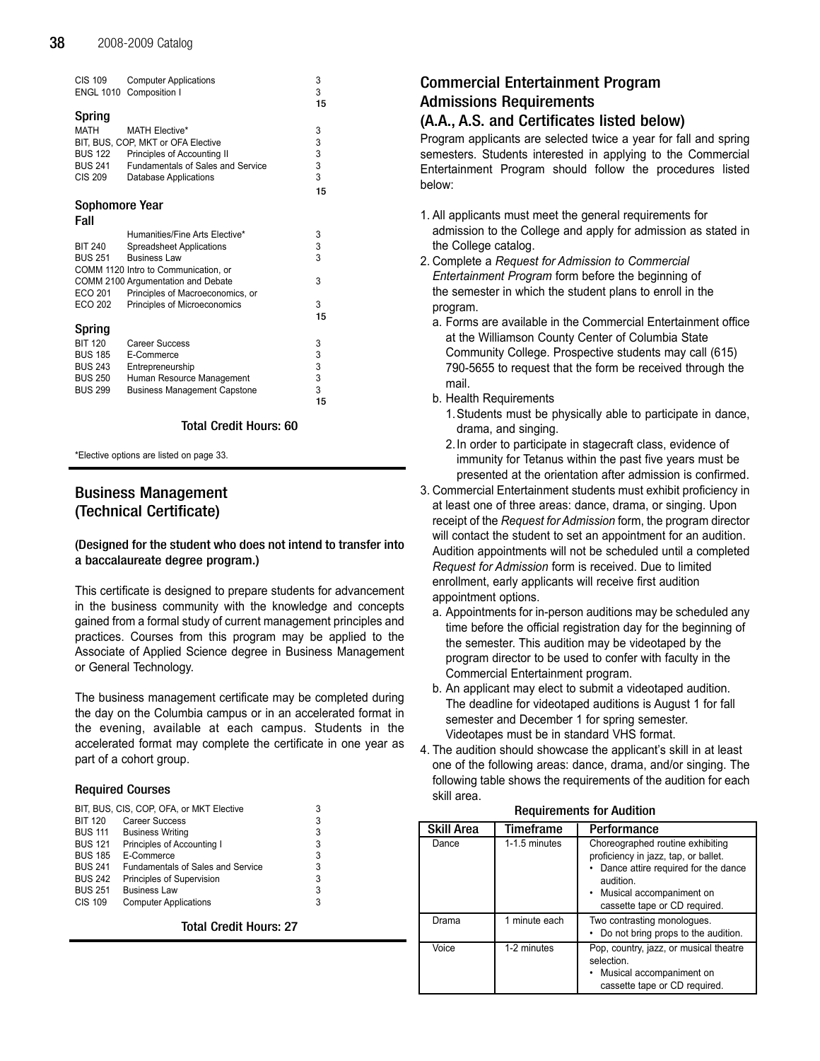| | | |
|---|---|---|
| CIS 109 | Computer Applications | 3 |
| ENGL 1010 | Composition I | 3 |
| | | **15** |

### Spring

| | | |
|---|---|---|
| MATH | MATH Elective* | 3 |
| BIT, BUS, COP, MKT or OFA Elective | | 3 |
| BUS 122 | Principles of Accounting II | 3 |
| BUS 241 | Fundamentals of Sales and Service | 3 |
| CIS 209 | Database Applications | 3 |
| | | **15** |

### Sophomore Year

### Fall

| | | |
|---|---|---|
| | Humanities/Fine Arts Elective* | 3 |
| BIT 240 | Spreadsheet Applications | 3 |
| BUS 251 | Business Law | 3 |
| COMM 1120 Intro to Communication, or COMM 2100 Argumentation and Debate | | 3 |
| ECO 201 | Principles of Macroeconomics, or | |
| ECO 202 | Principles of Microeconomics | 3 |
| | | **15** |

### Spring

| | | |
|---|---|---|
| BIT 120 | Career Success | 3 |
| BUS 185 | E-Commerce | 3 |
| BUS 243 | Entrepreneurship | 3 |
| BUS 250 | Human Resource Management | 3 |
| BUS 299 | Business Management Capstone | 3 |
| | | **15** |

**Total Credit Hours: 60**

*Elective options are listed on page 33.

## Business Management (Technical Certificate)

**(Designed for the student who does not intend to transfer into a baccalaureate degree program.)**

This certificate is designed to prepare students for advancement in the business community with the knowledge and concepts gained from a formal study of current management principles and practices. Courses from this program may be applied to the Associate of Applied Science degree in Business Management or General Technology.

The business management certificate may be completed during the day on the Columbia campus or in an accelerated format in the evening, available at each campus. Students in the accelerated format may complete the certificate in one year as part of a cohort group.

### Required Courses

| | | |
|---|---|---|
| BIT, BUS, CIS, COP, OFA, or MKT Elective | | 3 |
| BIT 120 | Career Success | 3 |
| BUS 111 | Business Writing | 3 |
| BUS 121 | Principles of Accounting I | 3 |
| BUS 185 | E-Commerce | 3 |
| BUS 241 | Fundamentals of Sales and Service | 3 |
| BUS 242 | Principles of Supervision | 3 |
| BUS 251 | Business Law | 3 |
| CIS 109 | Computer Applications | 3 |

**Total Credit Hours: 27**

## Commercial Entertainment Program Admissions Requirements (A.A., A.S. and Certificates listed below)

Program applicants are selected twice a year for fall and spring semesters. Students interested in applying to the Commercial Entertainment Program should follow the procedures listed below:

1. All applicants must meet the general requirements for admission to the College and apply for admission as stated in the College catalog.
2. Complete a *Request for Admission to Commercial Entertainment Program* form before the beginning of the semester in which the student plans to enroll in the program.
   a. Forms are available in the Commercial Entertainment office at the Williamson County Center of Columbia State Community College. Prospective students may call (615) 790-5655 to request that the form be received through the mail.
   b. Health Requirements
      1. Students must be physically able to participate in dance, drama, and singing.
      2. In order to participate in stagecraft class, evidence of immunity for Tetanus within the past five years must be presented at the orientation after admission is confirmed.
3. Commercial Entertainment students must exhibit proficiency in at least one of three areas: dance, drama, or singing. Upon receipt of the *Request for Admission* form, the program director will contact the student to set an appointment for an audition. Audition appointments will not be scheduled until a completed *Request for Admission* form is received. Due to limited enrollment, early applicants will receive first audition appointment options.
   a. Appointments for in-person auditions may be scheduled any time before the official registration day for the beginning of the semester. This audition may be videotaped by the program director to be used to confer with faculty in the Commercial Entertainment program.
   b. An applicant may elect to submit a videotaped audition. The deadline for videotaped auditions is August 1 for fall semester and December 1 for spring semester. Videotapes must be in standard VHS format.
4. The audition should showcase the applicant's skill in at least one of the following areas: dance, drama, and/or singing. The following table shows the requirements of the audition for each skill area.

**Requirements for Audition**

| Skill Area | Timeframe | Performance |
|---|---|---|
| Dance | 1-1.5 minutes | Choreographed routine exhibiting proficiency in jazz, tap, or ballet. • Dance attire required for the dance audition. • Musical accompaniment on cassette tape or CD required. |
| Drama | 1 minute each | Two contrasting monologues. • Do not bring props to the audition. |
| Voice | 1-2 minutes | Pop, country, jazz, or musical theatre selection. • Musical accompaniment on cassette tape or CD required. |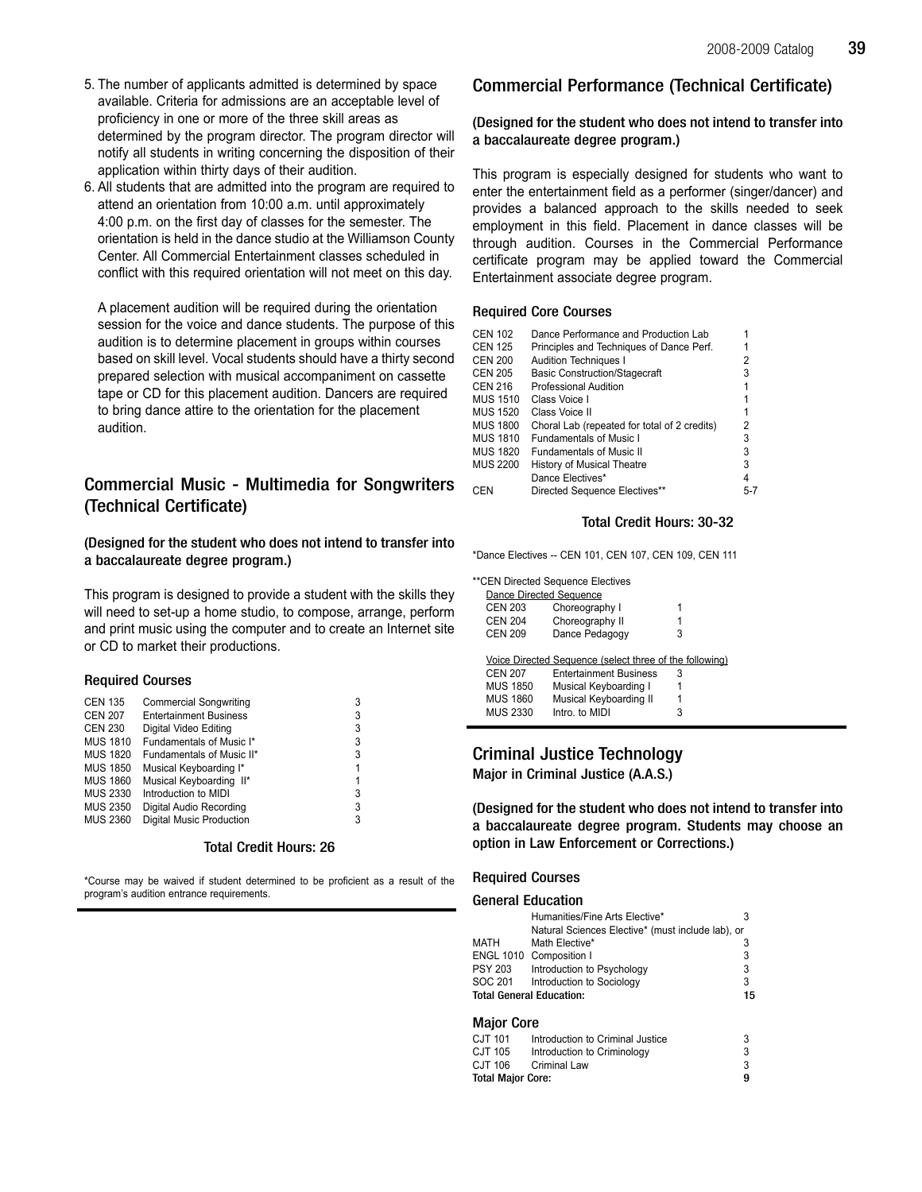5. The number of applicants admitted is determined by space available. Criteria for admissions are an acceptable level of proficiency in one or more of the three skill areas as determined by the program director. The program director will notify all students in writing concerning the disposition of their application within thirty days of their audition.
6. All students that are admitted into the program are required to attend an orientation from 10:00 a.m. until approximately 4:00 p.m. on the first day of classes for the semester. The orientation is held in the dance studio at the Williamson County Center. All Commercial Entertainment classes scheduled in conflict with this required orientation will not meet on this day.

   A placement audition will be required during the orientation session for the voice and dance students. The purpose of this audition is to determine placement in groups within courses based on skill level. Vocal students should have a thirty second prepared selection with musical accompaniment on cassette tape or CD for this placement audition. Dancers are required to bring dance attire to the orientation for the placement audition.

## Commercial Music - Multimedia for Songwriters (Technical Certificate)

**(Designed for the student who does not intend to transfer into a baccalaureate degree program.)**

This program is designed to provide a student with the skills they will need to set-up a home studio, to compose, arrange, perform and print music using the computer and to create an Internet site or CD to market their productions.

### Required Courses

| | | |
|---|---|---|
| CEN 135 | Commercial Songwriting | 3 |
| CEN 207 | Entertainment Business | 3 |
| CEN 230 | Digital Video Editing | 3 |
| MUS 1810 | Fundamentals of Music I* | 3 |
| MUS 1820 | Fundamentals of Music II* | 3 |
| MUS 1850 | Musical Keyboarding I* | 1 |
| MUS 1860 | Musical Keyboarding II* | 1 |
| MUS 2330 | Introduction to MIDI | 3 |
| MUS 2350 | Digital Audio Recording | 3 |
| MUS 2360 | Digital Music Production | 3 |

**Total Credit Hours: 26**

*Course may be waived if student determined to be proficient as a result of the program's audition entrance requirements.

## Commercial Performance (Technical Certificate)

**(Designed for the student who does not intend to transfer into a baccalaureate degree program.)**

This program is especially designed for students who want to enter the entertainment field as a performer (singer/dancer) and provides a balanced approach to the skills needed to seek employment in this field. Placement in dance classes will be through audition. Courses in the Commercial Performance certificate program may be applied toward the Commercial Entertainment associate degree program.

### Required Core Courses

| | | |
|---|---|---|
| CEN 102 | Dance Performance and Production Lab | 1 |
| CEN 125 | Principles and Techniques of Dance Perf. | 1 |
| CEN 200 | Audition Techniques I | 2 |
| CEN 205 | Basic Construction/Stagecraft | 3 |
| CEN 216 | Professional Audition | 1 |
| MUS 1510 | Class Voice I | 1 |
| MUS 1520 | Class Voice II | 1 |
| MUS 1800 | Choral Lab (repeated for total of 2 credits) | 2 |
| MUS 1810 | Fundamentals of Music I | 3 |
| MUS 1820 | Fundamentals of Music II | 3 |
| MUS 2200 | History of Musical Theatre | 3 |
| | Dance Electives* | 4 |
| CEN | Directed Sequence Electives** | 5-7 |

**Total Credit Hours: 30-32**

*Dance Electives -- CEN 101, CEN 107, CEN 109, CEN 111

**CEN Directed Sequence Electives

Dance Directed Sequence

| | | |
|---|---|---|
| CEN 203 | Choreography I | 1 |
| CEN 204 | Choreography II | 1 |
| CEN 209 | Dance Pedagogy | 3 |

Voice Directed Sequence (select three of the following)

| | | |
|---|---|---|
| CEN 207 | Entertainment Business | 3 |
| MUS 1850 | Musical Keyboarding I | 1 |
| MUS 1860 | Musical Keyboarding II | 1 |
| MUS 2330 | Intro. to MIDI | 3 |

## Criminal Justice Technology

**Major in Criminal Justice (A.A.S.)**

**(Designed for the student who does not intend to transfer into a baccalaureate degree program. Students may choose an option in Law Enforcement or Corrections.)**

### Required Courses

#### General Education

| | | |
|---|---|---|
| | Humanities/Fine Arts Elective* | 3 |
| | Natural Sciences Elective* (must include lab), or | |
| MATH | Math Elective* | 3 |
| ENGL 1010 | Composition I | 3 |
| PSY 203 | Introduction to Psychology | 3 |
| SOC 201 | Introduction to Sociology | 3 |
| **Total General Education:** | | **15** |

#### Major Core

| | | |
|---|---|---|
| CJT 101 | Introduction to Criminal Justice | 3 |
| CJT 105 | Introduction to Criminology | 3 |
| CJT 106 | Criminal Law | 3 |
| **Total Major Core:** | | **9** |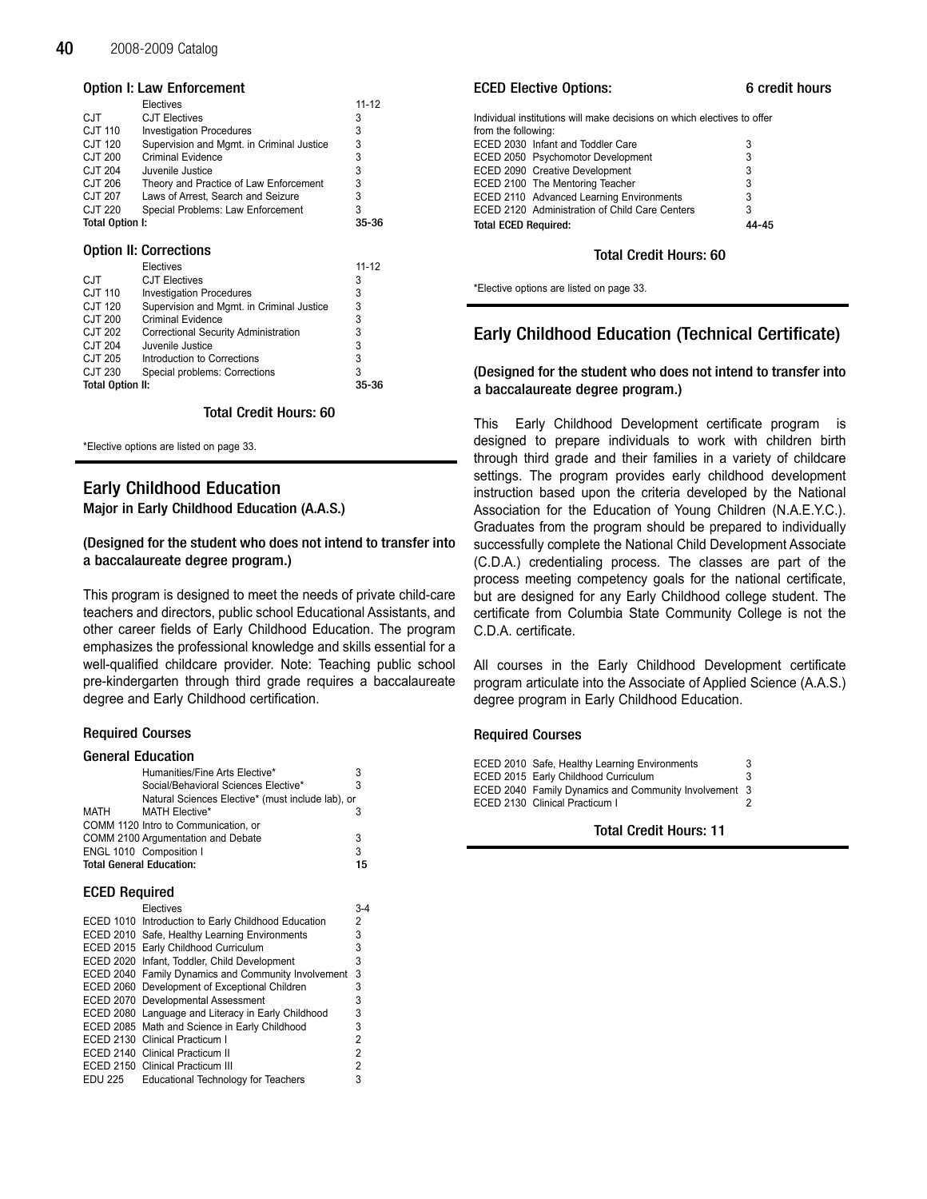### Option I: Law Enforcement

| | | |
|---|---|---|
| | Electives | 11-12 |
| CJT | CJT Electives | 3 |
| CJT 110 | Investigation Procedures | 3 |
| CJT 120 | Supervision and Mgmt. in Criminal Justice | 3 |
| CJT 200 | Criminal Evidence | 3 |
| CJT 204 | Juvenile Justice | 3 |
| CJT 206 | Theory and Practice of Law Enforcement | 3 |
| CJT 207 | Laws of Arrest, Search and Seizure | 3 |
| CJT 220 | Special Problems: Law Enforcement | 3 |
| **Total Option I:** | | **35-36** |

### Option II: Corrections

| | | |
|---|---|---|
| | Electives | 11-12 |
| CJT | CJT Electives | 3 |
| CJT 110 | Investigation Procedures | 3 |
| CJT 120 | Supervision and Mgmt. in Criminal Justice | 3 |
| CJT 200 | Criminal Evidence | 3 |
| CJT 202 | Correctional Security Administration | 3 |
| CJT 204 | Juvenile Justice | 3 |
| CJT 205 | Introduction to Corrections | 3 |
| CJT 230 | Special problems: Corrections | 3 |
| **Total Option II:** | | **35-36** |

**Total Credit Hours: 60**

*Elective options are listed on page 33.

## Early Childhood Education

**Major in Early Childhood Education (A.A.S.)**

**(Designed for the student who does not intend to transfer into a baccalaureate degree program.)**

This program is designed to meet the needs of private child-care teachers and directors, public school Educational Assistants, and other career fields of Early Childhood Education. The program emphasizes the professional knowledge and skills essential for a well-qualified childcare provider. Note: Teaching public school pre-kindergarten through third grade requires a baccalaureate degree and Early Childhood certification.

### Required Courses

#### General Education

| | | |
|---|---|---|
| | Humanities/Fine Arts Elective* | 3 |
| | Social/Behavioral Sciences Elective* | 3 |
| | Natural Sciences Elective* (must include lab), or | |
| MATH | MATH Elective* | 3 |
| COMM 1120 | Intro to Communication, or | |
| COMM 2100 | Argumentation and Debate | 3 |
| ENGL 1010 | Composition I | 3 |
| **Total General Education:** | | **15** |

#### ECED Required

| | | |
|---|---|---|
| | Electives | 3-4 |
| ECED 1010 | Introduction to Early Childhood Education | 2 |
| ECED 2010 | Safe, Healthy Learning Environments | 3 |
| ECED 2015 | Early Childhood Curriculum | 3 |
| ECED 2020 | Infant, Toddler, Child Development | 3 |
| ECED 2040 | Family Dynamics and Community Involvement | 3 |
| ECED 2060 | Development of Exceptional Children | 3 |
| ECED 2070 | Developmental Assessment | 3 |
| ECED 2080 | Language and Literacy in Early Childhood | 3 |
| ECED 2085 | Math and Science in Early Childhood | 3 |
| ECED 2130 | Clinical Practicum I | 2 |
| ECED 2140 | Clinical Practicum II | 2 |
| ECED 2150 | Clinical Practicum III | 2 |
| EDU 225 | Educational Technology for Teachers | 3 |

#### ECED Elective Options: 6 credit hours

Individual institutions will make decisions on which electives to offer from the following:

| | | |
|---|---|---|
| ECED 2030 | Infant and Toddler Care | 3 |
| ECED 2050 | Psychomotor Development | 3 |
| ECED 2090 | Creative Development | 3 |
| ECED 2100 | The Mentoring Teacher | 3 |
| ECED 2110 | Advanced Learning Environments | 3 |
| ECED 2120 | Administration of Child Care Centers | 3 |
| **Total ECED Required:** | | **44-45** |

**Total Credit Hours: 60**

*Elective options are listed on page 33.

## Early Childhood Education (Technical Certificate)

**(Designed for the student who does not intend to transfer into a baccalaureate degree program.)**

This Early Childhood Development certificate program is designed to prepare individuals to work with children birth through third grade and their families in a variety of childcare settings. The program provides early childhood development instruction based upon the criteria developed by the National Association for the Education of Young Children (N.A.E.Y.C.). Graduates from the program should be prepared to individually successfully complete the National Child Development Associate (C.D.A.) credentialing process. The classes are part of the process meeting competency goals for the national certificate, but are designed for any Early Childhood college student. The certificate from Columbia State Community College is not the C.D.A. certificate.

All courses in the Early Childhood Development certificate program articulate into the Associate of Applied Science (A.A.S.) degree program in Early Childhood Education.

### Required Courses

| | | |
|---|---|---|
| ECED 2010 | Safe, Healthy Learning Environments | 3 |
| ECED 2015 | Early Childhood Curriculum | 3 |
| ECED 2040 | Family Dynamics and Community Involvement | 3 |
| ECED 2130 | Clinical Practicum I | 2 |

**Total Credit Hours: 11**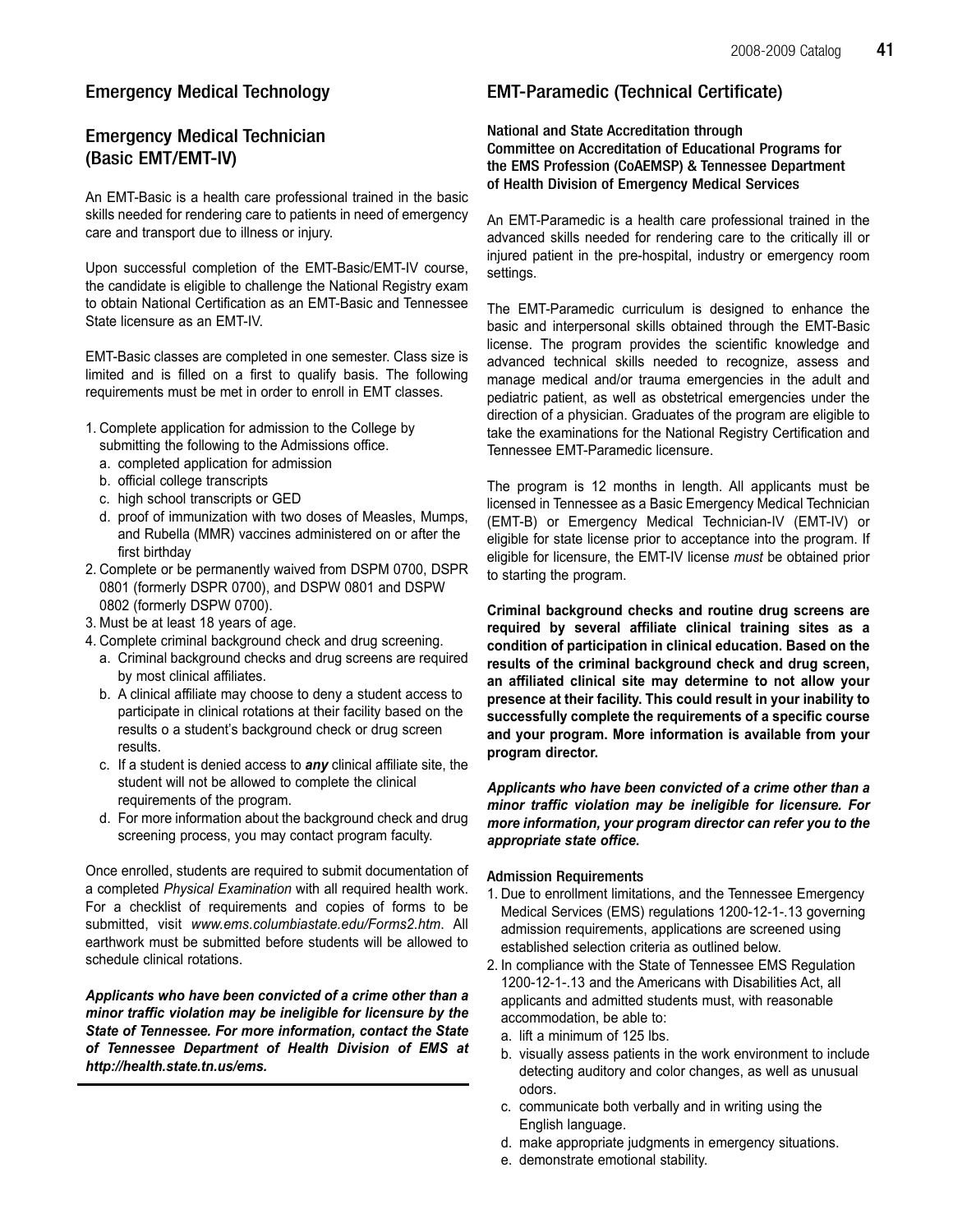## Emergency Medical Technology

## Emergency Medical Technician (Basic EMT/EMT-IV)

An EMT-Basic is a health care professional trained in the basic skills needed for rendering care to patients in need of emergency care and transport due to illness or injury.

Upon successful completion of the EMT-Basic/EMT-IV course, the candidate is eligible to challenge the National Registry exam to obtain National Certification as an EMT-Basic and Tennessee State licensure as an EMT-IV.

EMT-Basic classes are completed in one semester. Class size is limited and is filled on a first to qualify basis. The following requirements must be met in order to enroll in EMT classes.

1. Complete application for admission to the College by submitting the following to the Admissions office.
   a. completed application for admission
   b. official college transcripts
   c. high school transcripts or GED
   d. proof of immunization with two doses of Measles, Mumps, and Rubella (MMR) vaccines administered on or after the first birthday
2. Complete or be permanently waived from DSPM 0700, DSPR 0801 (formerly DSPR 0700), and DSPW 0801 and DSPW 0802 (formerly DSPW 0700).
3. Must be at least 18 years of age.
4. Complete criminal background check and drug screening.
   a. Criminal background checks and drug screens are required by most clinical affiliates.
   b. A clinical affiliate may choose to deny a student access to participate in clinical rotations at their facility based on the results o a student's background check or drug screen results.
   c. If a student is denied access to ***any*** clinical affiliate site, the student will not be allowed to complete the clinical requirements of the program.
   d. For more information about the background check and drug screening process, you may contact program faculty.

Once enrolled, students are required to submit documentation of a completed *Physical Examination* with all required health work. For a checklist of requirements and copies of forms to be submitted, visit *www.ems.columbiastate.edu/Forms2.htm*. All earthwork must be submitted before students will be allowed to schedule clinical rotations.

***Applicants who have been convicted of a crime other than a minor traffic violation may be ineligible for licensure by the State of Tennessee. For more information, contact the State of Tennessee Department of Health Division of EMS at http://health.state.tn.us/ems.***

## EMT-Paramedic (Technical Certificate)

**National and State Accreditation through Committee on Accreditation of Educational Programs for the EMS Profession (CoAEMSP) & Tennessee Department of Health Division of Emergency Medical Services**

An EMT-Paramedic is a health care professional trained in the advanced skills needed for rendering care to the critically ill or injured patient in the pre-hospital, industry or emergency room settings.

The EMT-Paramedic curriculum is designed to enhance the basic and interpersonal skills obtained through the EMT-Basic license. The program provides the scientific knowledge and advanced technical skills needed to recognize, assess and manage medical and/or trauma emergencies in the adult and pediatric patient, as well as obstetrical emergencies under the direction of a physician. Graduates of the program are eligible to take the examinations for the National Registry Certification and Tennessee EMT-Paramedic licensure.

The program is 12 months in length. All applicants must be licensed in Tennessee as a Basic Emergency Medical Technician (EMT-B) or Emergency Medical Technician-IV (EMT-IV) or eligible for state license prior to acceptance into the program. If eligible for licensure, the EMT-IV license *must* be obtained prior to starting the program.

**Criminal background checks and routine drug screens are required by several affiliate clinical training sites as a condition of participation in clinical education. Based on the results of the criminal background check and drug screen, an affiliated clinical site may determine to not allow your presence at their facility. This could result in your inability to successfully complete the requirements of a specific course and your program. More information is available from your program director.**

***Applicants who have been convicted of a crime other than a minor traffic violation may be ineligible for licensure. For more information, your program director can refer you to the appropriate state office.***

### Admission Requirements

1. Due to enrollment limitations, and the Tennessee Emergency Medical Services (EMS) regulations 1200-12-1-.13 governing admission requirements, applications are screened using established selection criteria as outlined below.
2. In compliance with the State of Tennessee EMS Regulation 1200-12-1-.13 and the Americans with Disabilities Act, all applicants and admitted students must, with reasonable accommodation, be able to:
   a. lift a minimum of 125 lbs.
   b. visually assess patients in the work environment to include detecting auditory and color changes, as well as unusual odors.
   c. communicate both verbally and in writing using the English language.
   d. make appropriate judgments in emergency situations.
   e. demonstrate emotional stability.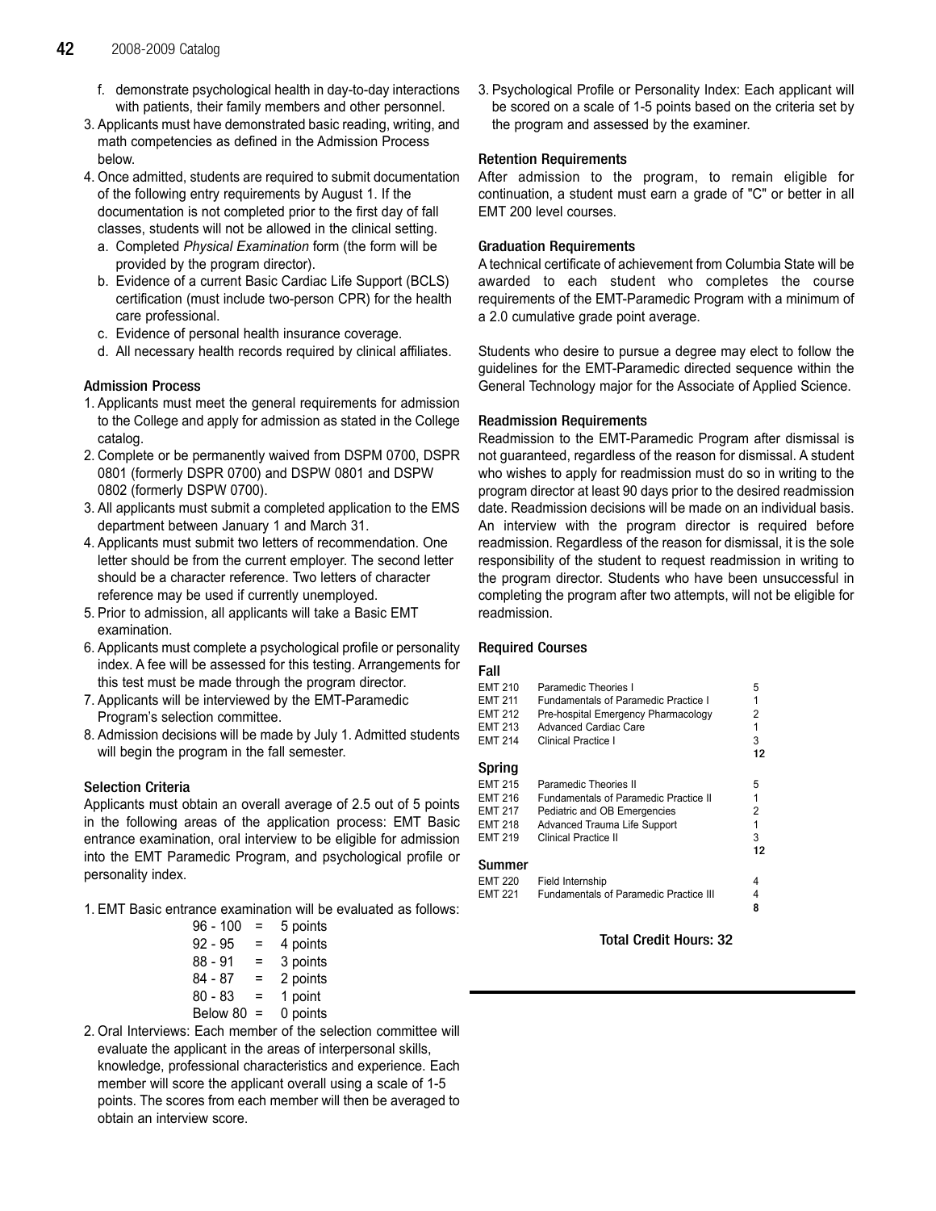f. demonstrate psychological health in day-to-day interactions with patients, their family members and other personnel.

3. Applicants must have demonstrated basic reading, writing, and math competencies as defined in the Admission Process below.
4. Once admitted, students are required to submit documentation of the following entry requirements by August 1. If the documentation is not completed prior to the first day of fall classes, students will not be allowed in the clinical setting.
   a. Completed *Physical Examination* form (the form will be provided by the program director).
   b. Evidence of a current Basic Cardiac Life Support (BCLS) certification (must include two-person CPR) for the health care professional.
   c. Evidence of personal health insurance coverage.
   d. All necessary health records required by clinical affiliates.

### Admission Process

1. Applicants must meet the general requirements for admission to the College and apply for admission as stated in the College catalog.
2. Complete or be permanently waived from DSPM 0700, DSPR 0801 (formerly DSPR 0700) and DSPW 0801 and DSPW 0802 (formerly DSPW 0700).
3. All applicants must submit a completed application to the EMS department between January 1 and March 31.
4. Applicants must submit two letters of recommendation. One letter should be from the current employer. The second letter should be a character reference. Two letters of character reference may be used if currently unemployed.
5. Prior to admission, all applicants will take a Basic EMT examination.
6. Applicants must complete a psychological profile or personality index. A fee will be assessed for this testing. Arrangements for this test must be made through the program director.
7. Applicants will be interviewed by the EMT-Paramedic Program's selection committee.
8. Admission decisions will be made by July 1. Admitted students will begin the program in the fall semester.

### Selection Criteria

Applicants must obtain an overall average of 2.5 out of 5 points in the following areas of the application process: EMT Basic entrance examination, oral interview to be eligible for admission into the EMT Paramedic Program, and psychological profile or personality index.

1. EMT Basic entrance examination will be evaluated as follows:

| | | |
|---|---|---|
| 96 - 100 | = | 5 points |
| 92 - 95 | = | 4 points |
| 88 - 91 | = | 3 points |
| 84 - 87 | = | 2 points |
| 80 - 83 | = | 1 point |
| Below 80 | = | 0 points |

2. Oral Interviews: Each member of the selection committee will evaluate the applicant in the areas of interpersonal skills, knowledge, professional characteristics and experience. Each member will score the applicant overall using a scale of 1-5 points. The scores from each member will then be averaged to obtain an interview score.
3. Psychological Profile or Personality Index: Each applicant will be scored on a scale of 1-5 points based on the criteria set by the program and assessed by the examiner.

### Retention Requirements

After admission to the program, to remain eligible for continuation, a student must earn a grade of "C" or better in all EMT 200 level courses.

### Graduation Requirements

A technical certificate of achievement from Columbia State will be awarded to each student who completes the course requirements of the EMT-Paramedic Program with a minimum of a 2.0 cumulative grade point average.

Students who desire to pursue a degree may elect to follow the guidelines for the EMT-Paramedic directed sequence within the General Technology major for the Associate of Applied Science.

### Readmission Requirements

Readmission to the EMT-Paramedic Program after dismissal is not guaranteed, regardless of the reason for dismissal. A student who wishes to apply for readmission must do so in writing to the program director at least 90 days prior to the desired readmission date. Readmission decisions will be made on an individual basis. An interview with the program director is required before readmission. Regardless of the reason for dismissal, it is the sole responsibility of the student to request readmission in writing to the program director. Students who have been unsuccessful in completing the program after two attempts, will not be eligible for readmission.

### Required Courses

**Fall**

| | | |
|---|---|---|
| EMT 210 | Paramedic Theories I | 5 |
| EMT 211 | Fundamentals of Paramedic Practice I | 1 |
| EMT 212 | Pre-hospital Emergency Pharmacology | 2 |
| EMT 213 | Advanced Cardiac Care | 1 |
| EMT 214 | Clinical Practice I | 3 |
| | | **12** |

**Spring**

| | | |
|---|---|---|
| EMT 215 | Paramedic Theories II | 5 |
| EMT 216 | Fundamentals of Paramedic Practice II | 1 |
| EMT 217 | Pediatric and OB Emergencies | 2 |
| EMT 218 | Advanced Trauma Life Support | 1 |
| EMT 219 | Clinical Practice II | 3 |
| | | **12** |

**Summer**

| | | |
|---|---|---|
| EMT 220 | Field Internship | 4 |
| EMT 221 | Fundamentals of Paramedic Practice III | 4 |
| | | **8** |

**Total Credit Hours: 32**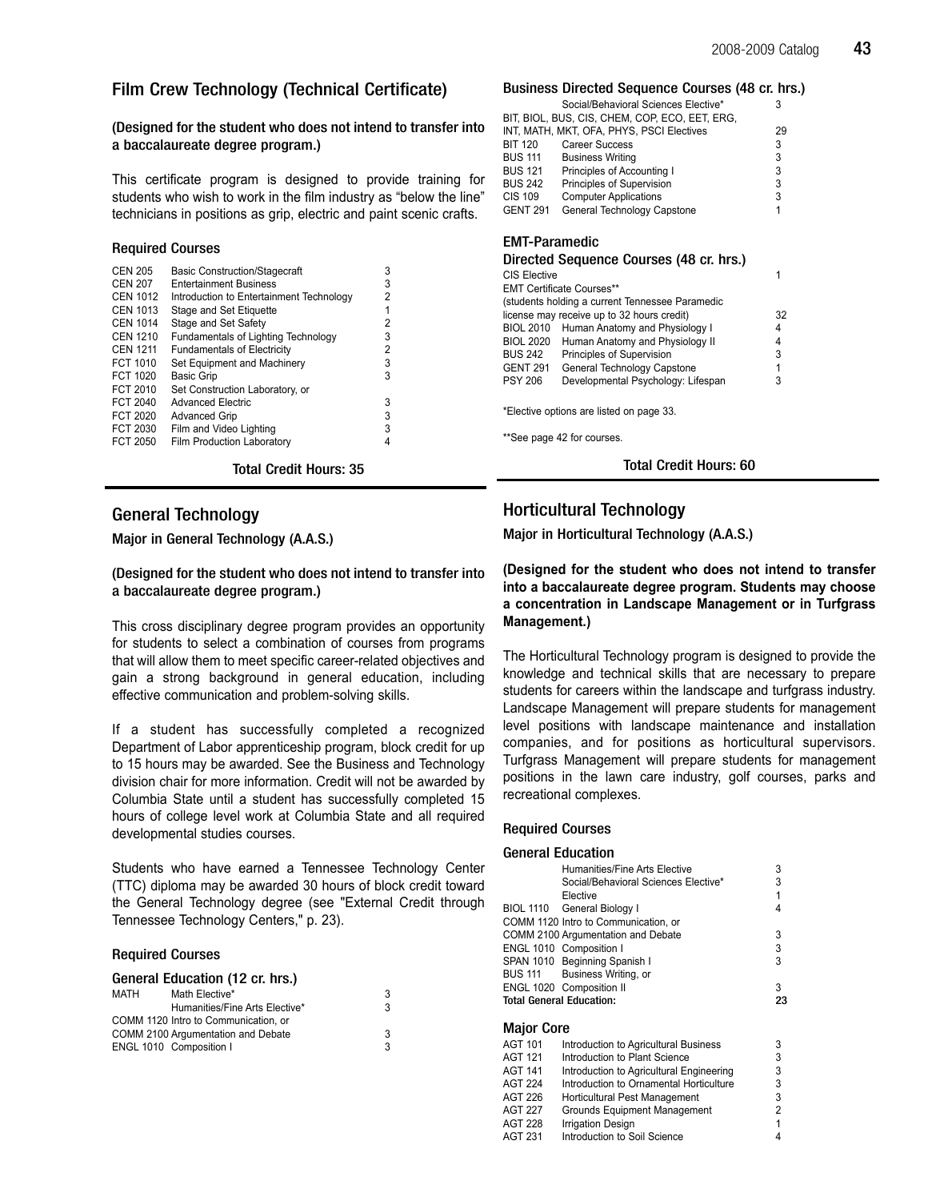## Film Crew Technology (Technical Certificate)

**(Designed for the student who does not intend to transfer into a baccalaureate degree program.)**

This certificate program is designed to provide training for students who wish to work in the film industry as "below the line" technicians in positions as grip, electric and paint scenic crafts.

### Required Courses

| | | |
|---|---|---|
| CEN 205 | Basic Construction/Stagecraft | 3 |
| CEN 207 | Entertainment Business | 3 |
| CEN 1012 | Introduction to Entertainment Technology | 2 |
| CEN 1013 | Stage and Set Etiquette | 1 |
| CEN 1014 | Stage and Set Safety | 2 |
| CEN 1210 | Fundamentals of Lighting Technology | 3 |
| CEN 1211 | Fundamentals of Electricity | 2 |
| FCT 1010 | Set Equipment and Machinery | 3 |
| FCT 1020 | Basic Grip | 3 |
| FCT 2010 | Set Construction Laboratory, or | |
| FCT 2040 | Advanced Electric | 3 |
| FCT 2020 | Advanced Grip | 3 |
| FCT 2030 | Film and Video Lighting | 3 |
| FCT 2050 | Film Production Laboratory | 4 |

**Total Credit Hours: 35**

## General Technology

**Major in General Technology (A.A.S.)**

**(Designed for the student who does not intend to transfer into a baccalaureate degree program.)**

This cross disciplinary degree program provides an opportunity for students to select a combination of courses from programs that will allow them to meet specific career-related objectives and gain a strong background in general education, including effective communication and problem-solving skills.

If a student has successfully completed a recognized Department of Labor apprenticeship program, block credit for up to 15 hours may be awarded. See the Business and Technology division chair for more information. Credit will not be awarded by Columbia State until a student has successfully completed 15 hours of college level work at Columbia State and all required developmental studies courses.

Students who have earned a Tennessee Technology Center (TTC) diploma may be awarded 30 hours of block credit toward the General Technology degree (see "External Credit through Tennessee Technology Centers," p. 23).

### Required Courses

#### General Education (12 cr. hrs.)

| | | |
|---|---|---|
| MATH | Math Elective* | 3 |
| | Humanities/Fine Arts Elective* | 3 |
| COMM 1120 | Intro to Communication, or | |
| COMM 2100 | Argumentation and Debate | 3 |
| ENGL 1010 | Composition I | 3 |

#### Business Directed Sequence Courses (48 cr. hrs.)

| | | |
|---|---|---|
| | Social/Behavioral Sciences Elective* | 3 |
| | BIT, BIOL, BUS, CIS, CHEM, COP, ECO, EET, ERG, INT, MATH, MKT, OFA, PHYS, PSCI Electives | 29 |
| BIT 120 | Career Success | 3 |
| BUS 111 | Business Writing | 3 |
| BUS 121 | Principles of Accounting I | 3 |
| BUS 242 | Principles of Supervision | 3 |
| CIS 109 | Computer Applications | 3 |
| GENT 291 | General Technology Capstone | 1 |

#### EMT-Paramedic Directed Sequence Courses (48 cr. hrs.)

| | | |
|---|---|---|
| CIS Elective | | 1 |
| EMT Certificate Courses** (students holding a current Tennessee Paramedic license may receive up to 32 hours credit) | | 32 |
| BIOL 2010 | Human Anatomy and Physiology I | 4 |
| BIOL 2020 | Human Anatomy and Physiology II | 4 |
| BUS 242 | Principles of Supervision | 3 |
| GENT 291 | General Technology Capstone | 1 |
| PSY 206 | Developmental Psychology: Lifespan | 3 |

*Elective options are listed on page 33.

**See page 42 for courses.

**Total Credit Hours: 60**

## Horticultural Technology

**Major in Horticultural Technology (A.A.S.)**

**(Designed for the student who does not intend to transfer into a baccalaureate degree program. Students may choose a concentration in Landscape Management or in Turfgrass Management.)**

The Horticultural Technology program is designed to provide the knowledge and technical skills that are necessary to prepare students for careers within the landscape and turfgrass industry. Landscape Management will prepare students for management level positions with landscape maintenance and installation companies, and for positions as horticultural supervisors. Turfgrass Management will prepare students for management positions in the lawn care industry, golf courses, parks and recreational complexes.

### Required Courses

#### General Education

| | | |
|---|---|---|
| | Humanities/Fine Arts Elective | 3 |
| | Social/Behavioral Sciences Elective* | 3 |
| | Elective | 1 |
| BIOL 1110 | General Biology I | 4 |
| COMM 1120 | Intro to Communication, or | |
| COMM 2100 | Argumentation and Debate | 3 |
| ENGL 1010 | Composition I | 3 |
| SPAN 1010 | Beginning Spanish I | 3 |
| BUS 111 | Business Writing, or | |
| ENGL 1020 | Composition II | 3 |
| **Total General Education:** | | **23** |

#### Major Core

| | | |
|---|---|---|
| AGT 101 | Introduction to Agricultural Business | 3 |
| AGT 121 | Introduction to Plant Science | 3 |
| AGT 141 | Introduction to Agricultural Engineering | 3 |
| AGT 224 | Introduction to Ornamental Horticulture | 3 |
| AGT 226 | Horticultural Pest Management | 3 |
| AGT 227 | Grounds Equipment Management | 2 |
| AGT 228 | Irrigation Design | 1 |
| AGT 231 | Introduction to Soil Science | 4 |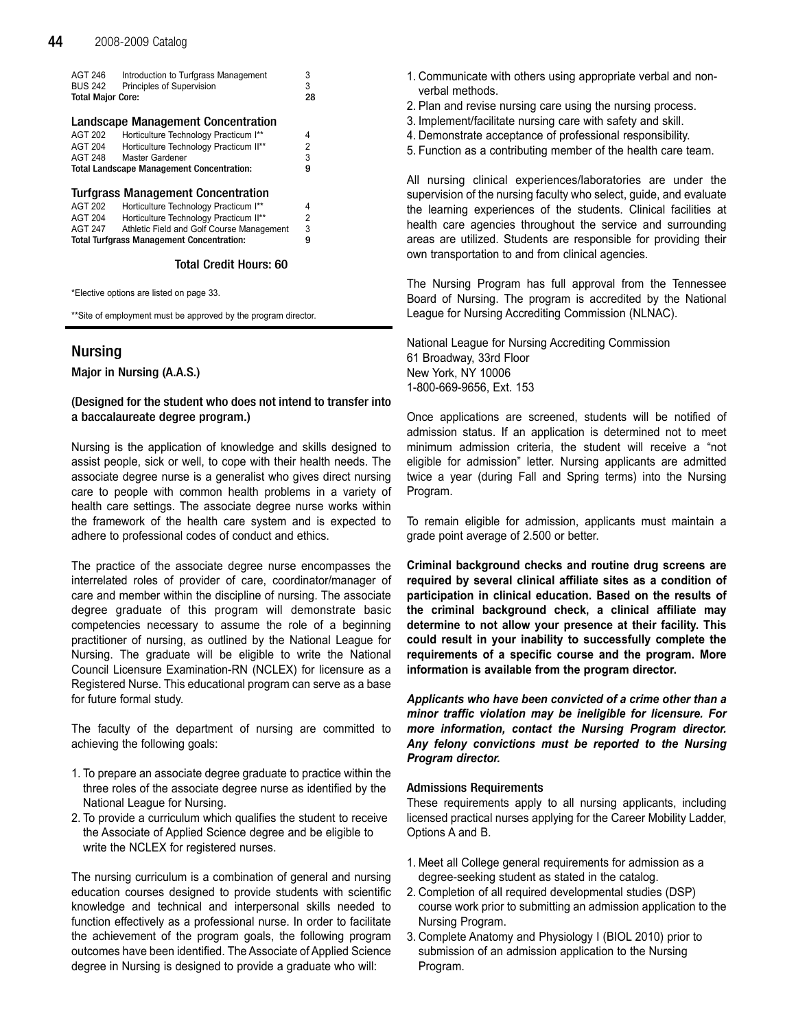| | | |
|---|---|---|
| AGT 246 | Introduction to Turfgrass Management | 3 |
| BUS 242 | Principles of Supervision | 3 |
| **Total Major Core:** | | **28** |

### Landscape Management Concentration

| | | |
|---|---|---|
| AGT 202 | Horticulture Technology Practicum I** | 4 |
| AGT 204 | Horticulture Technology Practicum II** | 2 |
| AGT 248 | Master Gardener | 3 |
| **Total Landscape Management Concentration:** | | **9** |

### Turfgrass Management Concentration

| | | |
|---|---|---|
| AGT 202 | Horticulture Technology Practicum I** | 4 |
| AGT 204 | Horticulture Technology Practicum II** | 2 |
| AGT 247 | Athletic Field and Golf Course Management | 3 |
| **Total Turfgrass Management Concentration:** | | **9** |

**Total Credit Hours: 60**

*Elective options are listed on page 33.

**Site of employment must be approved by the program director.

## Nursing

**Major in Nursing (A.A.S.)**

**(Designed for the student who does not intend to transfer into a baccalaureate degree program.)**

Nursing is the application of knowledge and skills designed to assist people, sick or well, to cope with their health needs. The associate degree nurse is a generalist who gives direct nursing care to people with common health problems in a variety of health care settings. The associate degree nurse works within the framework of the health care system and is expected to adhere to professional codes of conduct and ethics.

The practice of the associate degree nurse encompasses the interrelated roles of provider of care, coordinator/manager of care and member within the discipline of nursing. The associate degree graduate of this program will demonstrate basic competencies necessary to assume the role of a beginning practitioner of nursing, as outlined by the National League for Nursing. The graduate will be eligible to write the National Council Licensure Examination-RN (NCLEX) for licensure as a Registered Nurse. This educational program can serve as a base for future formal study.

The faculty of the department of nursing are committed to achieving the following goals:

1. To prepare an associate degree graduate to practice within the three roles of the associate degree nurse as identified by the National League for Nursing.
2. To provide a curriculum which qualifies the student to receive the Associate of Applied Science degree and be eligible to write the NCLEX for registered nurses.

The nursing curriculum is a combination of general and nursing education courses designed to provide students with scientific knowledge and technical and interpersonal skills needed to function effectively as a professional nurse. In order to facilitate the achievement of the program goals, the following program outcomes have been identified. The Associate of Applied Science degree in Nursing is designed to provide a graduate who will:

1. Communicate with others using appropriate verbal and non-verbal methods.
2. Plan and revise nursing care using the nursing process.
3. Implement/facilitate nursing care with safety and skill.
4. Demonstrate acceptance of professional responsibility.
5. Function as a contributing member of the health care team.

All nursing clinical experiences/laboratories are under the supervision of the nursing faculty who select, guide, and evaluate the learning experiences of the students. Clinical facilities at health care agencies throughout the service and surrounding areas are utilized. Students are responsible for providing their own transportation to and from clinical agencies.

The Nursing Program has full approval from the Tennessee Board of Nursing. The program is accredited by the National League for Nursing Accrediting Commission (NLNAC).

National League for Nursing Accrediting Commission
61 Broadway, 33rd Floor
New York, NY 10006
1-800-669-9656, Ext. 153

Once applications are screened, students will be notified of admission status. If an application is determined not to meet minimum admission criteria, the student will receive a "not eligible for admission" letter. Nursing applicants are admitted twice a year (during Fall and Spring terms) into the Nursing Program.

To remain eligible for admission, applicants must maintain a grade point average of 2.500 or better.

**Criminal background checks and routine drug screens are required by several clinical affiliate sites as a condition of participation in clinical education. Based on the results of the criminal background check, a clinical affiliate may determine to not allow your presence at their facility. This could result in your inability to successfully complete the requirements of a specific course and the program. More information is available from the program director.**

***Applicants who have been convicted of a crime other than a minor traffic violation may be ineligible for licensure. For more information, contact the Nursing Program director. Any felony convictions must be reported to the Nursing Program director.***

#### Admissions Requirements

These requirements apply to all nursing applicants, including licensed practical nurses applying for the Career Mobility Ladder, Options A and B.

1. Meet all College general requirements for admission as a degree-seeking student as stated in the catalog.
2. Completion of all required developmental studies (DSP) course work prior to submitting an admission application to the Nursing Program.
3. Complete Anatomy and Physiology I (BIOL 2010) prior to submission of an admission application to the Nursing Program.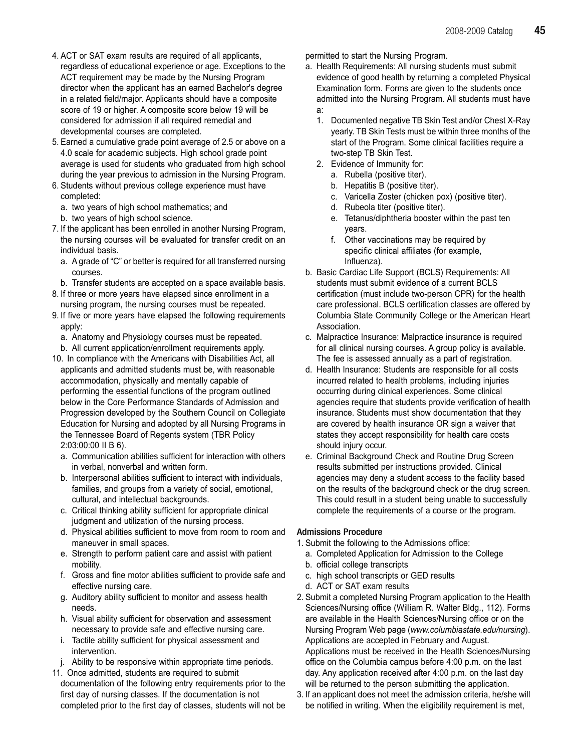4. ACT or SAT exam results are required of all applicants, regardless of educational experience or age. Exceptions to the ACT requirement may be made by the Nursing Program director when the applicant has an earned Bachelor's degree in a related field/major. Applicants should have a composite score of 19 or higher. A composite score below 19 will be considered for admission if all required remedial and developmental courses are completed.
5. Earned a cumulative grade point average of 2.5 or above on a 4.0 scale for academic subjects. High school grade point average is used for students who graduated from high school during the year previous to admission in the Nursing Program.
6. Students without previous college experience must have completed:
   a. two years of high school mathematics; and
   b. two years of high school science.
7. If the applicant has been enrolled in another Nursing Program, the nursing courses will be evaluated for transfer credit on an individual basis.
   a. A grade of "C" or better is required for all transferred nursing courses.
   b. Transfer students are accepted on a space available basis.
8. If three or more years have elapsed since enrollment in a nursing program, the nursing courses must be repeated.
9. If five or more years have elapsed the following requirements apply:
   a. Anatomy and Physiology courses must be repeated.
   b. All current application/enrollment requirements apply.
10. In compliance with the Americans with Disabilities Act, all applicants and admitted students must be, with reasonable accommodation, physically and mentally capable of performing the essential functions of the program outlined below in the Core Performance Standards of Admission and Progression developed by the Southern Council on Collegiate Education for Nursing and adopted by all Nursing Programs in the Tennessee Board of Regents system (TBR Policy 2:03:00:00 II B 6).
    a. Communication abilities sufficient for interaction with others in verbal, nonverbal and written form.
    b. Interpersonal abilities sufficient to interact with individuals, families, and groups from a variety of social, emotional, cultural, and intellectual backgrounds.
    c. Critical thinking ability sufficient for appropriate clinical judgment and utilization of the nursing process.
    d. Physical abilities sufficient to move from room to room and maneuver in small spaces.
    e. Strength to perform patient care and assist with patient mobility.
    f. Gross and fine motor abilities sufficient to provide safe and effective nursing care.
    g. Auditory ability sufficient to monitor and assess health needs.
    h. Visual ability sufficient for observation and assessment necessary to provide safe and effective nursing care.
    i. Tactile ability sufficient for physical assessment and intervention.
    j. Ability to be responsive within appropriate time periods.
11. Once admitted, students are required to submit documentation of the following entry requirements prior to the first day of nursing classes. If the documentation is not completed prior to the first day of classes, students will not be permitted to start the Nursing Program.
    a. Health Requirements: All nursing students must submit evidence of good health by returning a completed Physical Examination form. Forms are given to the students once admitted into the Nursing Program. All students must have a:
       1. Documented negative TB Skin Test and/or Chest X-Ray yearly. TB Skin Tests must be within three months of the start of the Program. Some clinical facilities require a two-step TB Skin Test.
       2. Evidence of Immunity for:
          a. Rubella (positive titer).
          b. Hepatitis B (positive titer).
          c. Varicella Zoster (chicken pox) (positive titer).
          d. Rubeola titer (positive titer).
          e. Tetanus/diphtheria booster within the past ten years.
          f. Other vaccinations may be required by specific clinical affiliates (for example, Influenza).
    b. Basic Cardiac Life Support (BCLS) Requirements: All students must submit evidence of a current BCLS certification (must include two-person CPR) for the health care professional. BCLS certification classes are offered by Columbia State Community College or the American Heart Association.
    c. Malpractice Insurance: Malpractice insurance is required for all clinical nursing courses. A group policy is available. The fee is assessed annually as a part of registration.
    d. Health Insurance: Students are responsible for all costs incurred related to health problems, including injuries occurring during clinical experiences. Some clinical agencies require that students provide verification of health insurance. Students must show documentation that they are covered by health insurance OR sign a waiver that states they accept responsibility for health care costs should injury occur.
    e. Criminal Background Check and Routine Drug Screen results submitted per instructions provided. Clinical agencies may deny a student access to the facility based on the results of the background check or the drug screen. This could result in a student being unable to successfully complete the requirements of a course or the program.

#### Admissions Procedure

1. Submit the following to the Admissions office:
   a. Completed Application for Admission to the College
   b. official college transcripts
   c. high school transcripts or GED results
   d. ACT or SAT exam results
2. Submit a completed Nursing Program application to the Health Sciences/Nursing office (William R. Walter Bldg., 112). Forms are available in the Health Sciences/Nursing office or on the Nursing Program Web page (*www.columbiastate.edu/nursing*). Applications are accepted in February and August. Applications must be received in the Health Sciences/Nursing office on the Columbia campus before 4:00 p.m. on the last day. Any application received after 4:00 p.m. on the last day will be returned to the person submitting the application.
3. If an applicant does not meet the admission criteria, he/she will be notified in writing. When the eligibility requirement is met,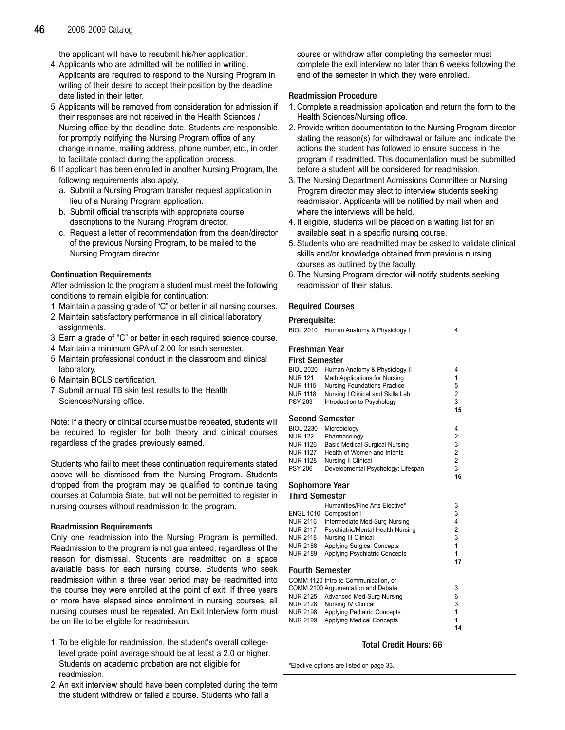the applicant will have to resubmit his/her application.

4. Applicants who are admitted will be notified in writing. Applicants are required to respond to the Nursing Program in writing of their desire to accept their position by the deadline date listed in their letter.
5. Applicants will be removed from consideration for admission if their responses are not received in the Health Sciences / Nursing office by the deadline date. Students are responsible for promptly notifying the Nursing Program office of any change in name, mailing address, phone number, etc., in order to facilitate contact during the application process.
6. If applicant has been enrolled in another Nursing Program, the following requirements also apply.
   a. Submit a Nursing Program transfer request application in lieu of a Nursing Program application.
   b. Submit official transcripts with appropriate course descriptions to the Nursing Program director.
   c. Request a letter of recommendation from the dean/director of the previous Nursing Program, to be mailed to the Nursing Program director.

### Continuation Requirements

After admission to the program a student must meet the following conditions to remain eligible for continuation:

1. Maintain a passing grade of "C" or better in all nursing courses.
2. Maintain satisfactory performance in all clinical laboratory assignments.
3. Earn a grade of "C" or better in each required science course.
4. Maintain a minimum GPA of 2.00 for each semester.
5. Maintain professional conduct in the classroom and clinical laboratory.
6. Maintain BCLS certification.
7. Submit annual TB skin test results to the Health Sciences/Nursing office.

Note: If a theory or clinical course must be repeated, students will be required to register for both theory and clinical courses regardless of the grades previously earned.

Students who fail to meet these continuation requirements stated above will be dismissed from the Nursing Program. Students dropped from the program may be qualified to continue taking courses at Columbia State, but will not be permitted to register in nursing courses without readmission to the program.

### Readmission Requirements

Only one readmission into the Nursing Program is permitted. Readmission to the program is not guaranteed, regardless of the reason for dismissal. Students are readmitted on a space available basis for each nursing course. Students who seek readmission within a three year period may be readmitted into the course they were enrolled at the point of exit. If three years or more have elapsed since enrollment in nursing courses, all nursing courses must be repeated. An Exit Interview form must be on file to be eligible for readmission.

1. To be eligible for readmission, the student's overall college-level grade point average should be at least a 2.0 or higher. Students on academic probation are not eligible for readmission.
2. An exit interview should have been completed during the term the student withdrew or failed a course. Students who fail a course or withdraw after completing the semester must complete the exit interview no later than 6 weeks following the end of the semester in which they were enrolled.

### Readmission Procedure

1. Complete a readmission application and return the form to the Health Sciences/Nursing office.
2. Provide written documentation to the Nursing Program director stating the reason(s) for withdrawal or failure and indicate the actions the student has followed to ensure success in the program if readmitted. This documentation must be submitted before a student will be considered for readmission.
3. The Nursing Department Admissions Committee or Nursing Program director may elect to interview students seeking readmission. Applicants will be notified by mail when and where the interviews will be held.
4. If eligible, students will be placed on a waiting list for an available seat in a specific nursing course.
5. Students who are readmitted may be asked to validate clinical skills and/or knowledge obtained from previous nursing courses as outlined by the faculty.
6. The Nursing Program director will notify students seeking readmission of their status.

### Required Courses

**Prerequisite:**

| | | |
|---|---|---|
| BIOL 2010 | Human Anatomy & Physiology I | 4 |

**Freshman Year**

**First Semester**

| | | |
|---|---|---|
| BIOL 2020 | Human Anatomy & Physiology II | 4 |
| NUR 121 | Math Applications for Nursing | 1 |
| NUR 1115 | Nursing Foundations Practice | 5 |
| NUR 1118 | Nursing I Clinical and Skills Lab | 2 |
| PSY 203 | Introduction to Psychology | 3 |
| | | **15** |

**Second Semester**

| | | |
|---|---|---|
| BIOL 2230 | Microbiology | 4 |
| NUR 122 | Pharmacology | 2 |
| NUR 1126 | Basic Medical-Surgical Nursing | 3 |
| NUR 1127 | Health of Women and Infants | 2 |
| NUR 1128 | Nursing II Clinical | 2 |
| PSY 206 | Developmental Psychology: Lifespan | 3 |
| | | **16** |

**Sophomore Year**

**Third Semester**

| | | |
|---|---|---|
| | Humanities/Fine Arts Elective* | 3 |
| ENGL 1010 | Composition I | 3 |
| NUR 2116 | Intermediate Med-Surg Nursing | 4 |
| NUR 2117 | Psychiatric/Mental Health Nursing | 2 |
| NUR 2118 | Nursing III Clinical | 3 |
| NUR 2188 | Applying Surgical Concepts | 1 |
| NUR 2189 | Applying Psychiatric Concepts | 1 |
| | | **17** |

**Fourth Semester**

| | | |
|---|---|---|
| COMM 1120 | Intro to Communication, or | |
| COMM 2100 | Argumentation and Debate | 3 |
| NUR 2125 | Advanced Med-Surg Nursing | 6 |
| NUR 2128 | Nursing IV Clinical | 3 |
| NUR 2198 | Applying Pediatric Concepts | 1 |
| NUR 2199 | Applying Medical Concepts | 1 |
| | | **14** |

**Total Credit Hours: 66**

*Elective options are listed on page 33.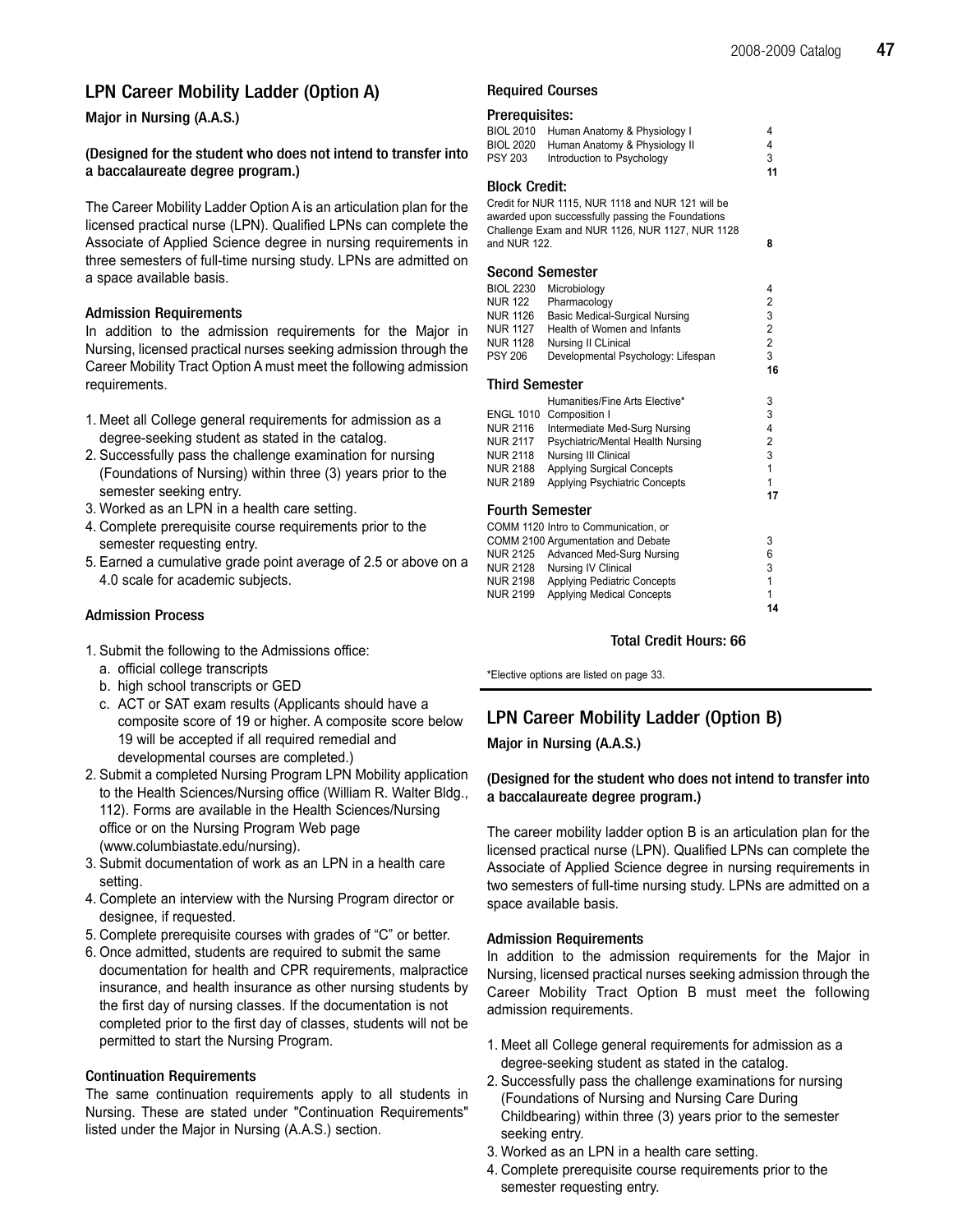## LPN Career Mobility Ladder (Option A)

### Major in Nursing (A.A.S.)

#### (Designed for the student who does not intend to transfer into a baccalaureate degree program.)

The Career Mobility Ladder Option A is an articulation plan for the licensed practical nurse (LPN). Qualified LPNs can complete the Associate of Applied Science degree in nursing requirements in three semesters of full-time nursing study. LPNs are admitted on a space available basis.

#### Admission Requirements

In addition to the admission requirements for the Major in Nursing, licensed practical nurses seeking admission through the Career Mobility Tract Option A must meet the following admission requirements.

1. Meet all College general requirements for admission as a degree-seeking student as stated in the catalog.
2. Successfully pass the challenge examination for nursing (Foundations of Nursing) within three (3) years prior to the semester seeking entry.
3. Worked as an LPN in a health care setting.
4. Complete prerequisite course requirements prior to the semester requesting entry.
5. Earned a cumulative grade point average of 2.5 or above on a 4.0 scale for academic subjects.

#### Admission Process

1. Submit the following to the Admissions office:
   a. official college transcripts
   b. high school transcripts or GED
   c. ACT or SAT exam results (Applicants should have a composite score of 19 or higher. A composite score below 19 will be accepted if all required remedial and developmental courses are completed.)
2. Submit a completed Nursing Program LPN Mobility application to the Health Sciences/Nursing office (William R. Walter Bldg., 112). Forms are available in the Health Sciences/Nursing office or on the Nursing Program Web page (www.columbiastate.edu/nursing).
3. Submit documentation of work as an LPN in a health care setting.
4. Complete an interview with the Nursing Program director or designee, if requested.
5. Complete prerequisite courses with grades of "C" or better.
6. Once admitted, students are required to submit the same documentation for health and CPR requirements, malpractice insurance, and health insurance as other nursing students by the first day of nursing classes. If the documentation is not completed prior to the first day of classes, students will not be permitted to start the Nursing Program.

#### Continuation Requirements

The same continuation requirements apply to all students in Nursing. These are stated under "Continuation Requirements" listed under the Major in Nursing (A.A.S.) section.

#### Required Courses

**Prerequisites:**

| | | |
|---|---|---|
| BIOL 2010 | Human Anatomy & Physiology I | 4 |
| BIOL 2020 | Human Anatomy & Physiology II | 4 |
| PSY 203 | Introduction to Psychology | 3 |
| | | **11** |

**Block Credit:**

Credit for NUR 1115, NUR 1118 and NUR 121 will be awarded upon successfully passing the Foundations Challenge Exam and NUR 1126, NUR 1127, NUR 1128 and NUR 122. **8**

**Second Semester**

| | | |
|---|---|---|
| BIOL 2230 | Microbiology | 4 |
| NUR 122 | Pharmacology | 2 |
| NUR 1126 | Basic Medical-Surgical Nursing | 3 |
| NUR 1127 | Health of Women and Infants | 2 |
| NUR 1128 | Nursing II CLinical | 2 |
| PSY 206 | Developmental Psychology: Lifespan | 3 |
| | | **16** |

**Third Semester**

| | | |
|---|---|---|
| | Humanities/Fine Arts Elective* | 3 |
| ENGL 1010 | Composition I | 3 |
| NUR 2116 | Intermediate Med-Surg Nursing | 4 |
| NUR 2117 | Psychiatric/Mental Health Nursing | 2 |
| NUR 2118 | Nursing III Clinical | 3 |
| NUR 2188 | Applying Surgical Concepts | 1 |
| NUR 2189 | Applying Psychiatric Concepts | 1 |
| | | **17** |

**Fourth Semester**

| | | |
|---|---|---|
| COMM 1120 | Intro to Communication, or | |
| COMM 2100 | Argumentation and Debate | 3 |
| NUR 2125 | Advanced Med-Surg Nursing | 6 |
| NUR 2128 | Nursing IV Clinical | 3 |
| NUR 2198 | Applying Pediatric Concepts | 1 |
| NUR 2199 | Applying Medical Concepts | 1 |
| | | **14** |

**Total Credit Hours: 66**

*Elective options are listed on page 33.

## LPN Career Mobility Ladder (Option B)

### Major in Nursing (A.A.S.)

#### (Designed for the student who does not intend to transfer into a baccalaureate degree program.)

The career mobility ladder option B is an articulation plan for the licensed practical nurse (LPN). Qualified LPNs can complete the Associate of Applied Science degree in nursing requirements in two semesters of full-time nursing study. LPNs are admitted on a space available basis.

#### Admission Requirements

In addition to the admission requirements for the Major in Nursing, licensed practical nurses seeking admission through the Career Mobility Tract Option B must meet the following admission requirements.

1. Meet all College general requirements for admission as a degree-seeking student as stated in the catalog.
2. Successfully pass the challenge examinations for nursing (Foundations of Nursing and Nursing Care During Childbearing) within three (3) years prior to the semester seeking entry.
3. Worked as an LPN in a health care setting.
4. Complete prerequisite course requirements prior to the semester requesting entry.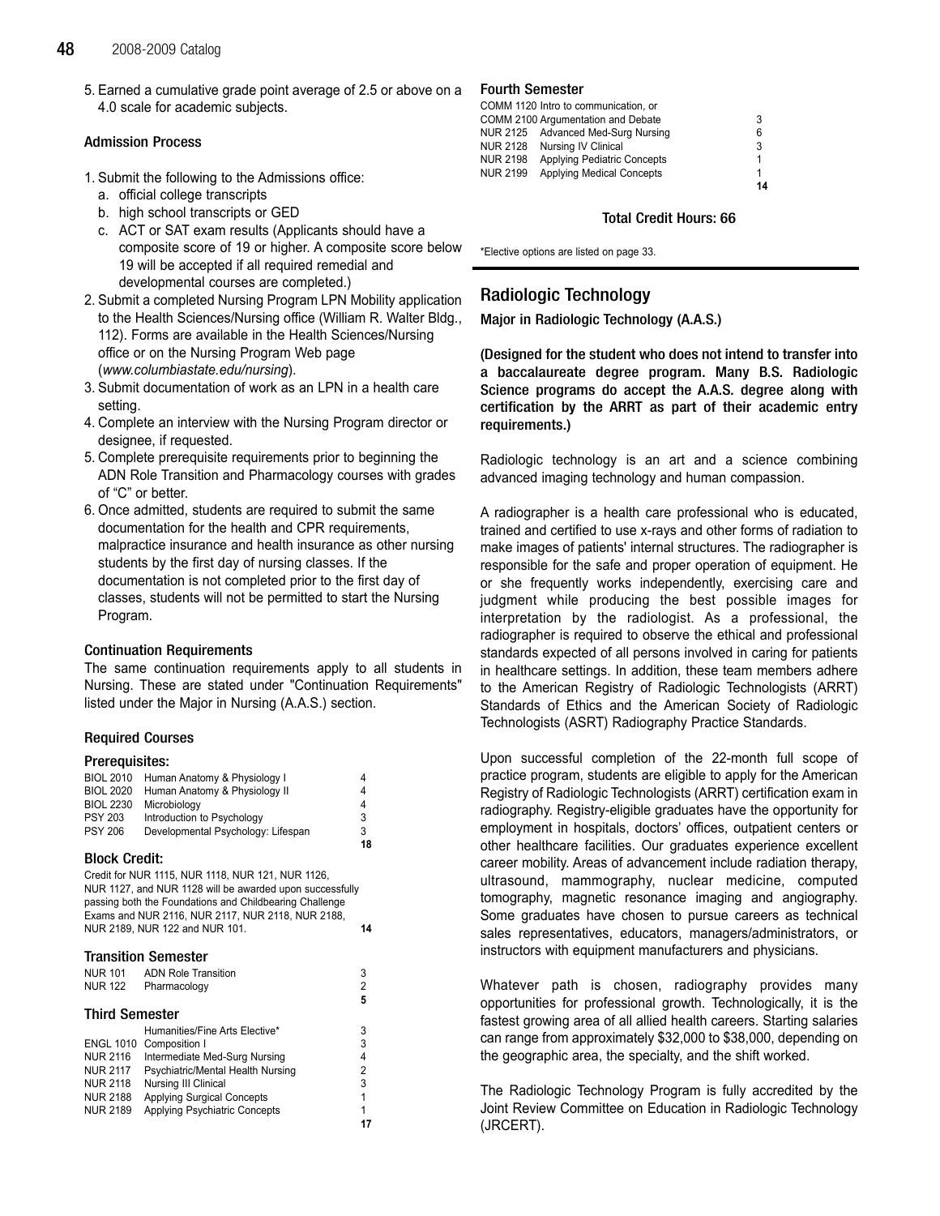5. Earned a cumulative grade point average of 2.5 or above on a 4.0 scale for academic subjects.

### Admission Process

1. Submit the following to the Admissions office:
   a. official college transcripts
   b. high school transcripts or GED
   c. ACT or SAT exam results (Applicants should have a composite score of 19 or higher. A composite score below 19 will be accepted if all required remedial and developmental courses are completed.)
2. Submit a completed Nursing Program LPN Mobility application to the Health Sciences/Nursing office (William R. Walter Bldg., 112). Forms are available in the Health Sciences/Nursing office or on the Nursing Program Web page (*www.columbiastate.edu/nursing*).
3. Submit documentation of work as an LPN in a health care setting.
4. Complete an interview with the Nursing Program director or designee, if requested.
5. Complete prerequisite requirements prior to beginning the ADN Role Transition and Pharmacology courses with grades of "C" or better.
6. Once admitted, students are required to submit the same documentation for the health and CPR requirements, malpractice insurance and health insurance as other nursing students by the first day of nursing classes. If the documentation is not completed prior to the first day of classes, students will not be permitted to start the Nursing Program.

### Continuation Requirements

The same continuation requirements apply to all students in Nursing. These are stated under "Continuation Requirements" listed under the Major in Nursing (A.A.S.) section.

### Required Courses

#### Prerequisites:

| | | |
|---|---|---|
| BIOL 2010 | Human Anatomy & Physiology I | 4 |
| BIOL 2020 | Human Anatomy & Physiology II | 4 |
| BIOL 2230 | Microbiology | 4 |
| PSY 203 | Introduction to Psychology | 3 |
| PSY 206 | Developmental Psychology: Lifespan | 3 |
| | | **18** |

#### Block Credit:

Credit for NUR 1115, NUR 1118, NUR 121, NUR 1126, NUR 1127, and NUR 1128 will be awarded upon successfully passing both the Foundations and Childbearing Challenge Exams and NUR 2116, NUR 2117, NUR 2118, NUR 2188, NUR 2189, NUR 122 and NUR 101. **14**

#### Transition Semester

| | | |
|---|---|---|
| NUR 101 | ADN Role Transition | 3 |
| NUR 122 | Pharmacology | 2 |
| | | **5** |

#### Third Semester

| | | |
|---|---|---|
| | Humanities/Fine Arts Elective* | 3 |
| ENGL 1010 | Composition I | 3 |
| NUR 2116 | Intermediate Med-Surg Nursing | 4 |
| NUR 2117 | Psychiatric/Mental Health Nursing | 2 |
| NUR 2118 | Nursing III Clinical | 3 |
| NUR 2188 | Applying Surgical Concepts | 1 |
| NUR 2189 | Applying Psychiatric Concepts | 1 |
| | | **17** |

#### Fourth Semester

| | | |
|---|---|---|
| COMM 1120 | Intro to communication, or | |
| COMM 2100 | Argumentation and Debate | 3 |
| NUR 2125 | Advanced Med-Surg Nursing | 6 |
| NUR 2128 | Nursing IV Clinical | 3 |
| NUR 2198 | Applying Pediatric Concepts | 1 |
| NUR 2199 | Applying Medical Concepts | 1 |
| | | **14** |

**Total Credit Hours: 66**

*Elective options are listed on page 33.

## Radiologic Technology

### Major in Radiologic Technology (A.A.S.)

**(Designed for the student who does not intend to transfer into a baccalaureate degree program. Many B.S. Radiologic Science programs do accept the A.A.S. degree along with certification by the ARRT as part of their academic entry requirements.)**

Radiologic technology is an art and a science combining advanced imaging technology and human compassion.

A radiographer is a health care professional who is educated, trained and certified to use x-rays and other forms of radiation to make images of patients' internal structures. The radiographer is responsible for the safe and proper operation of equipment. He or she frequently works independently, exercising care and judgment while producing the best possible images for interpretation by the radiologist. As a professional, the radiographer is required to observe the ethical and professional standards expected of all persons involved in caring for patients in healthcare settings. In addition, these team members adhere to the American Registry of Radiologic Technologists (ARRT) Standards of Ethics and the American Society of Radiologic Technologists (ASRT) Radiography Practice Standards.

Upon successful completion of the 22-month full scope of practice program, students are eligible to apply for the American Registry of Radiologic Technologists (ARRT) certification exam in radiography. Registry-eligible graduates have the opportunity for employment in hospitals, doctors' offices, outpatient centers or other healthcare facilities. Our graduates experience excellent career mobility. Areas of advancement include radiation therapy, ultrasound, mammography, nuclear medicine, computed tomography, magnetic resonance imaging and angiography. Some graduates have chosen to pursue careers as technical sales representatives, educators, managers/administrators, or instructors with equipment manufacturers and physicians.

Whatever path is chosen, radiography provides many opportunities for professional growth. Technologically, it is the fastest growing area of all allied health careers. Starting salaries can range from approximately $32,000 to $38,000, depending on the geographic area, the specialty, and the shift worked.

The Radiologic Technology Program is fully accredited by the Joint Review Committee on Education in Radiologic Technology (JRCERT).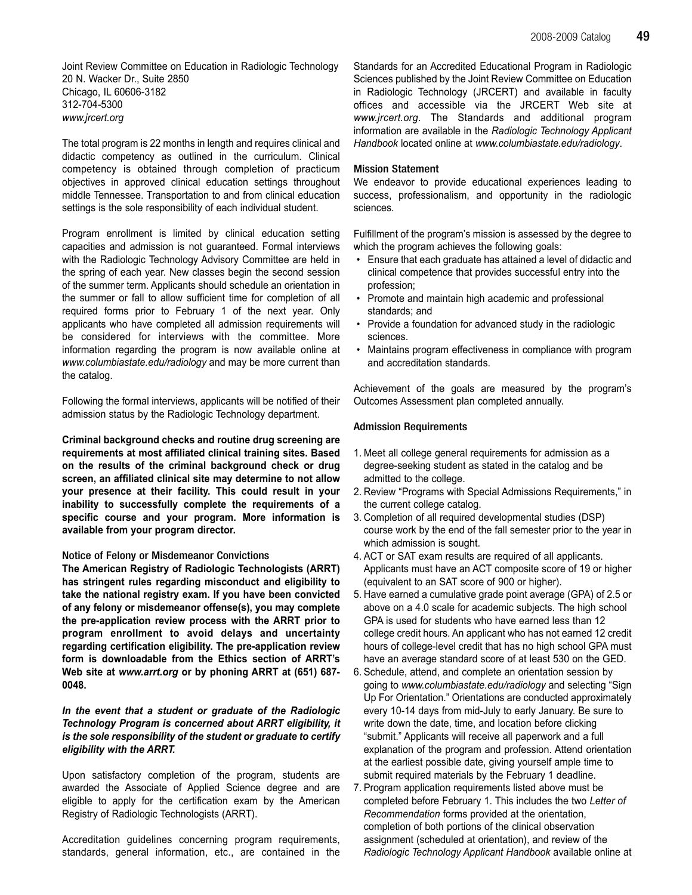Joint Review Committee on Education in Radiologic Technology
20 N. Wacker Dr., Suite 2850
Chicago, IL 60606-3182
312-704-5300
*www.jrcert.org*

The total program is 22 months in length and requires clinical and didactic competency as outlined in the curriculum. Clinical competency is obtained through completion of practicum objectives in approved clinical education settings throughout middle Tennessee. Transportation to and from clinical education settings is the sole responsibility of each individual student.

Program enrollment is limited by clinical education setting capacities and admission is not guaranteed. Formal interviews with the Radiologic Technology Advisory Committee are held in the spring of each year. New classes begin the second session of the summer term. Applicants should schedule an orientation in the summer or fall to allow sufficient time for completion of all required forms prior to February 1 of the next year. Only applicants who have completed all admission requirements will be considered for interviews with the committee. More information regarding the program is now available online at *www.columbiastate.edu/radiology* and may be more current than the catalog.

Following the formal interviews, applicants will be notified of their admission status by the Radiologic Technology department.

**Criminal background checks and routine drug screening are requirements at most affiliated clinical training sites. Based on the results of the criminal background check or drug screen, an affiliated clinical site may determine to not allow your presence at their facility. This could result in your inability to successfully complete the requirements of a specific course and your program. More information is available from your program director.**

#### Notice of Felony or Misdemeanor Convictions

**The American Registry of Radiologic Technologists (ARRT) has stringent rules regarding misconduct and eligibility to take the national registry exam. If you have been convicted of any felony or misdemeanor offense(s), you may complete the pre-application review process with the ARRT prior to program enrollment to avoid delays and uncertainty regarding certification eligibility. The pre-application review form is downloadable from the Ethics section of ARRT's Web site at *www.arrt.org* or by phoning ARRT at (651) 687-0048.**

***In the event that a student or graduate of the Radiologic Technology Program is concerned about ARRT eligibility, it is the sole responsibility of the student or graduate to certify eligibility with the ARRT.***

Upon satisfactory completion of the program, students are awarded the Associate of Applied Science degree and are eligible to apply for the certification exam by the American Registry of Radiologic Technologists (ARRT).

Accreditation guidelines concerning program requirements, standards, general information, etc., are contained in the Standards for an Accredited Educational Program in Radiologic Sciences published by the Joint Review Committee on Education in Radiologic Technology (JRCERT) and available in faculty offices and accessible via the JRCERT Web site at *www.jrcert.org*. The Standards and additional program information are available in the *Radiologic Technology Applicant Handbook* located online at *www.columbiastate.edu/radiology*.

#### Mission Statement

We endeavor to provide educational experiences leading to success, professionalism, and opportunity in the radiologic sciences.

Fulfillment of the program's mission is assessed by the degree to which the program achieves the following goals:

- Ensure that each graduate has attained a level of didactic and clinical competence that provides successful entry into the profession;
- Promote and maintain high academic and professional standards; and
- Provide a foundation for advanced study in the radiologic sciences.
- Maintains program effectiveness in compliance with program and accreditation standards.

Achievement of the goals are measured by the program's Outcomes Assessment plan completed annually.

#### Admission Requirements

1. Meet all college general requirements for admission as a degree-seeking student as stated in the catalog and be admitted to the college.
2. Review "Programs with Special Admissions Requirements," in the current college catalog.
3. Completion of all required developmental studies (DSP) course work by the end of the fall semester prior to the year in which admission is sought.
4. ACT or SAT exam results are required of all applicants. Applicants must have an ACT composite score of 19 or higher (equivalent to an SAT score of 900 or higher).
5. Have earned a cumulative grade point average (GPA) of 2.5 or above on a 4.0 scale for academic subjects. The high school GPA is used for students who have earned less than 12 college credit hours. An applicant who has not earned 12 credit hours of college-level credit that has no high school GPA must have an average standard score of at least 530 on the GED.
6. Schedule, attend, and complete an orientation session by going to *www.columbiastate.edu/radiology* and selecting "Sign Up For Orientation." Orientations are conducted approximately every 10-14 days from mid-July to early January. Be sure to write down the date, time, and location before clicking "submit." Applicants will receive all paperwork and a full explanation of the program and profession. Attend orientation at the earliest possible date, giving yourself ample time to submit required materials by the February 1 deadline.
7. Program application requirements listed above must be completed before February 1. This includes the two *Letter of Recommendation* forms provided at the orientation, completion of both portions of the clinical observation assignment (scheduled at orientation), and review of the *Radiologic Technology Applicant Handbook* available online at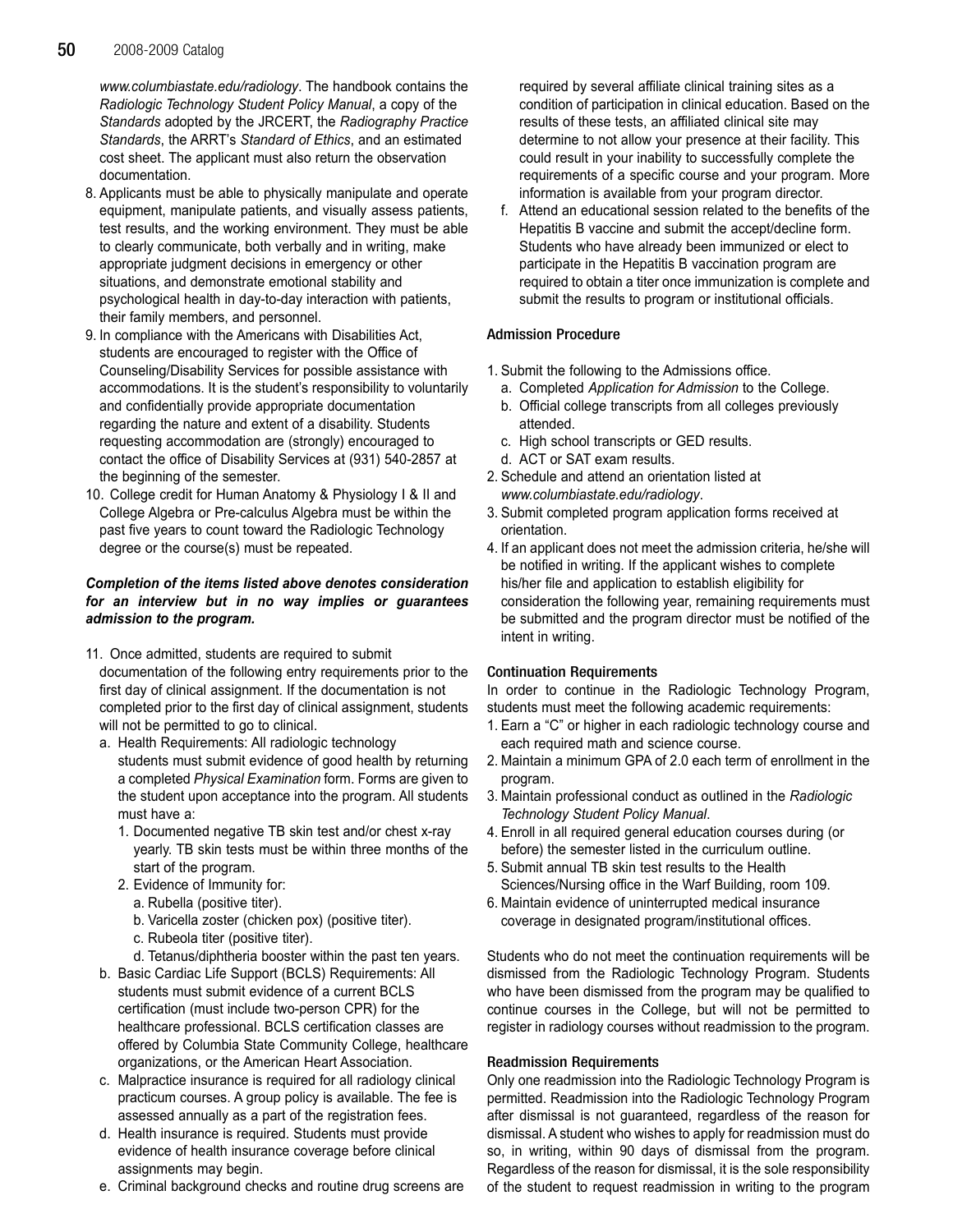*www.columbiastate.edu/radiology*. The handbook contains the *Radiologic Technology Student Policy Manual*, a copy of the *Standards* adopted by the JRCERT, the *Radiography Practice Standards*, the ARRT's *Standard of Ethics*, and an estimated cost sheet. The applicant must also return the observation documentation.

8. Applicants must be able to physically manipulate and operate equipment, manipulate patients, and visually assess patients, test results, and the working environment. They must be able to clearly communicate, both verbally and in writing, make appropriate judgment decisions in emergency or other situations, and demonstrate emotional stability and psychological health in day-to-day interaction with patients, their family members, and personnel.
9. In compliance with the Americans with Disabilities Act, students are encouraged to register with the Office of Counseling/Disability Services for possible assistance with accommodations. It is the student's responsibility to voluntarily and confidentially provide appropriate documentation regarding the nature and extent of a disability. Students requesting accommodation are (strongly) encouraged to contact the office of Disability Services at (931) 540-2857 at the beginning of the semester.
10. College credit for Human Anatomy & Physiology I & II and College Algebra or Pre-calculus Algebra must be within the past five years to count toward the Radiologic Technology degree or the course(s) must be repeated.

***Completion of the items listed above denotes consideration for an interview but in no way implies or guarantees admission to the program.***

11. Once admitted, students are required to submit documentation of the following entry requirements prior to the first day of clinical assignment. If the documentation is not completed prior to the first day of clinical assignment, students will not be permitted to go to clinical.
    a. Health Requirements: All radiologic technology students must submit evidence of good health by returning a completed *Physical Examination* form. Forms are given to the student upon acceptance into the program. All students must have a:
        1. Documented negative TB skin test and/or chest x-ray yearly. TB skin tests must be within three months of the start of the program.
        2. Evidence of Immunity for:
            a. Rubella (positive titer).
            b. Varicella zoster (chicken pox) (positive titer).
            c. Rubeola titer (positive titer).
            d. Tetanus/diphtheria booster within the past ten years.
    b. Basic Cardiac Life Support (BCLS) Requirements: All students must submit evidence of a current BCLS certification (must include two-person CPR) for the healthcare professional. BCLS certification classes are offered by Columbia State Community College, healthcare organizations, or the American Heart Association.
    c. Malpractice insurance is required for all radiology clinical practicum courses. A group policy is available. The fee is assessed annually as a part of the registration fees.
    d. Health insurance is required. Students must provide evidence of health insurance coverage before clinical assignments may begin.
    e. Criminal background checks and routine drug screens are required by several affiliate clinical training sites as a condition of participation in clinical education. Based on the results of these tests, an affiliated clinical site may determine to not allow your presence at their facility. This could result in your inability to successfully complete the requirements of a specific course and your program. More information is available from your program director.
    f. Attend an educational session related to the benefits of the Hepatitis B vaccine and submit the accept/decline form. Students who have already been immunized or elect to participate in the Hepatitis B vaccination program are required to obtain a titer once immunization is complete and submit the results to program or institutional officials.

#### Admission Procedure

1. Submit the following to the Admissions office.
    a. Completed *Application for Admission* to the College.
    b. Official college transcripts from all colleges previously attended.
    c. High school transcripts or GED results.
    d. ACT or SAT exam results.
2. Schedule and attend an orientation listed at *www.columbiastate.edu/radiology*.
3. Submit completed program application forms received at orientation.
4. If an applicant does not meet the admission criteria, he/she will be notified in writing. If the applicant wishes to complete his/her file and application to establish eligibility for consideration the following year, remaining requirements must be submitted and the program director must be notified of the intent in writing.

#### Continuation Requirements

In order to continue in the Radiologic Technology Program, students must meet the following academic requirements:

1. Earn a "C" or higher in each radiologic technology course and each required math and science course.
2. Maintain a minimum GPA of 2.0 each term of enrollment in the program.
3. Maintain professional conduct as outlined in the *Radiologic Technology Student Policy Manual*.
4. Enroll in all required general education courses during (or before) the semester listed in the curriculum outline.
5. Submit annual TB skin test results to the Health Sciences/Nursing office in the Warf Building, room 109.
6. Maintain evidence of uninterrupted medical insurance coverage in designated program/institutional offices.

Students who do not meet the continuation requirements will be dismissed from the Radiologic Technology Program. Students who have been dismissed from the program may be qualified to continue courses in the College, but will not be permitted to register in radiology courses without readmission to the program.

#### Readmission Requirements

Only one readmission into the Radiologic Technology Program is permitted. Readmission into the Radiologic Technology Program after dismissal is not guaranteed, regardless of the reason for dismissal. A student who wishes to apply for readmission must do so, in writing, within 90 days of dismissal from the program. Regardless of the reason for dismissal, it is the sole responsibility of the student to request readmission in writing to the program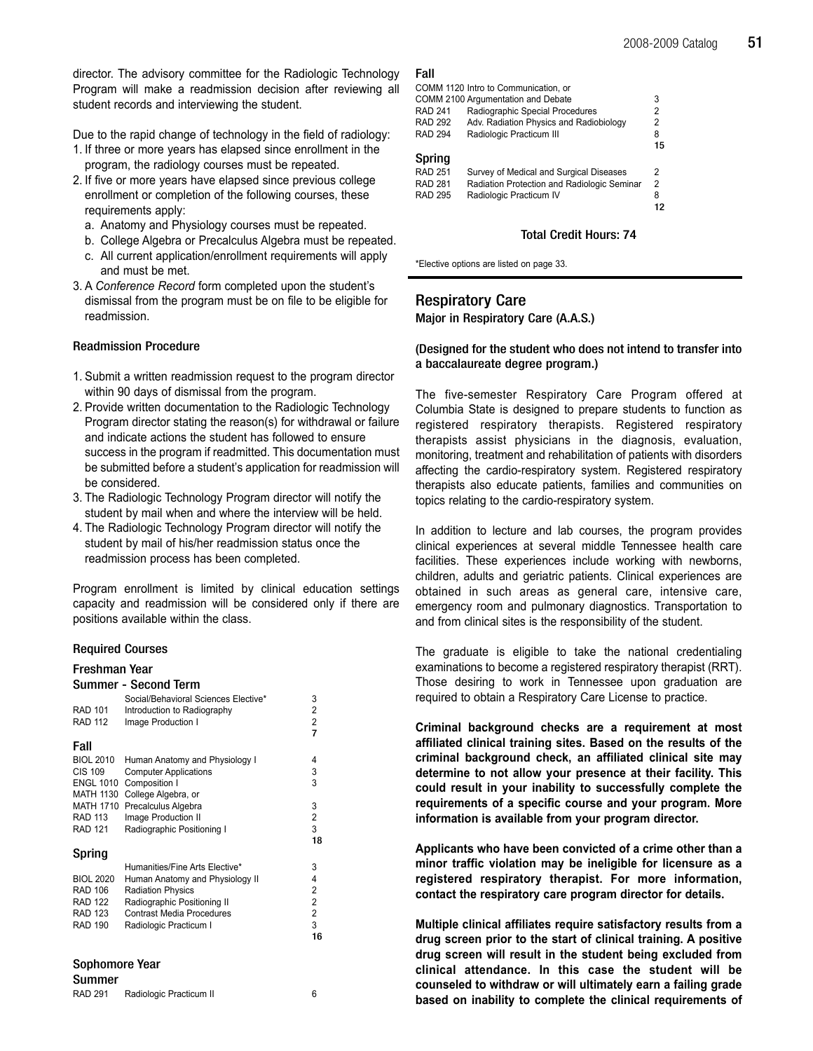director. The advisory committee for the Radiologic Technology Program will make a readmission decision after reviewing all student records and interviewing the student.

Due to the rapid change of technology in the field of radiology:

1. If three or more years has elapsed since enrollment in the program, the radiology courses must be repeated.
2. If five or more years have elapsed since previous college enrollment or completion of the following courses, these requirements apply:
   a. Anatomy and Physiology courses must be repeated.
   b. College Algebra or Precalculus Algebra must be repeated.
   c. All current application/enrollment requirements will apply and must be met.
3. A *Conference Record* form completed upon the student's dismissal from the program must be on file to be eligible for readmission.

### Readmission Procedure

1. Submit a written readmission request to the program director within 90 days of dismissal from the program.
2. Provide written documentation to the Radiologic Technology Program director stating the reason(s) for withdrawal or failure and indicate actions the student has followed to ensure success in the program if readmitted. This documentation must be submitted before a student's application for readmission will be considered.
3. The Radiologic Technology Program director will notify the student by mail when and where the interview will be held.
4. The Radiologic Technology Program director will notify the student by mail of his/her readmission status once the readmission process has been completed.

Program enrollment is limited by clinical education settings capacity and readmission will be considered only if there are positions available within the class.

### Required Courses

#### Freshman Year

**Summer - Second Term**

| | | |
|---|---|---|
| | Social/Behavioral Sciences Elective* | 3 |
| RAD 101 | Introduction to Radiography | 2 |
| RAD 112 | Image Production I | 2 |
| | | **7** |

**Fall**

| | | |
|---|---|---|
| BIOL 2010 | Human Anatomy and Physiology I | 4 |
| CIS 109 | Computer Applications | 3 |
| ENGL 1010 | Composition I | 3 |
| MATH 1130 | College Algebra, or | |
| MATH 1710 | Precalculus Algebra | 3 |
| RAD 113 | Image Production II | 2 |
| RAD 121 | Radiographic Positioning I | 3 |
| | | **18** |

**Spring**

| | | |
|---|---|---|
| | Humanities/Fine Arts Elective* | 3 |
| BIOL 2020 | Human Anatomy and Physiology II | 4 |
| RAD 106 | Radiation Physics | 2 |
| RAD 122 | Radiographic Positioning II | 2 |
| RAD 123 | Contrast Media Procedures | 2 |
| RAD 190 | Radiologic Practicum I | 3 |
| | | **16** |

#### Sophomore Year

**Summer**

| | | |
|---|---|---|
| RAD 291 | Radiologic Practicum II | 6 |

**Fall**

| | | |
|---|---|---|
| COMM 1120 Intro to Communication, or | | |
| COMM 2100 Argumentation and Debate | | 3 |
| RAD 241 | Radiographic Special Procedures | 2 |
| RAD 292 | Adv. Radiation Physics and Radiobiology | 2 |
| RAD 294 | Radiologic Practicum III | 8 |
| | | **15** |

**Spring**

| | | |
|---|---|---|
| RAD 251 | Survey of Medical and Surgical Diseases | 2 |
| RAD 281 | Radiation Protection and Radiologic Seminar | 2 |
| RAD 295 | Radiologic Practicum IV | 8 |
| | | **12** |

**Total Credit Hours: 74**

*Elective options are listed on page 33.

## Respiratory Care

### Major in Respiratory Care (A.A.S.)

**(Designed for the student who does not intend to transfer into a baccalaureate degree program.)**

The five-semester Respiratory Care Program offered at Columbia State is designed to prepare students to function as registered respiratory therapists. Registered respiratory therapists assist physicians in the diagnosis, evaluation, monitoring, treatment and rehabilitation of patients with disorders affecting the cardio-respiratory system. Registered respiratory therapists also educate patients, families and communities on topics relating to the cardio-respiratory system.

In addition to lecture and lab courses, the program provides clinical experiences at several middle Tennessee health care facilities. These experiences include working with newborns, children, adults and geriatric patients. Clinical experiences are obtained in such areas as general care, intensive care, emergency room and pulmonary diagnostics. Transportation to and from clinical sites is the responsibility of the student.

The graduate is eligible to take the national credentialing examinations to become a registered respiratory therapist (RRT). Those desiring to work in Tennessee upon graduation are required to obtain a Respiratory Care License to practice.

**Criminal background checks are a requirement at most affiliated clinical training sites. Based on the results of the criminal background check, an affiliated clinical site may determine to not allow your presence at their facility. This could result in your inability to successfully complete the requirements of a specific course and your program. More information is available from your program director.**

**Applicants who have been convicted of a crime other than a minor traffic violation may be ineligible for licensure as a registered respiratory therapist. For more information, contact the respiratory care program director for details.**

**Multiple clinical affiliates require satisfactory results from a drug screen prior to the start of clinical training. A positive drug screen will result in the student being excluded from clinical attendance. In this case the student will be counseled to withdraw or will ultimately earn a failing grade based on inability to complete the clinical requirements of**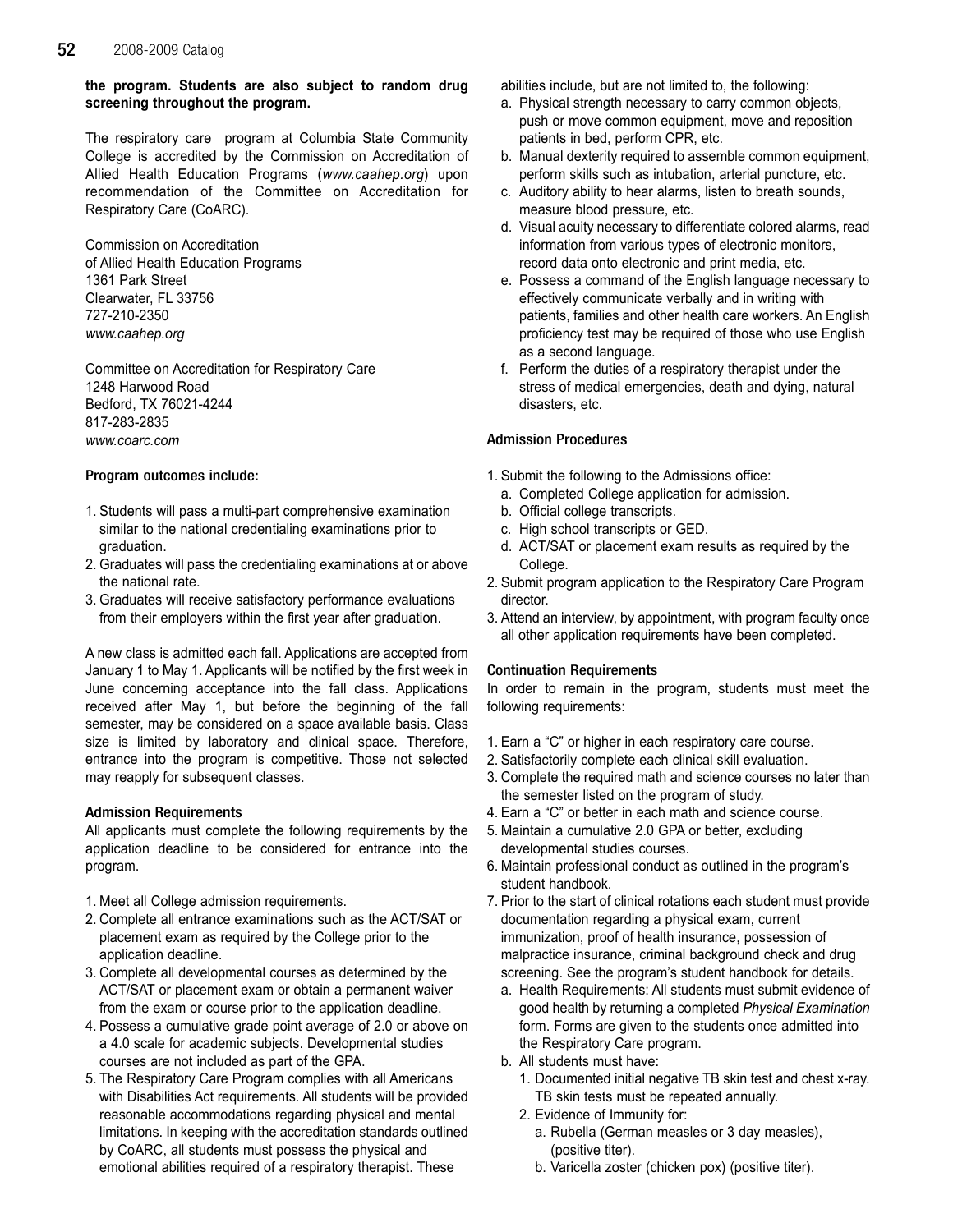**the program. Students are also subject to random drug screening throughout the program.**

The respiratory care program at Columbia State Community College is accredited by the Commission on Accreditation of Allied Health Education Programs (*www.caahep.org*) upon recommendation of the Committee on Accreditation for Respiratory Care (CoARC).

Commission on Accreditation
of Allied Health Education Programs
1361 Park Street
Clearwater, FL 33756
727-210-2350
*www.caahep.org*

Committee on Accreditation for Respiratory Care
1248 Harwood Road
Bedford, TX 76021-4244
817-283-2835
*www.coarc.com*

#### Program outcomes include:

1. Students will pass a multi-part comprehensive examination similar to the national credentialing examinations prior to graduation.
2. Graduates will pass the credentialing examinations at or above the national rate.
3. Graduates will receive satisfactory performance evaluations from their employers within the first year after graduation.

A new class is admitted each fall. Applications are accepted from January 1 to May 1. Applicants will be notified by the first week in June concerning acceptance into the fall class. Applications received after May 1, but before the beginning of the fall semester, may be considered on a space available basis. Class size is limited by laboratory and clinical space. Therefore, entrance into the program is competitive. Those not selected may reapply for subsequent classes.

#### Admission Requirements

All applicants must complete the following requirements by the application deadline to be considered for entrance into the program.

1. Meet all College admission requirements.
2. Complete all entrance examinations such as the ACT/SAT or placement exam as required by the College prior to the application deadline.
3. Complete all developmental courses as determined by the ACT/SAT or placement exam or obtain a permanent waiver from the exam or course prior to the application deadline.
4. Possess a cumulative grade point average of 2.0 or above on a 4.0 scale for academic subjects. Developmental studies courses are not included as part of the GPA.
5. The Respiratory Care Program complies with all Americans with Disabilities Act requirements. All students will be provided reasonable accommodations regarding physical and mental limitations. In keeping with the accreditation standards outlined by CoARC, all students must possess the physical and emotional abilities required of a respiratory therapist. These abilities include, but are not limited to, the following:
   a. Physical strength necessary to carry common objects, push or move common equipment, move and reposition patients in bed, perform CPR, etc.
   b. Manual dexterity required to assemble common equipment, perform skills such as intubation, arterial puncture, etc.
   c. Auditory ability to hear alarms, listen to breath sounds, measure blood pressure, etc.
   d. Visual acuity necessary to differentiate colored alarms, read information from various types of electronic monitors, record data onto electronic and print media, etc.
   e. Possess a command of the English language necessary to effectively communicate verbally and in writing with patients, families and other health care workers. An English proficiency test may be required of those who use English as a second language.
   f. Perform the duties of a respiratory therapist under the stress of medical emergencies, death and dying, natural disasters, etc.

#### Admission Procedures

1. Submit the following to the Admissions office:
   a. Completed College application for admission.
   b. Official college transcripts.
   c. High school transcripts or GED.
   d. ACT/SAT or placement exam results as required by the College.
2. Submit program application to the Respiratory Care Program director.
3. Attend an interview, by appointment, with program faculty once all other application requirements have been completed.

#### Continuation Requirements

In order to remain in the program, students must meet the following requirements:

1. Earn a "C" or higher in each respiratory care course.
2. Satisfactorily complete each clinical skill evaluation.
3. Complete the required math and science courses no later than the semester listed on the program of study.
4. Earn a "C" or better in each math and science course.
5. Maintain a cumulative 2.0 GPA or better, excluding developmental studies courses.
6. Maintain professional conduct as outlined in the program's student handbook.
7. Prior to the start of clinical rotations each student must provide documentation regarding a physical exam, current immunization, proof of health insurance, possession of malpractice insurance, criminal background check and drug screening. See the program's student handbook for details.
   a. Health Requirements: All students must submit evidence of good health by returning a completed *Physical Examination* form. Forms are given to the students once admitted into the Respiratory Care program.
   b. All students must have:
      1. Documented initial negative TB skin test and chest x-ray. TB skin tests must be repeated annually.
      2. Evidence of Immunity for:
         a. Rubella (German measles or 3 day measles), (positive titer).
         b. Varicella zoster (chicken pox) (positive titer).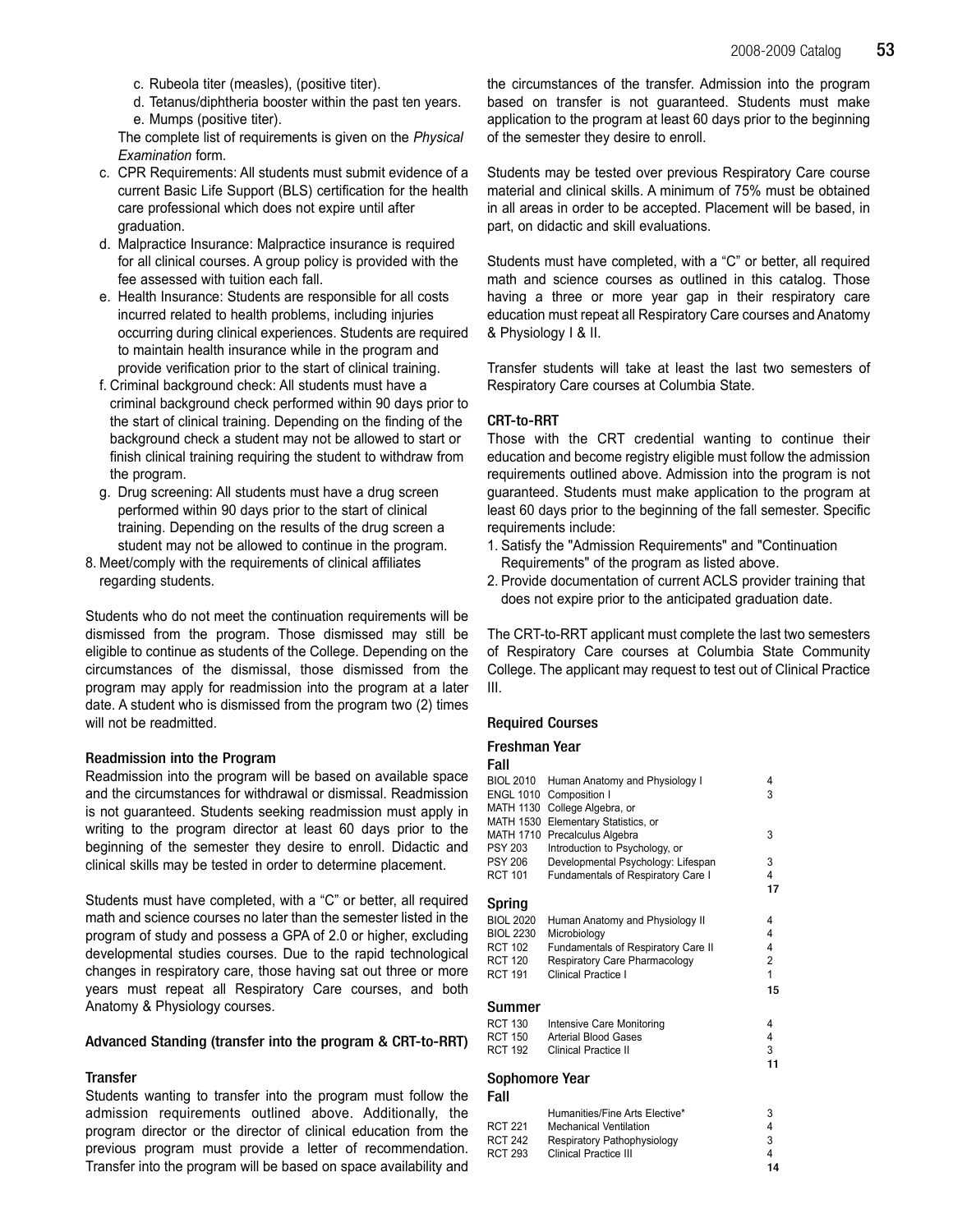c. Rubeola titer (measles), (positive titer).

d. Tetanus/diphtheria booster within the past ten years.

e. Mumps (positive titer).

The complete list of requirements is given on the *Physical Examination* form.

c. CPR Requirements: All students must submit evidence of a current Basic Life Support (BLS) certification for the health care professional which does not expire until after graduation.

d. Malpractice Insurance: Malpractice insurance is required for all clinical courses. A group policy is provided with the fee assessed with tuition each fall.

e. Health Insurance: Students are responsible for all costs incurred related to health problems, including injuries occurring during clinical experiences. Students are required to maintain health insurance while in the program and provide verification prior to the start of clinical training.

f. Criminal background check: All students must have a criminal background check performed within 90 days prior to the start of clinical training. Depending on the finding of the background check a student may not be allowed to start or finish clinical training requiring the student to withdraw from the program.

g. Drug screening: All students must have a drug screen performed within 90 days prior to the start of clinical training. Depending on the results of the drug screen a student may not be allowed to continue in the program.

8. Meet/comply with the requirements of clinical affiliates regarding students.

Students who do not meet the continuation requirements will be dismissed from the program. Those dismissed may still be eligible to continue as students of the College. Depending on the circumstances of the dismissal, those dismissed from the program may apply for readmission into the program at a later date. A student who is dismissed from the program two (2) times will not be readmitted.

### Readmission into the Program

Readmission into the program will be based on available space and the circumstances for withdrawal or dismissal. Readmission is not guaranteed. Students seeking readmission must apply in writing to the program director at least 60 days prior to the beginning of the semester they desire to enroll. Didactic and clinical skills may be tested in order to determine placement.

Students must have completed, with a "C" or better, all required math and science courses no later than the semester listed in the program of study and possess a GPA of 2.0 or higher, excluding developmental studies courses. Due to the rapid technological changes in respiratory care, those having sat out three or more years must repeat all Respiratory Care courses, and both Anatomy & Physiology courses.

### Advanced Standing (transfer into the program & CRT-to-RRT)

### Transfer

Students wanting to transfer into the program must follow the admission requirements outlined above. Additionally, the program director or the director of clinical education from the previous program must provide a letter of recommendation. Transfer into the program will be based on space availability and the circumstances of the transfer. Admission into the program based on transfer is not guaranteed. Students must make application to the program at least 60 days prior to the beginning of the semester they desire to enroll.

Students may be tested over previous Respiratory Care course material and clinical skills. A minimum of 75% must be obtained in all areas in order to be accepted. Placement will be based, in part, on didactic and skill evaluations.

Students must have completed, with a "C" or better, all required math and science courses as outlined in this catalog. Those having a three or more year gap in their respiratory care education must repeat all Respiratory Care courses and Anatomy & Physiology I & II.

Transfer students will take at least the last two semesters of Respiratory Care courses at Columbia State.

### CRT-to-RRT

Those with the CRT credential wanting to continue their education and become registry eligible must follow the admission requirements outlined above. Admission into the program is not guaranteed. Students must make application to the program at least 60 days prior to the beginning of the fall semester. Specific requirements include:

1. Satisfy the "Admission Requirements" and "Continuation Requirements" of the program as listed above.
2. Provide documentation of current ACLS provider training that does not expire prior to the anticipated graduation date.

The CRT-to-RRT applicant must complete the last two semesters of Respiratory Care courses at Columbia State Community College. The applicant may request to test out of Clinical Practice III.

### Required Courses

#### Freshman Year

**Fall**

| | | |
|---|---|---|
| BIOL 2010 | Human Anatomy and Physiology I | 4 |
| ENGL 1010 | Composition I | 3 |
| MATH 1130 | College Algebra, or | |
| MATH 1530 | Elementary Statistics, or | |
| MATH 1710 | Precalculus Algebra | 3 |
| PSY 203 | Introduction to Psychology, or | |
| PSY 206 | Developmental Psychology: Lifespan | 3 |
| RCT 101 | Fundamentals of Respiratory Care I | 4 |
| | | **17** |

**Spring**

| | | |
|---|---|---|
| BIOL 2020 | Human Anatomy and Physiology II | 4 |
| BIOL 2230 | Microbiology | 4 |
| RCT 102 | Fundamentals of Respiratory Care II | 4 |
| RCT 120 | Respiratory Care Pharmacology | 2 |
| RCT 191 | Clinical Practice I | 1 |
| | | **15** |

**Summer**

| | | |
|---|---|---|
| RCT 130 | Intensive Care Monitoring | 4 |
| RCT 150 | Arterial Blood Gases | 4 |
| RCT 192 | Clinical Practice II | 3 |
| | | **11** |

#### Sophomore Year

**Fall**

| | | |
|---|---|---|
| | Humanities/Fine Arts Elective* | 3 |
| RCT 221 | Mechanical Ventilation | 4 |
| RCT 242 | Respiratory Pathophysiology | 3 |
| RCT 293 | Clinical Practice III | 4 |
| | | **14** |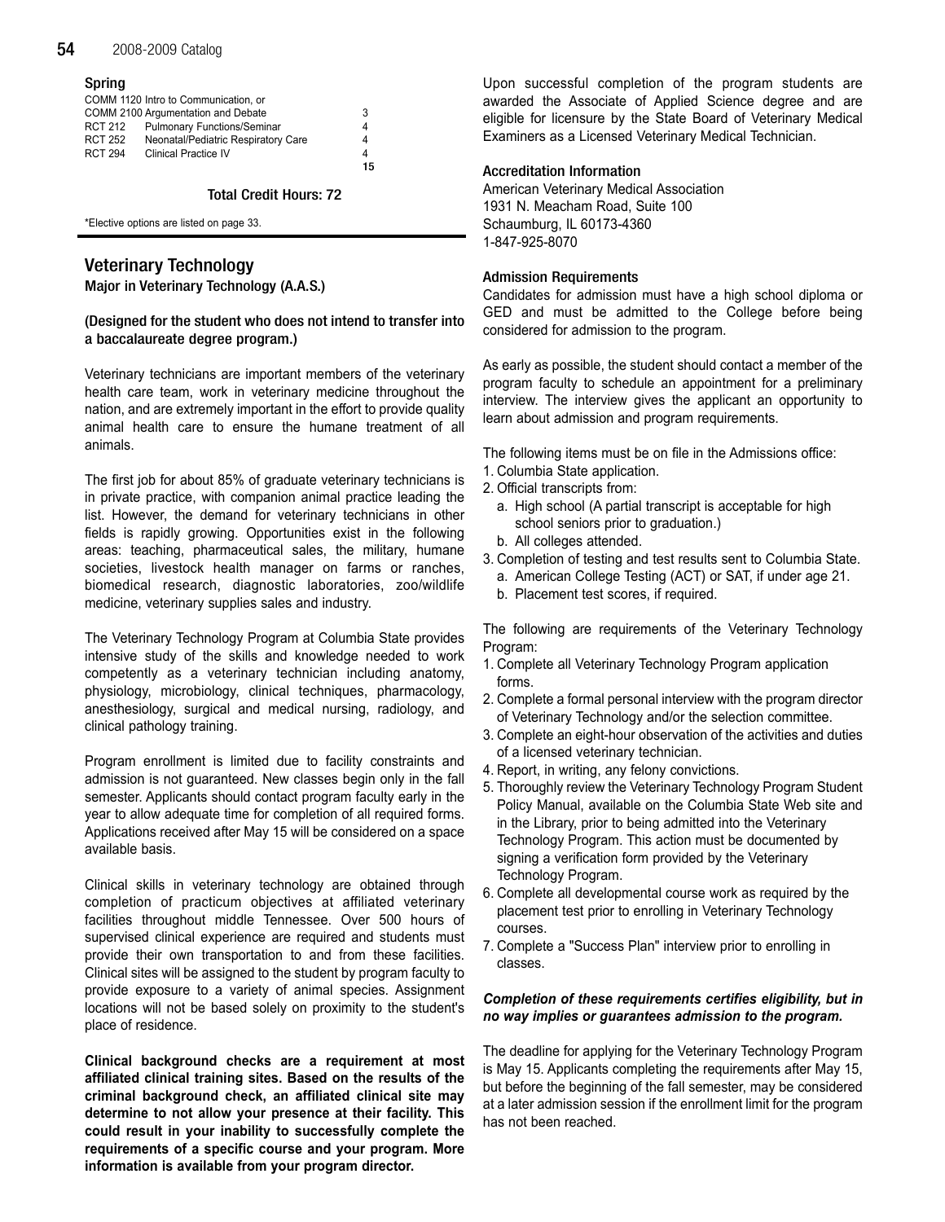**Spring**

| Course | Title | Credits |
|---|---|---|
| COMM 1120 | Intro to Communication, or | |
| COMM 2100 | Argumentation and Debate | 3 |
| RCT 212 | Pulmonary Functions/Seminar | 4 |
| RCT 252 | Neonatal/Pediatric Respiratory Care | 4 |
| RCT 294 | Clinical Practice IV | 4 |
| | | **15** |

**Total Credit Hours: 72**

*Elective options are listed on page 33.

## Veterinary Technology

**Major in Veterinary Technology (A.A.S.)**

**(Designed for the student who does not intend to transfer into a baccalaureate degree program.)**

Veterinary technicians are important members of the veterinary health care team, work in veterinary medicine throughout the nation, and are extremely important in the effort to provide quality animal health care to ensure the humane treatment of all animals.

The first job for about 85% of graduate veterinary technicians is in private practice, with companion animal practice leading the list. However, the demand for veterinary technicians in other fields is rapidly growing. Opportunities exist in the following areas: teaching, pharmaceutical sales, the military, humane societies, livestock health manager on farms or ranches, biomedical research, diagnostic laboratories, zoo/wildlife medicine, veterinary supplies sales and industry.

The Veterinary Technology Program at Columbia State provides intensive study of the skills and knowledge needed to work competently as a veterinary technician including anatomy, physiology, microbiology, clinical techniques, pharmacology, anesthesiology, surgical and medical nursing, radiology, and clinical pathology training.

Program enrollment is limited due to facility constraints and admission is not guaranteed. New classes begin only in the fall semester. Applicants should contact program faculty early in the year to allow adequate time for completion of all required forms. Applications received after May 15 will be considered on a space available basis.

Clinical skills in veterinary technology are obtained through completion of practicum objectives at affiliated veterinary facilities throughout middle Tennessee. Over 500 hours of supervised clinical experience are required and students must provide their own transportation to and from these facilities. Clinical sites will be assigned to the student by program faculty to provide exposure to a variety of animal species. Assignment locations will not be based solely on proximity to the student's place of residence.

**Clinical background checks are a requirement at most affiliated clinical training sites. Based on the results of the criminal background check, an affiliated clinical site may determine to not allow your presence at their facility. This could result in your inability to successfully complete the requirements of a specific course and your program. More information is available from your program director.**

Upon successful completion of the program students are awarded the Associate of Applied Science degree and are eligible for licensure by the State Board of Veterinary Medical Examiners as a Licensed Veterinary Medical Technician.

### Accreditation Information

American Veterinary Medical Association
1931 N. Meacham Road, Suite 100
Schaumburg, IL 60173-4360
1-847-925-8070

### Admission Requirements

Candidates for admission must have a high school diploma or GED and must be admitted to the College before being considered for admission to the program.

As early as possible, the student should contact a member of the program faculty to schedule an appointment for a preliminary interview. The interview gives the applicant an opportunity to learn about admission and program requirements.

The following items must be on file in the Admissions office:

1. Columbia State application.
2. Official transcripts from:
   a. High school (A partial transcript is acceptable for high school seniors prior to graduation.)
   b. All colleges attended.
3. Completion of testing and test results sent to Columbia State.
   a. American College Testing (ACT) or SAT, if under age 21.
   b. Placement test scores, if required.

The following are requirements of the Veterinary Technology Program:

1. Complete all Veterinary Technology Program application forms.
2. Complete a formal personal interview with the program director of Veterinary Technology and/or the selection committee.
3. Complete an eight-hour observation of the activities and duties of a licensed veterinary technician.
4. Report, in writing, any felony convictions.
5. Thoroughly review the Veterinary Technology Program Student Policy Manual, available on the Columbia State Web site and in the Library, prior to being admitted into the Veterinary Technology Program. This action must be documented by signing a verification form provided by the Veterinary Technology Program.
6. Complete all developmental course work as required by the placement test prior to enrolling in Veterinary Technology courses.
7. Complete a "Success Plan" interview prior to enrolling in classes.

***Completion of these requirements certifies eligibility, but in no way implies or guarantees admission to the program.***

The deadline for applying for the Veterinary Technology Program is May 15. Applicants completing the requirements after May 15, but before the beginning of the fall semester, may be considered at a later admission session if the enrollment limit for the program has not been reached.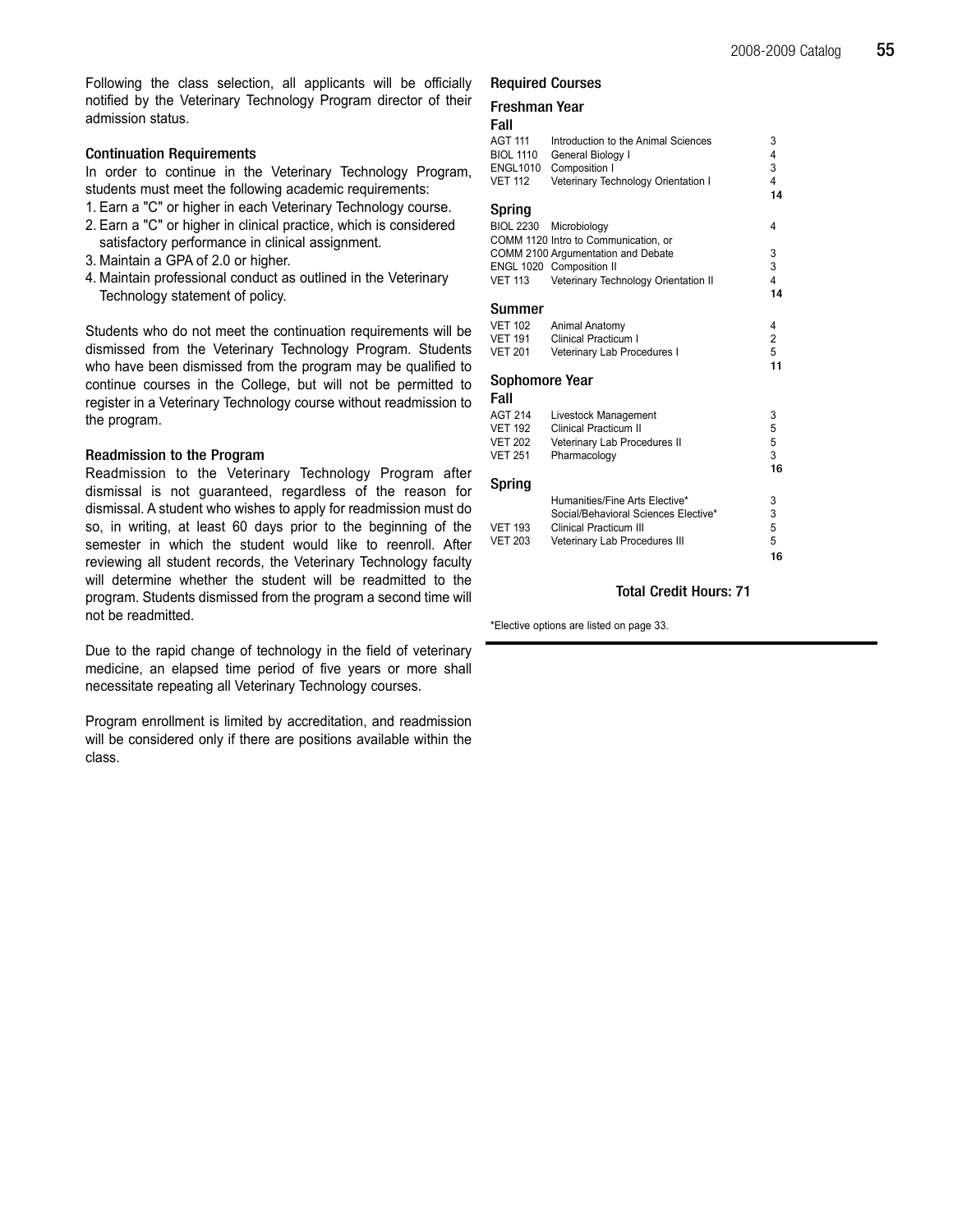Following the class selection, all applicants will be officially notified by the Veterinary Technology Program director of their admission status.

### Continuation Requirements

In order to continue in the Veterinary Technology Program, students must meet the following academic requirements:

1. Earn a "C" or higher in each Veterinary Technology course.
2. Earn a "C" or higher in clinical practice, which is considered satisfactory performance in clinical assignment.
3. Maintain a GPA of 2.0 or higher.
4. Maintain professional conduct as outlined in the Veterinary Technology statement of policy.

Students who do not meet the continuation requirements will be dismissed from the Veterinary Technology Program. Students who have been dismissed from the program may be qualified to continue courses in the College, but will not be permitted to register in a Veterinary Technology course without readmission to the program.

### Readmission to the Program

Readmission to the Veterinary Technology Program after dismissal is not guaranteed, regardless of the reason for dismissal. A student who wishes to apply for readmission must do so, in writing, at least 60 days prior to the beginning of the semester in which the student would like to reenroll. After reviewing all student records, the Veterinary Technology faculty will determine whether the student will be readmitted to the program. Students dismissed from the program a second time will not be readmitted.

Due to the rapid change of technology in the field of veterinary medicine, an elapsed time period of five years or more shall necessitate repeating all Veterinary Technology courses.

Program enrollment is limited by accreditation, and readmission will be considered only if there are positions available within the class.

### Required Courses

#### Freshman Year

**Fall**

| Course | Title | Credits |
|---|---|---|
| AGT 111 | Introduction to the Animal Sciences | 3 |
| BIOL 1110 | General Biology I | 4 |
| ENGL1010 | Composition I | 3 |
| VET 112 | Veterinary Technology Orientation I | 4 |
| | | **14** |

**Spring**

| Course | Title | Credits |
|---|---|---|
| BIOL 2230 | Microbiology | 4 |
| COMM 1120 | Intro to Communication, or | |
| COMM 2100 | Argumentation and Debate | 3 |
| ENGL 1020 | Composition II | 3 |
| VET 113 | Veterinary Technology Orientation II | 4 |
| | | **14** |

**Summer**

| Course | Title | Credits |
|---|---|---|
| VET 102 | Animal Anatomy | 4 |
| VET 191 | Clinical Practicum I | 2 |
| VET 201 | Veterinary Lab Procedures I | 5 |
| | | **11** |

#### Sophomore Year

**Fall**

| Course | Title | Credits |
|---|---|---|
| AGT 214 | Livestock Management | 3 |
| VET 192 | Clinical Practicum II | 5 |
| VET 202 | Veterinary Lab Procedures II | 5 |
| VET 251 | Pharmacology | 3 |
| | | **16** |

**Spring**

| Course | Title | Credits |
|---|---|---|
| | Humanities/Fine Arts Elective* | 3 |
| | Social/Behavioral Sciences Elective* | 3 |
| VET 193 | Clinical Practicum III | 5 |
| VET 203 | Veterinary Lab Procedures III | 5 |
| | | **16** |

**Total Credit Hours: 71**

*Elective options are listed on page 33.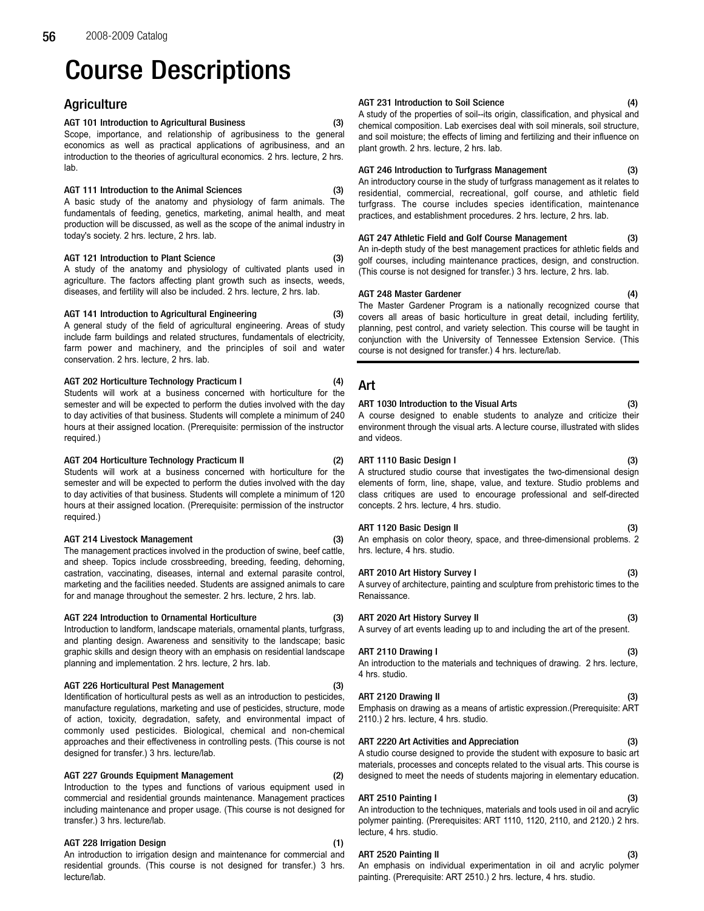# Course Descriptions

## Agriculture

**AGT 101 Introduction to Agricultural Business (3)**
Scope, importance, and relationship of agribusiness to the general economics as well as practical applications of agribusiness, and an introduction to the theories of agricultural economics. 2 hrs. lecture, 2 hrs. lab.

**AGT 111 Introduction to the Animal Sciences (3)**
A basic study of the anatomy and physiology of farm animals. The fundamentals of feeding, genetics, marketing, animal health, and meat production will be discussed, as well as the scope of the animal industry in today's society. 2 hrs. lecture, 2 hrs. lab.

**AGT 121 Introduction to Plant Science (3)**
A study of the anatomy and physiology of cultivated plants used in agriculture. The factors affecting plant growth such as insects, weeds, diseases, and fertility will also be included. 2 hrs. lecture, 2 hrs. lab.

**AGT 141 Introduction to Agricultural Engineering (3)**
A general study of the field of agricultural engineering. Areas of study include farm buildings and related structures, fundamentals of electricity, farm power and machinery, and the principles of soil and water conservation. 2 hrs. lecture, 2 hrs. lab.

**AGT 202 Horticulture Technology Practicum I (4)**
Students will work at a business concerned with horticulture for the semester and will be expected to perform the duties involved with the day to day activities of that business. Students will complete a minimum of 240 hours at their assigned location. (Prerequisite: permission of the instructor required.)

**AGT 204 Horticulture Technology Practicum II (2)**
Students will work at a business concerned with horticulture for the semester and will be expected to perform the duties involved with the day to day activities of that business. Students will complete a minimum of 120 hours at their assigned location. (Prerequisite: permission of the instructor required.)

**AGT 214 Livestock Management (3)**
The management practices involved in the production of swine, beef cattle, and sheep. Topics include crossbreeding, breeding, feeding, dehorning, castration, vaccinating, diseases, internal and external parasite control, marketing and the facilities needed. Students are assigned animals to care for and manage throughout the semester. 2 hrs. lecture, 2 hrs. lab.

**AGT 224 Introduction to Ornamental Horticulture (3)**
Introduction to landform, landscape materials, ornamental plants, turfgrass, and planting design. Awareness and sensitivity to the landscape; basic graphic skills and design theory with an emphasis on residential landscape planning and implementation. 2 hrs. lecture, 2 hrs. lab.

**AGT 226 Horticultural Pest Management (3)**
Identification of horticultural pests as well as an introduction to pesticides, manufacture regulations, marketing and use of pesticides, structure, mode of action, toxicity, degradation, safety, and environmental impact of commonly used pesticides. Biological, chemical and non-chemical approaches and their effectiveness in controlling pests. (This course is not designed for transfer.) 3 hrs. lecture/lab.

**AGT 227 Grounds Equipment Management (2)**
Introduction to the types and functions of various equipment used in commercial and residential grounds maintenance. Management practices including maintenance and proper usage. (This course is not designed for transfer.) 3 hrs. lecture/lab.

**AGT 228 Irrigation Design (1)**
An introduction to irrigation design and maintenance for commercial and residential grounds. (This course is not designed for transfer.) 3 hrs. lecture/lab.

**AGT 231 Introduction to Soil Science (4)**
A study of the properties of soil--its origin, classification, and physical and chemical composition. Lab exercises deal with soil minerals, soil structure, and soil moisture; the effects of liming and fertilizing and their influence on plant growth. 2 hrs. lecture, 2 hrs. lab.

**AGT 246 Introduction to Turfgrass Management (3)**
An introductory course in the study of turfgrass management as it relates to residential, commercial, recreational, golf course, and athletic field turfgrass. The course includes species identification, maintenance practices, and establishment procedures. 2 hrs. lecture, 2 hrs. lab.

**AGT 247 Athletic Field and Golf Course Management (3)**
An in-depth study of the best management practices for athletic fields and golf courses, including maintenance practices, design, and construction. (This course is not designed for transfer.) 3 hrs. lecture, 2 hrs. lab.

**AGT 248 Master Gardener (4)**
The Master Gardener Program is a nationally recognized course that covers all areas of basic horticulture in great detail, including fertility, planning, pest control, and variety selection. This course will be taught in conjunction with the University of Tennessee Extension Service. (This course is not designed for transfer.) 4 hrs. lecture/lab.

## Art

**ART 1030 Introduction to the Visual Arts (3)**
A course designed to enable students to analyze and criticize their environment through the visual arts. A lecture course, illustrated with slides and videos.

**ART 1110 Basic Design I (3)**
A structured studio course that investigates the two-dimensional design elements of form, line, shape, value, and texture. Studio problems and class critiques are used to encourage professional and self-directed concepts. 2 hrs. lecture, 4 hrs. studio.

**ART 1120 Basic Design II (3)**
An emphasis on color theory, space, and three-dimensional problems. 2 hrs. lecture, 4 hrs. studio.

**ART 2010 Art History Survey I (3)**
A survey of architecture, painting and sculpture from prehistoric times to the Renaissance.

**ART 2020 Art History Survey II (3)**
A survey of art events leading up to and including the art of the present.

**ART 2110 Drawing I (3)**
An introduction to the materials and techniques of drawing. 2 hrs. lecture, 4 hrs. studio.

**ART 2120 Drawing II (3)**
Emphasis on drawing as a means of artistic expression.(Prerequisite: ART 2110.) 2 hrs. lecture, 4 hrs. studio.

**ART 2220 Art Activities and Appreciation (3)**
A studio course designed to provide the student with exposure to basic art materials, processes and concepts related to the visual arts. This course is designed to meet the needs of students majoring in elementary education.

**ART 2510 Painting I (3)**
An introduction to the techniques, materials and tools used in oil and acrylic polymer painting. (Prerequisites: ART 1110, 1120, 2110, and 2120.) 2 hrs. lecture, 4 hrs. studio.

**ART 2520 Painting II (3)**
An emphasis on individual experimentation in oil and acrylic polymer painting. (Prerequisite: ART 2510.) 2 hrs. lecture, 4 hrs. studio.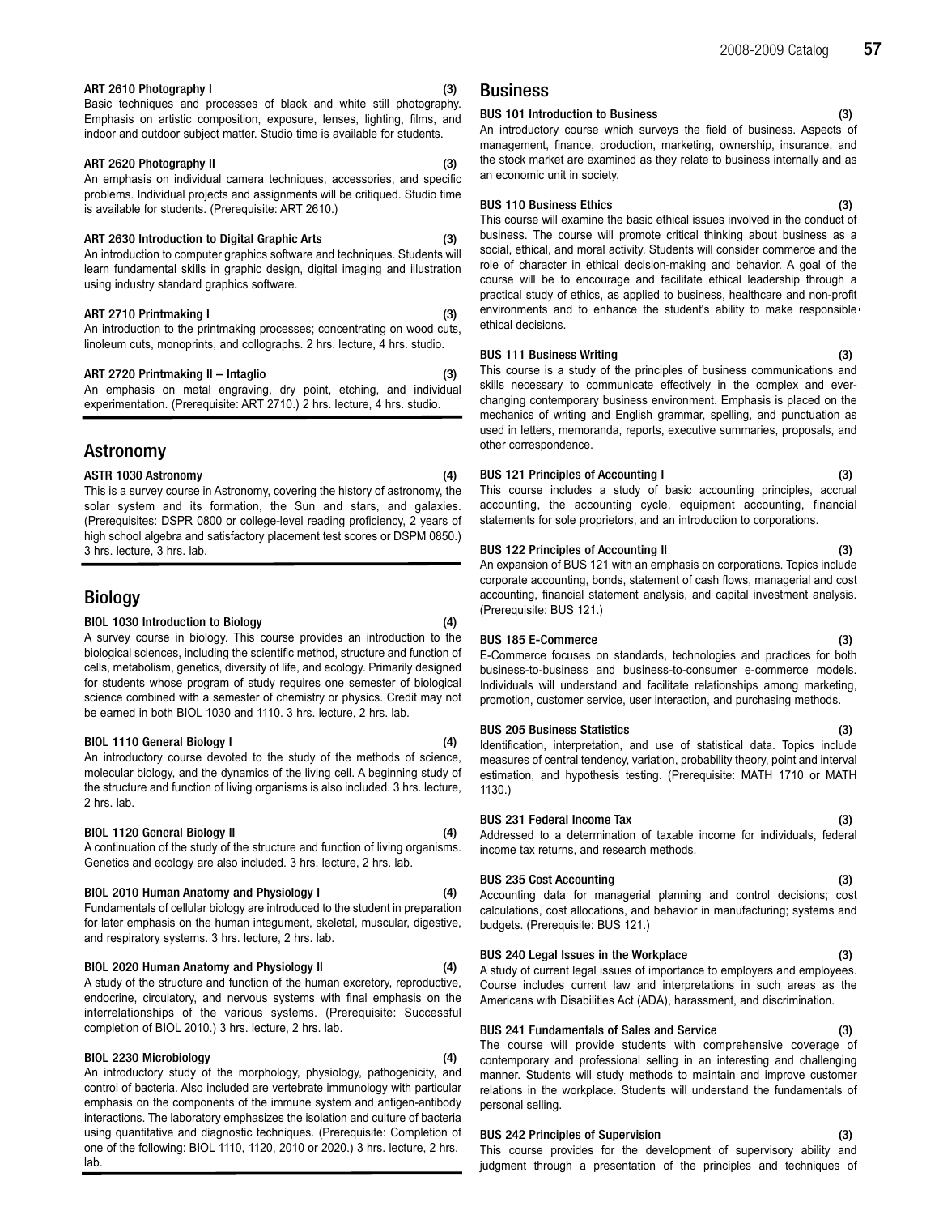**ART 2610 Photography I (3)**
Basic techniques and processes of black and white still photography. Emphasis on artistic composition, exposure, lenses, lighting, films, and indoor and outdoor subject matter. Studio time is available for students.

**ART 2620 Photography II (3)**
An emphasis on individual camera techniques, accessories, and specific problems. Individual projects and assignments will be critiqued. Studio time is available for students. (Prerequisite: ART 2610.)

**ART 2630 Introduction to Digital Graphic Arts (3)**
An introduction to computer graphics software and techniques. Students will learn fundamental skills in graphic design, digital imaging and illustration using industry standard graphics software.

**ART 2710 Printmaking I (3)**
An introduction to the printmaking processes; concentrating on wood cuts, linoleum cuts, monoprints, and collographs. 2 hrs. lecture, 4 hrs. studio.

**ART 2720 Printmaking II – Intaglio (3)**
An emphasis on metal engraving, dry point, etching, and individual experimentation. (Prerequisite: ART 2710.) 2 hrs. lecture, 4 hrs. studio.

## Astronomy

**ASTR 1030 Astronomy (4)**
This is a survey course in Astronomy, covering the history of astronomy, the solar system and its formation, the Sun and stars, and galaxies. (Prerequisites: DSPR 0800 or college-level reading proficiency, 2 years of high school algebra and satisfactory placement test scores or DSPM 0850.) 3 hrs. lecture, 3 hrs. lab.

## Biology

**BIOL 1030 Introduction to Biology (4)**
A survey course in biology. This course provides an introduction to the biological sciences, including the scientific method, structure and function of cells, metabolism, genetics, diversity of life, and ecology. Primarily designed for students whose program of study requires one semester of biological science combined with a semester of chemistry or physics. Credit may not be earned in both BIOL 1030 and 1110. 3 hrs. lecture, 2 hrs. lab.

**BIOL 1110 General Biology I (4)**
An introductory course devoted to the study of the methods of science, molecular biology, and the dynamics of the living cell. A beginning study of the structure and function of living organisms is also included. 3 hrs. lecture, 2 hrs. lab.

**BIOL 1120 General Biology II (4)**
A continuation of the study of the structure and function of living organisms. Genetics and ecology are also included. 3 hrs. lecture, 2 hrs. lab.

**BIOL 2010 Human Anatomy and Physiology I (4)**
Fundamentals of cellular biology are introduced to the student in preparation for later emphasis on the human integument, skeletal, muscular, digestive, and respiratory systems. 3 hrs. lecture, 2 hrs. lab.

**BIOL 2020 Human Anatomy and Physiology II (4)**
A study of the structure and function of the human excretory, reproductive, endocrine, circulatory, and nervous systems with final emphasis on the interrelationships of the various systems. (Prerequisite: Successful completion of BIOL 2010.) 3 hrs. lecture, 2 hrs. lab.

**BIOL 2230 Microbiology (4)**
An introductory study of the morphology, physiology, pathogenicity, and control of bacteria. Also included are vertebrate immunology with particular emphasis on the components of the immune system and antigen-antibody interactions. The laboratory emphasizes the isolation and culture of bacteria using quantitative and diagnostic techniques. (Prerequisite: Completion of one of the following: BIOL 1110, 1120, 2010 or 2020.) 3 hrs. lecture, 2 hrs. lab.

## Business

**BUS 101 Introduction to Business (3)**
An introductory course which surveys the field of business. Aspects of management, finance, production, marketing, ownership, insurance, and the stock market are examined as they relate to business internally and as an economic unit in society.

**BUS 110 Business Ethics (3)**
This course will examine the basic ethical issues involved in the conduct of business. The course will promote critical thinking about business as a social, ethical, and moral activity. Students will consider commerce and the role of character in ethical decision-making and behavior. A goal of the course will be to encourage and facilitate ethical leadership through a practical study of ethics, as applied to business, healthcare and non-profit environments and to enhance the student's ability to make responsible ethical decisions.

**BUS 111 Business Writing (3)**
This course is a study of the principles of business communications and skills necessary to communicate effectively in the complex and ever-changing contemporary business environment. Emphasis is placed on the mechanics of writing and English grammar, spelling, and punctuation as used in letters, memoranda, reports, executive summaries, proposals, and other correspondence.

**BUS 121 Principles of Accounting I (3)**
This course includes a study of basic accounting principles, accrual accounting, the accounting cycle, equipment accounting, financial statements for sole proprietors, and an introduction to corporations.

**BUS 122 Principles of Accounting II (3)**
An expansion of BUS 121 with an emphasis on corporations. Topics include corporate accounting, bonds, statement of cash flows, managerial and cost accounting, financial statement analysis, and capital investment analysis. (Prerequisite: BUS 121.)

**BUS 185 E-Commerce (3)**
E-Commerce focuses on standards, technologies and practices for both business-to-business and business-to-consumer e-commerce models. Individuals will understand and facilitate relationships among marketing, promotion, customer service, user interaction, and purchasing methods.

**BUS 205 Business Statistics (3)**
Identification, interpretation, and use of statistical data. Topics include measures of central tendency, variation, probability theory, point and interval estimation, and hypothesis testing. (Prerequisite: MATH 1710 or MATH 1130.)

**BUS 231 Federal Income Tax (3)**
Addressed to a determination of taxable income for individuals, federal income tax returns, and research methods.

**BUS 235 Cost Accounting (3)**
Accounting data for managerial planning and control decisions; cost calculations, cost allocations, and behavior in manufacturing; systems and budgets. (Prerequisite: BUS 121.)

**BUS 240 Legal Issues in the Workplace (3)**
A study of current legal issues of importance to employers and employees. Course includes current law and interpretations in such areas as the Americans with Disabilities Act (ADA), harassment, and discrimination.

**BUS 241 Fundamentals of Sales and Service (3)**
The course will provide students with comprehensive coverage of contemporary and professional selling in an interesting and challenging manner. Students will study methods to maintain and improve customer relations in the workplace. Students will understand the fundamentals of personal selling.

**BUS 242 Principles of Supervision (3)**
This course provides for the development of supervisory ability and judgment through a presentation of the principles and techniques of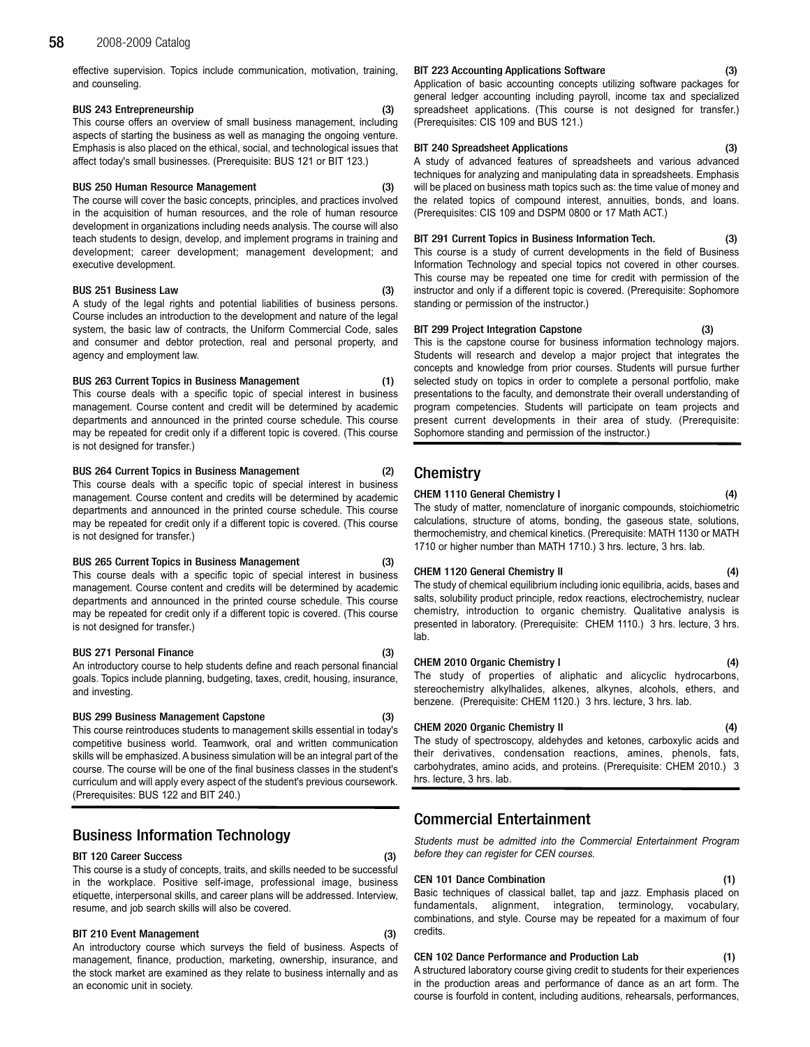effective supervision. Topics include communication, motivation, training, and counseling.

**BUS 243 Entrepreneurship (3)**
This course offers an overview of small business management, including aspects of starting the business as well as managing the ongoing venture. Emphasis is also placed on the ethical, social, and technological issues that affect today's small businesses. (Prerequisite: BUS 121 or BIT 123.)

**BUS 250 Human Resource Management (3)**
The course will cover the basic concepts, principles, and practices involved in the acquisition of human resources, and the role of human resource development in organizations including needs analysis. The course will also teach students to design, develop, and implement programs in training and development; career development; management development; and executive development.

**BUS 251 Business Law (3)**
A study of the legal rights and potential liabilities of business persons. Course includes an introduction to the development and nature of the legal system, the basic law of contracts, the Uniform Commercial Code, sales and consumer and debtor protection, real and personal property, and agency and employment law.

**BUS 263 Current Topics in Business Management (1)**
This course deals with a specific topic of special interest in business management. Course content and credit will be determined by academic departments and announced in the printed course schedule. This course may be repeated for credit only if a different topic is covered. (This course is not designed for transfer.)

**BUS 264 Current Topics in Business Management (2)**
This course deals with a specific topic of special interest in business management. Course content and credits will be determined by academic departments and announced in the printed course schedule. This course may be repeated for credit only if a different topic is covered. (This course is not designed for transfer.)

**BUS 265 Current Topics in Business Management (3)**
This course deals with a specific topic of special interest in business management. Course content and credits will be determined by academic departments and announced in the printed course schedule. This course may be repeated for credit only if a different topic is covered. (This course is not designed for transfer.)

**BUS 271 Personal Finance (3)**
An introductory course to help students define and reach personal financial goals. Topics include planning, budgeting, taxes, credit, housing, insurance, and investing.

**BUS 299 Business Management Capstone (3)**
This course reintroduces students to management skills essential in today's competitive business world. Teamwork, oral and written communication skills will be emphasized. A business simulation will be an integral part of the course. The course will be one of the final business classes in the student's curriculum and will apply every aspect of the student's previous coursework. (Prerequisites: BUS 122 and BIT 240.)

## Business Information Technology

**BIT 120 Career Success (3)**
This course is a study of concepts, traits, and skills needed to be successful in the workplace. Positive self-image, professional image, business etiquette, interpersonal skills, and career plans will be addressed. Interview, resume, and job search skills will also be covered.

**BIT 210 Event Management (3)**
An introductory course which surveys the field of business. Aspects of management, finance, production, marketing, ownership, insurance, and the stock market are examined as they relate to business internally and as an economic unit in society.

**BIT 223 Accounting Applications Software (3)**
Application of basic accounting concepts utilizing software packages for general ledger accounting including payroll, income tax and specialized spreadsheet applications. (This course is not designed for transfer.) (Prerequisites: CIS 109 and BUS 121.)

**BIT 240 Spreadsheet Applications (3)**
A study of advanced features of spreadsheets and various advanced techniques for analyzing and manipulating data in spreadsheets. Emphasis will be placed on business math topics such as: the time value of money and the related topics of compound interest, annuities, bonds, and loans. (Prerequisites: CIS 109 and DSPM 0800 or 17 Math ACT.)

**BIT 291 Current Topics in Business Information Tech. (3)**
This course is a study of current developments in the field of Business Information Technology and special topics not covered in other courses. This course may be repeated one time for credit with permission of the instructor and only if a different topic is covered. (Prerequisite: Sophomore standing or permission of the instructor.)

**BIT 299 Project Integration Capstone (3)**
This is the capstone course for business information technology majors. Students will research and develop a major project that integrates the concepts and knowledge from prior courses. Students will pursue further selected study on topics in order to complete a personal portfolio, make presentations to the faculty, and demonstrate their overall understanding of program competencies. Students will participate on team projects and present current developments in their area of study. (Prerequisite: Sophomore standing and permission of the instructor.)

## Chemistry

**CHEM 1110 General Chemistry I (4)**
The study of matter, nomenclature of inorganic compounds, stoichiometric calculations, structure of atoms, bonding, the gaseous state, solutions, thermochemistry, and chemical kinetics. (Prerequisite: MATH 1130 or MATH 1710 or higher number than MATH 1710.) 3 hrs. lecture, 3 hrs. lab.

**CHEM 1120 General Chemistry II (4)**
The study of chemical equilibrium including ionic equilibria, acids, bases and salts, solubility product principle, redox reactions, electrochemistry, nuclear chemistry, introduction to organic chemistry. Qualitative analysis is presented in laboratory. (Prerequisite: CHEM 1110.) 3 hrs. lecture, 3 hrs. lab.

**CHEM 2010 Organic Chemistry I (4)**
The study of properties of aliphatic and alicyclic hydrocarbons, stereochemistry alkylhalides, alkenes, alkynes, alcohols, ethers, and benzene. (Prerequisite: CHEM 1120.) 3 hrs. lecture, 3 hrs. lab.

**CHEM 2020 Organic Chemistry II (4)**
The study of spectroscopy, aldehydes and ketones, carboxylic acids and their derivatives, condensation reactions, amines, phenols, fats, carbohydrates, amino acids, and proteins. (Prerequisite: CHEM 2010.) 3 hrs. lecture, 3 hrs. lab.

## Commercial Entertainment

*Students must be admitted into the Commercial Entertainment Program before they can register for CEN courses.*

**CEN 101 Dance Combination (1)**
Basic techniques of classical ballet, tap and jazz. Emphasis placed on fundamentals, alignment, integration, terminology, vocabulary, combinations, and style. Course may be repeated for a maximum of four credits.

**CEN 102 Dance Performance and Production Lab (1)**
A structured laboratory course giving credit to students for their experiences in the production areas and performance of dance as an art form. The course is fourfold in content, including auditions, rehearsals, performances,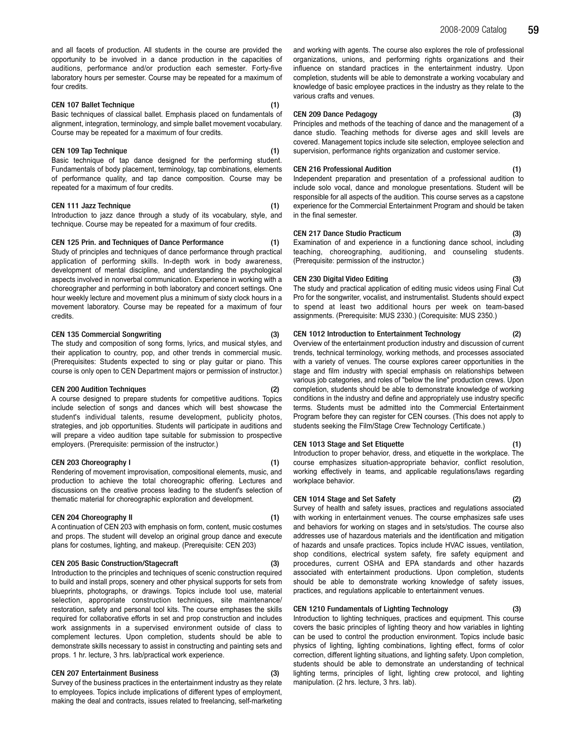and all facets of production. All students in the course are provided the opportunity to be involved in a dance production in the capacities of auditions, performance and/or production each semester. Forty-five laboratory hours per semester. Course may be repeated for a maximum of four credits.

**CEN 107 Ballet Technique (1)**
Basic techniques of classical ballet. Emphasis placed on fundamentals of alignment, integration, terminology, and simple ballet movement vocabulary. Course may be repeated for a maximum of four credits.

**CEN 109 Tap Technique (1)**
Basic technique of tap dance designed for the performing student. Fundamentals of body placement, terminology, tap combinations, elements of performance quality, and tap dance composition. Course may be repeated for a maximum of four credits.

**CEN 111 Jazz Technique (1)**
Introduction to jazz dance through a study of its vocabulary, style, and technique. Course may be repeated for a maximum of four credits.

**CEN 125 Prin. and Techniques of Dance Performance (1)**
Study of principles and techniques of dance performance through practical application of performing skills. In-depth work in body awareness, development of mental discipline, and understanding the psychological aspects involved in nonverbal communication. Experience in working with a choreographer and performing in both laboratory and concert settings. One hour weekly lecture and movement plus a minimum of sixty clock hours in a movement laboratory. Course may be repeated for a maximum of four credits.

**CEN 135 Commercial Songwriting (3)**
The study and composition of song forms, lyrics, and musical styles, and their application to country, pop, and other trends in commercial music. (Prerequisites: Students expected to sing or play guitar or piano. This course is only open to CEN Department majors or permission of instructor.)

**CEN 200 Audition Techniques (2)**
A course designed to prepare students for competitive auditions. Topics include selection of songs and dances which will best showcase the student's individual talents, resume development, publicity photos, strategies, and job opportunities. Students will participate in auditions and will prepare a video audition tape suitable for submission to prospective employers. (Prerequisite: permission of the instructor.)

**CEN 203 Choreography I (1)**
Rendering of movement improvisation, compositional elements, music, and production to achieve the total choreographic offering. Lectures and discussions on the creative process leading to the student's selection of thematic material for choreographic exploration and development.

**CEN 204 Choreography II (1)**
A continuation of CEN 203 with emphasis on form, content, music costumes and props. The student will develop an original group dance and execute plans for costumes, lighting, and makeup. (Prerequisite: CEN 203)

**CEN 205 Basic Construction/Stagecraft (3)**
Introduction to the principles and techniques of scenic construction required to build and install props, scenery and other physical supports for sets from blueprints, photographs, or drawings. Topics include tool use, material selection, appropriate construction techniques, site maintenance/restoration, safety and personal tool kits. The course emphases the skills required for collaborative efforts in set and prop construction and includes work assignments in a supervised environment outside of class to complement lectures. Upon completion, students should be able to demonstrate skills necessary to assist in constructing and painting sets and props. 1 hr. lecture, 3 hrs. lab/practical work experience.

**CEN 207 Entertainment Business (3)**
Survey of the business practices in the entertainment industry as they relate to employees. Topics include implications of different types of employment, making the deal and contracts, issues related to freelancing, self-marketing and working with agents. The course also explores the role of professional organizations, unions, and performing rights organizations and their influence on standard practices in the entertainment industry. Upon completion, students will be able to demonstrate a working vocabulary and knowledge of basic employee practices in the industry as they relate to the various crafts and venues.

**CEN 209 Dance Pedagogy (3)**
Principles and methods of the teaching of dance and the management of a dance studio. Teaching methods for diverse ages and skill levels are covered. Management topics include site selection, employee selection and supervision, performance rights organization and customer service.

**CEN 216 Professional Audition (1)**
Independent preparation and presentation of a professional audition to include solo vocal, dance and monologue presentations. Student will be responsible for all aspects of the audition. This course serves as a capstone experience for the Commercial Entertainment Program and should be taken in the final semester.

**CEN 217 Dance Studio Practicum (3)**
Examination of and experience in a functioning dance school, including teaching, choreographing, auditioning, and counseling students. (Prerequisite: permission of the instructor.)

**CEN 230 Digital Video Editing (3)**
The study and practical application of editing music videos using Final Cut Pro for the songwriter, vocalist, and instrumentalist. Students should expect to spend at least two additional hours per week on team-based assignments. (Prerequisite: MUS 2330.) (Corequisite: MUS 2350.)

**CEN 1012 Introduction to Entertainment Technology (2)**
Overview of the entertainment production industry and discussion of current trends, technical terminology, working methods, and processes associated with a variety of venues. The course explores career opportunities in the stage and film industry with special emphasis on relationships between various job categories, and roles of "below the line" production crews. Upon completion, students should be able to demonstrate knowledge of working conditions in the industry and define and appropriately use industry specific terms. Students must be admitted into the Commercial Entertainment Program before they can register for CEN courses. (This does not apply to students seeking the Film/Stage Crew Technology Certificate.)

**CEN 1013 Stage and Set Etiquette (1)**
Introduction to proper behavior, dress, and etiquette in the workplace. The course emphasizes situation-appropriate behavior, conflict resolution, working effectively in teams, and applicable regulations/laws regarding workplace behavior.

**CEN 1014 Stage and Set Safety (2)**
Survey of health and safety issues, practices and regulations associated with working in entertainment venues. The course emphasizes safe uses and behaviors for working on stages and in sets/studios. The course also addresses use of hazardous materials and the identification and mitigation of hazards and unsafe practices. Topics include HVAC issues, ventilation, shop conditions, electrical system safety, fire safety equipment and procedures, current OSHA and EPA standards and other hazards associated with entertainment productions. Upon completion, students should be able to demonstrate working knowledge of safety issues, practices, and regulations applicable to entertainment venues.

**CEN 1210 Fundamentals of Lighting Technology (3)**
Introduction to lighting techniques, practices and equipment. This course covers the basic principles of lighting theory and how variables in lighting can be used to control the production environment. Topics include basic physics of lighting, lighting combinations, lighting effect, forms of color correction, different lighting situations, and lighting safety. Upon completion, students should be able to demonstrate an understanding of technical lighting terms, principles of light, lighting crew protocol, and lighting manipulation. (2 hrs. lecture, 3 hrs. lab).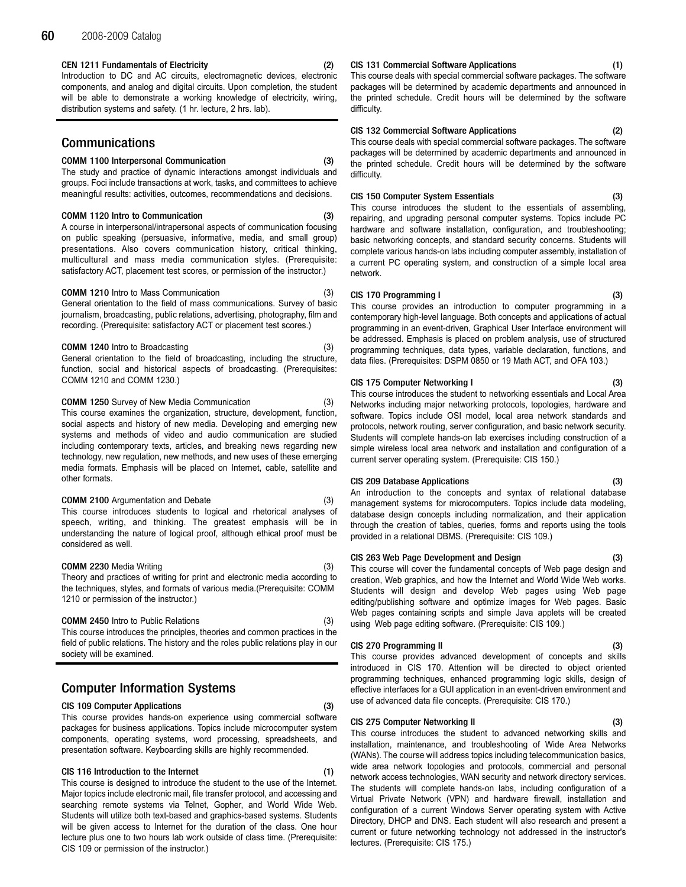**CEN 1211 Fundamentals of Electricity (2)**
Introduction to DC and AC circuits, electromagnetic devices, electronic components, and analog and digital circuits. Upon completion, the student will be able to demonstrate a working knowledge of electricity, wiring, distribution systems and safety. (1 hr. lecture, 2 hrs. lab).

## Communications

**COMM 1100 Interpersonal Communication (3)**
The study and practice of dynamic interactions amongst individuals and groups. Foci include transactions at work, tasks, and committees to achieve meaningful results: activities, outcomes, recommendations and decisions.

**COMM 1120 Intro to Communication (3)**
A course in interpersonal/intrapersonal aspects of communication focusing on public speaking (persuasive, informative, media, and small group) presentations. Also covers communication history, critical thinking, multicultural and mass media communication styles. (Prerequisite: satisfactory ACT, placement test scores, or permission of the instructor.)

**COMM 1210** Intro to Mass Communication (3)
General orientation to the field of mass communications. Survey of basic journalism, broadcasting, public relations, advertising, photography, film and recording. (Prerequisite: satisfactory ACT or placement test scores.)

**COMM 1240** Intro to Broadcasting (3)
General orientation to the field of broadcasting, including the structure, function, social and historical aspects of broadcasting. (Prerequisites: COMM 1210 and COMM 1230.)

**COMM 1250** Survey of New Media Communication (3)
This course examines the organization, structure, development, function, social aspects and history of new media. Developing and emerging new systems and methods of video and audio communication are studied including contemporary texts, articles, and breaking news regarding new technology, new regulation, new methods, and new uses of these emerging media formats. Emphasis will be placed on Internet, cable, satellite and other formats.

**COMM 2100** Argumentation and Debate (3)
This course introduces students to logical and rhetorical analyses of speech, writing, and thinking. The greatest emphasis will be in understanding the nature of logical proof, although ethical proof must be considered as well.

**COMM 2230** Media Writing (3)
Theory and practices of writing for print and electronic media according to the techniques, styles, and formats of various media.(Prerequisite: COMM 1210 or permission of the instructor.)

**COMM 2450** Intro to Public Relations (3)
This course introduces the principles, theories and common practices in the field of public relations. The history and the roles public relations play in our society will be examined.

## Computer Information Systems

**CIS 109 Computer Applications (3)**
This course provides hands-on experience using commercial software packages for business applications. Topics include microcomputer system components, operating systems, word processing, spreadsheets, and presentation software. Keyboarding skills are highly recommended.

**CIS 116 Introduction to the Internet (1)**
This course is designed to introduce the student to the use of the Internet. Major topics include electronic mail, file transfer protocol, and accessing and searching remote systems via Telnet, Gopher, and World Wide Web. Students will utilize both text-based and graphics-based systems. Students will be given access to Internet for the duration of the class. One hour lecture plus one to two hours lab work outside of class time. (Prerequisite: CIS 109 or permission of the instructor.)

**CIS 131 Commercial Software Applications (1)**
This course deals with special commercial software packages. The software packages will be determined by academic departments and announced in the printed schedule. Credit hours will be determined by the software difficulty.

**CIS 132 Commercial Software Applications (2)**
This course deals with special commercial software packages. The software packages will be determined by academic departments and announced in the printed schedule. Credit hours will be determined by the software difficulty.

**CIS 150 Computer System Essentials (3)**
This course introduces the student to the essentials of assembling, repairing, and upgrading personal computer systems. Topics include PC hardware and software installation, configuration, and troubleshooting; basic networking concepts, and standard security concerns. Students will complete various hands-on labs including computer assembly, installation of a current PC operating system, and construction of a simple local area network.

**CIS 170 Programming I (3)**
This course provides an introduction to computer programming in a contemporary high-level language. Both concepts and applications of actual programming in an event-driven, Graphical User Interface environment will be addressed. Emphasis is placed on problem analysis, use of structured programming techniques, data types, variable declaration, functions, and data files. (Prerequisites: DSPM 0850 or 19 Math ACT, and OFA 103.)

**CIS 175 Computer Networking I (3)**
This course introduces the student to networking essentials and Local Area Networks including major networking protocols, topologies, hardware and software. Topics include OSI model, local area network standards and protocols, network routing, server configuration, and basic network security. Students will complete hands-on lab exercises including construction of a simple wireless local area network and installation and configuration of a current server operating system. (Prerequisite: CIS 150.)

**CIS 209 Database Applications (3)**
An introduction to the concepts and syntax of relational database management systems for microcomputers. Topics include data modeling, database design concepts including normalization, and their application through the creation of tables, queries, forms and reports using the tools provided in a relational DBMS. (Prerequisite: CIS 109.)

**CIS 263 Web Page Development and Design (3)**
This course will cover the fundamental concepts of Web page design and creation, Web graphics, and how the Internet and World Wide Web works. Students will design and develop Web pages using Web page editing/publishing software and optimize images for Web pages. Basic Web pages containing scripts and simple Java applets will be created using Web page editing software. (Prerequisite: CIS 109.)

**CIS 270 Programming II (3)**
This course provides advanced development of concepts and skills introduced in CIS 170. Attention will be directed to object oriented programming techniques, enhanced programming logic skills, design of effective interfaces for a GUI application in an event-driven environment and use of advanced data file concepts. (Prerequisite: CIS 170.)

**CIS 275 Computer Networking II (3)**
This course introduces the student to advanced networking skills and installation, maintenance, and troubleshooting of Wide Area Networks (WANs). The course will address topics including telecommunication basics, wide area network topologies and protocols, commercial and personal network access technologies, WAN security and network directory services. The students will complete hands-on labs, including configuration of a Virtual Private Network (VPN) and hardware firewall, installation and configuration of a current Windows Server operating system with Active Directory, DHCP and DNS. Each student will also research and present a current or future networking technology not addressed in the instructor's lectures. (Prerequisite: CIS 175.)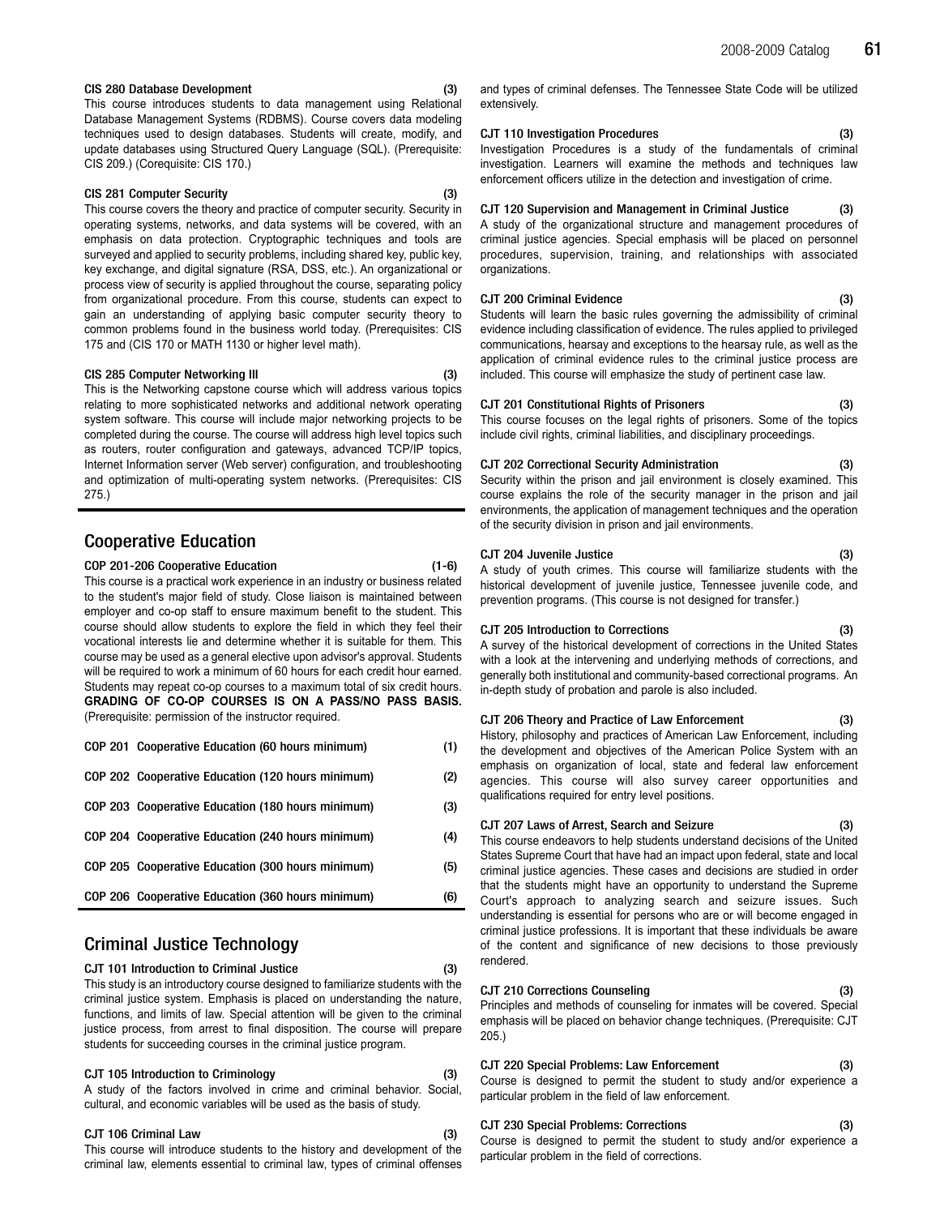**CIS 280 Database Development (3)**
This course introduces students to data management using Relational Database Management Systems (RDBMS). Course covers data modeling techniques used to design databases. Students will create, modify, and update databases using Structured Query Language (SQL). (Prerequisite: CIS 209.) (Corequisite: CIS 170.)

**CIS 281 Computer Security (3)**
This course covers the theory and practice of computer security. Security in operating systems, networks, and data systems will be covered, with an emphasis on data protection. Cryptographic techniques and tools are surveyed and applied to security problems, including shared key, public key, key exchange, and digital signature (RSA, DSS, etc.). An organizational or process view of security is applied throughout the course, separating policy from organizational procedure. From this course, students can expect to gain an understanding of applying basic computer security theory to common problems found in the business world today. (Prerequisites: CIS 175 and (CIS 170 or MATH 1130 or higher level math).

**CIS 285 Computer Networking III (3)**
This is the Networking capstone course which will address various topics relating to more sophisticated networks and additional network operating system software. This course will include major networking projects to be completed during the course. The course will address high level topics such as routers, router configuration and gateways, advanced TCP/IP topics, Internet Information server (Web server) configuration, and troubleshooting and optimization of multi-operating system networks. (Prerequisites: CIS 275.)

## Cooperative Education

**COP 201-206 Cooperative Education (1-6)**
This course is a practical work experience in an industry or business related to the student's major field of study. Close liaison is maintained between employer and co-op staff to ensure maximum benefit to the student. This course should allow students to explore the field in which they feel their vocational interests lie and determine whether it is suitable for them. This course may be used as a general elective upon advisor's approval. Students will be required to work a minimum of 60 hours for each credit hour earned. Students may repeat co-op courses to a maximum total of six credit hours. **GRADING OF CO-OP COURSES IS ON A PASS/NO PASS BASIS.** (Prerequisite: permission of the instructor required.

| Course | Title | Credits |
|---|---|---|
| COP 201 | Cooperative Education (60 hours minimum) | (1) |
| COP 202 | Cooperative Education (120 hours minimum) | (2) |
| COP 203 | Cooperative Education (180 hours minimum) | (3) |
| COP 204 | Cooperative Education (240 hours minimum) | (4) |
| COP 205 | Cooperative Education (300 hours minimum) | (5) |
| COP 206 | Cooperative Education (360 hours minimum) | (6) |

## Criminal Justice Technology

**CJT 101 Introduction to Criminal Justice (3)**
This study is an introductory course designed to familiarize students with the criminal justice system. Emphasis is placed on understanding the nature, functions, and limits of law. Special attention will be given to the criminal justice process, from arrest to final disposition. The course will prepare students for succeeding courses in the criminal justice program.

**CJT 105 Introduction to Criminology (3)**
A study of the factors involved in crime and criminal behavior. Social, cultural, and economic variables will be used as the basis of study.

**CJT 106 Criminal Law (3)**
This course will introduce students to the history and development of the criminal law, elements essential to criminal law, types of criminal offenses and types of criminal defenses. The Tennessee State Code will be utilized extensively.

**CJT 110 Investigation Procedures (3)**
Investigation Procedures is a study of the fundamentals of criminal investigation. Learners will examine the methods and techniques law enforcement officers utilize in the detection and investigation of crime.

**CJT 120 Supervision and Management in Criminal Justice (3)**
A study of the organizational structure and management procedures of criminal justice agencies. Special emphasis will be placed on personnel procedures, supervision, training, and relationships with associated organizations.

**CJT 200 Criminal Evidence (3)**
Students will learn the basic rules governing the admissibility of criminal evidence including classification of evidence. The rules applied to privileged communications, hearsay and exceptions to the hearsay rule, as well as the application of criminal evidence rules to the criminal justice process are included. This course will emphasize the study of pertinent case law.

**CJT 201 Constitutional Rights of Prisoners (3)**
This course focuses on the legal rights of prisoners. Some of the topics include civil rights, criminal liabilities, and disciplinary proceedings.

**CJT 202 Correctional Security Administration (3)**
Security within the prison and jail environment is closely examined. This course explains the role of the security manager in the prison and jail environments, the application of management techniques and the operation of the security division in prison and jail environments.

**CJT 204 Juvenile Justice (3)**
A study of youth crimes. This course will familiarize students with the historical development of juvenile justice, Tennessee juvenile code, and prevention programs. (This course is not designed for transfer.)

**CJT 205 Introduction to Corrections (3)**
A survey of the historical development of corrections in the United States with a look at the intervening and underlying methods of corrections, and generally both institutional and community-based correctional programs. An in-depth study of probation and parole is also included.

**CJT 206 Theory and Practice of Law Enforcement (3)**
History, philosophy and practices of American Law Enforcement, including the development and objectives of the American Police System with an emphasis on organization of local, state and federal law enforcement agencies. This course will also survey career opportunities and qualifications required for entry level positions.

**CJT 207 Laws of Arrest, Search and Seizure (3)**
This course endeavors to help students understand decisions of the United States Supreme Court that have had an impact upon federal, state and local criminal justice agencies. These cases and decisions are studied in order that the students might have an opportunity to understand the Supreme Court's approach to analyzing search and seizure issues. Such understanding is essential for persons who are or will become engaged in criminal justice professions. It is important that these individuals be aware of the content and significance of new decisions to those previously rendered.

**CJT 210 Corrections Counseling (3)**
Principles and methods of counseling for inmates will be covered. Special emphasis will be placed on behavior change techniques. (Prerequisite: CJT 205.)

**CJT 220 Special Problems: Law Enforcement (3)**
Course is designed to permit the student to study and/or experience a particular problem in the field of law enforcement.

**CJT 230 Special Problems: Corrections (3)**
Course is designed to permit the student to study and/or experience a particular problem in the field of corrections.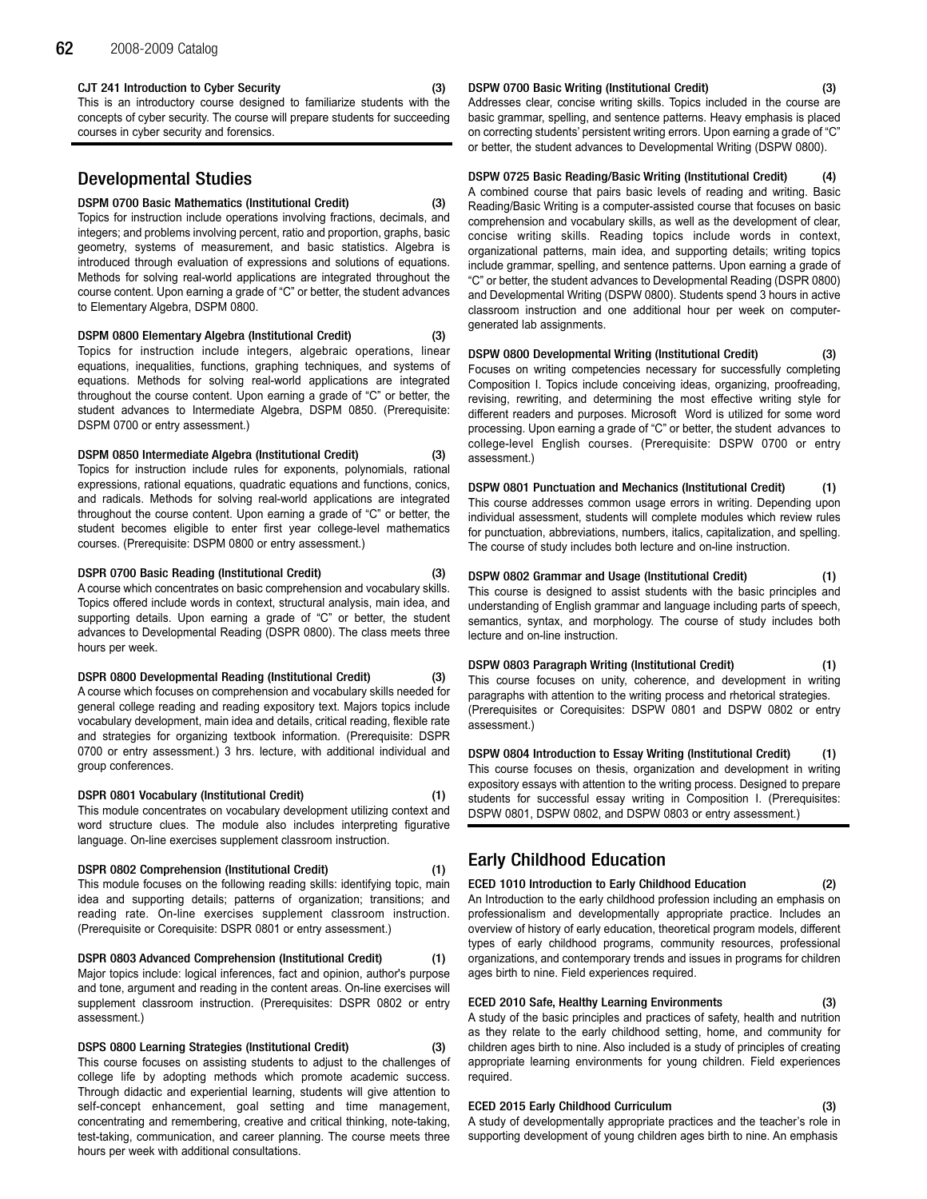**CJT 241 Introduction to Cyber Security (3)**
This is an introductory course designed to familiarize students with the concepts of cyber security. The course will prepare students for succeeding courses in cyber security and forensics.

## Developmental Studies

**DSPM 0700 Basic Mathematics (Institutional Credit) (3)**
Topics for instruction include operations involving fractions, decimals, and integers; and problems involving percent, ratio and proportion, graphs, basic geometry, systems of measurement, and basic statistics. Algebra is introduced through evaluation of expressions and solutions of equations. Methods for solving real-world applications are integrated throughout the course content. Upon earning a grade of "C" or better, the student advances to Elementary Algebra, DSPM 0800.

**DSPM 0800 Elementary Algebra (Institutional Credit) (3)**
Topics for instruction include integers, algebraic operations, linear equations, inequalities, functions, graphing techniques, and systems of equations. Methods for solving real-world applications are integrated throughout the course content. Upon earning a grade of "C" or better, the student advances to Intermediate Algebra, DSPM 0850. (Prerequisite: DSPM 0700 or entry assessment.)

**DSPM 0850 Intermediate Algebra (Institutional Credit) (3)**
Topics for instruction include rules for exponents, polynomials, rational expressions, rational equations, quadratic equations and functions, conics, and radicals. Methods for solving real-world applications are integrated throughout the course content. Upon earning a grade of "C" or better, the student becomes eligible to enter first year college-level mathematics courses. (Prerequisite: DSPM 0800 or entry assessment.)

**DSPR 0700 Basic Reading (Institutional Credit) (3)**
A course which concentrates on basic comprehension and vocabulary skills. Topics offered include words in context, structural analysis, main idea, and supporting details. Upon earning a grade of "C" or better, the student advances to Developmental Reading (DSPR 0800). The class meets three hours per week.

**DSPR 0800 Developmental Reading (Institutional Credit) (3)**
A course which focuses on comprehension and vocabulary skills needed for general college reading and reading expository text. Majors topics include vocabulary development, main idea and details, critical reading, flexible rate and strategies for organizing textbook information. (Prerequisite: DSPR 0700 or entry assessment.) 3 hrs. lecture, with additional individual and group conferences.

**DSPR 0801 Vocabulary (Institutional Credit) (1)**
This module concentrates on vocabulary development utilizing context and word structure clues. The module also includes interpreting figurative language. On-line exercises supplement classroom instruction.

**DSPR 0802 Comprehension (Institutional Credit) (1)**
This module focuses on the following reading skills: identifying topic, main idea and supporting details; patterns of organization; transitions; and reading rate. On-line exercises supplement classroom instruction. (Prerequisite or Corequisite: DSPR 0801 or entry assessment.)

**DSPR 0803 Advanced Comprehension (Institutional Credit) (1)**
Major topics include: logical inferences, fact and opinion, author's purpose and tone, argument and reading in the content areas. On-line exercises will supplement classroom instruction. (Prerequisites: DSPR 0802 or entry assessment.)

**DSPS 0800 Learning Strategies (Institutional Credit) (3)**
This course focuses on assisting students to adjust to the challenges of college life by adopting methods which promote academic success. Through didactic and experiential learning, students will give attention to self-concept enhancement, goal setting and time management, concentrating and remembering, creative and critical thinking, note-taking, test-taking, communication, and career planning. The course meets three hours per week with additional consultations.

**DSPW 0700 Basic Writing (Institutional Credit) (3)**
Addresses clear, concise writing skills. Topics included in the course are basic grammar, spelling, and sentence patterns. Heavy emphasis is placed on correcting students' persistent writing errors. Upon earning a grade of "C" or better, the student advances to Developmental Writing (DSPW 0800).

**DSPW 0725 Basic Reading/Basic Writing (Institutional Credit) (4)**
A combined course that pairs basic levels of reading and writing. Basic Reading/Basic Writing is a computer-assisted course that focuses on basic comprehension and vocabulary skills, as well as the development of clear, concise writing skills. Reading topics include words in context, organizational patterns, main idea, and supporting details; writing topics include grammar, spelling, and sentence patterns. Upon earning a grade of "C" or better, the student advances to Developmental Reading (DSPR 0800) and Developmental Writing (DSPW 0800). Students spend 3 hours in active classroom instruction and one additional hour per week on computer-generated lab assignments.

**DSPW 0800 Developmental Writing (Institutional Credit) (3)**
Focuses on writing competencies necessary for successfully completing Composition I. Topics include conceiving ideas, organizing, proofreading, revising, rewriting, and determining the most effective writing style for different readers and purposes. Microsoft Word is utilized for some word processing. Upon earning a grade of "C" or better, the student advances to college-level English courses. (Prerequisite: DSPW 0700 or entry assessment.)

**DSPW 0801 Punctuation and Mechanics (Institutional Credit) (1)**
This course addresses common usage errors in writing. Depending upon individual assessment, students will complete modules which review rules for punctuation, abbreviations, numbers, italics, capitalization, and spelling. The course of study includes both lecture and on-line instruction.

**DSPW 0802 Grammar and Usage (Institutional Credit) (1)**
This course is designed to assist students with the basic principles and understanding of English grammar and language including parts of speech, semantics, syntax, and morphology. The course of study includes both lecture and on-line instruction.

**DSPW 0803 Paragraph Writing (Institutional Credit) (1)**
This course focuses on unity, coherence, and development in writing paragraphs with attention to the writing process and rhetorical strategies. (Prerequisites or Corequisites: DSPW 0801 and DSPW 0802 or entry assessment.)

**DSPW 0804 Introduction to Essay Writing (Institutional Credit) (1)**
This course focuses on thesis, organization and development in writing expository essays with attention to the writing process. Designed to prepare students for successful essay writing in Composition I. (Prerequisites: DSPW 0801, DSPW 0802, and DSPW 0803 or entry assessment.)

## Early Childhood Education

**ECED 1010 Introduction to Early Childhood Education (2)**
An Introduction to the early childhood profession including an emphasis on professionalism and developmentally appropriate practice. Includes an overview of history of early education, theoretical program models, different types of early childhood programs, community resources, professional organizations, and contemporary trends and issues in programs for children ages birth to nine. Field experiences required.

**ECED 2010 Safe, Healthy Learning Environments (3)**
A study of the basic principles and practices of safety, health and nutrition as they relate to the early childhood setting, home, and community for children ages birth to nine. Also included is a study of principles of creating appropriate learning environments for young children. Field experiences required.

**ECED 2015 Early Childhood Curriculum (3)**
A study of developmentally appropriate practices and the teacher's role in supporting development of young children ages birth to nine. An emphasis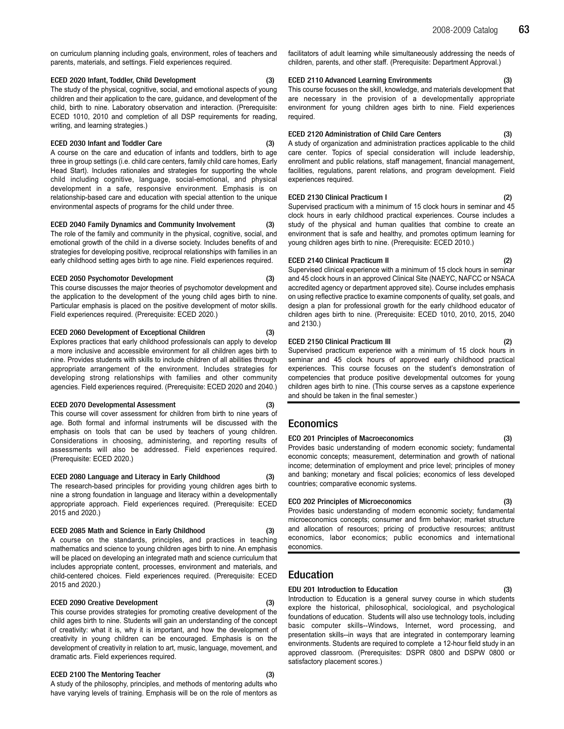on curriculum planning including goals, environment, roles of teachers and parents, materials, and settings. Field experiences required.

**ECED 2020 Infant, Toddler, Child Development (3)**
The study of the physical, cognitive, social, and emotional aspects of young children and their application to the care, guidance, and development of the child, birth to nine. Laboratory observation and interaction. (Prerequisite: ECED 1010, 2010 and completion of all DSP requirements for reading, writing, and learning strategies.)

**ECED 2030 Infant and Toddler Care (3)**
A course on the care and education of infants and toddlers, birth to age three in group settings (i.e. child care centers, family child care homes, Early Head Start). Includes rationales and strategies for supporting the whole child including cognitive, language, social-emotional, and physical development in a safe, responsive environment. Emphasis is on relationship-based care and education with special attention to the unique environmental aspects of programs for the child under three.

**ECED 2040 Family Dynamics and Community Involvement (3)**
The role of the family and community in the physical, cognitive, social, and emotional growth of the child in a diverse society. Includes benefits of and strategies for developing positive, reciprocal relationships with families in an early childhood setting ages birth to age nine. Field experiences required.

**ECED 2050 Psychomotor Development (3)**
This course discusses the major theories of psychomotor development and the application to the development of the young child ages birth to nine. Particular emphasis is placed on the positive development of motor skills. Field experiences required. (Prerequisite: ECED 2020.)

**ECED 2060 Development of Exceptional Children (3)**
Explores practices that early childhood professionals can apply to develop a more inclusive and accessible environment for all children ages birth to nine. Provides students with skills to include children of all abilities through appropriate arrangement of the environment. Includes strategies for developing strong relationships with families and other community agencies. Field experiences required. (Prerequisite: ECED 2020 and 2040.)

**ECED 2070 Developmental Assessment (3)**
This course will cover assessment for children from birth to nine years of age. Both formal and informal instruments will be discussed with the emphasis on tools that can be used by teachers of young children. Considerations in choosing, administering, and reporting results of assessments will also be addressed. Field experiences required. (Prerequisite: ECED 2020.)

**ECED 2080 Language and Literacy in Early Childhood (3)**
The research-based principles for providing young children ages birth to nine a strong foundation in language and literacy within a developmentally appropriate approach. Field experiences required. (Prerequisite: ECED 2015 and 2020.)

**ECED 2085 Math and Science in Early Childhood (3)**
A course on the standards, principles, and practices in teaching mathematics and science to young children ages birth to nine. An emphasis will be placed on developing an integrated math and science curriculum that includes appropriate content, processes, environment and materials, and child-centered choices. Field experiences required. (Prerequisite: ECED 2015 and 2020.)

**ECED 2090 Creative Development (3)**
This course provides strategies for promoting creative development of the child ages birth to nine. Students will gain an understanding of the concept of creativity: what it is, why it is important, and how the development of creativity in young children can be encouraged. Emphasis is on the development of creativity in relation to art, music, language, movement, and dramatic arts. Field experiences required.

**ECED 2100 The Mentoring Teacher (3)**
A study of the philosophy, principles, and methods of mentoring adults who have varying levels of training. Emphasis will be on the role of mentors as facilitators of adult learning while simultaneously addressing the needs of children, parents, and other staff. (Prerequisite: Department Approval.)

**ECED 2110 Advanced Learning Environments (3)**
This course focuses on the skill, knowledge, and materials development that are necessary in the provision of a developmentally appropriate environment for young children ages birth to nine. Field experiences required.

**ECED 2120 Administration of Child Care Centers (3)**
A study of organization and administration practices applicable to the child care center. Topics of special consideration will include leadership, enrollment and public relations, staff management, financial management, facilities, regulations, parent relations, and program development. Field experiences required.

**ECED 2130 Clinical Practicum I (2)**
Supervised practicum with a minimum of 15 clock hours in seminar and 45 clock hours in early childhood practical experiences. Course includes a study of the physical and human qualities that combine to create an environment that is safe and healthy, and promotes optimum learning for young children ages birth to nine. (Prerequisite: ECED 2010.)

**ECED 2140 Clinical Practicum II (2)**
Supervised clinical experience with a minimum of 15 clock hours in seminar and 45 clock hours in an approved Clinical Site (NAEYC, NAFCC or NSACA accredited agency or department approved site). Course includes emphasis on using reflective practice to examine components of quality, set goals, and design a plan for professional growth for the early childhood educator of children ages birth to nine. (Prerequisite: ECED 1010, 2010, 2015, 2040 and 2130.)

**ECED 2150 Clinical Practicum III (2)**
Supervised practicum experience with a minimum of 15 clock hours in seminar and 45 clock hours of approved early childhood practical experiences. This course focuses on the student's demonstration of competencies that produce positive developmental outcomes for young children ages birth to nine. (This course serves as a capstone experience and should be taken in the final semester.)

## Economics

**ECO 201 Principles of Macroeconomics (3)**
Provides basic understanding of modern economic society; fundamental economic concepts; measurement, determination and growth of national income; determination of employment and price level; principles of money and banking; monetary and fiscal policies; economics of less developed countries; comparative economic systems.

**ECO 202 Principles of Microeconomics (3)**
Provides basic understanding of modern economic society; fundamental microeconomics concepts; consumer and firm behavior; market structure and allocation of resources; pricing of productive resources; antitrust economics, labor economics; public economics and international economics.

## Education

**EDU 201 Introduction to Education (3)**
Introduction to Education is a general survey course in which students explore the historical, philosophical, sociological, and psychological foundations of education. Students will also use technology tools, including basic computer skills--Windows, Internet, word processing, and presentation skills--in ways that are integrated in contemporary learning environments. Students are required to complete a 12-hour field study in an approved classroom. (Prerequisites: DSPR 0800 and DSPW 0800 or satisfactory placement scores.)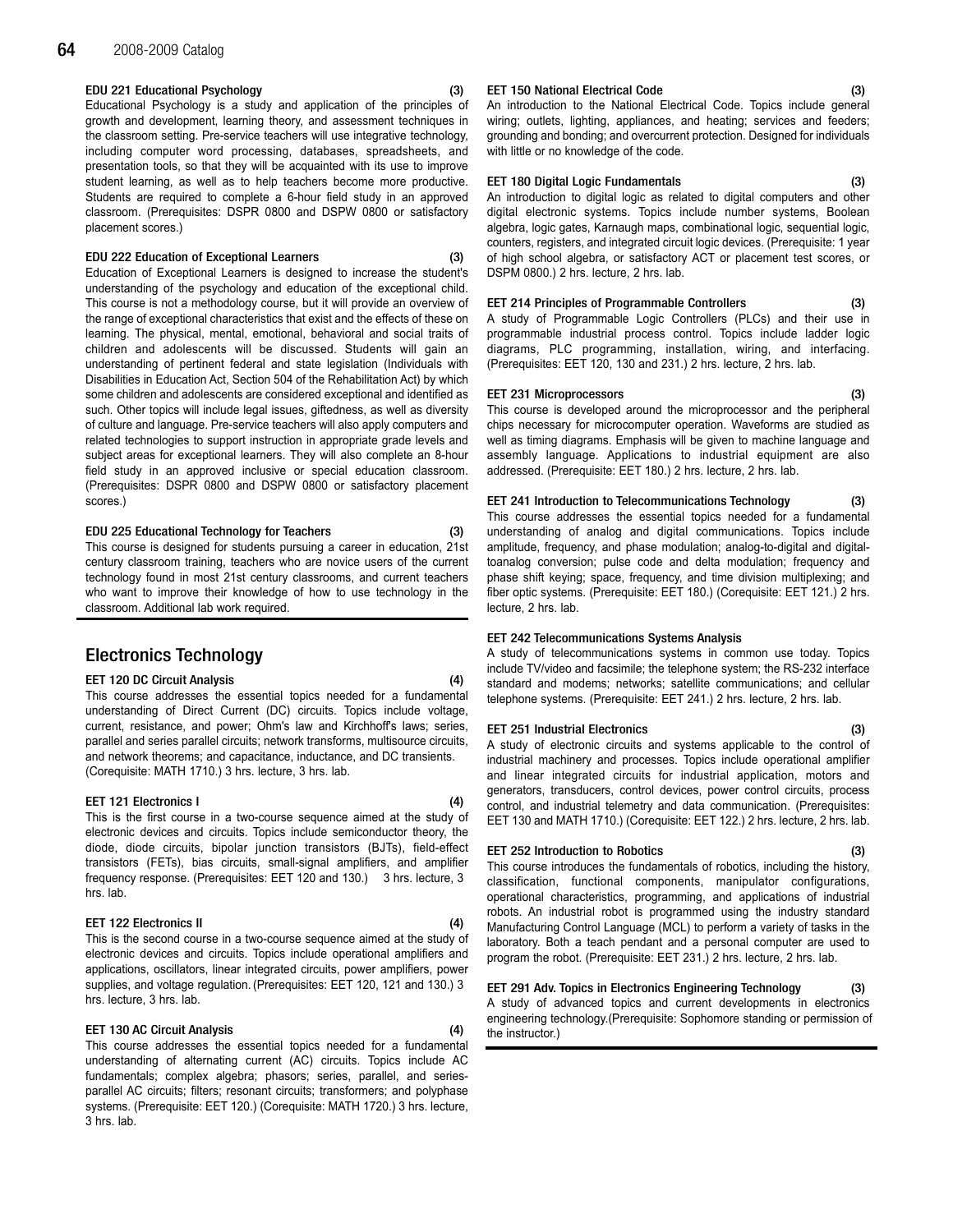**EDU 221 Educational Psychology (3)**
Educational Psychology is a study and application of the principles of growth and development, learning theory, and assessment techniques in the classroom setting. Pre-service teachers will use integrative technology, including computer word processing, databases, spreadsheets, and presentation tools, so that they will be acquainted with its use to improve student learning, as well as to help teachers become more productive. Students are required to complete a 6-hour field study in an approved classroom. (Prerequisites: DSPR 0800 and DSPW 0800 or satisfactory placement scores.)

**EDU 222 Education of Exceptional Learners (3)**
Education of Exceptional Learners is designed to increase the student's understanding of the psychology and education of the exceptional child. This course is not a methodology course, but it will provide an overview of the range of exceptional characteristics that exist and the effects of these on learning. The physical, mental, emotional, behavioral and social traits of children and adolescents will be discussed. Students will gain an understanding of pertinent federal and state legislation (Individuals with Disabilities in Education Act, Section 504 of the Rehabilitation Act) by which some children and adolescents are considered exceptional and identified as such. Other topics will include legal issues, giftedness, as well as diversity of culture and language. Pre-service teachers will also apply computers and related technologies to support instruction in appropriate grade levels and subject areas for exceptional learners. They will also complete an 8-hour field study in an approved inclusive or special education classroom. (Prerequisites: DSPR 0800 and DSPW 0800 or satisfactory placement scores.)

**EDU 225 Educational Technology for Teachers (3)**
This course is designed for students pursuing a career in education, 21st century classroom training, teachers who are novice users of the current technology found in most 21st century classrooms, and current teachers who want to improve their knowledge of how to use technology in the classroom. Additional lab work required.

## Electronics Technology

**EET 120 DC Circuit Analysis (4)**
This course addresses the essential topics needed for a fundamental understanding of Direct Current (DC) circuits. Topics include voltage, current, resistance, and power; Ohm's law and Kirchhoff's laws; series, parallel and series parallel circuits; network transforms, multisource circuits, and network theorems; and capacitance, inductance, and DC transients. (Corequisite: MATH 1710.) 3 hrs. lecture, 3 hrs. lab.

**EET 121 Electronics I (4)**
This is the first course in a two-course sequence aimed at the study of electronic devices and circuits. Topics include semiconductor theory, the diode, diode circuits, bipolar junction transistors (BJTs), field-effect transistors (FETs), bias circuits, small-signal amplifiers, and amplifier frequency response. (Prerequisites: EET 120 and 130.) 3 hrs. lecture, 3 hrs. lab.

**EET 122 Electronics II (4)**
This is the second course in a two-course sequence aimed at the study of electronic devices and circuits. Topics include operational amplifiers and applications, oscillators, linear integrated circuits, power amplifiers, power supplies, and voltage regulation. (Prerequisites: EET 120, 121 and 130.) 3 hrs. lecture, 3 hrs. lab.

**EET 130 AC Circuit Analysis (4)**
This course addresses the essential topics needed for a fundamental understanding of alternating current (AC) circuits. Topics include AC fundamentals; complex algebra; phasors; series, parallel, and series-parallel AC circuits; filters; resonant circuits; transformers; and polyphase systems. (Prerequisite: EET 120.) (Corequisite: MATH 1720.) 3 hrs. lecture, 3 hrs. lab.

**EET 150 National Electrical Code (3)**
An introduction to the National Electrical Code. Topics include general wiring; outlets, lighting, appliances, and heating; services and feeders; grounding and bonding; and overcurrent protection. Designed for individuals with little or no knowledge of the code.

**EET 180 Digital Logic Fundamentals (3)**
An introduction to digital logic as related to digital computers and other digital electronic systems. Topics include number systems, Boolean algebra, logic gates, Karnaugh maps, combinational logic, sequential logic, counters, registers, and integrated circuit logic devices. (Prerequisite: 1 year of high school algebra, or satisfactory ACT or placement test scores, or DSPM 0800.) 2 hrs. lecture, 2 hrs. lab.

**EET 214 Principles of Programmable Controllers (3)**
A study of Programmable Logic Controllers (PLCs) and their use in programmable industrial process control. Topics include ladder logic diagrams, PLC programming, installation, wiring, and interfacing. (Prerequisites: EET 120, 130 and 231.) 2 hrs. lecture, 2 hrs. lab.

**EET 231 Microprocessors (3)**
This course is developed around the microprocessor and the peripheral chips necessary for microcomputer operation. Waveforms are studied as well as timing diagrams. Emphasis will be given to machine language and assembly language. Applications to industrial equipment are also addressed. (Prerequisite: EET 180.) 2 hrs. lecture, 2 hrs. lab.

**EET 241 Introduction to Telecommunications Technology (3)**
This course addresses the essential topics needed for a fundamental understanding of analog and digital communications. Topics include amplitude, frequency, and phase modulation; analog-to-digital and digital-toanalog conversion; pulse code and delta modulation; frequency and phase shift keying; space, frequency, and time division multiplexing; and fiber optic systems. (Prerequisite: EET 180.) (Corequisite: EET 121.) 2 hrs. lecture, 2 hrs. lab.

**EET 242 Telecommunications Systems Analysis**
A study of telecommunications systems in common use today. Topics include TV/video and facsimile; the telephone system; the RS-232 interface standard and modems; networks; satellite communications; and cellular telephone systems. (Prerequisite: EET 241.) 2 hrs. lecture, 2 hrs. lab.

**EET 251 Industrial Electronics (3)**
A study of electronic circuits and systems applicable to the control of industrial machinery and processes. Topics include operational amplifier and linear integrated circuits for industrial application, motors and generators, transducers, control devices, power control circuits, process control, and industrial telemetry and data communication. (Prerequisites: EET 130 and MATH 1710.) (Corequisite: EET 122.) 2 hrs. lecture, 2 hrs. lab.

**EET 252 Introduction to Robotics (3)**
This course introduces the fundamentals of robotics, including the history, classification, functional components, manipulator configurations, operational characteristics, programming, and applications of industrial robots. An industrial robot is programmed using the industry standard Manufacturing Control Language (MCL) to perform a variety of tasks in the laboratory. Both a teach pendant and a personal computer are used to program the robot. (Prerequisite: EET 231.) 2 hrs. lecture, 2 hrs. lab.

**EET 291 Adv. Topics in Electronics Engineering Technology (3)**
A study of advanced topics and current developments in electronics engineering technology.(Prerequisite: Sophomore standing or permission of the instructor.)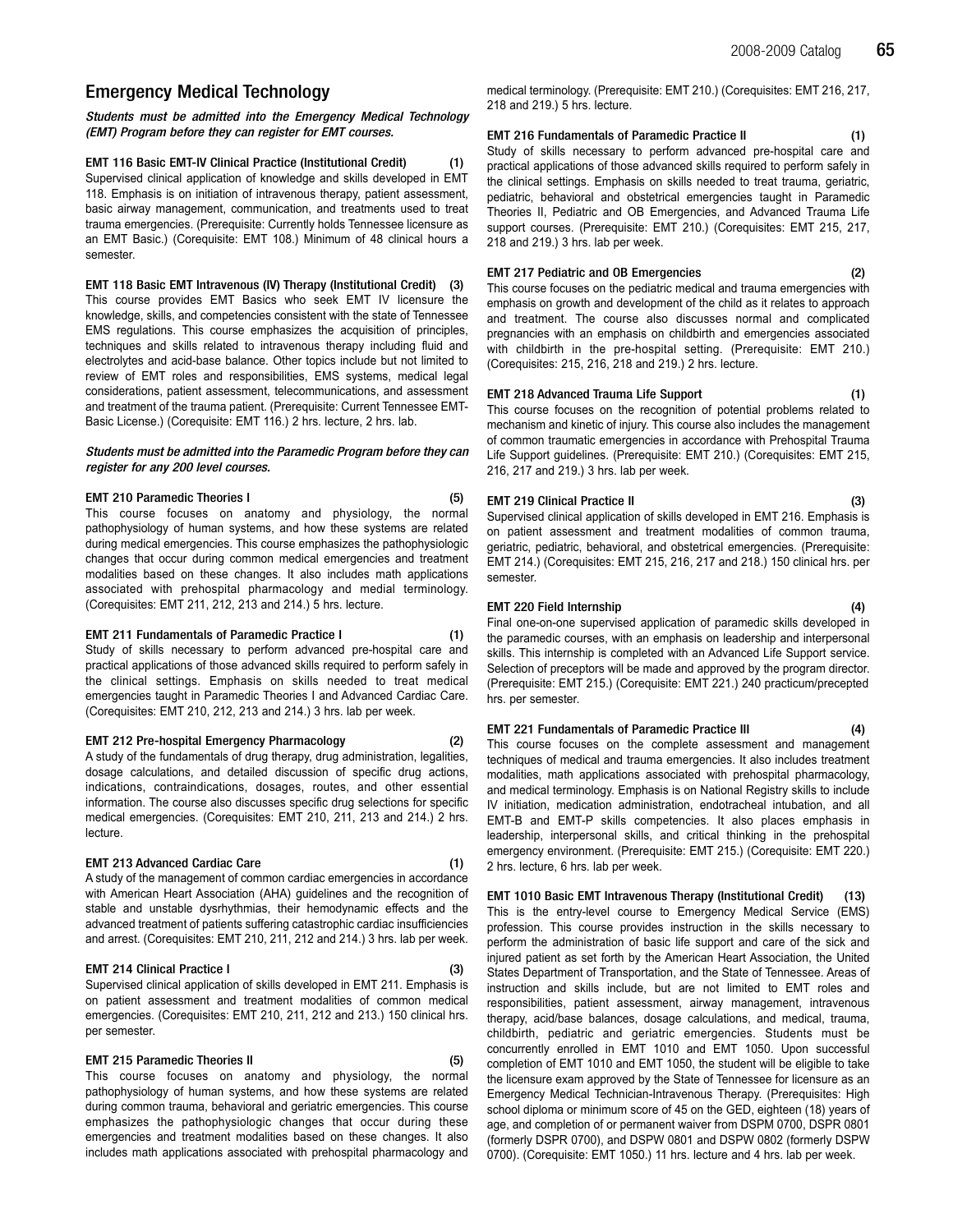## Emergency Medical Technology

***Students must be admitted into the Emergency Medical Technology (EMT) Program before they can register for EMT courses.***

**EMT 116 Basic EMT-IV Clinical Practice (Institutional Credit) (1)**
Supervised clinical application of knowledge and skills developed in EMT 118. Emphasis is on initiation of intravenous therapy, patient assessment, basic airway management, communication, and treatments used to treat trauma emergencies. (Prerequisite: Currently holds Tennessee licensure as an EMT Basic.) (Corequisite: EMT 108.) Minimum of 48 clinical hours a semester.

**EMT 118 Basic EMT Intravenous (IV) Therapy (Institutional Credit) (3)**
This course provides EMT Basics who seek EMT IV licensure the knowledge, skills, and competencies consistent with the state of Tennessee EMS regulations. This course emphasizes the acquisition of principles, techniques and skills related to intravenous therapy including fluid and electrolytes and acid-base balance. Other topics include but not limited to review of EMT roles and responsibilities, EMS systems, medical legal considerations, patient assessment, telecommunications, and assessment and treatment of the trauma patient. (Prerequisite: Current Tennessee EMT-Basic License.) (Corequisite: EMT 116.) 2 hrs. lecture, 2 hrs. lab.

***Students must be admitted into the Paramedic Program before they can register for any 200 level courses.***

**EMT 210 Paramedic Theories I (5)**
This course focuses on anatomy and physiology, the normal pathophysiology of human systems, and how these systems are related during medical emergencies. This course emphasizes the pathophysiologic changes that occur during common medical emergencies and treatment modalities based on these changes. It also includes math applications associated with prehospital pharmacology and medial terminology. (Corequisites: EMT 211, 212, 213 and 214.) 5 hrs. lecture.

**EMT 211 Fundamentals of Paramedic Practice I (1)**
Study of skills necessary to perform advanced pre-hospital care and practical applications of those advanced skills required to perform safely in the clinical settings. Emphasis on skills needed to treat medical emergencies taught in Paramedic Theories I and Advanced Cardiac Care. (Corequisites: EMT 210, 212, 213 and 214.) 3 hrs. lab per week.

**EMT 212 Pre-hospital Emergency Pharmacology (2)**
A study of the fundamentals of drug therapy, drug administration, legalities, dosage calculations, and detailed discussion of specific drug actions, indications, contraindications, dosages, routes, and other essential information. The course also discusses specific drug selections for specific medical emergencies. (Corequisites: EMT 210, 211, 213 and 214.) 2 hrs. lecture.

**EMT 213 Advanced Cardiac Care (1)**
A study of the management of common cardiac emergencies in accordance with American Heart Association (AHA) guidelines and the recognition of stable and unstable dysrhythmias, their hemodynamic effects and the advanced treatment of patients suffering catastrophic cardiac insufficiencies and arrest. (Corequisites: EMT 210, 211, 212 and 214.) 3 hrs. lab per week.

**EMT 214 Clinical Practice I (3)**
Supervised clinical application of skills developed in EMT 211. Emphasis is on patient assessment and treatment modalities of common medical emergencies. (Corequisites: EMT 210, 211, 212 and 213.) 150 clinical hrs. per semester.

**EMT 215 Paramedic Theories II (5)**
This course focuses on anatomy and physiology, the normal pathophysiology of human systems, and how these systems are related during common trauma, behavioral and geriatric emergencies. This course emphasizes the pathophysiologic changes that occur during these emergencies and treatment modalities based on these changes. It also includes math applications associated with prehospital pharmacology and medical terminology. (Prerequisite: EMT 210.) (Corequisites: EMT 216, 217, 218 and 219.) 5 hrs. lecture.

**EMT 216 Fundamentals of Paramedic Practice II (1)**
Study of skills necessary to perform advanced pre-hospital care and practical applications of those advanced skills required to perform safely in the clinical settings. Emphasis on skills needed to treat trauma, geriatric, pediatric, behavioral and obstetrical emergencies taught in Paramedic Theories II, Pediatric and OB Emergencies, and Advanced Trauma Life support courses. (Prerequisite: EMT 210.) (Corequisites: EMT 215, 217, 218 and 219.) 3 hrs. lab per week.

**EMT 217 Pediatric and OB Emergencies (2)**
This course focuses on the pediatric medical and trauma emergencies with emphasis on growth and development of the child as it relates to approach and treatment. The course also discusses normal and complicated pregnancies with an emphasis on childbirth and emergencies associated with childbirth in the pre-hospital setting. (Prerequisite: EMT 210.) (Corequisites: 215, 216, 218 and 219.) 2 hrs. lecture.

**EMT 218 Advanced Trauma Life Support (1)**
This course focuses on the recognition of potential problems related to mechanism and kinetic of injury. This course also includes the management of common traumatic emergencies in accordance with Prehospital Trauma Life Support guidelines. (Prerequisite: EMT 210.) (Corequisites: EMT 215, 216, 217 and 219.) 3 hrs. lab per week.

**EMT 219 Clinical Practice II (3)**
Supervised clinical application of skills developed in EMT 216. Emphasis is on patient assessment and treatment modalities of common trauma, geriatric, pediatric, behavioral, and obstetrical emergencies. (Prerequisite: EMT 214.) (Corequisites: EMT 215, 216, 217 and 218.) 150 clinical hrs. per semester.

**EMT 220 Field Internship (4)**
Final one-on-one supervised application of paramedic skills developed in the paramedic courses, with an emphasis on leadership and interpersonal skills. This internship is completed with an Advanced Life Support service. Selection of preceptors will be made and approved by the program director. (Prerequisite: EMT 215.) (Corequisite: EMT 221.) 240 practicum/precepted hrs. per semester.

**EMT 221 Fundamentals of Paramedic Practice III (4)**
This course focuses on the complete assessment and management techniques of medical and trauma emergencies. It also includes treatment modalities, math applications associated with prehospital pharmacology, and medical terminology. Emphasis is on National Registry skills to include IV initiation, medication administration, endotracheal intubation, and all EMT-B and EMT-P skills competencies. It also places emphasis in leadership, interpersonal skills, and critical thinking in the prehospital emergency environment. (Prerequisite: EMT 215.) (Corequisite: EMT 220.) 2 hrs. lecture, 6 hrs. lab per week.

**EMT 1010 Basic EMT Intravenous Therapy (Institutional Credit) (13)**
This is the entry-level course to Emergency Medical Service (EMS) profession. This course provides instruction in the skills necessary to perform the administration of basic life support and care of the sick and injured patient as set forth by the American Heart Association, the United States Department of Transportation, and the State of Tennessee. Areas of instruction and skills include, but are not limited to EMT roles and responsibilities, patient assessment, airway management, intravenous therapy, acid/base balances, dosage calculations, and medical, trauma, childbirth, pediatric and geriatric emergencies. Students must be concurrently enrolled in EMT 1010 and EMT 1050. Upon successful completion of EMT 1010 and EMT 1050, the student will be eligible to take the licensure exam approved by the State of Tennessee for licensure as an Emergency Medical Technician-Intravenous Therapy. (Prerequisites: High school diploma or minimum score of 45 on the GED, eighteen (18) years of age, and completion of or permanent waiver from DSPM 0700, DSPR 0801 (formerly DSPR 0700), and DSPW 0801 and DSPW 0802 (formerly DSPW 0700). (Corequisite: EMT 1050.) 11 hrs. lecture and 4 hrs. lab per week.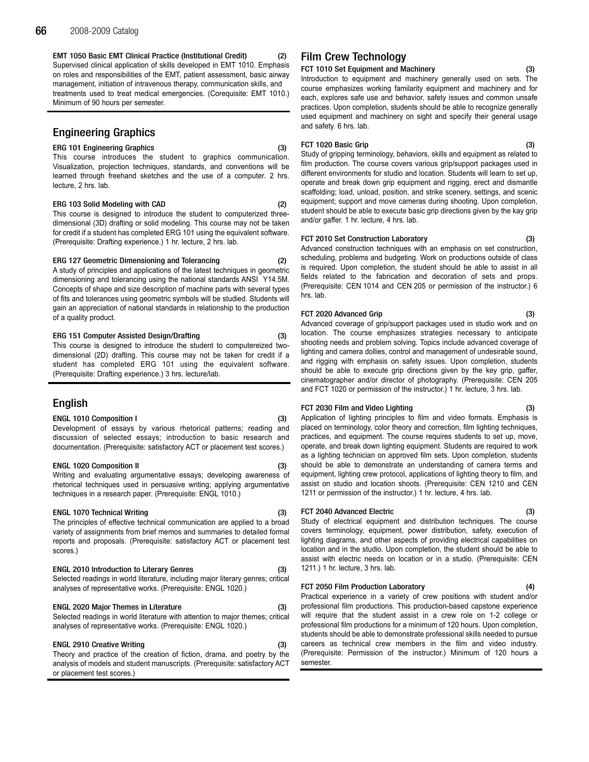**EMT 1050 Basic EMT Clinical Practice (Institutional Credit) (2)**
Supervised clinical application of skills developed in EMT 1010. Emphasis on roles and responsibilities of the EMT, patient assessment, basic airway management, initiation of intravenous therapy, communication skills, and treatments used to treat medical emergencies. (Corequisite: EMT 1010.) Minimum of 90 hours per semester.

## Engineering Graphics

**ERG 101 Engineering Graphics (3)**
This course introduces the student to graphics communication. Visualization, projection techniques, standards, and conventions will be learned through freehand sketches and the use of a computer. 2 hrs. lecture, 2 hrs. lab.

**ERG 103 Solid Modeling with CAD (2)**
This course is designed to introduce the student to computerized three-dimensional (3D) drafting or solid modeling. This course may not be taken for credit if a student has completed ERG 101 using the equivalent software. (Prerequisite: Drafting experience.) 1 hr. lecture, 2 hrs. lab.

**ERG 127 Geometric Dimensioning and Tolerancing (2)**
A study of principles and applications of the latest techniques in geometric dimensioning and tolerancing using the national standards ANSI Y14.5M. Concepts of shape and size description of machine parts with several types of fits and tolerances using geometric symbols will be studied. Students will gain an appreciation of national standards in relationship to the production of a quality product.

**ERG 151 Computer Assisted Design/Drafting (3)**
This course is designed to introduce the student to computereized two-dimensional (2D) drafting. This course may not be taken for credit if a student has completed ERG 101 using the equivalent software. (Prerequisite: Drafting experience.) 3 hrs. lecture/lab.

## English

**ENGL 1010 Composition I (3)**
Development of essays by various rhetorical patterns; reading and discussion of selected essays; introduction to basic research and documentation. (Prerequisite: satisfactory ACT or placement test scores.)

**ENGL 1020 Composition II (3)**
Writing and evaluating argumentative essays; developing awareness of rhetorical techniques used in persuasive writing; applying argumentative techniques in a research paper. (Prerequisite: ENGL 1010.)

**ENGL 1070 Technical Writing (3)**
The principles of effective technical communication are applied to a broad variety of assignments from brief memos and summaries to detailed formal reports and proposals. (Prerequisite: satisfactory ACT or placement test scores.)

**ENGL 2010 Introduction to Literary Genres (3)**
Selected readings in world literature, including major literary genres; critical analyses of representative works. (Prerequisite: ENGL 1020.)

**ENGL 2020 Major Themes in Literature (3)**
Selected readings in world literature with attention to major themes; critical analyses of representative works. (Prerequisite: ENGL 1020.)

**ENGL 2910 Creative Writing (3)**
Theory and practice of the creation of fiction, drama, and poetry by the analysis of models and student manuscripts. (Prerequisite: satisfactory ACT or placement test scores.)

## Film Crew Technology

**FCT 1010 Set Equipment and Machinery (3)**
Introduction to equipment and machinery generally used on sets. The course emphasizes working familarity equipment and machinery and for each, explores safe use and behavior, safety issues and common unsafe practices. Upon completion, students should be able to recognize generally used equipment and machinery on sight and specify their general usage and safety. 6 hrs. lab.

**FCT 1020 Basic Grip (3)**
Study of gripping terminology, behaviors, skills and equipment as related to film production. The course covers various grip/support packages used in different environments for studio and location. Students will learn to set up, operate and break down grip equipment and rigging, erect and dismantle scaffolding; load, unload, position, and strike scenery, settings, and scenic equipment; support and move cameras during shooting. Upon completion, student should be able to execute basic grip directions given by the kay grip and/or gaffer. 1 hr. lecture, 4 hrs. lab.

**FCT 2010 Set Construction Laboratory (3)**
Advanced construction techniques with an emphasis on set construction, scheduling, problems and budgeting. Work on productions outside of class is required. Upon completion, the student should be able to assist in all fields related to the fabrication and decoration of sets and props. (Prerequisite: CEN 1014 and CEN 205 or permission of the instructor.) 6 hrs. lab.

**FCT 2020 Advanced Grip (3)**
Advanced coverage of grip/support packages used in studio work and on location. The course emphasizes strategies necessary to anticipate shooting needs and problem solving. Topics include advanced coverage of lighting and camera dollies, control and management of undesirable sound, and rigging with emphasis on safety issues. Upon completion, students should be able to execute grip directions given by the key grip, gaffer, cinematographer and/or director of photography. (Prerequisite: CEN 205 and FCT 1020 or permission of the instructor.) 1 hr. lecture, 3 hrs. lab.

**FCT 2030 Film and Video Lighting (3)**
Application of lighting principles to film and video formats. Emphasis is placed on terminology, color theory and correction, film lighting techniques, practices, and equipment. The course requires students to set up, move, operate, and break down lighting equipment. Students are required to work as a lighting technician on approved film sets. Upon completion, students should be able to demonstrate an understanding of camera terms and equipment, lighting crew protocol, applications of lighting theory to film, and assist on studio and location shoots. (Prerequisite: CEN 1210 and CEN 1211 or permission of the instructor.) 1 hr. lecture, 4 hrs. lab.

**FCT 2040 Advanced Electric (3)**
Study of electrical equipment and distribution techniques. The course covers terminology, equipment, power distribution, safety, execution of lighting diagrams, and other aspects of providing electrical capabilities on location and in the studio. Upon completion, the student should be able to assist with electric needs on location or in a studio. (Prerequisite: CEN 1211.) 1 hr. lecture, 3 hrs. lab.

**FCT 2050 Film Production Laboratory (4)**
Practical experience in a variety of crew positions with student and/or professional film productions. This production-based capstone experience will require that the student assist in a crew role on 1-2 college or professional film productions for a minimum of 120 hours. Upon completion, students should be able to demonstrate professional skills needed to pursue careers as technical crew members in the film and video industry. (Prerequisite: Permission of the instructor.) Minimum of 120 hours a semester.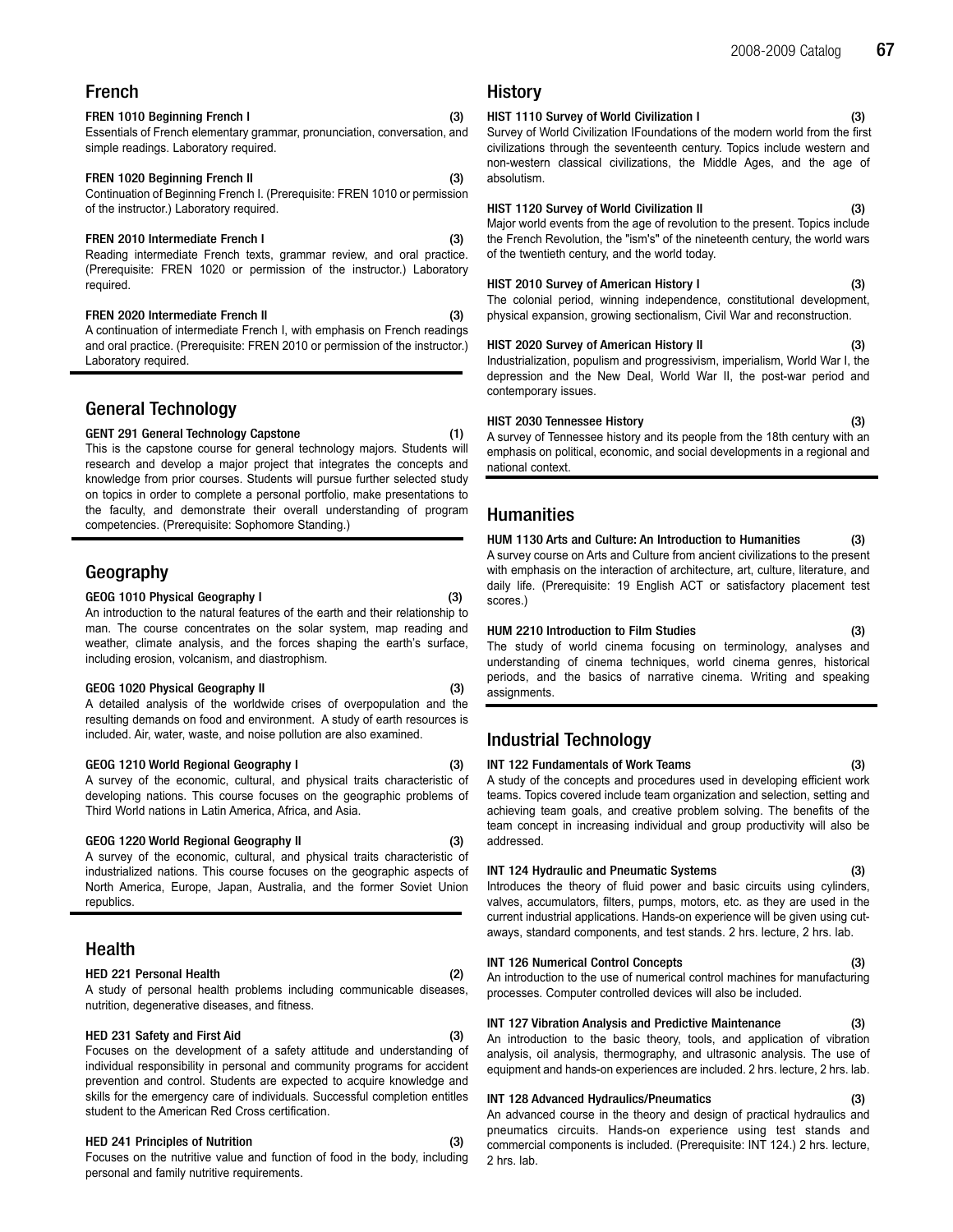## French

**FREN 1010 Beginning French I (3)**
Essentials of French elementary grammar, pronunciation, conversation, and simple readings. Laboratory required.

**FREN 1020 Beginning French II (3)**
Continuation of Beginning French I. (Prerequisite: FREN 1010 or permission of the instructor.) Laboratory required.

**FREN 2010 Intermediate French I (3)**
Reading intermediate French texts, grammar review, and oral practice. (Prerequisite: FREN 1020 or permission of the instructor.) Laboratory required.

**FREN 2020 Intermediate French II (3)**
A continuation of intermediate French I, with emphasis on French readings and oral practice. (Prerequisite: FREN 2010 or permission of the instructor.) Laboratory required.

## General Technology

**GENT 291 General Technology Capstone (1)**
This is the capstone course for general technology majors. Students will research and develop a major project that integrates the concepts and knowledge from prior courses. Students will pursue further selected study on topics in order to complete a personal portfolio, make presentations to the faculty, and demonstrate their overall understanding of program competencies. (Prerequisite: Sophomore Standing.)

## Geography

**GEOG 1010 Physical Geography I (3)**
An introduction to the natural features of the earth and their relationship to man. The course concentrates on the solar system, map reading and weather, climate analysis, and the forces shaping the earth's surface, including erosion, volcanism, and diastrophism.

**GEOG 1020 Physical Geography II (3)**
A detailed analysis of the worldwide crises of overpopulation and the resulting demands on food and environment. A study of earth resources is included. Air, water, waste, and noise pollution are also examined.

**GEOG 1210 World Regional Geography I (3)**
A survey of the economic, cultural, and physical traits characteristic of developing nations. This course focuses on the geographic problems of Third World nations in Latin America, Africa, and Asia.

**GEOG 1220 World Regional Geography II (3)**
A survey of the economic, cultural, and physical traits characteristic of industrialized nations. This course focuses on the geographic aspects of North America, Europe, Japan, Australia, and the former Soviet Union republics.

## Health

**HED 221 Personal Health (2)**
A study of personal health problems including communicable diseases, nutrition, degenerative diseases, and fitness.

**HED 231 Safety and First Aid (3)**
Focuses on the development of a safety attitude and understanding of individual responsibility in personal and community programs for accident prevention and control. Students are expected to acquire knowledge and skills for the emergency care of individuals. Successful completion entitles student to the American Red Cross certification.

**HED 241 Principles of Nutrition (3)**
Focuses on the nutritive value and function of food in the body, including personal and family nutritive requirements.

## History

**HIST 1110 Survey of World Civilization I (3)**
Survey of World Civilization IFoundations of the modern world from the first civilizations through the seventeenth century. Topics include western and non-western classical civilizations, the Middle Ages, and the age of absolutism.

**HIST 1120 Survey of World Civilization II (3)**
Major world events from the age of revolution to the present. Topics include the French Revolution, the "ism's" of the nineteenth century, the world wars of the twentieth century, and the world today.

**HIST 2010 Survey of American History I (3)**
The colonial period, winning independence, constitutional development, physical expansion, growing sectionalism, Civil War and reconstruction.

**HIST 2020 Survey of American History II (3)**
Industrialization, populism and progressivism, imperialism, World War I, the depression and the New Deal, World War II, the post-war period and contemporary issues.

**HIST 2030 Tennessee History (3)**
A survey of Tennessee history and its people from the 18th century with an emphasis on political, economic, and social developments in a regional and national context.

## Humanities

**HUM 1130 Arts and Culture: An Introduction to Humanities (3)**
A survey course on Arts and Culture from ancient civilizations to the present with emphasis on the interaction of architecture, art, culture, literature, and daily life. (Prerequisite: 19 English ACT or satisfactory placement test scores.)

**HUM 2210 Introduction to Film Studies (3)**
The study of world cinema focusing on terminology, analyses and understanding of cinema techniques, world cinema genres, historical periods, and the basics of narrative cinema. Writing and speaking assignments.

## Industrial Technology

**INT 122 Fundamentals of Work Teams (3)**
A study of the concepts and procedures used in developing efficient work teams. Topics covered include team organization and selection, setting and achieving team goals, and creative problem solving. The benefits of the team concept in increasing individual and group productivity will also be addressed.

**INT 124 Hydraulic and Pneumatic Systems (3)**
Introduces the theory of fluid power and basic circuits using cylinders, valves, accumulators, filters, pumps, motors, etc. as they are used in the current industrial applications. Hands-on experience will be given using cut-aways, standard components, and test stands. 2 hrs. lecture, 2 hrs. lab.

**INT 126 Numerical Control Concepts (3)**
An introduction to the use of numerical control machines for manufacturing processes. Computer controlled devices will also be included.

**INT 127 Vibration Analysis and Predictive Maintenance (3)**
An introduction to the basic theory, tools, and application of vibration analysis, oil analysis, thermography, and ultrasonic analysis. The use of equipment and hands-on experiences are included. 2 hrs. lecture, 2 hrs. lab.

**INT 128 Advanced Hydraulics/Pneumatics (3)**
An advanced course in the theory and design of practical hydraulics and pneumatics circuits. Hands-on experience using test stands and commercial components is included. (Prerequisite: INT 124.) 2 hrs. lecture, 2 hrs. lab.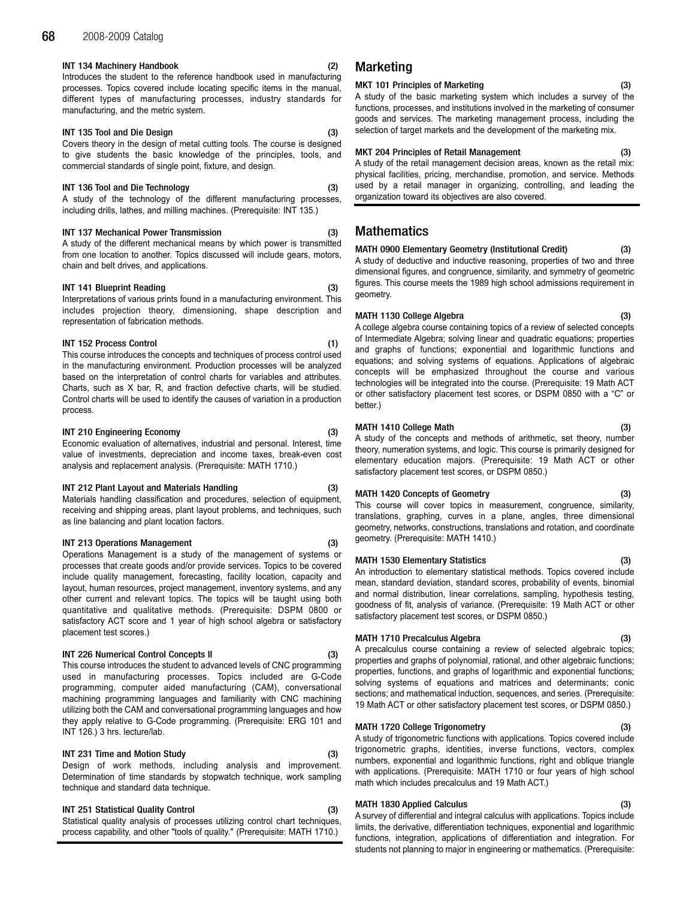**INT 134 Machinery Handbook (2)**
Introduces the student to the reference handbook used in manufacturing processes. Topics covered include locating specific items in the manual, different types of manufacturing processes, industry standards for manufacturing, and the metric system.

**INT 135 Tool and Die Design (3)**
Covers theory in the design of metal cutting tools. The course is designed to give students the basic knowledge of the principles, tools, and commercial standards of single point, fixture, and design.

**INT 136 Tool and Die Technology (3)**
A study of the technology of the different manufacturing processes, including drills, lathes, and milling machines. (Prerequisite: INT 135.)

**INT 137 Mechanical Power Transmission (3)**
A study of the different mechanical means by which power is transmitted from one location to another. Topics discussed will include gears, motors, chain and belt drives, and applications.

**INT 141 Blueprint Reading (3)**
Interpretations of various prints found in a manufacturing environment. This includes projection theory, dimensioning, shape description and representation of fabrication methods.

**INT 152 Process Control (1)**
This course introduces the concepts and techniques of process control used in the manufacturing environment. Production processes will be analyzed based on the interpretation of control charts for variables and attributes. Charts, such as X bar, R, and fraction defective charts, will be studied. Control charts will be used to identify the causes of variation in a production process.

**INT 210 Engineering Economy (3)**
Economic evaluation of alternatives, industrial and personal. Interest, time value of investments, depreciation and income taxes, break-even cost analysis and replacement analysis. (Prerequisite: MATH 1710.)

**INT 212 Plant Layout and Materials Handling (3)**
Materials handling classification and procedures, selection of equipment, receiving and shipping areas, plant layout problems, and techniques, such as line balancing and plant location factors.

**INT 213 Operations Management (3)**
Operations Management is a study of the management of systems or processes that create goods and/or provide services. Topics to be covered include quality management, forecasting, facility location, capacity and layout, human resources, project management, inventory systems, and any other current and relevant topics. The topics will be taught using both quantitative and qualitative methods. (Prerequisite: DSPM 0800 or satisfactory ACT score and 1 year of high school algebra or satisfactory placement test scores.)

**INT 226 Numerical Control Concepts II (3)**
This course introduces the student to advanced levels of CNC programming used in manufacturing processes. Topics included are G-Code programming, computer aided manufacturing (CAM), conversational machining programming languages and familiarity with CNC machining utilizing both the CAM and conversational programming languages and how they apply relative to G-Code programming. (Prerequisite: ERG 101 and INT 126.) 3 hrs. lecture/lab.

**INT 231 Time and Motion Study (3)**
Design of work methods, including analysis and improvement. Determination of time standards by stopwatch technique, work sampling technique and standard data technique.

**INT 251 Statistical Quality Control (3)**
Statistical quality analysis of processes utilizing control chart techniques, process capability, and other "tools of quality." (Prerequisite: MATH 1710.)

## Marketing

**MKT 101 Principles of Marketing (3)**
A study of the basic marketing system which includes a survey of the functions, processes, and institutions involved in the marketing of consumer goods and services. The marketing management process, including the selection of target markets and the development of the marketing mix.

**MKT 204 Principles of Retail Management (3)**
A study of the retail management decision areas, known as the retail mix: physical facilities, pricing, merchandise, promotion, and service. Methods used by a retail manager in organizing, controlling, and leading the organization toward its objectives are also covered.

## Mathematics

**MATH 0900 Elementary Geometry (Institutional Credit) (3)**
A study of deductive and inductive reasoning, properties of two and three dimensional figures, and congruence, similarity, and symmetry of geometric figures. This course meets the 1989 high school admissions requirement in geometry.

**MATH 1130 College Algebra (3)**
A college algebra course containing topics of a review of selected concepts of Intermediate Algebra; solving linear and quadratic equations; properties and graphs of functions; exponential and logarithmic functions and equations; and solving systems of equations. Applications of algebraic concepts will be emphasized throughout the course and various technologies will be integrated into the course. (Prerequisite: 19 Math ACT or other satisfactory placement test scores, or DSPM 0850 with a "C" or better.)

**MATH 1410 College Math (3)**
A study of the concepts and methods of arithmetic, set theory, number theory, numeration systems, and logic. This course is primarily designed for elementary education majors. (Prerequisite: 19 Math ACT or other satisfactory placement test scores, or DSPM 0850.)

**MATH 1420 Concepts of Geometry (3)**
This course will cover topics in measurement, congruence, similarity, translations, graphing, curves in a plane, angles, three dimensional geometry, networks, constructions, translations and rotation, and coordinate geometry. (Prerequisite: MATH 1410.)

**MATH 1530 Elementary Statistics (3)**
An introduction to elementary statistical methods. Topics covered include mean, standard deviation, standard scores, probability of events, binomial and normal distribution, linear correlations, sampling, hypothesis testing, goodness of fit, analysis of variance. (Prerequisite: 19 Math ACT or other satisfactory placement test scores, or DSPM 0850.)

**MATH 1710 Precalculus Algebra (3)**
A precalculus course containing a review of selected algebraic topics; properties and graphs of polynomial, rational, and other algebraic functions; properties, functions, and graphs of logarithmic and exponential functions; solving systems of equations and matrices and determinants; conic sections; and mathematical induction, sequences, and series. (Prerequisite: 19 Math ACT or other satisfactory placement test scores, or DSPM 0850.)

**MATH 1720 College Trigonometry (3)**
A study of trigonometric functions with applications. Topics covered include trigonometric graphs, identities, inverse functions, vectors, complex numbers, exponential and logarithmic functions, right and oblique triangle with applications. (Prerequisite: MATH 1710 or four years of high school math which includes precalculus and 19 Math ACT.)

**MATH 1830 Applied Calculus (3)**
A survey of differential and integral calculus with applications. Topics include limits, the derivative, differentiation techniques, exponential and logarithmic functions, integration, applications of differentiation and integration. For students not planning to major in engineering or mathematics. (Prerequisite: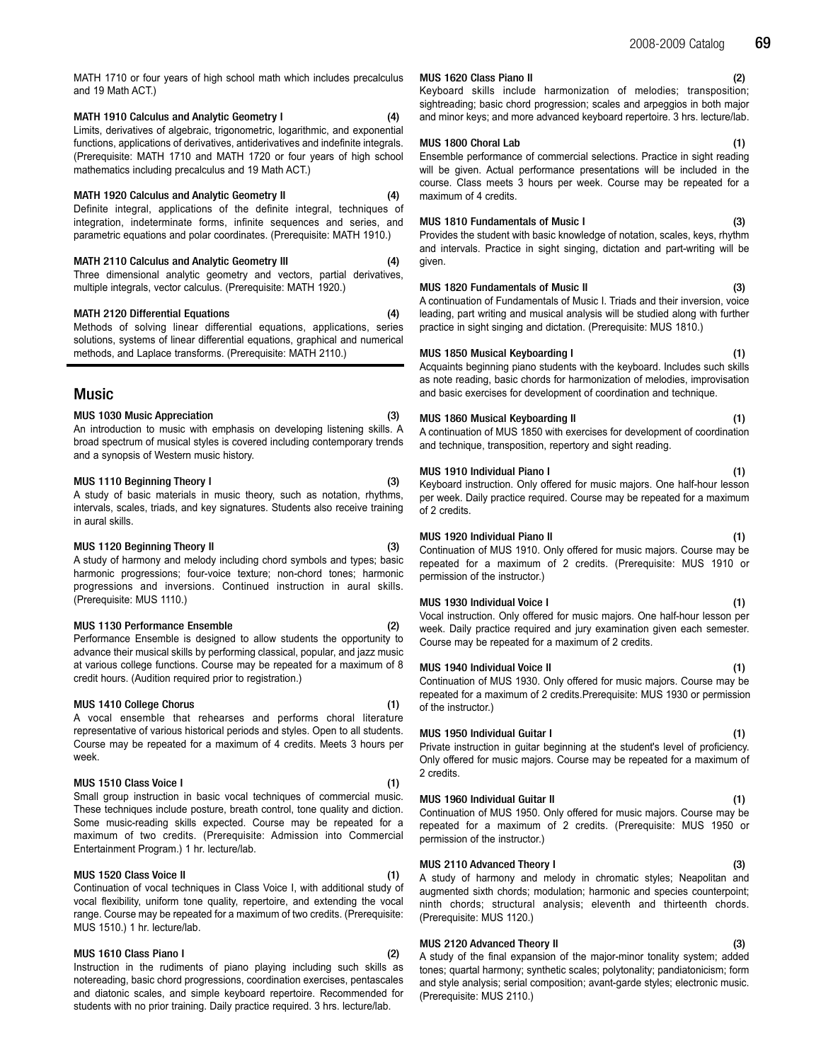MATH 1710 or four years of high school math which includes precalculus and 19 Math ACT.)

**MATH 1910 Calculus and Analytic Geometry I (4)**
Limits, derivatives of algebraic, trigonometric, logarithmic, and exponential functions, applications of derivatives, antiderivatives and indefinite integrals. (Prerequisite: MATH 1710 and MATH 1720 or four years of high school mathematics including precalculus and 19 Math ACT.)

**MATH 1920 Calculus and Analytic Geometry II (4)**
Definite integral, applications of the definite integral, techniques of integration, indeterminate forms, infinite sequences and series, and parametric equations and polar coordinates. (Prerequisite: MATH 1910.)

**MATH 2110 Calculus and Analytic Geometry III (4)**
Three dimensional analytic geometry and vectors, partial derivatives, multiple integrals, vector calculus. (Prerequisite: MATH 1920.)

**MATH 2120 Differential Equations (4)**
Methods of solving linear differential equations, applications, series solutions, systems of linear differential equations, graphical and numerical methods, and Laplace transforms. (Prerequisite: MATH 2110.)

## Music

**MUS 1030 Music Appreciation (3)**
An introduction to music with emphasis on developing listening skills. A broad spectrum of musical styles is covered including contemporary trends and a synopsis of Western music history.

**MUS 1110 Beginning Theory I (3)**
A study of basic materials in music theory, such as notation, rhythms, intervals, scales, triads, and key signatures. Students also receive training in aural skills.

**MUS 1120 Beginning Theory II (3)**
A study of harmony and melody including chord symbols and types; basic harmonic progressions; four-voice texture; non-chord tones; harmonic progressions and inversions. Continued instruction in aural skills. (Prerequisite: MUS 1110.)

**MUS 1130 Performance Ensemble (2)**
Performance Ensemble is designed to allow students the opportunity to advance their musical skills by performing classical, popular, and jazz music at various college functions. Course may be repeated for a maximum of 8 credit hours. (Audition required prior to registration.)

**MUS 1410 College Chorus (1)**
A vocal ensemble that rehearses and performs choral literature representative of various historical periods and styles. Open to all students. Course may be repeated for a maximum of 4 credits. Meets 3 hours per week.

**MUS 1510 Class Voice I (1)**
Small group instruction in basic vocal techniques of commercial music. These techniques include posture, breath control, tone quality and diction. Some music-reading skills expected. Course may be repeated for a maximum of two credits. (Prerequisite: Admission into Commercial Entertainment Program.) 1 hr. lecture/lab.

**MUS 1520 Class Voice II (1)**
Continuation of vocal techniques in Class Voice I, with additional study of vocal flexibility, uniform tone quality, repertoire, and extending the vocal range. Course may be repeated for a maximum of two credits. (Prerequisite: MUS 1510.) 1 hr. lecture/lab.

**MUS 1610 Class Piano I (2)**
Instruction in the rudiments of piano playing including such skills as notereading, basic chord progressions, coordination exercises, pentascales and diatonic scales, and simple keyboard repertoire. Recommended for students with no prior training. Daily practice required. 3 hrs. lecture/lab.

**MUS 1620 Class Piano II (2)**
Keyboard skills include harmonization of melodies; transposition; sightreading; basic chord progression; scales and arpeggios in both major and minor keys; and more advanced keyboard repertoire. 3 hrs. lecture/lab.

**MUS 1800 Choral Lab (1)**
Ensemble performance of commercial selections. Practice in sight reading will be given. Actual performance presentations will be included in the course. Class meets 3 hours per week. Course may be repeated for a maximum of 4 credits.

**MUS 1810 Fundamentals of Music I (3)**
Provides the student with basic knowledge of notation, scales, keys, rhythm and intervals. Practice in sight singing, dictation and part-writing will be given.

**MUS 1820 Fundamentals of Music II (3)**
A continuation of Fundamentals of Music I. Triads and their inversion, voice leading, part writing and musical analysis will be studied along with further practice in sight singing and dictation. (Prerequisite: MUS 1810.)

**MUS 1850 Musical Keyboarding I (1)**
Acquaints beginning piano students with the keyboard. Includes such skills as note reading, basic chords for harmonization of melodies, improvisation and basic exercises for development of coordination and technique.

**MUS 1860 Musical Keyboarding II (1)**
A continuation of MUS 1850 with exercises for development of coordination and technique, transposition, repertory and sight reading.

**MUS 1910 Individual Piano I (1)**
Keyboard instruction. Only offered for music majors. One half-hour lesson per week. Daily practice required. Course may be repeated for a maximum of 2 credits.

**MUS 1920 Individual Piano II (1)**
Continuation of MUS 1910. Only offered for music majors. Course may be repeated for a maximum of 2 credits. (Prerequisite: MUS 1910 or permission of the instructor.)

**MUS 1930 Individual Voice I (1)**
Vocal instruction. Only offered for music majors. One half-hour lesson per week. Daily practice required and jury examination given each semester. Course may be repeated for a maximum of 2 credits.

**MUS 1940 Individual Voice II (1)**
Continuation of MUS 1930. Only offered for music majors. Course may be repeated for a maximum of 2 credits.Prerequisite: MUS 1930 or permission of the instructor.)

**MUS 1950 Individual Guitar I (1)**
Private instruction in guitar beginning at the student's level of proficiency. Only offered for music majors. Course may be repeated for a maximum of 2 credits.

**MUS 1960 Individual Guitar II (1)**
Continuation of MUS 1950. Only offered for music majors. Course may be repeated for a maximum of 2 credits. (Prerequisite: MUS 1950 or permission of the instructor.)

**MUS 2110 Advanced Theory I (3)**
A study of harmony and melody in chromatic styles; Neapolitan and augmented sixth chords; modulation; harmonic and species counterpoint; ninth chords; structural analysis; eleventh and thirteenth chords. (Prerequisite: MUS 1120.)

**MUS 2120 Advanced Theory II (3)**
A study of the final expansion of the major-minor tonality system; added tones; quartal harmony; synthetic scales; polytonality; pandiatonicism; form and style analysis; serial composition; avant-garde styles; electronic music. (Prerequisite: MUS 2110.)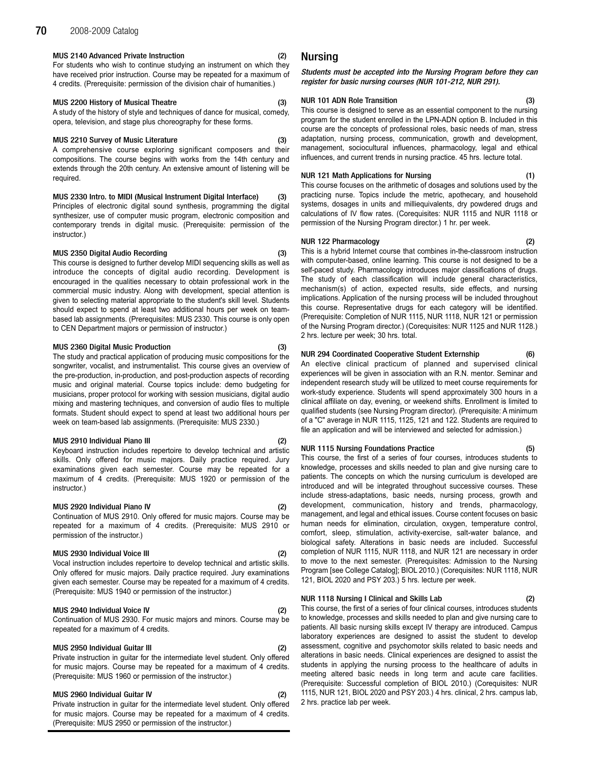**MUS 2140 Advanced Private Instruction (2)**
For students who wish to continue studying an instrument on which they have received prior instruction. Course may be repeated for a maximum of 4 credits. (Prerequisite: permission of the division chair of humanities.)

**MUS 2200 History of Musical Theatre (3)**
A study of the history of style and techniques of dance for musical, comedy, opera, television, and stage plus choreography for these forms.

**MUS 2210 Survey of Music Literature (3)**
A comprehensive course exploring significant composers and their compositions. The course begins with works from the 14th century and extends through the 20th century. An extensive amount of listening will be required.

**MUS 2330 Intro. to MIDI (Musical Instrument Digital Interface) (3)**
Principles of electronic digital sound synthesis, programming the digital synthesizer, use of computer music program, electronic composition and contemporary trends in digital music. (Prerequisite: permission of the instructor.)

**MUS 2350 Digital Audio Recording (3)**
This course is designed to further develop MIDI sequencing skills as well as introduce the concepts of digital audio recording. Development is encouraged in the qualities necessary to obtain professional work in the commercial music industry. Along with development, special attention is given to selecting material appropriate to the student's skill level. Students should expect to spend at least two additional hours per week on team-based lab assignments. (Prerequisites: MUS 2330. This course is only open to CEN Department majors or permission of instructor.)

**MUS 2360 Digital Music Production (3)**
The study and practical application of producing music compositions for the songwriter, vocalist, and instrumentalist. This course gives an overview of the pre-production, in-production, and post-production aspects of recording music and original material. Course topics include: demo budgeting for musicians, proper protocol for working with session musicians, digital audio mixing and mastering techniques, and conversion of audio files to multiple formats. Student should expect to spend at least two additional hours per week on team-based lab assignments. (Prerequisite: MUS 2330.)

**MUS 2910 Individual Piano III (2)**
Keyboard instruction includes repertoire to develop technical and artistic skills. Only offered for music majors. Daily practice required. Jury examinations given each semester. Course may be repeated for a maximum of 4 credits. (Prerequisite: MUS 1920 or permission of the instructor.)

**MUS 2920 Individual Piano IV (2)**
Continuation of MUS 2910. Only offered for music majors. Course may be repeated for a maximum of 4 credits. (Prerequisite: MUS 2910 or permission of the instructor.)

**MUS 2930 Individual Voice III (2)**
Vocal instruction includes repertoire to develop technical and artistic skills. Only offered for music majors. Daily practice required. Jury examinations given each semester. Course may be repeated for a maximum of 4 credits. (Prerequisite: MUS 1940 or permission of the instructor.)

**MUS 2940 Individual Voice IV (2)**
Continuation of MUS 2930. For music majors and minors. Course may be repeated for a maximum of 4 credits.

**MUS 2950 Individual Guitar III (2)**
Private instruction in guitar for the intermediate level student. Only offered for music majors. Course may be repeated for a maximum of 4 credits. (Prerequisite: MUS 1960 or permission of the instructor.)

**MUS 2960 Individual Guitar IV (2)**
Private instruction in guitar for the intermediate level student. Only offered for music majors. Course may be repeated for a maximum of 4 credits. (Prerequisite: MUS 2950 or permission of the instructor.)

## Nursing

***Students must be accepted into the Nursing Program before they can register for basic nursing courses (NUR 101-212, NUR 291).***

**NUR 101 ADN Role Transition (3)**
This course is designed to serve as an essential component to the nursing program for the student enrolled in the LPN-ADN option B. Included in this course are the concepts of professional roles, basic needs of man, stress adaptation, nursing process, communication, growth and development, management, sociocultural influences, pharmacology, legal and ethical influences, and current trends in nursing practice. 45 hrs. lecture total.

**NUR 121 Math Applications for Nursing (1)**
This course focuses on the arithmetic of dosages and solutions used by the practicing nurse. Topics include the metric, apothecary, and household systems, dosages in units and milliequivalents, dry powdered drugs and calculations of IV flow rates. (Corequisites: NUR 1115 and NUR 1118 or permission of the Nursing Program director.) 1 hr. per week.

**NUR 122 Pharmacology (2)**
This is a hybrid Internet course that combines in-the-classroom instruction with computer-based, online learning. This course is not designed to be a self-paced study. Pharmacology introduces major classifications of drugs. The study of each classification will include general characteristics, mechanism(s) of action, expected results, side effects, and nursing implications. Application of the nursing process will be included throughout this course. Representative drugs for each category will be identified. (Prerequisite: Completion of NUR 1115, NUR 1118, NUR 121 or permission of the Nursing Program director.) (Corequisites: NUR 1125 and NUR 1128.) 2 hrs. lecture per week; 30 hrs. total.

**NUR 294 Coordinated Cooperative Student Externship (6)**
An elective clinical practicum of planned and supervised clinical experiences will be given in association with an R.N. mentor. Seminar and independent research study will be utilized to meet course requirements for work-study experience. Students will spend approximately 300 hours in a clinical affiliate on day, evening, or weekend shifts. Enrollment is limited to qualified students (see Nursing Program director). (Prerequisite: A minimum of a "C" average in NUR 1115, 1125, 121 and 122. Students are required to file an application and will be interviewed and selected for admission.)

**NUR 1115 Nursing Foundations Practice (5)**
This course, the first of a series of four courses, introduces students to knowledge, processes and skills needed to plan and give nursing care to patients. The concepts on which the nursing curriculum is developed are introduced and will be integrated throughout successive courses. These include stress-adaptations, basic needs, nursing process, growth and development, communication, history and trends, pharmacology, management, and legal and ethical issues. Course content focuses on basic human needs for elimination, circulation, oxygen, temperature control, comfort, sleep, stimulation, activity-exercise, salt-water balance, and biological safety. Alterations in basic needs are included. Successful completion of NUR 1115, NUR 1118, and NUR 121 are necessary in order to move to the next semester. (Prerequisites: Admission to the Nursing Program [see College Catalog]; BIOL 2010.) (Corequisites: NUR 1118, NUR 121, BIOL 2020 and PSY 203.) 5 hrs. lecture per week.

**NUR 1118 Nursing I Clinical and Skills Lab (2)**
This course, the first of a series of four clinical courses, introduces students to knowledge, processes and skills needed to plan and give nursing care to patients. All basic nursing skills except IV therapy are introduced. Campus laboratory experiences are designed to assist the student to develop assessment, cognitive and psychomotor skills related to basic needs and alterations in basic needs. Clinical experiences are designed to assist the students in applying the nursing process to the healthcare of adults in meeting altered basic needs in long term and acute care facilities. (Prerequisite: Successful completion of BIOL 2010.) (Corequisites: NUR 1115, NUR 121, BIOL 2020 and PSY 203.) 4 hrs. clinical, 2 hrs. campus lab, 2 hrs. practice lab per week.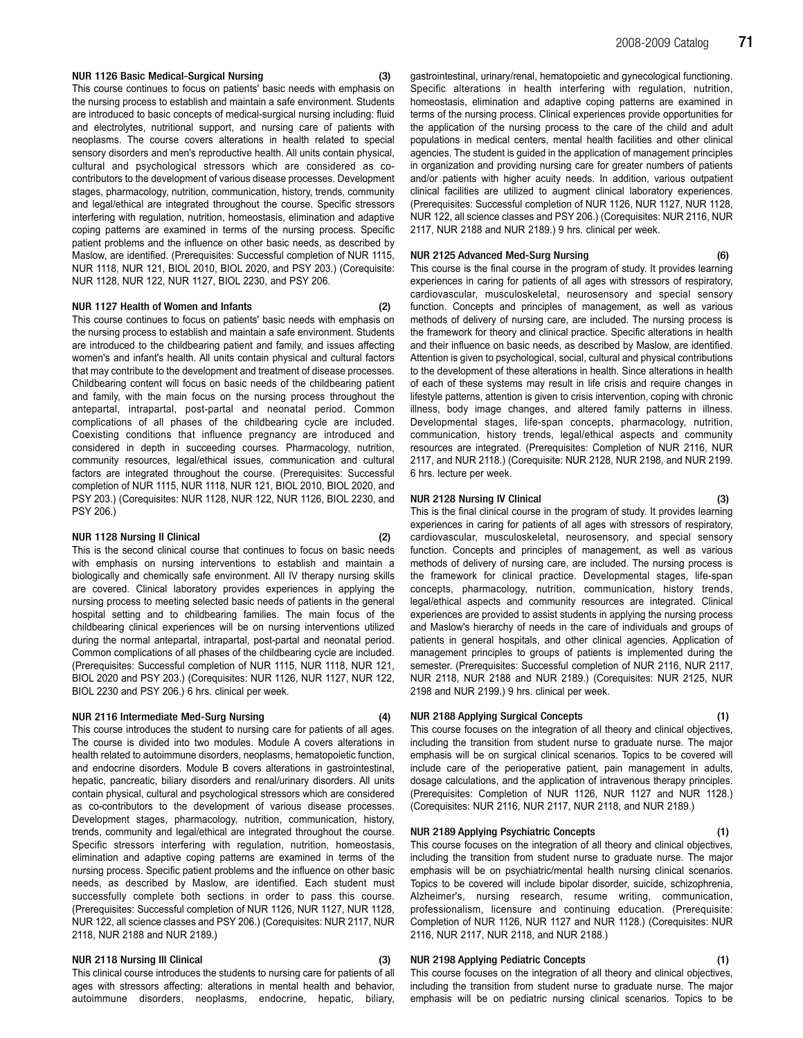**NUR 1126 Basic Medical-Surgical Nursing (3)**

This course continues to focus on patients' basic needs with emphasis on the nursing process to establish and maintain a safe environment. Students are introduced to basic concepts of medical-surgical nursing including: fluid and electrolytes, nutritional support, and nursing care of patients with neoplasms. The course covers alterations in health related to special sensory disorders and men's reproductive health. All units contain physical, cultural and psychological stressors which are considered as co-contributors to the development of various disease processes. Development stages, pharmacology, nutrition, communication, history, trends, community and legal/ethical are integrated throughout the course. Specific stressors interfering with regulation, nutrition, homeostasis, elimination and adaptive coping patterns are examined in terms of the nursing process. Specific patient problems and the influence on other basic needs, as described by Maslow, are identified. (Prerequisites: Successful completion of NUR 1115, NUR 1118, NUR 121, BIOL 2010, BIOL 2020, and PSY 203.) (Corequisite: NUR 1128, NUR 122, NUR 1127, BIOL 2230, and PSY 206.

**NUR 1127 Health of Women and Infants (2)**

This course continues to focus on patients' basic needs with emphasis on the nursing process to establish and maintain a safe environment. Students are introduced to the childbearing patient and family, and issues affecting women's and infant's health. All units contain physical and cultural factors that may contribute to the development and treatment of disease processes. Childbearing content will focus on basic needs of the childbearing patient and family, with the main focus on the nursing process throughout the antepartal, intrapartal, post-partal and neonatal period. Common complications of all phases of the childbearing cycle are included. Coexisting conditions that influence pregnancy are introduced and considered in depth in succeeding courses. Pharmacology, nutrition, community resources, legal/ethical issues, communication and cultural factors are integrated throughout the course. (Prerequisites: Successful completion of NUR 1115, NUR 1118, NUR 121, BIOL 2010, BIOL 2020, and PSY 203.) (Corequisites: NUR 1128, NUR 122, NUR 1126, BIOL 2230, and PSY 206.)

**NUR 1128 Nursing II Clinical (2)**

This is the second clinical course that continues to focus on basic needs with emphasis on nursing interventions to establish and maintain a biologically and chemically safe environment. All IV therapy nursing skills are covered. Clinical laboratory provides experiences in applying the nursing process to meeting selected basic needs of patients in the general hospital setting and to childbearing families. The main focus of the childbearing clinical experiences will be on nursing interventions utilized during the normal antepartal, intrapartal, post-partal and neonatal period. Common complications of all phases of the childbearing cycle are included. (Prerequisites: Successful completion of NUR 1115, NUR 1118, NUR 121, BIOL 2020 and PSY 203.) (Corequisites: NUR 1126, NUR 1127, NUR 122, BIOL 2230 and PSY 206.) 6 hrs. clinical per week.

**NUR 2116 Intermediate Med-Surg Nursing (4)**

This course introduces the student to nursing care for patients of all ages. The course is divided into two modules. Module A covers alterations in health related to autoimmune disorders, neoplasms, hematopoietic function, and endocrine disorders. Module B covers alterations in gastrointestinal, hepatic, pancreatic, biliary disorders and renal/urinary disorders. All units contain physical, cultural and psychological stressors which are considered as co-contributors to the development of various disease processes. Development stages, pharmacology, nutrition, communication, history, trends, community and legal/ethical are integrated throughout the course. Specific stressors interfering with regulation, nutrition, homeostasis, elimination and adaptive coping patterns are examined in terms of the nursing process. Specific patient problems and the influence on other basic needs, as described by Maslow, are identified. Each student must successfully complete both sections in order to pass this course. (Prerequisites: Successful completion of NUR 1126, NUR 1127, NUR 1128, NUR 122, all science classes and PSY 206.) (Corequisites: NUR 2117, NUR 2118, NUR 2188 and NUR 2189.)

**NUR 2118 Nursing III Clinical (3)**

This clinical course introduces the students to nursing care for patients of all ages with stressors affecting: alterations in mental health and behavior, autoimmune disorders, neoplasms, endocrine, hepatic, biliary, gastrointestinal, urinary/renal, hematopoietic and gynecological functioning. Specific alterations in health interfering with regulation, nutrition, homeostasis, elimination and adaptive coping patterns are examined in terms of the nursing process. Clinical experiences provide opportunities for the application of the nursing process to the care of the child and adult populations in medical centers, mental health facilities and other clinical agencies. The student is guided in the application of management principles in organization and providing nursing care for greater numbers of patients and/or patients with higher acuity needs. In addition, various outpatient clinical facilities are utilized to augment clinical laboratory experiences. (Prerequisites: Successful completion of NUR 1126, NUR 1127, NUR 1128, NUR 122, all science classes and PSY 206.) (Corequisites: NUR 2116, NUR 2117, NUR 2188 and NUR 2189.) 9 hrs. clinical per week.

**NUR 2125 Advanced Med-Surg Nursing (6)**

This course is the final course in the program of study. It provides learning experiences in caring for patients of all ages with stressors of respiratory, cardiovascular, musculoskeletal, neurosensory and special sensory function. Concepts and principles of management, as well as various methods of delivery of nursing care, are included. The nursing process is the framework for theory and clinical practice. Specific alterations in health and their influence on basic needs, as described by Maslow, are identified. Attention is given to psychological, social, cultural and physical contributions to the development of these alterations in health. Since alterations in health of each of these systems may result in life crisis and require changes in lifestyle patterns, attention is given to crisis intervention, coping with chronic illness, body image changes, and altered family patterns in illness. Developmental stages, life-span concepts, pharmacology, nutrition, communication, history trends, legal/ethical aspects and community resources are integrated. (Prerequisites: Completion of NUR 2116, NUR 2117, and NUR 2118.) (Corequisite: NUR 2128, NUR 2198, and NUR 2199. 6 hrs. lecture per week.

**NUR 2128 Nursing IV Clinical (3)**

This is the final clinical course in the program of study. It provides learning experiences in caring for patients of all ages with stressors of respiratory, cardiovascular, musculoskeletal, neurosensory, and special sensory function. Concepts and principles of management, as well as various methods of delivery of nursing care, are included. The nursing process is the framework for clinical practice. Developmental stages, life-span concepts, pharmacology, nutrition, communication, history trends, legal/ethical aspects and community resources are integrated. Clinical experiences are provided to assist students in applying the nursing process and Maslow's hierarchy of needs in the care of individuals and groups of patients in general hospitals, and other clinical agencies. Application of management principles to groups of patients is implemented during the semester. (Prerequisites: Successful completion of NUR 2116, NUR 2117, NUR 2118, NUR 2188 and NUR 2189.) (Corequisites: NUR 2125, NUR 2198 and NUR 2199.) 9 hrs. clinical per week.

**NUR 2188 Applying Surgical Concepts (1)**

This course focuses on the integration of all theory and clinical objectives, including the transition from student nurse to graduate nurse. The major emphasis will be on surgical clinical scenarios. Topics to be covered will include care of the perioperative patient, pain management in adults, dosage calculations, and the application of intravenous therapy principles. (Prerequisites: Completion of NUR 1126, NUR 1127 and NUR 1128.) (Corequisites: NUR 2116, NUR 2117, NUR 2118, and NUR 2189.)

**NUR 2189 Applying Psychiatric Concepts (1)**

This course focuses on the integration of all theory and clinical objectives, including the transition from student nurse to graduate nurse. The major emphasis will be on psychiatric/mental health nursing clinical scenarios. Topics to be covered will include bipolar disorder, suicide, schizophrenia, Alzheimer's, nursing research, resume writing, communication, professionalism, licensure and continuing education. (Prerequisite: Completion of NUR 1126, NUR 1127 and NUR 1128.) (Corequisites: NUR 2116, NUR 2117, NUR 2118, and NUR 2188.)

**NUR 2198 Applying Pediatric Concepts (1)**

This course focuses on the integration of all theory and clinical objectives, including the transition from student nurse to graduate nurse. The major emphasis will be on pediatric nursing clinical scenarios. Topics to be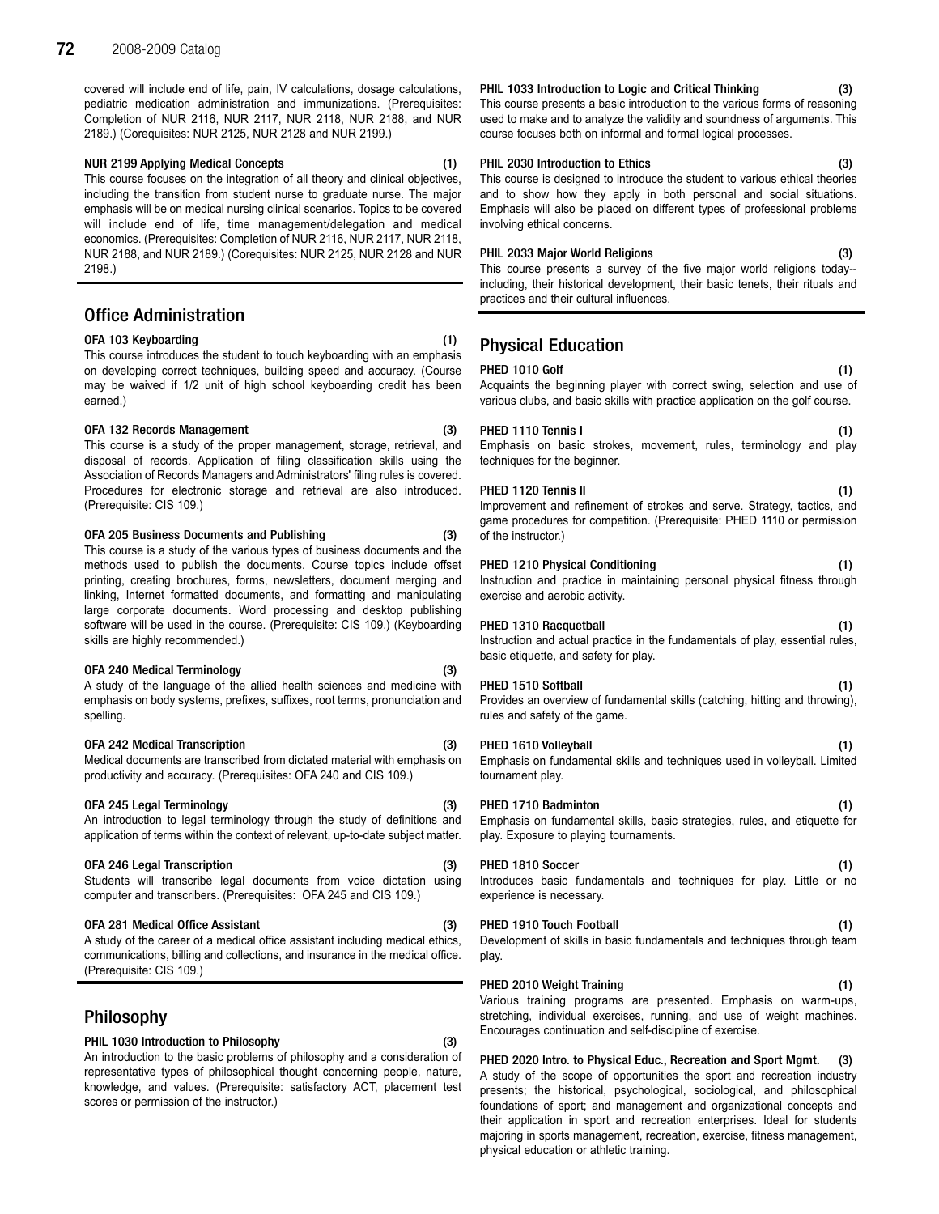covered will include end of life, pain, IV calculations, dosage calculations, pediatric medication administration and immunizations. (Prerequisites: Completion of NUR 2116, NUR 2117, NUR 2118, NUR 2188, and NUR 2189.) (Corequisites: NUR 2125, NUR 2128 and NUR 2199.)

**NUR 2199 Applying Medical Concepts (1)**
This course focuses on the integration of all theory and clinical objectives, including the transition from student nurse to graduate nurse. The major emphasis will be on medical nursing clinical scenarios. Topics to be covered will include end of life, time management/delegation and medical economics. (Prerequisites: Completion of NUR 2116, NUR 2117, NUR 2118, NUR 2188, and NUR 2189.) (Corequisites: NUR 2125, NUR 2128 and NUR 2198.)

## Office Administration

**OFA 103 Keyboarding (1)**
This course introduces the student to touch keyboarding with an emphasis on developing correct techniques, building speed and accuracy. (Course may be waived if 1/2 unit of high school keyboarding credit has been earned.)

**OFA 132 Records Management (3)**
This course is a study of the proper management, storage, retrieval, and disposal of records. Application of filing classification skills using the Association of Records Managers and Administrators' filing rules is covered. Procedures for electronic storage and retrieval are also introduced. (Prerequisite: CIS 109.)

**OFA 205 Business Documents and Publishing (3)**
This course is a study of the various types of business documents and the methods used to publish the documents. Course topics include offset printing, creating brochures, forms, newsletters, document merging and linking, Internet formatted documents, and formatting and manipulating large corporate documents. Word processing and desktop publishing software will be used in the course. (Prerequisite: CIS 109.) (Keyboarding skills are highly recommended.)

**OFA 240 Medical Terminology (3)**
A study of the language of the allied health sciences and medicine with emphasis on body systems, prefixes, suffixes, root terms, pronunciation and spelling.

**OFA 242 Medical Transcription (3)**
Medical documents are transcribed from dictated material with emphasis on productivity and accuracy. (Prerequisites: OFA 240 and CIS 109.)

**OFA 245 Legal Terminology (3)**
An introduction to legal terminology through the study of definitions and application of terms within the context of relevant, up-to-date subject matter.

**OFA 246 Legal Transcription (3)**
Students will transcribe legal documents from voice dictation using computer and transcribers. (Prerequisites: OFA 245 and CIS 109.)

**OFA 281 Medical Office Assistant (3)**
A study of the career of a medical office assistant including medical ethics, communications, billing and collections, and insurance in the medical office. (Prerequisite: CIS 109.)

## Philosophy

**PHIL 1030 Introduction to Philosophy (3)**
An introduction to the basic problems of philosophy and a consideration of representative types of philosophical thought concerning people, nature, knowledge, and values. (Prerequisite: satisfactory ACT, placement test scores or permission of the instructor.)

**PHIL 1033 Introduction to Logic and Critical Thinking (3)**
This course presents a basic introduction to the various forms of reasoning used to make and to analyze the validity and soundness of arguments. This course focuses both on informal and formal logical processes.

**PHIL 2030 Introduction to Ethics (3)**
This course is designed to introduce the student to various ethical theories and to show how they apply in both personal and social situations. Emphasis will also be placed on different types of professional problems involving ethical concerns.

**PHIL 2033 Major World Religions (3)**
This course presents a survey of the five major world religions today--including, their historical development, their basic tenets, their rituals and practices and their cultural influences.

## Physical Education

**PHED 1010 Golf (1)**
Acquaints the beginning player with correct swing, selection and use of various clubs, and basic skills with practice application on the golf course.

**PHED 1110 Tennis I (1)**
Emphasis on basic strokes, movement, rules, terminology and play techniques for the beginner.

**PHED 1120 Tennis II (1)**
Improvement and refinement of strokes and serve. Strategy, tactics, and game procedures for competition. (Prerequisite: PHED 1110 or permission of the instructor.)

**PHED 1210 Physical Conditioning (1)**
Instruction and practice in maintaining personal physical fitness through exercise and aerobic activity.

**PHED 1310 Racquetball (1)**
Instruction and actual practice in the fundamentals of play, essential rules, basic etiquette, and safety for play.

**PHED 1510 Softball (1)**
Provides an overview of fundamental skills (catching, hitting and throwing), rules and safety of the game.

**PHED 1610 Volleyball (1)**
Emphasis on fundamental skills and techniques used in volleyball. Limited tournament play.

**PHED 1710 Badminton (1)**
Emphasis on fundamental skills, basic strategies, rules, and etiquette for play. Exposure to playing tournaments.

**PHED 1810 Soccer (1)**
Introduces basic fundamentals and techniques for play. Little or no experience is necessary.

**PHED 1910 Touch Football (1)**
Development of skills in basic fundamentals and techniques through team play.

**PHED 2010 Weight Training (1)**
Various training programs are presented. Emphasis on warm-ups, stretching, individual exercises, running, and use of weight machines. Encourages continuation and self-discipline of exercise.

**PHED 2020 Intro. to Physical Educ., Recreation and Sport Mgmt. (3)**
A study of the scope of opportunities the sport and recreation industry presents; the historical, psychological, sociological, and philosophical foundations of sport; and management and organizational concepts and their application in sport and recreation enterprises. Ideal for students majoring in sports management, recreation, exercise, fitness management, physical education or athletic training.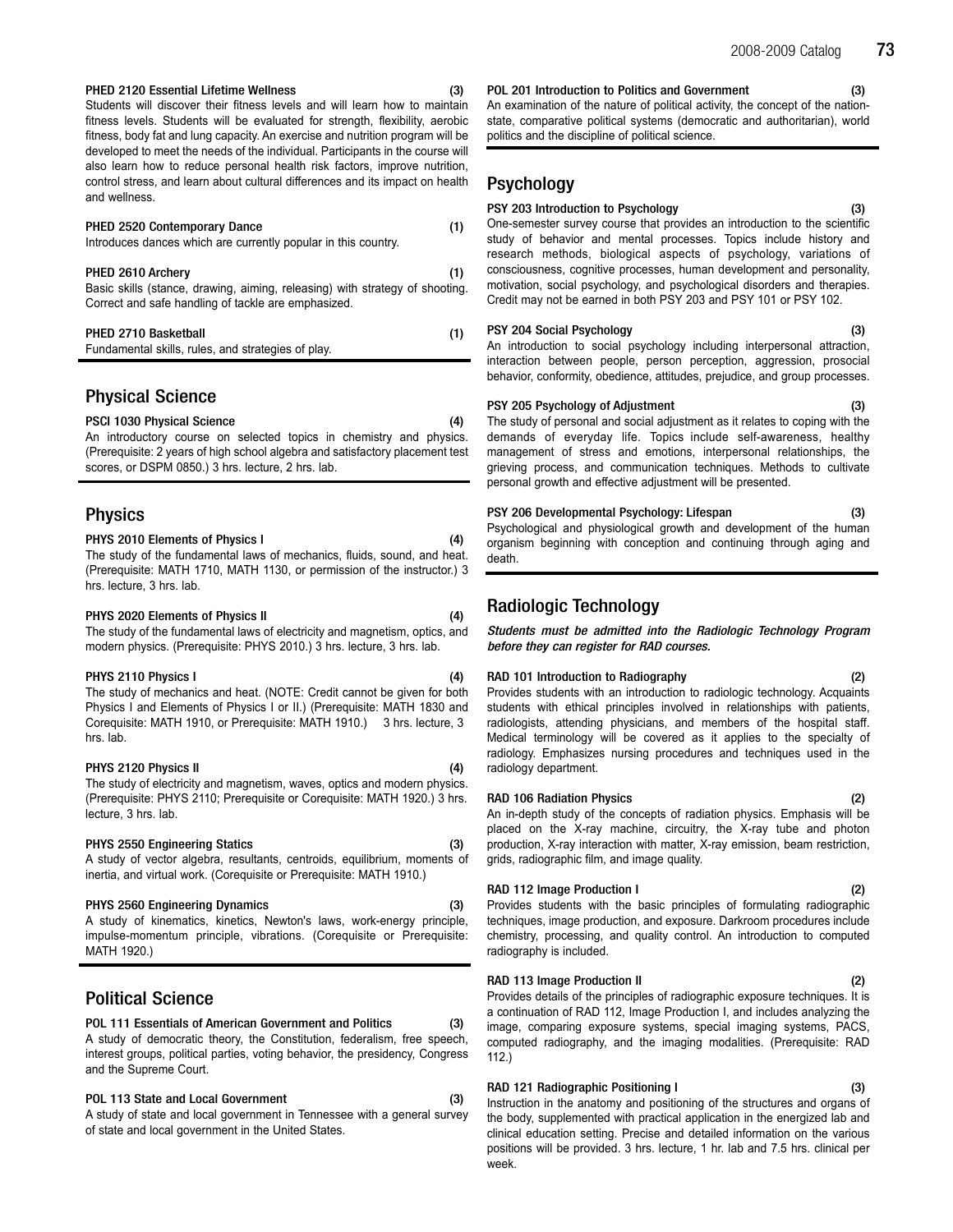**PHED 2120 Essential Lifetime Wellness (3)**
Students will discover their fitness levels and will learn how to maintain fitness levels. Students will be evaluated for strength, flexibility, aerobic fitness, body fat and lung capacity. An exercise and nutrition program will be developed to meet the needs of the individual. Participants in the course will also learn how to reduce personal health risk factors, improve nutrition, control stress, and learn about cultural differences and its impact on health and wellness.

**PHED 2520 Contemporary Dance (1)**
Introduces dances which are currently popular in this country.

**PHED 2610 Archery (1)**
Basic skills (stance, drawing, aiming, releasing) with strategy of shooting. Correct and safe handling of tackle are emphasized.

**PHED 2710 Basketball (1)**
Fundamental skills, rules, and strategies of play.

## Physical Science

**PSCI 1030 Physical Science (4)**
An introductory course on selected topics in chemistry and physics. (Prerequisite: 2 years of high school algebra and satisfactory placement test scores, or DSPM 0850.) 3 hrs. lecture, 2 hrs. lab.

## Physics

**PHYS 2010 Elements of Physics I (4)**
The study of the fundamental laws of mechanics, fluids, sound, and heat. (Prerequisite: MATH 1710, MATH 1130, or permission of the instructor.) 3 hrs. lecture, 3 hrs. lab.

**PHYS 2020 Elements of Physics II (4)**
The study of the fundamental laws of electricity and magnetism, optics, and modern physics. (Prerequisite: PHYS 2010.) 3 hrs. lecture, 3 hrs. lab.

**PHYS 2110 Physics I (4)**
The study of mechanics and heat. (NOTE: Credit cannot be given for both Physics I and Elements of Physics I or II.) (Prerequisite: MATH 1830 and Corequisite: MATH 1910, or Prerequisite: MATH 1910.) 3 hrs. lecture, 3 hrs. lab.

**PHYS 2120 Physics II (4)**
The study of electricity and magnetism, waves, optics and modern physics. (Prerequisite: PHYS 2110; Prerequisite or Corequisite: MATH 1920.) 3 hrs. lecture, 3 hrs. lab.

**PHYS 2550 Engineering Statics (3)**
A study of vector algebra, resultants, centroids, equilibrium, moments of inertia, and virtual work. (Corequisite or Prerequisite: MATH 1910.)

**PHYS 2560 Engineering Dynamics (3)**
A study of kinematics, kinetics, Newton's laws, work-energy principle, impulse-momentum principle, vibrations. (Corequisite or Prerequisite: MATH 1920.)

## Political Science

**POL 111 Essentials of American Government and Politics (3)**
A study of democratic theory, the Constitution, federalism, free speech, interest groups, political parties, voting behavior, the presidency, Congress and the Supreme Court.

**POL 113 State and Local Government (3)**
A study of state and local government in Tennessee with a general survey of state and local government in the United States.

**POL 201 Introduction to Politics and Government (3)**
An examination of the nature of political activity, the concept of the nation-state, comparative political systems (democratic and authoritarian), world politics and the discipline of political science.

## Psychology

**PSY 203 Introduction to Psychology (3)**
One-semester survey course that provides an introduction to the scientific study of behavior and mental processes. Topics include history and research methods, biological aspects of psychology, variations of consciousness, cognitive processes, human development and personality, motivation, social psychology, and psychological disorders and therapies. Credit may not be earned in both PSY 203 and PSY 101 or PSY 102.

**PSY 204 Social Psychology (3)**
An introduction to social psychology including interpersonal attraction, interaction between people, person perception, aggression, prosocial behavior, conformity, obedience, attitudes, prejudice, and group processes.

**PSY 205 Psychology of Adjustment (3)**
The study of personal and social adjustment as it relates to coping with the demands of everyday life. Topics include self-awareness, healthy management of stress and emotions, interpersonal relationships, the grieving process, and communication techniques. Methods to cultivate personal growth and effective adjustment will be presented.

**PSY 206 Developmental Psychology: Lifespan (3)**
Psychological and physiological growth and development of the human organism beginning with conception and continuing through aging and death.

## Radiologic Technology

***Students must be admitted into the Radiologic Technology Program before they can register for RAD courses.***

**RAD 101 Introduction to Radiography (2)**
Provides students with an introduction to radiologic technology. Acquaints students with ethical principles involved in relationships with patients, radiologists, attending physicians, and members of the hospital staff. Medical terminology will be covered as it applies to the specialty of radiology. Emphasizes nursing procedures and techniques used in the radiology department.

**RAD 106 Radiation Physics (2)**
An in-depth study of the concepts of radiation physics. Emphasis will be placed on the X-ray machine, circuitry, the X-ray tube and photon production, X-ray interaction with matter, X-ray emission, beam restriction, grids, radiographic film, and image quality.

**RAD 112 Image Production I (2)**
Provides students with the basic principles of formulating radiographic techniques, image production, and exposure. Darkroom procedures include chemistry, processing, and quality control. An introduction to computed radiography is included.

**RAD 113 Image Production II (2)**
Provides details of the principles of radiographic exposure techniques. It is a continuation of RAD 112, Image Production I, and includes analyzing the image, comparing exposure systems, special imaging systems, PACS, computed radiography, and the imaging modalities. (Prerequisite: RAD 112.)

**RAD 121 Radiographic Positioning I (3)**
Instruction in the anatomy and positioning of the structures and organs of the body, supplemented with practical application in the energized lab and clinical education setting. Precise and detailed information on the various positions will be provided. 3 hrs. lecture, 1 hr. lab and 7.5 hrs. clinical per week.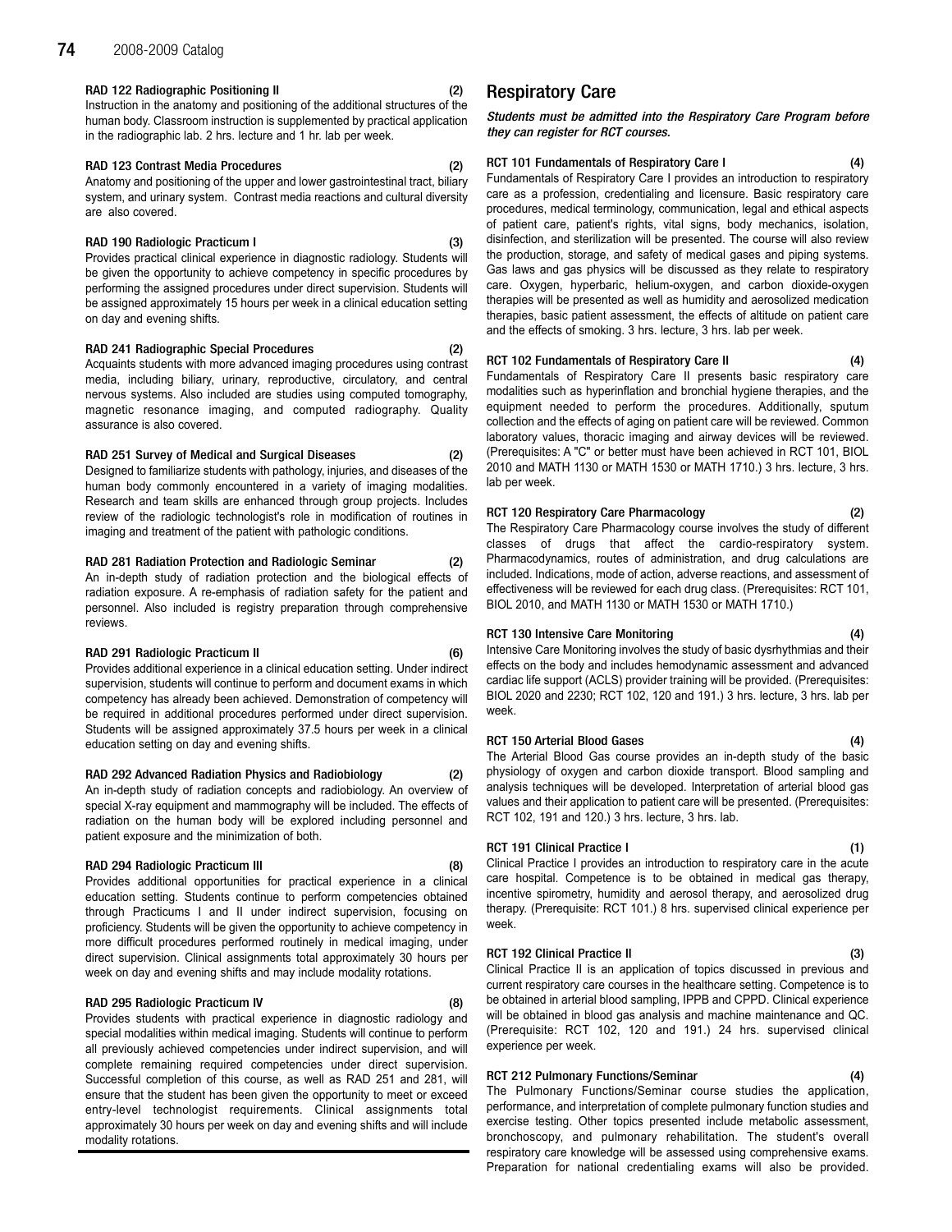**RAD 122 Radiographic Positioning II (2)**
Instruction in the anatomy and positioning of the additional structures of the human body. Classroom instruction is supplemented by practical application in the radiographic lab. 2 hrs. lecture and 1 hr. lab per week.

**RAD 123 Contrast Media Procedures (2)**
Anatomy and positioning of the upper and lower gastrointestinal tract, biliary system, and urinary system. Contrast media reactions and cultural diversity are also covered.

**RAD 190 Radiologic Practicum I (3)**
Provides practical clinical experience in diagnostic radiology. Students will be given the opportunity to achieve competency in specific procedures by performing the assigned procedures under direct supervision. Students will be assigned approximately 15 hours per week in a clinical education setting on day and evening shifts.

**RAD 241 Radiographic Special Procedures (2)**
Acquaints students with more advanced imaging procedures using contrast media, including biliary, urinary, reproductive, circulatory, and central nervous systems. Also included are studies using computed tomography, magnetic resonance imaging, and computed radiography. Quality assurance is also covered.

**RAD 251 Survey of Medical and Surgical Diseases (2)**
Designed to familiarize students with pathology, injuries, and diseases of the human body commonly encountered in a variety of imaging modalities. Research and team skills are enhanced through group projects. Includes review of the radiologic technologist's role in modification of routines in imaging and treatment of the patient with pathologic conditions.

**RAD 281 Radiation Protection and Radiologic Seminar (2)**
An in-depth study of radiation protection and the biological effects of radiation exposure. A re-emphasis of radiation safety for the patient and personnel. Also included is registry preparation through comprehensive reviews.

**RAD 291 Radiologic Practicum II (6)**
Provides additional experience in a clinical education setting. Under indirect supervision, students will continue to perform and document exams in which competency has already been achieved. Demonstration of competency will be required in additional procedures performed under direct supervision. Students will be assigned approximately 37.5 hours per week in a clinical education setting on day and evening shifts.

**RAD 292 Advanced Radiation Physics and Radiobiology (2)**
An in-depth study of radiation concepts and radiobiology. An overview of special X-ray equipment and mammography will be included. The effects of radiation on the human body will be explored including personnel and patient exposure and the minimization of both.

**RAD 294 Radiologic Practicum III (8)**
Provides additional opportunities for practical experience in a clinical education setting. Students continue to perform competencies obtained through Practicums I and II under indirect supervision, focusing on proficiency. Students will be given the opportunity to achieve competency in more difficult procedures performed routinely in medical imaging, under direct supervision. Clinical assignments total approximately 30 hours per week on day and evening shifts and may include modality rotations.

**RAD 295 Radiologic Practicum IV (8)**
Provides students with practical experience in diagnostic radiology and special modalities within medical imaging. Students will continue to perform all previously achieved competencies under indirect supervision, and will complete remaining required competencies under direct supervision. Successful completion of this course, as well as RAD 251 and 281, will ensure that the student has been given the opportunity to meet or exceed entry-level technologist requirements. Clinical assignments total approximately 30 hours per week on day and evening shifts and will include modality rotations.

## Respiratory Care

***Students must be admitted into the Respiratory Care Program before they can register for RCT courses.***

**RCT 101 Fundamentals of Respiratory Care I (4)**
Fundamentals of Respiratory Care I provides an introduction to respiratory care as a profession, credentialing and licensure. Basic respiratory care procedures, medical terminology, communication, legal and ethical aspects of patient care, patient's rights, vital signs, body mechanics, isolation, disinfection, and sterilization will be presented. The course will also review the production, storage, and safety of medical gases and piping systems. Gas laws and gas physics will be discussed as they relate to respiratory care. Oxygen, hyperbaric, helium-oxygen, and carbon dioxide-oxygen therapies will be presented as well as humidity and aerosolized medication therapies, basic patient assessment, the effects of altitude on patient care and the effects of smoking. 3 hrs. lecture, 3 hrs. lab per week.

**RCT 102 Fundamentals of Respiratory Care II (4)**
Fundamentals of Respiratory Care II presents basic respiratory care modalities such as hyperinflation and bronchial hygiene therapies, and the equipment needed to perform the procedures. Additionally, sputum collection and the effects of aging on patient care will be reviewed. Common laboratory values, thoracic imaging and airway devices will be reviewed. (Prerequisites: A "C" or better must have been achieved in RCT 101, BIOL 2010 and MATH 1130 or MATH 1530 or MATH 1710.) 3 hrs. lecture, 3 hrs. lab per week.

**RCT 120 Respiratory Care Pharmacology (2)**
The Respiratory Care Pharmacology course involves the study of different classes of drugs that affect the cardio-respiratory system. Pharmacodynamics, routes of administration, and drug calculations are included. Indications, mode of action, adverse reactions, and assessment of effectiveness will be reviewed for each drug class. (Prerequisites: RCT 101, BIOL 2010, and MATH 1130 or MATH 1530 or MATH 1710.)

**RCT 130 Intensive Care Monitoring (4)**
Intensive Care Monitoring involves the study of basic dysrhythmias and their effects on the body and includes hemodynamic assessment and advanced cardiac life support (ACLS) provider training will be provided. (Prerequisites: BIOL 2020 and 2230; RCT 102, 120 and 191.) 3 hrs. lecture, 3 hrs. lab per week.

**RCT 150 Arterial Blood Gases (4)**
The Arterial Blood Gas course provides an in-depth study of the basic physiology of oxygen and carbon dioxide transport. Blood sampling and analysis techniques will be developed. Interpretation of arterial blood gas values and their application to patient care will be presented. (Prerequisites: RCT 102, 191 and 120.) 3 hrs. lecture, 3 hrs. lab.

**RCT 191 Clinical Practice I (1)**
Clinical Practice I provides an introduction to respiratory care in the acute care hospital. Competence is to be obtained in medical gas therapy, incentive spirometry, humidity and aerosol therapy, and aerosolized drug therapy. (Prerequisite: RCT 101.) 8 hrs. supervised clinical experience per week.

**RCT 192 Clinical Practice II (3)**
Clinical Practice II is an application of topics discussed in previous and current respiratory care courses in the healthcare setting. Competence is to be obtained in arterial blood sampling, IPPB and CPPD. Clinical experience will be obtained in blood gas analysis and machine maintenance and QC. (Prerequisite: RCT 102, 120 and 191.) 24 hrs. supervised clinical experience per week.

**RCT 212 Pulmonary Functions/Seminar (4)**
The Pulmonary Functions/Seminar course studies the application, performance, and interpretation of complete pulmonary function studies and exercise testing. Other topics presented include metabolic assessment, bronchoscopy, and pulmonary rehabilitation. The student's overall respiratory care knowledge will be assessed using comprehensive exams. Preparation for national credentialing exams will also be provided.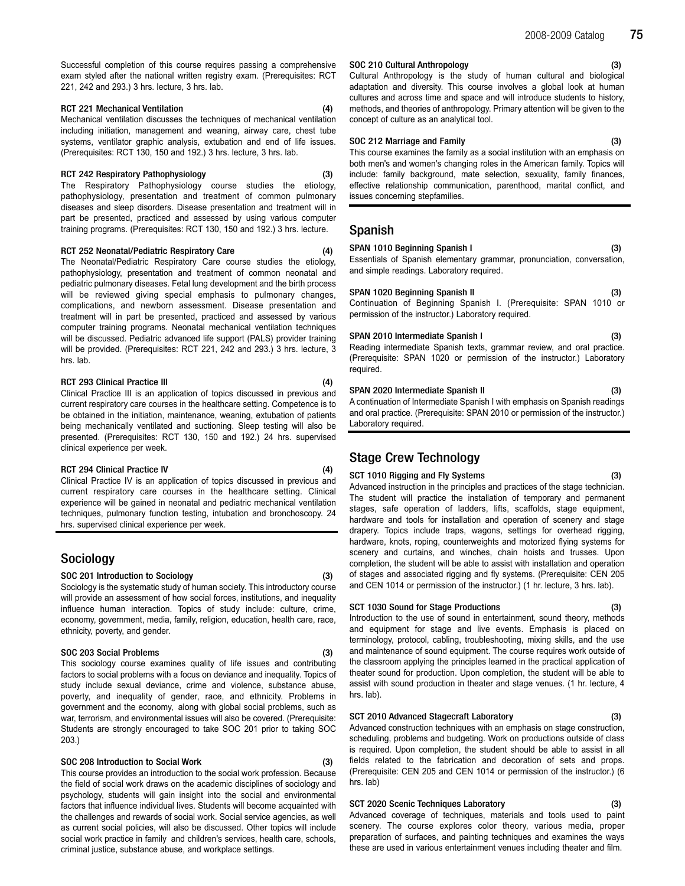Successful completion of this course requires passing a comprehensive exam styled after the national written registry exam. (Prerequisites: RCT 221, 242 and 293.) 3 hrs. lecture, 3 hrs. lab.

**RCT 221 Mechanical Ventilation (4)**
Mechanical ventilation discusses the techniques of mechanical ventilation including initiation, management and weaning, airway care, chest tube systems, ventilator graphic analysis, extubation and end of life issues. (Prerequisites: RCT 130, 150 and 192.) 3 hrs. lecture, 3 hrs. lab.

**RCT 242 Respiratory Pathophysiology (3)**
The Respiratory Pathophysiology course studies the etiology, pathophysiology, presentation and treatment of common pulmonary diseases and sleep disorders. Disease presentation and treatment will in part be presented, practiced and assessed by using various computer training programs. (Prerequisites: RCT 130, 150 and 192.) 3 hrs. lecture.

**RCT 252 Neonatal/Pediatric Respiratory Care (4)**
The Neonatal/Pediatric Respiratory Care course studies the etiology, pathophysiology, presentation and treatment of common neonatal and pediatric pulmonary diseases. Fetal lung development and the birth process will be reviewed giving special emphasis to pulmonary changes, complications, and newborn assessment. Disease presentation and treatment will in part be presented, practiced and assessed by various computer training programs. Neonatal mechanical ventilation techniques will be discussed. Pediatric advanced life support (PALS) provider training will be provided. (Prerequisites: RCT 221, 242 and 293.) 3 hrs. lecture, 3 hrs. lab.

**RCT 293 Clinical Practice III (4)**
Clinical Practice III is an application of topics discussed in previous and current respiratory care courses in the healthcare setting. Competence is to be obtained in the initiation, maintenance, weaning, extubation of patients being mechanically ventilated and suctioning. Sleep testing will also be presented. (Prerequisites: RCT 130, 150 and 192.) 24 hrs. supervised clinical experience per week.

**RCT 294 Clinical Practice IV (4)**
Clinical Practice IV is an application of topics discussed in previous and current respiratory care courses in the healthcare setting. Clinical experience will be gained in neonatal and pediatric mechanical ventilation techniques, pulmonary function testing, intubation and bronchoscopy. 24 hrs. supervised clinical experience per week.

## Sociology

**SOC 201 Introduction to Sociology (3)**
Sociology is the systematic study of human society. This introductory course will provide an assessment of how social forces, institutions, and inequality influence human interaction. Topics of study include: culture, crime, economy, government, media, family, religion, education, health care, race, ethnicity, poverty, and gender.

**SOC 203 Social Problems (3)**
This sociology course examines quality of life issues and contributing factors to social problems with a focus on deviance and inequality. Topics of study include sexual deviance, crime and violence, substance abuse, poverty, and inequality of gender, race, and ethnicity. Problems in government and the economy, along with global social problems, such as war, terrorism, and environmental issues will also be covered. (Prerequisite: Students are strongly encouraged to take SOC 201 prior to taking SOC 203.)

**SOC 208 Introduction to Social Work (3)**
This course provides an introduction to the social work profession. Because the field of social work draws on the academic disciplines of sociology and psychology, students will gain insight into the social and environmental factors that influence individual lives. Students will become acquainted with the challenges and rewards of social work. Social service agencies, as well as current social policies, will also be discussed. Other topics will include social work practice in family and children's services, health care, schools, criminal justice, substance abuse, and workplace settings.

**SOC 210 Cultural Anthropology (3)**
Cultural Anthropology is the study of human cultural and biological adaptation and diversity. This course involves a global look at human cultures and across time and space and will introduce students to history, methods, and theories of anthropology. Primary attention will be given to the concept of culture as an analytical tool.

**SOC 212 Marriage and Family (3)**
This course examines the family as a social institution with an emphasis on both men's and women's changing roles in the American family. Topics will include: family background, mate selection, sexuality, family finances, effective relationship communication, parenthood, marital conflict, and issues concerning stepfamilies.

## Spanish

**SPAN 1010 Beginning Spanish I (3)**
Essentials of Spanish elementary grammar, pronunciation, conversation, and simple readings. Laboratory required.

**SPAN 1020 Beginning Spanish II (3)**
Continuation of Beginning Spanish I. (Prerequisite: SPAN 1010 or permission of the instructor.) Laboratory required.

**SPAN 2010 Intermediate Spanish I (3)**
Reading intermediate Spanish texts, grammar review, and oral practice. (Prerequisite: SPAN 1020 or permission of the instructor.) Laboratory required.

**SPAN 2020 Intermediate Spanish II (3)**
A continuation of Intermediate Spanish I with emphasis on Spanish readings and oral practice. (Prerequisite: SPAN 2010 or permission of the instructor.) Laboratory required.

## Stage Crew Technology

**SCT 1010 Rigging and Fly Systems (3)**
Advanced instruction in the principles and practices of the stage technician. The student will practice the installation of temporary and permanent stages, safe operation of ladders, lifts, scaffolds, stage equipment, hardware and tools for installation and operation of scenery and stage drapery. Topics include traps, wagons, settings for overhead rigging, hardware, knots, roping, counterweights and motorized flying systems for scenery and curtains, and winches, chain hoists and trusses. Upon completion, the student will be able to assist with installation and operation of stages and associated rigging and fly systems. (Prerequisite: CEN 205 and CEN 1014 or permission of the instructor.) (1 hr. lecture, 3 hrs. lab).

**SCT 1030 Sound for Stage Productions (3)**
Introduction to the use of sound in entertainment, sound theory, methods and equipment for stage and live events. Emphasis is placed on terminology, protocol, cabling, troubleshooting, mixing skills, and the use and maintenance of sound equipment. The course requires work outside of the classroom applying the principles learned in the practical application of theater sound for production. Upon completion, the student will be able to assist with sound production in theater and stage venues. (1 hr. lecture, 4 hrs. lab).

**SCT 2010 Advanced Stagecraft Laboratory (3)**
Advanced construction techniques with an emphasis on stage construction, scheduling, problems and budgeting. Work on productions outside of class is required. Upon completion, the student should be able to assist in all fields related to the fabrication and decoration of sets and props. (Prerequisite: CEN 205 and CEN 1014 or permission of the instructor.) (6 hrs. lab)

**SCT 2020 Scenic Techniques Laboratory (3)**
Advanced coverage of techniques, materials and tools used to paint scenery. The course explores color theory, various media, proper preparation of surfaces, and painting techniques and examines the ways these are used in various entertainment venues including theater and film.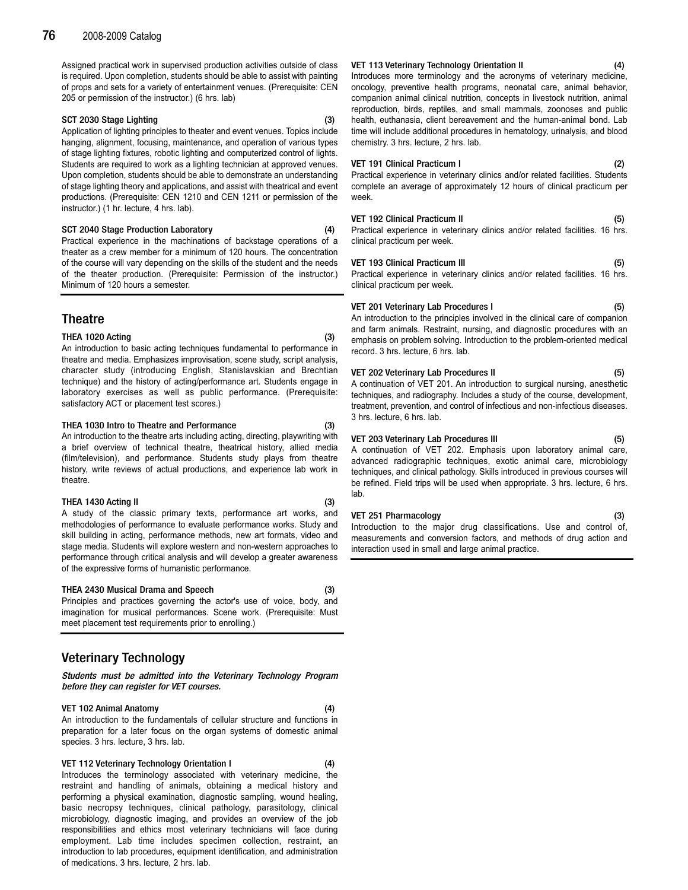Assigned practical work in supervised production activities outside of class is required. Upon completion, students should be able to assist with painting of props and sets for a variety of entertainment venues. (Prerequisite: CEN 205 or permission of the instructor.) (6 hrs. lab)

**SCT 2030 Stage Lighting (3)**
Application of lighting principles to theater and event venues. Topics include hanging, alignment, focusing, maintenance, and operation of various types of stage lighting fixtures, robotic lighting and computerized control of lights. Students are required to work as a lighting technician at approved venues. Upon completion, students should be able to demonstrate an understanding of stage lighting theory and applications, and assist with theatrical and event productions. (Prerequisite: CEN 1210 and CEN 1211 or permission of the instructor.) (1 hr. lecture, 4 hrs. lab).

**SCT 2040 Stage Production Laboratory (4)**
Practical experience in the machinations of backstage operations of a theater as a crew member for a minimum of 120 hours. The concentration of the course will vary depending on the skills of the student and the needs of the theater production. (Prerequisite: Permission of the instructor.) Minimum of 120 hours a semester.

## Theatre

**THEA 1020 Acting (3)**
An introduction to basic acting techniques fundamental to performance in theatre and media. Emphasizes improvisation, scene study, script analysis, character study (introducing English, Stanislavskian and Brechtian technique) and the history of acting/performance art. Students engage in laboratory exercises as well as public performance. (Prerequisite: satisfactory ACT or placement test scores.)

**THEA 1030 Intro to Theatre and Performance (3)**
An introduction to the theatre arts including acting, directing, playwriting with a brief overview of technical theatre, theatrical history, allied media (film/television), and performance. Students study plays from theatre history, write reviews of actual productions, and experience lab work in theatre.

**THEA 1430 Acting II (3)**
A study of the classic primary texts, performance art works, and methodologies of performance to evaluate performance works. Study and skill building in acting, performance methods, new art formats, video and stage media. Students will explore western and non-western approaches to performance through critical analysis and will develop a greater awareness of the expressive forms of humanistic performance.

**THEA 2430 Musical Drama and Speech (3)**
Principles and practices governing the actor's use of voice, body, and imagination for musical performances. Scene work. (Prerequisite: Must meet placement test requirements prior to enrolling.)

## Veterinary Technology

***Students must be admitted into the Veterinary Technology Program before they can register for VET courses.***

**VET 102 Animal Anatomy (4)**
An introduction to the fundamentals of cellular structure and functions in preparation for a later focus on the organ systems of domestic animal species. 3 hrs. lecture, 3 hrs. lab.

**VET 112 Veterinary Technology Orientation I (4)**
Introduces the terminology associated with veterinary medicine, the restraint and handling of animals, obtaining a medical history and performing a physical examination, diagnostic sampling, wound healing, basic necropsy techniques, clinical pathology, parasitology, clinical microbiology, diagnostic imaging, and provides an overview of the job responsibilities and ethics most veterinary technicians will face during employment. Lab time includes specimen collection, restraint, an introduction to lab procedures, equipment identification, and administration of medications. 3 hrs. lecture, 2 hrs. lab.

**VET 113 Veterinary Technology Orientation II (4)**
Introduces more terminology and the acronyms of veterinary medicine, oncology, preventive health programs, neonatal care, animal behavior, companion animal clinical nutrition, concepts in livestock nutrition, animal reproduction, birds, reptiles, and small mammals, zoonoses and public health, euthanasia, client bereavement and the human-animal bond. Lab time will include additional procedures in hematology, urinalysis, and blood chemistry. 3 hrs. lecture, 2 hrs. lab.

**VET 191 Clinical Practicum I (2)**
Practical experience in veterinary clinics and/or related facilities. Students complete an average of approximately 12 hours of clinical practicum per week.

**VET 192 Clinical Practicum II (5)**
Practical experience in veterinary clinics and/or related facilities. 16 hrs. clinical practicum per week.

**VET 193 Clinical Practicum III (5)**
Practical experience in veterinary clinics and/or related facilities. 16 hrs. clinical practicum per week.

**VET 201 Veterinary Lab Procedures I (5)**
An introduction to the principles involved in the clinical care of companion and farm animals. Restraint, nursing, and diagnostic procedures with an emphasis on problem solving. Introduction to the problem-oriented medical record. 3 hrs. lecture, 6 hrs. lab.

**VET 202 Veterinary Lab Procedures II (5)**
A continuation of VET 201. An introduction to surgical nursing, anesthetic techniques, and radiography. Includes a study of the course, development, treatment, prevention, and control of infectious and non-infectious diseases. 3 hrs. lecture, 6 hrs. lab.

**VET 203 Veterinary Lab Procedures III (5)**
A continuation of VET 202. Emphasis upon laboratory animal care, advanced radiographic techniques, exotic animal care, microbiology techniques, and clinical pathology. Skills introduced in previous courses will be refined. Field trips will be used when appropriate. 3 hrs. lecture, 6 hrs. lab.

**VET 251 Pharmacology (3)**
Introduction to the major drug classifications. Use and control of, measurements and conversion factors, and methods of drug action and interaction used in small and large animal practice.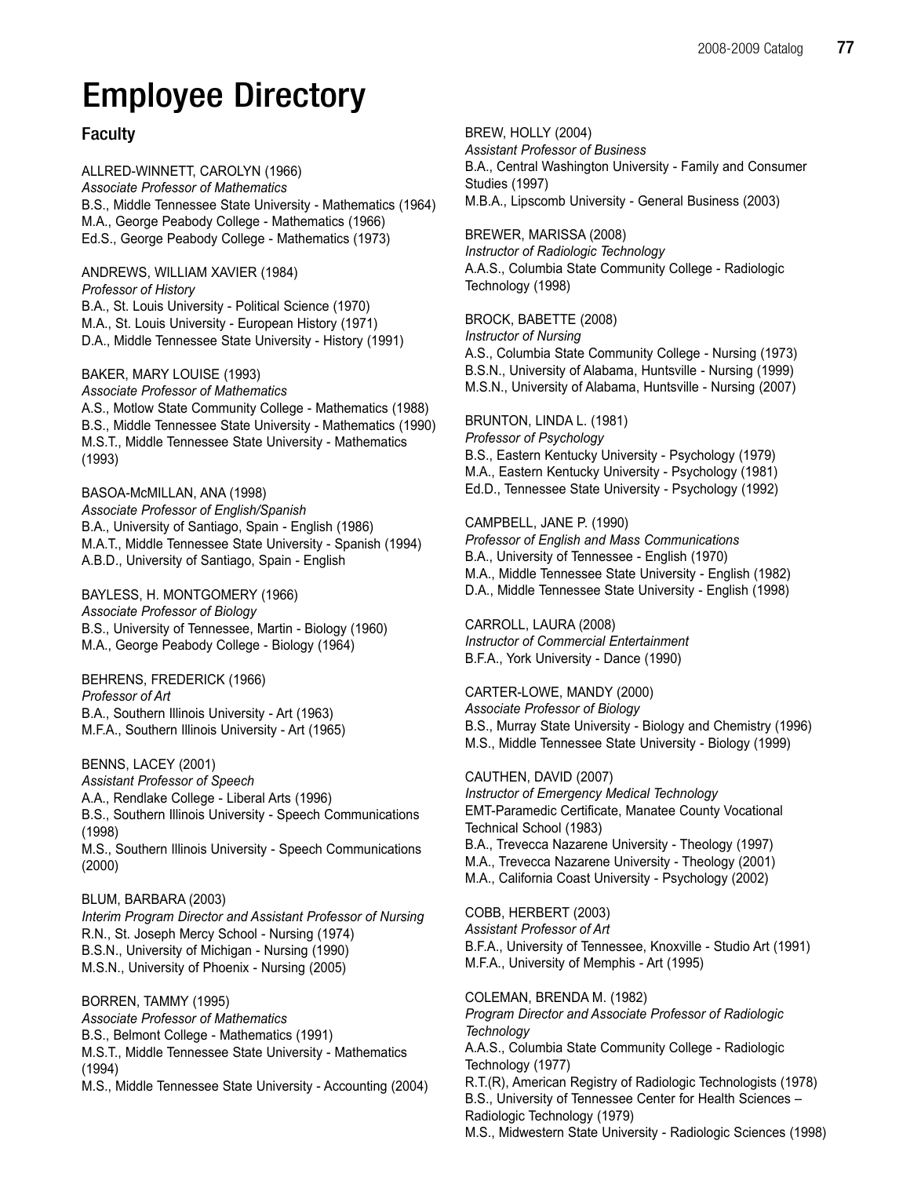# Employee Directory

## Faculty

ALLRED-WINNETT, CAROLYN (1966)
*Associate Professor of Mathematics*
B.S., Middle Tennessee State University - Mathematics (1964)
M.A., George Peabody College - Mathematics (1966)
Ed.S., George Peabody College - Mathematics (1973)

ANDREWS, WILLIAM XAVIER (1984)
*Professor of History*
B.A., St. Louis University - Political Science (1970)
M.A., St. Louis University - European History (1971)
D.A., Middle Tennessee State University - History (1991)

BAKER, MARY LOUISE (1993)
*Associate Professor of Mathematics*
A.S., Motlow State Community College - Mathematics (1988)
B.S., Middle Tennessee State University - Mathematics (1990)
M.S.T., Middle Tennessee State University - Mathematics (1993)

BASOA-McMILLAN, ANA (1998)
*Associate Professor of English/Spanish*
B.A., University of Santiago, Spain - English (1986)
M.A.T., Middle Tennessee State University - Spanish (1994)
A.B.D., University of Santiago, Spain - English

BAYLESS, H. MONTGOMERY (1966)
*Associate Professor of Biology*
B.S., University of Tennessee, Martin - Biology (1960)
M.A., George Peabody College - Biology (1964)

BEHRENS, FREDERICK (1966)
*Professor of Art*
B.A., Southern Illinois University - Art (1963)
M.F.A., Southern Illinois University - Art (1965)

BENNS, LACEY (2001)
*Assistant Professor of Speech*
A.A., Rendlake College - Liberal Arts (1996)
B.S., Southern Illinois University - Speech Communications (1998)
M.S., Southern Illinois University - Speech Communications (2000)

BLUM, BARBARA (2003)
*Interim Program Director and Assistant Professor of Nursing*
R.N., St. Joseph Mercy School - Nursing (1974)
B.S.N., University of Michigan - Nursing (1990)
M.S.N., University of Phoenix - Nursing (2005)

BORREN, TAMMY (1995)
*Associate Professor of Mathematics*
B.S., Belmont College - Mathematics (1991)
M.S.T., Middle Tennessee State University - Mathematics (1994)
M.S., Middle Tennessee State University - Accounting (2004)

BREW, HOLLY (2004)
*Assistant Professor of Business*
B.A., Central Washington University - Family and Consumer Studies (1997)
M.B.A., Lipscomb University - General Business (2003)

BREWER, MARISSA (2008)
*Instructor of Radiologic Technology*
A.A.S., Columbia State Community College - Radiologic Technology (1998)

BROCK, BABETTE (2008)
*Instructor of Nursing*
A.S., Columbia State Community College - Nursing (1973)
B.S.N., University of Alabama, Huntsville - Nursing (1999)
M.S.N., University of Alabama, Huntsville - Nursing (2007)

BRUNTON, LINDA L. (1981)
*Professor of Psychology*
B.S., Eastern Kentucky University - Psychology (1979)
M.A., Eastern Kentucky University - Psychology (1981)
Ed.D., Tennessee State University - Psychology (1992)

CAMPBELL, JANE P. (1990)
*Professor of English and Mass Communications*
B.A., University of Tennessee - English (1970)
M.A., Middle Tennessee State University - English (1982)
D.A., Middle Tennessee State University - English (1998)

CARROLL, LAURA (2008)
*Instructor of Commercial Entertainment*
B.F.A., York University - Dance (1990)

CARTER-LOWE, MANDY (2000)
*Associate Professor of Biology*
B.S., Murray State University - Biology and Chemistry (1996)
M.S., Middle Tennessee State University - Biology (1999)

CAUTHEN, DAVID (2007)
*Instructor of Emergency Medical Technology*
EMT-Paramedic Certificate, Manatee County Vocational Technical School (1983)
B.A., Trevecca Nazarene University - Theology (1997)
M.A., Trevecca Nazarene University - Theology (2001)
M.A., California Coast University - Psychology (2002)

COBB, HERBERT (2003)
*Assistant Professor of Art*
B.F.A., University of Tennessee, Knoxville - Studio Art (1991)
M.F.A., University of Memphis - Art (1995)

COLEMAN, BRENDA M. (1982)
*Program Director and Associate Professor of Radiologic Technology*
A.A.S., Columbia State Community College - Radiologic Technology (1977)
R.T.(R), American Registry of Radiologic Technologists (1978)
B.S., University of Tennessee Center for Health Sciences – Radiologic Technology (1979)
M.S., Midwestern State University - Radiologic Sciences (1998)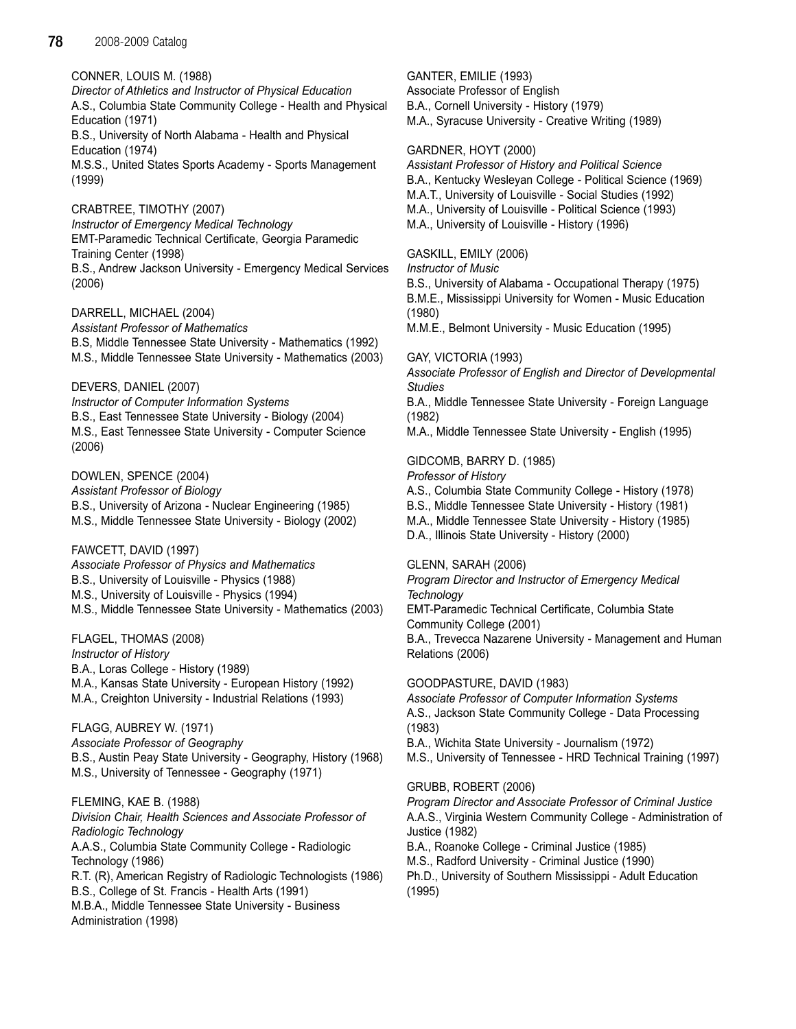CONNER, LOUIS M. (1988)
*Director of Athletics and Instructor of Physical Education*
A.S., Columbia State Community College - Health and Physical Education (1971)
B.S., University of North Alabama - Health and Physical Education (1974)
M.S.S., United States Sports Academy - Sports Management (1999)

CRABTREE, TIMOTHY (2007)
*Instructor of Emergency Medical Technology*
EMT-Paramedic Technical Certificate, Georgia Paramedic Training Center (1998)
B.S., Andrew Jackson University - Emergency Medical Services (2006)

DARRELL, MICHAEL (2004)
*Assistant Professor of Mathematics*
B.S, Middle Tennessee State University - Mathematics (1992)
M.S., Middle Tennessee State University - Mathematics (2003)

DEVERS, DANIEL (2007)
*Instructor of Computer Information Systems*
B.S., East Tennessee State University - Biology (2004)
M.S., East Tennessee State University - Computer Science (2006)

DOWLEN, SPENCE (2004)
*Assistant Professor of Biology*
B.S., University of Arizona - Nuclear Engineering (1985)
M.S., Middle Tennessee State University - Biology (2002)

FAWCETT, DAVID (1997)
*Associate Professor of Physics and Mathematics*
B.S., University of Louisville - Physics (1988)
M.S., University of Louisville - Physics (1994)
M.S., Middle Tennessee State University - Mathematics (2003)

FLAGEL, THOMAS (2008)
*Instructor of History*
B.A., Loras College - History (1989)
M.A., Kansas State University - European History (1992)
M.A., Creighton University - Industrial Relations (1993)

FLAGG, AUBREY W. (1971)
*Associate Professor of Geography*
B.S., Austin Peay State University - Geography, History (1968)
M.S., University of Tennessee - Geography (1971)

FLEMING, KAE B. (1988)
*Division Chair, Health Sciences and Associate Professor of Radiologic Technology*
A.A.S., Columbia State Community College - Radiologic Technology (1986)
R.T. (R), American Registry of Radiologic Technologists (1986)
B.S., College of St. Francis - Health Arts (1991)
M.B.A., Middle Tennessee State University - Business Administration (1998)

GANTER, EMILIE (1993)
Associate Professor of English
B.A., Cornell University - History (1979)
M.A., Syracuse University - Creative Writing (1989)

GARDNER, HOYT (2000)
*Assistant Professor of History and Political Science*
B.A., Kentucky Wesleyan College - Political Science (1969)
M.A.T., University of Louisville - Social Studies (1992)
M.A., University of Louisville - Political Science (1993)
M.A., University of Louisville - History (1996)

GASKILL, EMILY (2006)
*Instructor of Music*
B.S., University of Alabama - Occupational Therapy (1975)
B.M.E., Mississippi University for Women - Music Education (1980)
M.M.E., Belmont University - Music Education (1995)

GAY, VICTORIA (1993)
*Associate Professor of English and Director of Developmental Studies*
B.A., Middle Tennessee State University - Foreign Language (1982)
M.A., Middle Tennessee State University - English (1995)

GIDCOMB, BARRY D. (1985)
*Professor of History*
A.S., Columbia State Community College - History (1978)
B.S., Middle Tennessee State University - History (1981)
M.A., Middle Tennessee State University - History (1985)
D.A., Illinois State University - History (2000)

GLENN, SARAH (2006)
*Program Director and Instructor of Emergency Medical Technology*
EMT-Paramedic Technical Certificate, Columbia State Community College (2001)
B.A., Trevecca Nazarene University - Management and Human Relations (2006)

GOODPASTURE, DAVID (1983)
*Associate Professor of Computer Information Systems*
A.S., Jackson State Community College - Data Processing (1983)
B.A., Wichita State University - Journalism (1972)
M.S., University of Tennessee - HRD Technical Training (1997)

GRUBB, ROBERT (2006)
*Program Director and Associate Professor of Criminal Justice*
A.A.S., Virginia Western Community College - Administration of Justice (1982)
B.A., Roanoke College - Criminal Justice (1985)
M.S., Radford University - Criminal Justice (1990)
Ph.D., University of Southern Mississippi - Adult Education (1995)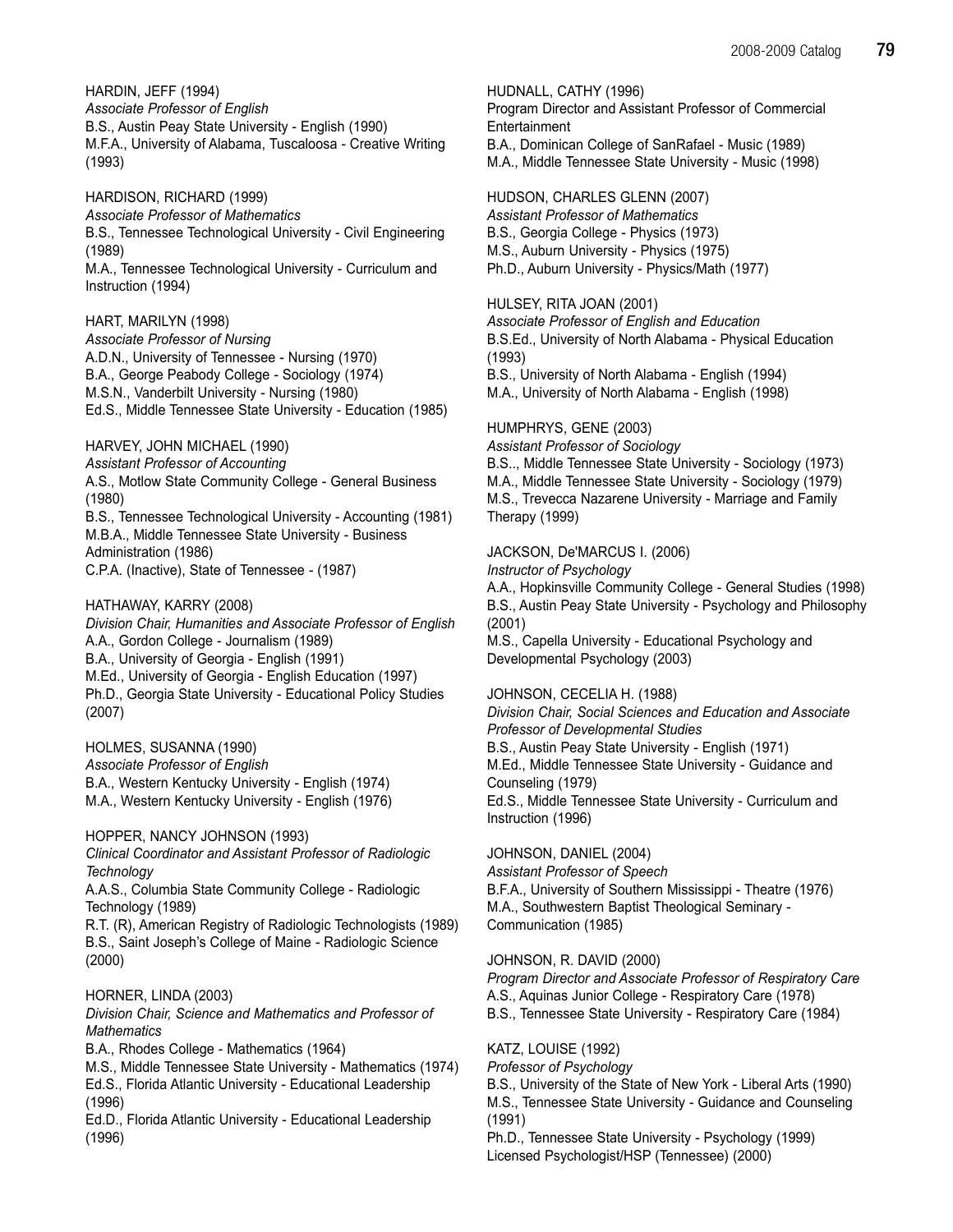HARDIN, JEFF (1994)
*Associate Professor of English*
B.S., Austin Peay State University - English (1990)
M.F.A., University of Alabama, Tuscaloosa - Creative Writing (1993)

HARDISON, RICHARD (1999)
*Associate Professor of Mathematics*
B.S., Tennessee Technological University - Civil Engineering (1989)
M.A., Tennessee Technological University - Curriculum and Instruction (1994)

HART, MARILYN (1998)
*Associate Professor of Nursing*
A.D.N., University of Tennessee - Nursing (1970)
B.A., George Peabody College - Sociology (1974)
M.S.N., Vanderbilt University - Nursing (1980)
Ed.S., Middle Tennessee State University - Education (1985)

HARVEY, JOHN MICHAEL (1990)
*Assistant Professor of Accounting*
A.S., Motlow State Community College - General Business (1980)
B.S., Tennessee Technological University - Accounting (1981)
M.B.A., Middle Tennessee State University - Business Administration (1986)
C.P.A. (Inactive), State of Tennessee - (1987)

HATHAWAY, KARRY (2008)
*Division Chair, Humanities and Associate Professor of English*
A.A., Gordon College - Journalism (1989)
B.A., University of Georgia - English (1991)
M.Ed., University of Georgia - English Education (1997)
Ph.D., Georgia State University - Educational Policy Studies (2007)

HOLMES, SUSANNA (1990)
*Associate Professor of English*
B.A., Western Kentucky University - English (1974)
M.A., Western Kentucky University - English (1976)

HOPPER, NANCY JOHNSON (1993)
*Clinical Coordinator and Assistant Professor of Radiologic Technology*
A.A.S., Columbia State Community College - Radiologic Technology (1989)
R.T. (R), American Registry of Radiologic Technologists (1989)
B.S., Saint Joseph's College of Maine - Radiologic Science (2000)

HORNER, LINDA (2003)
*Division Chair, Science and Mathematics and Professor of Mathematics*
B.A., Rhodes College - Mathematics (1964)
M.S., Middle Tennessee State University - Mathematics (1974)
Ed.S., Florida Atlantic University - Educational Leadership (1996)
Ed.D., Florida Atlantic University - Educational Leadership (1996)

HUDNALL, CATHY (1996)
Program Director and Assistant Professor of Commercial Entertainment
B.A., Dominican College of SanRafael - Music (1989)
M.A., Middle Tennessee State University - Music (1998)

HUDSON, CHARLES GLENN (2007)
*Assistant Professor of Mathematics*
B.S., Georgia College - Physics (1973)
M.S., Auburn University - Physics (1975)
Ph.D., Auburn University - Physics/Math (1977)

HULSEY, RITA JOAN (2001)
*Associate Professor of English and Education*
B.S.Ed., University of North Alabama - Physical Education (1993)
B.S., University of North Alabama - English (1994)
M.A., University of North Alabama - English (1998)

HUMPHRYS, GENE (2003)
*Assistant Professor of Sociology*
B.S.., Middle Tennessee State University - Sociology (1973)
M.A., Middle Tennessee State University - Sociology (1979)
M.S., Trevecca Nazarene University - Marriage and Family Therapy (1999)

JACKSON, De'MARCUS I. (2006)
*Instructor of Psychology*
A.A., Hopkinsville Community College - General Studies (1998)
B.S., Austin Peay State University - Psychology and Philosophy (2001)
M.S., Capella University - Educational Psychology and Developmental Psychology (2003)

JOHNSON, CECELIA H. (1988)
*Division Chair, Social Sciences and Education and Associate Professor of Developmental Studies*
B.S., Austin Peay State University - English (1971)
M.Ed., Middle Tennessee State University - Guidance and Counseling (1979)
Ed.S., Middle Tennessee State University - Curriculum and Instruction (1996)

JOHNSON, DANIEL (2004)
*Assistant Professor of Speech*
B.F.A., University of Southern Mississippi - Theatre (1976)
M.A., Southwestern Baptist Theological Seminary - Communication (1985)

JOHNSON, R. DAVID (2000)
*Program Director and Associate Professor of Respiratory Care*
A.S., Aquinas Junior College - Respiratory Care (1978)
B.S., Tennessee State University - Respiratory Care (1984)

KATZ, LOUISE (1992)
*Professor of Psychology*
B.S., University of the State of New York - Liberal Arts (1990)
M.S., Tennessee State University - Guidance and Counseling (1991)
Ph.D., Tennessee State University - Psychology (1999)
Licensed Psychologist/HSP (Tennessee) (2000)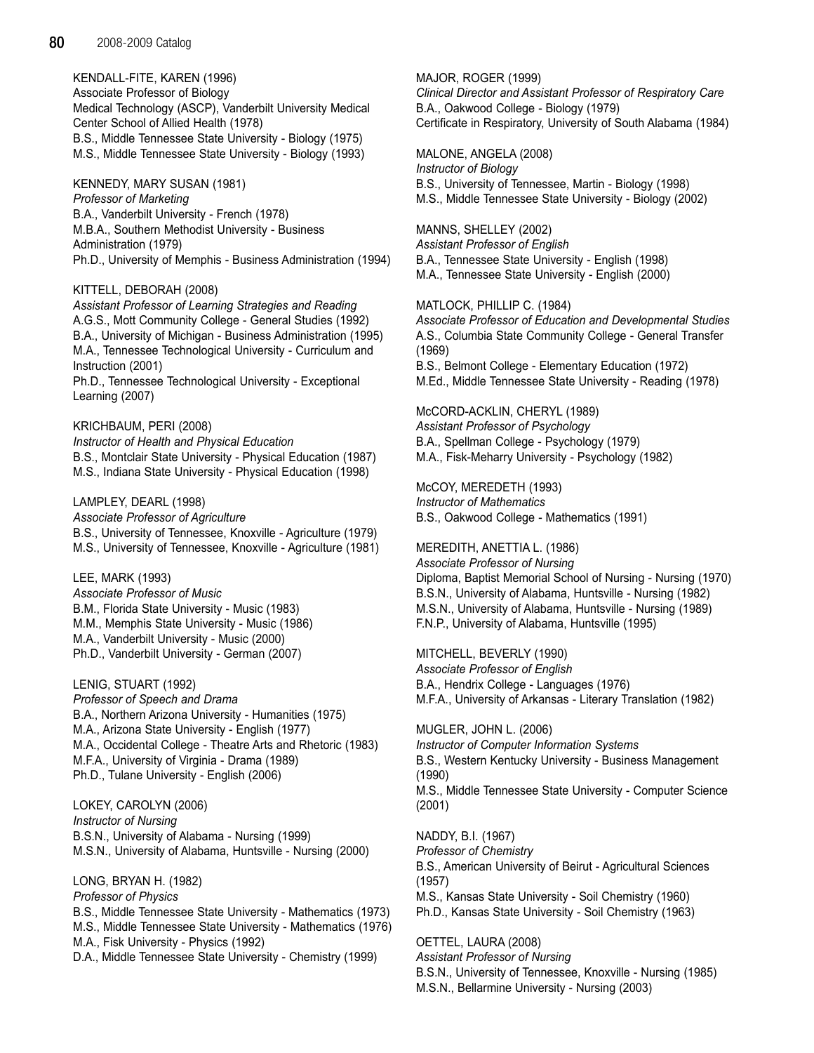KENDALL-FITE, KAREN (1996)
Associate Professor of Biology
Medical Technology (ASCP), Vanderbilt University Medical Center School of Allied Health (1978)
B.S., Middle Tennessee State University - Biology (1975)
M.S., Middle Tennessee State University - Biology (1993)

KENNEDY, MARY SUSAN (1981)
*Professor of Marketing*
B.A., Vanderbilt University - French (1978)
M.B.A., Southern Methodist University - Business Administration (1979)
Ph.D., University of Memphis - Business Administration (1994)

KITTELL, DEBORAH (2008)
*Assistant Professor of Learning Strategies and Reading*
A.G.S., Mott Community College - General Studies (1992)
B.A., University of Michigan - Business Administration (1995)
M.A., Tennessee Technological University - Curriculum and Instruction (2001)
Ph.D., Tennessee Technological University - Exceptional Learning (2007)

KRICHBAUM, PERI (2008)
*Instructor of Health and Physical Education*
B.S., Montclair State University - Physical Education (1987)
M.S., Indiana State University - Physical Education (1998)

LAMPLEY, DEARL (1998)
*Associate Professor of Agriculture*
B.S., University of Tennessee, Knoxville - Agriculture (1979)
M.S., University of Tennessee, Knoxville - Agriculture (1981)

LEE, MARK (1993)
*Associate Professor of Music*
B.M., Florida State University - Music (1983)
M.M., Memphis State University - Music (1986)
M.A., Vanderbilt University - Music (2000)
Ph.D., Vanderbilt University - German (2007)

LENIG, STUART (1992)
*Professor of Speech and Drama*
B.A., Northern Arizona University - Humanities (1975)
M.A., Arizona State University - English (1977)
M.A., Occidental College - Theatre Arts and Rhetoric (1983)
M.F.A., University of Virginia - Drama (1989)
Ph.D., Tulane University - English (2006)

LOKEY, CAROLYN (2006)
*Instructor of Nursing*
B.S.N., University of Alabama - Nursing (1999)
M.S.N., University of Alabama, Huntsville - Nursing (2000)

LONG, BRYAN H. (1982)
*Professor of Physics*
B.S., Middle Tennessee State University - Mathematics (1973)
M.S., Middle Tennessee State University - Mathematics (1976)
M.A., Fisk University - Physics (1992)
D.A., Middle Tennessee State University - Chemistry (1999)

MAJOR, ROGER (1999)
*Clinical Director and Assistant Professor of Respiratory Care*
B.A., Oakwood College - Biology (1979)
Certificate in Respiratory, University of South Alabama (1984)

MALONE, ANGELA (2008)
*Instructor of Biology*
B.S., University of Tennessee, Martin - Biology (1998)
M.S., Middle Tennessee State University - Biology (2002)

MANNS, SHELLEY (2002)
*Assistant Professor of English*
B.A., Tennessee State University - English (1998)
M.A., Tennessee State University - English (2000)

MATLOCK, PHILLIP C. (1984)
*Associate Professor of Education and Developmental Studies*
A.S., Columbia State Community College - General Transfer (1969)
B.S., Belmont College - Elementary Education (1972)
M.Ed., Middle Tennessee State University - Reading (1978)

McCORD-ACKLIN, CHERYL (1989)
*Assistant Professor of Psychology*
B.A., Spellman College - Psychology (1979)
M.A., Fisk-Meharry University - Psychology (1982)

McCOY, MEREDETH (1993)
*Instructor of Mathematics*
B.S., Oakwood College - Mathematics (1991)

MEREDITH, ANETTIA L. (1986)
*Associate Professor of Nursing*
Diploma, Baptist Memorial School of Nursing - Nursing (1970)
B.S.N., University of Alabama, Huntsville - Nursing (1982)
M.S.N., University of Alabama, Huntsville - Nursing (1989)
F.N.P., University of Alabama, Huntsville (1995)

MITCHELL, BEVERLY (1990)
*Associate Professor of English*
B.A., Hendrix College - Languages (1976)
M.F.A., University of Arkansas - Literary Translation (1982)

MUGLER, JOHN L. (2006)
*Instructor of Computer Information Systems*
B.S., Western Kentucky University - Business Management (1990)
M.S., Middle Tennessee State University - Computer Science (2001)

NADDY, B.I. (1967)
*Professor of Chemistry*
B.S., American University of Beirut - Agricultural Sciences (1957)
M.S., Kansas State University - Soil Chemistry (1960)
Ph.D., Kansas State University - Soil Chemistry (1963)

OETTEL, LAURA (2008)
*Assistant Professor of Nursing*
B.S.N., University of Tennessee, Knoxville - Nursing (1985)
M.S.N., Bellarmine University - Nursing (2003)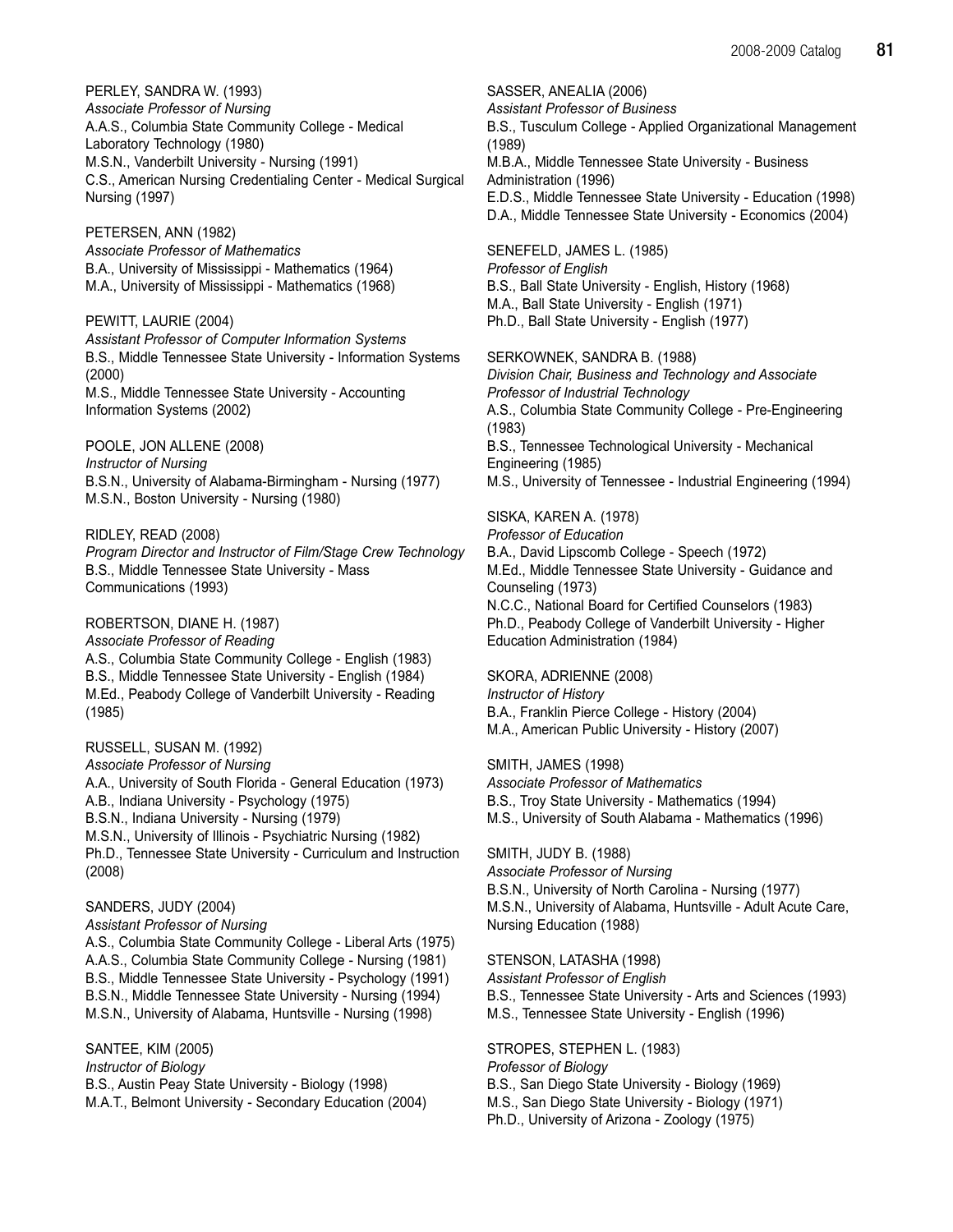PERLEY, SANDRA W. (1993)
*Associate Professor of Nursing*
A.A.S., Columbia State Community College - Medical Laboratory Technology (1980)
M.S.N., Vanderbilt University - Nursing (1991)
C.S., American Nursing Credentialing Center - Medical Surgical Nursing (1997)

PETERSEN, ANN (1982)
*Associate Professor of Mathematics*
B.A., University of Mississippi - Mathematics (1964)
M.A., University of Mississippi - Mathematics (1968)

PEWITT, LAURIE (2004)
*Assistant Professor of Computer Information Systems*
B.S., Middle Tennessee State University - Information Systems (2000)
M.S., Middle Tennessee State University - Accounting Information Systems (2002)

POOLE, JON ALLENE (2008)
*Instructor of Nursing*
B.S.N., University of Alabama-Birmingham - Nursing (1977)
M.S.N., Boston University - Nursing (1980)

RIDLEY, READ (2008)
*Program Director and Instructor of Film/Stage Crew Technology*
B.S., Middle Tennessee State University - Mass Communications (1993)

ROBERTSON, DIANE H. (1987)
*Associate Professor of Reading*
A.S., Columbia State Community College - English (1983)
B.S., Middle Tennessee State University - English (1984)
M.Ed., Peabody College of Vanderbilt University - Reading (1985)

RUSSELL, SUSAN M. (1992)
*Associate Professor of Nursing*
A.A., University of South Florida - General Education (1973)
A.B., Indiana University - Psychology (1975)
B.S.N., Indiana University - Nursing (1979)
M.S.N., University of Illinois - Psychiatric Nursing (1982)
Ph.D., Tennessee State University - Curriculum and Instruction (2008)

SANDERS, JUDY (2004)
*Assistant Professor of Nursing*
A.S., Columbia State Community College - Liberal Arts (1975)
A.A.S., Columbia State Community College - Nursing (1981)
B.S., Middle Tennessee State University - Psychology (1991)
B.S.N., Middle Tennessee State University - Nursing (1994)
M.S.N., University of Alabama, Huntsville - Nursing (1998)

SANTEE, KIM (2005)
*Instructor of Biology*
B.S., Austin Peay State University - Biology (1998)
M.A.T., Belmont University - Secondary Education (2004)

SASSER, ANEALIA (2006)
*Assistant Professor of Business*
B.S., Tusculum College - Applied Organizational Management (1989)
M.B.A., Middle Tennessee State University - Business Administration (1996)
E.D.S., Middle Tennessee State University - Education (1998)
D.A., Middle Tennessee State University - Economics (2004)

SENEFELD, JAMES L. (1985)
*Professor of English*
B.S., Ball State University - English, History (1968)
M.A., Ball State University - English (1971)
Ph.D., Ball State University - English (1977)

SERKOWNEK, SANDRA B. (1988)
*Division Chair, Business and Technology and Associate Professor of Industrial Technology*
A.S., Columbia State Community College - Pre-Engineering (1983)
B.S., Tennessee Technological University - Mechanical Engineering (1985)
M.S., University of Tennessee - Industrial Engineering (1994)

SISKA, KAREN A. (1978)
*Professor of Education*
B.A., David Lipscomb College - Speech (1972)
M.Ed., Middle Tennessee State University - Guidance and Counseling (1973)
N.C.C., National Board for Certified Counselors (1983)
Ph.D., Peabody College of Vanderbilt University - Higher Education Administration (1984)

SKORA, ADRIENNE (2008)
*Instructor of History*
B.A., Franklin Pierce College - History (2004)
M.A., American Public University - History (2007)

SMITH, JAMES (1998)
*Associate Professor of Mathematics*
B.S., Troy State University - Mathematics (1994)
M.S., University of South Alabama - Mathematics (1996)

SMITH, JUDY B. (1988)
*Associate Professor of Nursing*
B.S.N., University of North Carolina - Nursing (1977)
M.S.N., University of Alabama, Huntsville - Adult Acute Care, Nursing Education (1988)

STENSON, LATASHA (1998)
*Assistant Professor of English*
B.S., Tennessee State University - Arts and Sciences (1993)
M.S., Tennessee State University - English (1996)

STROPES, STEPHEN L. (1983)
*Professor of Biology*
B.S., San Diego State University - Biology (1969)
M.S., San Diego State University - Biology (1971)
Ph.D., University of Arizona - Zoology (1975)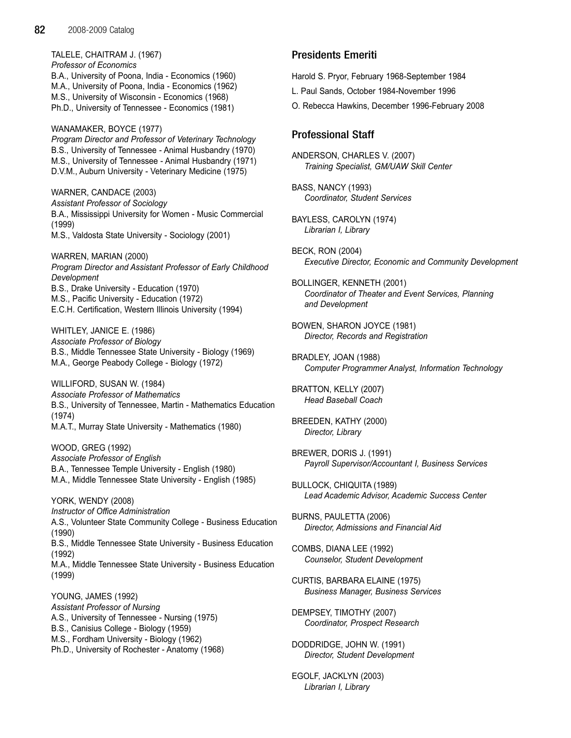TALELE, CHAITRAM J. (1967)
*Professor of Economics*
B.A., University of Poona, India - Economics (1960)
M.A., University of Poona, India - Economics (1962)
M.S., University of Wisconsin - Economics (1968)
Ph.D., University of Tennessee - Economics (1981)

WANAMAKER, BOYCE (1977)
*Program Director and Professor of Veterinary Technology*
B.S., University of Tennessee - Animal Husbandry (1970)
M.S., University of Tennessee - Animal Husbandry (1971)
D.V.M., Auburn University - Veterinary Medicine (1975)

WARNER, CANDACE (2003)
*Assistant Professor of Sociology*
B.A., Mississippi University for Women - Music Commercial (1999)
M.S., Valdosta State University - Sociology (2001)

WARREN, MARIAN (2000)
*Program Director and Assistant Professor of Early Childhood Development*
B.S., Drake University - Education (1970)
M.S., Pacific University - Education (1972)
E.C.H. Certification, Western Illinois University (1994)

WHITLEY, JANICE E. (1986)
*Associate Professor of Biology*
B.S., Middle Tennessee State University - Biology (1969)
M.A., George Peabody College - Biology (1972)

WILLIFORD, SUSAN W. (1984)
*Associate Professor of Mathematics*
B.S., University of Tennessee, Martin - Mathematics Education (1974)
M.A.T., Murray State University - Mathematics (1980)

WOOD, GREG (1992)
*Associate Professor of English*
B.A., Tennessee Temple University - English (1980)
M.A., Middle Tennessee State University - English (1985)

YORK, WENDY (2008)
*Instructor of Office Administration*
A.S., Volunteer State Community College - Business Education (1990)
B.S., Middle Tennessee State University - Business Education (1992)
M.A., Middle Tennessee State University - Business Education (1999)

YOUNG, JAMES (1992)
*Assistant Professor of Nursing*
A.S., University of Tennessee - Nursing (1975)
B.S., Canisius College - Biology (1959)
M.S., Fordham University - Biology (1962)
Ph.D., University of Rochester - Anatomy (1968)

## Presidents Emeriti

Harold S. Pryor, February 1968-September 1984

L. Paul Sands, October 1984-November 1996

O. Rebecca Hawkins, December 1996-February 2008

## Professional Staff

ANDERSON, CHARLES V. (2007)
*Training Specialist, GM/UAW Skill Center*

BASS, NANCY (1993)
*Coordinator, Student Services*

BAYLESS, CAROLYN (1974)
*Librarian I, Library*

BECK, RON (2004)
*Executive Director, Economic and Community Development*

BOLLINGER, KENNETH (2001)
*Coordinator of Theater and Event Services, Planning and Development*

BOWEN, SHARON JOYCE (1981)
*Director, Records and Registration*

BRADLEY, JOAN (1988)
*Computer Programmer Analyst, Information Technology*

BRATTON, KELLY (2007)
*Head Baseball Coach*

BREEDEN, KATHY (2000)
*Director, Library*

BREWER, DORIS J. (1991)
*Payroll Supervisor/Accountant I, Business Services*

BULLOCK, CHIQUITA (1989)
*Lead Academic Advisor, Academic Success Center*

BURNS, PAULETTA (2006)
*Director, Admissions and Financial Aid*

COMBS, DIANA LEE (1992)
*Counselor, Student Development*

CURTIS, BARBARA ELAINE (1975)
*Business Manager, Business Services*

DEMPSEY, TIMOTHY (2007)
*Coordinator, Prospect Research*

DODDRIDGE, JOHN W. (1991)
*Director, Student Development*

EGOLF, JACKLYN (2003)
*Librarian I, Library*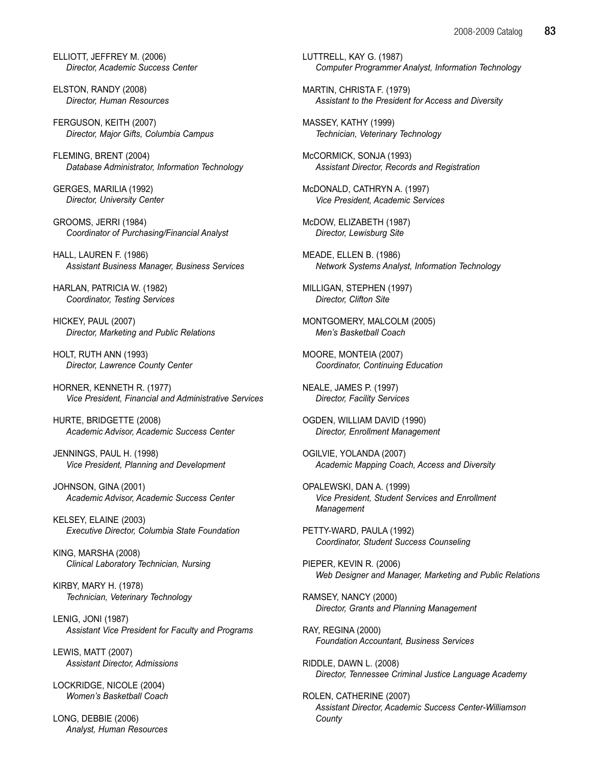ELLIOTT, JEFFREY M. (2006)
*Director, Academic Success Center*

ELSTON, RANDY (2008)
*Director, Human Resources*

FERGUSON, KEITH (2007)
*Director, Major Gifts, Columbia Campus*

FLEMING, BRENT (2004)
*Database Administrator, Information Technology*

GERGES, MARILIA (1992)
*Director, University Center*

GROOMS, JERRI (1984)
*Coordinator of Purchasing/Financial Analyst*

HALL, LAUREN F. (1986)
*Assistant Business Manager, Business Services*

HARLAN, PATRICIA W. (1982)
*Coordinator, Testing Services*

HICKEY, PAUL (2007)
*Director, Marketing and Public Relations*

HOLT, RUTH ANN (1993)
*Director, Lawrence County Center*

HORNER, KENNETH R. (1977)
*Vice President, Financial and Administrative Services*

HURTE, BRIDGETTE (2008)
*Academic Advisor, Academic Success Center*

JENNINGS, PAUL H. (1998)
*Vice President, Planning and Development*

JOHNSON, GINA (2001)
*Academic Advisor, Academic Success Center*

KELSEY, ELAINE (2003)
*Executive Director, Columbia State Foundation*

KING, MARSHA (2008)
*Clinical Laboratory Technician, Nursing*

KIRBY, MARY H. (1978)
*Technician, Veterinary Technology*

LENIG, JONI (1987)
*Assistant Vice President for Faculty and Programs*

LEWIS, MATT (2007)
*Assistant Director, Admissions*

LOCKRIDGE, NICOLE (2004)
*Women's Basketball Coach*

LONG, DEBBIE (2006)
*Analyst, Human Resources*

LUTTRELL, KAY G. (1987)
*Computer Programmer Analyst, Information Technology*

MARTIN, CHRISTA F. (1979)
*Assistant to the President for Access and Diversity*

MASSEY, KATHY (1999)
*Technician, Veterinary Technology*

McCORMICK, SONJA (1993)
*Assistant Director, Records and Registration*

McDONALD, CATHRYN A. (1997)
*Vice President, Academic Services*

McDOW, ELIZABETH (1987)
*Director, Lewisburg Site*

MEADE, ELLEN B. (1986)
*Network Systems Analyst, Information Technology*

MILLIGAN, STEPHEN (1997)
*Director, Clifton Site*

MONTGOMERY, MALCOLM (2005)
*Men's Basketball Coach*

MOORE, MONTEIA (2007)
*Coordinator, Continuing Education*

NEALE, JAMES P. (1997)
*Director, Facility Services*

OGDEN, WILLIAM DAVID (1990)
*Director, Enrollment Management*

OGILVIE, YOLANDA (2007)
*Academic Mapping Coach, Access and Diversity*

OPALEWSKI, DAN A. (1999)
*Vice President, Student Services and Enrollment Management*

PETTY-WARD, PAULA (1992)
*Coordinator, Student Success Counseling*

PIEPER, KEVIN R. (2006)
*Web Designer and Manager, Marketing and Public Relations*

RAMSEY, NANCY (2000)
*Director, Grants and Planning Management*

RAY, REGINA (2000)
*Foundation Accountant, Business Services*

RIDDLE, DAWN L. (2008)
*Director, Tennessee Criminal Justice Language Academy*

ROLEN, CATHERINE (2007)
*Assistant Director, Academic Success Center-Williamson County*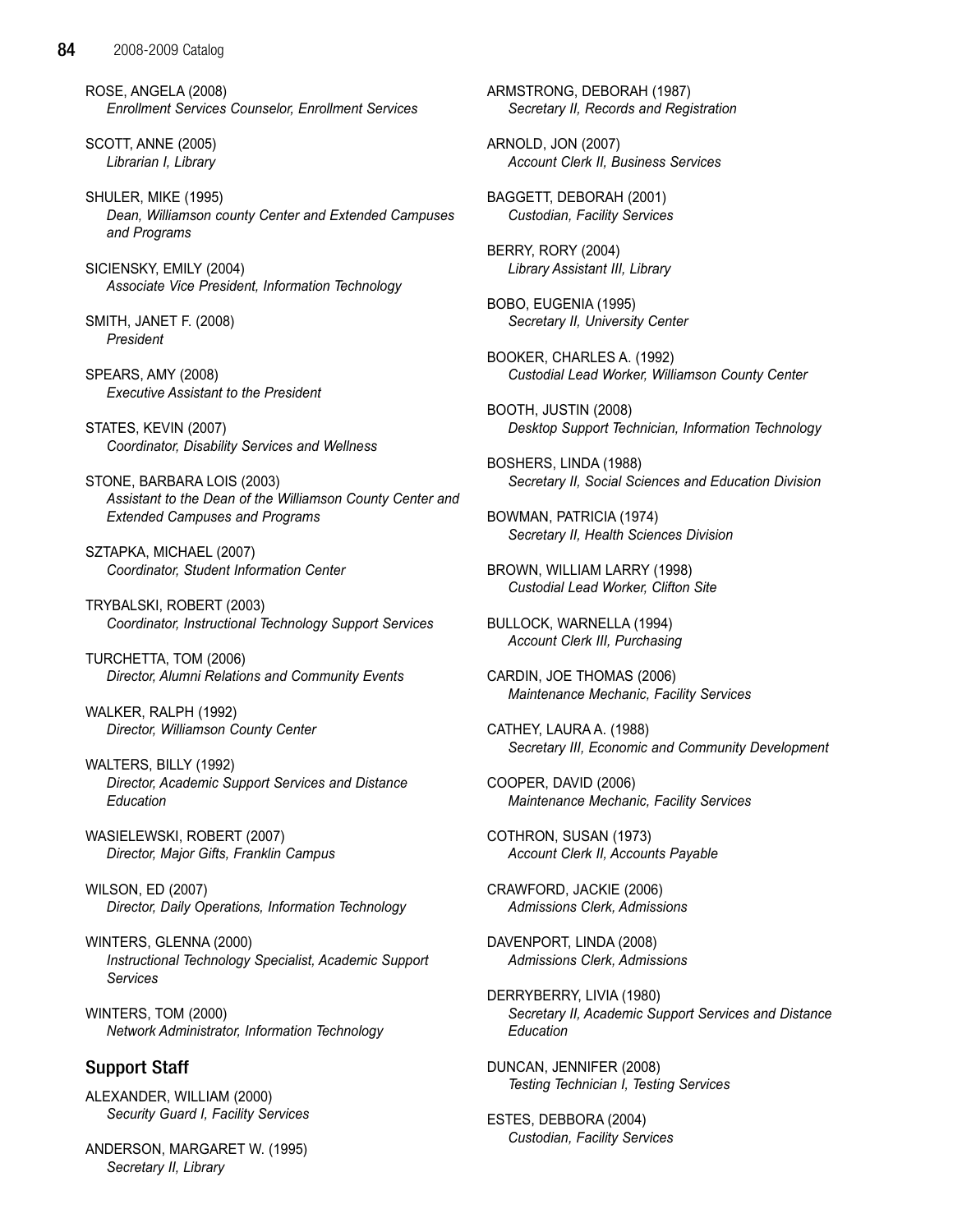ROSE, ANGELA (2008)
*Enrollment Services Counselor, Enrollment Services*

SCOTT, ANNE (2005)
*Librarian I, Library*

SHULER, MIKE (1995)
*Dean, Williamson county Center and Extended Campuses and Programs*

SICIENSKY, EMILY (2004)
*Associate Vice President, Information Technology*

SMITH, JANET F. (2008)
*President*

SPEARS, AMY (2008)
*Executive Assistant to the President*

STATES, KEVIN (2007)
*Coordinator, Disability Services and Wellness*

STONE, BARBARA LOIS (2003)
*Assistant to the Dean of the Williamson County Center and Extended Campuses and Programs*

SZTAPKA, MICHAEL (2007)
*Coordinator, Student Information Center*

TRYBALSKI, ROBERT (2003)
*Coordinator, Instructional Technology Support Services*

TURCHETTA, TOM (2006)
*Director, Alumni Relations and Community Events*

WALKER, RALPH (1992)
*Director, Williamson County Center*

WALTERS, BILLY (1992)
*Director, Academic Support Services and Distance Education*

WASIELEWSKI, ROBERT (2007)
*Director, Major Gifts, Franklin Campus*

WILSON, ED (2007)
*Director, Daily Operations, Information Technology*

WINTERS, GLENNA (2000)
*Instructional Technology Specialist, Academic Support Services*

WINTERS, TOM (2000)
*Network Administrator, Information Technology*

## Support Staff

ALEXANDER, WILLIAM (2000)
*Security Guard I, Facility Services*

ANDERSON, MARGARET W. (1995)
*Secretary II, Library*

ARMSTRONG, DEBORAH (1987)
*Secretary II, Records and Registration*

ARNOLD, JON (2007)
*Account Clerk II, Business Services*

BAGGETT, DEBORAH (2001)
*Custodian, Facility Services*

BERRY, RORY (2004)
*Library Assistant III, Library*

BOBO, EUGENIA (1995)
*Secretary II, University Center*

BOOKER, CHARLES A. (1992)
*Custodial Lead Worker, Williamson County Center*

BOOTH, JUSTIN (2008)
*Desktop Support Technician, Information Technology*

BOSHERS, LINDA (1988)
*Secretary II, Social Sciences and Education Division*

BOWMAN, PATRICIA (1974)
*Secretary II, Health Sciences Division*

BROWN, WILLIAM LARRY (1998)
*Custodial Lead Worker, Clifton Site*

BULLOCK, WARNELLA (1994)
*Account Clerk III, Purchasing*

CARDIN, JOE THOMAS (2006)
*Maintenance Mechanic, Facility Services*

CATHEY, LAURA A. (1988)
*Secretary III, Economic and Community Development*

COOPER, DAVID (2006)
*Maintenance Mechanic, Facility Services*

COTHRON, SUSAN (1973)
*Account Clerk II, Accounts Payable*

CRAWFORD, JACKIE (2006)
*Admissions Clerk, Admissions*

DAVENPORT, LINDA (2008)
*Admissions Clerk, Admissions*

DERRYBERRY, LIVIA (1980)
*Secretary II, Academic Support Services and Distance Education*

DUNCAN, JENNIFER (2008)
*Testing Technician I, Testing Services*

ESTES, DEBBORA (2004)
*Custodian, Facility Services*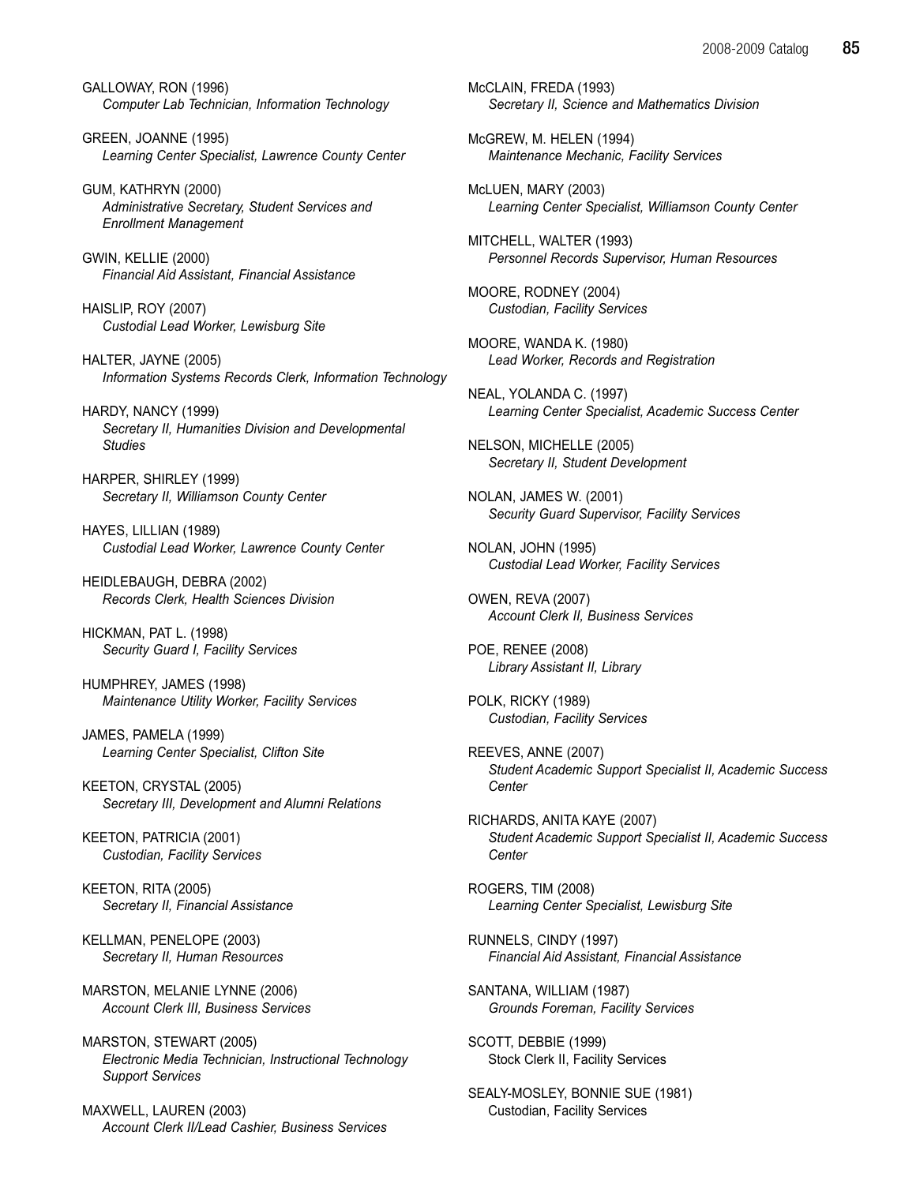GALLOWAY, RON (1996)
*Computer Lab Technician, Information Technology*

GREEN, JOANNE (1995)
*Learning Center Specialist, Lawrence County Center*

GUM, KATHRYN (2000)
*Administrative Secretary, Student Services and Enrollment Management*

GWIN, KELLIE (2000)
*Financial Aid Assistant, Financial Assistance*

HAISLIP, ROY (2007)
*Custodial Lead Worker, Lewisburg Site*

HALTER, JAYNE (2005)
*Information Systems Records Clerk, Information Technology*

HARDY, NANCY (1999)
*Secretary II, Humanities Division and Developmental Studies*

HARPER, SHIRLEY (1999)
*Secretary II, Williamson County Center*

HAYES, LILLIAN (1989)
*Custodial Lead Worker, Lawrence County Center*

HEIDLEBAUGH, DEBRA (2002)
*Records Clerk, Health Sciences Division*

HICKMAN, PAT L. (1998)
*Security Guard I, Facility Services*

HUMPHREY, JAMES (1998)
*Maintenance Utility Worker, Facility Services*

JAMES, PAMELA (1999)
*Learning Center Specialist, Clifton Site*

KEETON, CRYSTAL (2005)
*Secretary III, Development and Alumni Relations*

KEETON, PATRICIA (2001)
*Custodian, Facility Services*

KEETON, RITA (2005)
*Secretary II, Financial Assistance*

KELLMAN, PENELOPE (2003)
*Secretary II, Human Resources*

MARSTON, MELANIE LYNNE (2006)
*Account Clerk III, Business Services*

MARSTON, STEWART (2005)
*Electronic Media Technician, Instructional Technology Support Services*

MAXWELL, LAUREN (2003)
*Account Clerk II/Lead Cashier, Business Services*

McCLAIN, FREDA (1993)
*Secretary II, Science and Mathematics Division*

McGREW, M. HELEN (1994)
*Maintenance Mechanic, Facility Services*

McLUEN, MARY (2003)
*Learning Center Specialist, Williamson County Center*

MITCHELL, WALTER (1993)
*Personnel Records Supervisor, Human Resources*

MOORE, RODNEY (2004)
*Custodian, Facility Services*

MOORE, WANDA K. (1980)
*Lead Worker, Records and Registration*

NEAL, YOLANDA C. (1997)
*Learning Center Specialist, Academic Success Center*

NELSON, MICHELLE (2005)
*Secretary II, Student Development*

NOLAN, JAMES W. (2001)
*Security Guard Supervisor, Facility Services*

NOLAN, JOHN (1995)
*Custodial Lead Worker, Facility Services*

OWEN, REVA (2007)
*Account Clerk II, Business Services*

POE, RENEE (2008)
*Library Assistant II, Library*

POLK, RICKY (1989)
*Custodian, Facility Services*

REEVES, ANNE (2007)
*Student Academic Support Specialist II, Academic Success Center*

RICHARDS, ANITA KAYE (2007)
*Student Academic Support Specialist II, Academic Success Center*

ROGERS, TIM (2008)
*Learning Center Specialist, Lewisburg Site*

RUNNELS, CINDY (1997)
*Financial Aid Assistant, Financial Assistance*

SANTANA, WILLIAM (1987)
*Grounds Foreman, Facility Services*

SCOTT, DEBBIE (1999)
Stock Clerk II, Facility Services

SEALY-MOSLEY, BONNIE SUE (1981)
Custodian, Facility Services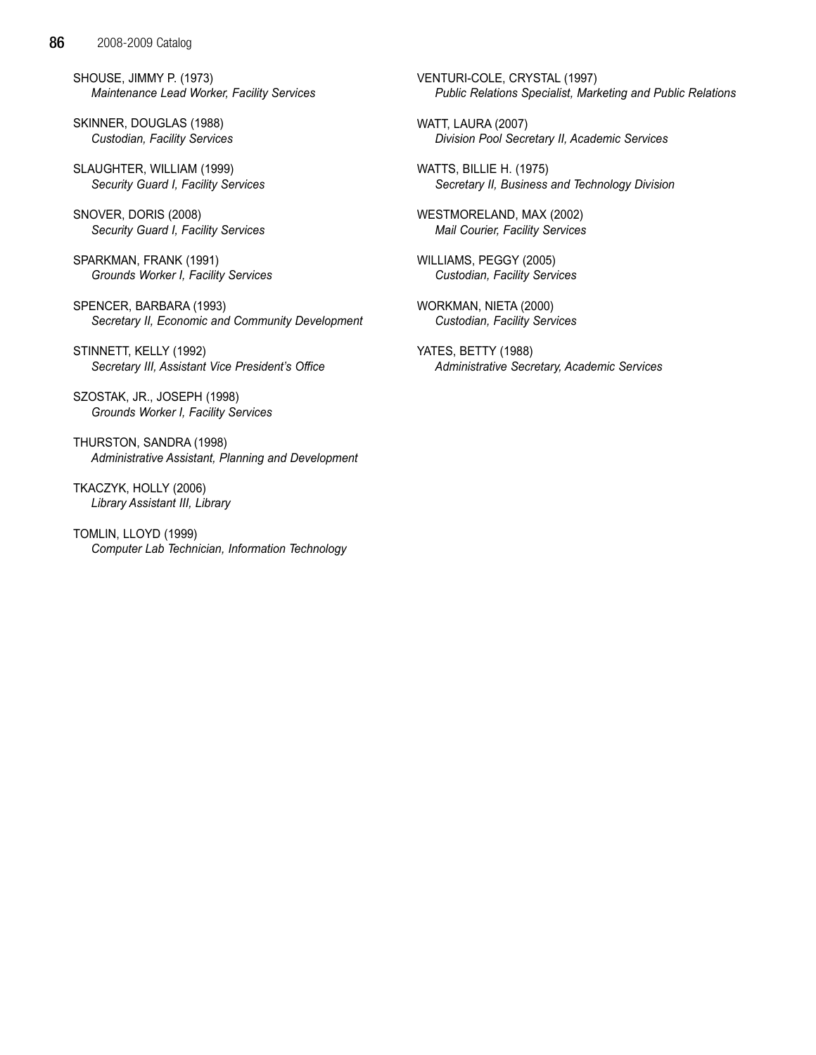SHOUSE, JIMMY P. (1973)
*Maintenance Lead Worker, Facility Services*

SKINNER, DOUGLAS (1988)
*Custodian, Facility Services*

SLAUGHTER, WILLIAM (1999)
*Security Guard I, Facility Services*

SNOVER, DORIS (2008)
*Security Guard I, Facility Services*

SPARKMAN, FRANK (1991)
*Grounds Worker I, Facility Services*

SPENCER, BARBARA (1993)
*Secretary II, Economic and Community Development*

STINNETT, KELLY (1992)
*Secretary III, Assistant Vice President's Office*

SZOSTAK, JR., JOSEPH (1998)
*Grounds Worker I, Facility Services*

THURSTON, SANDRA (1998)
*Administrative Assistant, Planning and Development*

TKACZYK, HOLLY (2006)
*Library Assistant III, Library*

TOMLIN, LLOYD (1999)
*Computer Lab Technician, Information Technology*

VENTURI-COLE, CRYSTAL (1997)
*Public Relations Specialist, Marketing and Public Relations*

WATT, LAURA (2007)
*Division Pool Secretary II, Academic Services*

WATTS, BILLIE H. (1975)
*Secretary II, Business and Technology Division*

WESTMORELAND, MAX (2002)
*Mail Courier, Facility Services*

WILLIAMS, PEGGY (2005)
*Custodian, Facility Services*

WORKMAN, NIETA (2000)
*Custodian, Facility Services*

YATES, BETTY (1988)
*Administrative Secretary, Academic Services*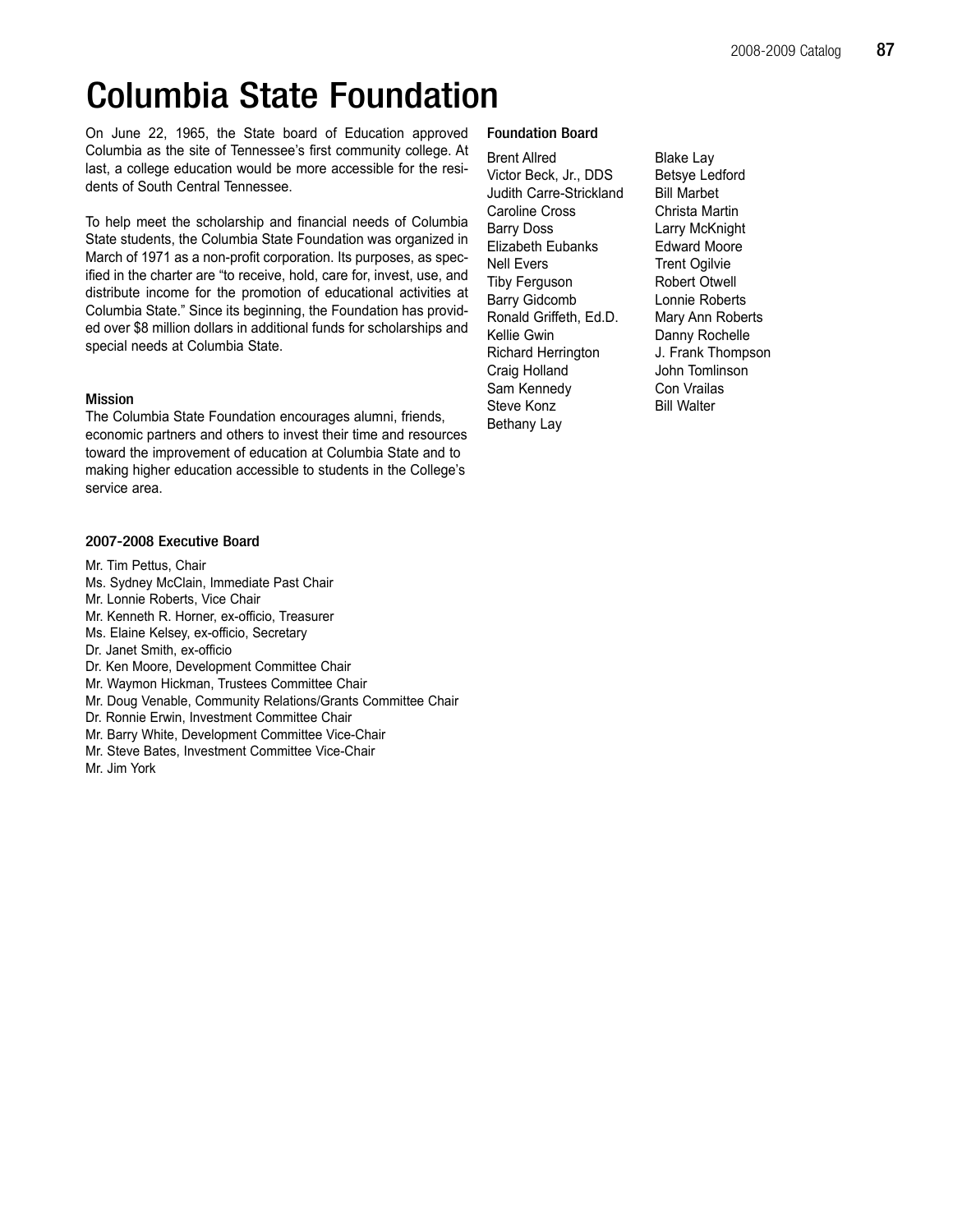# Columbia State Foundation

On June 22, 1965, the State board of Education approved Columbia as the site of Tennessee's first community college. At last, a college education would be more accessible for the residents of South Central Tennessee.

To help meet the scholarship and financial needs of Columbia State students, the Columbia State Foundation was organized in March of 1971 as a non-profit corporation. Its purposes, as specified in the charter are "to receive, hold, care for, invest, use, and distribute income for the promotion of educational activities at Columbia State." Since its beginning, the Foundation has provided over $8 million dollars in additional funds for scholarships and special needs at Columbia State.

### Mission

The Columbia State Foundation encourages alumni, friends, economic partners and others to invest their time and resources toward the improvement of education at Columbia State and to making higher education accessible to students in the College's service area.

### 2007-2008 Executive Board

Mr. Tim Pettus, Chair
Ms. Sydney McClain, Immediate Past Chair
Mr. Lonnie Roberts, Vice Chair
Mr. Kenneth R. Horner, ex-officio, Treasurer
Ms. Elaine Kelsey, ex-officio, Secretary
Dr. Janet Smith, ex-officio
Dr. Ken Moore, Development Committee Chair
Mr. Waymon Hickman, Trustees Committee Chair
Mr. Doug Venable, Community Relations/Grants Committee Chair
Dr. Ronnie Erwin, Investment Committee Chair
Mr. Barry White, Development Committee Vice-Chair
Mr. Steve Bates, Investment Committee Vice-Chair
Mr. Jim York

### Foundation Board

Brent Allred
Victor Beck, Jr., DDS
Judith Carre-Strickland
Caroline Cross
Barry Doss
Elizabeth Eubanks
Nell Evers
Tiby Ferguson
Barry Gidcomb
Ronald Griffeth, Ed.D.
Kellie Gwin
Richard Herrington
Craig Holland
Sam Kennedy
Steve Konz
Bethany Lay
Blake Lay
Betsye Ledford
Bill Marbet
Christa Martin
Larry McKnight
Edward Moore
Trent Ogilvie
Robert Otwell
Lonnie Roberts
Mary Ann Roberts
Danny Rochelle
J. Frank Thompson
John Tomlinson
Con Vrailas
Bill Walter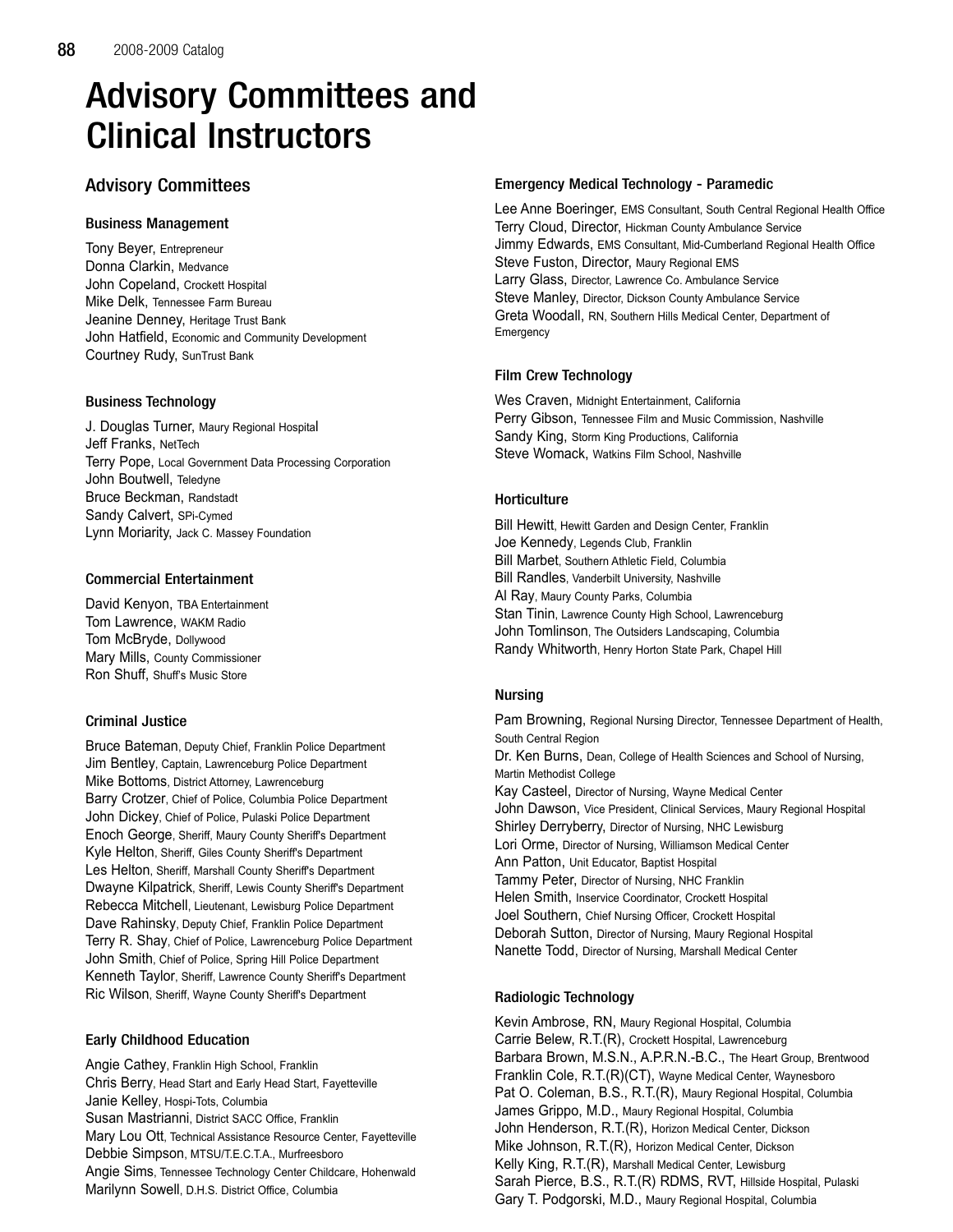# Advisory Committees and Clinical Instructors

## Advisory Committees

### Business Management

Tony Beyer, Entrepreneur
Donna Clarkin, Medvance
John Copeland, Crockett Hospital
Mike Delk, Tennessee Farm Bureau
Jeanine Denney, Heritage Trust Bank
John Hatfield, Economic and Community Development
Courtney Rudy, SunTrust Bank

### Business Technology

J. Douglas Turner, Maury Regional Hospital
Jeff Franks, NetTech
Terry Pope, Local Government Data Processing Corporation
John Boutwell, Teledyne
Bruce Beckman, Randstadt
Sandy Calvert, SPi-Cymed
Lynn Moriarity, Jack C. Massey Foundation

### Commercial Entertainment

David Kenyon, TBA Entertainment
Tom Lawrence, WAKM Radio
Tom McBryde, Dollywood
Mary Mills, County Commissioner
Ron Shuff, Shuff's Music Store

### Criminal Justice

Bruce Bateman, Deputy Chief, Franklin Police Department
Jim Bentley, Captain, Lawrenceburg Police Department
Mike Bottoms, District Attorney, Lawrenceburg
Barry Crotzer, Chief of Police, Columbia Police Department
John Dickey, Chief of Police, Pulaski Police Department
Enoch George, Sheriff, Maury County Sheriff's Department
Kyle Helton, Sheriff, Giles County Sheriff's Department
Les Helton, Sheriff, Marshall County Sheriff's Department
Dwayne Kilpatrick, Sheriff, Lewis County Sheriff's Department
Rebecca Mitchell, Lieutenant, Lewisburg Police Department
Dave Rahinsky, Deputy Chief, Franklin Police Department
Terry R. Shay, Chief of Police, Lawrenceburg Police Department
John Smith, Chief of Police, Spring Hill Police Department
Kenneth Taylor, Sheriff, Lawrence County Sheriff's Department
Ric Wilson, Sheriff, Wayne County Sheriff's Department

### Early Childhood Education

Angie Cathey, Franklin High School, Franklin
Chris Berry, Head Start and Early Head Start, Fayetteville
Janie Kelley, Hospi-Tots, Columbia
Susan Mastrianni, District SACC Office, Franklin
Mary Lou Ott, Technical Assistance Resource Center, Fayetteville
Debbie Simpson, MTSU/T.E.C.T.A., Murfreesboro
Angie Sims, Tennessee Technology Center Childcare, Hohenwald
Marilynn Sowell, D.H.S. District Office, Columbia

### Emergency Medical Technology - Paramedic

Lee Anne Boeringer, EMS Consultant, South Central Regional Health Office
Terry Cloud, Director, Hickman County Ambulance Service
Jimmy Edwards, EMS Consultant, Mid-Cumberland Regional Health Office
Steve Fuston, Director, Maury Regional EMS
Larry Glass, Director, Lawrence Co. Ambulance Service
Steve Manley, Director, Dickson County Ambulance Service
Greta Woodall, RN, Southern Hills Medical Center, Department of Emergency

### Film Crew Technology

Wes Craven, Midnight Entertainment, California
Perry Gibson, Tennessee Film and Music Commission, Nashville
Sandy King, Storm King Productions, California
Steve Womack, Watkins Film School, Nashville

### Horticulture

Bill Hewitt, Hewitt Garden and Design Center, Franklin
Joe Kennedy, Legends Club, Franklin
Bill Marbet, Southern Athletic Field, Columbia
Bill Randles, Vanderbilt University, Nashville
Al Ray, Maury County Parks, Columbia
Stan Tinin, Lawrence County High School, Lawrenceburg
John Tomlinson, The Outsiders Landscaping, Columbia
Randy Whitworth, Henry Horton State Park, Chapel Hill

### Nursing

Pam Browning, Regional Nursing Director, Tennessee Department of Health, South Central Region
Dr. Ken Burns, Dean, College of Health Sciences and School of Nursing, Martin Methodist College
Kay Casteel, Director of Nursing, Wayne Medical Center
John Dawson, Vice President, Clinical Services, Maury Regional Hospital
Shirley Derryberry, Director of Nursing, NHC Lewisburg
Lori Orme, Director of Nursing, Williamson Medical Center
Ann Patton, Unit Educator, Baptist Hospital
Tammy Peter, Director of Nursing, NHC Franklin
Helen Smith, Inservice Coordinator, Crockett Hospital
Joel Southern, Chief Nursing Officer, Crockett Hospital
Deborah Sutton, Director of Nursing, Maury Regional Hospital
Nanette Todd, Director of Nursing, Marshall Medical Center

### Radiologic Technology

Kevin Ambrose, RN, Maury Regional Hospital, Columbia
Carrie Belew, R.T.(R), Crockett Hospital, Lawrenceburg
Barbara Brown, M.S.N., A.P.R.N.-B.C., The Heart Group, Brentwood
Franklin Cole, R.T.(R)(CT), Wayne Medical Center, Waynesboro
Pat O. Coleman, B.S., R.T.(R), Maury Regional Hospital, Columbia
James Grippo, M.D., Maury Regional Hospital, Columbia
John Henderson, R.T.(R), Horizon Medical Center, Dickson
Mike Johnson, R.T.(R), Horizon Medical Center, Dickson
Kelly King, R.T.(R), Marshall Medical Center, Lewisburg
Sarah Pierce, B.S., R.T.(R) RDMS, RVT, Hillside Hospital, Pulaski
Gary T. Podgorski, M.D., Maury Regional Hospital, Columbia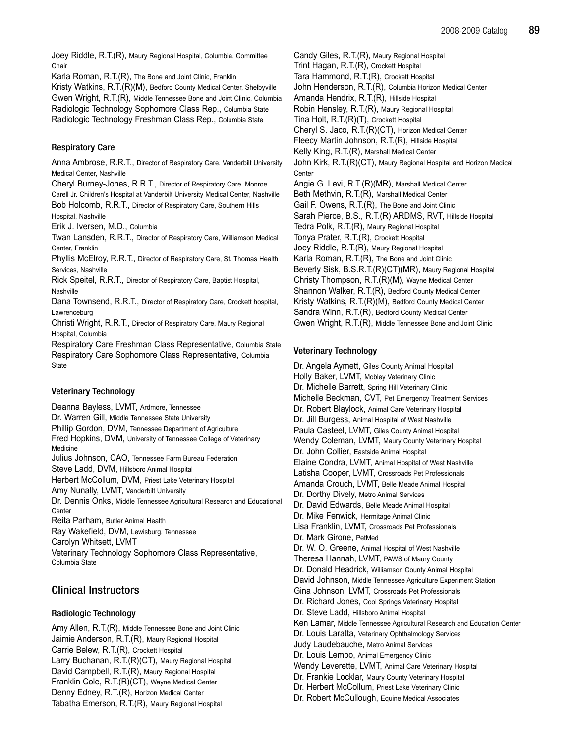Joey Riddle, R.T.(R), Maury Regional Hospital, Columbia, Committee Chair
Karla Roman, R.T.(R), The Bone and Joint Clinic, Franklin
Kristy Watkins, R.T.(R)(M), Bedford County Medical Center, Shelbyville
Gwen Wright, R.T.(R), Middle Tennessee Bone and Joint Clinic, Columbia
Radiologic Technology Sophomore Class Rep., Columbia State
Radiologic Technology Freshman Class Rep., Columbia State

### Respiratory Care

Anna Ambrose, R.R.T., Director of Respiratory Care, Vanderbilt University Medical Center, Nashville
Cheryl Burney-Jones, R.R.T., Director of Respiratory Care, Monroe Carell Jr. Children's Hospital at Vanderbilt University Medical Center, Nashville
Bob Holcomb, R.R.T., Director of Respiratory Care, Southern Hills Hospital, Nashville
Erik J. Iversen, M.D., Columbia
Twan Lansden, R.R.T., Director of Respiratory Care, Williamson Medical Center, Franklin
Phyllis McElroy, R.R.T., Director of Respiratory Care, St. Thomas Health Services, Nashville
Rick Speitel, R.R.T., Director of Respiratory Care, Baptist Hospital, Nashville
Dana Townsend, R.R.T., Director of Respiratory Care, Crockett hospital, Lawrenceburg
Christi Wright, R.R.T., Director of Respiratory Care, Maury Regional Hospital, Columbia
Respiratory Care Freshman Class Representative, Columbia State
Respiratory Care Sophomore Class Representative, Columbia State

### Veterinary Technology

Deanna Bayless, LVMT, Ardmore, Tennessee
Dr. Warren Gill, Middle Tennessee State University
Phillip Gordon, DVM, Tennessee Department of Agriculture
Fred Hopkins, DVM, University of Tennessee College of Veterinary Medicine
Julius Johnson, CAO, Tennessee Farm Bureau Federation
Steve Ladd, DVM, Hillsboro Animal Hospital
Herbert McCollum, DVM, Priest Lake Veterinary Hospital
Amy Nunally, LVMT, Vanderbilt University
Dr. Dennis Onks, Middle Tennessee Agricultural Research and Educational Center
Reita Parham, Butler Animal Health
Ray Wakefield, DVM, Lewisburg, Tennessee
Carolyn Whitsett, LVMT
Veterinary Technology Sophomore Class Representative, Columbia State

## Clinical Instructors

### Radiologic Technology

Amy Allen, R.T.(R), Middle Tennessee Bone and Joint Clinic
Jaimie Anderson, R.T.(R), Maury Regional Hospital
Carrie Belew, R.T.(R), Crockett Hospital
Larry Buchanan, R.T.(R)(CT), Maury Regional Hospital
David Campbell, R.T.(R), Maury Regional Hospital
Franklin Cole, R.T.(R)(CT), Wayne Medical Center
Denny Edney, R.T.(R), Horizon Medical Center
Tabatha Emerson, R.T.(R), Maury Regional Hospital
Candy Giles, R.T.(R), Maury Regional Hospital
Trint Hagan, R.T.(R), Crockett Hospital
Tara Hammond, R.T.(R), Crockett Hospital
John Henderson, R.T.(R), Columbia Horizon Medical Center
Amanda Hendrix, R.T.(R), Hillside Hospital
Robin Hensley, R.T.(R), Maury Regional Hospital
Tina Holt, R.T.(R)(T), Crockett Hospital
Cheryl S. Jaco, R.T.(R)(CT), Horizon Medical Center
Fleecy Martin Johnson, R.T.(R), Hillside Hospital
Kelly King, R.T.(R), Marshall Medical Center
John Kirk, R.T.(R)(CT), Maury Regional Hospital and Horizon Medical Center
Angie G. Levi, R.T.(R)(MR), Marshall Medical Center
Beth Methvin, R.T.(R), Marshall Medical Center
Gail F. Owens, R.T.(R), The Bone and Joint Clinic
Sarah Pierce, B.S., R.T.(R) ARDMS, RVT, Hillside Hospital
Tedra Polk, R.T.(R), Maury Regional Hospital
Tonya Prater, R.T.(R), Crockett Hospital
Joey Riddle, R.T.(R), Maury Regional Hospital
Karla Roman, R.T.(R), The Bone and Joint Clinic
Beverly Sisk, B.S.R.T.(R)(CT)(MR), Maury Regional Hospital
Christy Thompson, R.T.(R)(M), Wayne Medical Center
Shannon Walker, R.T.(R), Bedford County Medical Center
Kristy Watkins, R.T.(R)(M), Bedford County Medical Center
Sandra Winn, R.T.(R), Bedford County Medical Center
Gwen Wright, R.T.(R), Middle Tennessee Bone and Joint Clinic

### Veterinary Technology

Dr. Angela Aymett, Giles County Animal Hospital
Holly Baker, LVMT, Mobley Veterinary Clinic
Dr. Michelle Barrett, Spring Hill Veterinary Clinic
Michelle Beckman, CVT, Pet Emergency Treatment Services
Dr. Robert Blaylock, Animal Care Veterinary Hospital
Dr. Jill Burgess, Animal Hospital of West Nashville
Paula Casteel, LVMT, Giles County Animal Hospital
Wendy Coleman, LVMT, Maury County Veterinary Hospital
Dr. John Collier, Eastside Animal Hospital
Elaine Condra, LVMT, Animal Hospital of West Nashville
Latisha Cooper, LVMT, Crossroads Pet Professionals
Amanda Crouch, LVMT, Belle Meade Animal Hospital
Dr. Dorthy Dively, Metro Animal Services
Dr. David Edwards, Belle Meade Animal Hospital
Dr. Mike Fenwick, Hermitage Animal Clinic
Lisa Franklin, LVMT, Crossroads Pet Professionals
Dr. Mark Girone, PetMed
Dr. W. O. Greene, Animal Hospital of West Nashville
Theresa Hannah, LVMT, PAWS of Maury County
Dr. Donald Headrick, Williamson County Animal Hospital
David Johnson, Middle Tennessee Agriculture Experiment Station
Gina Johnson, LVMT, Crossroads Pet Professionals
Dr. Richard Jones, Cool Springs Veterinary Hospital
Dr. Steve Ladd, Hillsboro Animal Hospital
Ken Lamar, Middle Tennessee Agricultural Research and Education Center
Dr. Louis Laratta, Veterinary Ophthalmology Services
Judy Laudebauche, Metro Animal Services
Dr. Louis Lembo, Animal Emergency Clinic
Wendy Leverette, LVMT, Animal Care Veterinary Hospital
Dr. Frankie Locklar, Maury County Veterinary Hospital
Dr. Herbert McCollum, Priest Lake Veterinary Clinic
Dr. Robert McCullough, Equine Medical Associates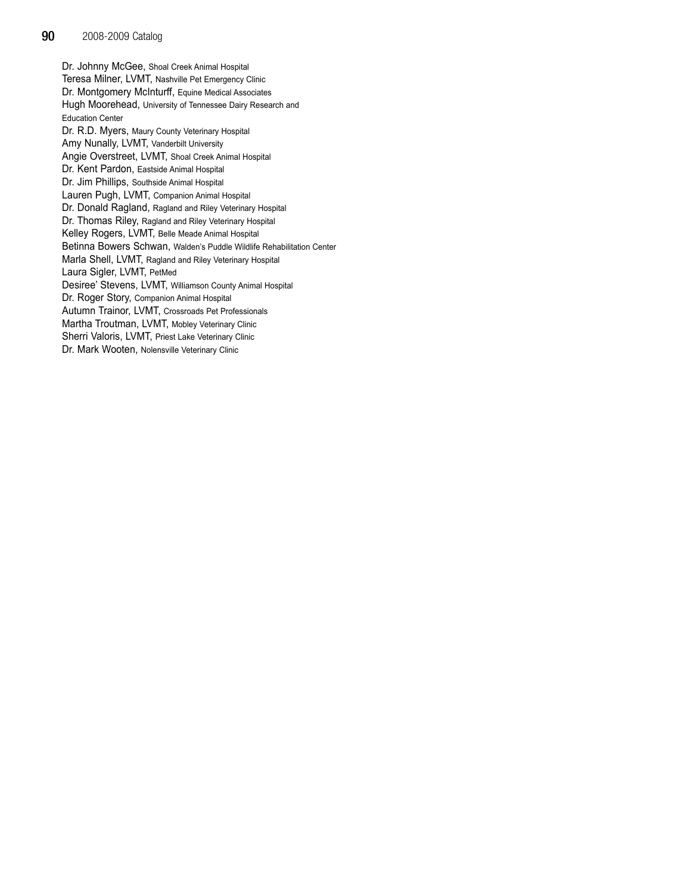Dr. Johnny McGee, Shoal Creek Animal Hospital
Teresa Milner, LVMT, Nashville Pet Emergency Clinic
Dr. Montgomery McInturff, Equine Medical Associates
Hugh Moorehead, University of Tennessee Dairy Research and Education Center
Dr. R.D. Myers, Maury County Veterinary Hospital
Amy Nunally, LVMT, Vanderbilt University
Angie Overstreet, LVMT, Shoal Creek Animal Hospital
Dr. Kent Pardon, Eastside Animal Hospital
Dr. Jim Phillips, Southside Animal Hospital
Lauren Pugh, LVMT, Companion Animal Hospital
Dr. Donald Ragland, Ragland and Riley Veterinary Hospital
Dr. Thomas Riley, Ragland and Riley Veterinary Hospital
Kelley Rogers, LVMT, Belle Meade Animal Hospital
Betinna Bowers Schwan, Walden's Puddle Wildlife Rehabilitation Center
Marla Shell, LVMT, Ragland and Riley Veterinary Hospital
Laura Sigler, LVMT, PetMed
Desiree' Stevens, LVMT, Williamson County Animal Hospital
Dr. Roger Story, Companion Animal Hospital
Autumn Trainor, LVMT, Crossroads Pet Professionals
Martha Troutman, LVMT, Mobley Veterinary Clinic
Sherri Valoris, LVMT, Priest Lake Veterinary Clinic
Dr. Mark Wooten, Nolensville Veterinary Clinic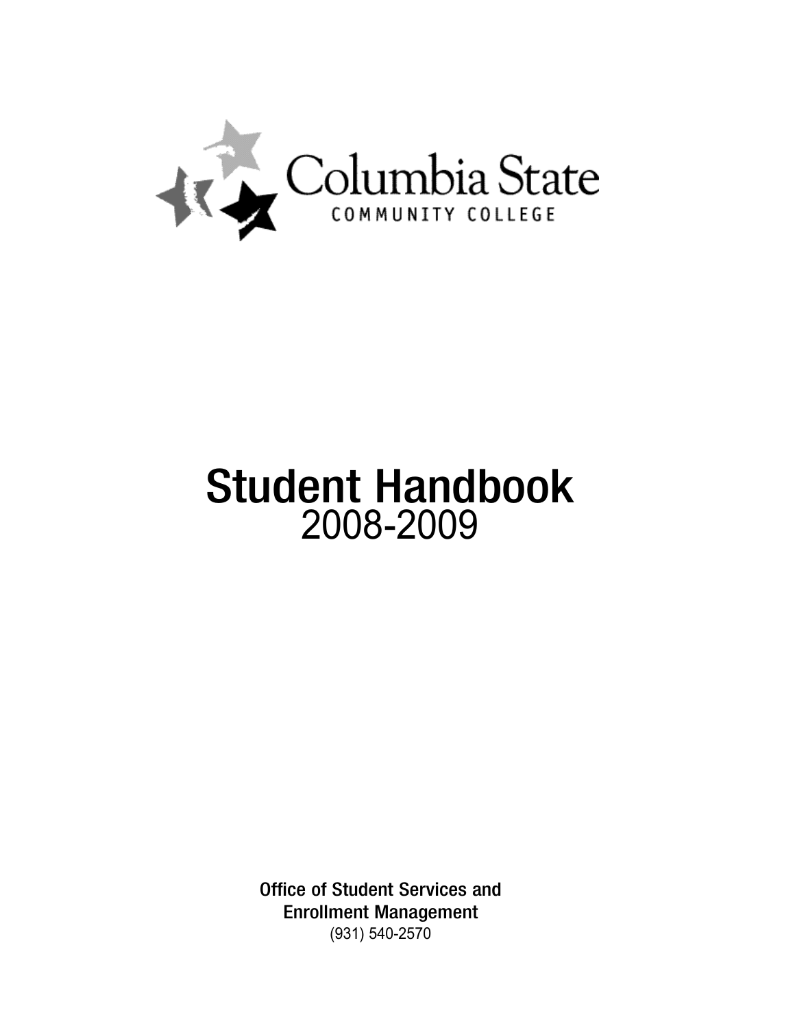Columbia State

COMMUNITY COLLEGE

# Student Handbook

2008-2009

**Office of Student Services and**
**Enrollment Management**
(931) 540-2570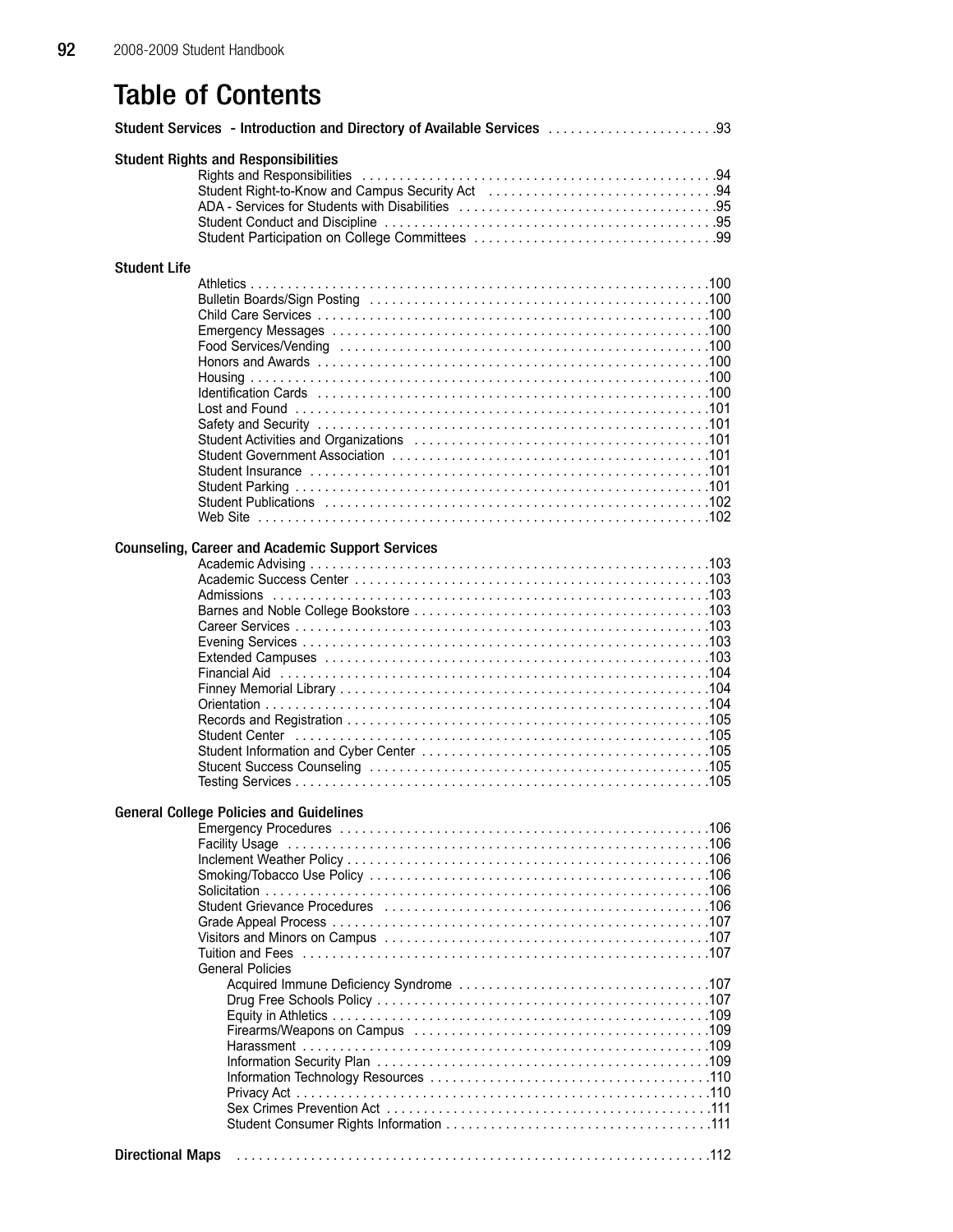# Table of Contents

**Student Services - Introduction and Directory of Available Services** .93

**Student Rights and Responsibilities**

- Rights and Responsibilities .94
- Student Right-to-Know and Campus Security Act .94
- ADA - Services for Students with Disabilities .95
- Student Conduct and Discipline .95
- Student Participation on College Committees .99

**Student Life**

- Athletics .100
- Bulletin Boards/Sign Posting .100
- Child Care Services .100
- Emergency Messages .100
- Food Services/Vending .100
- Honors and Awards .100
- Housing .100
- Identification Cards .100
- Lost and Found .101
- Safety and Security .101
- Student Activities and Organizations .101
- Student Government Association .101
- Student Insurance .101
- Student Parking .101
- Student Publications .102
- Web Site .102

**Counseling, Career and Academic Support Services**

- Academic Advising .103
- Academic Success Center .103
- Admissions .103
- Barnes and Noble College Bookstore .103
- Career Services .103
- Evening Services .103
- Extended Campuses .103
- Financial Aid .104
- Finney Memorial Library .104
- Orientation .104
- Records and Registration .105
- Student Center .105
- Student Information and Cyber Center .105
- Stucent Success Counseling .105
- Testing Services .105

**General College Policies and Guidelines**

- Emergency Procedures .106
- Facility Usage .106
- Inclement Weather Policy .106
- Smoking/Tobacco Use Policy .106
- Solicitation .106
- Student Grievance Procedures .106
- Grade Appeal Process .107
- Visitors and Minors on Campus .107
- Tuition and Fees .107
- General Policies
  - Acquired Immune Deficiency Syndrome .107
  - Drug Free Schools Policy .107
  - Equity in Athletics .109
  - Firearms/Weapons on Campus .109
  - Harassment .109
  - Information Security Plan .109
  - Information Technology Resources .110
  - Privacy Act .110
  - Sex Crimes Prevention Act .111
  - Student Consumer Rights Information .111

**Directional Maps** .112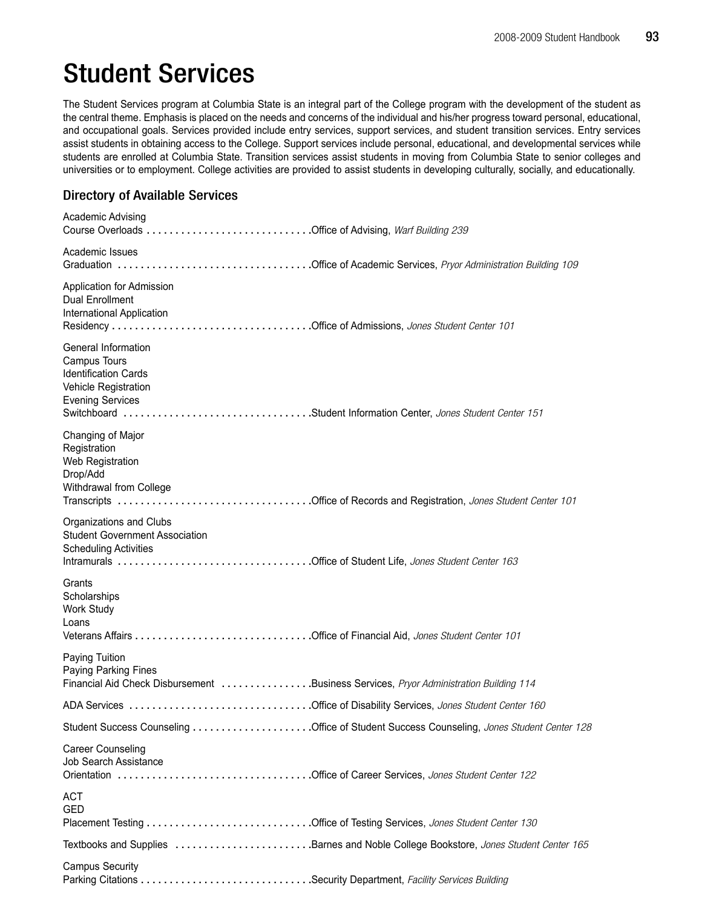# Student Services

The Student Services program at Columbia State is an integral part of the College program with the development of the student as the central theme. Emphasis is placed on the needs and concerns of the individual and his/her progress toward personal, educational, and occupational goals. Services provided include entry services, support services, and student transition services. Entry services assist students in obtaining access to the College. Support services include personal, educational, and developmental services while students are enrolled at Columbia State. Transition services assist students in moving from Columbia State to senior colleges and universities or to employment. College activities are provided to assist students in developing culturally, socially, and educationally.

## Directory of Available Services

Academic Advising
Course Overloads . . . . . . . . . . . . . . . . . . . . . . . . . . . .Office of Advising, *Warf Building 239*

Academic Issues
Graduation . . . . . . . . . . . . . . . . . . . . . . . . . . . . . . . . .Office of Academic Services, *Pryor Administration Building 109*

Application for Admission
Dual Enrollment
International Application
Residency . . . . . . . . . . . . . . . . . . . . . . . . . . . . . . . . . .Office of Admissions, *Jones Student Center 101*

General Information
Campus Tours
Identification Cards
Vehicle Registration
Evening Services
Switchboard . . . . . . . . . . . . . . . . . . . . . . . . . . . . . . . .Student Information Center, *Jones Student Center 151*

Changing of Major
Registration
Web Registration
Drop/Add
Withdrawal from College
Transcripts . . . . . . . . . . . . . . . . . . . . . . . . . . . . . . . . .Office of Records and Registration, *Jones Student Center 101*

Organizations and Clubs
Student Government Association
Scheduling Activities
Intramurals . . . . . . . . . . . . . . . . . . . . . . . . . . . . . . . . .Office of Student Life, *Jones Student Center 163*

Grants
Scholarships
Work Study
Loans
Veterans Affairs . . . . . . . . . . . . . . . . . . . . . . . . . . . . . .Office of Financial Aid, *Jones Student Center 101*

Paying Tuition
Paying Parking Fines
Financial Aid Check Disbursement . . . . . . . . . . . . . . . .Business Services, *Pryor Administration Building 114*

ADA Services . . . . . . . . . . . . . . . . . . . . . . . . . . . . . . .Office of Disability Services, *Jones Student Center 160*

Student Success Counseling . . . . . . . . . . . . . . . . . . . .Office of Student Success Counseling, *Jones Student Center 128*

Career Counseling
Job Search Assistance
Orientation . . . . . . . . . . . . . . . . . . . . . . . . . . . . . . . . .Office of Career Services, *Jones Student Center 122*

ACT
GED
Placement Testing . . . . . . . . . . . . . . . . . . . . . . . . . . . .Office of Testing Services, *Jones Student Center 130*

Textbooks and Supplies . . . . . . . . . . . . . . . . . . . . . . . .Barnes and Noble College Bookstore, *Jones Student Center 165*

Campus Security
Parking Citations . . . . . . . . . . . . . . . . . . . . . . . . . . . . .Security Department, *Facility Services Building*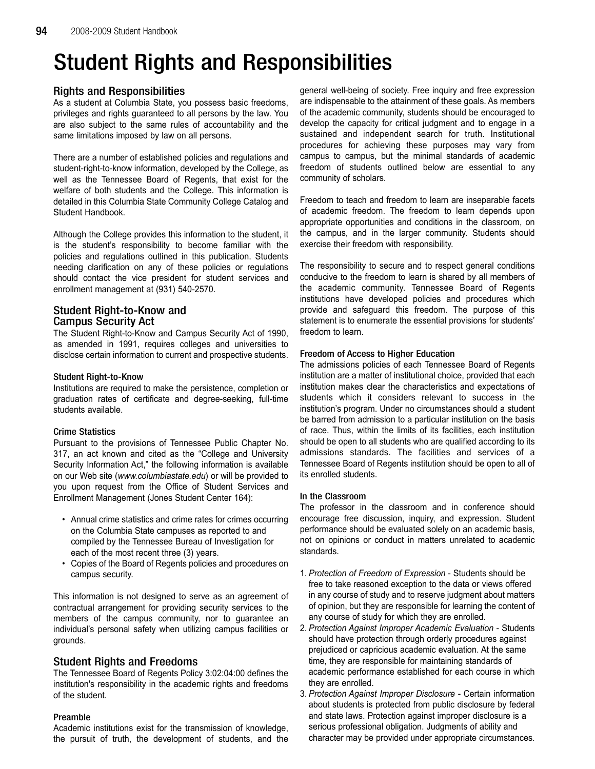# Student Rights and Responsibilities

## Rights and Responsibilities

As a student at Columbia State, you possess basic freedoms, privileges and rights guaranteed to all persons by the law. You are also subject to the same rules of accountability and the same limitations imposed by law on all persons.

There are a number of established policies and regulations and student-right-to-know information, developed by the College, as well as the Tennessee Board of Regents, that exist for the welfare of both students and the College. This information is detailed in this Columbia State Community College Catalog and Student Handbook.

Although the College provides this information to the student, it is the student's responsibility to become familiar with the policies and regulations outlined in this publication. Students needing clarification on any of these policies or regulations should contact the vice president for student services and enrollment management at (931) 540-2570.

## Student Right-to-Know and Campus Security Act

The Student Right-to-Know and Campus Security Act of 1990, as amended in 1991, requires colleges and universities to disclose certain information to current and prospective students.

### Student Right-to-Know

Institutions are required to make the persistence, completion or graduation rates of certificate and degree-seeking, full-time students available.

### Crime Statistics

Pursuant to the provisions of Tennessee Public Chapter No. 317, an act known and cited as the "College and University Security Information Act," the following information is available on our Web site (*www.columbiastate.edu*) or will be provided to you upon request from the Office of Student Services and Enrollment Management (Jones Student Center 164):

- Annual crime statistics and crime rates for crimes occurring on the Columbia State campuses as reported to and compiled by the Tennessee Bureau of Investigation for each of the most recent three (3) years.
- Copies of the Board of Regents policies and procedures on campus security.

This information is not designed to serve as an agreement of contractual arrangement for providing security services to the members of the campus community, nor to guarantee an individual's personal safety when utilizing campus facilities or grounds.

## Student Rights and Freedoms

The Tennessee Board of Regents Policy 3:02:04:00 defines the institution's responsibility in the academic rights and freedoms of the student.

### Preamble

Academic institutions exist for the transmission of knowledge, the pursuit of truth, the development of students, and the general well-being of society. Free inquiry and free expression are indispensable to the attainment of these goals. As members of the academic community, students should be encouraged to develop the capacity for critical judgment and to engage in a sustained and independent search for truth. Institutional procedures for achieving these purposes may vary from campus to campus, but the minimal standards of academic freedom of students outlined below are essential to any community of scholars.

Freedom to teach and freedom to learn are inseparable facets of academic freedom. The freedom to learn depends upon appropriate opportunities and conditions in the classroom, on the campus, and in the larger community. Students should exercise their freedom with responsibility.

The responsibility to secure and to respect general conditions conducive to the freedom to learn is shared by all members of the academic community. Tennessee Board of Regents institutions have developed policies and procedures which provide and safeguard this freedom. The purpose of this statement is to enumerate the essential provisions for students' freedom to learn.

### Freedom of Access to Higher Education

The admissions policies of each Tennessee Board of Regents institution are a matter of institutional choice, provided that each institution makes clear the characteristics and expectations of students which it considers relevant to success in the institution's program. Under no circumstances should a student be barred from admission to a particular institution on the basis of race. Thus, within the limits of its facilities, each institution should be open to all students who are qualified according to its admissions standards. The facilities and services of a Tennessee Board of Regents institution should be open to all of its enrolled students.

### In the Classroom

The professor in the classroom and in conference should encourage free discussion, inquiry, and expression. Student performance should be evaluated solely on an academic basis, not on opinions or conduct in matters unrelated to academic standards.

1. *Protection of Freedom of Expression* - Students should be free to take reasoned exception to the data or views offered in any course of study and to reserve judgment about matters of opinion, but they are responsible for learning the content of any course of study for which they are enrolled.
2. *Protection Against Improper Academic Evaluation* - Students should have protection through orderly procedures against prejudiced or capricious academic evaluation. At the same time, they are responsible for maintaining standards of academic performance established for each course in which they are enrolled.
3. *Protection Against Improper Disclosure* - Certain information about students is protected from public disclosure by federal and state laws. Protection against improper disclosure is a serious professional obligation. Judgments of ability and character may be provided under appropriate circumstances.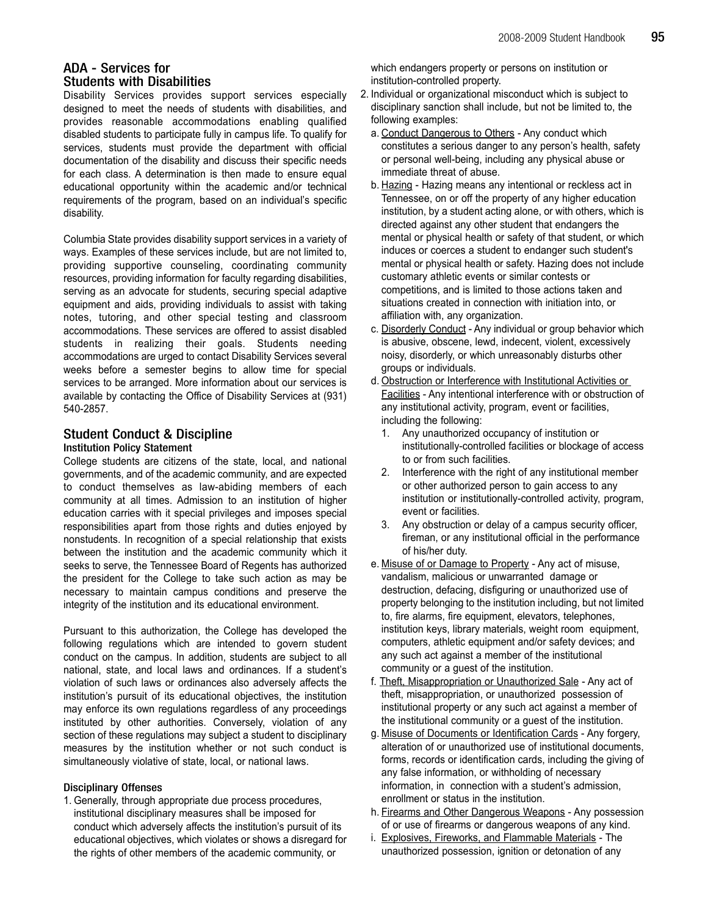## ADA - Services for Students with Disabilities

Disability Services provides support services especially designed to meet the needs of students with disabilities, and provides reasonable accommodations enabling qualified disabled students to participate fully in campus life. To qualify for services, students must provide the department with official documentation of the disability and discuss their specific needs for each class. A determination is then made to ensure equal educational opportunity within the academic and/or technical requirements of the program, based on an individual's specific disability.

Columbia State provides disability support services in a variety of ways. Examples of these services include, but are not limited to, providing supportive counseling, coordinating community resources, providing information for faculty regarding disabilities, serving as an advocate for students, securing special adaptive equipment and aids, providing individuals to assist with taking notes, tutoring, and other special testing and classroom accommodations. These services are offered to assist disabled students in realizing their goals. Students needing accommodations are urged to contact Disability Services several weeks before a semester begins to allow time for special services to be arranged. More information about our services is available by contacting the Office of Disability Services at (931) 540-2857.

## Student Conduct & Discipline

### Institution Policy Statement

College students are citizens of the state, local, and national governments, and of the academic community, and are expected to conduct themselves as law-abiding members of each community at all times. Admission to an institution of higher education carries with it special privileges and imposes special responsibilities apart from those rights and duties enjoyed by nonstudents. In recognition of a special relationship that exists between the institution and the academic community which it seeks to serve, the Tennessee Board of Regents has authorized the president for the College to take such action as may be necessary to maintain campus conditions and preserve the integrity of the institution and its educational environment.

Pursuant to this authorization, the College has developed the following regulations which are intended to govern student conduct on the campus. In addition, students are subject to all national, state, and local laws and ordinances. If a student's violation of such laws or ordinances also adversely affects the institution's pursuit of its educational objectives, the institution may enforce its own regulations regardless of any proceedings instituted by other authorities. Conversely, violation of any section of these regulations may subject a student to disciplinary measures by the institution whether or not such conduct is simultaneously violative of state, local, or national laws.

### Disciplinary Offenses

1. Generally, through appropriate due process procedures, institutional disciplinary measures shall be imposed for conduct which adversely affects the institution's pursuit of its educational objectives, which violates or shows a disregard for the rights of other members of the academic community, or which endangers property or persons on institution or institution-controlled property.
2. Individual or organizational misconduct which is subject to disciplinary sanction shall include, but not be limited to, the following examples:
   a. Conduct Dangerous to Others - Any conduct which constitutes a serious danger to any person's health, safety or personal well-being, including any physical abuse or immediate threat of abuse.
   b. Hazing - Hazing means any intentional or reckless act in Tennessee, on or off the property of any higher education institution, by a student acting alone, or with others, which is directed against any other student that endangers the mental or physical health or safety of that student, or which induces or coerces a student to endanger such student's mental or physical health or safety. Hazing does not include customary athletic events or similar contests or competitions, and is limited to those actions taken and situations created in connection with initiation into, or affiliation with, any organization.
   c. Disorderly Conduct - Any individual or group behavior which is abusive, obscene, lewd, indecent, violent, excessively noisy, disorderly, or which unreasonably disturbs other groups or individuals.
   d. Obstruction or Interference with Institutional Activities or Facilities - Any intentional interference with or obstruction of any institutional activity, program, event or facilities, including the following:
      1. Any unauthorized occupancy of institution or institutionally-controlled facilities or blockage of access to or from such facilities.
      2. Interference with the right of any institutional member or other authorized person to gain access to any institution or institutionally-controlled activity, program, event or facilities.
      3. Any obstruction or delay of a campus security officer, fireman, or any institutional official in the performance of his/her duty.
   e. Misuse of or Damage to Property - Any act of misuse, vandalism, malicious or unwarranted damage or destruction, defacing, disfiguring or unauthorized use of property belonging to the institution including, but not limited to, fire alarms, fire equipment, elevators, telephones, institution keys, library materials, weight room equipment, computers, athletic equipment and/or safety devices; and any such act against a member of the institutional community or a guest of the institution.
   f. Theft, Misappropriation or Unauthorized Sale - Any act of theft, misappropriation, or unauthorized possession of institutional property or any such act against a member of the institutional community or a guest of the institution.
   g. Misuse of Documents or Identification Cards - Any forgery, alteration of or unauthorized use of institutional documents, forms, records or identification cards, including the giving of any false information, or withholding of necessary information, in connection with a student's admission, enrollment or status in the institution.
   h. Firearms and Other Dangerous Weapons - Any possession of or use of firearms or dangerous weapons of any kind.
   i. Explosives, Fireworks, and Flammable Materials - The unauthorized possession, ignition or detonation of any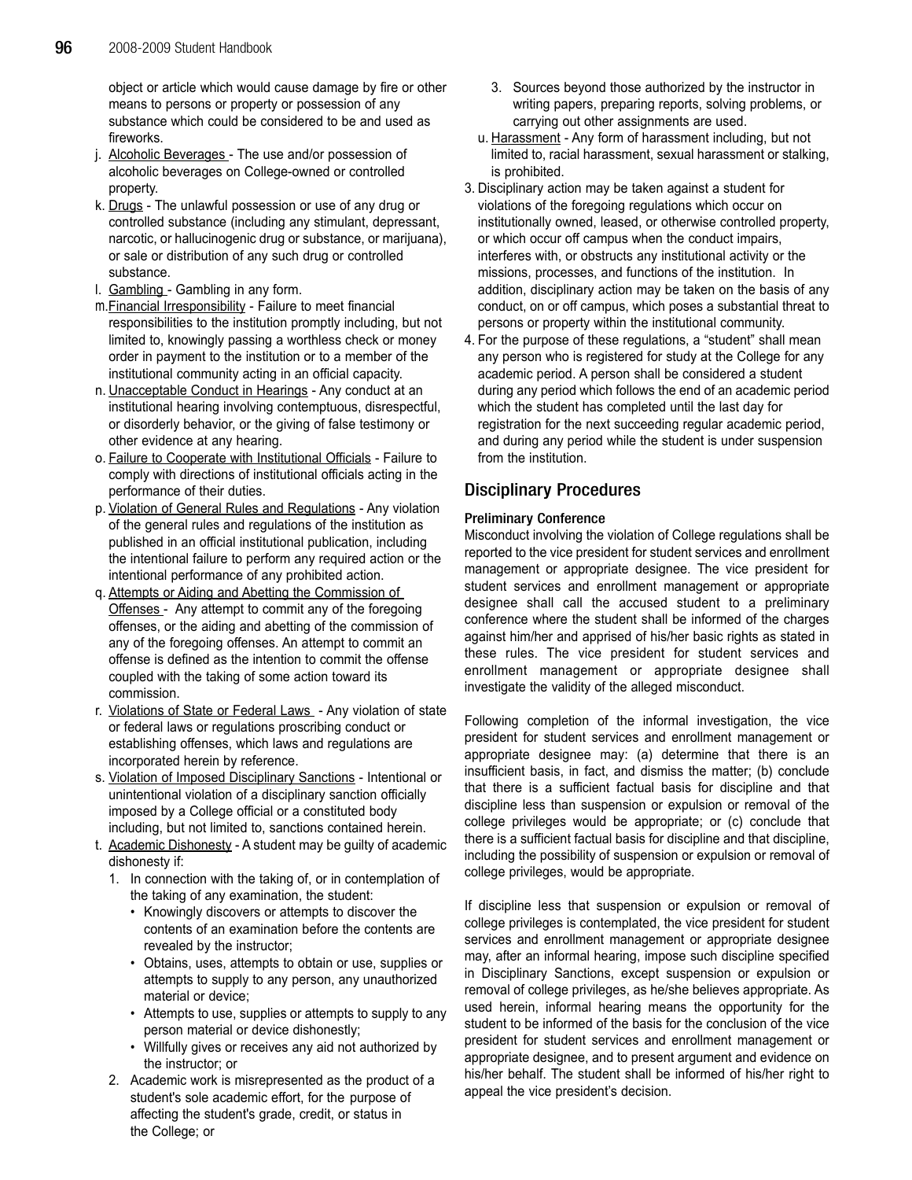object or article which would cause damage by fire or other means to persons or property or possession of any substance which could be considered to be and used as fireworks.

j. Alcoholic Beverages - The use and/or possession of alcoholic beverages on College-owned or controlled property.
k. Drugs - The unlawful possession or use of any drug or controlled substance (including any stimulant, depressant, narcotic, or hallucinogenic drug or substance, or marijuana), or sale or distribution of any such drug or controlled substance.
l. Gambling - Gambling in any form.
m. Financial Irresponsibility - Failure to meet financial responsibilities to the institution promptly including, but not limited to, knowingly passing a worthless check or money order in payment to the institution or to a member of the institutional community acting in an official capacity.
n. Unacceptable Conduct in Hearings - Any conduct at an institutional hearing involving contemptuous, disrespectful, or disorderly behavior, or the giving of false testimony or other evidence at any hearing.
o. Failure to Cooperate with Institutional Officials - Failure to comply with directions of institutional officials acting in the performance of their duties.
p. Violation of General Rules and Regulations - Any violation of the general rules and regulations of the institution as published in an official institutional publication, including the intentional failure to perform any required action or the intentional performance of any prohibited action.
q. Attempts or Aiding and Abetting the Commission of Offenses - Any attempt to commit any of the foregoing offenses, or the aiding and abetting of the commission of any of the foregoing offenses. An attempt to commit an offense is defined as the intention to commit the offense coupled with the taking of some action toward its commission.
r. Violations of State or Federal Laws - Any violation of state or federal laws or regulations proscribing conduct or establishing offenses, which laws and regulations are incorporated herein by reference.
s. Violation of Imposed Disciplinary Sanctions - Intentional or unintentional violation of a disciplinary sanction officially imposed by a College official or a constituted body including, but not limited to, sanctions contained herein.
t. Academic Dishonesty - A student may be guilty of academic dishonesty if:
   1. In connection with the taking of, or in contemplation of the taking of any examination, the student:
      - Knowingly discovers or attempts to discover the contents of an examination before the contents are revealed by the instructor;
      - Obtains, uses, attempts to obtain or use, supplies or attempts to supply to any person, any unauthorized material or device;
      - Attempts to use, supplies or attempts to supply to any person material or device dishonestly;
      - Willfully gives or receives any aid not authorized by the instructor; or
   2. Academic work is misrepresented as the product of a student's sole academic effort, for the purpose of affecting the student's grade, credit, or status in the College; or
   3. Sources beyond those authorized by the instructor in writing papers, preparing reports, solving problems, or carrying out other assignments are used.
u. Harassment - Any form of harassment including, but not limited to, racial harassment, sexual harassment or stalking, is prohibited.

3. Disciplinary action may be taken against a student for violations of the foregoing regulations which occur on institutionally owned, leased, or otherwise controlled property, or which occur off campus when the conduct impairs, interferes with, or obstructs any institutional activity or the missions, processes, and functions of the institution. In addition, disciplinary action may be taken on the basis of any conduct, on or off campus, which poses a substantial threat to persons or property within the institutional community.
4. For the purpose of these regulations, a "student" shall mean any person who is registered for study at the College for any academic period. A person shall be considered a student during any period which follows the end of an academic period which the student has completed until the last day for registration for the next succeeding regular academic period, and during any period while the student is under suspension from the institution.

## Disciplinary Procedures

### Preliminary Conference

Misconduct involving the violation of College regulations shall be reported to the vice president for student services and enrollment management or appropriate designee. The vice president for student services and enrollment management or appropriate designee shall call the accused student to a preliminary conference where the student shall be informed of the charges against him/her and apprised of his/her basic rights as stated in these rules. The vice president for student services and enrollment management or appropriate designee shall investigate the validity of the alleged misconduct.

Following completion of the informal investigation, the vice president for student services and enrollment management or appropriate designee may: (a) determine that there is an insufficient basis, in fact, and dismiss the matter; (b) conclude that there is a sufficient factual basis for discipline and that discipline less than suspension or expulsion or removal of the college privileges would be appropriate; or (c) conclude that there is a sufficient factual basis for discipline and that discipline, including the possibility of suspension or expulsion or removal of college privileges, would be appropriate.

If discipline less that suspension or expulsion or removal of college privileges is contemplated, the vice president for student services and enrollment management or appropriate designee may, after an informal hearing, impose such discipline specified in Disciplinary Sanctions, except suspension or expulsion or removal of college privileges, as he/she believes appropriate. As used herein, informal hearing means the opportunity for the student to be informed of the basis for the conclusion of the vice president for student services and enrollment management or appropriate designee, and to present argument and evidence on his/her behalf. The student shall be informed of his/her right to appeal the vice president's decision.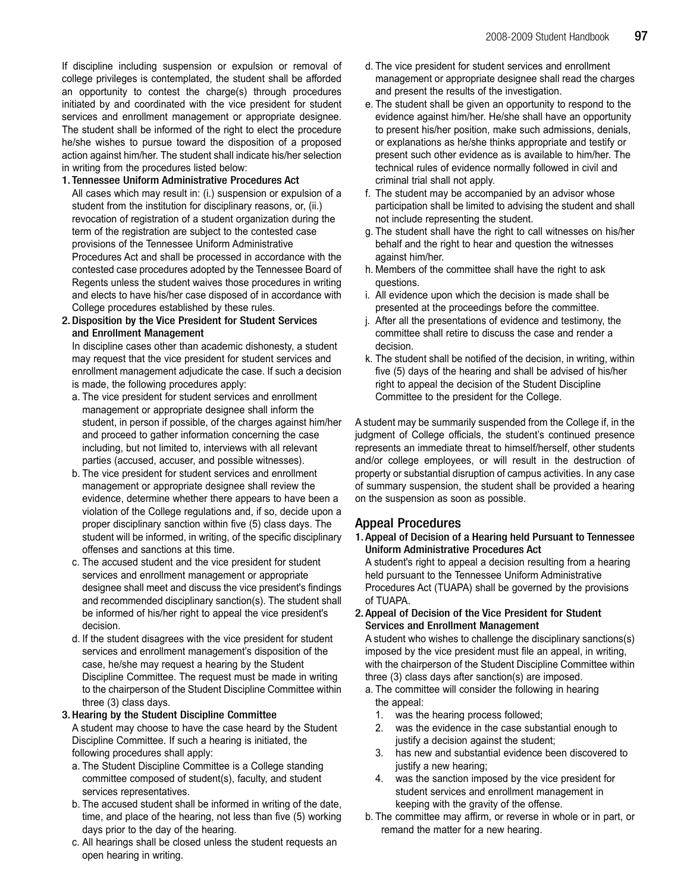If discipline including suspension or expulsion or removal of college privileges is contemplated, the student shall be afforded an opportunity to contest the charge(s) through procedures initiated by and coordinated with the vice president for student services and enrollment management or appropriate designee. The student shall be informed of the right to elect the procedure he/she wishes to pursue toward the disposition of a proposed action against him/her. The student shall indicate his/her selection in writing from the procedures listed below:

1. **Tennessee Uniform Administrative Procedures Act**

   All cases which may result in: (i.) suspension or expulsion of a student from the institution for disciplinary reasons, or, (ii.) revocation of registration of a student organization during the term of the registration are subject to the contested case provisions of the Tennessee Uniform Administrative Procedures Act and shall be processed in accordance with the contested case procedures adopted by the Tennessee Board of Regents unless the student waives those procedures in writing and elects to have his/her case disposed of in accordance with College procedures established by these rules.

2. **Disposition by the Vice President for Student Services and Enrollment Management**

   In discipline cases other than academic dishonesty, a student may request that the vice president for student services and enrollment management adjudicate the case. If such a decision is made, the following procedures apply:

   a. The vice president for student services and enrollment management or appropriate designee shall inform the student, in person if possible, of the charges against him/her and proceed to gather information concerning the case including, but not limited to, interviews with all relevant parties (accused, accuser, and possible witnesses).
   b. The vice president for student services and enrollment management or appropriate designee shall review the evidence, determine whether there appears to have been a violation of the College regulations and, if so, decide upon a proper disciplinary sanction within five (5) class days. The student will be informed, in writing, of the specific disciplinary offenses and sanctions at this time.
   c. The accused student and the vice president for student services and enrollment management or appropriate designee shall meet and discuss the vice president's findings and recommended disciplinary sanction(s). The student shall be informed of his/her right to appeal the vice president's decision.
   d. If the student disagrees with the vice president for student services and enrollment management's disposition of the case, he/she may request a hearing by the Student Discipline Committee. The request must be made in writing to the chairperson of the Student Discipline Committee within three (3) class days.

3. **Hearing by the Student Discipline Committee**

   A student may choose to have the case heard by the Student Discipline Committee. If such a hearing is initiated, the following procedures shall apply:

   a. The Student Discipline Committee is a College standing committee composed of student(s), faculty, and student services representatives.
   b. The accused student shall be informed in writing of the date, time, and place of the hearing, not less than five (5) working days prior to the day of the hearing.
   c. All hearings shall be closed unless the student requests an open hearing in writing.
   d. The vice president for student services and enrollment management or appropriate designee shall read the charges and present the results of the investigation.
   e. The student shall be given an opportunity to respond to the evidence against him/her. He/she shall have an opportunity to present his/her position, make such admissions, denials, or explanations as he/she thinks appropriate and testify or present such other evidence as is available to him/her. The technical rules of evidence normally followed in civil and criminal trial shall not apply.
   f. The student may be accompanied by an advisor whose participation shall be limited to advising the student and shall not include representing the student.
   g. The student shall have the right to call witnesses on his/her behalf and the right to hear and question the witnesses against him/her.
   h. Members of the committee shall have the right to ask questions.
   i. All evidence upon which the decision is made shall be presented at the proceedings before the committee.
   j. After all the presentations of evidence and testimony, the committee shall retire to discuss the case and render a decision.
   k. The student shall be notified of the decision, in writing, within five (5) days of the hearing and shall be advised of his/her right to appeal the decision of the Student Discipline Committee to the president for the College.

A student may be summarily suspended from the College if, in the judgment of College officials, the student's continued presence represents an immediate threat to himself/herself, other students and/or college employees, or will result in the destruction of property or substantial disruption of campus activities. In any case of summary suspension, the student shall be provided a hearing on the suspension as soon as possible.

## Appeal Procedures

1. **Appeal of Decision of a Hearing held Pursuant to Tennessee Uniform Administrative Procedures Act**

   A student's right to appeal a decision resulting from a hearing held pursuant to the Tennessee Uniform Administrative Procedures Act (TUAPA) shall be governed by the provisions of TUAPA.

2. **Appeal of Decision of the Vice President for Student Services and Enrollment Management**

   A student who wishes to challenge the disciplinary sanctions(s) imposed by the vice president must file an appeal, in writing, with the chairperson of the Student Discipline Committee within three (3) class days after sanction(s) are imposed.

   a. The committee will consider the following in hearing the appeal:
      1. was the hearing process followed;
      2. was the evidence in the case substantial enough to justify a decision against the student;
      3. has new and substantial evidence been discovered to justify a new hearing;
      4. was the sanction imposed by the vice president for student services and enrollment management in keeping with the gravity of the offense.
   b. The committee may affirm, or reverse in whole or in part, or remand the matter for a new hearing.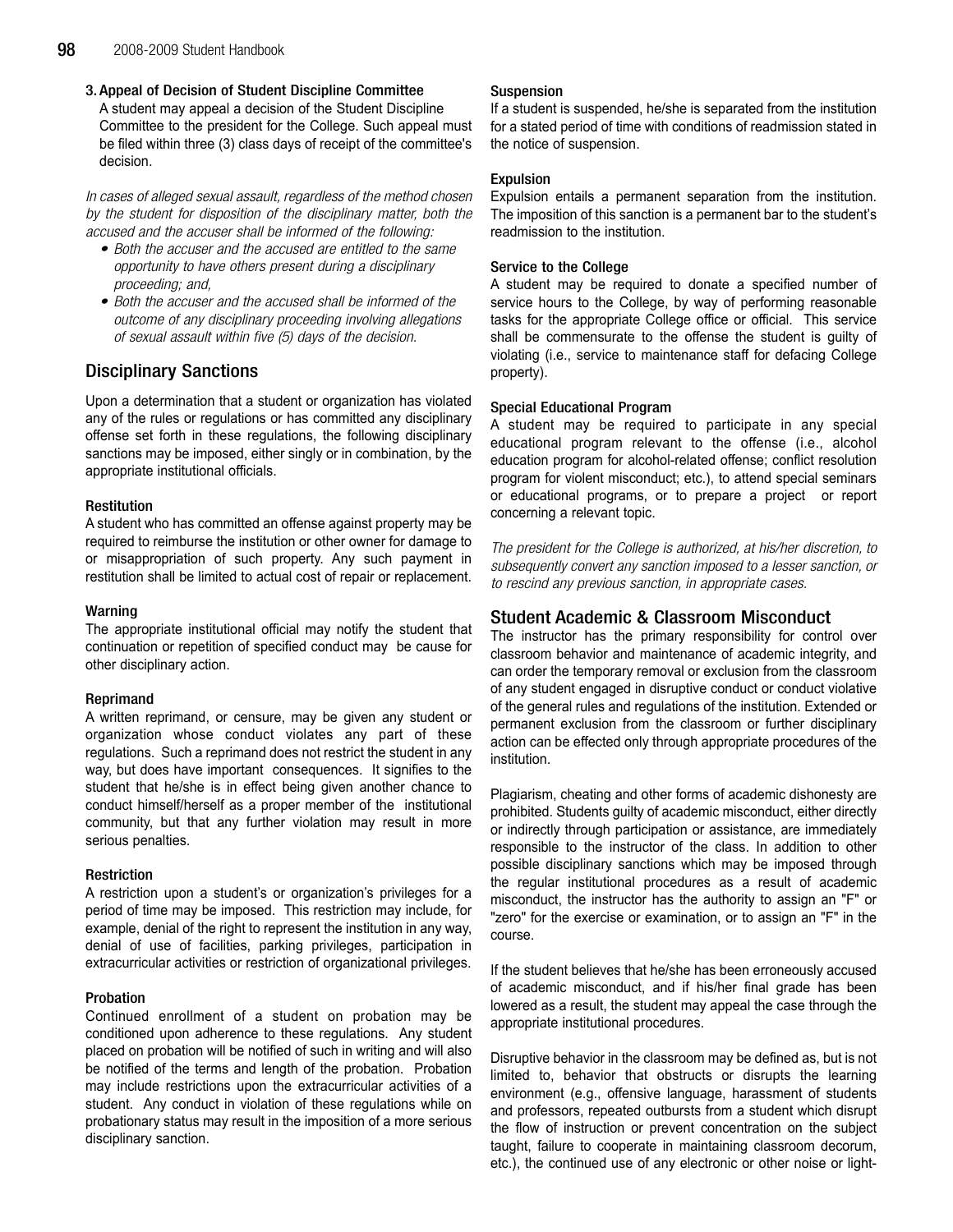**3. Appeal of Decision of Student Discipline Committee**

A student may appeal a decision of the Student Discipline Committee to the president for the College. Such appeal must be filed within three (3) class days of receipt of the committee's decision.

*In cases of alleged sexual assault, regardless of the method chosen by the student for disposition of the disciplinary matter, both the accused and the accuser shall be informed of the following:*

- *Both the accuser and the accused are entitled to the same opportunity to have others present during a disciplinary proceeding; and,*
- *Both the accuser and the accused shall be informed of the outcome of any disciplinary proceeding involving allegations of sexual assault within five (5) days of the decision.*

## Disciplinary Sanctions

Upon a determination that a student or organization has violated any of the rules or regulations or has committed any disciplinary offense set forth in these regulations, the following disciplinary sanctions may be imposed, either singly or in combination, by the appropriate institutional officials.

### Restitution

A student who has committed an offense against property may be required to reimburse the institution or other owner for damage to or misappropriation of such property. Any such payment in restitution shall be limited to actual cost of repair or replacement.

### Warning

The appropriate institutional official may notify the student that continuation or repetition of specified conduct may be cause for other disciplinary action.

### Reprimand

A written reprimand, or censure, may be given any student or organization whose conduct violates any part of these regulations. Such a reprimand does not restrict the student in any way, but does have important consequences. It signifies to the student that he/she is in effect being given another chance to conduct himself/herself as a proper member of the institutional community, but that any further violation may result in more serious penalties.

### Restriction

A restriction upon a student's or organization's privileges for a period of time may be imposed. This restriction may include, for example, denial of the right to represent the institution in any way, denial of use of facilities, parking privileges, participation in extracurricular activities or restriction of organizational privileges.

### Probation

Continued enrollment of a student on probation may be conditioned upon adherence to these regulations. Any student placed on probation will be notified of such in writing and will also be notified of the terms and length of the probation. Probation may include restrictions upon the extracurricular activities of a student. Any conduct in violation of these regulations while on probationary status may result in the imposition of a more serious disciplinary sanction.

### Suspension

If a student is suspended, he/she is separated from the institution for a stated period of time with conditions of readmission stated in the notice of suspension.

### Expulsion

Expulsion entails a permanent separation from the institution. The imposition of this sanction is a permanent bar to the student's readmission to the institution.

### Service to the College

A student may be required to donate a specified number of service hours to the College, by way of performing reasonable tasks for the appropriate College office or official. This service shall be commensurate to the offense the student is guilty of violating (i.e., service to maintenance staff for defacing College property).

### Special Educational Program

A student may be required to participate in any special educational program relevant to the offense (i.e., alcohol education program for alcohol-related offense; conflict resolution program for violent misconduct; etc.), to attend special seminars or educational programs, or to prepare a project or report concerning a relevant topic.

*The president for the College is authorized, at his/her discretion, to subsequently convert any sanction imposed to a lesser sanction, or to rescind any previous sanction, in appropriate cases.*

## Student Academic & Classroom Misconduct

The instructor has the primary responsibility for control over classroom behavior and maintenance of academic integrity, and can order the temporary removal or exclusion from the classroom of any student engaged in disruptive conduct or conduct violative of the general rules and regulations of the institution. Extended or permanent exclusion from the classroom or further disciplinary action can be effected only through appropriate procedures of the institution.

Plagiarism, cheating and other forms of academic dishonesty are prohibited. Students guilty of academic misconduct, either directly or indirectly through participation or assistance, are immediately responsible to the instructor of the class. In addition to other possible disciplinary sanctions which may be imposed through the regular institutional procedures as a result of academic misconduct, the instructor has the authority to assign an "F" or "zero" for the exercise or examination, or to assign an "F" in the course.

If the student believes that he/she has been erroneously accused of academic misconduct, and if his/her final grade has been lowered as a result, the student may appeal the case through the appropriate institutional procedures.

Disruptive behavior in the classroom may be defined as, but is not limited to, behavior that obstructs or disrupts the learning environment (e.g., offensive language, harassment of students and professors, repeated outbursts from a student which disrupt the flow of instruction or prevent concentration on the subject taught, failure to cooperate in maintaining classroom decorum, etc.), the continued use of any electronic or other noise or light-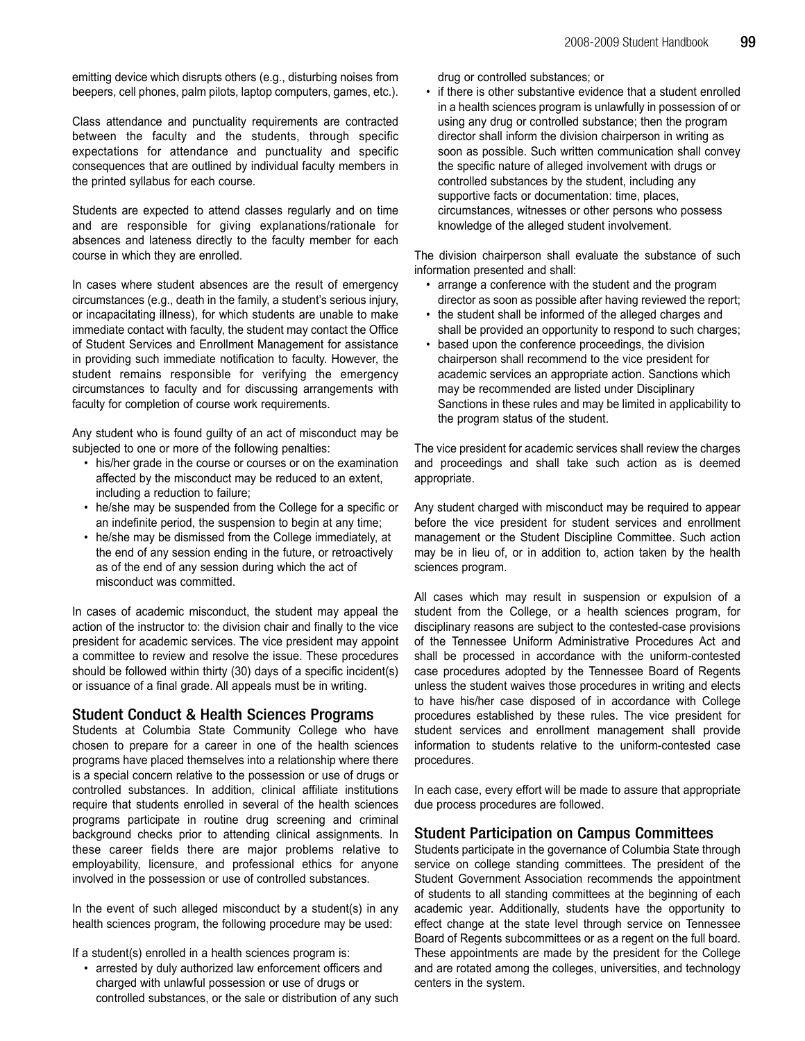emitting device which disrupts others (e.g., disturbing noises from beepers, cell phones, palm pilots, laptop computers, games, etc.).

Class attendance and punctuality requirements are contracted between the faculty and the students, through specific expectations for attendance and punctuality and specific consequences that are outlined by individual faculty members in the printed syllabus for each course.

Students are expected to attend classes regularly and on time and are responsible for giving explanations/rationale for absences and lateness directly to the faculty member for each course in which they are enrolled.

In cases where student absences are the result of emergency circumstances (e.g., death in the family, a student's serious injury, or incapacitating illness), for which students are unable to make immediate contact with faculty, the student may contact the Office of Student Services and Enrollment Management for assistance in providing such immediate notification to faculty. However, the student remains responsible for verifying the emergency circumstances to faculty and for discussing arrangements with faculty for completion of course work requirements.

Any student who is found guilty of an act of misconduct may be subjected to one or more of the following penalties:

- his/her grade in the course or courses or on the examination affected by the misconduct may be reduced to an extent, including a reduction to failure;
- he/she may be suspended from the College for a specific or an indefinite period, the suspension to begin at any time;
- he/she may be dismissed from the College immediately, at the end of any session ending in the future, or retroactively as of the end of any session during which the act of misconduct was committed.

In cases of academic misconduct, the student may appeal the action of the instructor to: the division chair and finally to the vice president for academic services. The vice president may appoint a committee to review and resolve the issue. These procedures should be followed within thirty (30) days of a specific incident(s) or issuance of a final grade. All appeals must be in writing.

## Student Conduct & Health Sciences Programs

Students at Columbia State Community College who have chosen to prepare for a career in one of the health sciences programs have placed themselves into a relationship where there is a special concern relative to the possession or use of drugs or controlled substances. In addition, clinical affiliate institutions require that students enrolled in several of the health sciences programs participate in routine drug screening and criminal background checks prior to attending clinical assignments. In these career fields there are major problems relative to employability, licensure, and professional ethics for anyone involved in the possession or use of controlled substances.

In the event of such alleged misconduct by a student(s) in any health sciences program, the following procedure may be used:

If a student(s) enrolled in a health sciences program is:

- arrested by duly authorized law enforcement officers and charged with unlawful possession or use of drugs or controlled substances, or the sale or distribution of any such drug or controlled substances; or
- if there is other substantive evidence that a student enrolled in a health sciences program is unlawfully in possession of or using any drug or controlled substance; then the program director shall inform the division chairperson in writing as soon as possible. Such written communication shall convey the specific nature of alleged involvement with drugs or controlled substances by the student, including any supportive facts or documentation: time, places, circumstances, witnesses or other persons who possess knowledge of the alleged student involvement.

The division chairperson shall evaluate the substance of such information presented and shall:

- arrange a conference with the student and the program director as soon as possible after having reviewed the report;
- the student shall be informed of the alleged charges and shall be provided an opportunity to respond to such charges;
- based upon the conference proceedings, the division chairperson shall recommend to the vice president for academic services an appropriate action. Sanctions which may be recommended are listed under Disciplinary Sanctions in these rules and may be limited in applicability to the program status of the student.

The vice president for academic services shall review the charges and proceedings and shall take such action as is deemed appropriate.

Any student charged with misconduct may be required to appear before the vice president for student services and enrollment management or the Student Discipline Committee. Such action may be in lieu of, or in addition to, action taken by the health sciences program.

All cases which may result in suspension or expulsion of a student from the College, or a health sciences program, for disciplinary reasons are subject to the contested-case provisions of the Tennessee Uniform Administrative Procedures Act and shall be processed in accordance with the uniform-contested case procedures adopted by the Tennessee Board of Regents unless the student waives those procedures in writing and elects to have his/her case disposed of in accordance with College procedures established by these rules. The vice president for student services and enrollment management shall provide information to students relative to the uniform-contested case procedures.

In each case, every effort will be made to assure that appropriate due process procedures are followed.

## Student Participation on Campus Committees

Students participate in the governance of Columbia State through service on college standing committees. The president of the Student Government Association recommends the appointment of students to all standing committees at the beginning of each academic year. Additionally, students have the opportunity to effect change at the state level through service on Tennessee Board of Regents subcommittees or as a regent on the full board. These appointments are made by the president for the College and are rotated among the colleges, universities, and technology centers in the system.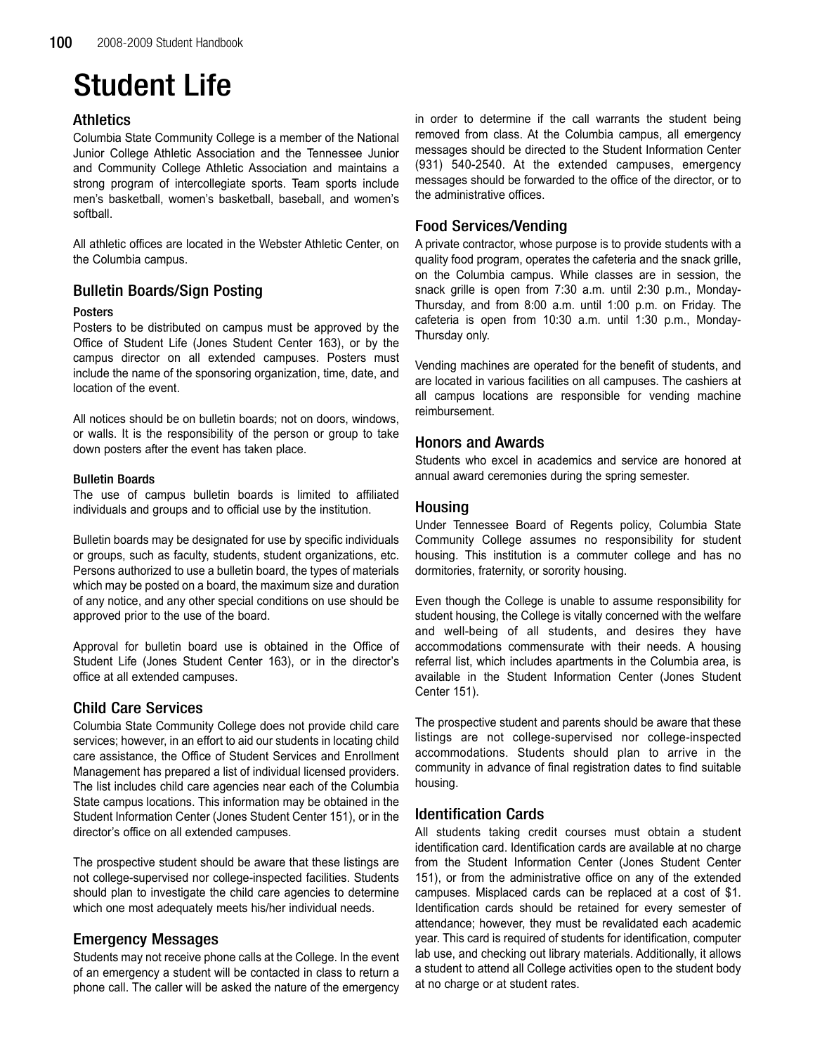# Student Life

## Athletics

Columbia State Community College is a member of the National Junior College Athletic Association and the Tennessee Junior and Community College Athletic Association and maintains a strong program of intercollegiate sports. Team sports include men's basketball, women's basketball, baseball, and women's softball.

All athletic offices are located in the Webster Athletic Center, on the Columbia campus.

## Bulletin Boards/Sign Posting

### Posters

Posters to be distributed on campus must be approved by the Office of Student Life (Jones Student Center 163), or by the campus director on all extended campuses. Posters must include the name of the sponsoring organization, time, date, and location of the event.

All notices should be on bulletin boards; not on doors, windows, or walls. It is the responsibility of the person or group to take down posters after the event has taken place.

### Bulletin Boards

The use of campus bulletin boards is limited to affiliated individuals and groups and to official use by the institution.

Bulletin boards may be designated for use by specific individuals or groups, such as faculty, students, student organizations, etc. Persons authorized to use a bulletin board, the types of materials which may be posted on a board, the maximum size and duration of any notice, and any other special conditions on use should be approved prior to the use of the board.

Approval for bulletin board use is obtained in the Office of Student Life (Jones Student Center 163), or in the director's office at all extended campuses.

## Child Care Services

Columbia State Community College does not provide child care services; however, in an effort to aid our students in locating child care assistance, the Office of Student Services and Enrollment Management has prepared a list of individual licensed providers. The list includes child care agencies near each of the Columbia State campus locations. This information may be obtained in the Student Information Center (Jones Student Center 151), or in the director's office on all extended campuses.

The prospective student should be aware that these listings are not college-supervised nor college-inspected facilities. Students should plan to investigate the child care agencies to determine which one most adequately meets his/her individual needs.

## Emergency Messages

Students may not receive phone calls at the College. In the event of an emergency a student will be contacted in class to return a phone call. The caller will be asked the nature of the emergency in order to determine if the call warrants the student being removed from class. At the Columbia campus, all emergency messages should be directed to the Student Information Center (931) 540-2540. At the extended campuses, emergency messages should be forwarded to the office of the director, or to the administrative offices.

## Food Services/Vending

A private contractor, whose purpose is to provide students with a quality food program, operates the cafeteria and the snack grille, on the Columbia campus. While classes are in session, the snack grille is open from 7:30 a.m. until 2:30 p.m., Monday-Thursday, and from 8:00 a.m. until 1:00 p.m. on Friday. The cafeteria is open from 10:30 a.m. until 1:30 p.m., Monday-Thursday only.

Vending machines are operated for the benefit of students, and are located in various facilities on all campuses. The cashiers at all campus locations are responsible for vending machine reimbursement.

## Honors and Awards

Students who excel in academics and service are honored at annual award ceremonies during the spring semester.

## Housing

Under Tennessee Board of Regents policy, Columbia State Community College assumes no responsibility for student housing. This institution is a commuter college and has no dormitories, fraternity, or sorority housing.

Even though the College is unable to assume responsibility for student housing, the College is vitally concerned with the welfare and well-being of all students, and desires they have accommodations commensurate with their needs. A housing referral list, which includes apartments in the Columbia area, is available in the Student Information Center (Jones Student Center 151).

The prospective student and parents should be aware that these listings are not college-supervised nor college-inspected accommodations. Students should plan to arrive in the community in advance of final registration dates to find suitable housing.

## Identification Cards

All students taking credit courses must obtain a student identification card. Identification cards are available at no charge from the Student Information Center (Jones Student Center 151), or from the administrative office on any of the extended campuses. Misplaced cards can be replaced at a cost of $1. Identification cards should be retained for every semester of attendance; however, they must be revalidated each academic year. This card is required of students for identification, computer lab use, and checking out library materials. Additionally, it allows a student to attend all College activities open to the student body at no charge or at student rates.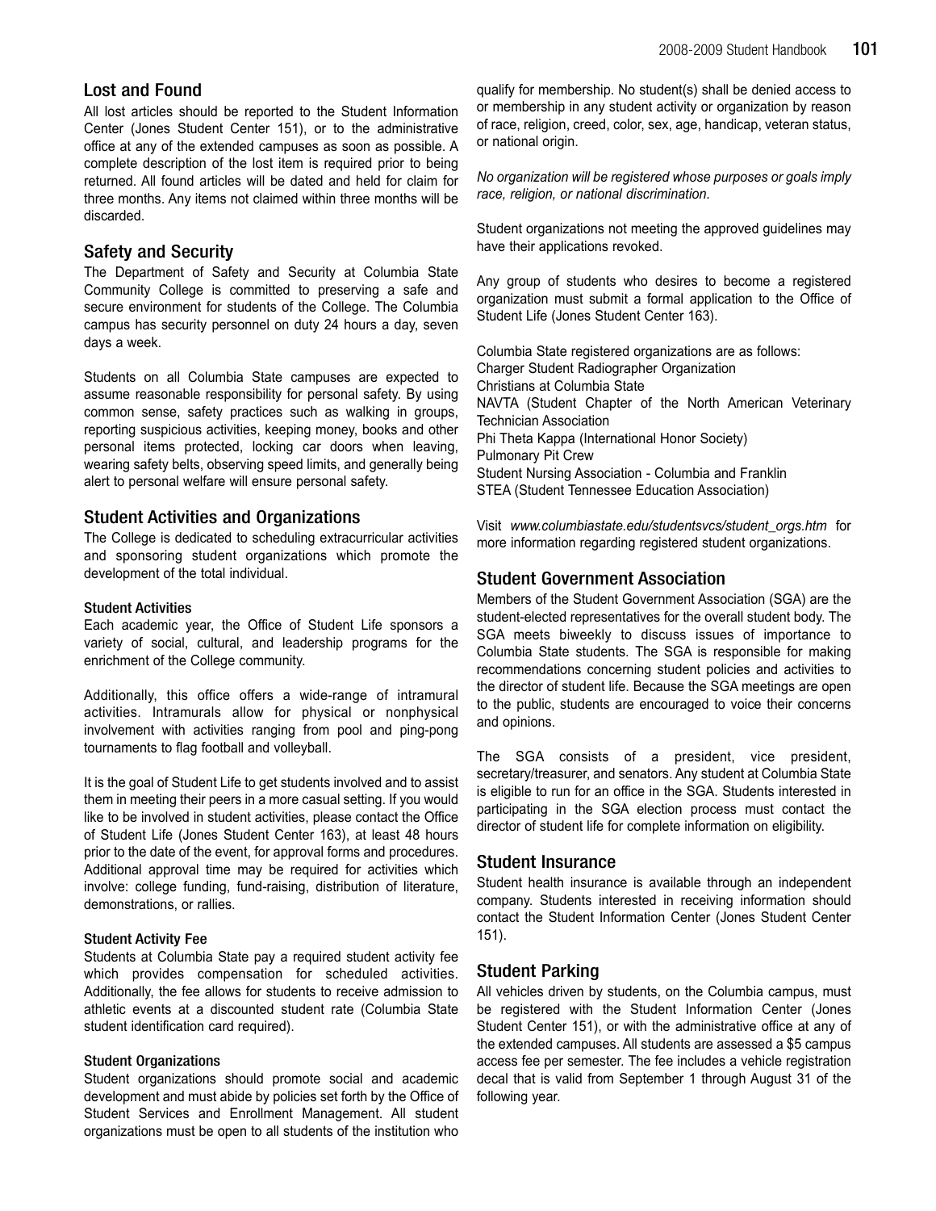## Lost and Found

All lost articles should be reported to the Student Information Center (Jones Student Center 151), or to the administrative office at any of the extended campuses as soon as possible. A complete description of the lost item is required prior to being returned. All found articles will be dated and held for claim for three months. Any items not claimed within three months will be discarded.

## Safety and Security

The Department of Safety and Security at Columbia State Community College is committed to preserving a safe and secure environment for students of the College. The Columbia campus has security personnel on duty 24 hours a day, seven days a week.

Students on all Columbia State campuses are expected to assume reasonable responsibility for personal safety. By using common sense, safety practices such as walking in groups, reporting suspicious activities, keeping money, books and other personal items protected, locking car doors when leaving, wearing safety belts, observing speed limits, and generally being alert to personal welfare will ensure personal safety.

## Student Activities and Organizations

The College is dedicated to scheduling extracurricular activities and sponsoring student organizations which promote the development of the total individual.

### Student Activities

Each academic year, the Office of Student Life sponsors a variety of social, cultural, and leadership programs for the enrichment of the College community.

Additionally, this office offers a wide-range of intramural activities. Intramurals allow for physical or nonphysical involvement with activities ranging from pool and ping-pong tournaments to flag football and volleyball.

It is the goal of Student Life to get students involved and to assist them in meeting their peers in a more casual setting. If you would like to be involved in student activities, please contact the Office of Student Life (Jones Student Center 163), at least 48 hours prior to the date of the event, for approval forms and procedures. Additional approval time may be required for activities which involve: college funding, fund-raising, distribution of literature, demonstrations, or rallies.

### Student Activity Fee

Students at Columbia State pay a required student activity fee which provides compensation for scheduled activities. Additionally, the fee allows for students to receive admission to athletic events at a discounted student rate (Columbia State student identification card required).

### Student Organizations

Student organizations should promote social and academic development and must abide by policies set forth by the Office of Student Services and Enrollment Management. All student organizations must be open to all students of the institution who qualify for membership. No student(s) shall be denied access to or membership in any student activity or organization by reason of race, religion, creed, color, sex, age, handicap, veteran status, or national origin.

*No organization will be registered whose purposes or goals imply race, religion, or national discrimination.*

Student organizations not meeting the approved guidelines may have their applications revoked.

Any group of students who desires to become a registered organization must submit a formal application to the Office of Student Life (Jones Student Center 163).

Columbia State registered organizations are as follows:
Charger Student Radiographer Organization
Christians at Columbia State
NAVTA (Student Chapter of the North American Veterinary Technician Association
Phi Theta Kappa (International Honor Society)
Pulmonary Pit Crew
Student Nursing Association - Columbia and Franklin
STEA (Student Tennessee Education Association)

Visit *www.columbiastate.edu/studentsvcs/student_orgs.htm* for more information regarding registered student organizations.

## Student Government Association

Members of the Student Government Association (SGA) are the student-elected representatives for the overall student body. The SGA meets biweekly to discuss issues of importance to Columbia State students. The SGA is responsible for making recommendations concerning student policies and activities to the director of student life. Because the SGA meetings are open to the public, students are encouraged to voice their concerns and opinions.

The SGA consists of a president, vice president, secretary/treasurer, and senators. Any student at Columbia State is eligible to run for an office in the SGA. Students interested in participating in the SGA election process must contact the director of student life for complete information on eligibility.

## Student Insurance

Student health insurance is available through an independent company. Students interested in receiving information should contact the Student Information Center (Jones Student Center 151).

## Student Parking

All vehicles driven by students, on the Columbia campus, must be registered with the Student Information Center (Jones Student Center 151), or with the administrative office at any of the extended campuses. All students are assessed a $5 campus access fee per semester. The fee includes a vehicle registration decal that is valid from September 1 through August 31 of the following year.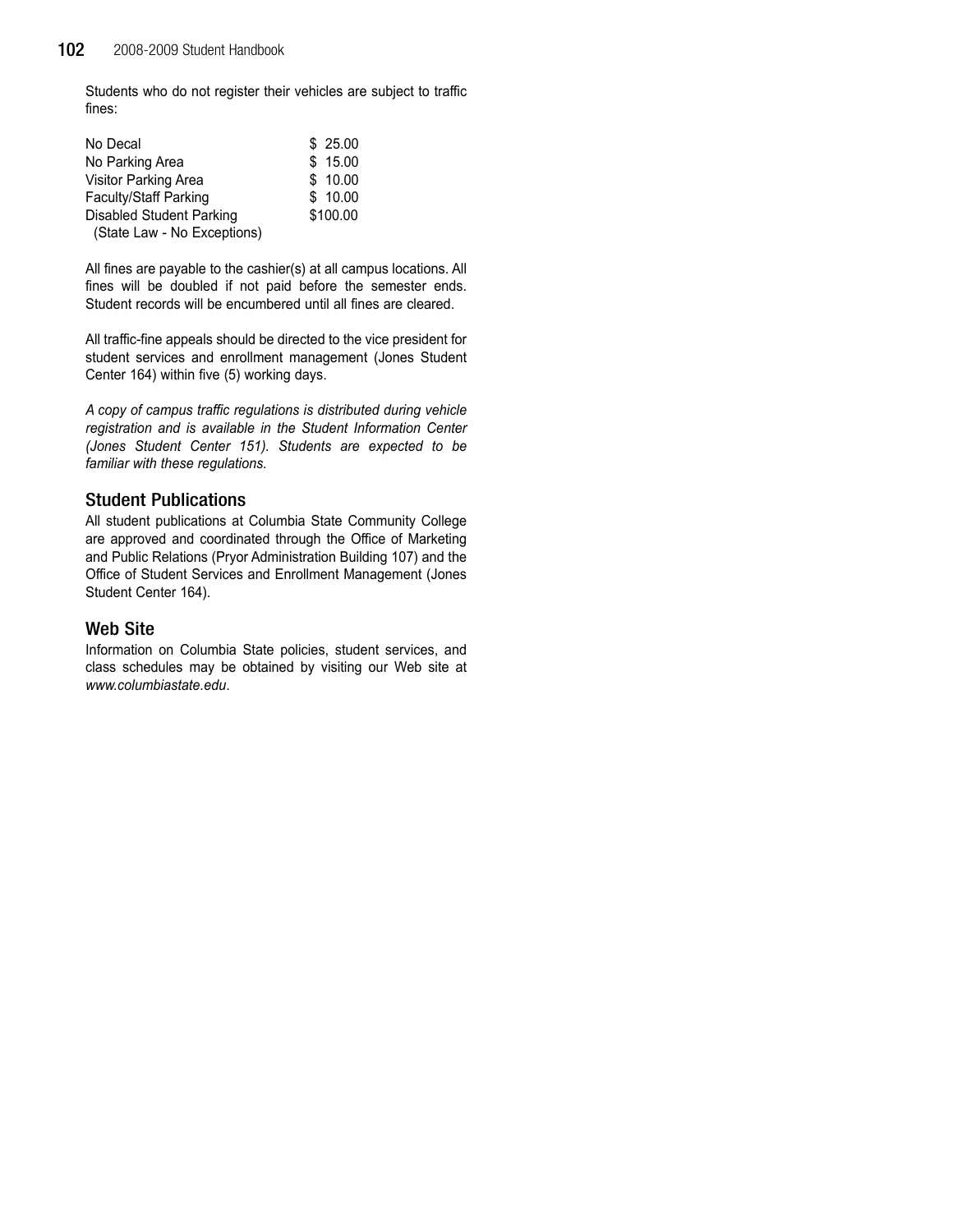Students who do not register their vehicles are subject to traffic fines:

| | |
|---|---|
| No Decal | $ 25.00 |
| No Parking Area | $ 15.00 |
| Visitor Parking Area | $ 10.00 |
| Faculty/Staff Parking | $ 10.00 |
| Disabled Student Parking (State Law - No Exceptions) | $100.00 |

All fines are payable to the cashier(s) at all campus locations. All fines will be doubled if not paid before the semester ends. Student records will be encumbered until all fines are cleared.

All traffic-fine appeals should be directed to the vice president for student services and enrollment management (Jones Student Center 164) within five (5) working days.

*A copy of campus traffic regulations is distributed during vehicle registration and is available in the Student Information Center (Jones Student Center 151). Students are expected to be familiar with these regulations.*

## Student Publications

All student publications at Columbia State Community College are approved and coordinated through the Office of Marketing and Public Relations (Pryor Administration Building 107) and the Office of Student Services and Enrollment Management (Jones Student Center 164).

## Web Site

Information on Columbia State policies, student services, and class schedules may be obtained by visiting our Web site at *www.columbiastate.edu*.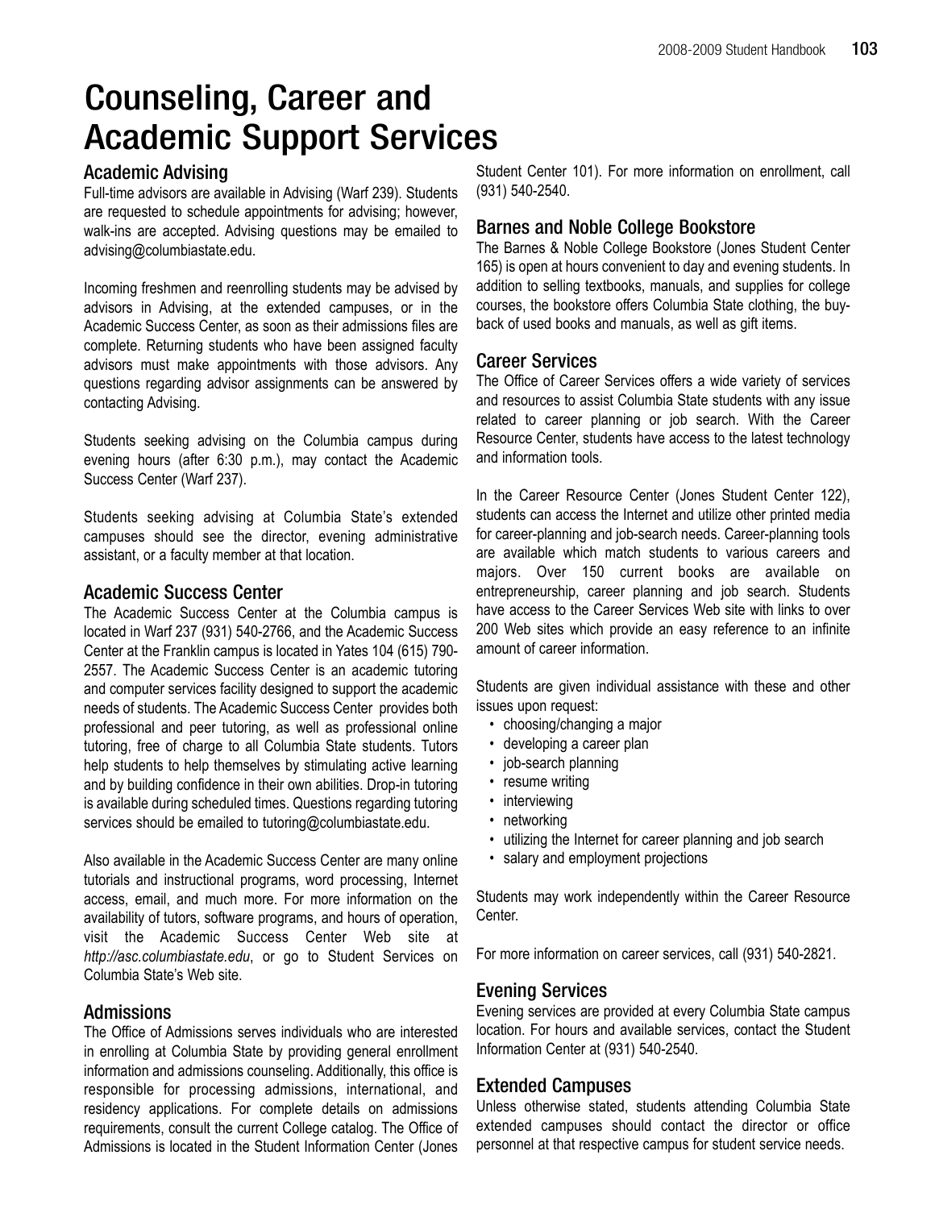# Counseling, Career and Academic Support Services

## Academic Advising

Full-time advisors are available in Advising (Warf 239). Students are requested to schedule appointments for advising; however, walk-ins are accepted. Advising questions may be emailed to advising@columbiastate.edu.

Incoming freshmen and reenrolling students may be advised by advisors in Advising, at the extended campuses, or in the Academic Success Center, as soon as their admissions files are complete. Returning students who have been assigned faculty advisors must make appointments with those advisors. Any questions regarding advisor assignments can be answered by contacting Advising.

Students seeking advising on the Columbia campus during evening hours (after 6:30 p.m.), may contact the Academic Success Center (Warf 237).

Students seeking advising at Columbia State's extended campuses should see the director, evening administrative assistant, or a faculty member at that location.

## Academic Success Center

The Academic Success Center at the Columbia campus is located in Warf 237 (931) 540-2766, and the Academic Success Center at the Franklin campus is located in Yates 104 (615) 790-2557. The Academic Success Center is an academic tutoring and computer services facility designed to support the academic needs of students. The Academic Success Center provides both professional and peer tutoring, as well as professional online tutoring, free of charge to all Columbia State students. Tutors help students to help themselves by stimulating active learning and by building confidence in their own abilities. Drop-in tutoring is available during scheduled times. Questions regarding tutoring services should be emailed to tutoring@columbiastate.edu.

Also available in the Academic Success Center are many online tutorials and instructional programs, word processing, Internet access, email, and much more. For more information on the availability of tutors, software programs, and hours of operation, visit the Academic Success Center Web site at *http://asc.columbiastate.edu*, or go to Student Services on Columbia State's Web site.

## Admissions

The Office of Admissions serves individuals who are interested in enrolling at Columbia State by providing general enrollment information and admissions counseling. Additionally, this office is responsible for processing admissions, international, and residency applications. For complete details on admissions requirements, consult the current College catalog. The Office of Admissions is located in the Student Information Center (Jones Student Center 101). For more information on enrollment, call (931) 540-2540.

## Barnes and Noble College Bookstore

The Barnes & Noble College Bookstore (Jones Student Center 165) is open at hours convenient to day and evening students. In addition to selling textbooks, manuals, and supplies for college courses, the bookstore offers Columbia State clothing, the buy-back of used books and manuals, as well as gift items.

## Career Services

The Office of Career Services offers a wide variety of services and resources to assist Columbia State students with any issue related to career planning or job search. With the Career Resource Center, students have access to the latest technology and information tools.

In the Career Resource Center (Jones Student Center 122), students can access the Internet and utilize other printed media for career-planning and job-search needs. Career-planning tools are available which match students to various careers and majors. Over 150 current books are available on entrepreneurship, career planning and job search. Students have access to the Career Services Web site with links to over 200 Web sites which provide an easy reference to an infinite amount of career information.

Students are given individual assistance with these and other issues upon request:

- choosing/changing a major
- developing a career plan
- job-search planning
- resume writing
- interviewing
- networking
- utilizing the Internet for career planning and job search
- salary and employment projections

Students may work independently within the Career Resource Center.

For more information on career services, call (931) 540-2821.

## Evening Services

Evening services are provided at every Columbia State campus location. For hours and available services, contact the Student Information Center at (931) 540-2540.

## Extended Campuses

Unless otherwise stated, students attending Columbia State extended campuses should contact the director or office personnel at that respective campus for student service needs.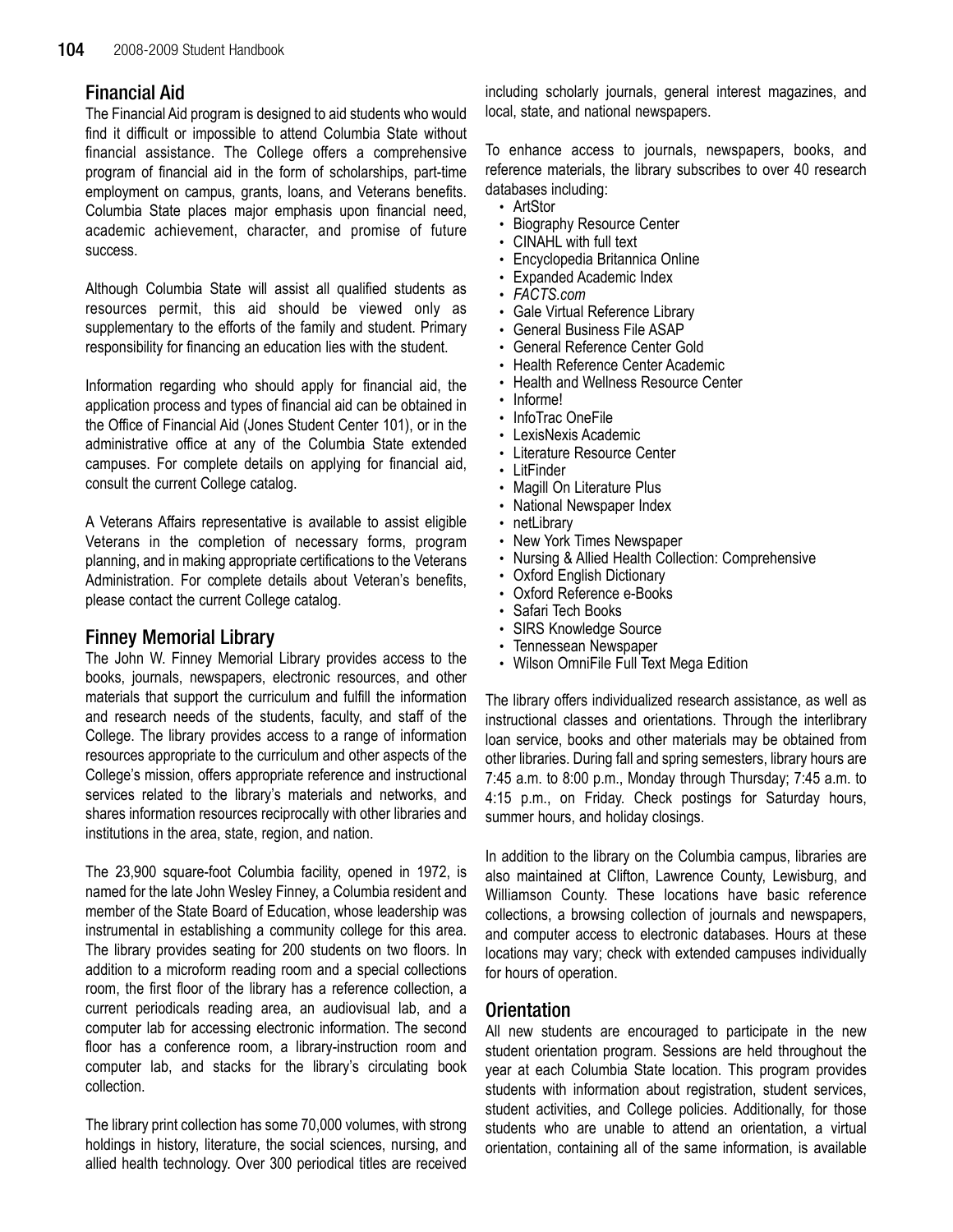## Financial Aid

The Financial Aid program is designed to aid students who would find it difficult or impossible to attend Columbia State without financial assistance. The College offers a comprehensive program of financial aid in the form of scholarships, part-time employment on campus, grants, loans, and Veterans benefits. Columbia State places major emphasis upon financial need, academic achievement, character, and promise of future success.

Although Columbia State will assist all qualified students as resources permit, this aid should be viewed only as supplementary to the efforts of the family and student. Primary responsibility for financing an education lies with the student.

Information regarding who should apply for financial aid, the application process and types of financial aid can be obtained in the Office of Financial Aid (Jones Student Center 101), or in the administrative office at any of the Columbia State extended campuses. For complete details on applying for financial aid, consult the current College catalog.

A Veterans Affairs representative is available to assist eligible Veterans in the completion of necessary forms, program planning, and in making appropriate certifications to the Veterans Administration. For complete details about Veteran's benefits, please contact the current College catalog.

## Finney Memorial Library

The John W. Finney Memorial Library provides access to the books, journals, newspapers, electronic resources, and other materials that support the curriculum and fulfill the information and research needs of the students, faculty, and staff of the College. The library provides access to a range of information resources appropriate to the curriculum and other aspects of the College's mission, offers appropriate reference and instructional services related to the library's materials and networks, and shares information resources reciprocally with other libraries and institutions in the area, state, region, and nation.

The 23,900 square-foot Columbia facility, opened in 1972, is named for the late John Wesley Finney, a Columbia resident and member of the State Board of Education, whose leadership was instrumental in establishing a community college for this area. The library provides seating for 200 students on two floors. In addition to a microform reading room and a special collections room, the first floor of the library has a reference collection, a current periodicals reading area, an audiovisual lab, and a computer lab for accessing electronic information. The second floor has a conference room, a library-instruction room and computer lab, and stacks for the library's circulating book collection.

The library print collection has some 70,000 volumes, with strong holdings in history, literature, the social sciences, nursing, and allied health technology. Over 300 periodical titles are received including scholarly journals, general interest magazines, and local, state, and national newspapers.

To enhance access to journals, newspapers, books, and reference materials, the library subscribes to over 40 research databases including:

- ArtStor
- Biography Resource Center
- CINAHL with full text
- Encyclopedia Britannica Online
- Expanded Academic Index
- *FACTS.com*
- Gale Virtual Reference Library
- General Business File ASAP
- General Reference Center Gold
- Health Reference Center Academic
- Health and Wellness Resource Center
- Informe!
- InfoTrac OneFile
- LexisNexis Academic
- Literature Resource Center
- LitFinder
- Magill On Literature Plus
- National Newspaper Index
- netLibrary
- New York Times Newspaper
- Nursing & Allied Health Collection: Comprehensive
- Oxford English Dictionary
- Oxford Reference e-Books
- Safari Tech Books
- SIRS Knowledge Source
- Tennessean Newspaper
- Wilson OmniFile Full Text Mega Edition

The library offers individualized research assistance, as well as instructional classes and orientations. Through the interlibrary loan service, books and other materials may be obtained from other libraries. During fall and spring semesters, library hours are 7:45 a.m. to 8:00 p.m., Monday through Thursday; 7:45 a.m. to 4:15 p.m., on Friday. Check postings for Saturday hours, summer hours, and holiday closings.

In addition to the library on the Columbia campus, libraries are also maintained at Clifton, Lawrence County, Lewisburg, and Williamson County. These locations have basic reference collections, a browsing collection of journals and newspapers, and computer access to electronic databases. Hours at these locations may vary; check with extended campuses individually for hours of operation.

## Orientation

All new students are encouraged to participate in the new student orientation program. Sessions are held throughout the year at each Columbia State location. This program provides students with information about registration, student services, student activities, and College policies. Additionally, for those students who are unable to attend an orientation, a virtual orientation, containing all of the same information, is available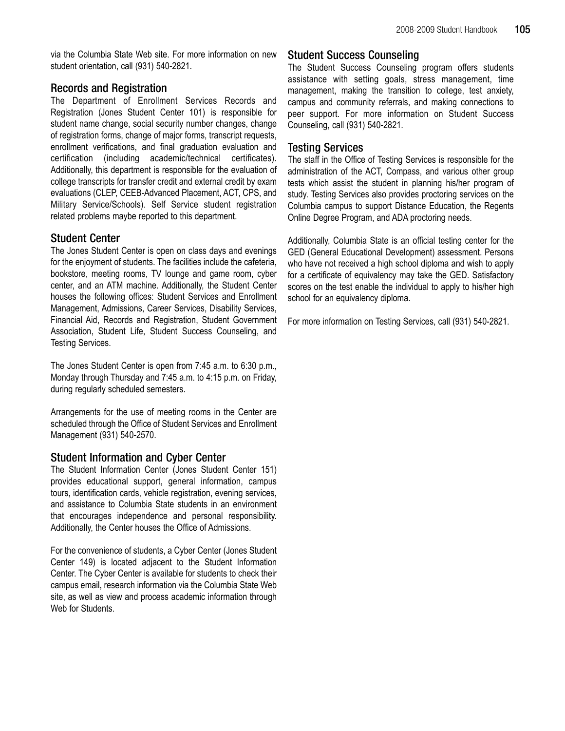via the Columbia State Web site. For more information on new student orientation, call (931) 540-2821.

## Records and Registration

The Department of Enrollment Services Records and Registration (Jones Student Center 101) is responsible for student name change, social security number changes, change of registration forms, change of major forms, transcript requests, enrollment verifications, and final graduation evaluation and certification (including academic/technical certificates). Additionally, this department is responsible for the evaluation of college transcripts for transfer credit and external credit by exam evaluations (CLEP, CEEB-Advanced Placement, ACT, CPS, and Military Service/Schools). Self Service student registration related problems maybe reported to this department.

## Student Center

The Jones Student Center is open on class days and evenings for the enjoyment of students. The facilities include the cafeteria, bookstore, meeting rooms, TV lounge and game room, cyber center, and an ATM machine. Additionally, the Student Center houses the following offices: Student Services and Enrollment Management, Admissions, Career Services, Disability Services, Financial Aid, Records and Registration, Student Government Association, Student Life, Student Success Counseling, and Testing Services.

The Jones Student Center is open from 7:45 a.m. to 6:30 p.m., Monday through Thursday and 7:45 a.m. to 4:15 p.m. on Friday, during regularly scheduled semesters.

Arrangements for the use of meeting rooms in the Center are scheduled through the Office of Student Services and Enrollment Management (931) 540-2570.

## Student Information and Cyber Center

The Student Information Center (Jones Student Center 151) provides educational support, general information, campus tours, identification cards, vehicle registration, evening services, and assistance to Columbia State students in an environment that encourages independence and personal responsibility. Additionally, the Center houses the Office of Admissions.

For the convenience of students, a Cyber Center (Jones Student Center 149) is located adjacent to the Student Information Center. The Cyber Center is available for students to check their campus email, research information via the Columbia State Web site, as well as view and process academic information through Web for Students.

## Student Success Counseling

The Student Success Counseling program offers students assistance with setting goals, stress management, time management, making the transition to college, test anxiety, campus and community referrals, and making connections to peer support. For more information on Student Success Counseling, call (931) 540-2821.

## Testing Services

The staff in the Office of Testing Services is responsible for the administration of the ACT, Compass, and various other group tests which assist the student in planning his/her program of study. Testing Services also provides proctoring services on the Columbia campus to support Distance Education, the Regents Online Degree Program, and ADA proctoring needs.

Additionally, Columbia State is an official testing center for the GED (General Educational Development) assessment. Persons who have not received a high school diploma and wish to apply for a certificate of equivalency may take the GED. Satisfactory scores on the test enable the individual to apply to his/her high school for an equivalency diploma.

For more information on Testing Services, call (931) 540-2821.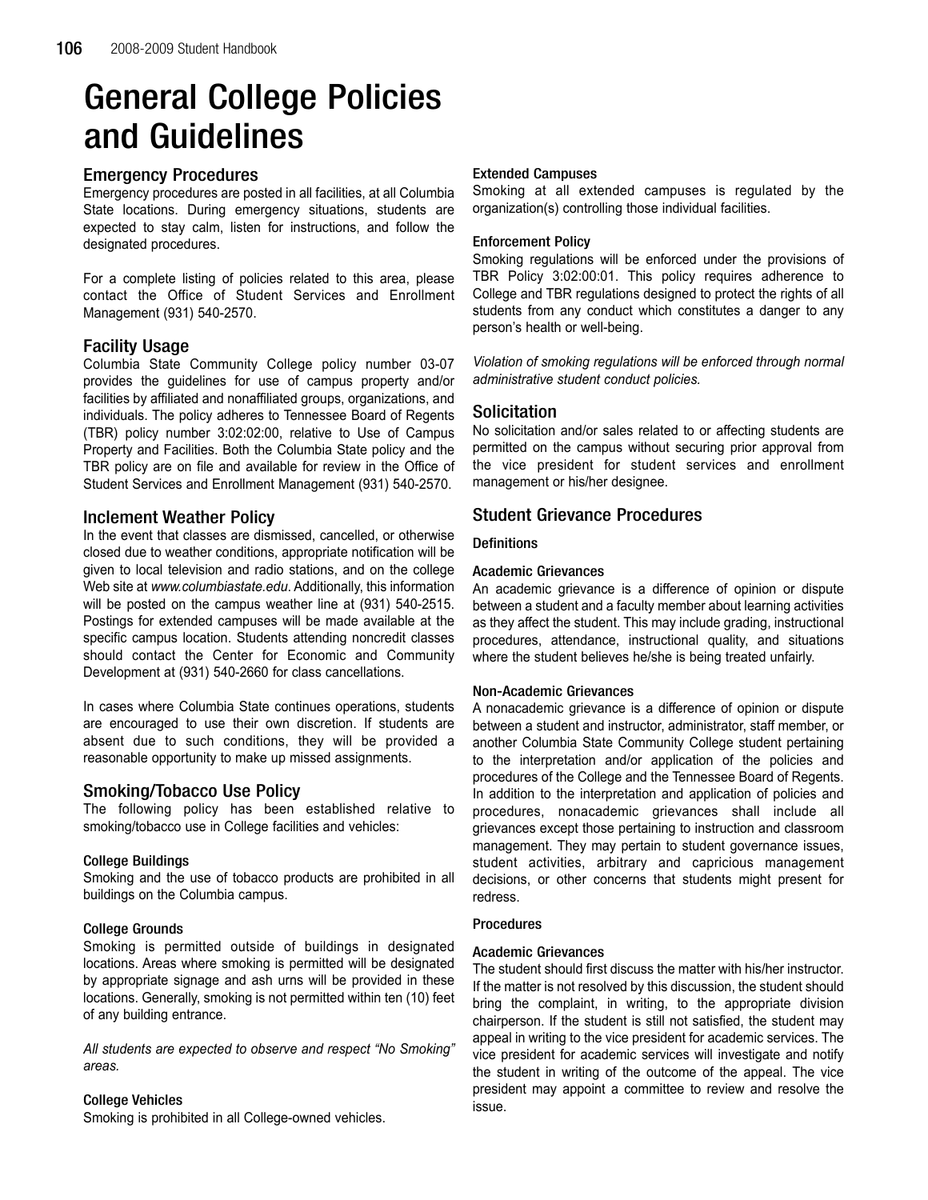# General College Policies and Guidelines

## Emergency Procedures

Emergency procedures are posted in all facilities, at all Columbia State locations. During emergency situations, students are expected to stay calm, listen for instructions, and follow the designated procedures.

For a complete listing of policies related to this area, please contact the Office of Student Services and Enrollment Management (931) 540-2570.

## Facility Usage

Columbia State Community College policy number 03-07 provides the guidelines for use of campus property and/or facilities by affiliated and nonaffiliated groups, organizations, and individuals. The policy adheres to Tennessee Board of Regents (TBR) policy number 3:02:00, relative to Use of Campus Property and Facilities. Both the Columbia State policy and the TBR policy are on file and available for review in the Office of Student Services and Enrollment Management (931) 540-2570.

## Inclement Weather Policy

In the event that classes are dismissed, cancelled, or otherwise closed due to weather conditions, appropriate notification will be given to local television and radio stations, and on the college Web site at *www.columbiastate.edu*. Additionally, this information will be posted on the campus weather line at (931) 540-2515. Postings for extended campuses will be made available at the specific campus location. Students attending noncredit classes should contact the Center for Economic and Community Development at (931) 540-2660 for class cancellations.

In cases where Columbia State continues operations, students are encouraged to use their own discretion. If students are absent due to such conditions, they will be provided a reasonable opportunity to make up missed assignments.

## Smoking/Tobacco Use Policy

The following policy has been established relative to smoking/tobacco use in College facilities and vehicles:

### College Buildings

Smoking and the use of tobacco products are prohibited in all buildings on the Columbia campus.

### College Grounds

Smoking is permitted outside of buildings in designated locations. Areas where smoking is permitted will be designated by appropriate signage and ash urns will be provided in these locations. Generally, smoking is not permitted within ten (10) feet of any building entrance.

*All students are expected to observe and respect "No Smoking" areas.*

### College Vehicles

Smoking is prohibited in all College-owned vehicles.

### Extended Campuses

Smoking at all extended campuses is regulated by the organization(s) controlling those individual facilities.

### Enforcement Policy

Smoking regulations will be enforced under the provisions of TBR Policy 3:02:00:01. This policy requires adherence to College and TBR regulations designed to protect the rights of all students from any conduct which constitutes a danger to any person's health or well-being.

*Violation of smoking regulations will be enforced through normal administrative student conduct policies.*

## Solicitation

No solicitation and/or sales related to or affecting students are permitted on the campus without securing prior approval from the vice president for student services and enrollment management or his/her designee.

## Student Grievance Procedures

### Definitions

#### Academic Grievances

An academic grievance is a difference of opinion or dispute between a student and a faculty member about learning activities as they affect the student. This may include grading, instructional procedures, attendance, instructional quality, and situations where the student believes he/she is being treated unfairly.

#### Non-Academic Grievances

A nonacademic grievance is a difference of opinion or dispute between a student and instructor, administrator, staff member, or another Columbia State Community College student pertaining to the interpretation and/or application of the policies and procedures of the College and the Tennessee Board of Regents. In addition to the interpretation and application of policies and procedures, nonacademic grievances shall include all grievances except those pertaining to instruction and classroom management. They may pertain to student governance issues, student activities, arbitrary and capricious management decisions, or other concerns that students might present for redress.

### Procedures

#### Academic Grievances

The student should first discuss the matter with his/her instructor. If the matter is not resolved by this discussion, the student should bring the complaint, in writing, to the appropriate division chairperson. If the student is still not satisfied, the student may appeal in writing to the vice president for academic services. The vice president for academic services will investigate and notify the student in writing of the outcome of the appeal. The vice president may appoint a committee to review and resolve the issue.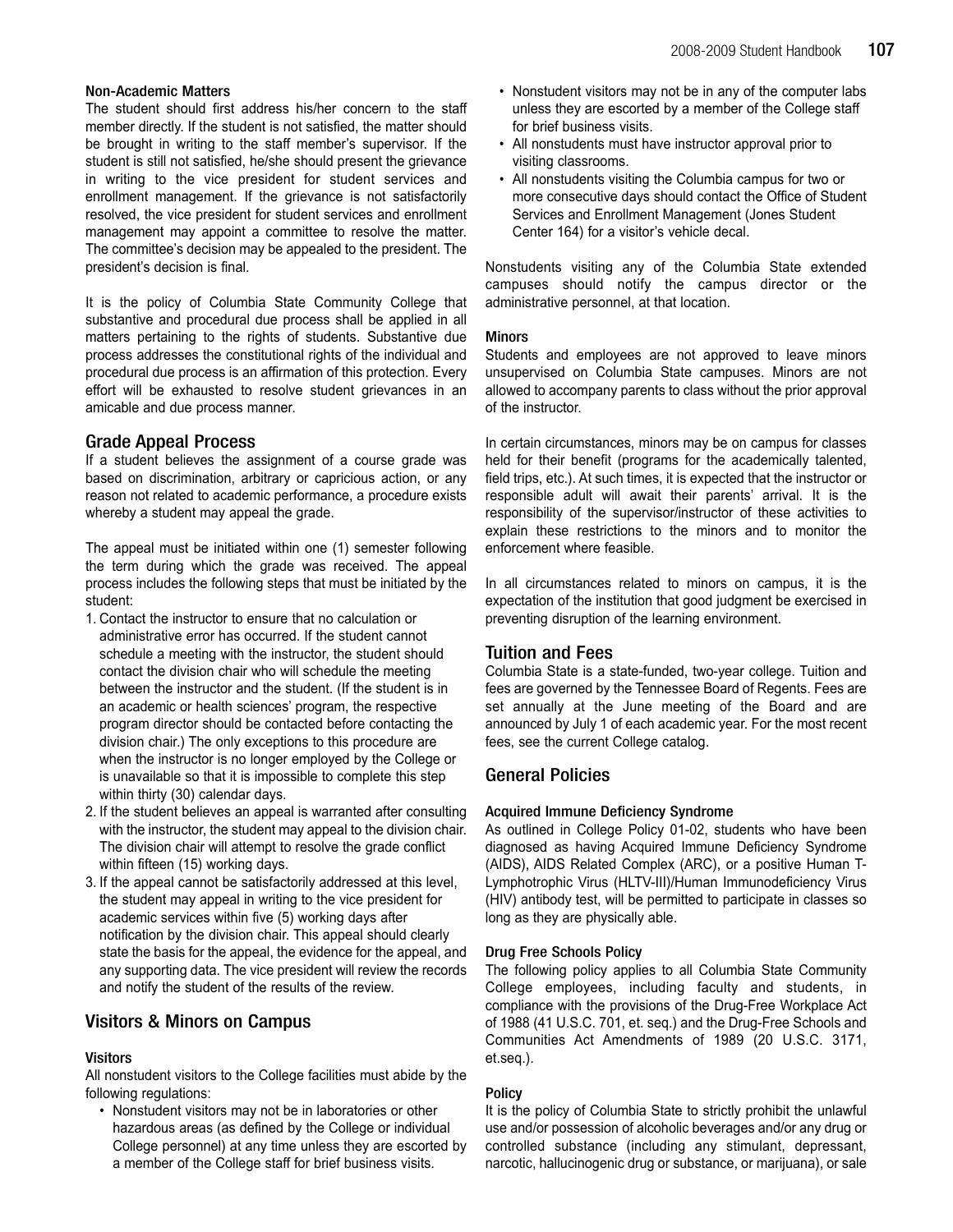#### Non-Academic Matters

The student should first address his/her concern to the staff member directly. If the student is not satisfied, the matter should be brought in writing to the staff member's supervisor. If the student is still not satisfied, he/she should present the grievance in writing to the vice president for student services and enrollment management. If the grievance is not satisfactorily resolved, the vice president for student services and enrollment management may appoint a committee to resolve the matter. The committee's decision may be appealed to the president. The president's decision is final.

It is the policy of Columbia State Community College that substantive and procedural due process shall be applied in all matters pertaining to the rights of students. Substantive due process addresses the constitutional rights of the individual and procedural due process is an affirmation of this protection. Every effort will be exhausted to resolve student grievances in an amicable and due process manner.

## Grade Appeal Process

If a student believes the assignment of a course grade was based on discrimination, arbitrary or capricious action, or any reason not related to academic performance, a procedure exists whereby a student may appeal the grade.

The appeal must be initiated within one (1) semester following the term during which the grade was received. The appeal process includes the following steps that must be initiated by the student:

1. Contact the instructor to ensure that no calculation or administrative error has occurred. If the student cannot schedule a meeting with the instructor, the student should contact the division chair who will schedule the meeting between the instructor and the student. (If the student is in an academic or health sciences' program, the respective program director should be contacted before contacting the division chair.) The only exceptions to this procedure are when the instructor is no longer employed by the College or is unavailable so that it is impossible to complete this step within thirty (30) calendar days.
2. If the student believes an appeal is warranted after consulting with the instructor, the student may appeal to the division chair. The division chair will attempt to resolve the grade conflict within fifteen (15) working days.
3. If the appeal cannot be satisfactorily addressed at this level, the student may appeal in writing to the vice president for academic services within five (5) working days after notification by the division chair. This appeal should clearly state the basis for the appeal, the evidence for the appeal, and any supporting data. The vice president will review the records and notify the student of the results of the review.

## Visitors & Minors on Campus

#### Visitors

All nonstudent visitors to the College facilities must abide by the following regulations:

- Nonstudent visitors may not be in laboratories or other hazardous areas (as defined by the College or individual College personnel) at any time unless they are escorted by a member of the College staff for brief business visits.
- Nonstudent visitors may not be in any of the computer labs unless they are escorted by a member of the College staff for brief business visits.
- All nonstudents must have instructor approval prior to visiting classrooms.
- All nonstudents visiting the Columbia campus for two or more consecutive days should contact the Office of Student Services and Enrollment Management (Jones Student Center 164) for a visitor's vehicle decal.

Nonstudents visiting any of the Columbia State extended campuses should notify the campus director or the administrative personnel, at that location.

#### Minors

Students and employees are not approved to leave minors unsupervised on Columbia State campuses. Minors are not allowed to accompany parents to class without the prior approval of the instructor.

In certain circumstances, minors may be on campus for classes held for their benefit (programs for the academically talented, field trips, etc.). At such times, it is expected that the instructor or responsible adult will await their parents' arrival. It is the responsibility of the supervisor/instructor of these activities to explain these restrictions to the minors and to monitor the enforcement where feasible.

In all circumstances related to minors on campus, it is the expectation of the institution that good judgment be exercised in preventing disruption of the learning environment.

## Tuition and Fees

Columbia State is a state-funded, two-year college. Tuition and fees are governed by the Tennessee Board of Regents. Fees are set annually at the June meeting of the Board and are announced by July 1 of each academic year. For the most recent fees, see the current College catalog.

## General Policies

#### Acquired Immune Deficiency Syndrome

As outlined in College Policy 01-02, students who have been diagnosed as having Acquired Immune Deficiency Syndrome (AIDS), AIDS Related Complex (ARC), or a positive Human T-Lymphotrophic Virus (HLTV-III)/Human Immunodeficiency Virus (HIV) antibody test, will be permitted to participate in classes so long as they are physically able.

#### Drug Free Schools Policy

The following policy applies to all Columbia State Community College employees, including faculty and students, in compliance with the provisions of the Drug-Free Workplace Act of 1988 (41 U.S.C. 701, et. seq.) and the Drug-Free Schools and Communities Act Amendments of 1989 (20 U.S.C. 3171, et.seq.).

#### Policy

It is the policy of Columbia State to strictly prohibit the unlawful use and/or possession of alcoholic beverages and/or any drug or controlled substance (including any stimulant, depressant, narcotic, hallucinogenic drug or substance, or marijuana), or sale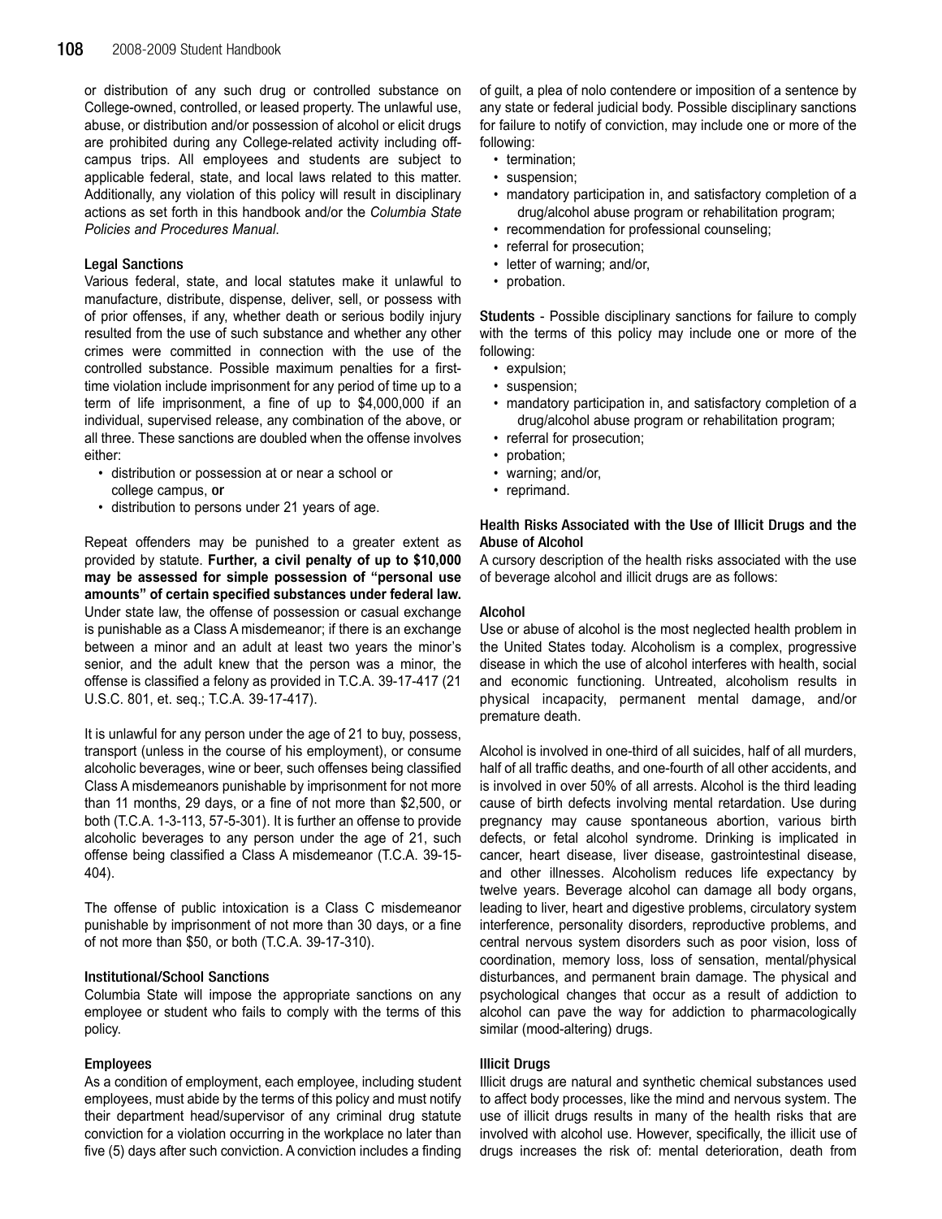or distribution of any such drug or controlled substance on College-owned, controlled, or leased property. The unlawful use, abuse, or distribution and/or possession of alcohol or elicit drugs are prohibited during any College-related activity including off-campus trips. All employees and students are subject to applicable federal, state, and local laws related to this matter. Additionally, any violation of this policy will result in disciplinary actions as set forth in this handbook and/or the *Columbia State Policies and Procedures Manual*.

### Legal Sanctions

Various federal, state, and local statutes make it unlawful to manufacture, distribute, dispense, deliver, sell, or possess with of prior offenses, if any, whether death or serious bodily injury resulted from the use of such substance and whether any other crimes were committed in connection with the use of the controlled substance. Possible maximum penalties for a first-time violation include imprisonment for any period of time up to a term of life imprisonment, a fine of up to $4,000,000 if an individual, supervised release, any combination of the above, or all three. These sanctions are doubled when the offense involves either:

- distribution or possession at or near a school or college campus, **or**
- distribution to persons under 21 years of age.

Repeat offenders may be punished to a greater extent as provided by statute. **Further, a civil penalty of up to $10,000 may be assessed for simple possession of "personal use amounts" of certain specified substances under federal law.** Under state law, the offense of possession or casual exchange is punishable as a Class A misdemeanor; if there is an exchange between a minor and an adult at least two years the minor's senior, and the adult knew that the person was a minor, the offense is classified a felony as provided in T.C.A. 39-17-417 (21 U.S.C. 801, et. seq.; T.C.A. 39-17-417).

It is unlawful for any person under the age of 21 to buy, possess, transport (unless in the course of his employment), or consume alcoholic beverages, wine or beer, such offenses being classified Class A misdemeanors punishable by imprisonment for not more than 11 months, 29 days, or a fine of not more than $2,500, or both (T.C.A. 1-3-113, 57-5-301). It is further an offense to provide alcoholic beverages to any person under the age of 21, such offense being classified a Class A misdemeanor (T.C.A. 39-15-404).

The offense of public intoxication is a Class C misdemeanor punishable by imprisonment of not more than 30 days, or a fine of not more than $50, or both (T.C.A. 39-17-310).

### Institutional/School Sanctions

Columbia State will impose the appropriate sanctions on any employee or student who fails to comply with the terms of this policy.

### Employees

As a condition of employment, each employee, including student employees, must abide by the terms of this policy and must notify their department head/supervisor of any criminal drug statute conviction for a violation occurring in the workplace no later than five (5) days after such conviction. A conviction includes a finding of guilt, a plea of nolo contendere or imposition of a sentence by any state or federal judicial body. Possible disciplinary sanctions for failure to notify of conviction, may include one or more of the following:

- termination;
- suspension;
- mandatory participation in, and satisfactory completion of a drug/alcohol abuse program or rehabilitation program;
- recommendation for professional counseling;
- referral for prosecution;
- letter of warning; and/or,
- probation.

**Students** - Possible disciplinary sanctions for failure to comply with the terms of this policy may include one or more of the following:

- expulsion;
- suspension;
- mandatory participation in, and satisfactory completion of a drug/alcohol abuse program or rehabilitation program;
- referral for prosecution;
- probation;
- warning; and/or,
- reprimand.

### Health Risks Associated with the Use of Illicit Drugs and the Abuse of Alcohol

A cursory description of the health risks associated with the use of beverage alcohol and illicit drugs are as follows:

### Alcohol

Use or abuse of alcohol is the most neglected health problem in the United States today. Alcoholism is a complex, progressive disease in which the use of alcohol interferes with health, social and economic functioning. Untreated, alcoholism results in physical incapacity, permanent mental damage, and/or premature death.

Alcohol is involved in one-third of all suicides, half of all murders, half of all traffic deaths, and one-fourth of all other accidents, and is involved in over 50% of all arrests. Alcohol is the third leading cause of birth defects involving mental retardation. Use during pregnancy may cause spontaneous abortion, various birth defects, or fetal alcohol syndrome. Drinking is implicated in cancer, heart disease, liver disease, gastrointestinal disease, and other illnesses. Alcoholism reduces life expectancy by twelve years. Beverage alcohol can damage all body organs, leading to liver, heart and digestive problems, circulatory system interference, personality disorders, reproductive problems, and central nervous system disorders such as poor vision, loss of coordination, memory loss, loss of sensation, mental/physical disturbances, and permanent brain damage. The physical and psychological changes that occur as a result of addiction to alcohol can pave the way for addiction to pharmacologically similar (mood-altering) drugs.

### Illicit Drugs

Illicit drugs are natural and synthetic chemical substances used to affect body processes, like the mind and nervous system. The use of illicit drugs results in many of the health risks that are involved with alcohol use. However, specifically, the illicit use of drugs increases the risk of: mental deterioration, death from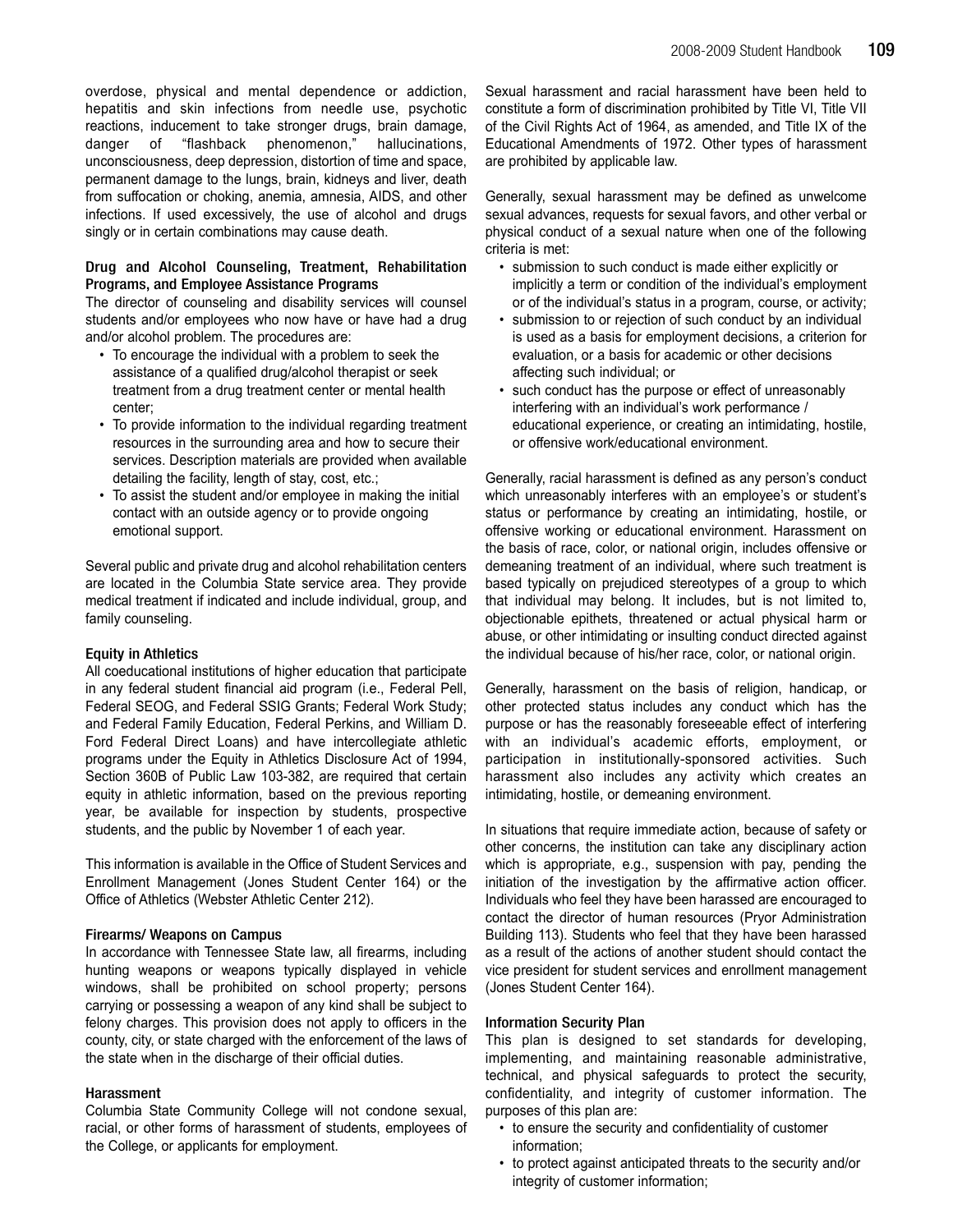overdose, physical and mental dependence or addiction, hepatitis and skin infections from needle use, psychotic reactions, inducement to take stronger drugs, brain damage, danger of "flashback phenomenon," hallucinations, unconsciousness, deep depression, distortion of time and space, permanent damage to the lungs, brain, kidneys and liver, death from suffocation or choking, anemia, amnesia, AIDS, and other infections. If used excessively, the use of alcohol and drugs singly or in certain combinations may cause death.

#### Drug and Alcohol Counseling, Treatment, Rehabilitation Programs, and Employee Assistance Programs

The director of counseling and disability services will counsel students and/or employees who now have or have had a drug and/or alcohol problem. The procedures are:

- To encourage the individual with a problem to seek the assistance of a qualified drug/alcohol therapist or seek treatment from a drug treatment center or mental health center;
- To provide information to the individual regarding treatment resources in the surrounding area and how to secure their services. Description materials are provided when available detailing the facility, length of stay, cost, etc.;
- To assist the student and/or employee in making the initial contact with an outside agency or to provide ongoing emotional support.

Several public and private drug and alcohol rehabilitation centers are located in the Columbia State service area. They provide medical treatment if indicated and include individual, group, and family counseling.

#### Equity in Athletics

All coeducational institutions of higher education that participate in any federal student financial aid program (i.e., Federal Pell, Federal SEOG, and Federal SSIG Grants; Federal Work Study; and Federal Family Education, Federal Perkins, and William D. Ford Federal Direct Loans) and have intercollegiate athletic programs under the Equity in Athletics Disclosure Act of 1994, Section 360B of Public Law 103-382, are required that certain equity in athletic information, based on the previous reporting year, be available for inspection by students, prospective students, and the public by November 1 of each year.

This information is available in the Office of Student Services and Enrollment Management (Jones Student Center 164) or the Office of Athletics (Webster Athletic Center 212).

#### Firearms/ Weapons on Campus

In accordance with Tennessee State law, all firearms, including hunting weapons or weapons typically displayed in vehicle windows, shall be prohibited on school property; persons carrying or possessing a weapon of any kind shall be subject to felony charges. This provision does not apply to officers in the county, city, or state charged with the enforcement of the laws of the state when in the discharge of their official duties.

#### Harassment

Columbia State Community College will not condone sexual, racial, or other forms of harassment of students, employees of the College, or applicants for employment.

Sexual harassment and racial harassment have been held to constitute a form of discrimination prohibited by Title VI, Title VII of the Civil Rights Act of 1964, as amended, and Title IX of the Educational Amendments of 1972. Other types of harassment are prohibited by applicable law.

Generally, sexual harassment may be defined as unwelcome sexual advances, requests for sexual favors, and other verbal or physical conduct of a sexual nature when one of the following criteria is met:

- submission to such conduct is made either explicitly or implicitly a term or condition of the individual's employment or of the individual's status in a program, course, or activity;
- submission to or rejection of such conduct by an individual is used as a basis for employment decisions, a criterion for evaluation, or a basis for academic or other decisions affecting such individual; or
- such conduct has the purpose or effect of unreasonably interfering with an individual's work performance / educational experience, or creating an intimidating, hostile, or offensive work/educational environment.

Generally, racial harassment is defined as any person's conduct which unreasonably interferes with an employee's or student's status or performance by creating an intimidating, hostile, or offensive working or educational environment. Harassment on the basis of race, color, or national origin, includes offensive or demeaning treatment of an individual, where such treatment is based typically on prejudiced stereotypes of a group to which that individual may belong. It includes, but is not limited to, objectionable epithets, threatened or actual physical harm or abuse, or other intimidating or insulting conduct directed against the individual because of his/her race, color, or national origin.

Generally, harassment on the basis of religion, handicap, or other protected status includes any conduct which has the purpose or has the reasonably foreseeable effect of interfering with an individual's academic efforts, employment, or participation in institutionally-sponsored activities. Such harassment also includes any activity which creates an intimidating, hostile, or demeaning environment.

In situations that require immediate action, because of safety or other concerns, the institution can take any disciplinary action which is appropriate, e.g., suspension with pay, pending the initiation of the investigation by the affirmative action officer. Individuals who feel they have been harassed are encouraged to contact the director of human resources (Pryor Administration Building 113). Students who feel that they have been harassed as a result of the actions of another student should contact the vice president for student services and enrollment management (Jones Student Center 164).

#### Information Security Plan

This plan is designed to set standards for developing, implementing, and maintaining reasonable administrative, technical, and physical safeguards to protect the security, confidentiality, and integrity of customer information. The purposes of this plan are:

- to ensure the security and confidentiality of customer information;
- to protect against anticipated threats to the security and/or integrity of customer information;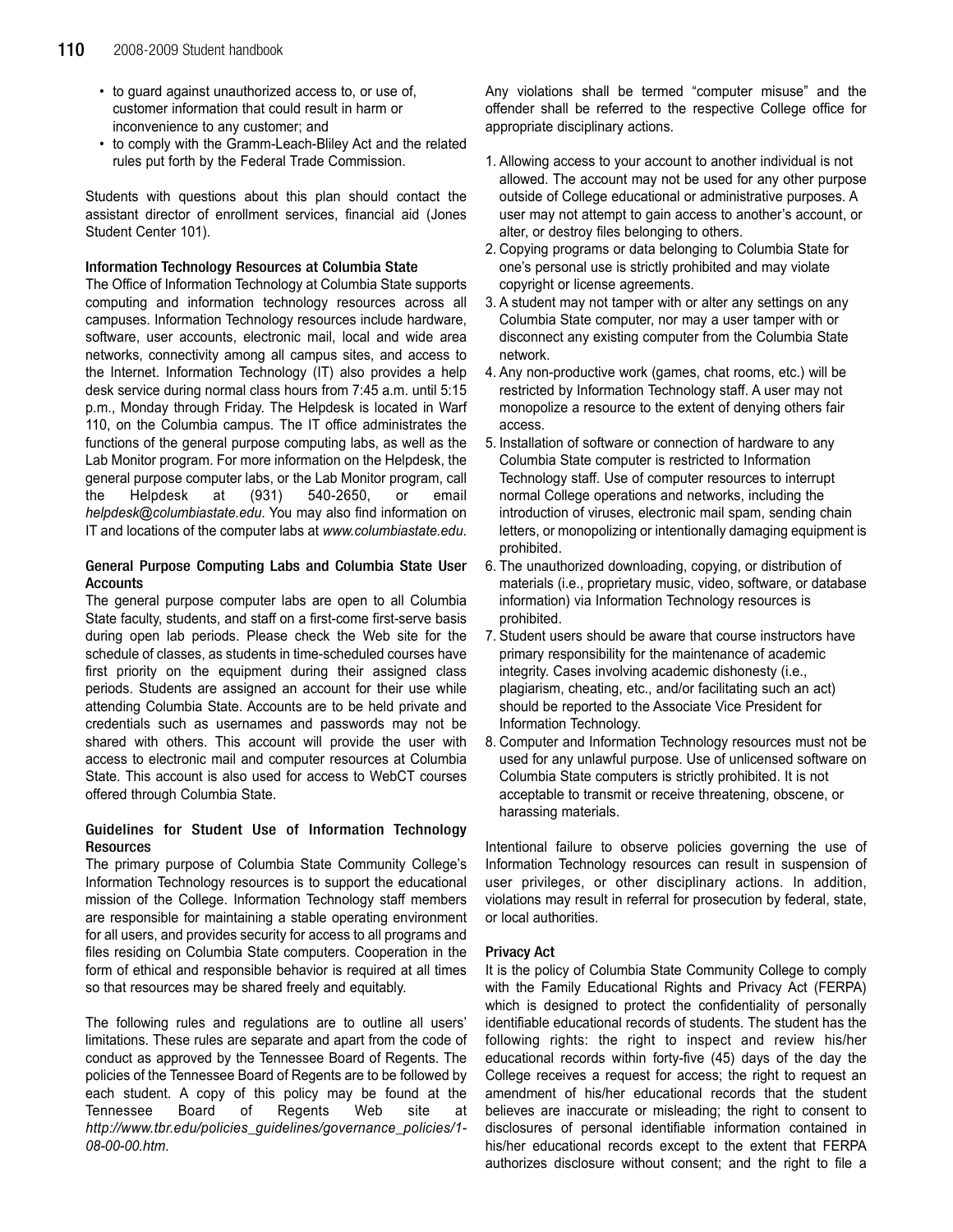- to guard against unauthorized access to, or use of, customer information that could result in harm or inconvenience to any customer; and
- to comply with the Gramm-Leach-Bliley Act and the related rules put forth by the Federal Trade Commission.

Students with questions about this plan should contact the assistant director of enrollment services, financial aid (Jones Student Center 101).

#### Information Technology Resources at Columbia State

The Office of Information Technology at Columbia State supports computing and information technology resources across all campuses. Information Technology resources include hardware, software, user accounts, electronic mail, local and wide area networks, connectivity among all campus sites, and access to the Internet. Information Technology (IT) also provides a help desk service during normal class hours from 7:45 a.m. until 5:15 p.m., Monday through Friday. The Helpdesk is located in Warf 110, on the Columbia campus. The IT office administrates the functions of the general purpose computing labs, as well as the Lab Monitor program. For more information on the Helpdesk, the general purpose computer labs, or the Lab Monitor program, call the Helpdesk at (931) 540-2650, or email *helpdesk@columbiastate.edu*. You may also find information on IT and locations of the computer labs at *www.columbiastate.edu*.

#### General Purpose Computing Labs and Columbia State User Accounts

The general purpose computer labs are open to all Columbia State faculty, students, and staff on a first-come first-serve basis during open lab periods. Please check the Web site for the schedule of classes, as students in time-scheduled courses have first priority on the equipment during their assigned class periods. Students are assigned an account for their use while attending Columbia State. Accounts are to be held private and credentials such as usernames and passwords may not be shared with others. This account will provide the user with access to electronic mail and computer resources at Columbia State. This account is also used for access to WebCT courses offered through Columbia State.

#### Guidelines for Student Use of Information Technology Resources

The primary purpose of Columbia State Community College's Information Technology resources is to support the educational mission of the College. Information Technology staff members are responsible for maintaining a stable operating environment for all users, and provides security for access to all programs and files residing on Columbia State computers. Cooperation in the form of ethical and responsible behavior is required at all times so that resources may be shared freely and equitably.

The following rules and regulations are to outline all users' limitations. These rules are separate and apart from the code of conduct as approved by the Tennessee Board of Regents. The policies of the Tennessee Board of Regents are to be followed by each student. A copy of this policy may be found at the Tennessee Board of Regents Web site at *http://www.tbr.edu/policies_guidelines/governance_policies/1-08-00-00.htm*.

Any violations shall be termed "computer misuse" and the offender shall be referred to the respective College office for appropriate disciplinary actions.

1. Allowing access to your account to another individual is not allowed. The account may not be used for any other purpose outside of College educational or administrative purposes. A user may not attempt to gain access to another's account, or alter, or destroy files belonging to others.
2. Copying programs or data belonging to Columbia State for one's personal use is strictly prohibited and may violate copyright or license agreements.
3. A student may not tamper with or alter any settings on any Columbia State computer, nor may a user tamper with or disconnect any existing computer from the Columbia State network.
4. Any non-productive work (games, chat rooms, etc.) will be restricted by Information Technology staff. A user may not monopolize a resource to the extent of denying others fair access.
5. Installation of software or connection of hardware to any Columbia State computer is restricted to Information Technology staff. Use of computer resources to interrupt normal College operations and networks, including the introduction of viruses, electronic mail spam, sending chain letters, or monopolizing or intentionally damaging equipment is prohibited.
6. The unauthorized downloading, copying, or distribution of materials (i.e., proprietary music, video, software, or database information) via Information Technology resources is prohibited.
7. Student users should be aware that course instructors have primary responsibility for the maintenance of academic integrity. Cases involving academic dishonesty (i.e., plagiarism, cheating, etc., and/or facilitating such an act) should be reported to the Associate Vice President for Information Technology.
8. Computer and Information Technology resources must not be used for any unlawful purpose. Use of unlicensed software on Columbia State computers is strictly prohibited. It is not acceptable to transmit or receive threatening, obscene, or harassing materials.

Intentional failure to observe policies governing the use of Information Technology resources can result in suspension of user privileges, or other disciplinary actions. In addition, violations may result in referral for prosecution by federal, state, or local authorities.

#### Privacy Act

It is the policy of Columbia State Community College to comply with the Family Educational Rights and Privacy Act (FERPA) which is designed to protect the confidentiality of personally identifiable educational records of students. The student has the following rights: the right to inspect and review his/her educational records within forty-five (45) days of the day the College receives a request for access; the right to request an amendment of his/her educational records that the student believes are inaccurate or misleading; the right to consent to disclosures of personal identifiable information contained in his/her educational records except to the extent that FERPA authorizes disclosure without consent; and the right to file a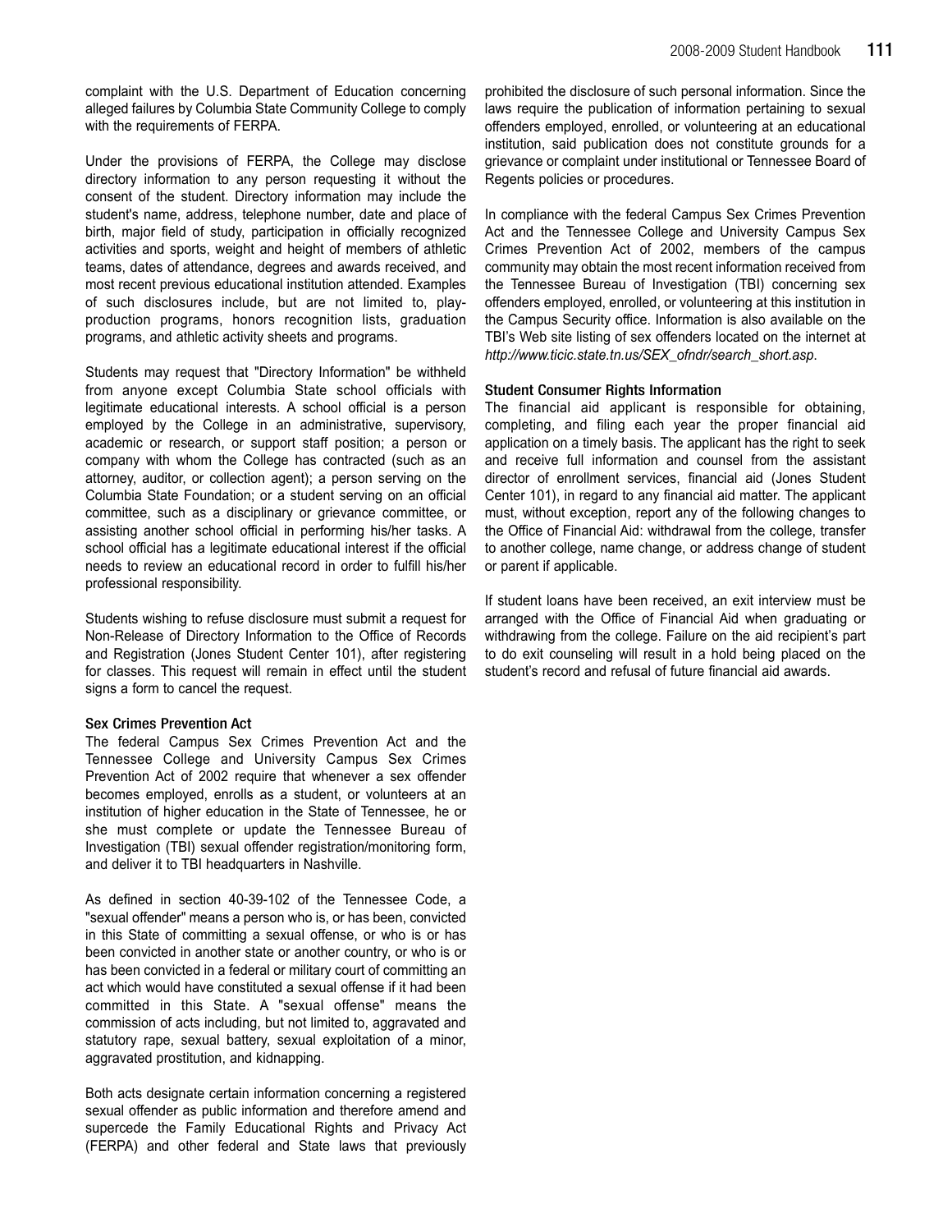complaint with the U.S. Department of Education concerning alleged failures by Columbia State Community College to comply with the requirements of FERPA.

Under the provisions of FERPA, the College may disclose directory information to any person requesting it without the consent of the student. Directory information may include the student's name, address, telephone number, date and place of birth, major field of study, participation in officially recognized activities and sports, weight and height of members of athletic teams, dates of attendance, degrees and awards received, and most recent previous educational institution attended. Examples of such disclosures include, but are not limited to, play-production programs, honors recognition lists, graduation programs, and athletic activity sheets and programs.

Students may request that "Directory Information" be withheld from anyone except Columbia State school officials with legitimate educational interests. A school official is a person employed by the College in an administrative, supervisory, academic or research, or support staff position; a person or company with whom the College has contracted (such as an attorney, auditor, or collection agent); a person serving on the Columbia State Foundation; or a student serving on an official committee, such as a disciplinary or grievance committee, or assisting another school official in performing his/her tasks. A school official has a legitimate educational interest if the official needs to review an educational record in order to fulfill his/her professional responsibility.

Students wishing to refuse disclosure must submit a request for Non-Release of Directory Information to the Office of Records and Registration (Jones Student Center 101), after registering for classes. This request will remain in effect until the student signs a form to cancel the request.

### Sex Crimes Prevention Act

The federal Campus Sex Crimes Prevention Act and the Tennessee College and University Campus Sex Crimes Prevention Act of 2002 require that whenever a sex offender becomes employed, enrolls as a student, or volunteers at an institution of higher education in the State of Tennessee, he or she must complete or update the Tennessee Bureau of Investigation (TBI) sexual offender registration/monitoring form, and deliver it to TBI headquarters in Nashville.

As defined in section 40-39-102 of the Tennessee Code, a "sexual offender" means a person who is, or has been, convicted in this State of committing a sexual offense, or who is or has been convicted in another state or another country, or who is or has been convicted in a federal or military court of committing an act which would have constituted a sexual offense if it had been committed in this State. A "sexual offense" means the commission of acts including, but not limited to, aggravated and statutory rape, sexual battery, sexual exploitation of a minor, aggravated prostitution, and kidnapping.

Both acts designate certain information concerning a registered sexual offender as public information and therefore amend and supercede the Family Educational Rights and Privacy Act (FERPA) and other federal and State laws that previously prohibited the disclosure of such personal information. Since the laws require the publication of information pertaining to sexual offenders employed, enrolled, or volunteering at an educational institution, said publication does not constitute grounds for a grievance or complaint under institutional or Tennessee Board of Regents policies or procedures.

In compliance with the federal Campus Sex Crimes Prevention Act and the Tennessee College and University Campus Sex Crimes Prevention Act of 2002, members of the campus community may obtain the most recent information received from the Tennessee Bureau of Investigation (TBI) concerning sex offenders employed, enrolled, or volunteering at this institution in the Campus Security office. Information is also available on the TBI's Web site listing of sex offenders located on the internet at *http://www.ticic.state.tn.us/SEX_ofndr/search_short.asp*.

### Student Consumer Rights Information

The financial aid applicant is responsible for obtaining, completing, and filing each year the proper financial aid application on a timely basis. The applicant has the right to seek and receive full information and counsel from the assistant director of enrollment services, financial aid (Jones Student Center 101), in regard to any financial aid matter. The applicant must, without exception, report any of the following changes to the Office of Financial Aid: withdrawal from the college, transfer to another college, name change, or address change of student or parent if applicable.

If student loans have been received, an exit interview must be arranged with the Office of Financial Aid when graduating or withdrawing from the college. Failure on the aid recipient's part to do exit counseling will result in a hold being placed on the student's record and refusal of future financial aid awards.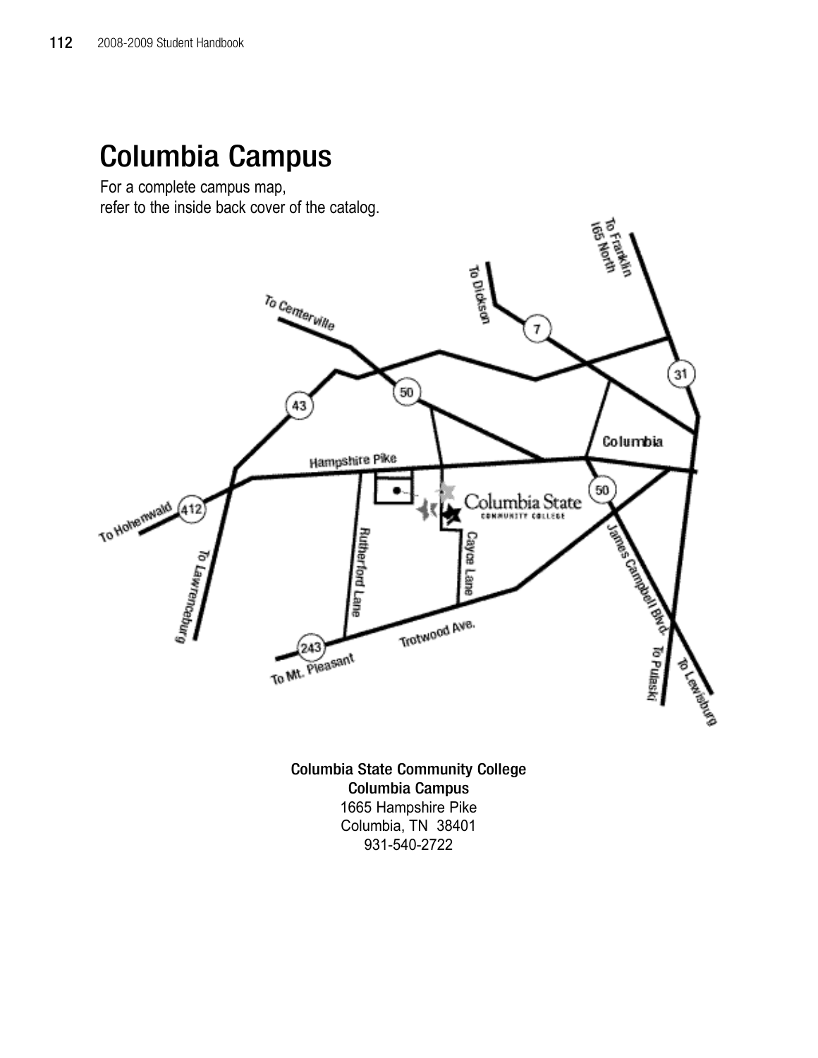# Columbia Campus

For a complete campus map,
refer to the inside back cover of the catalog.

**Columbia State Community College**
**Columbia Campus**
1665 Hampshire Pike
Columbia, TN 38401
931-540-2722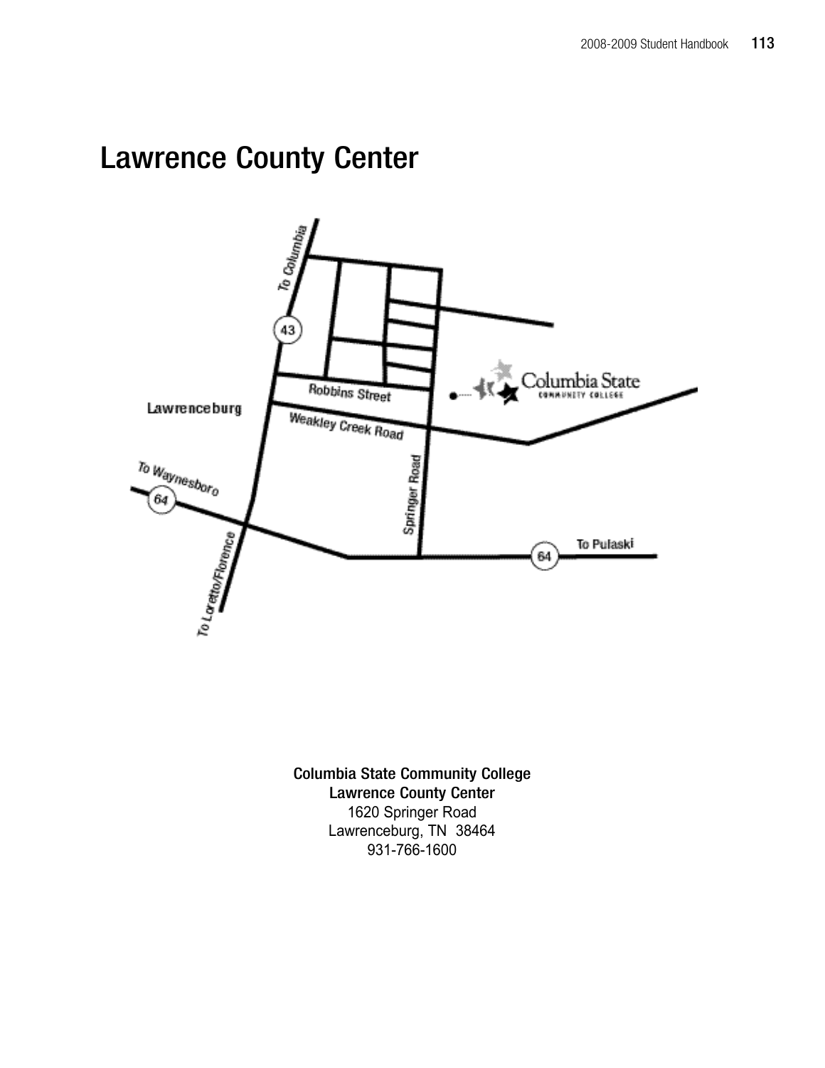# Lawrence County Center

**Columbia State Community College**
**Lawrence County Center**
1620 Springer Road
Lawrenceburg, TN 38464
931-766-1600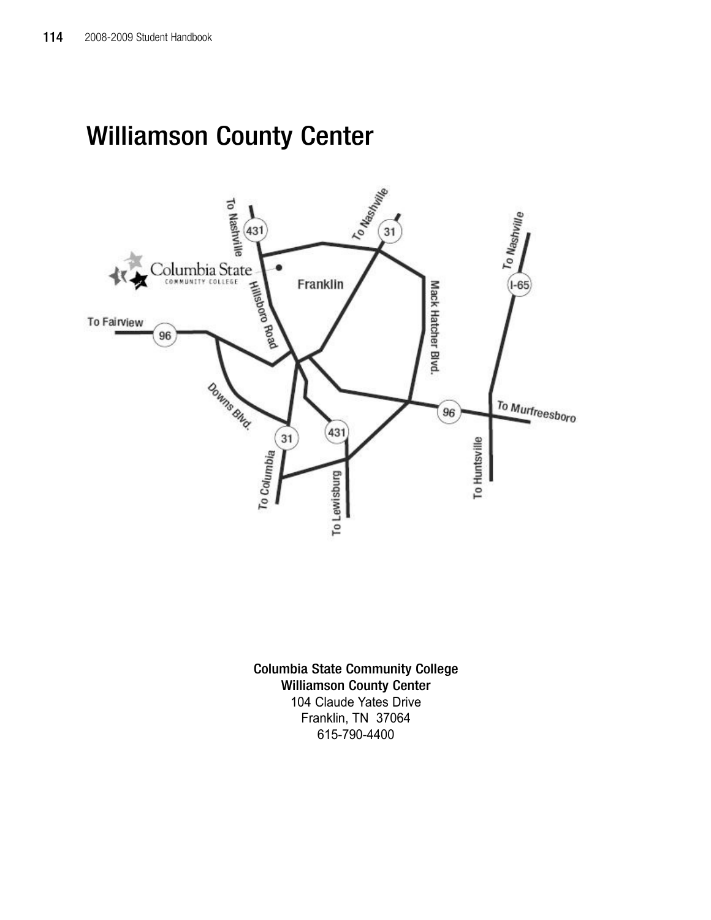# Williamson County Center

**Columbia State Community College**
**Williamson County Center**
104 Claude Yates Drive
Franklin, TN 37064
615-790-4400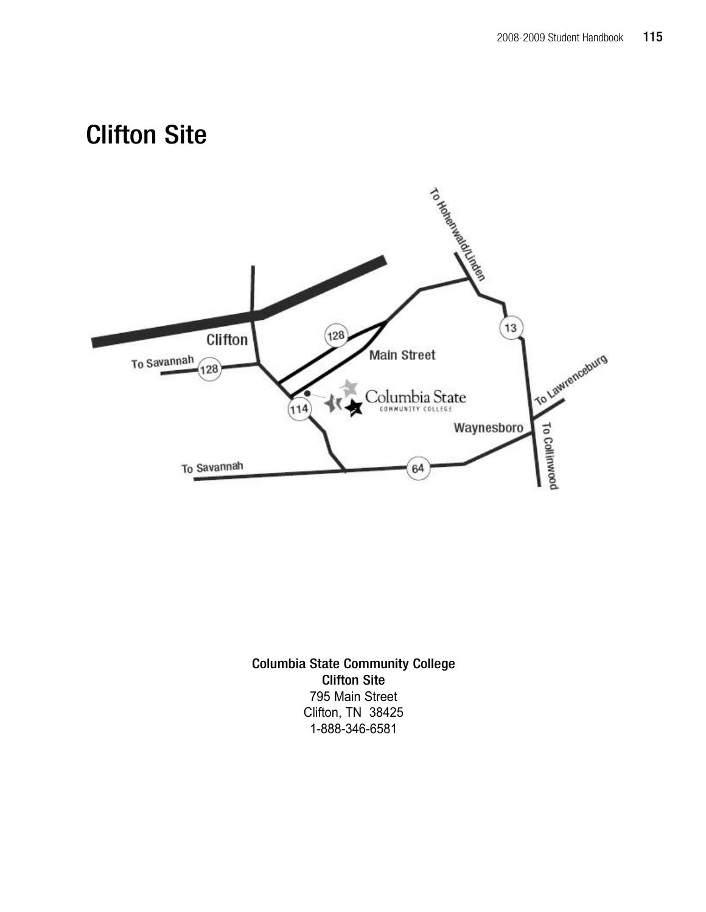# Clifton Site

**Columbia State Community College**
**Clifton Site**
795 Main Street
Clifton, TN 38425
1-888-346-6581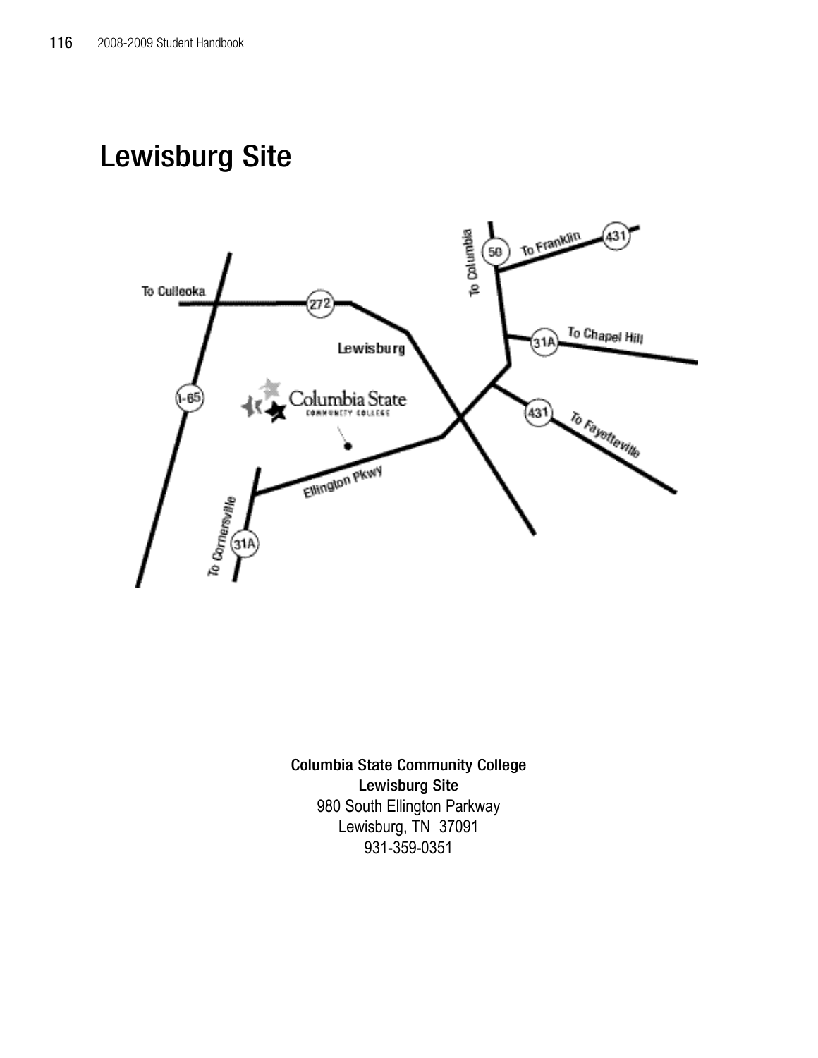# Lewisburg Site

**Columbia State Community College**
**Lewisburg Site**
980 South Ellington Parkway
Lewisburg, TN 37091
931-359-0351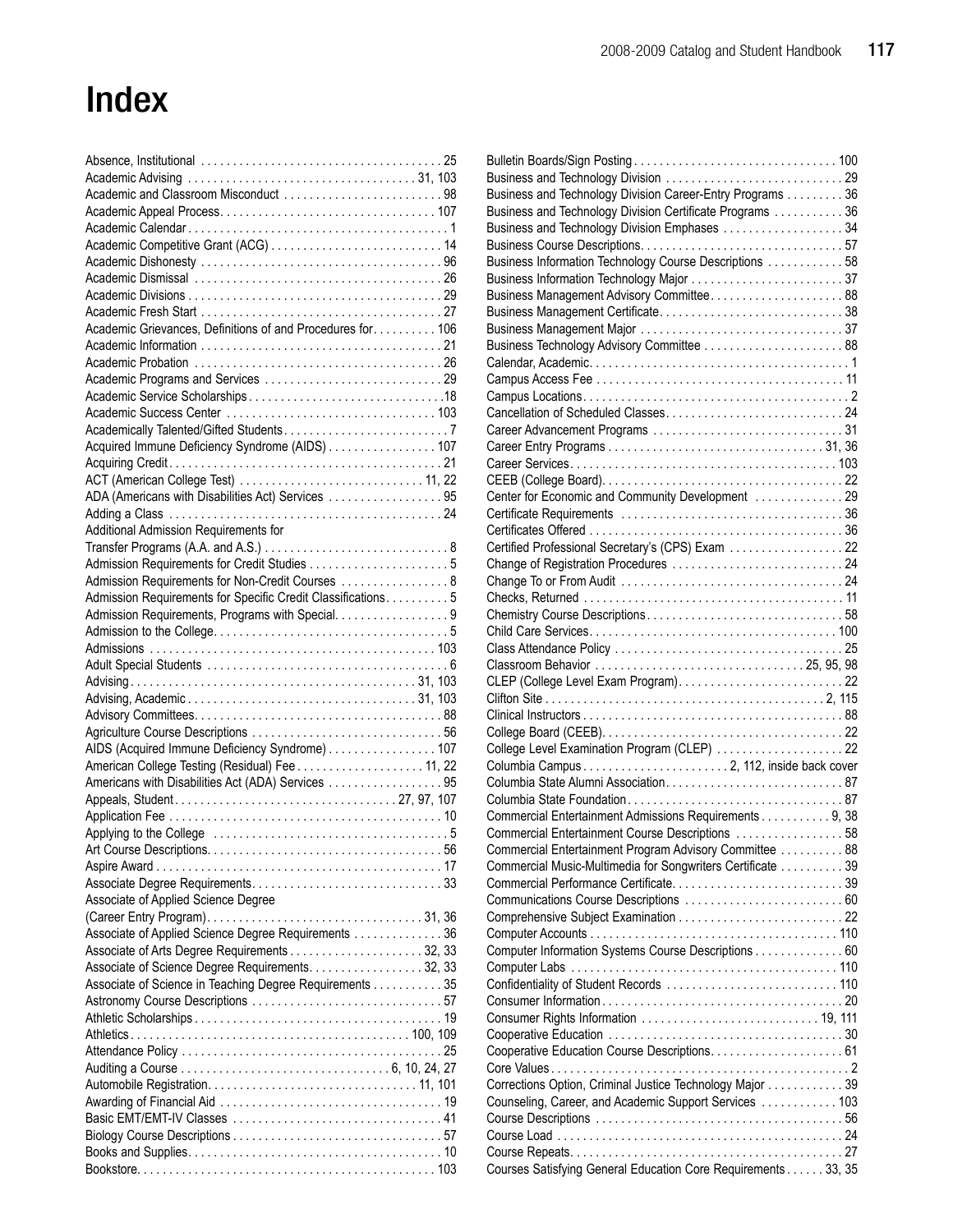# Index

Absence, Institutional . . . . . . . . . . . . . . . . . . . . . . . . . . . . . . . . . . . . . . 25
Academic Advising . . . . . . . . . . . . . . . . . . . . . . . . . . . . . . . . . . . 31, 103
Academic and Classroom Misconduct . . . . . . . . . . . . . . . . . . . . . . . . . 98
Academic Appeal Process. . . . . . . . . . . . . . . . . . . . . . . . . . . . . . . . . 107
Academic Calendar . . . . . . . . . . . . . . . . . . . . . . . . . . . . . . . . . . . . . . . 1
Academic Competitive Grant (ACG) . . . . . . . . . . . . . . . . . . . . . . . . . . 14
Academic Dishonesty . . . . . . . . . . . . . . . . . . . . . . . . . . . . . . . . . . . . . 96
Academic Dismissal . . . . . . . . . . . . . . . . . . . . . . . . . . . . . . . . . . . . . . 26
Academic Divisions . . . . . . . . . . . . . . . . . . . . . . . . . . . . . . . . . . . . . . . 29
Academic Fresh Start . . . . . . . . . . . . . . . . . . . . . . . . . . . . . . . . . . . . . 27
Academic Grievances, Definitions of and Procedures for. . . . . . . . . . 106
Academic Information . . . . . . . . . . . . . . . . . . . . . . . . . . . . . . . . . . . . . 21
Academic Probation . . . . . . . . . . . . . . . . . . . . . . . . . . . . . . . . . . . . . . 26
Academic Programs and Services . . . . . . . . . . . . . . . . . . . . . . . . . . . 29
Academic Service Scholarships . . . . . . . . . . . . . . . . . . . . . . . . . . . . . .18
Academic Success Center . . . . . . . . . . . . . . . . . . . . . . . . . . . . . . . . 103
Academically Talented/Gifted Students . . . . . . . . . . . . . . . . . . . . . . . . . 7
Acquired Immune Deficiency Syndrome (AIDS) . . . . . . . . . . . . . . . . . 107
Acquiring Credit . . . . . . . . . . . . . . . . . . . . . . . . . . . . . . . . . . . . . . . . . . 21
ACT (American College Test) . . . . . . . . . . . . . . . . . . . . . . . . . . . . 11, 22
ADA (Americans with Disabilities Act) Services . . . . . . . . . . . . . . . . . . 95
Adding a Class . . . . . . . . . . . . . . . . . . . . . . . . . . . . . . . . . . . . . . . . . . 24
Additional Admission Requirements for
Transfer Programs (A.A. and A.S.) . . . . . . . . . . . . . . . . . . . . . . . . . . . . . 8
Admission Requirements for Credit Studies . . . . . . . . . . . . . . . . . . . . . . 5
Admission Requirements for Non-Credit Courses . . . . . . . . . . . . . . . . . 8
Admission Requirements for Specific Credit Classifications. . . . . . . . . . 5
Admission Requirements, Programs with Special. . . . . . . . . . . . . . . . . . 9
Admission to the College. . . . . . . . . . . . . . . . . . . . . . . . . . . . . . . . . . . . 5
Admissions . . . . . . . . . . . . . . . . . . . . . . . . . . . . . . . . . . . . . . . . . . . . 103
Adult Special Students . . . . . . . . . . . . . . . . . . . . . . . . . . . . . . . . . . . . . 6
Advising . . . . . . . . . . . . . . . . . . . . . . . . . . . . . . . . . . . . . . . . . . . . 31, 103
Advising, Academic . . . . . . . . . . . . . . . . . . . . . . . . . . . . . . . . . . . 31, 103
Advisory Committees. . . . . . . . . . . . . . . . . . . . . . . . . . . . . . . . . . . . . . 88
Agriculture Course Descriptions . . . . . . . . . . . . . . . . . . . . . . . . . . . . . 56
AIDS (Acquired Immune Deficiency Syndrome) . . . . . . . . . . . . . . . . . 107
American College Testing (Residual) Fee . . . . . . . . . . . . . . . . . . . . 11, 22
Americans with Disabilities Act (ADA) Services . . . . . . . . . . . . . . . . . . 95
Appeals, Student. . . . . . . . . . . . . . . . . . . . . . . . . . . . . . . . . . . 27, 97, 107
Application Fee . . . . . . . . . . . . . . . . . . . . . . . . . . . . . . . . . . . . . . . . . . 10
Applying to the College . . . . . . . . . . . . . . . . . . . . . . . . . . . . . . . . . . . . . 5
Art Course Descriptions. . . . . . . . . . . . . . . . . . . . . . . . . . . . . . . . . . . . 56
Aspire Award . . . . . . . . . . . . . . . . . . . . . . . . . . . . . . . . . . . . . . . . . . . . 17
Associate Degree Requirements. . . . . . . . . . . . . . . . . . . . . . . . . . . . . . 33
Associate of Applied Science Degree
(Career Entry Program). . . . . . . . . . . . . . . . . . . . . . . . . . . . . . . . . . 31, 36
Associate of Applied Science Degree Requirements . . . . . . . . . . . . . . 36
Associate of Arts Degree Requirements . . . . . . . . . . . . . . . . . . . . . 32, 33
Associate of Science Degree Requirements. . . . . . . . . . . . . . . . . . 32, 33
Associate of Science in Teaching Degree Requirements . . . . . . . . . . . 35
Astronomy Course Descriptions . . . . . . . . . . . . . . . . . . . . . . . . . . . . . 57
Athletic Scholarships . . . . . . . . . . . . . . . . . . . . . . . . . . . . . . . . . . . . . . 19
Athletics . . . . . . . . . . . . . . . . . . . . . . . . . . . . . . . . . . . . . . . . . . . 100, 109
Attendance Policy . . . . . . . . . . . . . . . . . . . . . . . . . . . . . . . . . . . . . . . . 25
Auditing a Course . . . . . . . . . . . . . . . . . . . . . . . . . . . . . . . . . 6, 10, 24, 27
Automobile Registration. . . . . . . . . . . . . . . . . . . . . . . . . . . . . . . . . 11, 101
Awarding of Financial Aid . . . . . . . . . . . . . . . . . . . . . . . . . . . . . . . . . . 19
Basic EMT/EMT-IV Classes . . . . . . . . . . . . . . . . . . . . . . . . . . . . . . . . . 41
Biology Course Descriptions . . . . . . . . . . . . . . . . . . . . . . . . . . . . . . . . 57
Books and Supplies. . . . . . . . . . . . . . . . . . . . . . . . . . . . . . . . . . . . . . . 10
Bookstore. . . . . . . . . . . . . . . . . . . . . . . . . . . . . . . . . . . . . . . . . . . . . . 103
Bulletin Boards/Sign Posting . . . . . . . . . . . . . . . . . . . . . . . . . . . . . . . 100
Business and Technology Division . . . . . . . . . . . . . . . . . . . . . . . . . . . 29
Business and Technology Division Career-Entry Programs . . . . . . . . . 36
Business and Technology Division Certificate Programs . . . . . . . . . . . 36
Business and Technology Division Emphases . . . . . . . . . . . . . . . . . . . 34
Business Course Descriptions. . . . . . . . . . . . . . . . . . . . . . . . . . . . . . . 57
Business Information Technology Course Descriptions . . . . . . . . . . . . 58
Business Information Technology Major . . . . . . . . . . . . . . . . . . . . . . . 37
Business Management Advisory Committee. . . . . . . . . . . . . . . . . . . . . 88
Business Management Certificate. . . . . . . . . . . . . . . . . . . . . . . . . . . . 38
Business Management Major . . . . . . . . . . . . . . . . . . . . . . . . . . . . . . . 37
Business Technology Advisory Committee . . . . . . . . . . . . . . . . . . . . . 88
Calendar, Academic. . . . . . . . . . . . . . . . . . . . . . . . . . . . . . . . . . . . . . . . 1
Campus Access Fee . . . . . . . . . . . . . . . . . . . . . . . . . . . . . . . . . . . . . . 11
Campus Locations. . . . . . . . . . . . . . . . . . . . . . . . . . . . . . . . . . . . . . . . . 2
Cancellation of Scheduled Classes. . . . . . . . . . . . . . . . . . . . . . . . . . . . 24
Career Advancement Programs . . . . . . . . . . . . . . . . . . . . . . . . . . . . . 31
Career Entry Programs . . . . . . . . . . . . . . . . . . . . . . . . . . . . . . . . . 31, 36
Career Services. . . . . . . . . . . . . . . . . . . . . . . . . . . . . . . . . . . . . . . . . 103
CEEB (College Board). . . . . . . . . . . . . . . . . . . . . . . . . . . . . . . . . . . . . 22
Center for Economic and Community Development . . . . . . . . . . . . . . 29
Certificate Requirements . . . . . . . . . . . . . . . . . . . . . . . . . . . . . . . . . . 36
Certificates Offered . . . . . . . . . . . . . . . . . . . . . . . . . . . . . . . . . . . . . . . 36
Certified Professional Secretary's (CPS) Exam . . . . . . . . . . . . . . . . . . 22
Change of Registration Procedures . . . . . . . . . . . . . . . . . . . . . . . . . . . 24
Change To or From Audit . . . . . . . . . . . . . . . . . . . . . . . . . . . . . . . . . . 24
Checks, Returned . . . . . . . . . . . . . . . . . . . . . . . . . . . . . . . . . . . . . . . . 11
Chemistry Course Descriptions. . . . . . . . . . . . . . . . . . . . . . . . . . . . . . 58
Child Care Services. . . . . . . . . . . . . . . . . . . . . . . . . . . . . . . . . . . . . . 100
Class Attendance Policy . . . . . . . . . . . . . . . . . . . . . . . . . . . . . . . . . . . 25
Classroom Behavior . . . . . . . . . . . . . . . . . . . . . . . . . . . . . . . . . 25, 95, 98
CLEP (College Level Exam Program). . . . . . . . . . . . . . . . . . . . . . . . . . 22
Clifton Site . . . . . . . . . . . . . . . . . . . . . . . . . . . . . . . . . . . . . . . . . . . . 2, 115
Clinical Instructors . . . . . . . . . . . . . . . . . . . . . . . . . . . . . . . . . . . . . . . . 88
College Board (CEEB). . . . . . . . . . . . . . . . . . . . . . . . . . . . . . . . . . . . . 22
College Level Examination Program (CLEP) . . . . . . . . . . . . . . . . . . . . 22
Columbia Campus . . . . . . . . . . . . . . . . . . . . . . . . 2, 112, inside back cover
Columbia State Alumni Association. . . . . . . . . . . . . . . . . . . . . . . . . . . 87
Columbia State Foundation. . . . . . . . . . . . . . . . . . . . . . . . . . . . . . . . . 87
Commercial Entertainment Admissions Requirements . . . . . . . . . . . 9, 38
Commercial Entertainment Course Descriptions . . . . . . . . . . . . . . . . . 58
Commercial Entertainment Program Advisory Committee . . . . . . . . . . 88
Commercial Music-Multimedia for Songwriters Certificate . . . . . . . . . . 39
Commercial Performance Certificate. . . . . . . . . . . . . . . . . . . . . . . . . . 39
Communications Course Descriptions . . . . . . . . . . . . . . . . . . . . . . . . 60
Comprehensive Subject Examination . . . . . . . . . . . . . . . . . . . . . . . . . 22
Computer Accounts . . . . . . . . . . . . . . . . . . . . . . . . . . . . . . . . . . . . . . 110
Computer Information Systems Course Descriptions . . . . . . . . . . . . . . 60
Computer Labs . . . . . . . . . . . . . . . . . . . . . . . . . . . . . . . . . . . . . . . . . 110
Confidentiality of Student Records . . . . . . . . . . . . . . . . . . . . . . . . . . 110
Consumer Information . . . . . . . . . . . . . . . . . . . . . . . . . . . . . . . . . . . . 20
Consumer Rights Information . . . . . . . . . . . . . . . . . . . . . . . . . . . 19, 111
Cooperative Education . . . . . . . . . . . . . . . . . . . . . . . . . . . . . . . . . . . . 30
Cooperative Education Course Descriptions. . . . . . . . . . . . . . . . . . . . . 61
Core Values . . . . . . . . . . . . . . . . . . . . . . . . . . . . . . . . . . . . . . . . . . . . . 2
Corrections Option, Criminal Justice Technology Major . . . . . . . . . . . . 39
Counseling, Career, and Academic Support Services . . . . . . . . . . . . 103
Course Descriptions . . . . . . . . . . . . . . . . . . . . . . . . . . . . . . . . . . . . . . 56
Course Load . . . . . . . . . . . . . . . . . . . . . . . . . . . . . . . . . . . . . . . . . . . . 24
Course Repeats. . . . . . . . . . . . . . . . . . . . . . . . . . . . . . . . . . . . . . . . . . 27
Courses Satisfying General Education Core Requirements . . . . . . 33, 35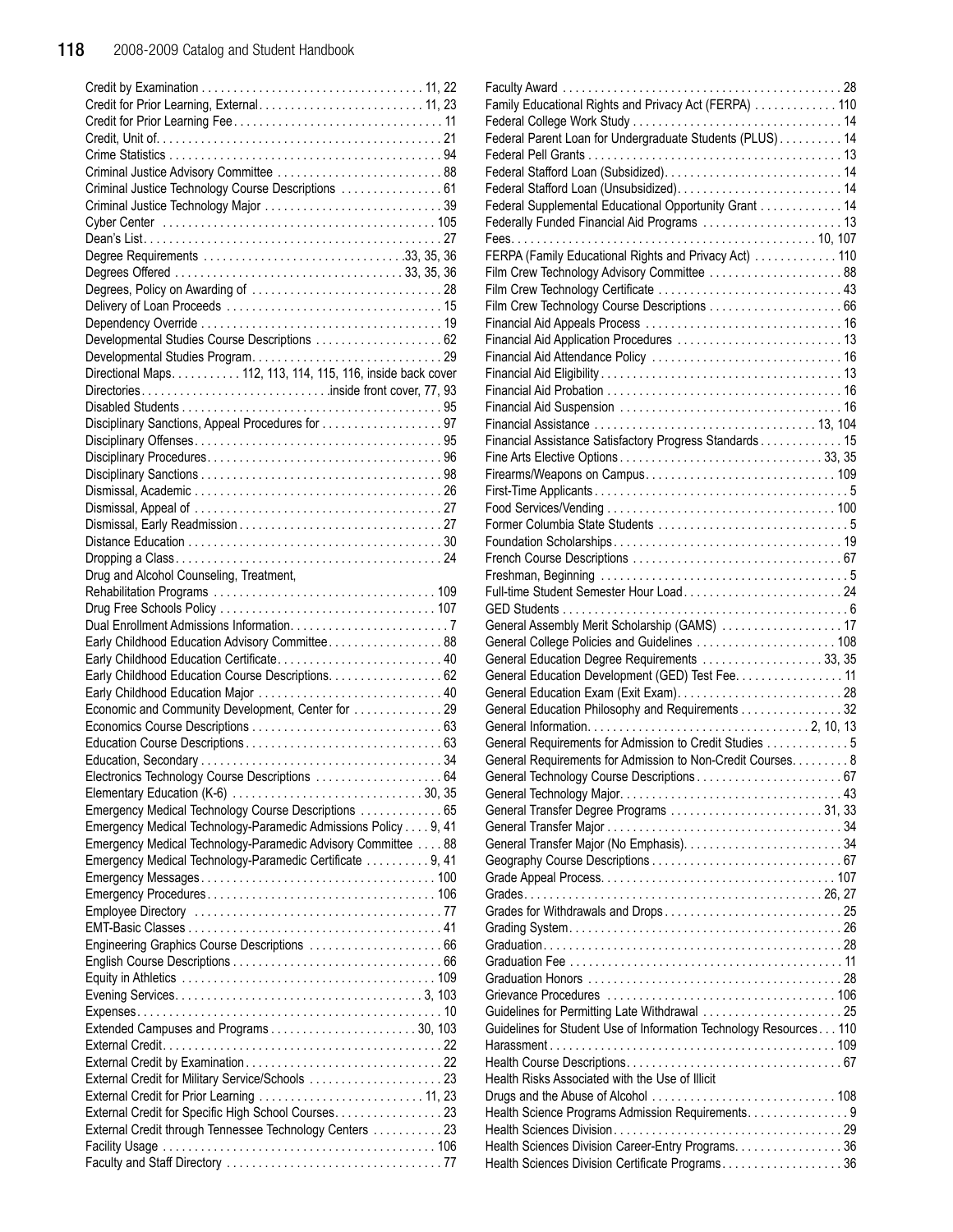Credit by Examination . . . . . . . . . . . . . . . . . . . . . . . . . . . . . . . . . . 11, 22
Credit for Prior Learning, External . . . . . . . . . . . . . . . . . . . . . . . . . . 11, 23
Credit for Prior Learning Fee . . . . . . . . . . . . . . . . . . . . . . . . . . . . . . . . 11
Credit, Unit of . . . . . . . . . . . . . . . . . . . . . . . . . . . . . . . . . . . . . . . . . . . 21
Crime Statistics . . . . . . . . . . . . . . . . . . . . . . . . . . . . . . . . . . . . . . . . . . 94
Criminal Justice Advisory Committee . . . . . . . . . . . . . . . . . . . . . . . . . 88
Criminal Justice Technology Course Descriptions . . . . . . . . . . . . . . . . 61
Criminal Justice Technology Major . . . . . . . . . . . . . . . . . . . . . . . . . . . 39
Cyber Center . . . . . . . . . . . . . . . . . . . . . . . . . . . . . . . . . . . . . . . . . . . 105
Dean's List . . . . . . . . . . . . . . . . . . . . . . . . . . . . . . . . . . . . . . . . . . . . . . 27
Degree Requirements . . . . . . . . . . . . . . . . . . . . . . . . . . . . . . . .33, 35, 36
Degrees Offered . . . . . . . . . . . . . . . . . . . . . . . . . . . . . . . . . . . 33, 35, 36
Degrees, Policy on Awarding of . . . . . . . . . . . . . . . . . . . . . . . . . . . . . 28
Delivery of Loan Proceeds . . . . . . . . . . . . . . . . . . . . . . . . . . . . . . . . . 15
Dependency Override . . . . . . . . . . . . . . . . . . . . . . . . . . . . . . . . . . . . . 19
Developmental Studies Course Descriptions . . . . . . . . . . . . . . . . . . . . 62
Developmental Studies Program . . . . . . . . . . . . . . . . . . . . . . . . . . . . . 29
Directional Maps . . . . . . . . . . . 112, 113, 114, 115, 116, inside back cover
Directories . . . . . . . . . . . . . . . . . . . . . . . . . . . . .inside front cover, 77, 93
Disabled Students . . . . . . . . . . . . . . . . . . . . . . . . . . . . . . . . . . . . . . . . 95
Disciplinary Sanctions, Appeal Procedures for . . . . . . . . . . . . . . . . . . . 97
Disciplinary Offenses . . . . . . . . . . . . . . . . . . . . . . . . . . . . . . . . . . . . . . 95
Disciplinary Procedures . . . . . . . . . . . . . . . . . . . . . . . . . . . . . . . . . . . . 96
Disciplinary Sanctions . . . . . . . . . . . . . . . . . . . . . . . . . . . . . . . . . . . . . 98
Dismissal, Academic . . . . . . . . . . . . . . . . . . . . . . . . . . . . . . . . . . . . . . 26
Dismissal, Appeal of . . . . . . . . . . . . . . . . . . . . . . . . . . . . . . . . . . . . . . 27
Dismissal, Early Readmission . . . . . . . . . . . . . . . . . . . . . . . . . . . . . . . 27
Distance Education . . . . . . . . . . . . . . . . . . . . . . . . . . . . . . . . . . . . . . . 30
Dropping a Class . . . . . . . . . . . . . . . . . . . . . . . . . . . . . . . . . . . . . . . . . 24
Drug and Alcohol Counseling, Treatment,
Rehabilitation Programs . . . . . . . . . . . . . . . . . . . . . . . . . . . . . . . . . . 109
Drug Free Schools Policy . . . . . . . . . . . . . . . . . . . . . . . . . . . . . . . . . 107
Dual Enrollment Admissions Information . . . . . . . . . . . . . . . . . . . . . . . . 7
Early Childhood Education Advisory Committee . . . . . . . . . . . . . . . . . 88
Early Childhood Education Certificate . . . . . . . . . . . . . . . . . . . . . . . . . 40
Early Childhood Education Course Descriptions . . . . . . . . . . . . . . . . . 62
Early Childhood Education Major . . . . . . . . . . . . . . . . . . . . . . . . . . . . 40
Economic and Community Development, Center for . . . . . . . . . . . . . 29
Economics Course Descriptions . . . . . . . . . . . . . . . . . . . . . . . . . . . . . 63
Education Course Descriptions . . . . . . . . . . . . . . . . . . . . . . . . . . . . . . 63
Education, Secondary . . . . . . . . . . . . . . . . . . . . . . . . . . . . . . . . . . . . . 34
Electronics Technology Course Descriptions . . . . . . . . . . . . . . . . . . . 64
Elementary Education (K-6) . . . . . . . . . . . . . . . . . . . . . . . . . . . . . 30, 35
Emergency Medical Technology Course Descriptions . . . . . . . . . . . . 65
Emergency Medical Technology-Paramedic Admissions Policy . . . . 9, 41
Emergency Medical Technology-Paramedic Advisory Committee . . . . 88
Emergency Medical Technology-Paramedic Certificate . . . . . . . . . . 9, 41
Emergency Messages . . . . . . . . . . . . . . . . . . . . . . . . . . . . . . . . . . . . 100
Emergency Procedures . . . . . . . . . . . . . . . . . . . . . . . . . . . . . . . . . . . 106
Employee Directory . . . . . . . . . . . . . . . . . . . . . . . . . . . . . . . . . . . . . . 77
EMT-Basic Classes . . . . . . . . . . . . . . . . . . . . . . . . . . . . . . . . . . . . . . . 41
Engineering Graphics Course Descriptions . . . . . . . . . . . . . . . . . . . . 66
English Course Descriptions . . . . . . . . . . . . . . . . . . . . . . . . . . . . . . . . 66
Equity in Athletics . . . . . . . . . . . . . . . . . . . . . . . . . . . . . . . . . . . . . . . 109
Evening Services . . . . . . . . . . . . . . . . . . . . . . . . . . . . . . . . . . . . . . 3, 103
Expenses . . . . . . . . . . . . . . . . . . . . . . . . . . . . . . . . . . . . . . . . . . . . . . . 10
Extended Campuses and Programs . . . . . . . . . . . . . . . . . . . . . . . 30, 103
External Credit . . . . . . . . . . . . . . . . . . . . . . . . . . . . . . . . . . . . . . . . . . . 22
External Credit by Examination . . . . . . . . . . . . . . . . . . . . . . . . . . . . . . 22
External Credit for Military Service/Schools . . . . . . . . . . . . . . . . . . . . 23
External Credit for Prior Learning . . . . . . . . . . . . . . . . . . . . . . . . . . 11, 23
External Credit for Specific High School Courses . . . . . . . . . . . . . . . . . 23
External Credit through Tennessee Technology Centers . . . . . . . . . . . 23
Facility Usage . . . . . . . . . . . . . . . . . . . . . . . . . . . . . . . . . . . . . . . . . . 106
Faculty and Staff Directory . . . . . . . . . . . . . . . . . . . . . . . . . . . . . . . . . 77
Faculty Award . . . . . . . . . . . . . . . . . . . . . . . . . . . . . . . . . . . . . . . . . . . 28
Family Educational Rights and Privacy Act (FERPA) . . . . . . . . . . . . . 110
Federal College Work Study . . . . . . . . . . . . . . . . . . . . . . . . . . . . . . . . 14
Federal Parent Loan for Undergraduate Students (PLUS) . . . . . . . . . . 14
Federal Pell Grants . . . . . . . . . . . . . . . . . . . . . . . . . . . . . . . . . . . . . . . 13
Federal Stafford Loan (Subsidized) . . . . . . . . . . . . . . . . . . . . . . . . . . . 14
Federal Stafford Loan (Unsubsidized) . . . . . . . . . . . . . . . . . . . . . . . . . 14
Federal Supplemental Educational Opportunity Grant . . . . . . . . . . . . . 14
Federally Funded Financial Aid Programs . . . . . . . . . . . . . . . . . . . . . . 13
Fees . . . . . . . . . . . . . . . . . . . . . . . . . . . . . . . . . . . . . . . . . . . . . . . 10, 107
FERPA (Family Educational Rights and Privacy Act) . . . . . . . . . . . . . 110
Film Crew Technology Advisory Committee . . . . . . . . . . . . . . . . . . . . 88
Film Crew Technology Certificate . . . . . . . . . . . . . . . . . . . . . . . . . . . . 43
Film Crew Technology Course Descriptions . . . . . . . . . . . . . . . . . . . . 66
Financial Aid Appeals Process . . . . . . . . . . . . . . . . . . . . . . . . . . . . . . 16
Financial Aid Application Procedures . . . . . . . . . . . . . . . . . . . . . . . . . 13
Financial Aid Attendance Policy . . . . . . . . . . . . . . . . . . . . . . . . . . . . . 16
Financial Aid Eligibility . . . . . . . . . . . . . . . . . . . . . . . . . . . . . . . . . . . . 13
Financial Aid Probation . . . . . . . . . . . . . . . . . . . . . . . . . . . . . . . . . . . . 16
Financial Aid Suspension . . . . . . . . . . . . . . . . . . . . . . . . . . . . . . . . . . 16
Financial Assistance . . . . . . . . . . . . . . . . . . . . . . . . . . . . . . . . . . 13, 104
Financial Assistance Satisfactory Progress Standards . . . . . . . . . . . . 15
Fine Arts Elective Options . . . . . . . . . . . . . . . . . . . . . . . . . . . . . . . 33, 35
Firearms/Weapons on Campus . . . . . . . . . . . . . . . . . . . . . . . . . . . . . 109
First-Time Applicants . . . . . . . . . . . . . . . . . . . . . . . . . . . . . . . . . . . . . . 5
Food Services/Vending . . . . . . . . . . . . . . . . . . . . . . . . . . . . . . . . . . . 100
Former Columbia State Students . . . . . . . . . . . . . . . . . . . . . . . . . . . . . 5
Foundation Scholarships . . . . . . . . . . . . . . . . . . . . . . . . . . . . . . . . . . . 19
French Course Descriptions . . . . . . . . . . . . . . . . . . . . . . . . . . . . . . . . 67
Freshman, Beginning . . . . . . . . . . . . . . . . . . . . . . . . . . . . . . . . . . . . . . 5
Full-time Student Semester Hour Load . . . . . . . . . . . . . . . . . . . . . . . . 24
GED Students . . . . . . . . . . . . . . . . . . . . . . . . . . . . . . . . . . . . . . . . . . . . 6
General Assembly Merit Scholarship (GAMS) . . . . . . . . . . . . . . . . . . 17
General College Policies and Guidelines . . . . . . . . . . . . . . . . . . . . . 108
General Education Degree Requirements . . . . . . . . . . . . . . . . . . . 33, 35
General Education Development (GED) Test Fee . . . . . . . . . . . . . . . . 11
General Education Exam (Exit Exam) . . . . . . . . . . . . . . . . . . . . . . . . . 28
General Education Philosophy and Requirements . . . . . . . . . . . . . . . . 32
General Information . . . . . . . . . . . . . . . . . . . . . . . . . . . . . . . . . 2, 10, 13
General Requirements for Admission to Credit Studies . . . . . . . . . . . . 5
General Requirements for Admission to Non-Credit Courses . . . . . . . . 8
General Technology Course Descriptions . . . . . . . . . . . . . . . . . . . . . . 67
General Technology Major . . . . . . . . . . . . . . . . . . . . . . . . . . . . . . . . . 43
General Transfer Degree Programs . . . . . . . . . . . . . . . . . . . . . . . 31, 33
General Transfer Major . . . . . . . . . . . . . . . . . . . . . . . . . . . . . . . . . . . . 34
General Transfer Major (No Emphasis) . . . . . . . . . . . . . . . . . . . . . . . . 34
Geography Course Descriptions . . . . . . . . . . . . . . . . . . . . . . . . . . . . . 67
Grade Appeal Process . . . . . . . . . . . . . . . . . . . . . . . . . . . . . . . . . . . 107
Grades . . . . . . . . . . . . . . . . . . . . . . . . . . . . . . . . . . . . . . . . . . . . . 26, 27
Grades for Withdrawals and Drops . . . . . . . . . . . . . . . . . . . . . . . . . . . 25
Grading System . . . . . . . . . . . . . . . . . . . . . . . . . . . . . . . . . . . . . . . . . . 26
Graduation . . . . . . . . . . . . . . . . . . . . . . . . . . . . . . . . . . . . . . . . . . . . . . 28
Graduation Fee . . . . . . . . . . . . . . . . . . . . . . . . . . . . . . . . . . . . . . . . . . 11
Graduation Honors . . . . . . . . . . . . . . . . . . . . . . . . . . . . . . . . . . . . . . . 28
Grievance Procedures . . . . . . . . . . . . . . . . . . . . . . . . . . . . . . . . . . . . 106
Guidelines for Permitting Late Withdrawal . . . . . . . . . . . . . . . . . . . . . . 25
Guidelines for Student Use of Information Technology Resources . . . 110
Harassment . . . . . . . . . . . . . . . . . . . . . . . . . . . . . . . . . . . . . . . . . . . . 109
Health Course Descriptions . . . . . . . . . . . . . . . . . . . . . . . . . . . . . . . . . 67
Health Risks Associated with the Use of Illicit
Drugs and the Abuse of Alcohol . . . . . . . . . . . . . . . . . . . . . . . . . . . . 108
Health Science Programs Admission Requirements . . . . . . . . . . . . . . . 9
Health Sciences Division . . . . . . . . . . . . . . . . . . . . . . . . . . . . . . . . . . . 29
Health Sciences Division Career-Entry Programs . . . . . . . . . . . . . . . . 36
Health Sciences Division Certificate Programs . . . . . . . . . . . . . . . . . . 36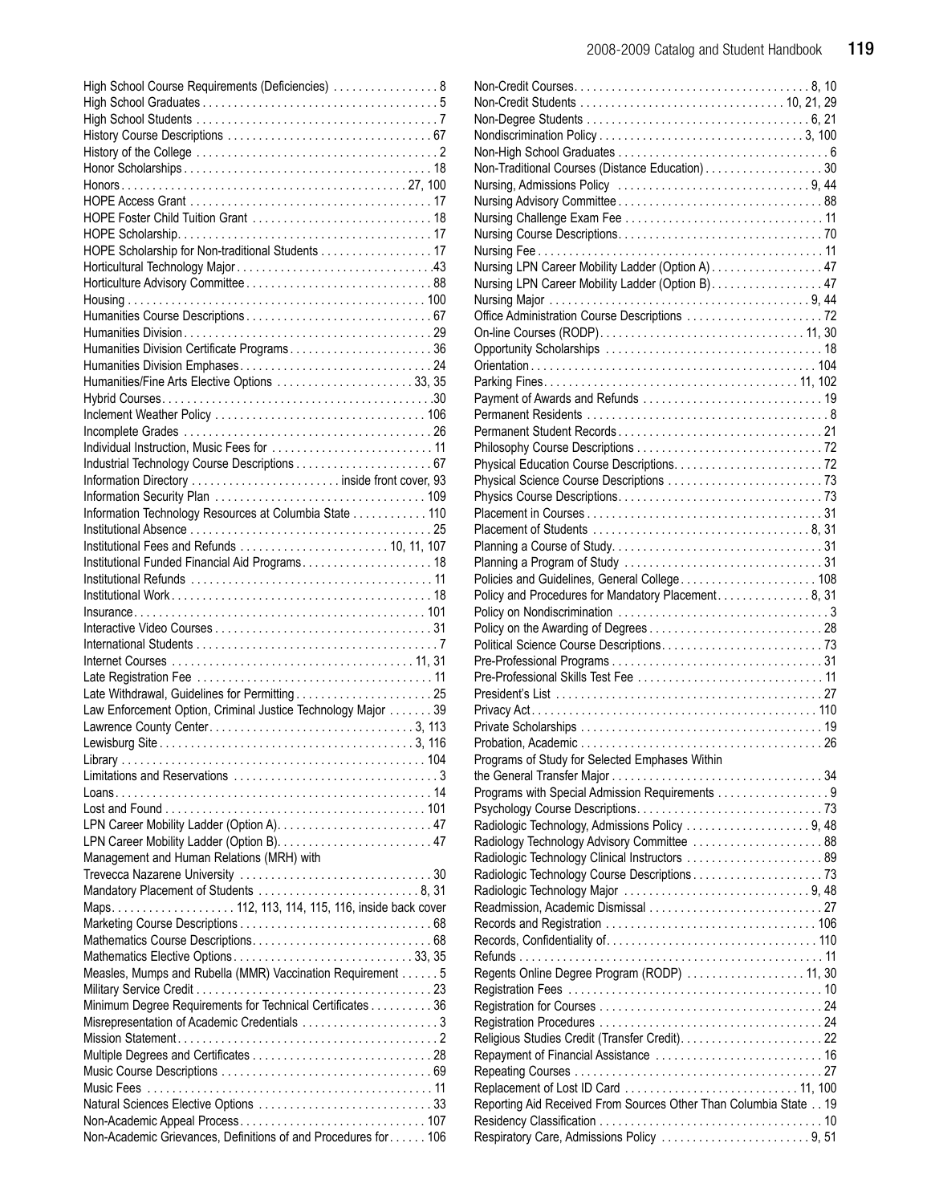High School Course Requirements (Deficiencies) . . . . . . . . . . . . . . . . 8
High School Graduates . . . . . . . . . . . . . . . . . . . . . . . . . . . . . . . . . . . . . 5
High School Students . . . . . . . . . . . . . . . . . . . . . . . . . . . . . . . . . . . . . . 7
History Course Descriptions . . . . . . . . . . . . . . . . . . . . . . . . . . . . . . . . 67
History of the College . . . . . . . . . . . . . . . . . . . . . . . . . . . . . . . . . . . . . . 2
Honor Scholarships . . . . . . . . . . . . . . . . . . . . . . . . . . . . . . . . . . . . . . 18
Honors . . . . . . . . . . . . . . . . . . . . . . . . . . . . . . . . . . . . . . . . . . . . 27, 100
HOPE Access Grant . . . . . . . . . . . . . . . . . . . . . . . . . . . . . . . . . . . . . . 17
HOPE Foster Child Tuition Grant . . . . . . . . . . . . . . . . . . . . . . . . . . . . 18
HOPE Scholarship . . . . . . . . . . . . . . . . . . . . . . . . . . . . . . . . . . . . . . . . 17
HOPE Scholarship for Non-traditional Students . . . . . . . . . . . . . . . . . 17
Horticultural Technology Major . . . . . . . . . . . . . . . . . . . . . . . . . . . . . . .43
Horticulture Advisory Committee . . . . . . . . . . . . . . . . . . . . . . . . . . . . . 88
Housing . . . . . . . . . . . . . . . . . . . . . . . . . . . . . . . . . . . . . . . . . . . . . . . 100
Humanities Course Descriptions . . . . . . . . . . . . . . . . . . . . . . . . . . . . . 67
Humanities Division . . . . . . . . . . . . . . . . . . . . . . . . . . . . . . . . . . . . . . . 29
Humanities Division Certificate Programs . . . . . . . . . . . . . . . . . . . . . . 36
Humanities Division Emphases . . . . . . . . . . . . . . . . . . . . . . . . . . . . . . 24
Humanities/Fine Arts Elective Options . . . . . . . . . . . . . . . . . . . . . . 33, 35
Hybrid Courses . . . . . . . . . . . . . . . . . . . . . . . . . . . . . . . . . . . . . . . . . . .30
Inclement Weather Policy . . . . . . . . . . . . . . . . . . . . . . . . . . . . . . . . . 106
Incomplete Grades . . . . . . . . . . . . . . . . . . . . . . . . . . . . . . . . . . . . . . . 26
Individual Instruction, Music Fees for . . . . . . . . . . . . . . . . . . . . . . . . . 11
Industrial Technology Course Descriptions . . . . . . . . . . . . . . . . . . . . . 67
Information Directory . . . . . . . . . . . . . . . . . . . . . . . . inside front cover, 93
Information Security Plan . . . . . . . . . . . . . . . . . . . . . . . . . . . . . . . . . 109
Information Technology Resources at Columbia State . . . . . . . . . . . 110
Institutional Absence . . . . . . . . . . . . . . . . . . . . . . . . . . . . . . . . . . . . . . 25
Institutional Fees and Refunds . . . . . . . . . . . . . . . . . . . . . . . . 10, 11, 107
Institutional Funded Financial Aid Programs . . . . . . . . . . . . . . . . . . . . 18
Institutional Refunds . . . . . . . . . . . . . . . . . . . . . . . . . . . . . . . . . . . . . . 11
Institutional Work . . . . . . . . . . . . . . . . . . . . . . . . . . . . . . . . . . . . . . . . . 18
Insurance . . . . . . . . . . . . . . . . . . . . . . . . . . . . . . . . . . . . . . . . . . . . . . 101
Interactive Video Courses . . . . . . . . . . . . . . . . . . . . . . . . . . . . . . . . . . 31
International Students . . . . . . . . . . . . . . . . . . . . . . . . . . . . . . . . . . . . . . 7
Internet Courses . . . . . . . . . . . . . . . . . . . . . . . . . . . . . . . . . . . . . . 11, 31
Late Registration Fee . . . . . . . . . . . . . . . . . . . . . . . . . . . . . . . . . . . . . 11
Late Withdrawal, Guidelines for Permitting . . . . . . . . . . . . . . . . . . . . . 25
Law Enforcement Option, Criminal Justice Technology Major . . . . . . . 39
Lawrence County Center . . . . . . . . . . . . . . . . . . . . . . . . . . . . . . . . . 3, 113
Lewisburg Site . . . . . . . . . . . . . . . . . . . . . . . . . . . . . . . . . . . . . . . . . 3, 116
Library . . . . . . . . . . . . . . . . . . . . . . . . . . . . . . . . . . . . . . . . . . . . . . . . 104
Limitations and Reservations . . . . . . . . . . . . . . . . . . . . . . . . . . . . . . . . 3
Loans . . . . . . . . . . . . . . . . . . . . . . . . . . . . . . . . . . . . . . . . . . . . . . . . . . 14
Lost and Found . . . . . . . . . . . . . . . . . . . . . . . . . . . . . . . . . . . . . . . . . 101
LPN Career Mobility Ladder (Option A) . . . . . . . . . . . . . . . . . . . . . . . . . 47
LPN Career Mobility Ladder (Option B) . . . . . . . . . . . . . . . . . . . . . . . . . 47
Management and Human Relations (MRH) with
Trevecca Nazarene University . . . . . . . . . . . . . . . . . . . . . . . . . . . . . . 30
Mandatory Placement of Students . . . . . . . . . . . . . . . . . . . . . . . . . . 8, 31
Maps . . . . . . . . . . . . . . . . . . . . 112, 113, 114, 115, 116, inside back cover
Marketing Course Descriptions . . . . . . . . . . . . . . . . . . . . . . . . . . . . . . 68
Mathematics Course Descriptions . . . . . . . . . . . . . . . . . . . . . . . . . . . . 68
Mathematics Elective Options . . . . . . . . . . . . . . . . . . . . . . . . . . . . 33, 35
Measles, Mumps and Rubella (MMR) Vaccination Requirement . . . . . . 5
Military Service Credit . . . . . . . . . . . . . . . . . . . . . . . . . . . . . . . . . . . . . 23
Minimum Degree Requirements for Technical Certificates . . . . . . . . . . 36
Misrepresentation of Academic Credentials . . . . . . . . . . . . . . . . . . . . . 3
Mission Statement . . . . . . . . . . . . . . . . . . . . . . . . . . . . . . . . . . . . . . . . . 2
Multiple Degrees and Certificates . . . . . . . . . . . . . . . . . . . . . . . . . . . . 28
Music Course Descriptions . . . . . . . . . . . . . . . . . . . . . . . . . . . . . . . . . 69
Music Fees . . . . . . . . . . . . . . . . . . . . . . . . . . . . . . . . . . . . . . . . . . . . . 11
Natural Sciences Elective Options . . . . . . . . . . . . . . . . . . . . . . . . . . . 33
Non-Academic Appeal Process . . . . . . . . . . . . . . . . . . . . . . . . . . . . . 107
Non-Academic Grievances, Definitions of and Procedures for . . . . . . 106
Non-Credit Courses . . . . . . . . . . . . . . . . . . . . . . . . . . . . . . . . . . . . . 8, 10
Non-Credit Students . . . . . . . . . . . . . . . . . . . . . . . . . . . . . . . . 10, 21, 29
Non-Degree Students . . . . . . . . . . . . . . . . . . . . . . . . . . . . . . . . . . . 6, 21
Nondiscrimination Policy . . . . . . . . . . . . . . . . . . . . . . . . . . . . . . . . . 3, 100
Non-High School Graduates . . . . . . . . . . . . . . . . . . . . . . . . . . . . . . . . . 6
Non-Traditional Courses (Distance Education) . . . . . . . . . . . . . . . . . . 30
Nursing, Admissions Policy . . . . . . . . . . . . . . . . . . . . . . . . . . . . . . . 9, 44
Nursing Advisory Committee . . . . . . . . . . . . . . . . . . . . . . . . . . . . . . . . 88
Nursing Challenge Exam Fee . . . . . . . . . . . . . . . . . . . . . . . . . . . . . . . 11
Nursing Course Descriptions . . . . . . . . . . . . . . . . . . . . . . . . . . . . . . . . 70
Nursing Fee . . . . . . . . . . . . . . . . . . . . . . . . . . . . . . . . . . . . . . . . . . . . . 11
Nursing LPN Career Mobility Ladder (Option A) . . . . . . . . . . . . . . . . . 47
Nursing LPN Career Mobility Ladder (Option B) . . . . . . . . . . . . . . . . . 47
Nursing Major . . . . . . . . . . . . . . . . . . . . . . . . . . . . . . . . . . . . . . . . . 9, 44
Office Administration Course Descriptions . . . . . . . . . . . . . . . . . . . . . 72
On-line Courses (RODP) . . . . . . . . . . . . . . . . . . . . . . . . . . . . . . . . 11, 30
Opportunity Scholarships . . . . . . . . . . . . . . . . . . . . . . . . . . . . . . . . . . 18
Orientation . . . . . . . . . . . . . . . . . . . . . . . . . . . . . . . . . . . . . . . . . . . . . 104
Parking Fines . . . . . . . . . . . . . . . . . . . . . . . . . . . . . . . . . . . . . . . . 11, 102
Payment of Awards and Refunds . . . . . . . . . . . . . . . . . . . . . . . . . . . . 19
Permanent Residents . . . . . . . . . . . . . . . . . . . . . . . . . . . . . . . . . . . . . . 8
Permanent Student Records . . . . . . . . . . . . . . . . . . . . . . . . . . . . . . . . 21
Philosophy Course Descriptions . . . . . . . . . . . . . . . . . . . . . . . . . . . . . 72
Physical Education Course Descriptions . . . . . . . . . . . . . . . . . . . . . . . 72
Physical Science Course Descriptions . . . . . . . . . . . . . . . . . . . . . . . . 73
Physics Course Descriptions . . . . . . . . . . . . . . . . . . . . . . . . . . . . . . . . 73
Placement in Courses . . . . . . . . . . . . . . . . . . . . . . . . . . . . . . . . . . . . . 31
Placement of Students . . . . . . . . . . . . . . . . . . . . . . . . . . . . . . . . . . 8, 31
Planning a Course of Study . . . . . . . . . . . . . . . . . . . . . . . . . . . . . . . . . 31
Planning a Program of Study . . . . . . . . . . . . . . . . . . . . . . . . . . . . . . . 31
Policies and Guidelines, General College . . . . . . . . . . . . . . . . . . . . . 108
Policy and Procedures for Mandatory Placement . . . . . . . . . . . . . . . 8, 31
Policy on Nondiscrimination . . . . . . . . . . . . . . . . . . . . . . . . . . . . . . . . . 3
Policy on the Awarding of Degrees . . . . . . . . . . . . . . . . . . . . . . . . . . . 28
Political Science Course Descriptions . . . . . . . . . . . . . . . . . . . . . . . . . 73
Pre-Professional Programs . . . . . . . . . . . . . . . . . . . . . . . . . . . . . . . . . 31
Pre-Professional Skills Test Fee . . . . . . . . . . . . . . . . . . . . . . . . . . . . . 11
President's List . . . . . . . . . . . . . . . . . . . . . . . . . . . . . . . . . . . . . . . . . . 27
Privacy Act . . . . . . . . . . . . . . . . . . . . . . . . . . . . . . . . . . . . . . . . . . . . . 110
Private Scholarships . . . . . . . . . . . . . . . . . . . . . . . . . . . . . . . . . . . . . . 19
Probation, Academic . . . . . . . . . . . . . . . . . . . . . . . . . . . . . . . . . . . . . . 26
Programs of Study for Selected Emphases Within
the General Transfer Major . . . . . . . . . . . . . . . . . . . . . . . . . . . . . . . . . 34
Programs with Special Admission Requirements . . . . . . . . . . . . . . . . . 9
Psychology Course Descriptions . . . . . . . . . . . . . . . . . . . . . . . . . . . . . 73
Radiologic Technology, Admissions Policy . . . . . . . . . . . . . . . . . . . 9, 48
Radiology Technology Advisory Committee . . . . . . . . . . . . . . . . . . . . 88
Radiologic Technology Clinical Instructors . . . . . . . . . . . . . . . . . . . . . 89
Radiologic Technology Course Descriptions . . . . . . . . . . . . . . . . . . . . 73
Radiologic Technology Major . . . . . . . . . . . . . . . . . . . . . . . . . . . . . 9, 48
Readmission, Academic Dismissal . . . . . . . . . . . . . . . . . . . . . . . . . . . 27
Records and Registration . . . . . . . . . . . . . . . . . . . . . . . . . . . . . . . . . 106
Records, Confidentiality of . . . . . . . . . . . . . . . . . . . . . . . . . . . . . . . . . 110
Refunds . . . . . . . . . . . . . . . . . . . . . . . . . . . . . . . . . . . . . . . . . . . . . . . . 11
Regents Online Degree Program (RODP) . . . . . . . . . . . . . . . . . . . 11, 30
Registration Fees . . . . . . . . . . . . . . . . . . . . . . . . . . . . . . . . . . . . . . . . 10
Registration for Courses . . . . . . . . . . . . . . . . . . . . . . . . . . . . . . . . . . . 24
Registration Procedures . . . . . . . . . . . . . . . . . . . . . . . . . . . . . . . . . . . 24
Religious Studies Credit (Transfer Credit) . . . . . . . . . . . . . . . . . . . . . . 22
Repayment of Financial Assistance . . . . . . . . . . . . . . . . . . . . . . . . . . 16
Repeating Courses . . . . . . . . . . . . . . . . . . . . . . . . . . . . . . . . . . . . . . . 27
Replacement of Lost ID Card . . . . . . . . . . . . . . . . . . . . . . . . . . . . 11, 100
Reporting Aid Received From Sources Other Than Columbia State . . 19
Residency Classification . . . . . . . . . . . . . . . . . . . . . . . . . . . . . . . . . . . 10
Respiratory Care, Admissions Policy . . . . . . . . . . . . . . . . . . . . . . . . 9, 51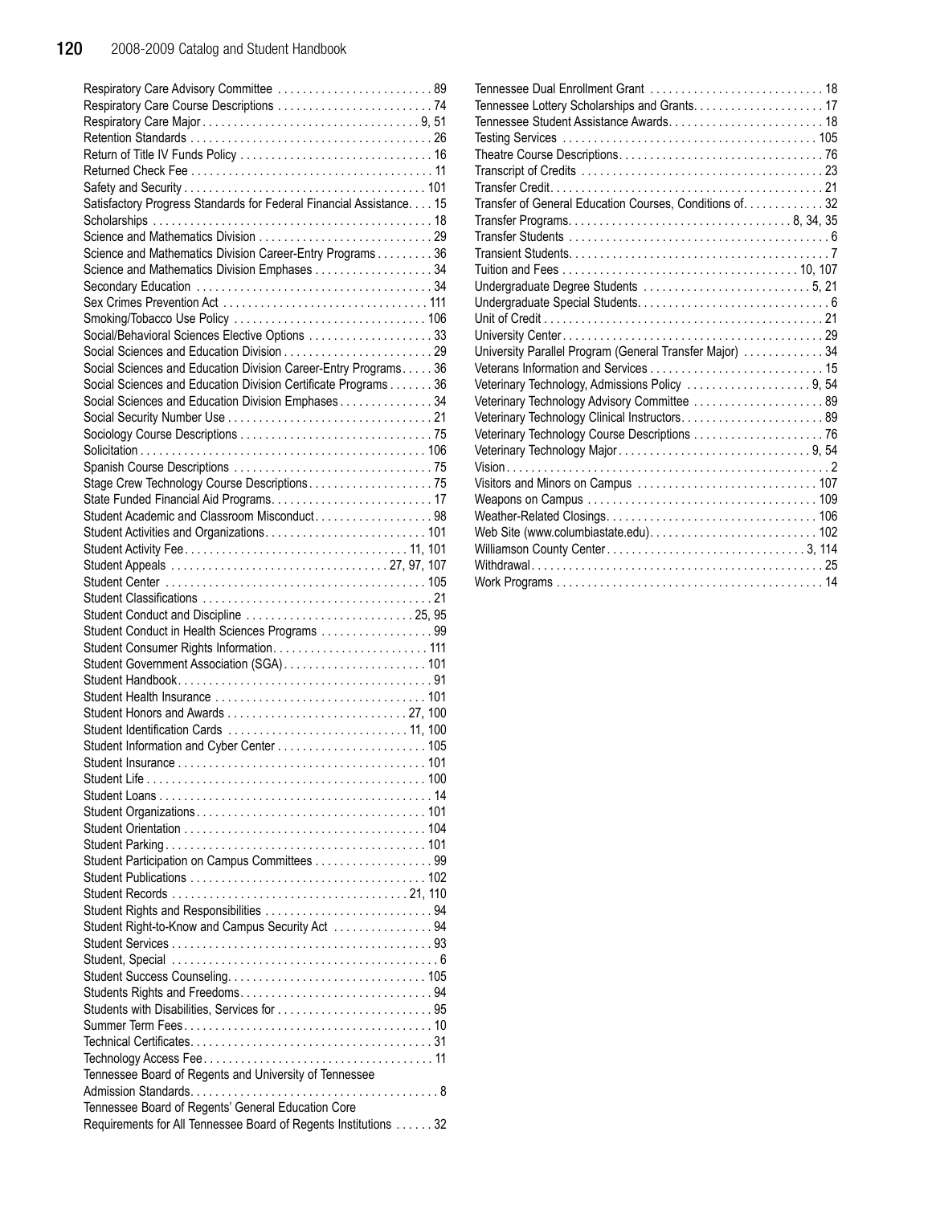Respiratory Care Advisory Committee . . . . . . . . . . . . . . . . . . . . . . . . . 89
Respiratory Care Course Descriptions . . . . . . . . . . . . . . . . . . . . . . . . . 74
Respiratory Care Major . . . . . . . . . . . . . . . . . . . . . . . . . . . . . . . . . . . 9, 51
Retention Standards . . . . . . . . . . . . . . . . . . . . . . . . . . . . . . . . . . . . . . 26
Return of Title IV Funds Policy . . . . . . . . . . . . . . . . . . . . . . . . . . . . . . . 16
Returned Check Fee . . . . . . . . . . . . . . . . . . . . . . . . . . . . . . . . . . . . . . . 11
Safety and Security . . . . . . . . . . . . . . . . . . . . . . . . . . . . . . . . . . . . . . . 101
Satisfactory Progress Standards for Federal Financial Assistance. . . . 15
Scholarships . . . . . . . . . . . . . . . . . . . . . . . . . . . . . . . . . . . . . . . . . . . . 18
Science and Mathematics Division . . . . . . . . . . . . . . . . . . . . . . . . . . . 29
Science and Mathematics Division Career-Entry Programs . . . . . . . . . 36
Science and Mathematics Division Emphases . . . . . . . . . . . . . . . . . . . 34
Secondary Education . . . . . . . . . . . . . . . . . . . . . . . . . . . . . . . . . . . . . 34
Sex Crimes Prevention Act . . . . . . . . . . . . . . . . . . . . . . . . . . . . . . . . 111
Smoking/Tobacco Use Policy . . . . . . . . . . . . . . . . . . . . . . . . . . . . . . 106
Social/Behavioral Sciences Elective Options . . . . . . . . . . . . . . . . . . . . 33
Social Sciences and Education Division . . . . . . . . . . . . . . . . . . . . . . . 29
Social Sciences and Education Division Career-Entry Programs . . . . . 36
Social Sciences and Education Division Certificate Programs . . . . . . . 36
Social Sciences and Education Division Emphases . . . . . . . . . . . . . . . 34
Social Security Number Use . . . . . . . . . . . . . . . . . . . . . . . . . . . . . . . . 21
Sociology Course Descriptions . . . . . . . . . . . . . . . . . . . . . . . . . . . . . . 75
Solicitation . . . . . . . . . . . . . . . . . . . . . . . . . . . . . . . . . . . . . . . . . . . . 106
Spanish Course Descriptions . . . . . . . . . . . . . . . . . . . . . . . . . . . . . . . 75
Stage Crew Technology Course Descriptions . . . . . . . . . . . . . . . . . . . . 75
State Funded Financial Aid Programs. . . . . . . . . . . . . . . . . . . . . . . . . . 17
Student Academic and Classroom Misconduct . . . . . . . . . . . . . . . . . . . 98
Student Activities and Organizations. . . . . . . . . . . . . . . . . . . . . . . . . 101
Student Activity Fee . . . . . . . . . . . . . . . . . . . . . . . . . . . . . . . . . . . 11, 101
Student Appeals . . . . . . . . . . . . . . . . . . . . . . . . . . . . . . . . . . 27, 97, 107
Student Center . . . . . . . . . . . . . . . . . . . . . . . . . . . . . . . . . . . . . . . . . 105
Student Classifications . . . . . . . . . . . . . . . . . . . . . . . . . . . . . . . . . . . . 21
Student Conduct and Discipline . . . . . . . . . . . . . . . . . . . . . . . . . . . 25, 95
Student Conduct in Health Sciences Programs . . . . . . . . . . . . . . . . . . 99
Student Consumer Rights Information. . . . . . . . . . . . . . . . . . . . . . . . . 111
Student Government Association (SGA). . . . . . . . . . . . . . . . . . . . . . . 101
Student Handbook. . . . . . . . . . . . . . . . . . . . . . . . . . . . . . . . . . . . . . . . 91
Student Health Insurance . . . . . . . . . . . . . . . . . . . . . . . . . . . . . . . . . 101
Student Honors and Awards . . . . . . . . . . . . . . . . . . . . . . . . . . . . 27, 100
Student Identification Cards . . . . . . . . . . . . . . . . . . . . . . . . . . . . 11, 100
Student Information and Cyber Center . . . . . . . . . . . . . . . . . . . . . . . . 105
Student Insurance . . . . . . . . . . . . . . . . . . . . . . . . . . . . . . . . . . . . . . . 101
Student Life . . . . . . . . . . . . . . . . . . . . . . . . . . . . . . . . . . . . . . . . . . . 100
Student Loans . . . . . . . . . . . . . . . . . . . . . . . . . . . . . . . . . . . . . . . . . . . 14
Student Organizations. . . . . . . . . . . . . . . . . . . . . . . . . . . . . . . . . . . . 101
Student Orientation . . . . . . . . . . . . . . . . . . . . . . . . . . . . . . . . . . . . . . 104
Student Parking . . . . . . . . . . . . . . . . . . . . . . . . . . . . . . . . . . . . . . . . . 101
Student Participation on Campus Committees . . . . . . . . . . . . . . . . . . . 99
Student Publications . . . . . . . . . . . . . . . . . . . . . . . . . . . . . . . . . . . . . 102
Student Records . . . . . . . . . . . . . . . . . . . . . . . . . . . . . . . . . . . . . 21, 110
Student Rights and Responsibilities . . . . . . . . . . . . . . . . . . . . . . . . . . . 94
Student Right-to-Know and Campus Security Act . . . . . . . . . . . . . . . . 94
Student Services . . . . . . . . . . . . . . . . . . . . . . . . . . . . . . . . . . . . . . . . . 93
Student, Special . . . . . . . . . . . . . . . . . . . . . . . . . . . . . . . . . . . . . . . . . . 6
Student Success Counseling. . . . . . . . . . . . . . . . . . . . . . . . . . . . . . . . 105
Students Rights and Freedoms. . . . . . . . . . . . . . . . . . . . . . . . . . . . . . . 94
Students with Disabilities, Services for . . . . . . . . . . . . . . . . . . . . . . . . 95
Summer Term Fees. . . . . . . . . . . . . . . . . . . . . . . . . . . . . . . . . . . . . . . 10
Technical Certificates. . . . . . . . . . . . . . . . . . . . . . . . . . . . . . . . . . . . . . 31
Technology Access Fee. . . . . . . . . . . . . . . . . . . . . . . . . . . . . . . . . . . . 11
Tennessee Board of Regents and University of Tennessee
Admission Standards. . . . . . . . . . . . . . . . . . . . . . . . . . . . . . . . . . . . . . . 8
Tennessee Board of Regents' General Education Core
Requirements for All Tennessee Board of Regents Institutions . . . . . . 32
Tennessee Dual Enrollment Grant . . . . . . . . . . . . . . . . . . . . . . . . . . . 18
Tennessee Lottery Scholarships and Grants. . . . . . . . . . . . . . . . . . . . . 17
Tennessee Student Assistance Awards. . . . . . . . . . . . . . . . . . . . . . . . . 18
Testing Services . . . . . . . . . . . . . . . . . . . . . . . . . . . . . . . . . . . . . . . . 105
Theatre Course Descriptions. . . . . . . . . . . . . . . . . . . . . . . . . . . . . . . . 76
Transcript of Credits . . . . . . . . . . . . . . . . . . . . . . . . . . . . . . . . . . . . . 23
Transfer Credit. . . . . . . . . . . . . . . . . . . . . . . . . . . . . . . . . . . . . . . . . . 21
Transfer of General Education Courses, Conditions of. . . . . . . . . . . . . 32
Transfer Programs. . . . . . . . . . . . . . . . . . . . . . . . . . . . . . . . . . . 8, 34, 35
Transfer Students . . . . . . . . . . . . . . . . . . . . . . . . . . . . . . . . . . . . . . . . 6
Transient Students. . . . . . . . . . . . . . . . . . . . . . . . . . . . . . . . . . . . . . . . 7
Tuition and Fees . . . . . . . . . . . . . . . . . . . . . . . . . . . . . . . . . . . . . 10, 107
Undergraduate Degree Students . . . . . . . . . . . . . . . . . . . . . . . . . . . 5, 21
Undergraduate Special Students. . . . . . . . . . . . . . . . . . . . . . . . . . . . . . 6
Unit of Credit . . . . . . . . . . . . . . . . . . . . . . . . . . . . . . . . . . . . . . . . . . . 21
University Center . . . . . . . . . . . . . . . . . . . . . . . . . . . . . . . . . . . . . . . . 29
University Parallel Program (General Transfer Major) . . . . . . . . . . . . 34
Veterans Information and Services . . . . . . . . . . . . . . . . . . . . . . . . . . . 15
Veterinary Technology, Admissions Policy . . . . . . . . . . . . . . . . . . . 9, 54
Veterinary Technology Advisory Committee . . . . . . . . . . . . . . . . . . . . 89
Veterinary Technology Clinical Instructors. . . . . . . . . . . . . . . . . . . . . . 89
Veterinary Technology Course Descriptions . . . . . . . . . . . . . . . . . . . . 76
Veterinary Technology Major . . . . . . . . . . . . . . . . . . . . . . . . . . . . . 9, 54
Vision . . . . . . . . . . . . . . . . . . . . . . . . . . . . . . . . . . . . . . . . . . . . . . . . . 2
Visitors and Minors on Campus . . . . . . . . . . . . . . . . . . . . . . . . . . . . 107
Weapons on Campus . . . . . . . . . . . . . . . . . . . . . . . . . . . . . . . . . . . . 109
Weather-Related Closings. . . . . . . . . . . . . . . . . . . . . . . . . . . . . . . . . 106
Web Site (www.columbiastate.edu). . . . . . . . . . . . . . . . . . . . . . . . . . 102
Williamson County Center . . . . . . . . . . . . . . . . . . . . . . . . . . . . . . . 3, 114
Withdrawal. . . . . . . . . . . . . . . . . . . . . . . . . . . . . . . . . . . . . . . . . . . . . 25
Work Programs . . . . . . . . . . . . . . . . . . . . . . . . . . . . . . . . . . . . . . . . . 14